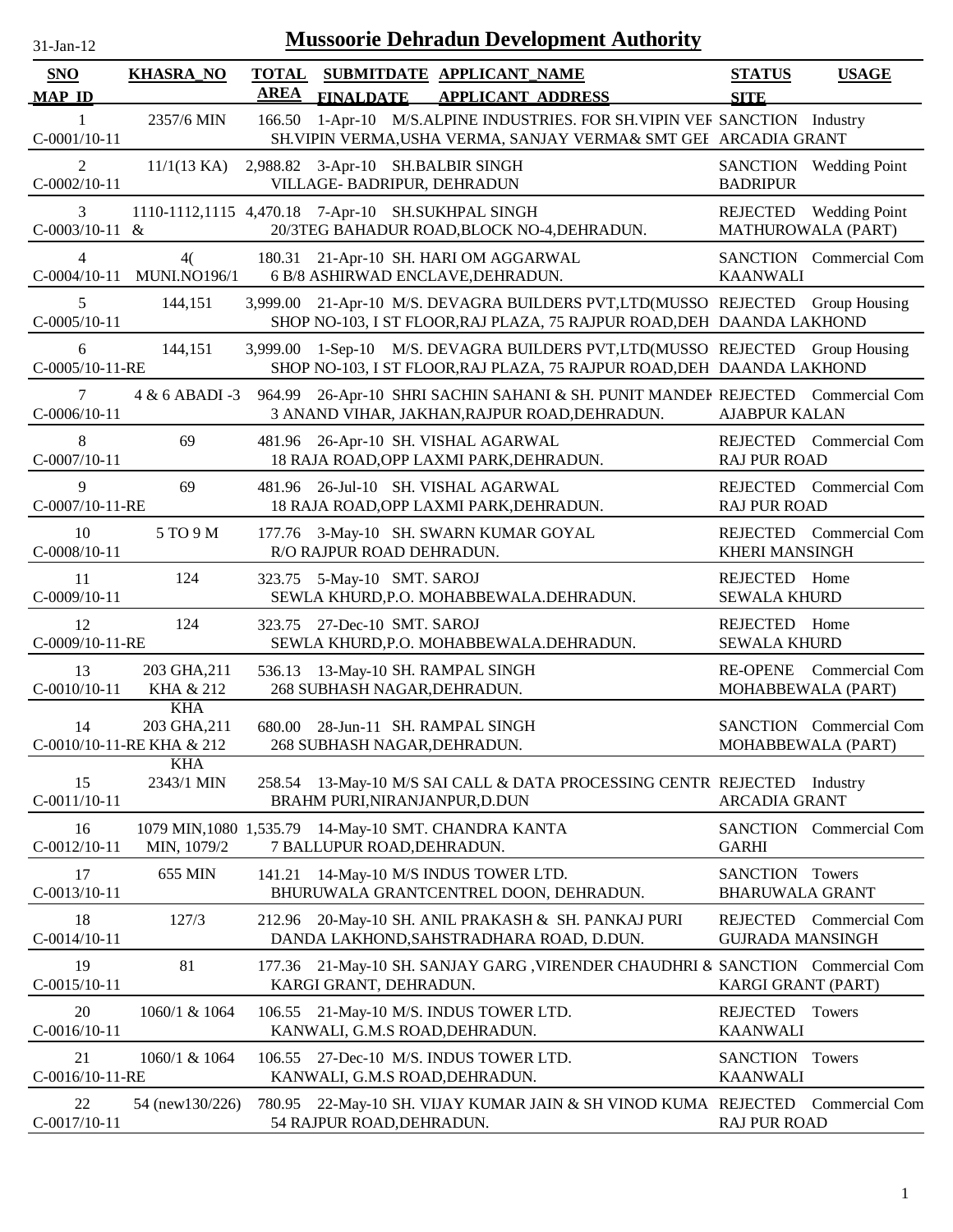# Mussoorie Dehradun Development Authority

31-Jan-12

| SNO / MAP_ID | KHASRA_NO | TOTAL AREA | SUBMITDATE / FINALDATE | APPLICANT_NAME / APPLICANT_ADDRESS | STATUS / SITE | USAGE |
|---|---|---|---|---|---|---|
| 1 / C-0001/10-11 | 2357/6 MIN | 166.50 | 1-Apr-10 | M/S.ALPINE INDUSTRIES. FOR SH.VIPIN VEF / SH.VIPIN VERMA,USHA VERMA, SANJAY VERMA& SMT GEI | SANCTION / ARCADIA GRANT | Industry |
| 2 / C-0002/10-11 | 11/1(13 KA) | 2,988.82 | 3-Apr-10 | SH.BALBIR SINGH / VILLAGE- BADRIPUR, DEHRADUN | SANCTION / BADRIPUR | Wedding Point |
| 3 / C-0003/10-11 | 1110-1112,1115 & | 4,470.18 | 7-Apr-10 | SH.SUKHPAL SINGH / 20/3TEG BAHADUR ROAD,BLOCK NO-4,DEHRADUN. | REJECTED / MATHUROWALA (PART) | Wedding Point |
| 4 / C-0004/10-11 | 4( MUNI.NO196/1 | 180.31 | 21-Apr-10 | SH. HARI OM AGGARWAL / 6 B/8 ASHIRWAD ENCLAVE,DEHRADUN. | SANCTION / KAANWALI | Commercial Com |
| 5 / C-0005/10-11 | 144,151 | 3,999.00 | 21-Apr-10 | M/S. DEVAGRA BUILDERS PVT,LTD(MUSSO / SHOP NO-103, I ST FLOOR,RAJ PLAZA, 75 RAJPUR ROAD,DEH | REJECTED / DAANDA LAKHOND | Group Housing |
| 6 / C-0005/10-11-RE | 144,151 | 3,999.00 | 1-Sep-10 | M/S. DEVAGRA BUILDERS PVT,LTD(MUSSO / SHOP NO-103, I ST FLOOR,RAJ PLAZA, 75 RAJPUR ROAD,DEH | REJECTED / DAANDA LAKHOND | Group Housing |
| 7 / C-0006/10-11 | 4 & 6 ABADI -3 | 964.99 | 26-Apr-10 | SHRI SACHIN SAHANI & SH. PUNIT MANDEI / 3 ANAND VIHAR, JAKHAN,RAJPUR ROAD,DEHRADUN. | REJECTED / AJABPUR KALAN | Commercial Com |
| 8 / C-0007/10-11 | 69 | 481.96 | 26-Apr-10 | SH. VISHAL AGARWAL / 18 RAJA ROAD,OPP LAXMI PARK,DEHRADUN. | REJECTED / RAJ PUR ROAD | Commercial Com |
| 9 / C-0007/10-11-RE | 69 | 481.96 | 26-Jul-10 | SH. VISHAL AGARWAL / 18 RAJA ROAD,OPP LAXMI PARK,DEHRADUN. | REJECTED / RAJ PUR ROAD | Commercial Com |
| 10 / C-0008/10-11 | 5 TO 9 M | 177.76 | 3-May-10 | SH. SWARN KUMAR GOYAL / R/O RAJPUR ROAD DEHRADUN. | REJECTED / KHERI MANSINGH | Commercial Com |
| 11 / C-0009/10-11 | 124 | 323.75 | 5-May-10 | SMT. SAROJ / SEWLA KHURD,P.O. MOHABBEWALA.DEHRADUN. | REJECTED / SEWALA KHURD | Home |
| 12 / C-0009/10-11-RE | 124 | 323.75 | 27-Dec-10 | SMT. SAROJ / SEWLA KHURD,P.O. MOHABBEWALA.DEHRADUN. | REJECTED / SEWALA KHURD | Home |
| 13 / C-0010/10-11 | 203 GHA,211 KHA & 212 KHA | 536.13 | 13-May-10 | SH. RAMPAL SINGH / 268 SUBHASH NAGAR,DEHRADUN. | RE-OPENE / MOHABBEWALA (PART) | Commercial Com |
| 14 / C-0010/10-11-RE | 203 GHA,211 KHA & 212 KHA | 680.00 | 28-Jun-11 | SH. RAMPAL SINGH / 268 SUBHASH NAGAR,DEHRADUN. | SANCTION / MOHABBEWALA (PART) | Commercial Com |
| 15 / C-0011/10-11 | 2343/1 MIN | 258.54 | 13-May-10 | M/S SAI CALL & DATA PROCESSING CENTR / BRAHM PURI,NIRANJANPUR,D.DUN | REJECTED / ARCADIA GRANT | Industry |
| 16 / C-0012/10-11 | 1079 MIN,1080 MIN, 1079/2 | 1,535.79 | 14-May-10 | SMT. CHANDRA KANTA / 7 BALLUPUR ROAD,DEHRADUN. | SANCTION / GARHI | Commercial Com |
| 17 / C-0013/10-11 | 655 MIN | 141.21 | 14-May-10 | M/S INDUS TOWER LTD. / BHURUWALA GRANTCENTREL DOON, DEHRADUN. | SANCTION / BHARUWALA GRANT | Towers |
| 18 / C-0014/10-11 | 127/3 | 212.96 | 20-May-10 | SH. ANIL PRAKASH & SH. PANKAJ PURI / DANDA LAKHOND,SAHSTRADHARA ROAD, D.DUN. | REJECTED / GUJRADA MANSINGH | Commercial Com |
| 19 / C-0015/10-11 | 81 | 177.36 | 21-May-10 | SH. SANJAY GARG ,VIRENDER CHAUDHRI & / KARGI GRANT, DEHRADUN. | SANCTION / KARGI GRANT (PART) | Commercial Com |
| 20 / C-0016/10-11 | 1060/1 & 1064 | 106.55 | 21-May-10 | M/S. INDUS TOWER LTD. / KANWALI, G.M.S ROAD,DEHRADUN. | REJECTED / KAANWALI | Towers |
| 21 / C-0016/10-11-RE | 1060/1 & 1064 | 106.55 | 27-Dec-10 | M/S. INDUS TOWER LTD. / KANWALI, G.M.S ROAD,DEHRADUN. | SANCTION / KAANWALI | Towers |
| 22 / C-0017/10-11 | 54 (new130/226) | 780.95 | 22-May-10 | SH. VIJAY KUMAR JAIN & SH VINOD KUMA / 54 RAJPUR ROAD,DEHRADUN. | REJECTED / RAJ PUR ROAD | Commercial Com |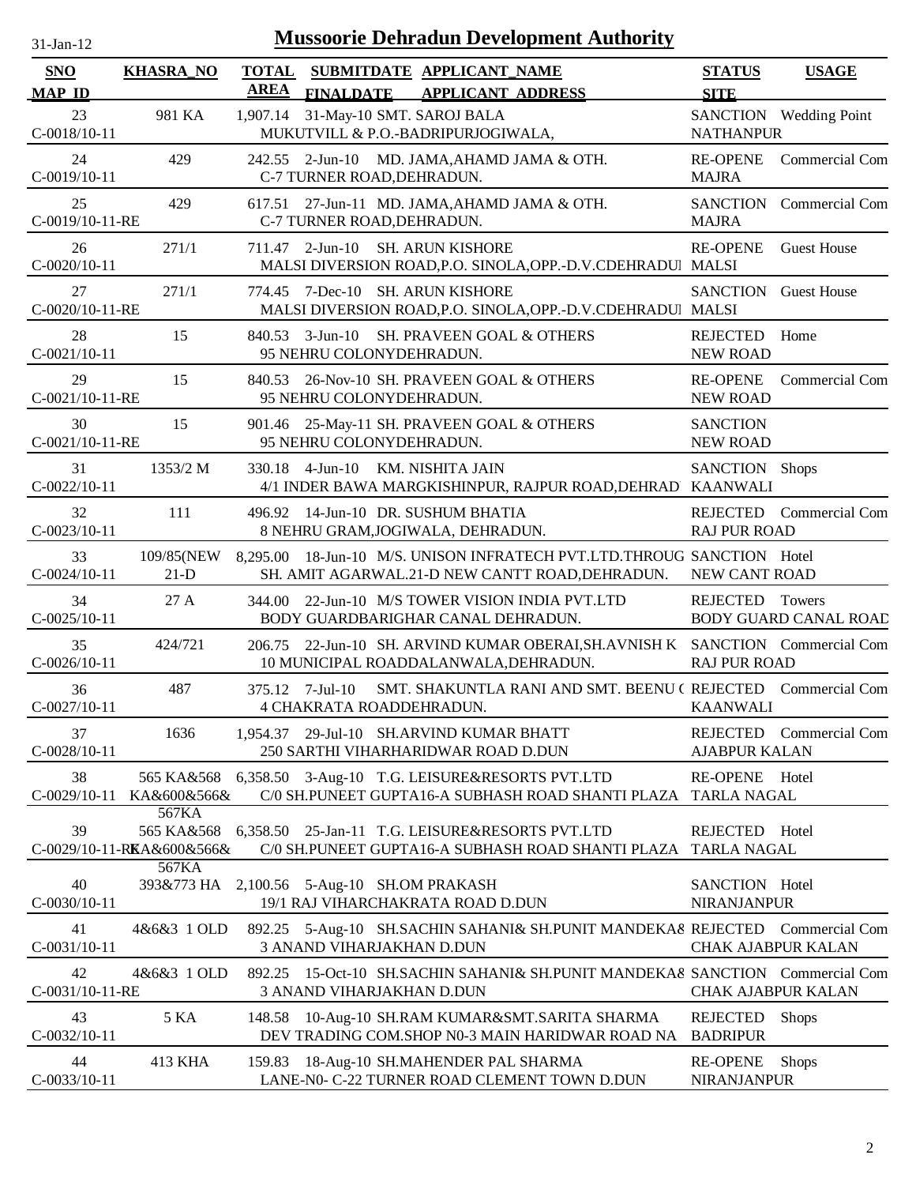# Mussoorie Dehradun Development Authority

31-Jan-12

| SNO / MAP_ID | KHASRA_NO | TOTAL AREA | SUBMITDATE / FINALDATE | APPLICANT_NAME / APPLICANT_ADDRESS | STATUS / SITE | USAGE |
|---|---|---|---|---|---|---|
| 23 / C-0018/10-11 | 981 KA | 1,907.14 | 31-May-10 | SMT. SAROJ BALA / MUKUTVILL & P.O.-BADRIPURJOGIWALA, | SANCTION / NATHANPUR | Wedding Point |
| 24 / C-0019/10-11 | 429 | 242.55 | 2-Jun-10 | MD. JAMA,AHAMD JAMA & OTH. / C-7 TURNER ROAD,DEHRADUN. | RE-OPENE / MAJRA | Commercial Com |
| 25 / C-0019/10-11-RE | 429 | 617.51 | 27-Jun-11 | MD. JAMA,AHAMD JAMA & OTH. / C-7 TURNER ROAD,DEHRADUN. | SANCTION / MAJRA | Commercial Com |
| 26 / C-0020/10-11 | 271/1 | 711.47 | 2-Jun-10 | SH. ARUN KISHORE / MALSI DIVERSION ROAD,P.O. SINOLA,OPP.-D.V.CDEHRADUI | RE-OPENE / MALSI | Guest House |
| 27 / C-0020/10-11-RE | 271/1 | 774.45 | 7-Dec-10 | SH. ARUN KISHORE / MALSI DIVERSION ROAD,P.O. SINOLA,OPP.-D.V.CDEHRADUI | SANCTION / MALSI | Guest House |
| 28 / C-0021/10-11 | 15 | 840.53 | 3-Jun-10 | SH. PRAVEEN GOAL & OTHERS / 95 NEHRU COLONYDEHRADUN. | REJECTED / NEW ROAD | Home |
| 29 / C-0021/10-11-RE | 15 | 840.53 | 26-Nov-10 | SH. PRAVEEN GOAL & OTHERS / 95 NEHRU COLONYDEHRADUN. | RE-OPENE / NEW ROAD | Commercial Com |
| 30 / C-0021/10-11-RE | 15 | 901.46 | 25-May-11 | SH. PRAVEEN GOAL & OTHERS / 95 NEHRU COLONYDEHRADUN. | SANCTION / NEW ROAD | |
| 31 / C-0022/10-11 | 1353/2 M | 330.18 | 4-Jun-10 | KM. NISHITA JAIN / 4/1 INDER BAWA MARGKISHINPUR, RAJPUR ROAD,DEHRAD | SANCTION / KAANWALI | Shops |
| 32 / C-0023/10-11 | 111 | 496.92 | 14-Jun-10 | DR. SUSHUM BHATIA / 8 NEHRU GRAM,JOGIWALA, DEHRADUN. | REJECTED / RAJ PUR ROAD | Commercial Com |
| 33 / C-0024/10-11 | 109/85(NEW 21-D | 8,295.00 | 18-Jun-10 | M/S. UNISON INFRATECH PVT.LTD.THROUG / SH. AMIT AGARWAL.21-D NEW CANTT ROAD,DEHRADUN. | SANCTION / NEW CANT ROAD | Hotel |
| 34 / C-0025/10-11 | 27 A | 344.00 | 22-Jun-10 | M/S TOWER VISION INDIA PVT.LTD / BODY GUARDBARIGHAR CANAL DEHRADUN. | REJECTED / BODY GUARD CANAL ROAD | Towers |
| 35 / C-0026/10-11 | 424/721 | 206.75 | 22-Jun-10 | SH. ARVIND KUMAR OBERAI,SH.AVNISH K / 10 MUNICIPAL ROADDALANWALA,DEHRADUN. | SANCTION / RAJ PUR ROAD | Commercial Com |
| 36 / C-0027/10-11 | 487 | 375.12 | 7-Jul-10 | SMT. SHAKUNTLA RANI AND SMT. BEENU ( / 4 CHAKRATA ROADDEHRADUN. | REJECTED / KAANWALI | Commercial Com |
| 37 / C-0028/10-11 | 1636 | 1,954.37 | 29-Jul-10 | SH.ARVIND KUMAR BHATT / 250 SARTHI VIHARHARIDWAR ROAD D.DUN | REJECTED / AJABPUR KALAN | Commercial Com |
| 38 / C-0029/10-11 | 565 KA&568 KA&600&566& 567KA | 6,358.50 | 3-Aug-10 | T.G. LEISURE&RESORTS PVT.LTD / C/0 SH.PUNEET GUPTA16-A SUBHASH ROAD SHANTI PLAZA | RE-OPENE / TARLA NAGAL | Hotel |
| 39 / C-0029/10-11-RE | 565 KA&568 KA&600&566& 567KA | 6,358.50 | 25-Jan-11 | T.G. LEISURE&RESORTS PVT.LTD / C/0 SH.PUNEET GUPTA16-A SUBHASH ROAD SHANTI PLAZA | REJECTED / TARLA NAGAL | Hotel |
| 40 / C-0030/10-11 | 393&773 HA | 2,100.56 | 5-Aug-10 | SH.OM PRAKASH / 19/1 RAJ VIHARCHAKRATA ROAD D.DUN | SANCTION / NIRANJANPUR | Hotel |
| 41 / C-0031/10-11 | 4&6&3 1 OLD | 892.25 | 5-Aug-10 | SH.SACHIN SAHANI& SH.PUNIT MANDEKA& / 3 ANAND VIHARJAKHAN D.DUN | REJECTED / CHAK AJABPUR KALAN | Commercial Com |
| 42 / C-0031/10-11-RE | 4&6&3 1 OLD | 892.25 | 15-Oct-10 | SH.SACHIN SAHANI& SH.PUNIT MANDEKA& / 3 ANAND VIHARJAKHAN D.DUN | SANCTION / CHAK AJABPUR KALAN | Commercial Com |
| 43 / C-0032/10-11 | 5 KA | 148.58 | 10-Aug-10 | SH.RAM KUMAR&SMT.SARITA SHARMA / DEV TRADING COM.SHOP N0-3 MAIN HARIDWAR ROAD NA | REJECTED / BADRIPUR | Shops |
| 44 / C-0033/10-11 | 413 KHA | 159.83 | 18-Aug-10 | SH.MAHENDER PAL SHARMA / LANE-N0- C-22 TURNER ROAD CLEMENT TOWN D.DUN | RE-OPENE / NIRANJANPUR | Shops |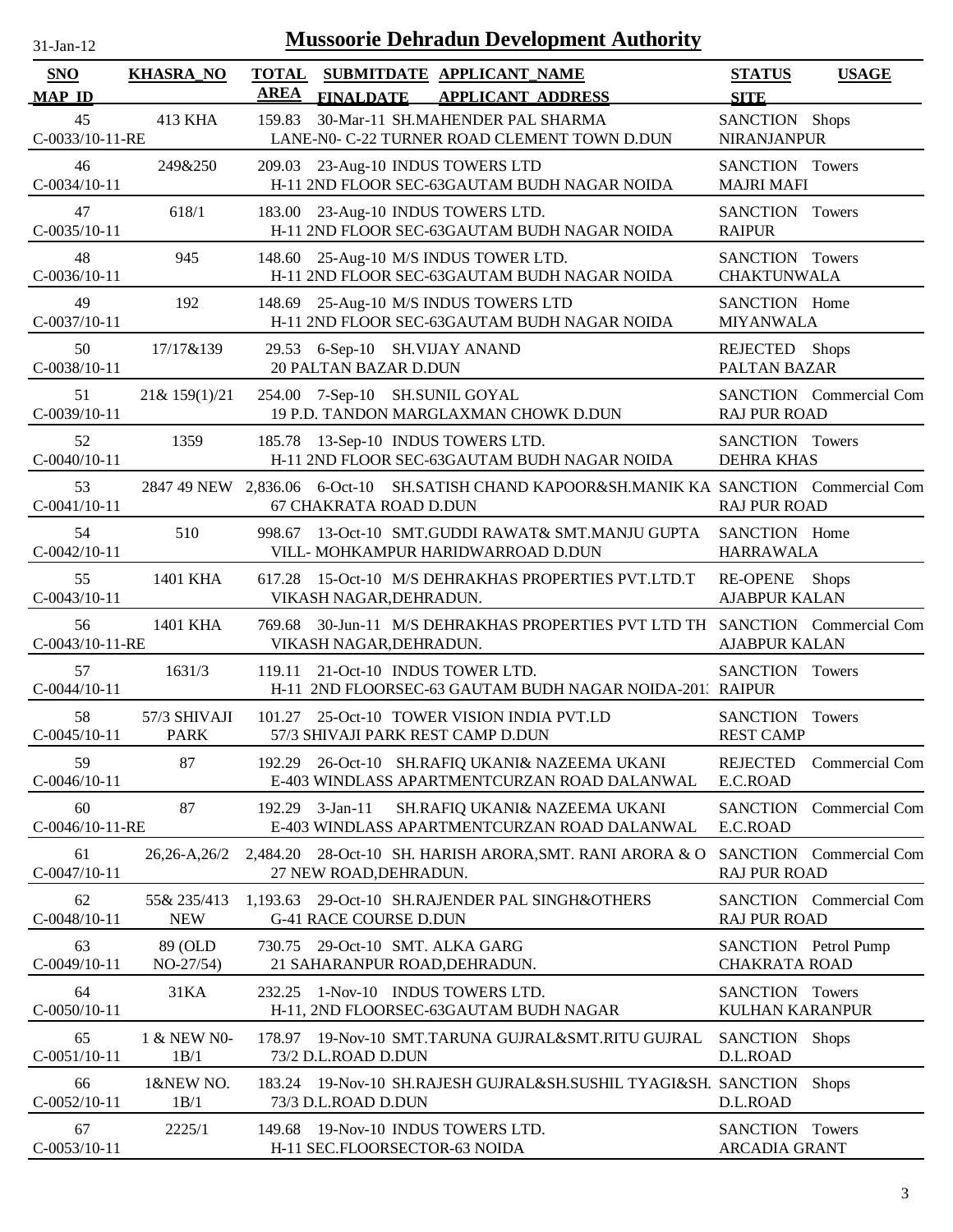# Mussoorie Dehradun Development Authority

31-Jan-12

| SNO / MAP_ID | KHASRA_NO | TOTAL AREA | SUBMITDATE / FINALDATE | APPLICANT_NAME / APPLICANT_ADDRESS | STATUS / SITE | USAGE |
|---|---|---|---|---|---|---|
| 45 / C-0033/10-11-RE | 413 KHA | 159.83 | 30-Mar-11 | SH.MAHENDER PAL SHARMA / LANE-N0- C-22 TURNER ROAD CLEMENT TOWN D.DUN | SANCTION / NIRANJANPUR | Shops |
| 46 / C-0034/10-11 | 249&250 | 209.03 | 23-Aug-10 | INDUS TOWERS LTD / H-11 2ND FLOOR SEC-63GAUTAM BUDH NAGAR NOIDA | SANCTION / MAJRI MAFI | Towers |
| 47 / C-0035/10-11 | 618/1 | 183.00 | 23-Aug-10 | INDUS TOWERS LTD. / H-11 2ND FLOOR SEC-63GAUTAM BUDH NAGAR NOIDA | SANCTION / RAIPUR | Towers |
| 48 / C-0036/10-11 | 945 | 148.60 | 25-Aug-10 | M/S INDUS TOWER LTD. / H-11 2ND FLOOR SEC-63GAUTAM BUDH NAGAR NOIDA | SANCTION / CHAKTUNWALA | Towers |
| 49 / C-0037/10-11 | 192 | 148.69 | 25-Aug-10 | M/S INDUS TOWERS LTD / H-11 2ND FLOOR SEC-63GAUTAM BUDH NAGAR NOIDA | SANCTION / MIYANWALA | Home |
| 50 / C-0038/10-11 | 17/17&139 | 29.53 | 6-Sep-10 | SH.VIJAY ANAND / 20 PALTAN BAZAR D.DUN | REJECTED / PALTAN BAZAR | Shops |
| 51 / C-0039/10-11 | 21& 159(1)/21 | 254.00 | 7-Sep-10 | SH.SUNIL GOYAL / 19 P.D. TANDON MARGLAXMAN CHOWK D.DUN | SANCTION / RAJ PUR ROAD | Commercial Com |
| 52 / C-0040/10-11 | 1359 | 185.78 | 13-Sep-10 | INDUS TOWERS LTD. / H-11 2ND FLOOR SEC-63GAUTAM BUDH NAGAR NOIDA | SANCTION / DEHRA KHAS | Towers |
| 53 / C-0041/10-11 | 2847 49 NEW | 2,836.06 | 6-Oct-10 | SH.SATISH CHAND KAPOOR&SH.MANIK KA / 67 CHAKRATA ROAD D.DUN | SANCTION / RAJ PUR ROAD | Commercial Com |
| 54 / C-0042/10-11 | 510 | 998.67 | 13-Oct-10 | SMT.GUDDI RAWAT& SMT.MANJU GUPTA / VILL- MOHKAMPUR HARIDWARROAD D.DUN | SANCTION / HARRAWALA | Home |
| 55 / C-0043/10-11 | 1401 KHA | 617.28 | 15-Oct-10 | M/S DEHRAKHAS PROPERTIES PVT.LTD.T / VIKASH NAGAR,DEHRADUN. | RE-OPENE / AJABPUR KALAN | Shops |
| 56 / C-0043/10-11-RE | 1401 KHA | 769.68 | 30-Jun-11 | M/S DEHRAKHAS PROPERTIES PVT LTD TH / VIKASH NAGAR,DEHRADUN. | SANCTION / AJABPUR KALAN | Commercial Com |
| 57 / C-0044/10-11 | 1631/3 | 119.11 | 21-Oct-10 | INDUS TOWER LTD. / H-11 2ND FLOORSEC-63 GAUTAM BUDH NAGAR NOIDA-201 | SANCTION / RAIPUR | Towers |
| 58 / C-0045/10-11 | 57/3 SHIVAJI PARK | 101.27 | 25-Oct-10 | TOWER VISION INDIA PVT.LD / 57/3 SHIVAJI PARK REST CAMP D.DUN | SANCTION / REST CAMP | Towers |
| 59 / C-0046/10-11 | 87 | 192.29 | 26-Oct-10 | SH.RAFIQ UKANI& NAZEEMA UKANI / E-403 WINDLASS APARTMENTCURZAN ROAD DALANWAL | REJECTED / E.C.ROAD | Commercial Com |
| 60 / C-0046/10-11-RE | 87 | 192.29 | 3-Jan-11 | SH.RAFIQ UKANI& NAZEEMA UKANI / E-403 WINDLASS APARTMENTCURZAN ROAD DALANWAL | SANCTION / E.C.ROAD | Commercial Com |
| 61 / C-0047/10-11 | 26,26-A,26/2 | 2,484.20 | 28-Oct-10 | SH. HARISH ARORA,SMT. RANI ARORA & O / 27 NEW ROAD,DEHRADUN. | SANCTION / RAJ PUR ROAD | Commercial Com |
| 62 / C-0048/10-11 | 55& 235/413 NEW | 1,193.63 | 29-Oct-10 | SH.RAJENDER PAL SINGH&OTHERS / G-41 RACE COURSE D.DUN | SANCTION / RAJ PUR ROAD | Commercial Com |
| 63 / C-0049/10-11 | 89 (OLD NO-27/54) | 730.75 | 29-Oct-10 | SMT. ALKA GARG / 21 SAHARANPUR ROAD,DEHRADUN. | SANCTION / CHAKRATA ROAD | Petrol Pump |
| 64 / C-0050/10-11 | 31KA | 232.25 | 1-Nov-10 | INDUS TOWERS LTD. / H-11, 2ND FLOORSEC-63GAUTAM BUDH NAGAR | SANCTION / KULHAN KARANPUR | Towers |
| 65 / C-0051/10-11 | 1 & NEW N0-1B/1 | 178.97 | 19-Nov-10 | SMT.TARUNA GUJRAL&SMT.RITU GUJRAL / 73/2 D.L.ROAD D.DUN | SANCTION / D.L.ROAD | Shops |
| 66 / C-0052/10-11 | 1&NEW NO. 1B/1 | 183.24 | 19-Nov-10 | SH.RAJESH GUJRAL&SH.SUSHIL TYAGI&SH. / 73/3 D.L.ROAD D.DUN | SANCTION / D.L.ROAD | Shops |
| 67 / C-0053/10-11 | 2225/1 | 149.68 | 19-Nov-10 | INDUS TOWERS LTD. / H-11 SEC.FLOORSECTOR-63 NOIDA | SANCTION / ARCADIA GRANT | Towers |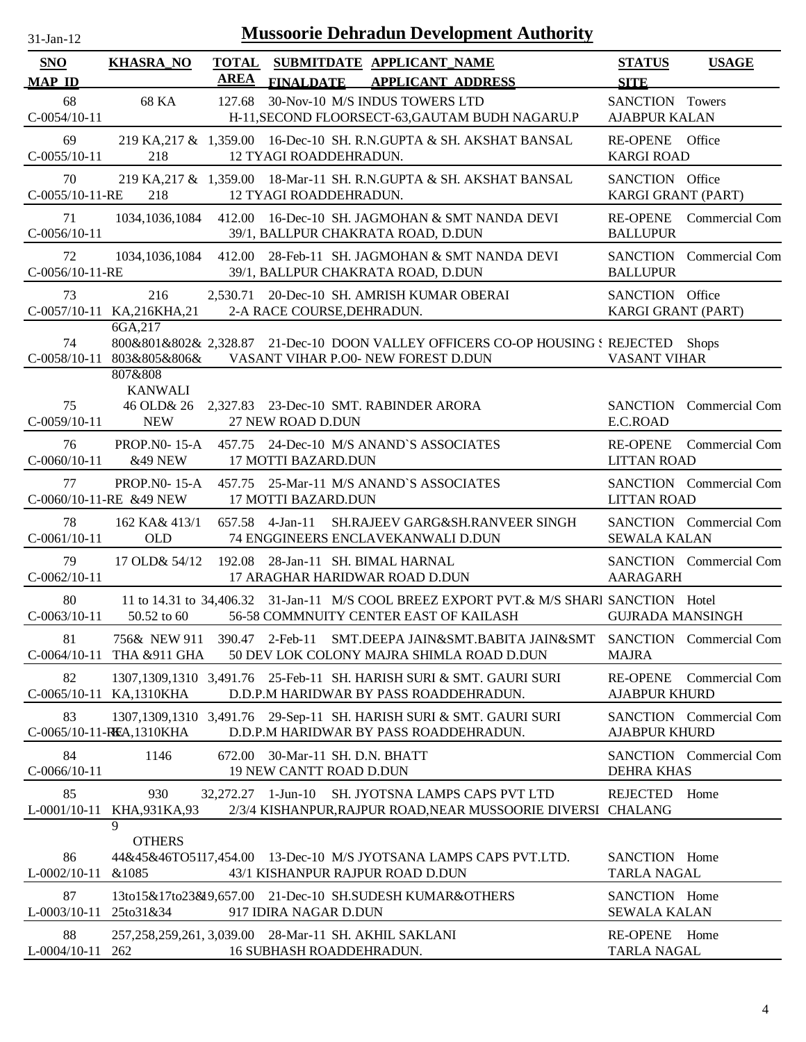# Mussoorie Dehradun Development Authority

31-Jan-12

| SNO / MAP_ID | KHASRA_NO | TOTAL AREA | SUBMITDATE / FINALDATE | APPLICANT_NAME / APPLICANT_ADDRESS | STATUS / SITE | USAGE |
|---|---|---|---|---|---|---|
| 68 C-0054/10-11 | 68 KA | 127.68 | 30-Nov-10 | M/S INDUS TOWERS LTD H-11,SECOND FLOORSECT-63,GAUTAM BUDH NAGARU.P | SANCTION AJABPUR KALAN | Towers |
| 69 C-0055/10-11 | 219 KA,217 & 218 | 1,359.00 | 16-Dec-10 | SH. R.N.GUPTA & SH. AKSHAT BANSAL 12 TYAGI ROADDEHRADUN. | RE-OPENE KARGI ROAD | Office |
| 70 C-0055/10-11-RE | 219 KA,217 & 218 | 1,359.00 | 18-Mar-11 | SH. R.N.GUPTA & SH. AKSHAT BANSAL 12 TYAGI ROADDEHRADUN. | SANCTION KARGI GRANT (PART) | Office |
| 71 C-0056/10-11 | 1034,1036,1084 | 412.00 | 16-Dec-10 | SH. JAGMOHAN & SMT NANDA DEVI 39/1, BALLPUR CHAKRATA ROAD, D.DUN | RE-OPENE BALLUPUR | Commercial Com |
| 72 C-0056/10-11-RE | 1034,1036,1084 | 412.00 | 28-Feb-11 | SH. JAGMOHAN & SMT NANDA DEVI 39/1, BALLPUR CHAKRATA ROAD, D.DUN | SANCTION BALLUPUR | Commercial Com |
| 73 C-0057/10-11 | 216 KA,216KHA,216GA,217 | 2,530.71 | 20-Dec-10 | SH. AMRISH KUMAR OBEROI 2-A RACE COURSE,DEHRADUN. | SANCTION KARGI GRANT (PART) | Office |
| 74 C-0058/10-11 | 800&801&802&803&805&806&807&808 KANWALI | 2,328.87 | 21-Dec-10 | DOON VALLEY OFFICERS CO-OP HOUSING S VASANT VIHAR P.O0- NEW FOREST D.DUN | REJECTED VASANT VIHAR | Shops |
| 75 C-0059/10-11 | 46 OLD& 26 NEW | 2,327.83 | 23-Dec-10 | SMT. RABINDER ARORA 27 NEW ROAD D.DUN | SANCTION E.C.ROAD | Commercial Com |
| 76 C-0060/10-11 | PROP.N0- 15-A &49 NEW | 457.75 | 24-Dec-10 | M/S ANAND`S ASSOCIATES 17 MOTTI BAZARD.DUN | RE-OPENE LITTAN ROAD | Commercial Com |
| 77 C-0060/10-11-RE | PROP.N0- 15-A &49 NEW | 457.75 | 25-Mar-11 | M/S ANAND`S ASSOCIATES 17 MOTTI BAZARD.DUN | SANCTION LITTAN ROAD | Commercial Com |
| 78 C-0061/10-11 | 162 KA& 413/1 OLD | 657.58 | 4-Jan-11 | SH.RAJEEV GARG&SH.RANVEER SINGH 74 ENGGINEERS ENCLAVEKANWALI D.DUN | SANCTION SEWALA KALAN | Commercial Com |
| 79 C-0062/10-11 | 17 OLD& 54/12 | 192.08 | 28-Jan-11 | SH. BIMAL HARNAL 17 ARAGHAR HARIDWAR ROAD D.DUN | SANCTION AARAGARH | Commercial Com |
| 80 C-0063/10-11 | 11 to 14.31 to 50.52 to 60 | 34,406.32 | 31-Jan-11 | M/S COOL BREEZ EXPORT PVT.& M/S SHARI 56-58 COMMNUITY CENTER EAST OF KAILASH | SANCTION GUJRADA MANSINGH | Hotel |
| 81 C-0064/10-11 | 756& NEW 911 THA &911 GHA | 390.47 | 2-Feb-11 | SMT.DEEPA JAIN&SMT.BABITA JAIN&SMT 50 DEV LOK COLONY MAJRA SHIMLA ROAD D.DUN | SANCTION MAJRA | Commercial Com |
| 82 C-0065/10-11 | 1307,1309,1310 KA,1310KHA | 3,491.76 | 25-Feb-11 | SH. HARISH SURI & SMT. GAURI SURI D.D.P.M HARIDWAR BY PASS ROADDEHRADUN. | RE-OPENE AJABPUR KHURD | Commercial Com |
| 83 C-0065/10-11-RE | 1307,1309,1310 KA,1310KHA | 3,491.76 | 29-Sep-11 | SH. HARISH SURI & SMT. GAURI SURI D.D.P.M HARIDWAR BY PASS ROADDEHRADUN. | SANCTION AJABPUR KHURD | Commercial Com |
| 84 C-0066/10-11 | 1146 | 672.00 | 30-Mar-11 | SH. D.N. BHATT 19 NEW CANTT ROAD D.DUN | SANCTION DEHRA KHAS | Commercial Com |
| 85 L-0001/10-11 | 930 KHA,931KA,939 | 32,272.27 | 1-Jun-10 | SH. JYOTSNA LAMPS CAPS PVT LTD 2/3/4 KISHANPUR,RAJPUR ROAD,NEAR MUSSOORIE DIVERSI | REJECTED CHALANG | Home |
| 86 L-0002/10-11 | OTHERS 44&45&46TO51&1085 | 17,454.00 | 13-Dec-10 | M/S JYOTSANA LAMPS CAPS PVT.LTD. 43/1 KISHANPUR RAJPUR ROAD D.DUN | SANCTION TARLA NAGAL | Home |
| 87 L-0003/10-11 | 13to15&17to23&25to31&34 | 19,657.00 | 21-Dec-10 | SH.SUDESH KUMAR&OTHERS 917 IDIRA NAGAR D.DUN | SANCTION SEWALA KALAN | Home |
| 88 L-0004/10-11 | 257,258,259,261, 262 | 3,039.00 | 28-Mar-11 | SH. AKHIL SAKLANI 16 SUBHASH ROADDEHRADUN. | RE-OPENE TARLA NAGAL | Home |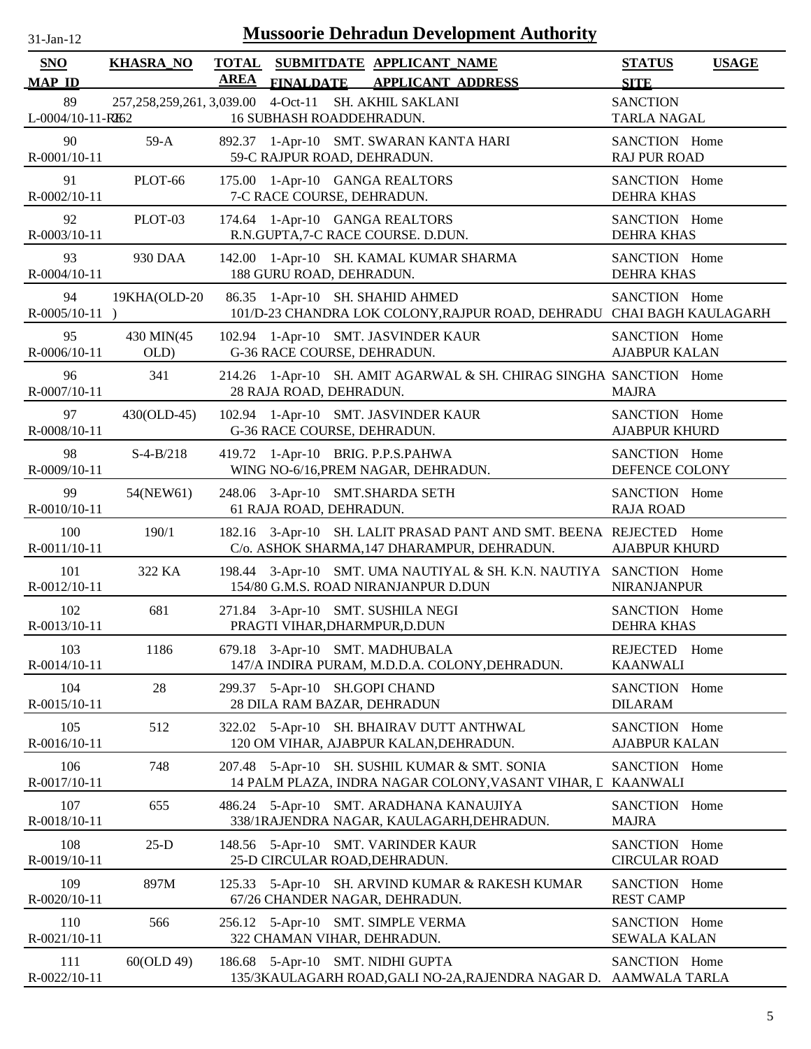# Mussoorie Dehradun Development Authority

31-Jan-12

| SNO / MAP_ID | KHASRA_NO | TOTAL AREA | SUBMITDATE / FINALDATE | APPLICANT_NAME / APPLICANT_ADDRESS | STATUS / SITE | USAGE |
|---|---|---|---|---|---|---|
| 89 / L-0004/10-11-R | 257,258,259,261, 262 | 3,039.00 | 4-Oct-11 | SH. AKHIL SAKLANI / 16 SUBHASH ROADDEHRADUN. | SANCTION / TARLA NAGAL | |
| 90 / R-0001/10-11 | 59-A | 892.37 | 1-Apr-10 | SMT. SWARAN KANTA HARI / 59-C RAJPUR ROAD, DEHRADUN. | SANCTION / RAJ PUR ROAD | Home |
| 91 / R-0002/10-11 | PLOT-66 | 175.00 | 1-Apr-10 | GANGA REALTORS / 7-C RACE COURSE, DEHRADUN. | SANCTION / DEHRA KHAS | Home |
| 92 / R-0003/10-11 | PLOT-03 | 174.64 | 1-Apr-10 | GANGA REALTORS / R.N.GUPTA,7-C RACE COURSE. D.DUN. | SANCTION / DEHRA KHAS | Home |
| 93 / R-0004/10-11 | 930 DAA | 142.00 | 1-Apr-10 | SH. KAMAL KUMAR SHARMA / 188 GURU ROAD, DEHRADUN. | SANCTION / DEHRA KHAS | Home |
| 94 / R-0005/10-11 | 19KHA(OLD-20 ) | 86.35 | 1-Apr-10 | SH. SHAHID AHMED / 101/D-23 CHANDRA LOK COLONY,RAJPUR ROAD, DEHRADU | SANCTION / CHAI BAGH KAULAGARH | Home |
| 95 / R-0006/10-11 | 430 MIN(45 OLD) | 102.94 | 1-Apr-10 | SMT. JASVINDER KAUR / G-36 RACE COURSE, DEHRADUN. | SANCTION / AJABPUR KALAN | Home |
| 96 / R-0007/10-11 | 341 | 214.26 | 1-Apr-10 | SH. AMIT AGARWAL & SH. CHIRAG SINGHA / 28 RAJA ROAD, DEHRADUN. | SANCTION / MAJRA | Home |
| 97 / R-0008/10-11 | 430(OLD-45) | 102.94 | 1-Apr-10 | SMT. JASVINDER KAUR / G-36 RACE COURSE, DEHRADUN. | SANCTION / AJABPUR KHURD | Home |
| 98 / R-0009/10-11 | S-4-B/218 | 419.72 | 1-Apr-10 | BRIG. P.P.S.PAHWA / WING NO-6/16,PREM NAGAR, DEHRADUN. | SANCTION / DEFENCE COLONY | Home |
| 99 / R-0010/10-11 | 54(NEW61) | 248.06 | 3-Apr-10 | SMT.SHARDA SETH / 61 RAJA ROAD, DEHRADUN. | SANCTION / RAJA ROAD | Home |
| 100 / R-0011/10-11 | 190/1 | 182.16 | 3-Apr-10 | SH. LALIT PRASAD PANT AND SMT. BEENA / C/o. ASHOK SHARMA,147 DHARAMPUR, DEHRADUN. | REJECTED / AJABPUR KHURD | Home |
| 101 / R-0012/10-11 | 322 KA | 198.44 | 3-Apr-10 | SMT. UMA NAUTIYAL & SH. K.N. NAUTIYA / 154/80 G.M.S. ROAD NIRANJANPUR D.DUN | SANCTION / NIRANJANPUR | Home |
| 102 / R-0013/10-11 | 681 | 271.84 | 3-Apr-10 | SMT. SUSHILA NEGI / PRAGTI VIHAR,DHARMPUR,D.DUN | SANCTION / DEHRA KHAS | Home |
| 103 / R-0014/10-11 | 1186 | 679.18 | 3-Apr-10 | SMT. MADHUBALA / 147/A INDIRA PURAM, M.D.D.A. COLONY,DEHRADUN. | REJECTED / KAANWALI | Home |
| 104 / R-0015/10-11 | 28 | 299.37 | 5-Apr-10 | SH.GOPI CHAND / 28 DILA RAM BAZAR, DEHRADUN | SANCTION / DILARAM | Home |
| 105 / R-0016/10-11 | 512 | 322.02 | 5-Apr-10 | SH. BHAIRAV DUTT ANTHWAL / 120 OM VIHAR, AJABPUR KALAN,DEHRADUN. | SANCTION / AJABPUR KALAN | Home |
| 106 / R-0017/10-11 | 748 | 207.48 | 5-Apr-10 | SH. SUSHIL KUMAR & SMT. SONIA / 14 PALM PLAZA, INDRA NAGAR COLONY,VASANT VIHAR, D | SANCTION / KAANWALI | Home |
| 107 / R-0018/10-11 | 655 | 486.24 | 5-Apr-10 | SMT. ARADHANA KANAUJIYA / 338/1RAJENDRA NAGAR, KAULAGARH,DEHRADUN. | SANCTION / MAJRA | Home |
| 108 / R-0019/10-11 | 25-D | 148.56 | 5-Apr-10 | SMT. VARINDER KAUR / 25-D CIRCULAR ROAD,DEHRADUN. | SANCTION / CIRCULAR ROAD | Home |
| 109 / R-0020/10-11 | 897M | 125.33 | 5-Apr-10 | SH. ARVIND KUMAR & RAKESH KUMAR / 67/26 CHANDER NAGAR, DEHRADUN. | SANCTION / REST CAMP | Home |
| 110 / R-0021/10-11 | 566 | 256.12 | 5-Apr-10 | SMT. SIMPLE VERMA / 322 CHAMAN VIHAR, DEHRADUN. | SANCTION / SEWALA KALAN | Home |
| 111 / R-0022/10-11 | 60(OLD 49) | 186.68 | 5-Apr-10 | SMT. NIDHI GUPTA / 135/3KAULAGARH ROAD,GALI NO-2A,RAJENDRA NAGAR D. | SANCTION / AAMWALA TARLA | Home |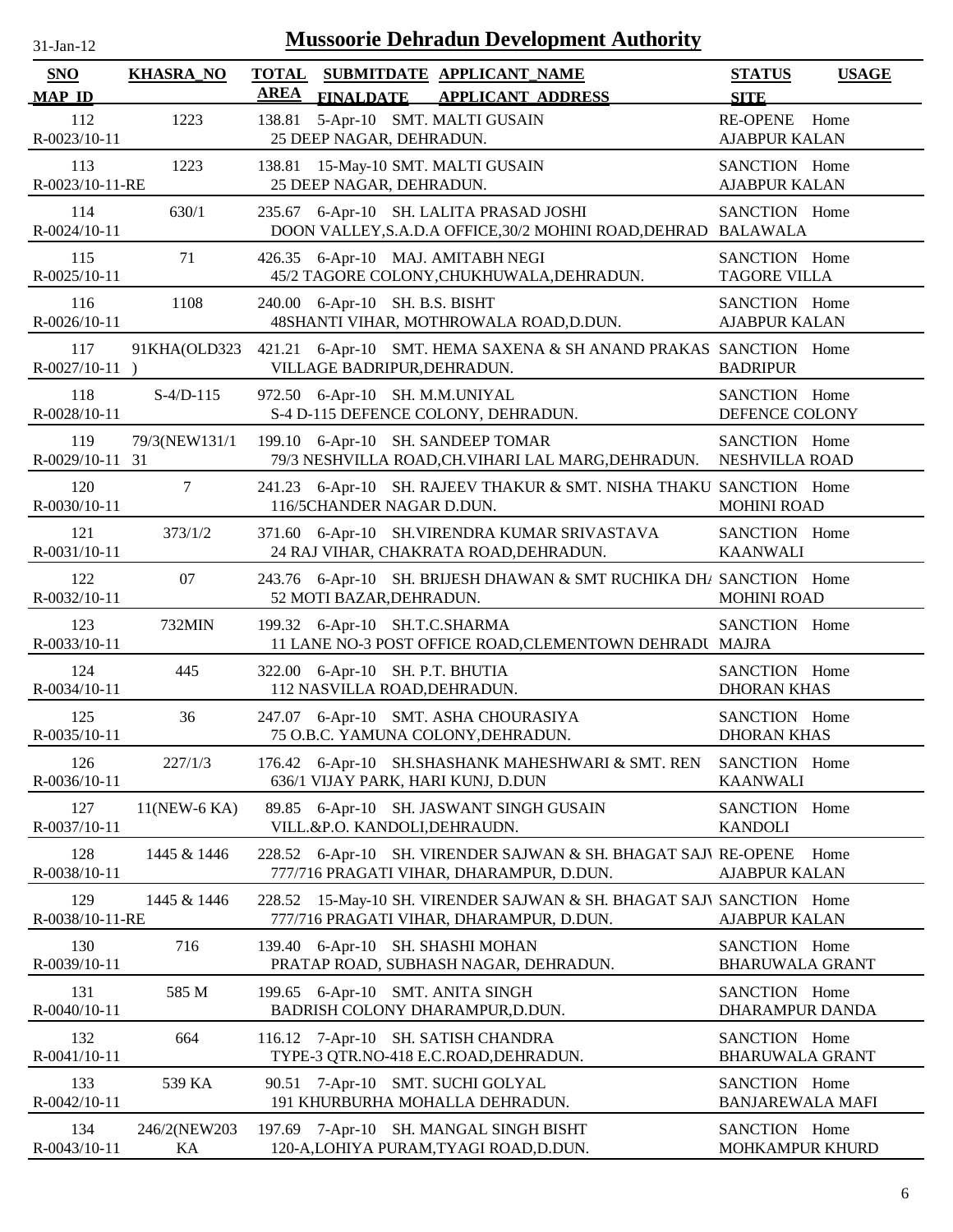# Mussoorie Dehradun Development Authority

31-Jan-12

| SNO / MAP_ID | KHASRA_NO | TOTAL AREA | SUBMITDATE / FINALDATE | APPLICANT_NAME / APPLICANT_ADDRESS | STATUS / SITE | USAGE |
|---|---|---|---|---|---|---|
| 112 / R-0023/10-11 | 1223 | 138.81 | 5-Apr-10 | SMT. MALTI GUSAIN / 25 DEEP NAGAR, DEHRADUN. | RE-OPENE / AJABPUR KALAN | Home |
| 113 / R-0023/10-11-RE | 1223 | 138.81 | 15-May-10 | SMT. MALTI GUSAIN / 25 DEEP NAGAR, DEHRADUN. | SANCTION / AJABPUR KALAN | Home |
| 114 / R-0024/10-11 | 630/1 | 235.67 | 6-Apr-10 | SH. LALITA PRASAD JOSHI / DOON VALLEY,S.A.D.A OFFICE,30/2 MOHINI ROAD,DEHRAD | SANCTION / BALAWALA | Home |
| 115 / R-0025/10-11 | 71 | 426.35 | 6-Apr-10 | MAJ. AMITABH NEGI / 45/2 TAGORE COLONY,CHUKHUWALA,DEHRADUN. | SANCTION / TAGORE VILLA | Home |
| 116 / R-0026/10-11 | 1108 | 240.00 | 6-Apr-10 | SH. B.S. BISHT / 48SHANTI VIHAR, MOTHROWALA ROAD,D.DUN. | SANCTION / AJABPUR KALAN | Home |
| 117 / R-0027/10-11 | 91KHA(OLD323 ) | 421.21 | 6-Apr-10 | SMT. HEMA SAXENA & SH ANAND PRAKAS / VILLAGE BADRIPUR,DEHRADUN. | SANCTION / BADRIPUR | Home |
| 118 / R-0028/10-11 | S-4/D-115 | 972.50 | 6-Apr-10 | SH. M.M.UNIYAL / S-4 D-115 DEFENCE COLONY, DEHRADUN. | SANCTION / DEFENCE COLONY | Home |
| 119 / R-0029/10-11 | 79/3(NEW131/1 31 | 199.10 | 6-Apr-10 | SH. SANDEEP TOMAR / 79/3 NESHVILLA ROAD,CH.VIHARI LAL MARG,DEHRADUN. | SANCTION / NESHVILLA ROAD | Home |
| 120 / R-0030/10-11 | 7 | 241.23 | 6-Apr-10 | SH. RAJEEV THAKUR & SMT. NISHA THAKU / 116/5CHANDER NAGAR D.DUN. | SANCTION / MOHINI ROAD | Home |
| 121 / R-0031/10-11 | 373/1/2 | 371.60 | 6-Apr-10 | SH.VIRENDRA KUMAR SRIVASTAVA / 24 RAJ VIHAR, CHAKRATA ROAD,DEHRADUN. | SANCTION / KAANWALI | Home |
| 122 / R-0032/10-11 | 07 | 243.76 | 6-Apr-10 | SH. BRIJESH DHAWAN & SMT RUCHIKA DH/ / 52 MOTI BAZAR,DEHRADUN. | SANCTION / MOHINI ROAD | Home |
| 123 / R-0033/10-11 | 732MIN | 199.32 | 6-Apr-10 | SH.T.C.SHARMA / 11 LANE NO-3 POST OFFICE ROAD,CLEMENTOWN DEHRADU | SANCTION / MAJRA | Home |
| 124 / R-0034/10-11 | 445 | 322.00 | 6-Apr-10 | SH. P.T. BHUTIA / 112 NASVILLA ROAD,DEHRADUN. | SANCTION / DHORAN KHAS | Home |
| 125 / R-0035/10-11 | 36 | 247.07 | 6-Apr-10 | SMT. ASHA CHOURASIYA / 75 O.B.C. YAMUNA COLONY,DEHRADUN. | SANCTION / DHORAN KHAS | Home |
| 126 / R-0036/10-11 | 227/1/3 | 176.42 | 6-Apr-10 | SH.SHASHANK MAHESHWARI & SMT. REN / 636/1 VIJAY PARK, HARI KUNJ, D.DUN | SANCTION / KAANWALI | Home |
| 127 / R-0037/10-11 | 11(NEW-6 KA) | 89.85 | 6-Apr-10 | SH. JASWANT SINGH GUSAIN / VILL.&P.O. KANDOLI,DEHRAUDN. | SANCTION / KANDOLI | Home |
| 128 / R-0038/10-11 | 1445 & 1446 | 228.52 | 6-Apr-10 | SH. VIRENDER SAJWAN & SH. BHAGAT SAJ\ / 777/716 PRAGATI VIHAR, DHARAMPUR, D.DUN. | RE-OPENE / AJABPUR KALAN | Home |
| 129 / R-0038/10-11-RE | 1445 & 1446 | 228.52 | 15-May-10 | SH. VIRENDER SAJWAN & SH. BHAGAT SAJ\ / 777/716 PRAGATI VIHAR, DHARAMPUR, D.DUN. | SANCTION / AJABPUR KALAN | Home |
| 130 / R-0039/10-11 | 716 | 139.40 | 6-Apr-10 | SH. SHASHI MOHAN / PRATAP ROAD, SUBHASH NAGAR, DEHRADUN. | SANCTION / BHARUWALA GRANT | Home |
| 131 / R-0040/10-11 | 585 M | 199.65 | 6-Apr-10 | SMT. ANITA SINGH / BADRISH COLONY DHARAMPUR,D.DUN. | SANCTION / DHARAMPUR DANDA | Home |
| 132 / R-0041/10-11 | 664 | 116.12 | 7-Apr-10 | SH. SATISH CHANDRA / TYPE-3 QTR.NO-418 E.C.ROAD,DEHRADUN. | SANCTION / BHARUWALA GRANT | Home |
| 133 / R-0042/10-11 | 539 KA | 90.51 | 7-Apr-10 | SMT. SUCHI GOLYAL / 191 KHURBURHA MOHALLA DEHRADUN. | SANCTION / BANJAREWALA MAFI | Home |
| 134 / R-0043/10-11 | 246/2(NEW203 KA | 197.69 | 7-Apr-10 | SH. MANGAL SINGH BISHT / 120-A,LOHIYA PURAM,TYAGI ROAD,D.DUN. | SANCTION / MOHKAMPUR KHURD | Home |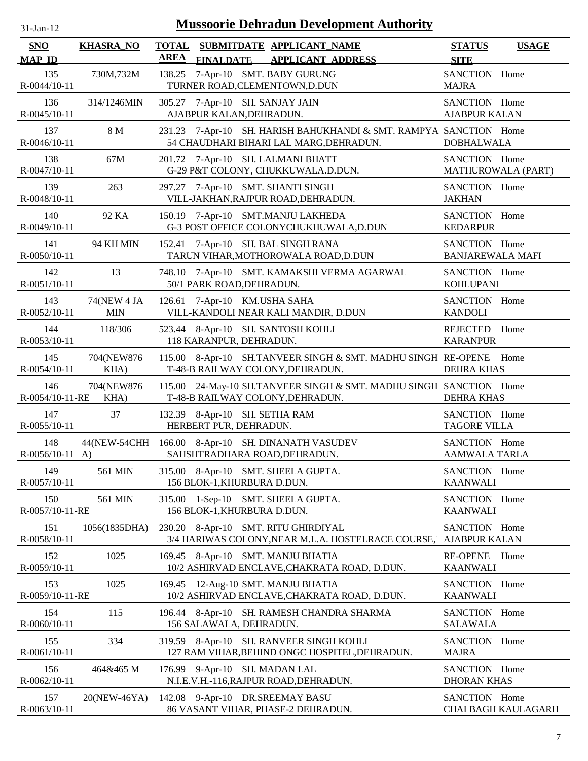# Mussoorie Dehradun Development Authority

31-Jan-12

| SNO / MAP_ID | KHASRA_NO | TOTAL AREA | SUBMITDATE / FINALDATE | APPLICANT_NAME / APPLICANT_ADDRESS | STATUS / SITE | USAGE |
|---|---|---|---|---|---|---|
| 135 / R-0044/10-11 | 730M,732M | 138.25 | 7-Apr-10 | SMT. BABY GURUNG / TURNER ROAD,CLEMENTOWN,D.DUN | SANCTION / MAJRA | Home |
| 136 / R-0045/10-11 | 314/1246MIN | 305.27 | 7-Apr-10 | SH. SANJAY JAIN / AJABPUR KALAN,DEHRADUN. | SANCTION / AJABPUR KALAN | Home |
| 137 / R-0046/10-11 | 8 M | 231.23 | 7-Apr-10 | SH. HARISH BAHUKHANDI & SMT. RAMPYA / 54 CHAUDHARI BIHARI LAL MARG,DEHRADUN. | SANCTION / DOBHALWALA | Home |
| 138 / R-0047/10-11 | 67M | 201.72 | 7-Apr-10 | SH. LALMANI BHATT / G-29 P&T COLONY, CHUKKUWALA.D.DUN. | SANCTION / MATHUROWALA (PART) | Home |
| 139 / R-0048/10-11 | 263 | 297.27 | 7-Apr-10 | SMT. SHANTI SINGH / VILL-JAKHAN,RAJPUR ROAD,DEHRADUN. | SANCTION / JAKHAN | Home |
| 140 / R-0049/10-11 | 92 KA | 150.19 | 7-Apr-10 | SMT.MANJU LAKHEDA / G-3 POST OFFICE COLONYCHUKHUWALA,D.DUN | SANCTION / KEDARPUR | Home |
| 141 / R-0050/10-11 | 94 KH MIN | 152.41 | 7-Apr-10 | SH. BAL SINGH RANA / TARUN VIHAR,MOTHOROWALA ROAD,D.DUN | SANCTION / BANJAREWALA MAFI | Home |
| 142 / R-0051/10-11 | 13 | 748.10 | 7-Apr-10 | SMT. KAMAKSHI VERMA AGARWAL / 50/1 PARK ROAD,DEHRADUN. | SANCTION / KOHLUPANI | Home |
| 143 / R-0052/10-11 | 74(NEW 4 JA MIN | 126.61 | 7-Apr-10 | KM.USHA SAHA / VILL-KANDOLI NEAR KALI MANDIR, D.DUN | SANCTION / KANDOLI | Home |
| 144 / R-0053/10-11 | 118/306 | 523.44 | 8-Apr-10 | SH. SANTOSH KOHLI / 118 KARANPUR, DEHRADUN. | REJECTED / KARANPUR | Home |
| 145 / R-0054/10-11 | 704(NEW876 KHA) | 115.00 | 8-Apr-10 | SH.TANVEER SINGH & SMT. MADHU SINGH / T-48-B RAILWAY COLONY,DEHRADUN. | RE-OPENE / DEHRA KHAS | Home |
| 146 / R-0054/10-11-RE | 704(NEW876 KHA) | 115.00 | 24-May-10 | SH.TANVEER SINGH & SMT. MADHU SINGH / T-48-B RAILWAY COLONY,DEHRADUN. | SANCTION / DEHRA KHAS | Home |
| 147 / R-0055/10-11 | 37 | 132.39 | 8-Apr-10 | SH. SETHA RAM / HERBERT PUR, DEHRADUN. | SANCTION / TAGORE VILLA | Home |
| 148 / R-0056/10-11 | 44(NEW-54CHH A) | 166.00 | 8-Apr-10 | SH. DINANATH VASUDEV / SAHSHTRADHARA ROAD,DEHRADUN. | SANCTION / AAMWALA TARLA | Home |
| 149 / R-0057/10-11 | 561 MIN | 315.00 | 8-Apr-10 | SMT. SHEELA GUPTA. / 156 BLOK-1,KHURBURA D.DUN. | SANCTION / KAANWALI | Home |
| 150 / R-0057/10-11-RE | 561 MIN | 315.00 | 1-Sep-10 | SMT. SHEELA GUPTA. / 156 BLOK-1,KHURBURA D.DUN. | SANCTION / KAANWALI | Home |
| 151 / R-0058/10-11 | 1056(1835DHA) | 230.20 | 8-Apr-10 | SMT. RITU GHIRDIYAL / 3/4 HARIWAS COLONY,NEAR M.L.A. HOSTELRACE COURSE, | SANCTION / AJABPUR KALAN | Home |
| 152 / R-0059/10-11 | 1025 | 169.45 | 8-Apr-10 | SMT. MANJU BHATIA / 10/2 ASHIRVAD ENCLAVE,CHAKRATA ROAD, D.DUN. | RE-OPENE / KAANWALI | Home |
| 153 / R-0059/10-11-RE | 1025 | 169.45 | 12-Aug-10 | SMT. MANJU BHATIA / 10/2 ASHIRVAD ENCLAVE,CHAKRATA ROAD, D.DUN. | SANCTION / KAANWALI | Home |
| 154 / R-0060/10-11 | 115 | 196.44 | 8-Apr-10 | SH. RAMESH CHANDRA SHARMA / 156 SALAWALA, DEHRADUN. | SANCTION / SALAWALA | Home |
| 155 / R-0061/10-11 | 334 | 319.59 | 8-Apr-10 | SH. RANVEER SINGH KOHLI / 127 RAM VIHAR,BEHIND ONGC HOSPITEL,DEHRADUN. | SANCTION / MAJRA | Home |
| 156 / R-0062/10-11 | 464&465 M | 176.99 | 9-Apr-10 | SH. MADAN LAL / N.I.E.V.H.-116,RAJPUR ROAD,DEHRADUN. | SANCTION / DHORAN KHAS | Home |
| 157 / R-0063/10-11 | 20(NEW-46YA) | 142.08 | 9-Apr-10 | DR.SREEMAY BASU / 86 VASANT VIHAR, PHASE-2 DEHRADUN. | SANCTION / CHAI BAGH KAULAGARH | Home |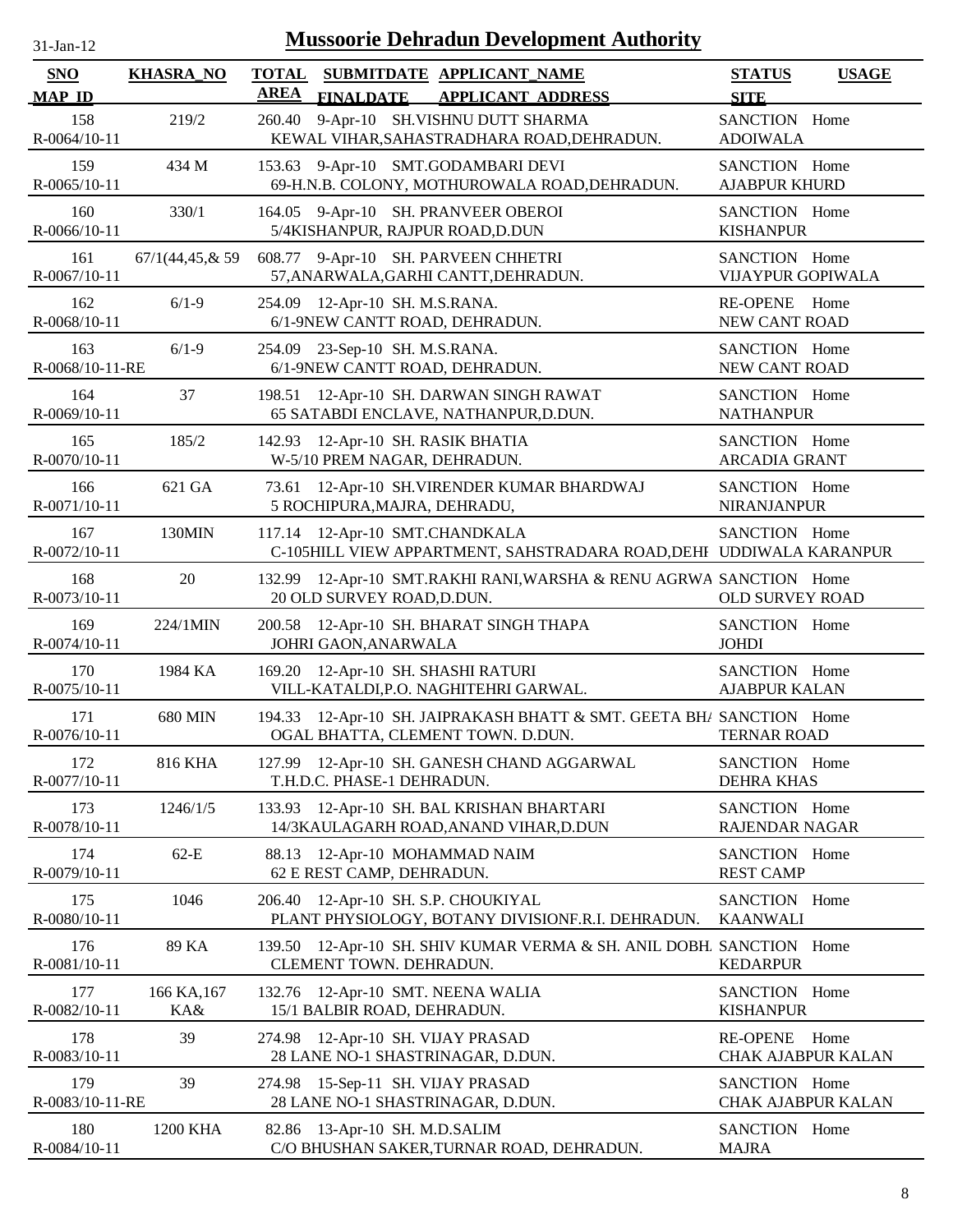# Mussoorie Dehradun Development Authority

31-Jan-12

| SNO / MAP ID | KHASRA_NO | TOTAL AREA | SUBMITDATE / FINALDATE | APPLICANT_NAME / APPLICANT ADDRESS | STATUS / SITE | USAGE |
|---|---|---|---|---|---|---|
| 158 / R-0064/10-11 | 219/2 | 260.40 | 9-Apr-10 | SH.VISHNU DUTT SHARMA / KEWAL VIHAR,SAHASTRADHARA ROAD,DEHRADUN. | SANCTION / ADOIWALA | Home |
| 159 / R-0065/10-11 | 434 M | 153.63 | 9-Apr-10 | SMT.GODAMBARI DEVI / 69-H.N.B. COLONY, MOTHUROWALA ROAD,DEHRADUN. | SANCTION / AJABPUR KHURD | Home |
| 160 / R-0066/10-11 | 330/1 | 164.05 | 9-Apr-10 | SH. PRANVEER OBEROI / 5/4KISHANPUR, RAJPUR ROAD,D.DUN | SANCTION / KISHANPUR | Home |
| 161 / R-0067/10-11 | 67/1(44,45,& 59 | 608.77 | 9-Apr-10 | SH. PARVEEN CHHETRI / 57,ANARWALA,GARHI CANTT,DEHRADUN. | SANCTION / VIJAYPUR GOPIWALA | Home |
| 162 / R-0068/10-11 | 6/1-9 | 254.09 | 12-Apr-10 | SH. M.S.RANA. / 6/1-9NEW CANTT ROAD, DEHRADUN. | RE-OPENE / NEW CANT ROAD | Home |
| 163 / R-0068/10-11-RE | 6/1-9 | 254.09 | 23-Sep-10 | SH. M.S.RANA. / 6/1-9NEW CANTT ROAD, DEHRADUN. | SANCTION / NEW CANT ROAD | Home |
| 164 / R-0069/10-11 | 37 | 198.51 | 12-Apr-10 | SH. DARWAN SINGH RAWAT / 65 SATABDI ENCLAVE, NATHANPUR,D.DUN. | SANCTION / NATHANPUR | Home |
| 165 / R-0070/10-11 | 185/2 | 142.93 | 12-Apr-10 | SH. RASIK BHATIA / W-5/10 PREM NAGAR, DEHRADUN. | SANCTION / ARCADIA GRANT | Home |
| 166 / R-0071/10-11 | 621 GA | 73.61 | 12-Apr-10 | SH.VIRENDER KUMAR BHARDWAJ / 5 ROCHIPURA,MAJRA, DEHRADU, | SANCTION / NIRANJANPUR | Home |
| 167 / R-0072/10-11 | 130MIN | 117.14 | 12-Apr-10 | SMT.CHANDKALA / C-105HILL VIEW APPARTMENT, SAHSTRADARA ROAD,DEHI | SANCTION / UDDIWALA KARANPUR | Home |
| 168 / R-0073/10-11 | 20 | 132.99 | 12-Apr-10 | SMT.RAKHI RANI,WARSHA & RENU AGRWA / 20 OLD SURVEY ROAD,D.DUN. | SANCTION / OLD SURVEY ROAD | Home |
| 169 / R-0074/10-11 | 224/1MIN | 200.58 | 12-Apr-10 | SH. BHARAT SINGH THAPA / JOHRI GAON,ANARWALA | SANCTION / JOHDI | Home |
| 170 / R-0075/10-11 | 1984 KA | 169.20 | 12-Apr-10 | SH. SHASHI RATURI / VILL-KATALDI,P.O. NAGHITEHRI GARWAL. | SANCTION / AJABPUR KALAN | Home |
| 171 / R-0076/10-11 | 680 MIN | 194.33 | 12-Apr-10 | SH. JAIPRAKASH BHATT & SMT. GEETA BH/ / OGAL BHATTA, CLEMENT TOWN. D.DUN. | SANCTION / TERNAR ROAD | Home |
| 172 / R-0077/10-11 | 816 KHA | 127.99 | 12-Apr-10 | SH. GANESH CHAND AGGARWAL / T.H.D.C. PHASE-1 DEHRADUN. | SANCTION / DEHRA KHAS | Home |
| 173 / R-0078/10-11 | 1246/1/5 | 133.93 | 12-Apr-10 | SH. BAL KRISHAN BHARTARI / 14/3KAULAGARH ROAD,ANAND VIHAR,D.DUN | SANCTION / RAJENDAR NAGAR | Home |
| 174 / R-0079/10-11 | 62-E | 88.13 | 12-Apr-10 | MOHAMMAD NAIM / 62 E REST CAMP, DEHRADUN. | SANCTION / REST CAMP | Home |
| 175 / R-0080/10-11 | 1046 | 206.40 | 12-Apr-10 | SH. S.P. CHOUKIYAL / PLANT PHYSIOLOGY, BOTANY DIVISIONF.R.I. DEHRADUN. | SANCTION / KAANWALI | Home |
| 176 / R-0081/10-11 | 89 KA | 139.50 | 12-Apr-10 | SH. SHIV KUMAR VERMA & SH. ANIL DOBH. / CLEMENT TOWN. DEHRADUN. | SANCTION / KEDARPUR | Home |
| 177 / R-0082/10-11 | 166 KA,167 KA& | 132.76 | 12-Apr-10 | SMT. NEENA WALIA / 15/1 BALBIR ROAD, DEHRADUN. | SANCTION / KISHANPUR | Home |
| 178 / R-0083/10-11 | 39 | 274.98 | 12-Apr-10 | SH. VIJAY PRASAD / 28 LANE NO-1 SHASTRINAGAR, D.DUN. | RE-OPENE / CHAK AJABPUR KALAN | Home |
| 179 / R-0083/10-11-RE | 39 | 274.98 | 15-Sep-11 | SH. VIJAY PRASAD / 28 LANE NO-1 SHASTRINAGAR, D.DUN. | SANCTION / CHAK AJABPUR KALAN | Home |
| 180 / R-0084/10-11 | 1200 KHA | 82.86 | 13-Apr-10 | SH. M.D.SALIM / C/O BHUSHAN SAKER,TURNAR ROAD, DEHRADUN. | SANCTION / MAJRA | Home |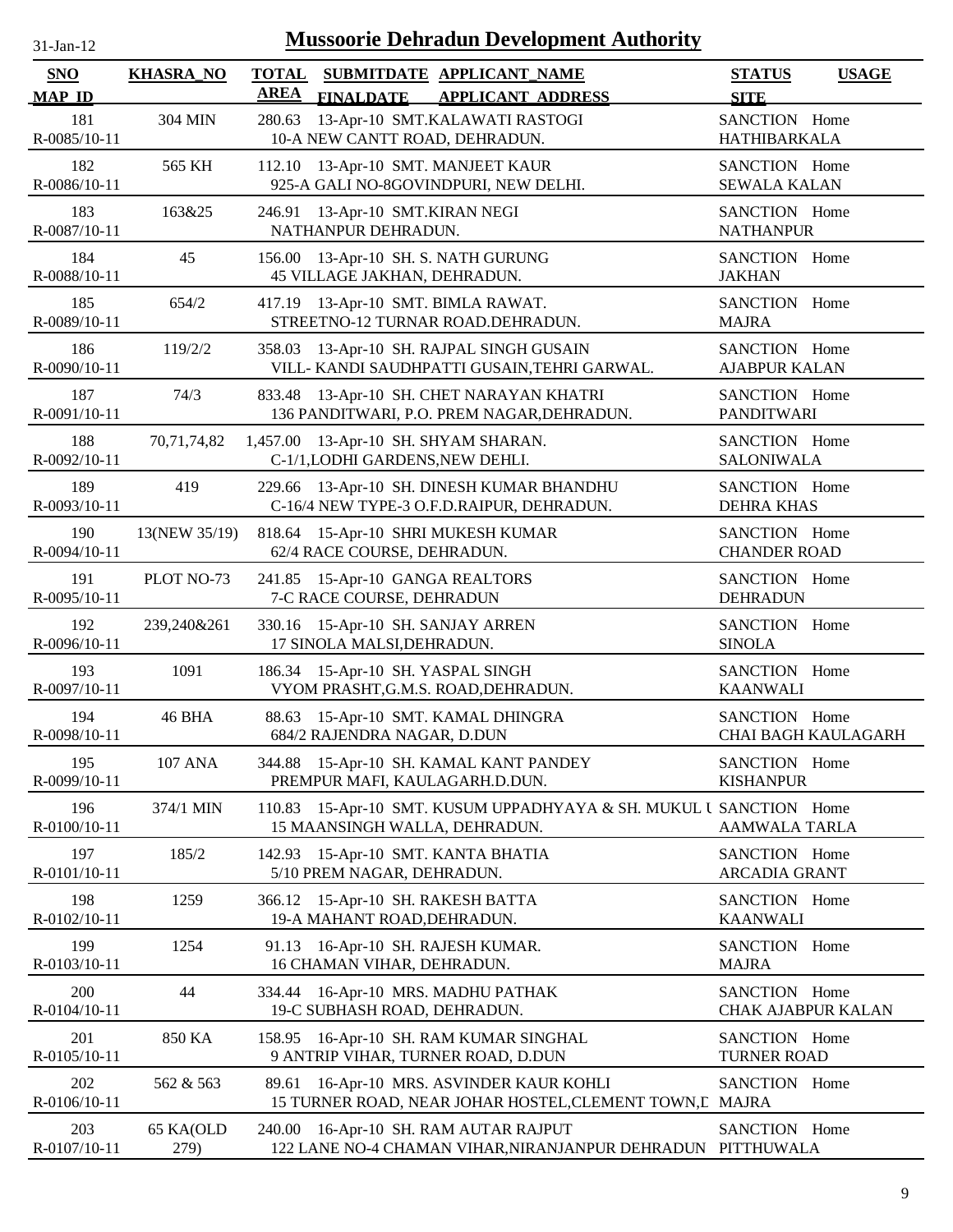31-Jan-12

# Mussoorie Dehradun Development Authority

| SNO / MAP_ID | KHASRA_NO | TOTAL AREA | SUBMITDATE / FINALDATE | APPLICANT_NAME / APPLICANT_ADDRESS | STATUS / SITE | USAGE |
|---|---|---|---|---|---|---|
| 181 / R-0085/10-11 | 304 MIN | 280.63 | 13-Apr-10 | SMT.KALAWATI RASTOGI / 10-A NEW CANTT ROAD, DEHRADUN. | SANCTION / HATHIBARKALA | Home |
| 182 / R-0086/10-11 | 565 KH | 112.10 | 13-Apr-10 | SMT. MANJEET KAUR / 925-A GALI NO-8GOVINDPURI, NEW DELHI. | SANCTION / SEWALA KALAN | Home |
| 183 / R-0087/10-11 | 163&25 | 246.91 | 13-Apr-10 | SMT.KIRAN NEGI / NATHANPUR DEHRADUN. | SANCTION / NATHANPUR | Home |
| 184 / R-0088/10-11 | 45 | 156.00 | 13-Apr-10 | SH. S. NATH GURUNG / 45 VILLAGE JAKHAN, DEHRADUN. | SANCTION / JAKHAN | Home |
| 185 / R-0089/10-11 | 654/2 | 417.19 | 13-Apr-10 | SMT. BIMLA RAWAT. / STREETNO-12 TURNAR ROAD.DEHRADUN. | SANCTION / MAJRA | Home |
| 186 / R-0090/10-11 | 119/2/2 | 358.03 | 13-Apr-10 | SH. RAJPAL SINGH GUSAIN / VILL- KANDI SAUDHPATTI GUSAIN,TEHRI GARWAL. | SANCTION / AJABPUR KALAN | Home |
| 187 / R-0091/10-11 | 74/3 | 833.48 | 13-Apr-10 | SH. CHET NARAYAN KHATRI / 136 PANDITWARI, P.O. PREM NAGAR,DEHRADUN. | SANCTION / PANDITWARI | Home |
| 188 / R-0092/10-11 | 70,71,74,82 | 1,457.00 | 13-Apr-10 | SH. SHYAM SHARAN. / C-1/1,LODHI GARDENS,NEW DEHLI. | SANCTION / SALONIWALA | Home |
| 189 / R-0093/10-11 | 419 | 229.66 | 13-Apr-10 | SH. DINESH KUMAR BHANDHU / C-16/4 NEW TYPE-3 O.F.D.RAIPUR, DEHRADUN. | SANCTION / DEHRA KHAS | Home |
| 190 / R-0094/10-11 | 13(NEW 35/19) | 818.64 | 15-Apr-10 | SHRI MUKESH KUMAR / 62/4 RACE COURSE, DEHRADUN. | SANCTION / CHANDER ROAD | Home |
| 191 / R-0095/10-11 | PLOT NO-73 | 241.85 | 15-Apr-10 | GANGA REALTORS / 7-C RACE COURSE, DEHRADUN | SANCTION / DEHRADUN | Home |
| 192 / R-0096/10-11 | 239,240&261 | 330.16 | 15-Apr-10 | SH. SANJAY ARREN / 17 SINOLA MALSI,DEHRADUN. | SANCTION / SINOLA | Home |
| 193 / R-0097/10-11 | 1091 | 186.34 | 15-Apr-10 | SH. YASPAL SINGH / VYOM PRASHT,G.M.S. ROAD,DEHRADUN. | SANCTION / KAANWALI | Home |
| 194 / R-0098/10-11 | 46 BHA | 88.63 | 15-Apr-10 | SMT. KAMAL DHINGRA / 684/2 RAJENDRA NAGAR, D.DUN | SANCTION / CHAI BAGH KAULAGARH | Home |
| 195 / R-0099/10-11 | 107 ANA | 344.88 | 15-Apr-10 | SH. KAMAL KANT PANDEY / PREMPUR MAFI, KAULAGARH.D.DUN. | SANCTION / KISHANPUR | Home |
| 196 / R-0100/10-11 | 374/1 MIN | 110.83 | 15-Apr-10 | SMT. KUSUM UPPADHYAYA & SH. MUKUL U / 15 MAANSINGH WALLA, DEHRADUN. | SANCTION / AAMWALA TARLA | Home |
| 197 / R-0101/10-11 | 185/2 | 142.93 | 15-Apr-10 | SMT. KANTA BHATIA / 5/10 PREM NAGAR, DEHRADUN. | SANCTION / ARCADIA GRANT | Home |
| 198 / R-0102/10-11 | 1259 | 366.12 | 15-Apr-10 | SH. RAKESH BATTA / 19-A MAHANT ROAD,DEHRADUN. | SANCTION / KAANWALI | Home |
| 199 / R-0103/10-11 | 1254 | 91.13 | 16-Apr-10 | SH. RAJESH KUMAR. / 16 CHAMAN VIHAR, DEHRADUN. | SANCTION / MAJRA | Home |
| 200 / R-0104/10-11 | 44 | 334.44 | 16-Apr-10 | MRS. MADHU PATHAK / 19-C SUBHASH ROAD, DEHRADUN. | SANCTION / CHAK AJABPUR KALAN | Home |
| 201 / R-0105/10-11 | 850 KA | 158.95 | 16-Apr-10 | SH. RAM KUMAR SINGHAL / 9 ANTRIP VIHAR, TURNER ROAD, D.DUN | SANCTION / TURNER ROAD | Home |
| 202 / R-0106/10-11 | 562 & 563 | 89.61 | 16-Apr-10 | MRS. ASVINDER KAUR KOHLI / 15 TURNER ROAD, NEAR JOHAR HOSTEL,CLEMENT TOWN,D | SANCTION / MAJRA | Home |
| 203 / R-0107/10-11 | 65 KA(OLD 279) | 240.00 | 16-Apr-10 | SH. RAM AUTAR RAJPUT / 122 LANE NO-4 CHAMAN VIHAR,NIRANJANPUR DEHRADUN | SANCTION / PITTHUWALA | Home |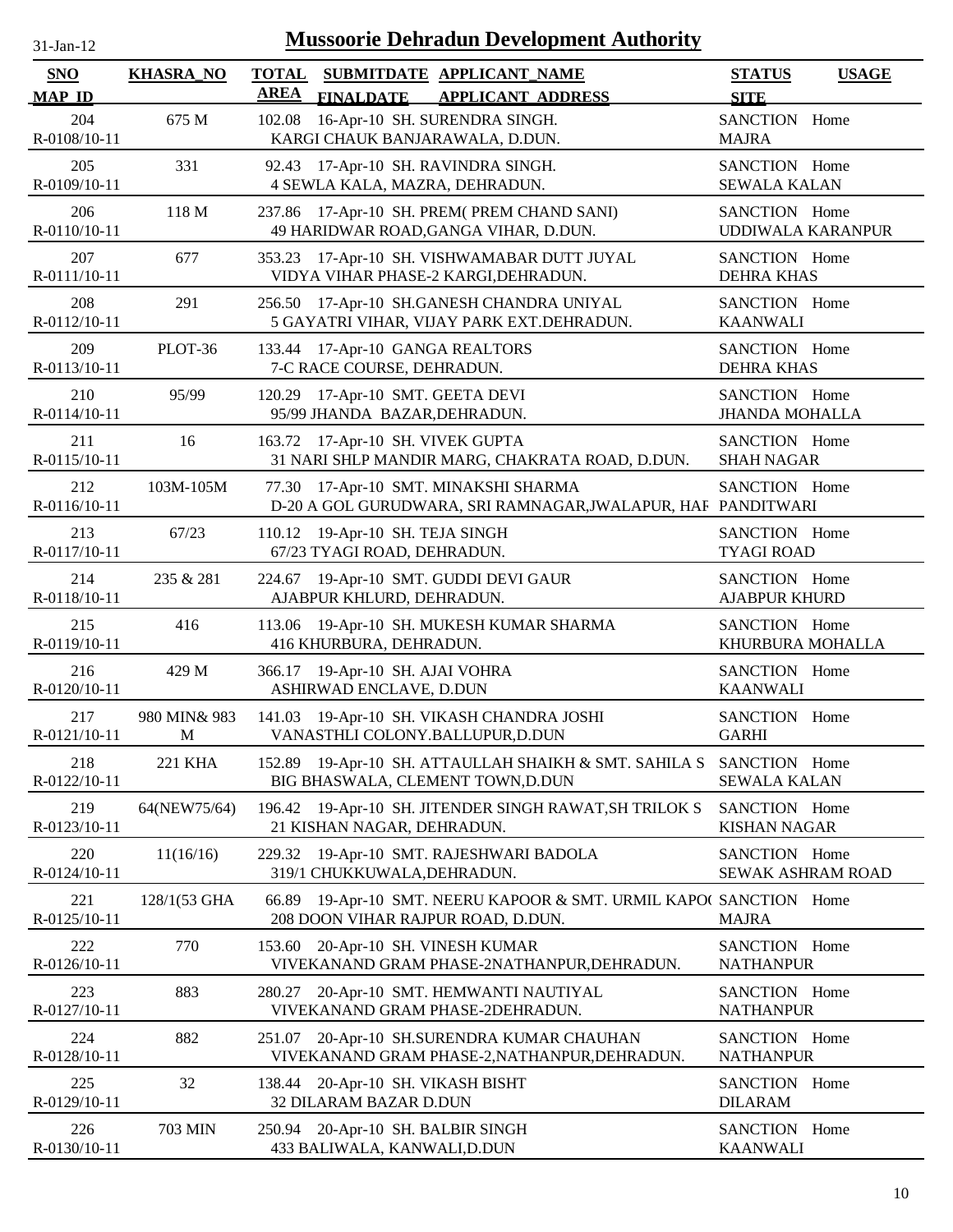# Mussoorie Dehradun Development Authority

| SNO / MAP ID | KHASRA_NO | TOTAL AREA | SUBMITDATE / FINALDATE | APPLICANT_NAME / APPLICANT ADDRESS | STATUS / SITE | USAGE |
|---|---|---|---|---|---|---|
| 204 / R-0108/10-11 | 675 M | 102.08 | 16-Apr-10 | SH. SURENDRA SINGH. / KARGI CHAUK BANJARAWALA, D.DUN. | SANCTION / MAJRA | Home |
| 205 / R-0109/10-11 | 331 | 92.43 | 17-Apr-10 | SH. RAVINDRA SINGH. / 4 SEWLA KALA, MAZRA, DEHRADUN. | SANCTION / SEWALA KALAN | Home |
| 206 / R-0110/10-11 | 118 M | 237.86 | 17-Apr-10 | SH. PREM( PREM CHAND SANI) / 49 HARIDWAR ROAD,GANGA VIHAR, D.DUN. | SANCTION / UDDIWALA KARANPUR | Home |
| 207 / R-0111/10-11 | 677 | 353.23 | 17-Apr-10 | SH. VISHWAMABAR DUTT JUYAL / VIDYA VIHAR PHASE-2 KARGI,DEHRADUN. | SANCTION / DEHRA KHAS | Home |
| 208 / R-0112/10-11 | 291 | 256.50 | 17-Apr-10 | SH.GANESH CHANDRA UNIYAL / 5 GAYATRI VIHAR, VIJAY PARK EXT.DEHRADUN. | SANCTION / KAANWALI | Home |
| 209 / R-0113/10-11 | PLOT-36 | 133.44 | 17-Apr-10 | GANGA REALTORS / 7-C RACE COURSE, DEHRADUN. | SANCTION / DEHRA KHAS | Home |
| 210 / R-0114/10-11 | 95/99 | 120.29 | 17-Apr-10 | SMT. GEETA DEVI / 95/99 JHANDA BAZAR,DEHRADUN. | SANCTION / JHANDA MOHALLA | Home |
| 211 / R-0115/10-11 | 16 | 163.72 | 17-Apr-10 | SH. VIVEK GUPTA / 31 NARI SHLP MANDIR MARG, CHAKRATA ROAD, D.DUN. | SANCTION / SHAH NAGAR | Home |
| 212 / R-0116/10-11 | 103M-105M | 77.30 | 17-Apr-10 | SMT. MINAKSHI SHARMA / D-20 A GOL GURUDWARA, SRI RAMNAGAR,JWALAPUR, HAF | SANCTION / PANDITWARI | Home |
| 213 / R-0117/10-11 | 67/23 | 110.12 | 19-Apr-10 | SH. TEJA SINGH / 67/23 TYAGI ROAD, DEHRADUN. | SANCTION / TYAGI ROAD | Home |
| 214 / R-0118/10-11 | 235 & 281 | 224.67 | 19-Apr-10 | SMT. GUDDI DEVI GAUR / AJABPUR KHLURD, DEHRADUN. | SANCTION / AJABPUR KHURD | Home |
| 215 / R-0119/10-11 | 416 | 113.06 | 19-Apr-10 | SH. MUKESH KUMAR SHARMA / 416 KHURBURA, DEHRADUN. | SANCTION / KHURBURA MOHALLA | Home |
| 216 / R-0120/10-11 | 429 M | 366.17 | 19-Apr-10 | SH. AJAI VOHRA / ASHIRWAD ENCLAVE, D.DUN | SANCTION / KAANWALI | Home |
| 217 / R-0121/10-11 | 980 MIN& 983 M | 141.03 | 19-Apr-10 | SH. VIKASH CHANDRA JOSHI / VANASTHLI COLONY.BALLUPUR,D.DUN | SANCTION / GARHI | Home |
| 218 / R-0122/10-11 | 221 KHA | 152.89 | 19-Apr-10 | SH. ATTAULLAH SHAIKH & SMT. SAHILA S / BIG BHASWALA, CLEMENT TOWN,D.DUN | SANCTION / SEWALA KALAN | Home |
| 219 / R-0123/10-11 | 64(NEW75/64) | 196.42 | 19-Apr-10 | SH. JITENDER SINGH RAWAT,SH TRILOK S / 21 KISHAN NAGAR, DEHRADUN. | SANCTION / KISHAN NAGAR | Home |
| 220 / R-0124/10-11 | 11(16/16) | 229.32 | 19-Apr-10 | SMT. RAJESHWARI BADOLA / 319/1 CHUKKUWALA,DEHRADUN. | SANCTION / SEWAK ASHRAM ROAD | Home |
| 221 / R-0125/10-11 | 128/1(53 GHA | 66.89 | 19-Apr-10 | SMT. NEERU KAPOOR & SMT. URMIL KAPO( / 208 DOON VIHAR RAJPUR ROAD, D.DUN. | SANCTION / MAJRA | Home |
| 222 / R-0126/10-11 | 770 | 153.60 | 20-Apr-10 | SH. VINESH KUMAR / VIVEKANAND GRAM PHASE-2NATHANPUR,DEHRADUN. | SANCTION / NATHANPUR | Home |
| 223 / R-0127/10-11 | 883 | 280.27 | 20-Apr-10 | SMT. HEMWANTI NAUTIYAL / VIVEKANAND GRAM PHASE-2DEHRADUN. | SANCTION / NATHANPUR | Home |
| 224 / R-0128/10-11 | 882 | 251.07 | 20-Apr-10 | SH.SURENDRA KUMAR CHAUHAN / VIVEKANAND GRAM PHASE-2,NATHANPUR,DEHRADUN. | SANCTION / NATHANPUR | Home |
| 225 / R-0129/10-11 | 32 | 138.44 | 20-Apr-10 | SH. VIKASH BISHT / 32 DILARAM BAZAR D.DUN | SANCTION / DILARAM | Home |
| 226 / R-0130/10-11 | 703 MIN | 250.94 | 20-Apr-10 | SH. BALBIR SINGH / 433 BALIWALA, KANWALI,D.DUN | SANCTION / KAANWALI | Home |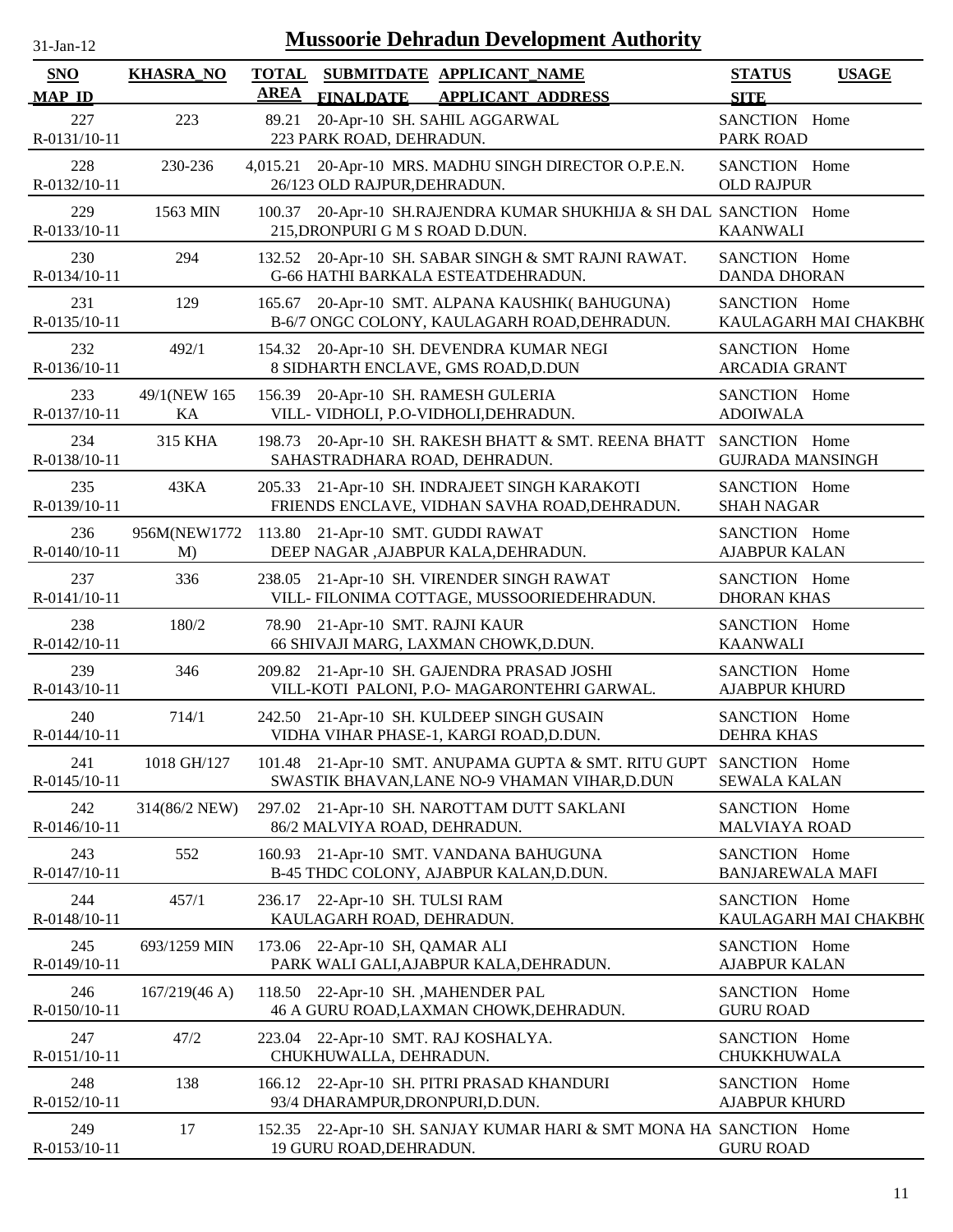# Mussoorie Dehradun Development Authority

31-Jan-12

| SNO | KHASRA_NO | TOTAL AREA | SUBMITDATE | APPLICANT_NAME | STATUS | USAGE |
|---|---|---|---|---|---|---|
| MAP_ID | | | FINALDATE | APPLICANT_ADDRESS | SITE | |
| 227 | 223 | 89.21 | 20-Apr-10 | SH. SAHIL AGGARWAL | SANCTION | Home |
| R-0131/10-11 | | | | 223 PARK ROAD, DEHRADUN. | PARK ROAD | |
| 228 | 230-236 | 4,015.21 | 20-Apr-10 | MRS. MADHU SINGH DIRECTOR O.P.E.N. | SANCTION | Home |
| R-0132/10-11 | | | | 26/123 OLD RAJPUR,DEHRADUN. | OLD RAJPUR | |
| 229 | 1563 MIN | 100.37 | 20-Apr-10 | SH.RAJENDRA KUMAR SHUKHIJA & SH DAL | SANCTION | Home |
| R-0133/10-11 | | | | 215,DRONPURI G M S ROAD D.DUN. | KAANWALI | |
| 230 | 294 | 132.52 | 20-Apr-10 | SH. SABAR SINGH & SMT RAJNI RAWAT. | SANCTION | Home |
| R-0134/10-11 | | | | G-66 HATHI BARKALA ESTEATDEHRADUN. | DANDA DHORAN | |
| 231 | 129 | 165.67 | 20-Apr-10 | SMT. ALPANA KAUSHIK( BAHUGUNA) | SANCTION | Home |
| R-0135/10-11 | | | | B-6/7 ONGC COLONY, KAULAGARH ROAD,DEHRADUN. | KAULAGARH MAI CHAKBHO | |
| 232 | 492/1 | 154.32 | 20-Apr-10 | SH. DEVENDRA KUMAR NEGI | SANCTION | Home |
| R-0136/10-11 | | | | 8 SIDHARTH ENCLAVE, GMS ROAD,D.DUN | ARCADIA GRANT | |
| 233 | 49/1(NEW 165 KA | 156.39 | 20-Apr-10 | SH. RAMESH GULERIA | SANCTION | Home |
| R-0137/10-11 | | | | VILL- VIDHOLI, P.O-VIDHOLI,DEHRADUN. | ADOIWALA | |
| 234 | 315 KHA | 198.73 | 20-Apr-10 | SH. RAKESH BHATT & SMT. REENA BHATT | SANCTION | Home |
| R-0138/10-11 | | | | SAHASTRADHARA ROAD, DEHRADUN. | GUJRADA MANSINGH | |
| 235 | 43KA | 205.33 | 21-Apr-10 | SH. INDRAJEET SINGH KARAKOTI | SANCTION | Home |
| R-0139/10-11 | | | | FRIENDS ENCLAVE, VIDHAN SAVHA ROAD,DEHRADUN. | SHAH NAGAR | |
| 236 | 956M(NEW1772 M) | 113.80 | 21-Apr-10 | SMT. GUDDI RAWAT | SANCTION | Home |
| R-0140/10-11 | | | | DEEP NAGAR ,AJABPUR KALA,DEHRADUN. | AJABPUR KALAN | |
| 237 | 336 | 238.05 | 21-Apr-10 | SH. VIRENDER SINGH RAWAT | SANCTION | Home |
| R-0141/10-11 | | | | VILL- FILONIMA COTTAGE, MUSSOORIEDEHRADUN. | DHORAN KHAS | |
| 238 | 180/2 | 78.90 | 21-Apr-10 | SMT. RAJNI KAUR | SANCTION | Home |
| R-0142/10-11 | | | | 66 SHIVAJI MARG, LAXMAN CHOWK,D.DUN. | KAANWALI | |
| 239 | 346 | 209.82 | 21-Apr-10 | SH. GAJENDRA PRASAD JOSHI | SANCTION | Home |
| R-0143/10-11 | | | | VILL-KOTI PALONI, P.O- MAGARONTEHRI GARWAL. | AJABPUR KHURD | |
| 240 | 714/1 | 242.50 | 21-Apr-10 | SH. KULDEEP SINGH GUSAIN | SANCTION | Home |
| R-0144/10-11 | | | | VIDHA VIHAR PHASE-1, KARGI ROAD,D.DUN. | DEHRA KHAS | |
| 241 | 1018 GH/127 | 101.48 | 21-Apr-10 | SMT. ANUPAMA GUPTA & SMT. RITU GUPT | SANCTION | Home |
| R-0145/10-11 | | | | SWASTIK BHAVAN,LANE NO-9 VHAMAN VIHAR,D.DUN | SEWALA KALAN | |
| 242 | 314(86/2 NEW) | 297.02 | 21-Apr-10 | SH. NAROTTAM DUTT SAKLANI | SANCTION | Home |
| R-0146/10-11 | | | | 86/2 MALVIYA ROAD, DEHRADUN. | MALVIAYA ROAD | |
| 243 | 552 | 160.93 | 21-Apr-10 | SMT. VANDANA BAHUGUNA | SANCTION | Home |
| R-0147/10-11 | | | | B-45 THDC COLONY, AJABPUR KALAN,D.DUN. | BANJAREWALA MAFI | |
| 244 | 457/1 | 236.17 | 22-Apr-10 | SH. TULSI RAM | SANCTION | Home |
| R-0148/10-11 | | | | KAULAGARH ROAD, DEHRADUN. | KAULAGARH MAI CHAKBHO | |
| 245 | 693/1259 MIN | 173.06 | 22-Apr-10 | SH, QAMAR ALI | SANCTION | Home |
| R-0149/10-11 | | | | PARK WALI GALI,AJABPUR KALA,DEHRADUN. | AJABPUR KALAN | |
| 246 | 167/219(46 A) | 118.50 | 22-Apr-10 | SH. ,MAHENDER PAL | SANCTION | Home |
| R-0150/10-11 | | | | 46 A GURU ROAD,LAXMAN CHOWK,DEHRADUN. | GURU ROAD | |
| 247 | 47/2 | 223.04 | 22-Apr-10 | SMT. RAJ KOSHALYA. | SANCTION | Home |
| R-0151/10-11 | | | | CHUKHUWALLA, DEHRADUN. | CHUKKHUWALA | |
| 248 | 138 | 166.12 | 22-Apr-10 | SH. PITRI PRASAD KHANDURI | SANCTION | Home |
| R-0152/10-11 | | | | 93/4 DHARAMPUR,DRONPURI,D.DUN. | AJABPUR KHURD | |
| 249 | 17 | 152.35 | 22-Apr-10 | SH. SANJAY KUMAR HARI & SMT MONA HA | SANCTION | Home |
| R-0153/10-11 | | | | 19 GURU ROAD,DEHRADUN. | GURU ROAD | |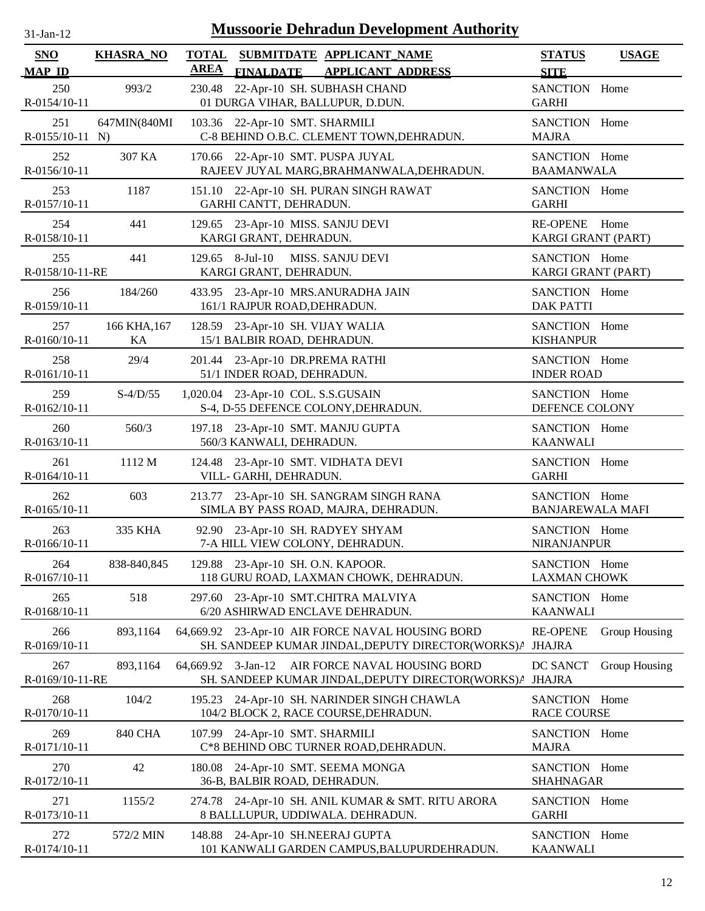# Mussoorie Dehradun Development Authority

31-Jan-12

| SNO / MAP_ID | KHASRA_NO | TOTAL AREA | SUBMITDATE / FINALDATE | APPLICANT_NAME / APPLICANT_ADDRESS | STATUS / SITE | USAGE |
|---|---|---|---|---|---|---|
| 250 R-0154/10-11 | 993/2 | 230.48 | 22-Apr-10 | SH. SUBHASH CHAND 01 DURGA VIHAR, BALLUPUR, D.DUN. | SANCTION GARHI | Home |
| 251 R-0155/10-11 | 647MIN(840MIN) | 103.36 | 22-Apr-10 | SMT. SHARMILI C-8 BEHIND O.B.C. CLEMENT TOWN,DEHRADUN. | SANCTION MAJRA | Home |
| 252 R-0156/10-11 | 307 KA | 170.66 | 22-Apr-10 | SMT. PUSPA JUYAL RAJEEV JUYAL MARG,BRAHMANWALA,DEHRADUN. | SANCTION BAAMANWALA | Home |
| 253 R-0157/10-11 | 1187 | 151.10 | 22-Apr-10 | SH. PURAN SINGH RAWAT GARHI CANTT, DEHRADUN. | SANCTION GARHI | Home |
| 254 R-0158/10-11 | 441 | 129.65 | 23-Apr-10 | MISS. SANJU DEVI KARGI GRANT, DEHRADUN. | RE-OPENE KARGI GRANT (PART) | Home |
| 255 R-0158/10-11-RE | 441 | 129.65 | 8-Jul-10 | MISS. SANJU DEVI KARGI GRANT, DEHRADUN. | SANCTION KARGI GRANT (PART) | Home |
| 256 R-0159/10-11 | 184/260 | 433.95 | 23-Apr-10 | MRS.ANURADHA JAIN 161/1 RAJPUR ROAD,DEHRADUN. | SANCTION DAK PATTI | Home |
| 257 R-0160/10-11 | 166 KHA,167 KA | 128.59 | 23-Apr-10 | SH. VIJAY WALIA 15/1 BALBIR ROAD, DEHRADUN. | SANCTION KISHANPUR | Home |
| 258 R-0161/10-11 | 29/4 | 201.44 | 23-Apr-10 | DR.PREMA RATHI 51/1 INDER ROAD, DEHRADUN. | SANCTION INDER ROAD | Home |
| 259 R-0162/10-11 | S-4/D/55 | 1,020.04 | 23-Apr-10 | COL. S.S.GUSAIN S-4, D-55 DEFENCE COLONY,DEHRADUN. | SANCTION DEFENCE COLONY | Home |
| 260 R-0163/10-11 | 560/3 | 197.18 | 23-Apr-10 | SMT. MANJU GUPTA 560/3 KANWALI, DEHRADUN. | SANCTION KAANWALI | Home |
| 261 R-0164/10-11 | 1112 M | 124.48 | 23-Apr-10 | SMT. VIDHATA DEVI VILL- GARHI, DEHRADUN. | SANCTION GARHI | Home |
| 262 R-0165/10-11 | 603 | 213.77 | 23-Apr-10 | SH. SANGRAM SINGH RANA SIMLA BY PASS ROAD, MAJRA, DEHRADUN. | SANCTION BANJAREWALA MAFI | Home |
| 263 R-0166/10-11 | 335 KHA | 92.90 | 23-Apr-10 | SH. RADYEY SHYAM 7-A HILL VIEW COLONY, DEHRADUN. | SANCTION NIRANJANPUR | Home |
| 264 R-0167/10-11 | 838-840,845 | 129.88 | 23-Apr-10 | SH. O.N. KAPOOR. 118 GURU ROAD, LAXMAN CHOWK, DEHRADUN. | SANCTION LAXMAN CHOWK | Home |
| 265 R-0168/10-11 | 518 | 297.60 | 23-Apr-10 | SMT.CHITRA MALVIYA 6/20 ASHIRWAD ENCLAVE DEHRADUN. | SANCTION KAANWALI | Home |
| 266 R-0169/10-11 | 893,1164 | 64,669.92 | 23-Apr-10 | AIR FORCE NAVAL HOUSING BORD SH. SANDEEP KUMAR JINDAL,DEPUTY DIRECTOR(WORKS)A | RE-OPENE JHAJRA | Group Housing |
| 267 R-0169/10-11-RE | 893,1164 | 64,669.92 | 3-Jan-12 | AIR FORCE NAVAL HOUSING BORD SH. SANDEEP KUMAR JINDAL,DEPUTY DIRECTOR(WORKS)A | DC SANCT JHAJRA | Group Housing |
| 268 R-0170/10-11 | 104/2 | 195.23 | 24-Apr-10 | SH. NARINDER SINGH CHAWLA 104/2 BLOCK 2, RACE COURSE,DEHRADUN. | SANCTION RACE COURSE | Home |
| 269 R-0171/10-11 | 840 CHA | 107.99 | 24-Apr-10 | SMT. SHARMILI C*8 BEHIND OBC TURNER ROAD,DEHRADUN. | SANCTION MAJRA | Home |
| 270 R-0172/10-11 | 42 | 180.08 | 24-Apr-10 | SMT. SEEMA MONGA 36-B, BALBIR ROAD, DEHRADUN. | SANCTION SHAHNAGAR | Home |
| 271 R-0173/10-11 | 1155/2 | 274.78 | 24-Apr-10 | SH. ANIL KUMAR & SMT. RITU ARORA 8 BALLLUPUR, UDDIWALA. DEHRADUN. | SANCTION GARHI | Home |
| 272 R-0174/10-11 | 572/2 MIN | 148.88 | 24-Apr-10 | SH.NEERAJ GUPTA 101 KANWALI GARDEN CAMPUS,BALUPURDEHRADUN. | SANCTION KAANWALI | Home |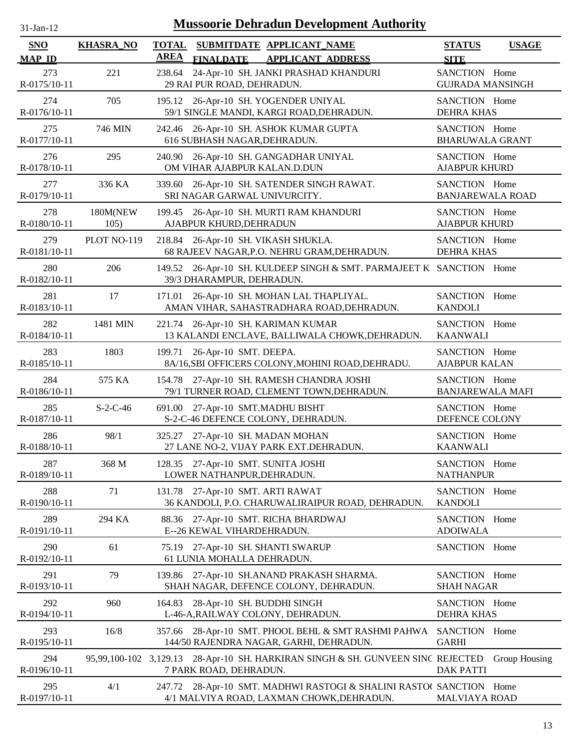# Mussoorie Dehradun Development Authority

31-Jan-12

| SNO<br>MAP_ID | KHASRA_NO | TOTAL AREA | SUBMITDATE<br>FINALDATE | APPLICANT_NAME<br>APPLICANT_ADDRESS | STATUS<br>SITE | USAGE |
|---|---|---|---|---|---|---|
| 273<br>R-0175/10-11 | 221 | 238.64 | 24-Apr-10 | SH. JANKI PRASHAD KHANDURI<br>29 RAI PUR ROAD, DEHRADUN. | SANCTION<br>GUJRADA MANSINGH | Home |
| 274<br>R-0176/10-11 | 705 | 195.12 | 26-Apr-10 | SH. YOGENDER UNIYAL<br>59/1 SINGLE MANDI, KARGI ROAD,DEHRADUN. | SANCTION<br>DEHRA KHAS | Home |
| 275<br>R-0177/10-11 | 746 MIN | 242.46 | 26-Apr-10 | SH. ASHOK KUMAR GUPTA<br>616 SUBHASH NAGAR,DEHRADUN. | SANCTION<br>BHARUWALA GRANT | Home |
| 276<br>R-0178/10-11 | 295 | 240.90 | 26-Apr-10 | SH. GANGADHAR UNIYAL<br>OM VIHAR AJABPUR KALAN.D.DUN | SANCTION<br>AJABPUR KHURD | Home |
| 277<br>R-0179/10-11 | 336 KA | 339.60 | 26-Apr-10 | SH. SATENDER SINGH RAWAT.<br>SRI NAGAR GARWAL UNIVURCITY. | SANCTION<br>BANJAREWALA ROAD | Home |
| 278<br>R-0180/10-11 | 180M(NEW 105) | 199.45 | 26-Apr-10 | SH. MURTI RAM KHANDURI<br>AJABPUR KHURD,DEHRADUN | SANCTION<br>AJABPUR KHURD | Home |
| 279<br>R-0181/10-11 | PLOT NO-119 | 218.84 | 26-Apr-10 | SH. VIKASH SHUKLA.<br>68 RAJEEV NAGAR,P.O. NEHRU GRAM,DEHRADUN. | SANCTION<br>DEHRA KHAS | Home |
| 280<br>R-0182/10-11 | 206 | 149.52 | 26-Apr-10 | SH. KULDEEP SINGH & SMT. PARMAJEET K<br>39/3 DHARAMPUR, DEHRADUN. | SANCTION | Home |
| 281<br>R-0183/10-11 | 17 | 171.01 | 26-Apr-10 | SH. MOHAN LAL THAPLIYAL.<br>AMAN VIHAR, SAHASTRADHARA ROAD,DEHRADUN. | SANCTION<br>KANDOLI | Home |
| 282<br>R-0184/10-11 | 1481 MIN | 221.74 | 26-Apr-10 | SH. KARIMAN KUMAR<br>13 KALANDI ENCLAVE, BALLIWALA CHOWK,DEHRADUN. | SANCTION<br>KAANWALI | Home |
| 283<br>R-0185/10-11 | 1803 | 199.71 | 26-Apr-10 | SMT. DEEPA.<br>8A/16,SBI OFFICERS COLONY,MOHINI ROAD,DEHRADU. | SANCTION<br>AJABPUR KALAN | Home |
| 284<br>R-0186/10-11 | 575 KA | 154.78 | 27-Apr-10 | SH. RAMESH CHANDRA JOSHI<br>79/1 TURNER ROAD, CLEMENT TOWN,DEHRADUN. | SANCTION<br>BANJAREWALA MAFI | Home |
| 285<br>R-0187/10-11 | S-2-C-46 | 691.00 | 27-Apr-10 | SMT.MADHU BISHT<br>S-2-C-46 DEFENCE COLONY, DEHRADUN. | SANCTION<br>DEFENCE COLONY | Home |
| 286<br>R-0188/10-11 | 98/1 | 325.27 | 27-Apr-10 | SH. MADAN MOHAN<br>27 LANE NO-2, VIJAY PARK EXT.DEHRADUN. | SANCTION<br>KAANWALI | Home |
| 287<br>R-0189/10-11 | 368 M | 128.35 | 27-Apr-10 | SMT. SUNITA JOSHI<br>LOWER NATHANPUR,DEHRADUN. | SANCTION<br>NATHANPUR | Home |
| 288<br>R-0190/10-11 | 71 | 131.78 | 27-Apr-10 | SMT. ARTI RAWAT<br>36 KANDOLI, P.O. CHARUWALIRAIPUR ROAD, DEHRADUN. | SANCTION<br>KANDOLI | Home |
| 289<br>R-0191/10-11 | 294 KA | 88.36 | 27-Apr-10 | SMT. RICHA BHARDWAJ<br>E--26 KEWAL VIHARDEHRADUN. | SANCTION<br>ADOIWALA | Home |
| 290<br>R-0192/10-11 | 61 | 75.19 | 27-Apr-10 | SH. SHANTI SWARUP<br>61 LUNIA MOHALLA DEHRADUN. | SANCTION | Home |
| 291<br>R-0193/10-11 | 79 | 139.86 | 27-Apr-10 | SH.ANAND PRAKASH SHARMA.<br>SHAH NAGAR, DEFENCE COLONY, DEHRADUN. | SANCTION<br>SHAH NAGAR | Home |
| 292<br>R-0194/10-11 | 960 | 164.83 | 28-Apr-10 | SH. BUDDHI SINGH<br>L-46-A,RAILWAY COLONY, DEHRADUN. | SANCTION<br>DEHRA KHAS | Home |
| 293<br>R-0195/10-11 | 16/8 | 357.66 | 28-Apr-10 | SMT. PHOOL BEHL & SMT RASHMI PAHWA<br>144/50 RAJENDRA NAGAR, GARHI, DEHRADUN. | SANCTION<br>GARHI | Home |
| 294<br>R-0196/10-11 | 95,99,100-102 | 3,129.13 | 28-Apr-10 | SH. HARKIRAN SINGH & SH. GUNVEEN SINC<br>7 PARK ROAD, DEHRADUN. | REJECTED<br>DAK PATTI | Group Housing |
| 295<br>R-0197/10-11 | 4/1 | 247.72 | 28-Apr-10 | SMT. MADHWI RASTOGI & SHALINI RASTO(<br>4/1 MALVIYA ROAD, LAXMAN CHOWK,DEHRADUN. | SANCTION<br>MALVIAYA ROAD | Home |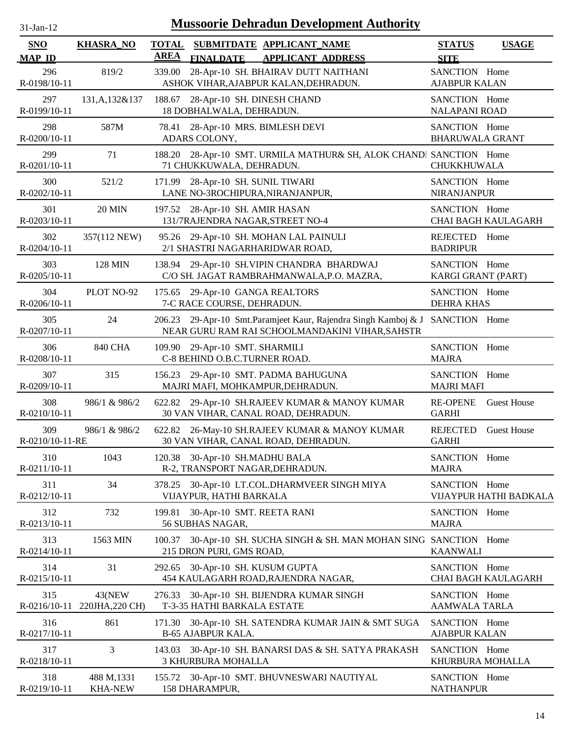# Mussoorie Dehradun Development Authority

31-Jan-12

| SNO / MAP_ID | KHASRA_NO | TOTAL AREA | SUBMITDATE / FINALDATE | APPLICANT_NAME / APPLICANT_ADDRESS | STATUS / SITE | USAGE |
|---|---|---|---|---|---|---|
| 296 / R-0198/10-11 | 819/2 | 339.00 | 28-Apr-10 | SH. BHAIRAV DUTT NAITHANI / ASHOK VIHAR,AJABPUR KALAN,DEHRADUN. | SANCTION / AJABPUR KALAN | Home |
| 297 / R-0199/10-11 | 131,A,132&137 | 188.67 | 28-Apr-10 | SH. DINESH CHAND / 18 DOBHALWALA, DEHRADUN. | SANCTION / NALAPANI ROAD | Home |
| 298 / R-0200/10-11 | 587M | 78.41 | 28-Apr-10 | MRS. BIMLESH DEVI / ADARS COLONY, | SANCTION / BHARUWALA GRANT | Home |
| 299 / R-0201/10-11 | 71 | 188.20 | 28-Apr-10 | SMT. URMILA MATHUR& SH, ALOK CHANDI / 71 CHUKKUWALA, DEHRADUN. | SANCTION / CHUKKHUWALA | Home |
| 300 / R-0202/10-11 | 521/2 | 171.99 | 28-Apr-10 | SH. SUNIL TIWARI / LANE NO-3ROCHIPURA,NIRANJANPUR, | SANCTION / NIRANJANPUR | Home |
| 301 / R-0203/10-11 | 20 MIN | 197.52 | 28-Apr-10 | SH. AMIR HASAN / 131/7RAJENDRA NAGAR,STREET NO-4 | SANCTION / CHAI BAGH KAULAGARH | Home |
| 302 / R-0204/10-11 | 357(112 NEW) | 95.26 | 29-Apr-10 | SH. MOHAN LAL PAINULI / 2/1 SHASTRI NAGARHARIDWAR ROAD, | REJECTED / BADRIPUR | Home |
| 303 / R-0205/10-11 | 128 MIN | 138.94 | 29-Apr-10 | SH.VIPIN CHANDRA BHARDWAJ / C/O SH. JAGAT RAMBRAHMANWALA,P.O. MAZRA, | SANCTION / KARGI GRANT (PART) | Home |
| 304 / R-0206/10-11 | PLOT NO-92 | 175.65 | 29-Apr-10 | GANGA REALTORS / 7-C RACE COURSE, DEHRADUN. | SANCTION / DEHRA KHAS | Home |
| 305 / R-0207/10-11 | 24 | 206.23 | 29-Apr-10 | Smt.Paramjeet Kaur, Rajendra Singh Kamboj & J / NEAR GURU RAM RAI SCHOOLMANDAKINI VIHAR,SAHSTR | SANCTION | Home |
| 306 / R-0208/10-11 | 840 CHA | 109.90 | 29-Apr-10 | SMT. SHARMILI / C-8 BEHIND O.B.C.TURNER ROAD. | SANCTION / MAJRA | Home |
| 307 / R-0209/10-11 | 315 | 156.23 | 29-Apr-10 | SMT. PADMA BAHUGUNA / MAJRI MAFI, MOHKAMPUR,DEHRADUN. | SANCTION / MAJRI MAFI | Home |
| 308 / R-0210/10-11 | 986/1 & 986/2 | 622.82 | 29-Apr-10 | SH.RAJEEV KUMAR & MANOY KUMAR / 30 VAN VIHAR, CANAL ROAD, DEHRADUN. | RE-OPENE / GARHI | Guest House |
| 309 / R-0210/10-11-RE | 986/1 & 986/2 | 622.82 | 26-May-10 | SH.RAJEEV KUMAR & MANOY KUMAR / 30 VAN VIHAR, CANAL ROAD, DEHRADUN. | REJECTED / GARHI | Guest House |
| 310 / R-0211/10-11 | 1043 | 120.38 | 30-Apr-10 | SH.MADHU BALA / R-2, TRANSPORT NAGAR,DEHRADUN. | SANCTION / MAJRA | Home |
| 311 / R-0212/10-11 | 34 | 378.25 | 30-Apr-10 | LT.COL.DHARMVEER SINGH MIYA / VIJAYPUR, HATHI BARKALA | SANCTION / VIJAYPUR HATHI BADKALA | Home |
| 312 / R-0213/10-11 | 732 | 199.81 | 30-Apr-10 | SMT. REETA RANI / 56 SUBHAS NAGAR, | SANCTION / MAJRA | Home |
| 313 / R-0214/10-11 | 1563 MIN | 100.37 | 30-Apr-10 | SH. SUCHA SINGH & SH. MAN MOHAN SING / 215 DRON PURI, GMS ROAD, | SANCTION / KAANWALI | Home |
| 314 / R-0215/10-11 | 31 | 292.65 | 30-Apr-10 | SH. KUSUM GUPTA / 454 KAULAGARH ROAD,RAJENDRA NAGAR, | SANCTION / CHAI BAGH KAULAGARH | Home |
| 315 / R-0216/10-11 | 43(NEW 220JHA,220 CH) | 276.33 | 30-Apr-10 | SH. BIJENDRA KUMAR SINGH / T-3-35 HATHI BARKALA ESTATE | SANCTION / AAMWALA TARLA | Home |
| 316 / R-0217/10-11 | 861 | 171.30 | 30-Apr-10 | SH. SATENDRA KUMAR JAIN & SMT SUGA / B-65 AJABPUR KALA. | SANCTION / AJABPUR KALAN | Home |
| 317 / R-0218/10-11 | 3 | 143.03 | 30-Apr-10 | SH. BANARSI DAS & SH. SATYA PRAKASH / 3 KHURBURA MOHALLA | SANCTION / KHURBURA MOHALLA | Home |
| 318 / R-0219/10-11 | 488 M,1331 KHA-NEW | 155.72 | 30-Apr-10 | SMT. BHUVNESWARI NAUTIYAL / 158 DHARAMPUR, | SANCTION / NATHANPUR | Home |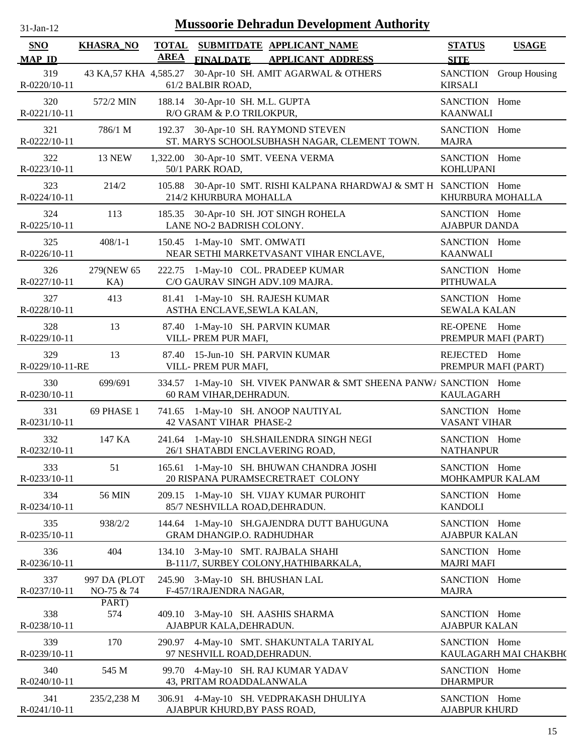# Mussoorie Dehradun Development Authority

31-Jan-12

| SNO / MAP_ID | KHASRA_NO | TOTAL AREA | SUBMITDATE / FINALDATE | APPLICANT_NAME / APPLICANT_ADDRESS | STATUS / SITE | USAGE |
|---|---|---|---|---|---|---|
| 319 / R-0220/10-11 | 43 KA,57 KHA | 4,585.27 | 30-Apr-10 | SH. AMIT AGARWAL & OTHERS / 61/2 BALBIR ROAD, | SANCTION / KIRSALI | Group Housing |
| 320 / R-0221/10-11 | 572/2 MIN | 188.14 | 30-Apr-10 | SH. M.L. GUPTA / R/O GRAM & P.O TRILOKPUR, | SANCTION / KAANWALI | Home |
| 321 / R-0222/10-11 | 786/1 M | 192.37 | 30-Apr-10 | SH. RAYMOND STEVEN / ST. MARYS SCHOOLSUBHASH NAGAR, CLEMENT TOWN. | SANCTION / MAJRA | Home |
| 322 / R-0223/10-11 | 13 NEW | 1,322.00 | 30-Apr-10 | SMT. VEENA VERMA / 50/1 PARK ROAD, | SANCTION / KOHLUPANI | Home |
| 323 / R-0224/10-11 | 214/2 | 105.88 | 30-Apr-10 | SMT. RISHI KALPANA RHARDWAJ & SMT H / 214/2 KHURBURA MOHALLA | SANCTION / KHURBURA MOHALLA | Home |
| 324 / R-0225/10-11 | 113 | 185.35 | 30-Apr-10 | SH. JOT SINGH ROHELA / LANE NO-2 BADRISH COLONY. | SANCTION / AJABPUR DANDA | Home |
| 325 / R-0226/10-11 | 408/1-1 | 150.45 | 1-May-10 | SMT. OMWATI / NEAR SETHI MARKETVASANT VIHAR ENCLAVE, | SANCTION / KAANWALI | Home |
| 326 / R-0227/10-11 | 279(NEW 65 KA) | 222.75 | 1-May-10 | COL. PRADEEP KUMAR / C/O GAURAV SINGH ADV.109 MAJRA. | SANCTION / PITHUWALA | Home |
| 327 / R-0228/10-11 | 413 | 81.41 | 1-May-10 | SH. RAJESH KUMAR / ASTHA ENCLAVE,SEWLA KALAN, | SANCTION / SEWALA KALAN | Home |
| 328 / R-0229/10-11 | 13 | 87.40 | 1-May-10 | SH. PARVIN KUMAR / VILL- PREM PUR MAFI, | RE-OPENE / PREMPUR MAFI (PART) | Home |
| 329 / R-0229/10-11-RE | 13 | 87.40 | 15-Jun-10 | SH. PARVIN KUMAR / VILL- PREM PUR MAFI, | REJECTED / PREMPUR MAFI (PART) | Home |
| 330 / R-0230/10-11 | 699/691 | 334.57 | 1-May-10 | SH. VIVEK PANWAR & SMT SHEENA PANWA / 60 RAM VIHAR,DEHRADUN. | SANCTION / KAULAGARH | Home |
| 331 / R-0231/10-11 | 69 PHASE 1 | 741.65 | 1-May-10 | SH. ANOOP NAUTIYAL / 42 VASANT VIHAR PHASE-2 | SANCTION / VASANT VIHAR | Home |
| 332 / R-0232/10-11 | 147 KA | 241.64 | 1-May-10 | SH.SHAILENDRA SINGH NEGI / 26/1 SHATABDI ENCLAVERING ROAD, | SANCTION / NATHANPUR | Home |
| 333 / R-0233/10-11 | 51 | 165.61 | 1-May-10 | SH. BHUWAN CHANDRA JOSHI / 20 RISPANA PURAMSECRETRAET COLONY | SANCTION / MOHKAMPUR KALAM | Home |
| 334 / R-0234/10-11 | 56 MIN | 209.15 | 1-May-10 | SH. VIJAY KUMAR PUROHIT / 85/7 NESHVILLA ROAD,DEHRADUN. | SANCTION / KANDOLI | Home |
| 335 / R-0235/10-11 | 938/2/2 | 144.64 | 1-May-10 | SH.GAJENDRA DUTT BAHUGUNA / GRAM DHANGIP.O. RADHUDHAR | SANCTION / AJABPUR KALAN | Home |
| 336 / R-0236/10-11 | 404 | 134.10 | 3-May-10 | SMT. RAJBALA SHAHI / B-111/7, SURBEY COLONY,HATHIBARKALA, | SANCTION / MAJRI MAFI | Home |
| 337 / R-0237/10-11 | 997 DA (PLOT NO-75 & 74 PART) | 245.90 | 3-May-10 | SH. BHUSHAN LAL / F-457/1RAJENDRA NAGAR, | SANCTION / MAJRA | Home |
| 338 / R-0238/10-11 | 574 | 409.10 | 3-May-10 | SH. AASHIS SHARMA / AJABPUR KALA,DEHRADUN. | SANCTION / AJABPUR KALAN | Home |
| 339 / R-0239/10-11 | 170 | 290.97 | 4-May-10 | SMT. SHAKUNTALA TARIYAL / 97 NESHVILL ROAD,DEHRADUN. | SANCTION / KAULAGARH MAI CHAKBHO | Home |
| 340 / R-0240/10-11 | 545 M | 99.70 | 4-May-10 | SH. RAJ KUMAR YADAV / 43, PRITAM ROADDALANWALA | SANCTION / DHARMPUR | Home |
| 341 / R-0241/10-11 | 235/2,238 M | 306.91 | 4-May-10 | SH. VEDPRAKASH DHULIYA / AJABPUR KHURD,BY PASS ROAD, | SANCTION / AJABPUR KHURD | Home |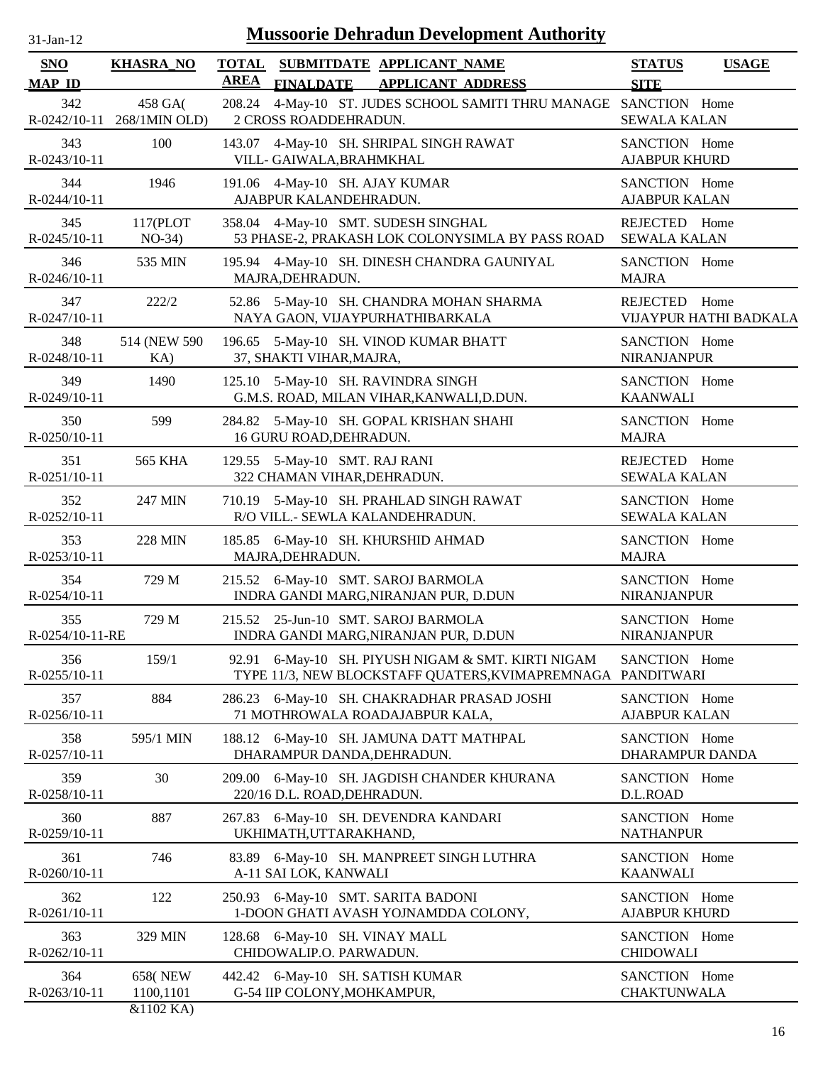31-Jan-12

# Mussoorie Dehradun Development Authority

| SNO / MAP_ID | KHASRA_NO | TOTAL AREA | SUBMITDATE / FINALDATE | APPLICANT_NAME / APPLICANT ADDRESS | STATUS / SITE | USAGE |
|---|---|---|---|---|---|---|
| 342 / R-0242/10-11 | 458 GA( 268/1MIN OLD) | 208.24 | 4-May-10 | ST. JUDES SCHOOL SAMITI THRU MANAGE / 2 CROSS ROADDEHRADUN. | SANCTION / SEWALA KALAN | Home |
| 343 / R-0243/10-11 | 100 | 143.07 | 4-May-10 | SH. SHRIPAL SINGH RAWAT / VILL- GAIWALA,BRAHMKHAL | SANCTION / AJABPUR KHURD | Home |
| 344 / R-0244/10-11 | 1946 | 191.06 | 4-May-10 | SH. AJAY KUMAR / AJABPUR KALANDEHRADUN. | SANCTION / AJABPUR KALAN | Home |
| 345 / R-0245/10-11 | 117(PLOT NO-34) | 358.04 | 4-May-10 | SMT. SUDESH SINGHAL / 53 PHASE-2, PRAKASH LOK COLONYSIMLA BY PASS ROAD | REJECTED / SEWALA KALAN | Home |
| 346 / R-0246/10-11 | 535 MIN | 195.94 | 4-May-10 | SH. DINESH CHANDRA GAUNIYAL / MAJRA,DEHRADUN. | SANCTION / MAJRA | Home |
| 347 / R-0247/10-11 | 222/2 | 52.86 | 5-May-10 | SH. CHANDRA MOHAN SHARMA / NAYA GAON, VIJAYPURHATHIBARKALA | REJECTED / VIJAYPUR HATHI BADKALA | Home |
| 348 / R-0248/10-11 | 514 (NEW 590 KA) | 196.65 | 5-May-10 | SH. VINOD KUMAR BHATT / 37, SHAKTI VIHAR,MAJRA, | SANCTION / NIRANJANPUR | Home |
| 349 / R-0249/10-11 | 1490 | 125.10 | 5-May-10 | SH. RAVINDRA SINGH / G.M.S. ROAD, MILAN VIHAR,KANWALI,D.DUN. | SANCTION / KAANWALI | Home |
| 350 / R-0250/10-11 | 599 | 284.82 | 5-May-10 | SH. GOPAL KRISHAN SHAHI / 16 GURU ROAD,DEHRADUN. | SANCTION / MAJRA | Home |
| 351 / R-0251/10-11 | 565 KHA | 129.55 | 5-May-10 | SMT. RAJ RANI / 322 CHAMAN VIHAR,DEHRADUN. | REJECTED / SEWALA KALAN | Home |
| 352 / R-0252/10-11 | 247 MIN | 710.19 | 5-May-10 | SH. PRAHLAD SINGH RAWAT / R/O VILL.- SEWLA KALANDEHRADUN. | SANCTION / SEWALA KALAN | Home |
| 353 / R-0253/10-11 | 228 MIN | 185.85 | 6-May-10 | SH. KHURSHID AHMAD / MAJRA,DEHRADUN. | SANCTION / MAJRA | Home |
| 354 / R-0254/10-11 | 729 M | 215.52 | 6-May-10 | SMT. SAROJ BARMOLA / INDRA GANDI MARG,NIRANJAN PUR, D.DUN | SANCTION / NIRANJANPUR | Home |
| 355 / R-0254/10-11-RE | 729 M | 215.52 | 25-Jun-10 | SMT. SAROJ BARMOLA / INDRA GANDI MARG,NIRANJAN PUR, D.DUN | SANCTION / NIRANJANPUR | Home |
| 356 / R-0255/10-11 | 159/1 | 92.91 | 6-May-10 | SH. PIYUSH NIGAM & SMT. KIRTI NIGAM / TYPE 11/3, NEW BLOCKSTAFF QUATERS,KVIMAPREMNAGA | SANCTION / PANDITWARI | Home |
| 357 / R-0256/10-11 | 884 | 286.23 | 6-May-10 | SH. CHAKRADHAR PRASAD JOSHI / 71 MOTHROWALA ROADAJABPUR KALA, | SANCTION / AJABPUR KALAN | Home |
| 358 / R-0257/10-11 | 595/1 MIN | 188.12 | 6-May-10 | SH. JAMUNA DATT MATHPAL / DHARAMPUR DANDA,DEHRADUN. | SANCTION / DHARAMPUR DANDA | Home |
| 359 / R-0258/10-11 | 30 | 209.00 | 6-May-10 | SH. JAGDISH CHANDER KHURANA / 220/16 D.L. ROAD,DEHRADUN. | SANCTION / D.L.ROAD | Home |
| 360 / R-0259/10-11 | 887 | 267.83 | 6-May-10 | SH. DEVENDRA KANDARI / UKHIMATH,UTTARAKHAND, | SANCTION / NATHANPUR | Home |
| 361 / R-0260/10-11 | 746 | 83.89 | 6-May-10 | SH. MANPREET SINGH LUTHRA / A-11 SAI LOK, KANWALI | SANCTION / KAANWALI | Home |
| 362 / R-0261/10-11 | 122 | 250.93 | 6-May-10 | SMT. SARITA BADONI / 1-DOON GHATI AVASH YOJNAMDDA COLONY, | SANCTION / AJABPUR KHURD | Home |
| 363 / R-0262/10-11 | 329 MIN | 128.68 | 6-May-10 | SH. VINAY MALL / CHIDOWALIP.O. PARWADUN. | SANCTION / CHIDOWALI | Home |
| 364 / R-0263/10-11 | 658( NEW 1100,1101 &1102 KA) | 442.42 | 6-May-10 | SH. SATISH KUMAR / G-54 IIP COLONY,MOHKAMPUR, | SANCTION / CHAKTUNWALA | Home |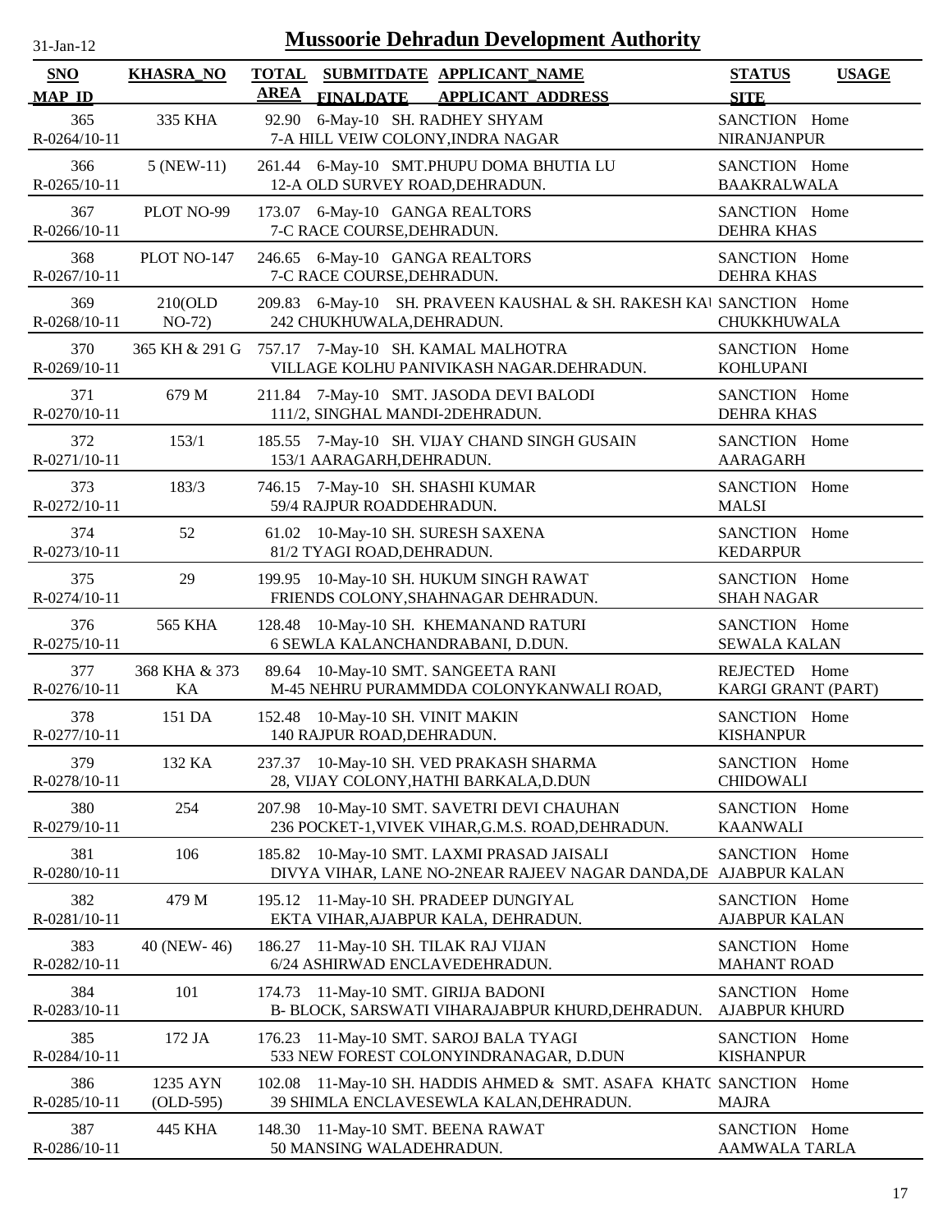# Mussoorie Dehradun Development Authority

31-Jan-12

| SNO / MAP_ID | KHASRA_NO | TOTAL AREA | SUBMITDATE / FINALDATE | APPLICANT_NAME / APPLICANT_ADDRESS | STATUS / SITE | USAGE |
|---|---|---|---|---|---|---|
| 365 R-0264/10-11 | 335 KHA | 92.90 | 6-May-10 | SH. RADHEY SHYAM 7-A HILL VEIW COLONY,INDRA NAGAR | SANCTION NIRANJANPUR | Home |
| 366 R-0265/10-11 | 5 (NEW-11) | 261.44 | 6-May-10 | SMT.PHUPU DOMA BHUTIA LU 12-A OLD SURVEY ROAD,DEHRADUN. | SANCTION BAAKRALWALA | Home |
| 367 R-0266/10-11 | PLOT NO-99 | 173.07 | 6-May-10 | GANGA REALTORS 7-C RACE COURSE,DEHRADUN. | SANCTION DEHRA KHAS | Home |
| 368 R-0267/10-11 | PLOT NO-147 | 246.65 | 6-May-10 | GANGA REALTORS 7-C RACE COURSE,DEHRADUN. | SANCTION DEHRA KHAS | Home |
| 369 R-0268/10-11 | 210(OLD NO-72) | 209.83 | 6-May-10 | SH. PRAVEEN KAUSHAL & SH. RAKESH KAI 242 CHUKHUWALA,DEHRADUN. | SANCTION CHUKKHUWALA | Home |
| 370 R-0269/10-11 | 365 KH & 291 G | 757.17 | 7-May-10 | SH. KAMAL MALHOTRA VILLAGE KOLHU PANIVIKASH NAGAR.DEHRADUN. | SANCTION KOHLUPANI | Home |
| 371 R-0270/10-11 | 679 M | 211.84 | 7-May-10 | SMT. JASODA DEVI BALODI 111/2, SINGHAL MANDI-2DEHRADUN. | SANCTION DEHRA KHAS | Home |
| 372 R-0271/10-11 | 153/1 | 185.55 | 7-May-10 | SH. VIJAY CHAND SINGH GUSAIN 153/1 AARAGARH,DEHRADUN. | SANCTION AARAGARH | Home |
| 373 R-0272/10-11 | 183/3 | 746.15 | 7-May-10 | SH. SHASHI KUMAR 59/4 RAJPUR ROADDEHRADUN. | SANCTION MALSI | Home |
| 374 R-0273/10-11 | 52 | 61.02 | 10-May-10 | SH. SURESH SAXENA 81/2 TYAGI ROAD,DEHRADUN. | SANCTION KEDARPUR | Home |
| 375 R-0274/10-11 | 29 | 199.95 | 10-May-10 | SH. HUKUM SINGH RAWAT FRIENDS COLONY,SHAHNAGAR DEHRADUN. | SANCTION SHAH NAGAR | Home |
| 376 R-0275/10-11 | 565 KHA | 128.48 | 10-May-10 | SH. KHEMANAND RATURI 6 SEWLA KALANCHANDRABANI, D.DUN. | SANCTION SEWALA KALAN | Home |
| 377 R-0276/10-11 | 368 KHA & 373 KA | 89.64 | 10-May-10 | SMT. SANGEETA RANI M-45 NEHRU PURAMMDDA COLONYKANWALI ROAD, | REJECTED KARGI GRANT (PART) | Home |
| 378 R-0277/10-11 | 151 DA | 152.48 | 10-May-10 | SH. VINIT MAKIN 140 RAJPUR ROAD,DEHRADUN. | SANCTION KISHANPUR | Home |
| 379 R-0278/10-11 | 132 KA | 237.37 | 10-May-10 | SH. VED PRAKASH SHARMA 28, VIJAY COLONY,HATHI BARKALA,D.DUN | SANCTION CHIDOWALI | Home |
| 380 R-0279/10-11 | 254 | 207.98 | 10-May-10 | SMT. SAVETRI DEVI CHAUHAN 236 POCKET-1,VIVEK VIHAR,G.M.S. ROAD,DEHRADUN. | SANCTION KAANWALI | Home |
| 381 R-0280/10-11 | 106 | 185.82 | 10-May-10 | SMT. LAXMI PRASAD JAISALI DIVYA VIHAR, LANE NO-2NEAR RAJEEV NAGAR DANDA,DE | SANCTION AJABPUR KALAN | Home |
| 382 R-0281/10-11 | 479 M | 195.12 | 11-May-10 | SH. PRADEEP DUNGIYAL EKTA VIHAR,AJABPUR KALA, DEHRADUN. | SANCTION AJABPUR KALAN | Home |
| 383 R-0282/10-11 | 40 (NEW- 46) | 186.27 | 11-May-10 | SH. TILAK RAJ VIJAN 6/24 ASHIRWAD ENCLAVEDEHRADUN. | SANCTION MAHANT ROAD | Home |
| 384 R-0283/10-11 | 101 | 174.73 | 11-May-10 | SMT. GIRIJA BADONI B- BLOCK, SARSWATI VIHARAJABPUR KHURD,DEHRADUN. | SANCTION AJABPUR KHURD | Home |
| 385 R-0284/10-11 | 172 JA | 176.23 | 11-May-10 | SMT. SAROJ BALA TYAGI 533 NEW FOREST COLONYINDRANAGAR, D.DUN | SANCTION KISHANPUR | Home |
| 386 R-0285/10-11 | 1235 AYN (OLD-595) | 102.08 | 11-May-10 | SH. HADDIS AHMED & SMT. ASAFA KHATC 39 SHIMLA ENCLAVESEWLA KALAN,DEHRADUN. | SANCTION MAJRA | Home |
| 387 R-0286/10-11 | 445 KHA | 148.30 | 11-May-10 | SMT. BEENA RAWAT 50 MANSING WALADEHRADUN. | SANCTION AAMWALA TARLA | Home |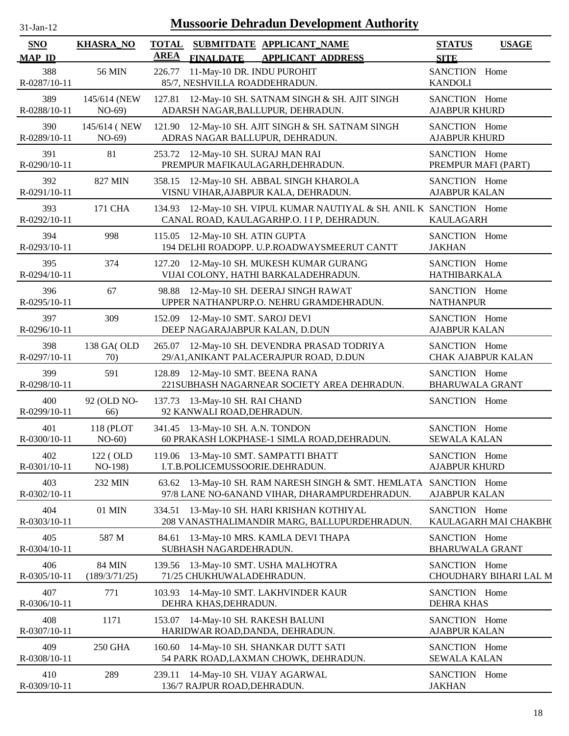# Mussoorie Dehradun Development Authority

| SNO / MAP_ID | KHASRA_NO | TOTAL AREA | SUBMITDATE / FINALDATE | APPLICANT_NAME / APPLICANT_ADDRESS | STATUS / SITE | USAGE |
|---|---|---|---|---|---|---|
| 388 / R-0287/10-11 | 56 MIN | 226.77 | 11-May-10 | DR. INDU PUROHIT / 85/7, NESHVILLA ROADDEHRADUN. | SANCTION / KANDOLI | Home |
| 389 / R-0288/10-11 | 145/614 (NEW NO-69) | 127.81 | 12-May-10 | SH. SATNAM SINGH & SH. AJIT SINGH / ADARSH NAGAR,BALLUPUR, DEHRADUN. | SANCTION / AJABPUR KHURD | Home |
| 390 / R-0289/10-11 | 145/614 ( NEW NO-69) | 121.90 | 12-May-10 | SH. AJIT SINGH & SH. SATNAM SINGH / ADRAS NAGAR BALLUPUR, DEHRADUN. | SANCTION / AJABPUR KHURD | Home |
| 391 / R-0290/10-11 | 81 | 253.72 | 12-May-10 | SH. SURAJ MAN RAI / PREMPUR MAFIKAULAGARH,DEHRADUN. | SANCTION / PREMPUR MAFI (PART) | Home |
| 392 / R-0291/10-11 | 827 MIN | 358.15 | 12-May-10 | SH. ABBAL SINGH KHAROLA / VISNU VIHAR,AJABPUR KALA, DEHRADUN. | SANCTION / AJABPUR KALAN | Home |
| 393 / R-0292/10-11 | 171 CHA | 134.93 | 12-May-10 | SH. VIPUL KUMAR NAUTIYAL & SH. ANIL K / CANAL ROAD, KAULAGARHP.O. I I P, DEHRADUN. | SANCTION / KAULAGARH | Home |
| 394 / R-0293/10-11 | 998 | 115.05 | 12-May-10 | SH. ATIN GUPTA / 194 DELHI ROADOPP. U.P.ROADWAYSMEERUT CANTT | SANCTION / JAKHAN | Home |
| 395 / R-0294/10-11 | 374 | 127.20 | 12-May-10 | SH. MUKESH KUMAR GURANG / VIJAI COLONY, HATHI BARKALADEHRADUN. | SANCTION / HATHIBARKALA | Home |
| 396 / R-0295/10-11 | 67 | 98.88 | 12-May-10 | SH. DEERAJ SINGH RAWAT / UPPER NATHANPURP.O. NEHRU GRAMDEHRADUN. | SANCTION / NATHANPUR | Home |
| 397 / R-0296/10-11 | 309 | 152.09 | 12-May-10 | SMT. SAROJ DEVI / DEEP NAGARAJABPUR KALAN, D.DUN | SANCTION / AJABPUR KALAN | Home |
| 398 / R-0297/10-11 | 138 GA( OLD 70) | 265.07 | 12-May-10 | SH. DEVENDRA PRASAD TODRIYA / 29/A1,ANIKANT PALACERAJPUR ROAD, D.DUN | SANCTION / CHAK AJABPUR KALAN | Home |
| 399 / R-0298/10-11 | 591 | 128.89 | 12-May-10 | SMT. BEENA RANA / 221SUBHASH NAGARNEAR SOCIETY AREA DEHRADUN. | SANCTION / BHARUWALA GRANT | Home |
| 400 / R-0299/10-11 | 92 (OLD NO-66) | 137.73 | 13-May-10 | SH. RAI CHAND / 92 KANWALI ROAD,DEHRADUN. | SANCTION | Home |
| 401 / R-0300/10-11 | 118 (PLOT NO-60) | 341.45 | 13-May-10 | SH. A.N. TONDON / 60 PRAKASH LOKPHASE-1 SIMLA ROAD,DEHRADUN. | SANCTION / SEWALA KALAN | Home |
| 402 / R-0301/10-11 | 122 ( OLD NO-198) | 119.06 | 13-May-10 | SMT. SAMPATTI BHATT / I.T.B.POLICEMUSSOORIE.DEHRADUN. | SANCTION / AJABPUR KHURD | Home |
| 403 / R-0302/10-11 | 232 MIN | 63.62 | 13-May-10 | SH. RAM NARESH SINGH & SMT. HEMLATA / 97/8 LANE NO-6ANAND VIHAR, DHARAMPURDEHRADUN. | SANCTION / AJABPUR KALAN | Home |
| 404 / R-0303/10-11 | 01 MIN | 334.51 | 13-May-10 | SH. HARI KRISHAN KOTHIYAL / 208 VANASTHALIMANDIR MARG, BALLUPURDEHRADUN. | SANCTION / KAULAGARH MAI CHAKBH( | Home |
| 405 / R-0304/10-11 | 587 M | 84.61 | 13-May-10 | MRS. KAMLA DEVI THAPA / SUBHASH NAGARDEHRADUN. | SANCTION / BHARUWALA GRANT | Home |
| 406 / R-0305/10-11 | 84 MIN (189/3/71/25) | 139.56 | 13-May-10 | SMT. USHA MALHOTRA / 71/25 CHUKHUWALADEHRADUN. | SANCTION / CHOUDHARY BIHARI LAL M | Home |
| 407 / R-0306/10-11 | 771 | 103.93 | 14-May-10 | SMT. LAKHVINDER KAUR / DEHRA KHAS,DEHRADUN. | SANCTION / DEHRA KHAS | Home |
| 408 / R-0307/10-11 | 1171 | 153.07 | 14-May-10 | SH. RAKESH BALUNI / HARIDWAR ROAD,DANDA, DEHRADUN. | SANCTION / AJABPUR KALAN | Home |
| 409 / R-0308/10-11 | 250 GHA | 160.60 | 14-May-10 | SH. SHANKAR DUTT SATI / 54 PARK ROAD,LAXMAN CHOWK, DEHRADUN. | SANCTION / SEWALA KALAN | Home |
| 410 / R-0309/10-11 | 289 | 239.11 | 14-May-10 | SH. VIJAY AGARWAL / 136/7 RAJPUR ROAD,DEHRADUN. | SANCTION / JAKHAN | Home |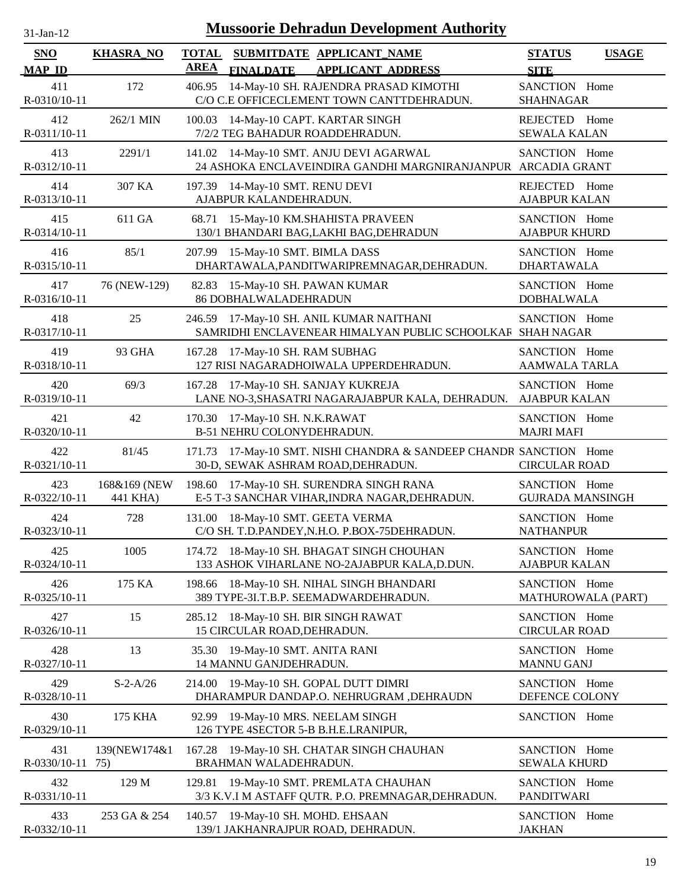# Mussoorie Dehradun Development Authority

31-Jan-12

| SNO<br>MAP ID | KHASRA_NO | TOTAL AREA | SUBMITDATE FINALDATE | APPLICANT_NAME<br>APPLICANT ADDRESS | STATUS<br>SITE | USAGE |
|---|---|---|---|---|---|---|
| 411<br>R-0310/10-11 | 172 | 406.95 | 14-May-10 | SH. RAJENDRA PRASAD KIMOTHI<br>C/O C.E OFFICECLEMENT TOWN CANTTDEHRADUN. | SANCTION<br>SHAHNAGAR | Home |
| 412<br>R-0311/10-11 | 262/1 MIN | 100.03 | 14-May-10 | CAPT. KARTAR SINGH<br>7/2/2 TEG BAHADUR ROADDEHRADUN. | REJECTED<br>SEWALA KALAN | Home |
| 413<br>R-0312/10-11 | 2291/1 | 141.02 | 14-May-10 | SMT. ANJU DEVI AGARWAL<br>24 ASHOKA ENCLAVEINDIRA GANDHI MARGNIRANJANPUR | SANCTION<br>ARCADIA GRANT | Home |
| 414<br>R-0313/10-11 | 307 KA | 197.39 | 14-May-10 | SMT. RENU DEVI<br>AJABPUR KALANDEHRADUN. | REJECTED<br>AJABPUR KALAN | Home |
| 415<br>R-0314/10-11 | 611 GA | 68.71 | 15-May-10 | KM.SHAHISTA PRAVEEN<br>130/1 BHANDARI BAG,LAKHI BAG,DEHRADUN | SANCTION<br>AJABPUR KHURD | Home |
| 416<br>R-0315/10-11 | 85/1 | 207.99 | 15-May-10 | SMT. BIMLA DASS<br>DHARTAWALA,PANDITWARIPREMNAGAR,DEHRADUN. | SANCTION<br>DHARTAWALA | Home |
| 417<br>R-0316/10-11 | 76 (NEW-129) | 82.83 | 15-May-10 | SH. PAWAN KUMAR<br>86 DOBHALWALADEHRADUN | SANCTION<br>DOBHALWALA | Home |
| 418<br>R-0317/10-11 | 25 | 246.59 | 17-May-10 | SH. ANIL KUMAR NAITHANI<br>SAMRIDHI ENCLAVENEAR HIMALYAN PUBLIC SCHOOLKAF | SANCTION<br>SHAH NAGAR | Home |
| 419<br>R-0318/10-11 | 93 GHA | 167.28 | 17-May-10 | SH. RAM SUBHAG<br>127 RISI NAGARADHOIWALA UPPERDEHRADUN. | SANCTION<br>AAMWALA TARLA | Home |
| 420<br>R-0319/10-11 | 69/3 | 167.28 | 17-May-10 | SH. SANJAY KUKREJA<br>LANE NO-3,SHASATRI NAGARAJABPUR KALA, DEHRADUN. | SANCTION<br>AJABPUR KALAN | Home |
| 421<br>R-0320/10-11 | 42 | 170.30 | 17-May-10 | SH. N.K.RAWAT<br>B-51 NEHRU COLONYDEHRADUN. | SANCTION<br>MAJRI MAFI | Home |
| 422<br>R-0321/10-11 | 81/45 | 171.73 | 17-May-10 | SMT. NISHI CHANDRA & SANDEEP CHANDR<br>30-D, SEWAK ASHRAM ROAD,DEHRADUN. | SANCTION<br>CIRCULAR ROAD | Home |
| 423<br>R-0322/10-11 | 168&169 (NEW 441 KHA) | 198.60 | 17-May-10 | SH. SURENDRA SINGH RANA<br>E-5 T-3 SANCHAR VIHAR,INDRA NAGAR,DEHRADUN. | SANCTION<br>GUJRADA MANSINGH | Home |
| 424<br>R-0323/10-11 | 728 | 131.00 | 18-May-10 | SMT. GEETA VERMA<br>C/O SH. T.D.PANDEY,N.H.O. P.BOX-75DEHRADUN. | SANCTION<br>NATHANPUR | Home |
| 425<br>R-0324/10-11 | 1005 | 174.72 | 18-May-10 | SH. BHAGAT SINGH CHOUHAN<br>133 ASHOK VIHARLANE NO-2AJABPUR KALA,D.DUN. | SANCTION<br>AJABPUR KALAN | Home |
| 426<br>R-0325/10-11 | 175 KA | 198.66 | 18-May-10 | SH. NIHAL SINGH BHANDARI<br>389 TYPE-3I.T.B.P. SEEMADWARDEHRADUN. | SANCTION<br>MATHUROWALA (PART) | Home |
| 427<br>R-0326/10-11 | 15 | 285.12 | 18-May-10 | SH. BIR SINGH RAWAT<br>15 CIRCULAR ROAD,DEHRADUN. | SANCTION<br>CIRCULAR ROAD | Home |
| 428<br>R-0327/10-11 | 13 | 35.30 | 19-May-10 | SMT. ANITA RANI<br>14 MANNU GANJDEHRADUN. | SANCTION<br>MANNU GANJ | Home |
| 429<br>R-0328/10-11 | S-2-A/26 | 214.00 | 19-May-10 | SH. GOPAL DUTT DIMRI<br>DHARAMPUR DANDAP.O. NEHRUGRAM ,DEHRAUDN | SANCTION<br>DEFENCE COLONY | Home |
| 430<br>R-0329/10-11 | 175 KHA | 92.99 | 19-May-10 | MRS. NEELAM SINGH<br>126 TYPE 4SECTOR 5-B B.H.E.LRANIPUR, | SANCTION | Home |
| 431<br>R-0330/10-11 | 139(NEW174&175) | 167.28 | 19-May-10 | SH. CHATAR SINGH CHAUHAN<br>BRAHMAN WALADEHRADUN. | SANCTION<br>SEWALA KHURD | Home |
| 432<br>R-0331/10-11 | 129 M | 129.81 | 19-May-10 | SMT. PREMLATA CHAUHAN<br>3/3 K.V.I M ASTAFF QUTR. P.O. PREMNAGAR,DEHRADUN. | SANCTION<br>PANDITWARI | Home |
| 433<br>R-0332/10-11 | 253 GA & 254 | 140.57 | 19-May-10 | SH. MOHD. EHSAAN<br>139/1 JAKHANRAJPUR ROAD, DEHRADUN. | SANCTION<br>JAKHAN | Home |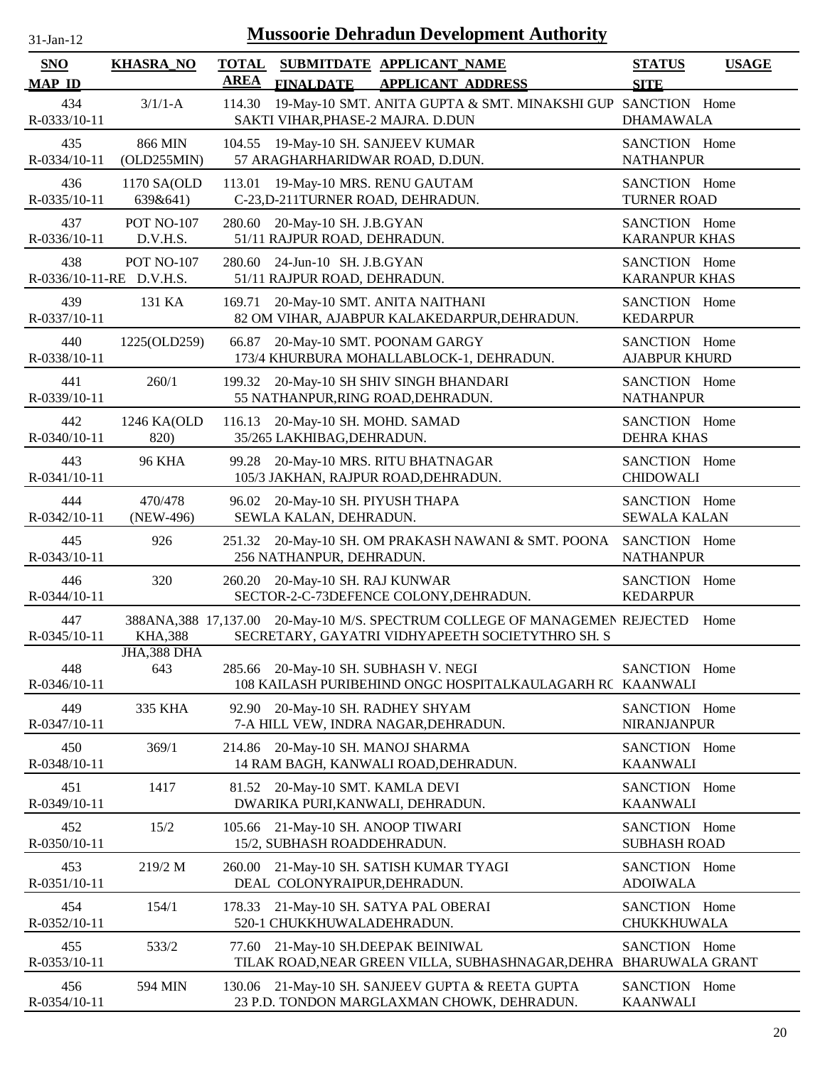# Mussoorie Dehradun Development Authority

31-Jan-12

| SNO / MAP_ID | KHASRA_NO | TOTAL AREA | SUBMITDATE / FINALDATE | APPLICANT_NAME / APPLICANT_ADDRESS | STATUS / SITE | USAGE |
|---|---|---|---|---|---|---|
| 434 / R-0333/10-11 | 3/1/1-A | 114.30 | 19-May-10 | SMT. ANITA GUPTA & SMT. MINAKSHI GUP / SAKTI VIHAR,PHASE-2 MAJRA. D.DUN | SANCTION / DHAMAWALA | Home |
| 435 / R-0334/10-11 | 866 MIN (OLD255MIN) | 104.55 | 19-May-10 | SH. SANJEEV KUMAR / 57 ARAGHARHARIDWAR ROAD, D.DUN. | SANCTION / NATHANPUR | Home |
| 436 / R-0335/10-11 | 1170 SA(OLD 639&641) | 113.01 | 19-May-10 | MRS. RENU GAUTAM / C-23,D-211TURNER ROAD, DEHRADUN. | SANCTION / TURNER ROAD | Home |
| 437 / R-0336/10-11 | POT NO-107 D.V.H.S. | 280.60 | 20-May-10 | SH. J.B.GYAN / 51/11 RAJPUR ROAD, DEHRADUN. | SANCTION / KARANPUR KHAS | Home |
| 438 / R-0336/10-11-RE | POT NO-107 D.V.H.S. | 280.60 | 24-Jun-10 | SH. J.B.GYAN / 51/11 RAJPUR ROAD, DEHRADUN. | SANCTION / KARANPUR KHAS | Home |
| 439 / R-0337/10-11 | 131 KA | 169.71 | 20-May-10 | SMT. ANITA NAITHANI / 82 OM VIHAR, AJABPUR KALAKEDARPUR,DEHRADUN. | SANCTION / KEDARPUR | Home |
| 440 / R-0338/10-11 | 1225(OLD259) | 66.87 | 20-May-10 | SMT. POONAM GARGY / 173/4 KHURBURA MOHALLABLOCK-1, DEHRADUN. | SANCTION / AJABPUR KHURD | Home |
| 441 / R-0339/10-11 | 260/1 | 199.32 | 20-May-10 | SH SHIV SINGH BHANDARI / 55 NATHANPUR,RING ROAD,DEHRADUN. | SANCTION / NATHANPUR | Home |
| 442 / R-0340/10-11 | 1246 KA(OLD 820) | 116.13 | 20-May-10 | SH. MOHD. SAMAD / 35/265 LAKHIBAG,DEHRADUN. | SANCTION / DEHRA KHAS | Home |
| 443 / R-0341/10-11 | 96 KHA | 99.28 | 20-May-10 | MRS. RITU BHATNAGAR / 105/3 JAKHAN, RAJPUR ROAD,DEHRADUN. | SANCTION / CHIDOWALI | Home |
| 444 / R-0342/10-11 | 470/478 (NEW-496) | 96.02 | 20-May-10 | SH. PIYUSH THAPA / SEWLA KALAN, DEHRADUN. | SANCTION / SEWALA KALAN | Home |
| 445 / R-0343/10-11 | 926 | 251.32 | 20-May-10 | SH. OM PRAKASH NAWANI & SMT. POONA / 256 NATHANPUR, DEHRADUN. | SANCTION / NATHANPUR | Home |
| 446 / R-0344/10-11 | 320 | 260.20 | 20-May-10 | SH. RAJ KUNWAR / SECTOR-2-C-73DEFENCE COLONY,DEHRADUN. | SANCTION / KEDARPUR | Home |
| 447 / R-0345/10-11 | 388ANA,388 KHA,388 JHA,388 DHA | 17,137.00 | 20-May-10 | M/S. SPECTRUM COLLEGE OF MANAGEMEN / SECRETARY, GAYATRI VIDHYAPEETH SOCIETYTHRO SH. S | REJECTED | Home |
| 448 / R-0346/10-11 | 643 | 285.66 | 20-May-10 | SH. SUBHASH V. NEGI / 108 KAILASH PURIBEHIND ONGC HOSPITALKAULAGARH RO | SANCTION / KAANWALI | Home |
| 449 / R-0347/10-11 | 335 KHA | 92.90 | 20-May-10 | SH. RADHEY SHYAM / 7-A HILL VEW, INDRA NAGAR,DEHRADUN. | SANCTION / NIRANJANPUR | Home |
| 450 / R-0348/10-11 | 369/1 | 214.86 | 20-May-10 | SH. MANOJ SHARMA / 14 RAM BAGH, KANWALI ROAD,DEHRADUN. | SANCTION / KAANWALI | Home |
| 451 / R-0349/10-11 | 1417 | 81.52 | 20-May-10 | SMT. KAMLA DEVI / DWARIKA PURI,KANWALI, DEHRADUN. | SANCTION / KAANWALI | Home |
| 452 / R-0350/10-11 | 15/2 | 105.66 | 21-May-10 | SH. ANOOP TIWARI / 15/2, SUBHASH ROADDEHRADUN. | SANCTION / SUBHASH ROAD | Home |
| 453 / R-0351/10-11 | 219/2 M | 260.00 | 21-May-10 | SH. SATISH KUMAR TYAGI / DEAL COLONYRAIPUR,DEHRADUN. | SANCTION / ADOIWALA | Home |
| 454 / R-0352/10-11 | 154/1 | 178.33 | 21-May-10 | SH. SATYA PAL OBERAI / 520-1 CHUKKHUWALADEHRADUN. | SANCTION / CHUKKHUWALA | Home |
| 455 / R-0353/10-11 | 533/2 | 77.60 | 21-May-10 | SH.DEEPAK BEINIWAL / TILAK ROAD,NEAR GREEN VILLA, SUBHASHNAGAR,DEHRA | SANCTION / BHARUWALA GRANT | Home |
| 456 / R-0354/10-11 | 594 MIN | 130.06 | 21-May-10 | SH. SANJEEV GUPTA & REETA GUPTA / 23 P.D. TONDON MARGLAXMAN CHOWK, DEHRADUN. | SANCTION / KAANWALI | Home |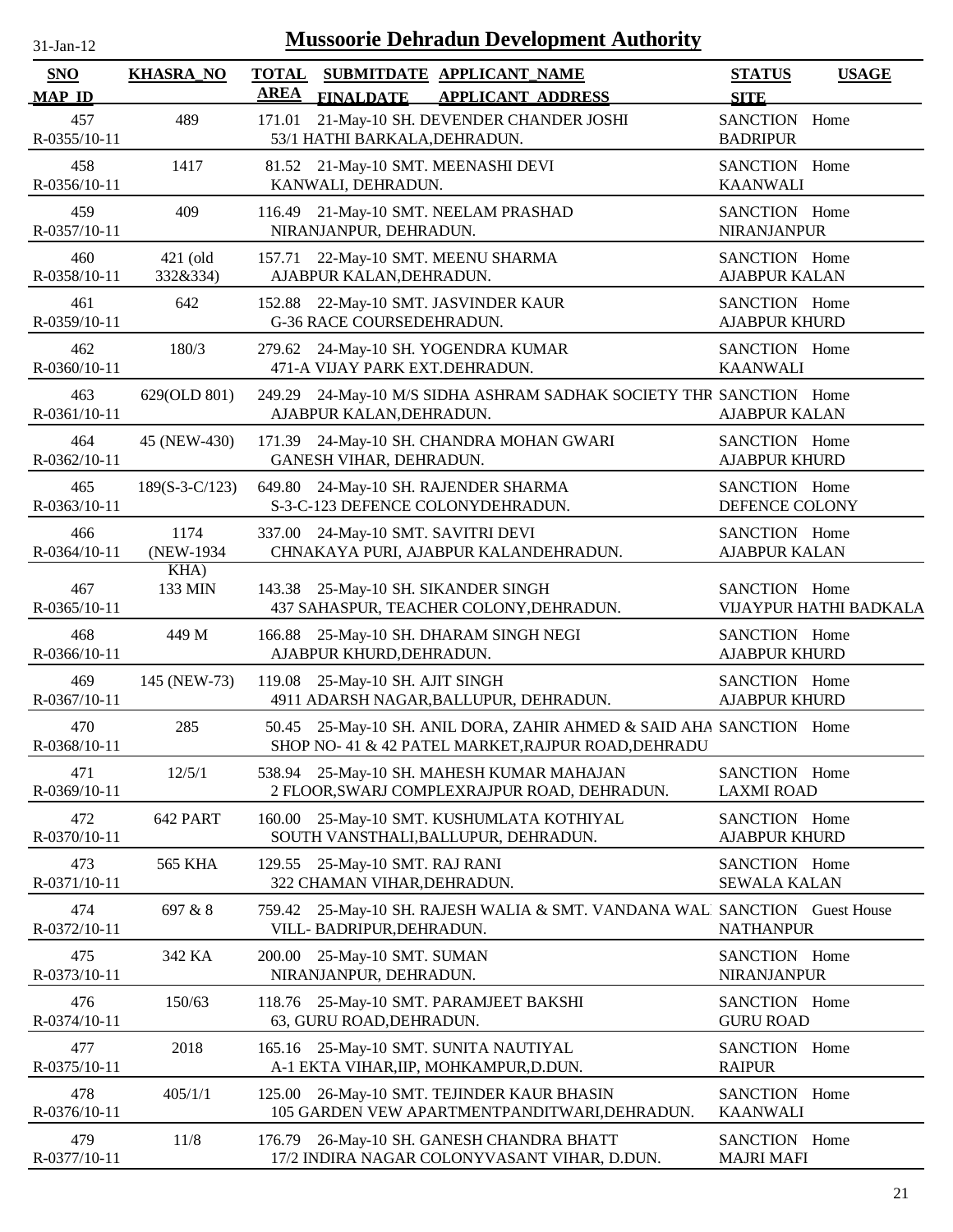# Mussoorie Dehradun Development Authority

31-Jan-12

| SNO / MAP_ID | KHASRA_NO | TOTAL AREA | SUBMITDATE / FINALDATE | APPLICANT_NAME / APPLICANT_ADDRESS | STATUS / SITE | USAGE |
|---|---|---|---|---|---|---|
| 457 / R-0355/10-11 | 489 | 171.01 | 21-May-10 | SH. DEVENDER CHANDER JOSHI / 53/1 HATHI BARKALA,DEHRADUN. | SANCTION / BADRIPUR | Home |
| 458 / R-0356/10-11 | 1417 | 81.52 | 21-May-10 | SMT. MEENASHI DEVI / KANWALI, DEHRADUN. | SANCTION / KAANWALI | Home |
| 459 / R-0357/10-11 | 409 | 116.49 | 21-May-10 | SMT. NEELAM PRASHAD / NIRANJANPUR, DEHRADUN. | SANCTION / NIRANJANPUR | Home |
| 460 / R-0358/10-11 | 421 (old 332&334) | 157.71 | 22-May-10 | SMT. MEENU SHARMA / AJABPUR KALAN,DEHRADUN. | SANCTION / AJABPUR KALAN | Home |
| 461 / R-0359/10-11 | 642 | 152.88 | 22-May-10 | SMT. JASVINDER KAUR / G-36 RACE COURSEDEHRADUN. | SANCTION / AJABPUR KHURD | Home |
| 462 / R-0360/10-11 | 180/3 | 279.62 | 24-May-10 | SH. YOGENDRA KUMAR / 471-A VIJAY PARK EXT.DEHRADUN. | SANCTION / KAANWALI | Home |
| 463 / R-0361/10-11 | 629(OLD 801) | 249.29 | 24-May-10 | M/S SIDHA ASHRAM SADHAK SOCIETY THR / AJABPUR KALAN,DEHRADUN. | SANCTION / AJABPUR KALAN | Home |
| 464 / R-0362/10-11 | 45 (NEW-430) | 171.39 | 24-May-10 | SH. CHANDRA MOHAN GWARI / GANESH VIHAR, DEHRADUN. | SANCTION / AJABPUR KHURD | Home |
| 465 / R-0363/10-11 | 189(S-3-C/123) | 649.80 | 24-May-10 | SH. RAJENDER SHARMA / S-3-C-123 DEFENCE COLONYDEHRADUN. | SANCTION / DEFENCE COLONY | Home |
| 466 / R-0364/10-11 | 1174 (NEW-1934 KHA) | 337.00 | 24-May-10 | SMT. SAVITRI DEVI / CHNAKAYA PURI, AJABPUR KALANDEHRADUN. | SANCTION / AJABPUR KALAN | Home |
| 467 / R-0365/10-11 | 133 MIN | 143.38 | 25-May-10 | SH. SIKANDER SINGH / 437 SAHASPUR, TEACHER COLONY,DEHRADUN. | SANCTION / VIJAYPUR HATHI BADKALA | Home |
| 468 / R-0366/10-11 | 449 M | 166.88 | 25-May-10 | SH. DHARAM SINGH NEGI / AJABPUR KHURD,DEHRADUN. | SANCTION / AJABPUR KHURD | Home |
| 469 / R-0367/10-11 | 145 (NEW-73) | 119.08 | 25-May-10 | SH. AJIT SINGH / 4911 ADARSH NAGAR,BALLUPUR, DEHRADUN. | SANCTION / AJABPUR KHURD | Home |
| 470 / R-0368/10-11 | 285 | 50.45 | 25-May-10 | SH. ANIL DORA, ZAHIR AHMED & SAID AHA / SHOP NO- 41 & 42 PATEL MARKET,RAJPUR ROAD,DEHRADU | SANCTION | Home |
| 471 / R-0369/10-11 | 12/5/1 | 538.94 | 25-May-10 | SH. MAHESH KUMAR MAHAJAN / 2 FLOOR,SWARJ COMPLEXRAJPUR ROAD, DEHRADUN. | SANCTION / LAXMI ROAD | Home |
| 472 / R-0370/10-11 | 642 PART | 160.00 | 25-May-10 | SMT. KUSHUMLATA KOTHIYAL / SOUTH VANSTHALI,BALLUPUR, DEHRADUN. | SANCTION / AJABPUR KHURD | Home |
| 473 / R-0371/10-11 | 565 KHA | 129.55 | 25-May-10 | SMT. RAJ RANI / 322 CHAMAN VIHAR,DEHRADUN. | SANCTION / SEWALA KALAN | Home |
| 474 / R-0372/10-11 | 697 & 8 | 759.42 | 25-May-10 | SH. RAJESH WALIA & SMT. VANDANA WAL / VILL- BADRIPUR,DEHRADUN. | SANCTION / NATHANPUR | Guest House |
| 475 / R-0373/10-11 | 342 KA | 200.00 | 25-May-10 | SMT. SUMAN / NIRANJANPUR, DEHRADUN. | SANCTION / NIRANJANPUR | Home |
| 476 / R-0374/10-11 | 150/63 | 118.76 | 25-May-10 | SMT. PARAMJEET BAKSHI / 63, GURU ROAD,DEHRADUN. | SANCTION / GURU ROAD | Home |
| 477 / R-0375/10-11 | 2018 | 165.16 | 25-May-10 | SMT. SUNITA NAUTIYAL / A-1 EKTA VIHAR,IIP, MOHKAMPUR,D.DUN. | SANCTION / RAIPUR | Home |
| 478 / R-0376/10-11 | 405/1/1 | 125.00 | 26-May-10 | SMT. TEJINDER KAUR BHASIN / 105 GARDEN VEW APARTMENTPANDITWARI,DEHRADUN. | SANCTION / KAANWALI | Home |
| 479 / R-0377/10-11 | 11/8 | 176.79 | 26-May-10 | SH. GANESH CHANDRA BHATT / 17/2 INDIRA NAGAR COLONYVASANT VIHAR, D.DUN. | SANCTION / MAJRI MAFI | Home |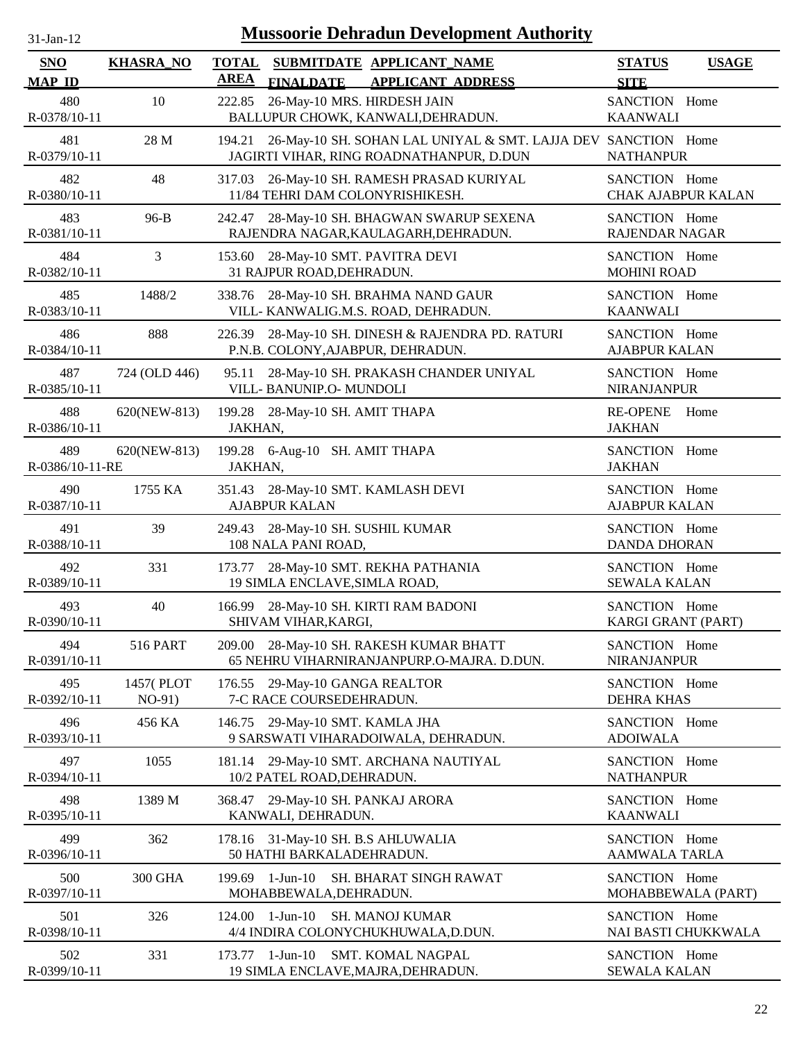# Mussoorie Dehradun Development Authority

| SNO<br>MAP ID | KHASRA_NO | TOTAL AREA | SUBMITDATE<br>FINALDATE | APPLICANT_NAME<br>APPLICANT_ADDRESS | STATUS<br>SITE | USAGE |
|---|---|---|---|---|---|---|
| 480<br>R-0378/10-11 | 10 | 222.85 | 26-May-10 | MRS. HIRDESH JAIN<br>BALLUPUR CHOWK, KANWALI,DEHRADUN. | SANCTION<br>KAANWALI | Home |
| 481<br>R-0379/10-11 | 28 M | 194.21 | 26-May-10 | SH. SOHAN LAL UNIYAL & SMT. LAJJA DEV<br>JAGIRTI VIHAR, RING ROADNATHANPUR, D.DUN | SANCTION<br>NATHANPUR | Home |
| 482<br>R-0380/10-11 | 48 | 317.03 | 26-May-10 | SH. RAMESH PRASAD KURIYAL<br>11/84 TEHRI DAM COLONYRISHIKESH. | SANCTION<br>CHAK AJABPUR KALAN | Home |
| 483<br>R-0381/10-11 | 96-B | 242.47 | 28-May-10 | SH. BHAGWAN SWARUP SEXENA<br>RAJENDRA NAGAR,KAULAGARH,DEHRADUN. | SANCTION<br>RAJENDAR NAGAR | Home |
| 484<br>R-0382/10-11 | 3 | 153.60 | 28-May-10 | SMT. PAVITRA DEVI<br>31 RAJPUR ROAD,DEHRADUN. | SANCTION<br>MOHINI ROAD | Home |
| 485<br>R-0383/10-11 | 1488/2 | 338.76 | 28-May-10 | SH. BRAHMA NAND GAUR<br>VILL- KANWALIG.M.S. ROAD, DEHRADUN. | SANCTION<br>KAANWALI | Home |
| 486<br>R-0384/10-11 | 888 | 226.39 | 28-May-10 | SH. DINESH & RAJENDRA PD. RATURI<br>P.N.B. COLONY,AJABPUR, DEHRADUN. | SANCTION<br>AJABPUR KALAN | Home |
| 487<br>R-0385/10-11 | 724 (OLD 446) | 95.11 | 28-May-10 | SH. PRAKASH CHANDER UNIYAL<br>VILL- BANUNIP.O- MUNDOLI | SANCTION<br>NIRANJANPUR | Home |
| 488<br>R-0386/10-11 | 620(NEW-813) | 199.28 | 28-May-10 | SH. AMIT THAPA<br>JAKHAN, | RE-OPENE<br>JAKHAN | Home |
| 489<br>R-0386/10-11-RE | 620(NEW-813) | 199.28 | 6-Aug-10 | SH. AMIT THAPA<br>JAKHAN, | SANCTION<br>JAKHAN | Home |
| 490<br>R-0387/10-11 | 1755 KA | 351.43 | 28-May-10 | SMT. KAMLASH DEVI<br>AJABPUR KALAN | SANCTION<br>AJABPUR KALAN | Home |
| 491<br>R-0388/10-11 | 39 | 249.43 | 28-May-10 | SH. SUSHIL KUMAR<br>108 NALA PANI ROAD, | SANCTION<br>DANDA DHORAN | Home |
| 492<br>R-0389/10-11 | 331 | 173.77 | 28-May-10 | SMT. REKHA PATHANIA<br>19 SIMLA ENCLAVE,SIMLA ROAD, | SANCTION<br>SEWALA KALAN | Home |
| 493<br>R-0390/10-11 | 40 | 166.99 | 28-May-10 | SH. KIRTI RAM BADONI<br>SHIVAM VIHAR,KARGI, | SANCTION<br>KARGI GRANT (PART) | Home |
| 494<br>R-0391/10-11 | 516 PART | 209.00 | 28-May-10 | SH. RAKESH KUMAR BHATT<br>65 NEHRU VIHARNIRANJANPURP.O-MAJRA. D.DUN. | SANCTION<br>NIRANJANPUR | Home |
| 495<br>R-0392/10-11 | 1457( PLOT NO-91) | 176.55 | 29-May-10 | GANGA REALTOR<br>7-C RACE COURSEDEHRADUN. | SANCTION<br>DEHRA KHAS | Home |
| 496<br>R-0393/10-11 | 456 KA | 146.75 | 29-May-10 | SMT. KAMLA JHA<br>9 SARSWATI VIHARADOIWALA, DEHRADUN. | SANCTION<br>ADOIWALA | Home |
| 497<br>R-0394/10-11 | 1055 | 181.14 | 29-May-10 | SMT. ARCHANA NAUTIYAL<br>10/2 PATEL ROAD,DEHRADUN. | SANCTION<br>NATHANPUR | Home |
| 498<br>R-0395/10-11 | 1389 M | 368.47 | 29-May-10 | SH. PANKAJ ARORA<br>KANWALI, DEHRADUN. | SANCTION<br>KAANWALI | Home |
| 499<br>R-0396/10-11 | 362 | 178.16 | 31-May-10 | SH. B.S AHLUWALIA<br>50 HATHI BARKALADEHRADUN. | SANCTION<br>AAMWALA TARLA | Home |
| 500<br>R-0397/10-11 | 300 GHA | 199.69 | 1-Jun-10 | SH. BHARAT SINGH RAWAT<br>MOHABBEWALA,DEHRADUN. | SANCTION<br>MOHABBEWALA (PART) | Home |
| 501<br>R-0398/10-11 | 326 | 124.00 | 1-Jun-10 | SH. MANOJ KUMAR<br>4/4 INDIRA COLONYCHUKHUWALA,D.DUN. | SANCTION<br>NAI BASTI CHUKKWALA | Home |
| 502<br>R-0399/10-11 | 331 | 173.77 | 1-Jun-10 | SMT. KOMAL NAGPAL<br>19 SIMLA ENCLAVE,MAJRA,DEHRADUN. | SANCTION<br>SEWALA KALAN | Home |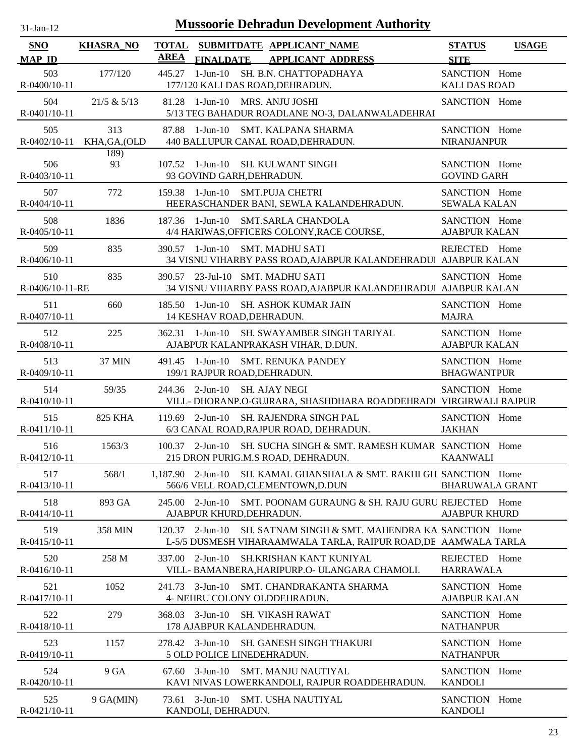31-Jan-12

# Mussoorie Dehradun Development Authority

| SNO / MAP_ID | KHASRA_NO | TOTAL AREA | SUBMITDATE / FINALDATE | APPLICANT_NAME / APPLICANT_ADDRESS | STATUS / SITE | USAGE |
|---|---|---|---|---|---|---|
| 503 / R-0400/10-11 | 177/120 | 445.27 | 1-Jun-10 | SH. B.N. CHATTOPADHAYA / 177/120 KALI DAS ROAD,DEHRADUN. | SANCTION / KALI DAS ROAD | Home |
| 504 / R-0401/10-11 | 21/5 & 5/13 | 81.28 | 1-Jun-10 | MRS. ANJU JOSHI / 5/13 TEG BAHADUR ROADLANE NO-3, DALANWALADEHRAI | SANCTION | Home |
| 505 / R-0402/10-11 | 313 KHA,GA,(OLD 189) | 87.88 | 1-Jun-10 | SMT. KALPANA SHARMA / 440 BALLUPUR CANAL ROAD,DEHRADUN. | SANCTION / NIRANJANPUR | Home |
| 506 / R-0403/10-11 | 93 | 107.52 | 1-Jun-10 | SH. KULWANT SINGH / 93 GOVIND GARH,DEHRADUN. | SANCTION / GOVIND GARH | Home |
| 507 / R-0404/10-11 | 772 | 159.38 | 1-Jun-10 | SMT.PUJA CHETRI / HEERASCHANDER BANI, SEWLA KALANDEHRADUN. | SANCTION / SEWALA KALAN | Home |
| 508 / R-0405/10-11 | 1836 | 187.36 | 1-Jun-10 | SMT.SARLA CHANDOLA / 4/4 HARIWAS,OFFICERS COLONY,RACE COURSE, | SANCTION / AJABPUR KALAN | Home |
| 509 / R-0406/10-11 | 835 | 390.57 | 1-Jun-10 | SMT. MADHU SATI / 34 VISNU VIHARBY PASS ROAD,AJABPUR KALANDEHRADUI | REJECTED / AJABPUR KALAN | Home |
| 510 / R-0406/10-11-RE | 835 | 390.57 | 23-Jul-10 | SMT. MADHU SATI / 34 VISNU VIHARBY PASS ROAD,AJABPUR KALANDEHRADUI | SANCTION / AJABPUR KALAN | Home |
| 511 / R-0407/10-11 | 660 | 185.50 | 1-Jun-10 | SH. ASHOK KUMAR JAIN / 14 KESHAV ROAD,DEHRADUN. | SANCTION / MAJRA | Home |
| 512 / R-0408/10-11 | 225 | 362.31 | 1-Jun-10 | SH. SWAYAMBER SINGH TARIYAL / AJABPUR KALANPRAKASH VIHAR, D.DUN. | SANCTION / AJABPUR KALAN | Home |
| 513 / R-0409/10-11 | 37 MIN | 491.45 | 1-Jun-10 | SMT. RENUKA PANDEY / 199/1 RAJPUR ROAD,DEHRADUN. | SANCTION / BHAGWANTPUR | Home |
| 514 / R-0410/10-11 | 59/35 | 244.36 | 2-Jun-10 | SH. AJAY NEGI / VILL- DHORANP.O-GUJRARA, SHASHDHARA ROADDEHRADI | SANCTION / VIRGIRWALI RAJPUR | Home |
| 515 / R-0411/10-11 | 825 KHA | 119.69 | 2-Jun-10 | SH. RAJENDRA SINGH PAL / 6/3 CANAL ROAD,RAJPUR ROAD, DEHRADUN. | SANCTION / JAKHAN | Home |
| 516 / R-0412/10-11 | 1563/3 | 100.37 | 2-Jun-10 | SH. SUCHA SINGH & SMT. RAMESH KUMAR / 215 DRON PURIG.M.S ROAD, DEHRADUN. | SANCTION / KAANWALI | Home |
| 517 / R-0413/10-11 | 568/1 | 1,187.90 | 2-Jun-10 | SH. KAMAL GHANSHALA & SMT. RAKHI GH / 566/6 VELL ROAD,CLEMENTOWN,D.DUN | SANCTION / BHARUWALA GRANT | Home |
| 518 / R-0414/10-11 | 893 GA | 245.00 | 2-Jun-10 | SMT. POONAM GURAUNG & SH. RAJU GURU / AJABPUR KHURD,DEHRADUN. | REJECTED / AJABPUR KHURD | Home |
| 519 / R-0415/10-11 | 358 MIN | 120.37 | 2-Jun-10 | SH. SATNAM SINGH & SMT. MAHENDRA KA / L-5/5 DUSMESH VIHARAAMWALA TARLA, RAIPUR ROAD,DE | SANCTION / AAMWALA TARLA | Home |
| 520 / R-0416/10-11 | 258 M | 337.00 | 2-Jun-10 | SH.KRISHAN KANT KUNIYAL / VILL- BAMANBERA,HARIPURP.O- ULANGARA CHAMOLI. | REJECTED / HARRAWALA | Home |
| 521 / R-0417/10-11 | 1052 | 241.73 | 3-Jun-10 | SMT. CHANDRAKANTA SHARMA / 4- NEHRU COLONY OLDDEHRADUN. | SANCTION / AJABPUR KALAN | Home |
| 522 / R-0418/10-11 | 279 | 368.03 | 3-Jun-10 | SH. VIKASH RAWAT / 178 AJABPUR KALANDEHRADUN. | SANCTION / NATHANPUR | Home |
| 523 / R-0419/10-11 | 1157 | 278.42 | 3-Jun-10 | SH. GANESH SINGH THAKURI / 5 OLD POLICE LINEDEHRADUN. | SANCTION / NATHANPUR | Home |
| 524 / R-0420/10-11 | 9 GA | 67.60 | 3-Jun-10 | SMT. MANJU NAUTIYAL / KAVI NIVAS LOWERKANDOLI, RAJPUR ROADDEHRADUN. | SANCTION / KANDOLI | Home |
| 525 / R-0421/10-11 | 9 GA(MIN) | 73.61 | 3-Jun-10 | SMT. USHA NAUTIYAL / KANDOLI, DEHRADUN. | SANCTION / KANDOLI | Home |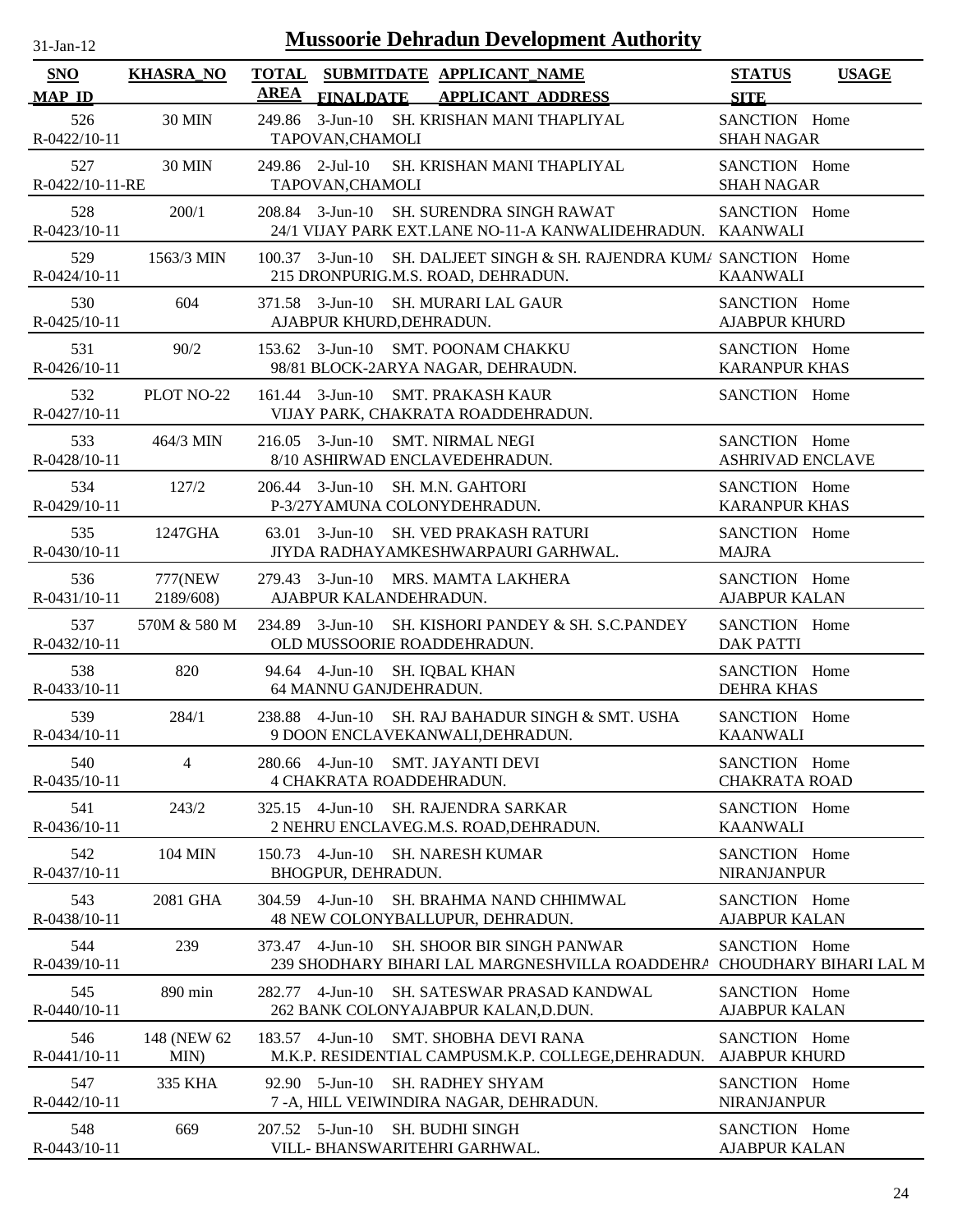# Mussoorie Dehradun Development Authority

31-Jan-12

| SNO / MAP_ID | KHASRA_NO | TOTAL AREA | SUBMITDATE / FINALDATE | APPLICANT_NAME / APPLICANT_ADDRESS | STATUS / SITE | USAGE |
|---|---|---|---|---|---|---|
| 526 / R-0422/10-11 | 30 MIN | 249.86 | 3-Jun-10 | SH. KRISHAN MANI THAPLIYAL / TAPOVAN,CHAMOLI | SANCTION / SHAH NAGAR | Home |
| 527 / R-0422/10-11-RE | 30 MIN | 249.86 | 2-Jul-10 | SH. KRISHAN MANI THAPLIYAL / TAPOVAN,CHAMOLI | SANCTION / SHAH NAGAR | Home |
| 528 / R-0423/10-11 | 200/1 | 208.84 | 3-Jun-10 | SH. SURENDRA SINGH RAWAT / 24/1 VIJAY PARK EXT.LANE NO-11-A KANWALIDEHRADUN. | SANCTION / KAANWALI | Home |
| 529 / R-0424/10-11 | 1563/3 MIN | 100.37 | 3-Jun-10 | SH. DALJEET SINGH & SH. RAJENDRA KUMA / 215 DRONPURIG.M.S. ROAD, DEHRADUN. | SANCTION / KAANWALI | Home |
| 530 / R-0425/10-11 | 604 | 371.58 | 3-Jun-10 | SH. MURARI LAL GAUR / AJABPUR KHURD,DEHRADUN. | SANCTION / AJABPUR KHURD | Home |
| 531 / R-0426/10-11 | 90/2 | 153.62 | 3-Jun-10 | SMT. POONAM CHAKKU / 98/81 BLOCK-2ARYA NAGAR, DEHRAUDN. | SANCTION / KARANPUR KHAS | Home |
| 532 / R-0427/10-11 | PLOT NO-22 | 161.44 | 3-Jun-10 | SMT. PRAKASH KAUR / VIJAY PARK, CHAKRATA ROADDEHRADUN. | SANCTION | Home |
| 533 / R-0428/10-11 | 464/3 MIN | 216.05 | 3-Jun-10 | SMT. NIRMAL NEGI / 8/10 ASHIRWAD ENCLAVEDEHRADUN. | SANCTION / ASHRIVAD ENCLAVE | Home |
| 534 / R-0429/10-11 | 127/2 | 206.44 | 3-Jun-10 | SH. M.N. GAHTORI / P-3/27YAMUNA COLONYDEHRADUN. | SANCTION / KARANPUR KHAS | Home |
| 535 / R-0430/10-11 | 1247GHA | 63.01 | 3-Jun-10 | SH. VED PRAKASH RATURI / JIYDA RADHAYAMKESHWARPAURI GARHWAL. | SANCTION / MAJRA | Home |
| 536 / R-0431/10-11 | 777(NEW 2189/608) | 279.43 | 3-Jun-10 | MRS. MAMTA LAKHERA / AJABPUR KALANDEHRADUN. | SANCTION / AJABPUR KALAN | Home |
| 537 / R-0432/10-11 | 570M & 580 M | 234.89 | 3-Jun-10 | SH. KISHORI PANDEY & SH. S.C.PANDEY / OLD MUSSOORIE ROADDEHRADUN. | SANCTION / DAK PATTI | Home |
| 538 / R-0433/10-11 | 820 | 94.64 | 4-Jun-10 | SH. IQBAL KHAN / 64 MANNU GANJDEHRADUN. | SANCTION / DEHRA KHAS | Home |
| 539 / R-0434/10-11 | 284/1 | 238.88 | 4-Jun-10 | SH. RAJ BAHADUR SINGH & SMT. USHA / 9 DOON ENCLAVEKANWALI,DEHRADUN. | SANCTION / KAANWALI | Home |
| 540 / R-0435/10-11 | 4 | 280.66 | 4-Jun-10 | SMT. JAYANTI DEVI / 4 CHAKRATA ROADDEHRADUN. | SANCTION / CHAKRATA ROAD | Home |
| 541 / R-0436/10-11 | 243/2 | 325.15 | 4-Jun-10 | SH. RAJENDRA SARKAR / 2 NEHRU ENCLAVEG.M.S. ROAD,DEHRADUN. | SANCTION / KAANWALI | Home |
| 542 / R-0437/10-11 | 104 MIN | 150.73 | 4-Jun-10 | SH. NARESH KUMAR / BHOGPUR, DEHRADUN. | SANCTION / NIRANJANPUR | Home |
| 543 / R-0438/10-11 | 2081 GHA | 304.59 | 4-Jun-10 | SH. BRAHMA NAND CHHIMWAL / 48 NEW COLONYBALLUPUR, DEHRADUN. | SANCTION / AJABPUR KALAN | Home |
| 544 / R-0439/10-11 | 239 | 373.47 | 4-Jun-10 | SH. SHOOR BIR SINGH PANWAR / 239 SHODHARY BIHARI LAL MARGNESHVILLA ROADDEHRA | SANCTION / CHOUDHARY BIHARI LAL M | Home |
| 545 / R-0440/10-11 | 890 min | 282.77 | 4-Jun-10 | SH. SATESWAR PRASAD KANDWAL / 262 BANK COLONYAJABPUR KALAN,D.DUN. | SANCTION / AJABPUR KALAN | Home |
| 546 / R-0441/10-11 | 148 (NEW 62 MIN) | 183.57 | 4-Jun-10 | SMT. SHOBHA DEVI RANA / M.K.P. RESIDENTIAL CAMPUSM.K.P. COLLEGE,DEHRADUN. | SANCTION / AJABPUR KHURD | Home |
| 547 / R-0442/10-11 | 335 KHA | 92.90 | 5-Jun-10 | SH. RADHEY SHYAM / 7 -A, HILL VEIWINDIRA NAGAR, DEHRADUN. | SANCTION / NIRANJANPUR | Home |
| 548 / R-0443/10-11 | 669 | 207.52 | 5-Jun-10 | SH. BUDHI SINGH / VILL- BHANSWARITEHRI GARHWAL. | SANCTION / AJABPUR KALAN | Home |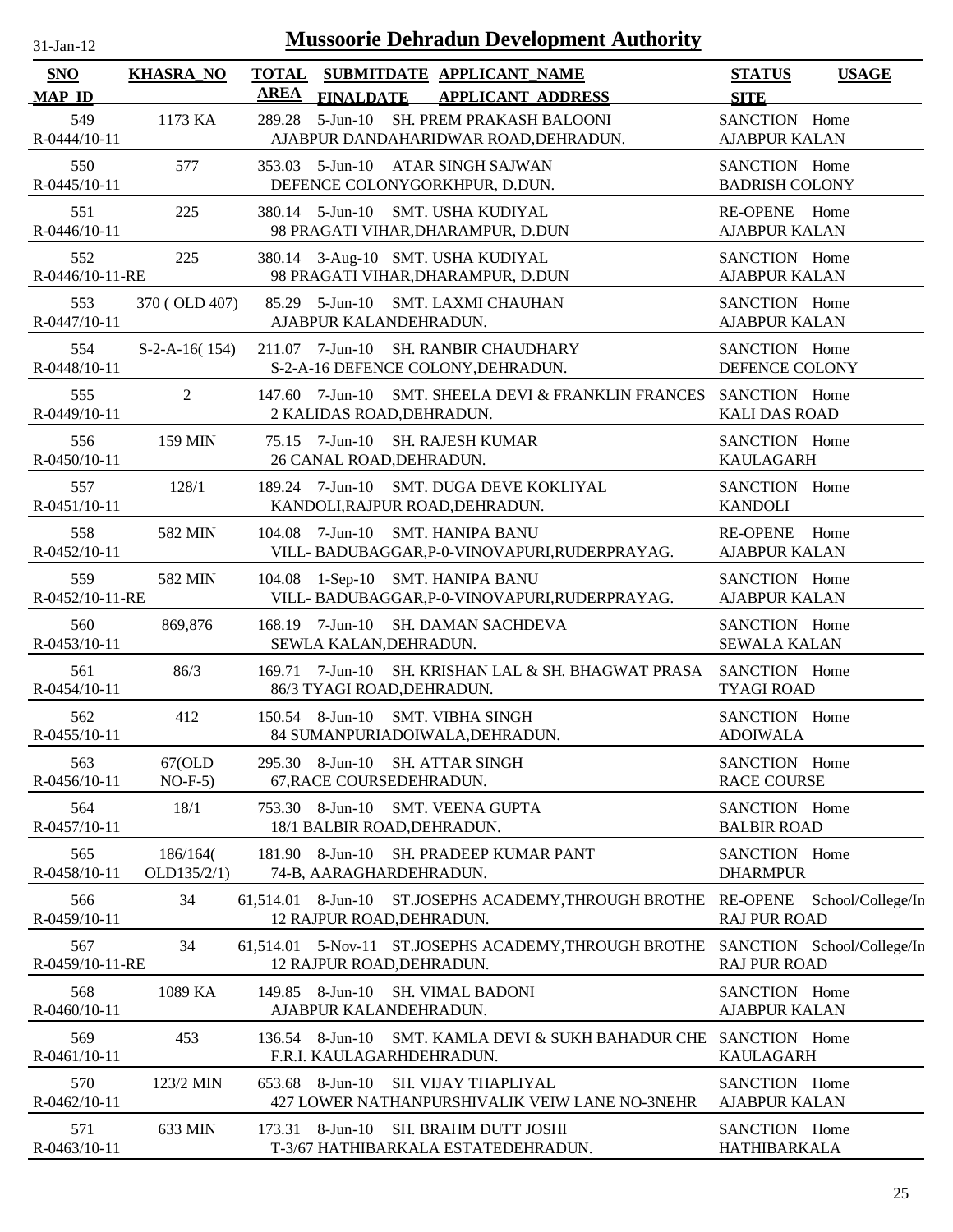# Mussoorie Dehradun Development Authority

31-Jan-12

| SNO / MAP_ID | KHASRA_NO | TOTAL AREA | SUBMITDATE / FINALDATE | APPLICANT_NAME / APPLICANT_ADDRESS | STATUS / SITE | USAGE |
|---|---|---|---|---|---|---|
| 549<br>R-0444/10-11 | 1173 KA | 289.28 | 5-Jun-10 | SH. PREM PRAKASH BALOONI<br>AJABPUR DANDAHARIDWAR ROAD,DEHRADUN. | SANCTION<br>AJABPUR KALAN | Home |
| 550<br>R-0445/10-11 | 577 | 353.03 | 5-Jun-10 | ATAR SINGH SAJWAN<br>DEFENCE COLONYGORKHPUR, D.DUN. | SANCTION<br>BADRISH COLONY | Home |
| 551<br>R-0446/10-11 | 225 | 380.14 | 5-Jun-10 | SMT. USHA KUDIYAL<br>98 PRAGATI VIHAR,DHARAMPUR, D.DUN | RE-OPENE<br>AJABPUR KALAN | Home |
| 552<br>R-0446/10-11-RE | 225 | 380.14 | 3-Aug-10 | SMT. USHA KUDIYAL<br>98 PRAGATI VIHAR,DHARAMPUR, D.DUN | SANCTION<br>AJABPUR KALAN | Home |
| 553<br>R-0447/10-11 | 370 ( OLD 407) | 85.29 | 5-Jun-10 | SMT. LAXMI CHAUHAN<br>AJABPUR KALANDEHRADUN. | SANCTION<br>AJABPUR KALAN | Home |
| 554<br>R-0448/10-11 | S-2-A-16( 154) | 211.07 | 7-Jun-10 | SH. RANBIR CHAUDHARY<br>S-2-A-16 DEFENCE COLONY,DEHRADUN. | SANCTION<br>DEFENCE COLONY | Home |
| 555<br>R-0449/10-11 | 2 | 147.60 | 7-Jun-10 | SMT. SHEELA DEVI & FRANKLIN FRANCES<br>2 KALIDAS ROAD,DEHRADUN. | SANCTION<br>KALI DAS ROAD | Home |
| 556<br>R-0450/10-11 | 159 MIN | 75.15 | 7-Jun-10 | SH. RAJESH KUMAR<br>26 CANAL ROAD,DEHRADUN. | SANCTION<br>KAULAGARH | Home |
| 557<br>R-0451/10-11 | 128/1 | 189.24 | 7-Jun-10 | SMT. DUGA DEVE KOKLIYAL<br>KANDOLI,RAJPUR ROAD,DEHRADUN. | SANCTION<br>KANDOLI | Home |
| 558<br>R-0452/10-11 | 582 MIN | 104.08 | 7-Jun-10 | SMT. HANIPA BANU<br>VILL- BADUBAGGAR,P-0-VINOVAPURI,RUDERPRAYAG. | RE-OPENE<br>AJABPUR KALAN | Home |
| 559<br>R-0452/10-11-RE | 582 MIN | 104.08 | 1-Sep-10 | SMT. HANIPA BANU<br>VILL- BADUBAGGAR,P-0-VINOVAPURI,RUDERPRAYAG. | SANCTION<br>AJABPUR KALAN | Home |
| 560<br>R-0453/10-11 | 869,876 | 168.19 | 7-Jun-10 | SH. DAMAN SACHDEVA<br>SEWLA KALAN,DEHRADUN. | SANCTION<br>SEWALA KALAN | Home |
| 561<br>R-0454/10-11 | 86/3 | 169.71 | 7-Jun-10 | SH. KRISHAN LAL & SH. BHAGWAT PRASA<br>86/3 TYAGI ROAD,DEHRADUN. | SANCTION<br>TYAGI ROAD | Home |
| 562<br>R-0455/10-11 | 412 | 150.54 | 8-Jun-10 | SMT. VIBHA SINGH<br>84 SUMANPURIADOIWALA,DEHRADUN. | SANCTION<br>ADOIWALA | Home |
| 563<br>R-0456/10-11 | 67(OLD NO-F-5) | 295.30 | 8-Jun-10 | SH. ATTAR SINGH<br>67,RACE COURSEDEHRADUN. | SANCTION<br>RACE COURSE | Home |
| 564<br>R-0457/10-11 | 18/1 | 753.30 | 8-Jun-10 | SMT. VEENA GUPTA<br>18/1 BALBIR ROAD,DEHRADUN. | SANCTION<br>BALBIR ROAD | Home |
| 565<br>R-0458/10-11 | 186/164( OLD135/2/1) | 181.90 | 8-Jun-10 | SH. PRADEEP KUMAR PANT<br>74-B, AARAGHARDEHRADUN. | SANCTION<br>DHARMPUR | Home |
| 566<br>R-0459/10-11 | 34 | 61,514.01 | 8-Jun-10 | ST.JOSEPHS ACADEMY,THROUGH BROTHE<br>12 RAJPUR ROAD,DEHRADUN. | RE-OPENE<br>RAJ PUR ROAD | School/College/In |
| 567<br>R-0459/10-11-RE | 34 | 61,514.01 | 5-Nov-11 | ST.JOSEPHS ACADEMY,THROUGH BROTHE<br>12 RAJPUR ROAD,DEHRADUN. | SANCTION<br>RAJ PUR ROAD | School/College/In |
| 568<br>R-0460/10-11 | 1089 KA | 149.85 | 8-Jun-10 | SH. VIMAL BADONI<br>AJABPUR KALANDEHRADUN. | SANCTION<br>AJABPUR KALAN | Home |
| 569<br>R-0461/10-11 | 453 | 136.54 | 8-Jun-10 | SMT. KAMLA DEVI & SUKH BAHADUR CHE<br>F.R.I. KAULAGARHDEHRADUN. | SANCTION<br>KAULAGARH | Home |
| 570<br>R-0462/10-11 | 123/2 MIN | 653.68 | 8-Jun-10 | SH. VIJAY THAPLIYAL<br>427 LOWER NATHANPURSHIVALIK VEIW LANE NO-3NEHR | SANCTION<br>AJABPUR KALAN | Home |
| 571<br>R-0463/10-11 | 633 MIN | 173.31 | 8-Jun-10 | SH. BRAHM DUTT JOSHI<br>T-3/67 HATHIBARKALA ESTATEDEHRADUN. | SANCTION<br>HATHIBARKALA | Home |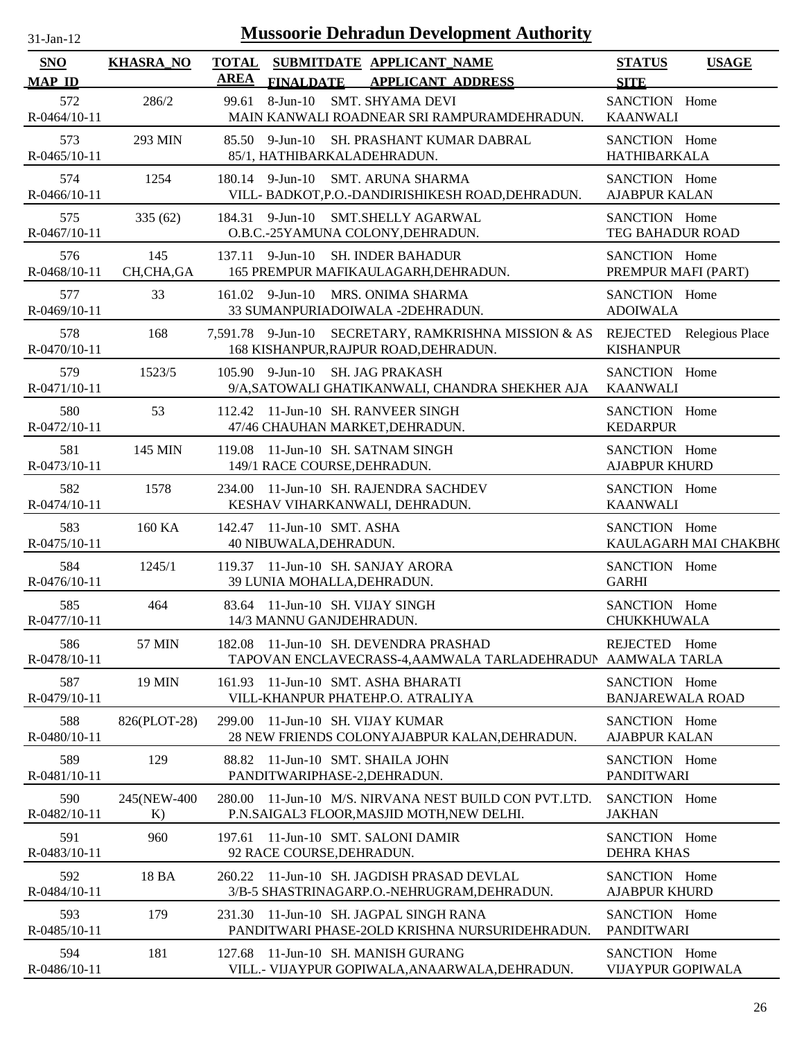# Mussoorie Dehradun Development Authority

31-Jan-12

| SNO / MAP ID | KHASRA_NO | TOTAL AREA | SUBMITDATE / FINALDATE | APPLICANT_NAME / APPLICANT ADDRESS | STATUS / SITE | USAGE |
|---|---|---|---|---|---|---|
| 572 R-0464/10-11 | 286/2 | 99.61 | 8-Jun-10 | SMT. SHYAMA DEVI MAIN KANWALI ROADNEAR SRI RAMPURAMDEHRADUN. | SANCTION KAANWALI | Home |
| 573 R-0465/10-11 | 293 MIN | 85.50 | 9-Jun-10 | SH. PRASHANT KUMAR DABRAL 85/1, HATHIBARKALADEHRADUN. | SANCTION HATHIBARKALA | Home |
| 574 R-0466/10-11 | 1254 | 180.14 | 9-Jun-10 | SMT. ARUNA SHARMA VILL- BADKOT,P.O.-DANDIRISHIKESH ROAD,DEHRADUN. | SANCTION AJABPUR KALAN | Home |
| 575 R-0467/10-11 | 335 (62) | 184.31 | 9-Jun-10 | SMT.SHELLY AGARWAL O.B.C.-25YAMUNA COLONY,DEHRADUN. | SANCTION TEG BAHADUR ROAD | Home |
| 576 R-0468/10-11 | 145 CH,CHA,GA | 137.11 | 9-Jun-10 | SH. INDER BAHADUR 165 PREMPUR MAFIKAULAGARH,DEHRADUN. | SANCTION PREMPUR MAFI (PART) | Home |
| 577 R-0469/10-11 | 33 | 161.02 | 9-Jun-10 | MRS. ONIMA SHARMA 33 SUMANPURIADOIWALA -2DEHRADUN. | SANCTION ADOIWALA | Home |
| 578 R-0470/10-11 | 168 | 7,591.78 | 9-Jun-10 | SECRETARY, RAMKRISHNA MISSION & AS 168 KISHANPUR,RAJPUR ROAD,DEHRADUN. | REJECTED KISHANPUR | Relegious Place |
| 579 R-0471/10-11 | 1523/5 | 105.90 | 9-Jun-10 | SH. JAG PRAKASH 9/A,SATOWALI GHATIKANWALI, CHANDRA SHEKHER AJA | SANCTION KAANWALI | Home |
| 580 R-0472/10-11 | 53 | 112.42 | 11-Jun-10 | SH. RANVEER SINGH 47/46 CHAUHAN MARKET,DEHRADUN. | SANCTION KEDARPUR | Home |
| 581 R-0473/10-11 | 145 MIN | 119.08 | 11-Jun-10 | SH. SATNAM SINGH 149/1 RACE COURSE,DEHRADUN. | SANCTION AJABPUR KHURD | Home |
| 582 R-0474/10-11 | 1578 | 234.00 | 11-Jun-10 | SH. RAJENDRA SACHDEV KESHAV VIHARKANWALI, DEHRADUN. | SANCTION KAANWALI | Home |
| 583 R-0475/10-11 | 160 KA | 142.47 | 11-Jun-10 | SMT. ASHA 40 NIBUWALA,DEHRADUN. | SANCTION KAULAGARH MAI CHAKBH( | Home |
| 584 R-0476/10-11 | 1245/1 | 119.37 | 11-Jun-10 | SH. SANJAY ARORA 39 LUNIA MOHALLA,DEHRADUN. | SANCTION GARHI | Home |
| 585 R-0477/10-11 | 464 | 83.64 | 11-Jun-10 | SH. VIJAY SINGH 14/3 MANNU GANJDEHRADUN. | SANCTION CHUKKHUWALA | Home |
| 586 R-0478/10-11 | 57 MIN | 182.08 | 11-Jun-10 | SH. DEVENDRA PRASHAD TAPOVAN ENCLAVECRASS-4,AAMWALA TARLADEHRADUN | REJECTED AAMWALA TARLA | Home |
| 587 R-0479/10-11 | 19 MIN | 161.93 | 11-Jun-10 | SMT. ASHA BHARATI VILL-KHANPUR PHATEHP.O. ATRALIYA | SANCTION BANJAREWALA ROAD | Home |
| 588 R-0480/10-11 | 826(PLOT-28) | 299.00 | 11-Jun-10 | SH. VIJAY KUMAR 28 NEW FRIENDS COLONYAJABPUR KALAN,DEHRADUN. | SANCTION AJABPUR KALAN | Home |
| 589 R-0481/10-11 | 129 | 88.82 | 11-Jun-10 | SMT. SHAILA JOHN PANDITWARIPHASE-2,DEHRADUN. | SANCTION PANDITWARI | Home |
| 590 R-0482/10-11 | 245(NEW-400 K) | 280.00 | 11-Jun-10 | M/S. NIRVANA NEST BUILD CON PVT.LTD. P.N.SAIGAL3 FLOOR,MASJID MOTH,NEW DELHI. | SANCTION JAKHAN | Home |
| 591 R-0483/10-11 | 960 | 197.61 | 11-Jun-10 | SMT. SALONI DAMIR 92 RACE COURSE,DEHRADUN. | SANCTION DEHRA KHAS | Home |
| 592 R-0484/10-11 | 18 BA | 260.22 | 11-Jun-10 | SH. JAGDISH PRASAD DEVLAL 3/B-5 SHASTRINAGARP.O.-NEHRUGRAM,DEHRADUN. | SANCTION AJABPUR KHURD | Home |
| 593 R-0485/10-11 | 179 | 231.30 | 11-Jun-10 | SH. JAGPAL SINGH RANA PANDITWARI PHASE-2OLD KRISHNA NURSURIDEHRADUN. | SANCTION PANDITWARI | Home |
| 594 R-0486/10-11 | 181 | 127.68 | 11-Jun-10 | SH. MANISH GURANG VILL.- VIJAYPUR GOPIWALA,ANAARWALA,DEHRADUN. | SANCTION VIJAYPUR GOPIWALA | Home |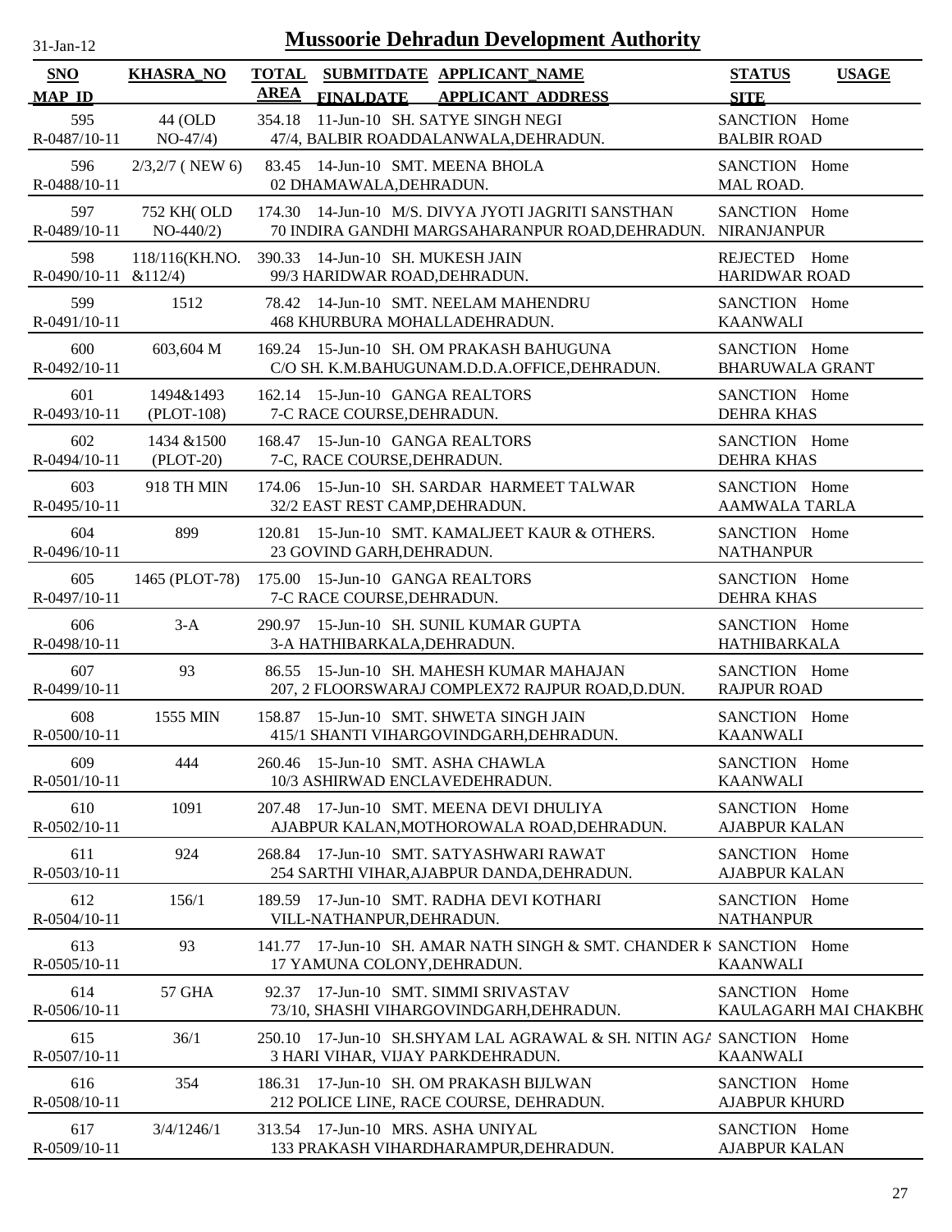# Mussoorie Dehradun Development Authority

31-Jan-12

| SNO / MAP_ID | KHASRA_NO | TOTAL AREA | SUBMITDATE / FINALDATE | APPLICANT_NAME / APPLICANT_ADDRESS | STATUS / SITE | USAGE |
|---|---|---|---|---|---|---|
| 595 R-0487/10-11 | 44 (OLD NO-47/4) | 354.18 | 11-Jun-10 | SH. SATYE SINGH NEGI 47/4, BALBIR ROADDALANWALA,DEHRADUN. | SANCTION BALBIR ROAD | Home |
| 596 R-0488/10-11 | 2/3,2/7 ( NEW 6) | 83.45 | 14-Jun-10 | SMT. MEENA BHOLA 02 DHAMAWALA,DEHRADUN. | SANCTION MAL ROAD. | Home |
| 597 R-0489/10-11 | 752 KH( OLD NO-440/2) | 174.30 | 14-Jun-10 | M/S. DIVYA JYOTI JAGRITI SANSTHAN 70 INDIRA GANDHI MARGSAHARANPUR ROAD,DEHRADUN. | SANCTION NIRANJANPUR | Home |
| 598 R-0490/10-11 | 118/116(KH.NO. &112/4) | 390.33 | 14-Jun-10 | SH. MUKESH JAIN 99/3 HARIDWAR ROAD,DEHRADUN. | REJECTED HARIDWAR ROAD | Home |
| 599 R-0491/10-11 | 1512 | 78.42 | 14-Jun-10 | SMT. NEELAM MAHENDRU 468 KHURBURA MOHALLADEHRADUN. | SANCTION KAANWALI | Home |
| 600 R-0492/10-11 | 603,604 M | 169.24 | 15-Jun-10 | SH. OM PRAKASH BAHUGUNA C/O SH. K.M.BAHUGUNAM.D.D.A.OFFICE,DEHRADUN. | SANCTION BHARUWALA GRANT | Home |
| 601 R-0493/10-11 | 1494&1493 (PLOT-108) | 162.14 | 15-Jun-10 | GANGA REALTORS 7-C RACE COURSE,DEHRADUN. | SANCTION DEHRA KHAS | Home |
| 602 R-0494/10-11 | 1434 &1500 (PLOT-20) | 168.47 | 15-Jun-10 | GANGA REALTORS 7-C, RACE COURSE,DEHRADUN. | SANCTION DEHRA KHAS | Home |
| 603 R-0495/10-11 | 918 TH MIN | 174.06 | 15-Jun-10 | SH. SARDAR HARMEET TALWAR 32/2 EAST REST CAMP,DEHRADUN. | SANCTION AAMWALA TARLA | Home |
| 604 R-0496/10-11 | 899 | 120.81 | 15-Jun-10 | SMT. KAMALJEET KAUR & OTHERS. 23 GOVIND GARH,DEHRADUN. | SANCTION NATHANPUR | Home |
| 605 R-0497/10-11 | 1465 (PLOT-78) | 175.00 | 15-Jun-10 | GANGA REALTORS 7-C RACE COURSE,DEHRADUN. | SANCTION DEHRA KHAS | Home |
| 606 R-0498/10-11 | 3-A | 290.97 | 15-Jun-10 | SH. SUNIL KUMAR GUPTA 3-A HATHIBARKALA,DEHRADUN. | SANCTION HATHIBARKALA | Home |
| 607 R-0499/10-11 | 93 | 86.55 | 15-Jun-10 | SH. MAHESH KUMAR MAHAJAN 207, 2 FLOORSWARAJ COMPLEX72 RAJPUR ROAD,D.DUN. | SANCTION RAJPUR ROAD | Home |
| 608 R-0500/10-11 | 1555 MIN | 158.87 | 15-Jun-10 | SMT. SHWETA SINGH JAIN 415/1 SHANTI VIHARGOVINDGARH,DEHRADUN. | SANCTION KAANWALI | Home |
| 609 R-0501/10-11 | 444 | 260.46 | 15-Jun-10 | SMT. ASHA CHAWLA 10/3 ASHIRWAD ENCLAVEDEHRADUN. | SANCTION KAANWALI | Home |
| 610 R-0502/10-11 | 1091 | 207.48 | 17-Jun-10 | SMT. MEENA DEVI DHULIYA AJABPUR KALAN,MOTHOROWALA ROAD,DEHRADUN. | SANCTION AJABPUR KALAN | Home |
| 611 R-0503/10-11 | 924 | 268.84 | 17-Jun-10 | SMT. SATYASHWARI RAWAT 254 SARTHI VIHAR,AJABPUR DANDA,DEHRADUN. | SANCTION AJABPUR KALAN | Home |
| 612 R-0504/10-11 | 156/1 | 189.59 | 17-Jun-10 | SMT. RADHA DEVI KOTHARI VILL-NATHANPUR,DEHRADUN. | SANCTION NATHANPUR | Home |
| 613 R-0505/10-11 | 93 | 141.77 | 17-Jun-10 | SH. AMAR NATH SINGH & SMT. CHANDER K 17 YAMUNA COLONY,DEHRADUN. | SANCTION KAANWALI | Home |
| 614 R-0506/10-11 | 57 GHA | 92.37 | 17-Jun-10 | SMT. SIMMI SRIVASTAV 73/10, SHASHI VIHARGOVINDGARH,DEHRADUN. | SANCTION KAULAGARH MAI CHAKBHO | Home |
| 615 R-0507/10-11 | 36/1 | 250.10 | 17-Jun-10 | SH.SHYAM LAL AGRAWAL & SH. NITIN AGA 3 HARI VIHAR, VIJAY PARKDEHRADUN. | SANCTION KAANWALI | Home |
| 616 R-0508/10-11 | 354 | 186.31 | 17-Jun-10 | SH. OM PRAKASH BIJLWAN 212 POLICE LINE, RACE COURSE, DEHRADUN. | SANCTION AJABPUR KHURD | Home |
| 617 R-0509/10-11 | 3/4/1246/1 | 313.54 | 17-Jun-10 | MRS. ASHA UNIYAL 133 PRAKASH VIHARDHARAMPUR,DEHRADUN. | SANCTION AJABPUR KALAN | Home |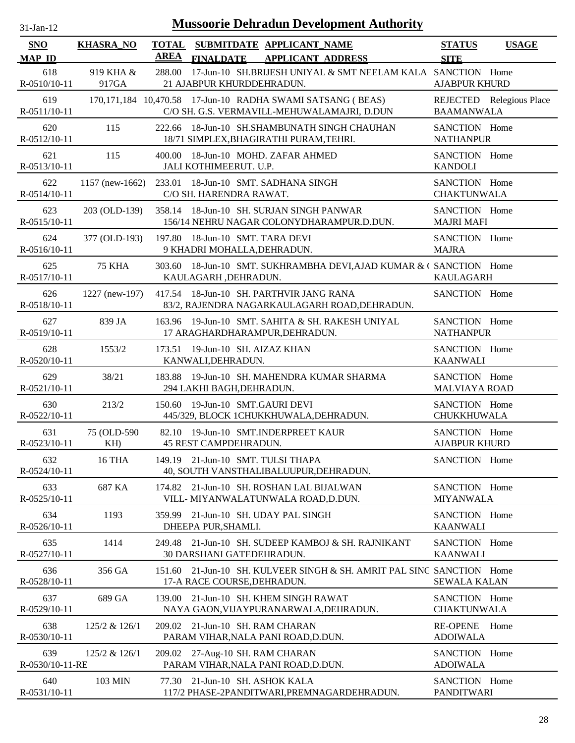# Mussoorie Dehradun Development Authority

31-Jan-12

| SNO / MAP_ID | KHASRA_NO | TOTAL AREA | SUBMITDATE / FINALDATE | APPLICANT_NAME / APPLICANT_ADDRESS | STATUS / SITE | USAGE |
|---|---|---|---|---|---|---|
| 618 R-0510/10-11 | 919 KHA & 917GA | 288.00 | 17-Jun-10 | SH.BRIJESH UNIYAL & SMT NEELAM KALA 21 AJABPUR KHURDDEHRADUN. | SANCTION AJABPUR KHURD | Home |
| 619 R-0511/10-11 | 170,171,184 | 10,470.58 | 17-Jun-10 | RADHA SWAMI SATSANG ( BEAS) C/O SH. G.S. VERMAVILL-MEHUWALAMAJRI, D.DUN | REJECTED BAAMANWALA | Relegious Place |
| 620 R-0512/10-11 | 115 | 222.66 | 18-Jun-10 | SH.SHAMBUNATH SINGH CHAUHAN 18/71 SIMPLEX,BHAGIRATHI PURAM,TEHRI. | SANCTION NATHANPUR | Home |
| 621 R-0513/10-11 | 115 | 400.00 | 18-Jun-10 | MOHD. ZAFAR AHMED JALI KOTHIMEERUT. U.P. | SANCTION KANDOLI | Home |
| 622 R-0514/10-11 | 1157 (new-1662) | 233.01 | 18-Jun-10 | SMT. SADHANA SINGH C/O SH. HARENDRA RAWAT. | SANCTION CHAKTUNWALA | Home |
| 623 R-0515/10-11 | 203 (OLD-139) | 358.14 | 18-Jun-10 | SH. SURJAN SINGH PANWAR 156/14 NEHRU NAGAR COLONYDHARAMPUR.D.DUN. | SANCTION MAJRI MAFI | Home |
| 624 R-0516/10-11 | 377 (OLD-193) | 197.80 | 18-Jun-10 | SMT. TARA DEVI 9 KHADRI MOHALLA,DEHRADUN. | SANCTION MAJRA | Home |
| 625 R-0517/10-11 | 75 KHA | 303.60 | 18-Jun-10 | SMT. SUKHRAMBHA DEVI,AJAD KUMAR & ( KAULAGARH ,DEHRADUN. | SANCTION KAULAGARH | Home |
| 626 R-0518/10-11 | 1227 (new-197) | 417.54 | 18-Jun-10 | SH. PARTHVIR JANG RANA 83/2, RAJENDRA NAGARKAULAGARH ROAD,DEHRADUN. | SANCTION | Home |
| 627 R-0519/10-11 | 839 JA | 163.96 | 19-Jun-10 | SMT. SAHITA & SH. RAKESH UNIYAL 17 ARAGHARDHARAMPUR,DEHRADUN. | SANCTION NATHANPUR | Home |
| 628 R-0520/10-11 | 1553/2 | 173.51 | 19-Jun-10 | SH. AIZAZ KHAN KANWALI,DEHRADUN. | SANCTION KAANWALI | Home |
| 629 R-0521/10-11 | 38/21 | 183.88 | 19-Jun-10 | SH. MAHENDRA KUMAR SHARMA 294 LAKHI BAGH,DEHRADUN. | SANCTION MALVIAYA ROAD | Home |
| 630 R-0522/10-11 | 213/2 | 150.60 | 19-Jun-10 | SMT.GAURI DEVI 445/329, BLOCK 1CHUKKHUWALA,DEHRADUN. | SANCTION CHUKKHUWALA | Home |
| 631 R-0523/10-11 | 75 (OLD-590 KH) | 82.10 | 19-Jun-10 | SMT.INDERPREET KAUR 45 REST CAMPDEHRADUN. | SANCTION AJABPUR KHURD | Home |
| 632 R-0524/10-11 | 16 THA | 149.19 | 21-Jun-10 | SMT. TULSI THAPA 40, SOUTH VANSTHALIBALUUPUR,DEHRADUN. | SANCTION | Home |
| 633 R-0525/10-11 | 687 KA | 174.82 | 21-Jun-10 | SH. ROSHAN LAL BIJALWAN VILL- MIYANWALATUNWALA ROAD,D.DUN. | SANCTION MIYANWALA | Home |
| 634 R-0526/10-11 | 1193 | 359.99 | 21-Jun-10 | SH. UDAY PAL SINGH DHEEPA PUR,SHAMLI. | SANCTION KAANWALI | Home |
| 635 R-0527/10-11 | 1414 | 249.48 | 21-Jun-10 | SH. SUDEEP KAMBOJ & SH. RAJNIKANT 30 DARSHANI GATEDEHRADUN. | SANCTION KAANWALI | Home |
| 636 R-0528/10-11 | 356 GA | 151.60 | 21-Jun-10 | SH. KULVEER SINGH & SH. AMRIT PAL SINC 17-A RACE COURSE,DEHRADUN. | SANCTION SEWALA KALAN | Home |
| 637 R-0529/10-11 | 689 GA | 139.00 | 21-Jun-10 | SH. KHEM SINGH RAWAT NAYA GAON,VIJAYPURANARWALA,DEHRADUN. | SANCTION CHAKTUNWALA | Home |
| 638 R-0530/10-11 | 125/2 & 126/1 | 209.02 | 21-Jun-10 | SH. RAM CHARAN PARAM VIHAR,NALA PANI ROAD,D.DUN. | RE-OPENE ADOIWALA | Home |
| 639 R-0530/10-11-RE | 125/2 & 126/1 | 209.02 | 27-Aug-10 | SH. RAM CHARAN PARAM VIHAR,NALA PANI ROAD,D.DUN. | SANCTION ADOIWALA | Home |
| 640 R-0531/10-11 | 103 MIN | 77.30 | 21-Jun-10 | SH. ASHOK KALA 117/2 PHASE-2PANDITWARI,PREMNAGARDEHRADUN. | SANCTION PANDITWARI | Home |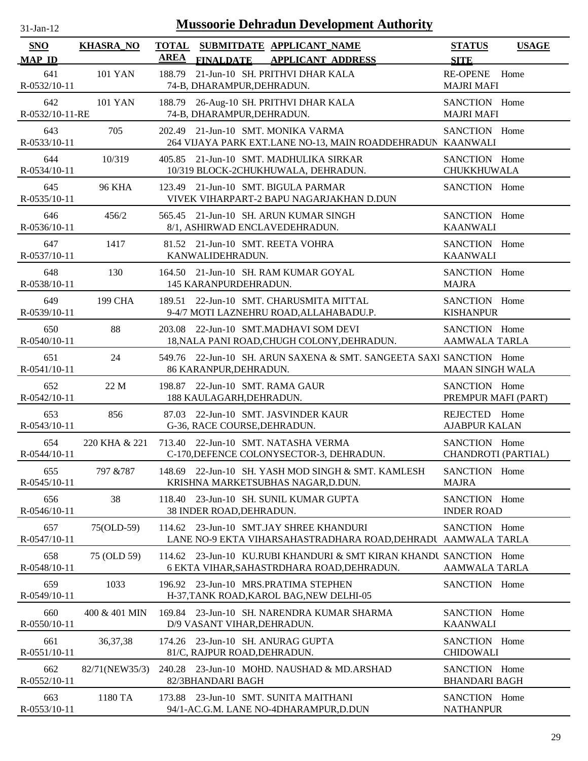# Mussoorie Dehradun Development Authority

31-Jan-12

| SNO | KHASRA_NO | TOTAL AREA | SUBMITDATE | APPLICANT_NAME | STATUS | USAGE |
|---|---|---|---|---|---|---|
| MAP_ID | | | FINALDATE | APPLICANT_ADDRESS | SITE | |
| 641 | 101 YAN | 188.79 | 21-Jun-10 | SH. PRITHVI DHAR KALA | RE-OPENE | Home |
| R-0532/10-11 | | | | 74-B, DHARAMPUR,DEHRADUN. | MAJRI MAFI | |
| 642 | 101 YAN | 188.79 | 26-Aug-10 | SH. PRITHVI DHAR KALA | SANCTION | Home |
| R-0532/10-11-RE | | | | 74-B, DHARAMPUR,DEHRADUN. | MAJRI MAFI | |
| 643 | 705 | 202.49 | 21-Jun-10 | SMT. MONIKA VARMA | SANCTION | Home |
| R-0533/10-11 | | | | 264 VIJAYA PARK EXT.LANE NO-13, MAIN ROADDEHRADUN | KAANWALI | |
| 644 | 10/319 | 405.85 | 21-Jun-10 | SMT. MADHULIKA SIRKAR | SANCTION | Home |
| R-0534/10-11 | | | | 10/319 BLOCK-2CHUKHUWALA, DEHRADUN. | CHUKKHUWALA | |
| 645 | 96 KHA | 123.49 | 21-Jun-10 | SMT. BIGULA PARMAR | SANCTION | Home |
| R-0535/10-11 | | | | VIVEK VIHARPART-2 BAPU NAGARJAKHAN D.DUN | | |
| 646 | 456/2 | 565.45 | 21-Jun-10 | SH. ARUN KUMAR SINGH | SANCTION | Home |
| R-0536/10-11 | | | | 8/1, ASHIRWAD ENCLAVEDEHRADUN. | KAANWALI | |
| 647 | 1417 | 81.52 | 21-Jun-10 | SMT. REETA VOHRA | SANCTION | Home |
| R-0537/10-11 | | | | KANWALIDEHRADUN. | KAANWALI | |
| 648 | 130 | 164.50 | 21-Jun-10 | SH. RAM KUMAR GOYAL | SANCTION | Home |
| R-0538/10-11 | | | | 145 KARANPURDEHRADUN. | MAJRA | |
| 649 | 199 CHA | 189.51 | 22-Jun-10 | SMT. CHARUSMITA MITTAL | SANCTION | Home |
| R-0539/10-11 | | | | 9-4/7 MOTI LAZNEHRU ROAD,ALLAHABADU.P. | KISHANPUR | |
| 650 | 88 | 203.08 | 22-Jun-10 | SMT.MADHAVI SOM DEVI | SANCTION | Home |
| R-0540/10-11 | | | | 18,NALA PANI ROAD,CHUGH COLONY,DEHRADUN. | AAMWALA TARLA | |
| 651 | 24 | 549.76 | 22-Jun-10 | SH. ARUN SAXENA & SMT. SANGEETA SAXI | SANCTION | Home |
| R-0541/10-11 | | | | 86 KARANPUR,DEHRADUN. | MAAN SINGH WALA | |
| 652 | 22 M | 198.87 | 22-Jun-10 | SMT. RAMA GAUR | SANCTION | Home |
| R-0542/10-11 | | | | 188 KAULAGARH,DEHRADUN. | PREMPUR MAFI (PART) | |
| 653 | 856 | 87.03 | 22-Jun-10 | SMT. JASVINDER KAUR | REJECTED | Home |
| R-0543/10-11 | | | | G-36, RACE COURSE,DEHRADUN. | AJABPUR KALAN | |
| 654 | 220 KHA & 221 | 713.40 | 22-Jun-10 | SMT. NATASHA VERMA | SANCTION | Home |
| R-0544/10-11 | | | | C-170,DEFENCE COLONYSECTOR-3, DEHRADUN. | CHANDROTI (PARTIAL) | |
| 655 | 797 &787 | 148.69 | 22-Jun-10 | SH. YASH MOD SINGH & SMT. KAMLESH | SANCTION | Home |
| R-0545/10-11 | | | | KRISHNA MARKETSUBHAS NAGAR,D.DUN. | MAJRA | |
| 656 | 38 | 118.40 | 23-Jun-10 | SH. SUNIL KUMAR GUPTA | SANCTION | Home |
| R-0546/10-11 | | | | 38 INDER ROAD,DEHRADUN. | INDER ROAD | |
| 657 | 75(OLD-59) | 114.62 | 23-Jun-10 | SMT.JAY SHREE KHANDURI | SANCTION | Home |
| R-0547/10-11 | | | | LANE NO-9 EKTA VIHARSAHASTRADHARA ROAD,DEHRADU | AAMWALA TARLA | |
| 658 | 75 (OLD 59) | 114.62 | 23-Jun-10 | KU.RUBI KHANDURI & SMT KIRAN KHANDU | SANCTION | Home |
| R-0548/10-11 | | | | 6 EKTA VIHAR,SAHASTRDHARA ROAD,DEHRADUN. | AAMWALA TARLA | |
| 659 | 1033 | 196.92 | 23-Jun-10 | MRS.PRATIMA STEPHEN | SANCTION | Home |
| R-0549/10-11 | | | | H-37,TANK ROAD,KAROL BAG,NEW DELHI-05 | | |
| 660 | 400 & 401 MIN | 169.84 | 23-Jun-10 | SH. NARENDRA KUMAR SHARMA | SANCTION | Home |
| R-0550/10-11 | | | | D/9 VASANT VIHAR,DEHRADUN. | KAANWALI | |
| 661 | 36,37,38 | 174.26 | 23-Jun-10 | SH. ANURAG GUPTA | SANCTION | Home |
| R-0551/10-11 | | | | 81/C, RAJPUR ROAD,DEHRADUN. | CHIDOWALI | |
| 662 | 82/71(NEW35/3) | 240.28 | 23-Jun-10 | MOHD. NAUSHAD & MD.ARSHAD | SANCTION | Home |
| R-0552/10-11 | | | | 82/3BHANDARI BAGH | BHANDARI BAGH | |
| 663 | 1180 TA | 173.88 | 23-Jun-10 | SMT. SUNITA MAITHANI | SANCTION | Home |
| R-0553/10-11 | | | | 94/1-AC.G.M. LANE NO-4DHARAMPUR,D.DUN | NATHANPUR | |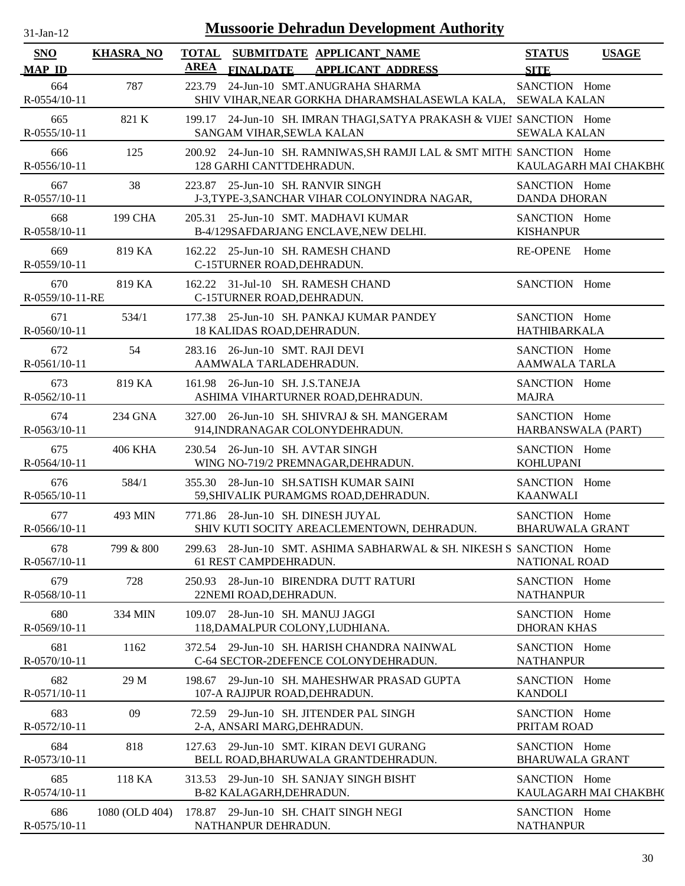# Mussoorie Dehradun Development Authority

31-Jan-12

| SNO / MAP_ID | KHASRA_NO | TOTAL AREA | SUBMITDATE / FINALDATE | APPLICANT_NAME / APPLICANT_ADDRESS | STATUS / SITE | USAGE |
|---|---|---|---|---|---|---|
| 664 / R-0554/10-11 | 787 | 223.79 | 24-Jun-10 | SMT.ANUGRAHA SHARMA / SHIV VIHAR,NEAR GORKHA DHARAMSHALASEWLA KALA, | SANCTION / SEWALA KALAN | Home |
| 665 / R-0555/10-11 | 821 K | 199.17 | 24-Jun-10 | SH. IMRAN THAGI,SATYA PRAKASH & VIJEI / SANGAM VIHAR,SEWLA KALAN | SANCTION / SEWALA KALAN | Home |
| 666 / R-0556/10-11 | 125 | 200.92 | 24-Jun-10 | SH. RAMNIWAS,SH RAMJI LAL & SMT MITHI / 128 GARHI CANTTDEHRADUN. | SANCTION / KAULAGARH MAI CHAKBHO | Home |
| 667 / R-0557/10-11 | 38 | 223.87 | 25-Jun-10 | SH. RANVIR SINGH / J-3,TYPE-3,SANCHAR VIHAR COLONYINDRA NAGAR, | SANCTION / DANDA DHORAN | Home |
| 668 / R-0558/10-11 | 199 CHA | 205.31 | 25-Jun-10 | SMT. MADHAVI KUMAR / B-4/129SAFDARJANG ENCLAVE,NEW DELHI. | SANCTION / KISHANPUR | Home |
| 669 / R-0559/10-11 | 819 KA | 162.22 | 25-Jun-10 | SH. RAMESH CHAND / C-15TURNER ROAD,DEHRADUN. | RE-OPENE | Home |
| 670 / R-0559/10-11-RE | 819 KA | 162.22 | 31-Jul-10 | SH. RAMESH CHAND / C-15TURNER ROAD,DEHRADUN. | SANCTION | Home |
| 671 / R-0560/10-11 | 534/1 | 177.38 | 25-Jun-10 | SH. PANKAJ KUMAR PANDEY / 18 KALIDAS ROAD,DEHRADUN. | SANCTION / HATHIBARKALA | Home |
| 672 / R-0561/10-11 | 54 | 283.16 | 26-Jun-10 | SMT. RAJI DEVI / AAMWALA TARLADEHRADUN. | SANCTION / AAMWALA TARLA | Home |
| 673 / R-0562/10-11 | 819 KA | 161.98 | 26-Jun-10 | SH. J.S.TANEJA / ASHIMA VIHARTURNER ROAD,DEHRADUN. | SANCTION / MAJRA | Home |
| 674 / R-0563/10-11 | 234 GNA | 327.00 | 26-Jun-10 | SH. SHIVRAJ & SH. MANGERAM / 914,INDRANAGAR COLONYDEHRADUN. | SANCTION / HARBANSWALA (PART) | Home |
| 675 / R-0564/10-11 | 406 KHA | 230.54 | 26-Jun-10 | SH. AVTAR SINGH / WING NO-719/2 PREMNAGAR,DEHRADUN. | SANCTION / KOHLUPANI | Home |
| 676 / R-0565/10-11 | 584/1 | 355.30 | 28-Jun-10 | SH.SATISH KUMAR SAINI / 59,SHIVALIK PURAMGMS ROAD,DEHRADUN. | SANCTION / KAANWALI | Home |
| 677 / R-0566/10-11 | 493 MIN | 771.86 | 28-Jun-10 | SH. DINESH JUYAL / SHIV KUTI SOCITY AREACLEMENTOWN, DEHRADUN. | SANCTION / BHARUWALA GRANT | Home |
| 678 / R-0567/10-11 | 799 & 800 | 299.63 | 28-Jun-10 | SMT. ASHIMA SABHARWAL & SH. NIKESH S / 61 REST CAMPDEHRADUN. | SANCTION / NATIONAL ROAD | Home |
| 679 / R-0568/10-11 | 728 | 250.93 | 28-Jun-10 | BIRENDRA DUTT RATURI / 22NEMI ROAD,DEHRADUN. | SANCTION / NATHANPUR | Home |
| 680 / R-0569/10-11 | 334 MIN | 109.07 | 28-Jun-10 | SH. MANUJ JAGGI / 118,DAMALPUR COLONY,LUDHIANA. | SANCTION / DHORAN KHAS | Home |
| 681 / R-0570/10-11 | 1162 | 372.54 | 29-Jun-10 | SH. HARISH CHANDRA NAINWAL / C-64 SECTOR-2DEFENCE COLONYDEHRADUN. | SANCTION / NATHANPUR | Home |
| 682 / R-0571/10-11 | 29 M | 198.67 | 29-Jun-10 | SH. MAHESHWAR PRASAD GUPTA / 107-A RAJJPUR ROAD,DEHRADUN. | SANCTION / KANDOLI | Home |
| 683 / R-0572/10-11 | 09 | 72.59 | 29-Jun-10 | SH. JITENDER PAL SINGH / 2-A, ANSARI MARG,DEHRADUN. | SANCTION / PRITAM ROAD | Home |
| 684 / R-0573/10-11 | 818 | 127.63 | 29-Jun-10 | SMT. KIRAN DEVI GURANG / BELL ROAD,BHARUWALA GRANTDEHRADUN. | SANCTION / BHARUWALA GRANT | Home |
| 685 / R-0574/10-11 | 118 KA | 313.53 | 29-Jun-10 | SH. SANJAY SINGH BISHT / B-82 KALAGARH,DEHRADUN. | SANCTION / KAULAGARH MAI CHAKBHO | Home |
| 686 / R-0575/10-11 | 1080 (OLD 404) | 178.87 | 29-Jun-10 | SH. CHAIT SINGH NEGI / NATHANPUR DEHRADUN. | SANCTION / NATHANPUR | Home |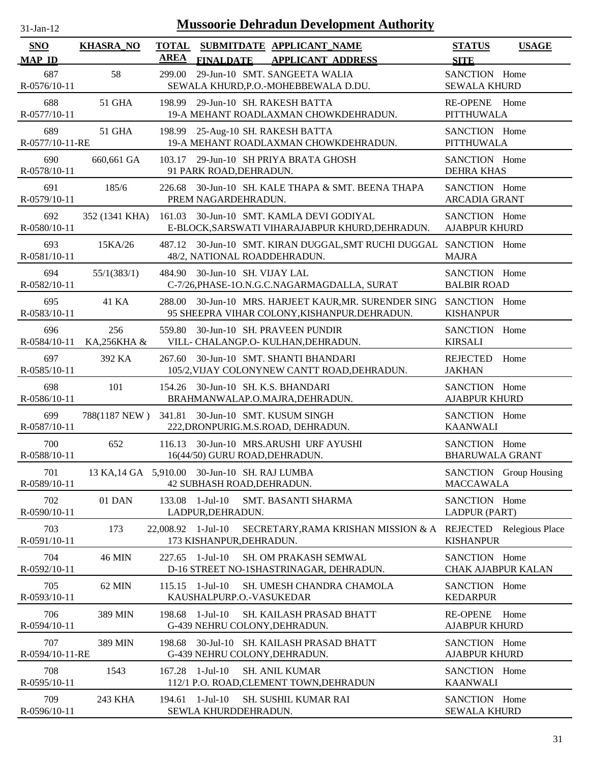# Mussoorie Dehradun Development Authority

31-Jan-12

| SNO / MAP_ID | KHASRA_NO | TOTAL AREA | SUBMITDATE / FINALDATE | APPLICANT_NAME / APPLICANT_ADDRESS | STATUS / SITE | USAGE |
|---|---|---|---|---|---|---|
| 687 / R-0576/10-11 | 58 | 299.00 | 29-Jun-10 | SMT. SANGEETA WALIA / SEWALA KHURD,P.O.-MOHEBBEWALA D.DU. | SANCTION / SEWALA KHURD | Home |
| 688 / R-0577/10-11 | 51 GHA | 198.99 | 29-Jun-10 | SH. RAKESH BATTA / 19-A MEHANT ROADLAXMAN CHOWKDEHRADUN. | RE-OPENE / PITTHUWALA | Home |
| 689 / R-0577/10-11-RE | 51 GHA | 198.99 | 25-Aug-10 | SH. RAKESH BATTA / 19-A MEHANT ROADLAXMAN CHOWKDEHRADUN. | SANCTION / PITTHUWALA | Home |
| 690 / R-0578/10-11 | 660,661 GA | 103.17 | 29-Jun-10 | SH PRIYA BRATA GHOSH / 91 PARK ROAD,DEHRADUN. | SANCTION / DEHRA KHAS | Home |
| 691 / R-0579/10-11 | 185/6 | 226.68 | 30-Jun-10 | SH. KALE THAPA & SMT. BEENA THAPA / PREM NAGARDEHRADUN. | SANCTION / ARCADIA GRANT | Home |
| 692 / R-0580/10-11 | 352 (1341 KHA) | 161.03 | 30-Jun-10 | SMT. KAMLA DEVI GODIYAL / E-BLOCK,SARSWATI VIHARAJABPUR KHURD,DEHRADUN. | SANCTION / AJABPUR KHURD | Home |
| 693 / R-0581/10-11 | 15KA/26 | 487.12 | 30-Jun-10 | SMT. KIRAN DUGGAL,SMT RUCHI DUGGAL / 48/2, NATIONAL ROADDEHRADUN. | SANCTION / MAJRA | Home |
| 694 / R-0582/10-11 | 55/1(383/1) | 484.90 | 30-Jun-10 | SH. VIJAY LAL / C-7/26,PHASE-1O.N.G.C.NAGARMAGDALLA, SURAT | SANCTION / BALBIR ROAD | Home |
| 695 / R-0583/10-11 | 41 KA | 288.00 | 30-Jun-10 | MRS. HARJEET KAUR,MR. SURENDER SING / 95 SHEEPRA VIHAR COLONY,KISHANPUR.DEHRADUN. | SANCTION / KISHANPUR | Home |
| 696 / R-0584/10-11 | 256 KA,256KHA & | 559.80 | 30-Jun-10 | SH. PRAVEEN PUNDIR / VILL- CHALANGP.O- KULHAN,DEHRADUN. | SANCTION / KIRSALI | Home |
| 697 / R-0585/10-11 | 392 KA | 267.60 | 30-Jun-10 | SMT. SHANTI BHANDARI / 105/2,VIJAY COLONYNEW CANTT ROAD,DEHRADUN. | REJECTED / JAKHAN | Home |
| 698 / R-0586/10-11 | 101 | 154.26 | 30-Jun-10 | SH. K.S. BHANDARI / BRAHMANWALAP.O.MAJRA,DEHRADUN. | SANCTION / AJABPUR KHURD | Home |
| 699 / R-0587/10-11 | 788(1187 NEW ) | 341.81 | 30-Jun-10 | SMT. KUSUM SINGH / 222,DRONPURIG.M.S.ROAD, DEHRADUN. | SANCTION / KAANWALI | Home |
| 700 / R-0588/10-11 | 652 | 116.13 | 30-Jun-10 | MRS.ARUSHI URF AYUSHI / 16(44/50) GURU ROAD,DEHRADUN. | SANCTION / BHARUWALA GRANT | Home |
| 701 / R-0589/10-11 | 13 KA,14 GA | 5,910.00 | 30-Jun-10 | SH. RAJ LUMBA / 42 SUBHASH ROAD,DEHRADUN. | SANCTION / MACCAWALA | Group Housing |
| 702 / R-0590/10-11 | 01 DAN | 133.08 | 1-Jul-10 | SMT. BASANTI SHARMA / LADPUR,DEHRADUN. | SANCTION / LADPUR (PART) | Home |
| 703 / R-0591/10-11 | 173 | 22,008.92 | 1-Jul-10 | SECRETARY,RAMA KRISHAN MISSION & A / 173 KISHANPUR,DEHRADUN. | REJECTED / KISHANPUR | Relegious Place |
| 704 / R-0592/10-11 | 46 MIN | 227.65 | 1-Jul-10 | SH. OM PRAKASH SEMWAL / D-16 STREET NO-1SHASTRINAGAR, DEHRADUN. | SANCTION / CHAK AJABPUR KALAN | Home |
| 705 / R-0593/10-11 | 62 MIN | 115.15 | 1-Jul-10 | SH. UMESH CHANDRA CHAMOLA / KAUSHALPURP.O.-VASUKEDAR | SANCTION / KEDARPUR | Home |
| 706 / R-0594/10-11 | 389 MIN | 198.68 | 1-Jul-10 | SH. KAILASH PRASAD BHATT / G-439 NEHRU COLONY,DEHRADUN. | RE-OPENE / AJABPUR KHURD | Home |
| 707 / R-0594/10-11-RE | 389 MIN | 198.68 | 30-Jul-10 | SH. KAILASH PRASAD BHATT / G-439 NEHRU COLONY,DEHRADUN. | SANCTION / AJABPUR KHURD | Home |
| 708 / R-0595/10-11 | 1543 | 167.28 | 1-Jul-10 | SH. ANIL KUMAR / 112/1 P.O. ROAD,CLEMENT TOWN,DEHRADUN | SANCTION / KAANWALI | Home |
| 709 / R-0596/10-11 | 243 KHA | 194.61 | 1-Jul-10 | SH. SUSHIL KUMAR RAI / SEWLA KHURDDEHRADUN. | SANCTION / SEWALA KHURD | Home |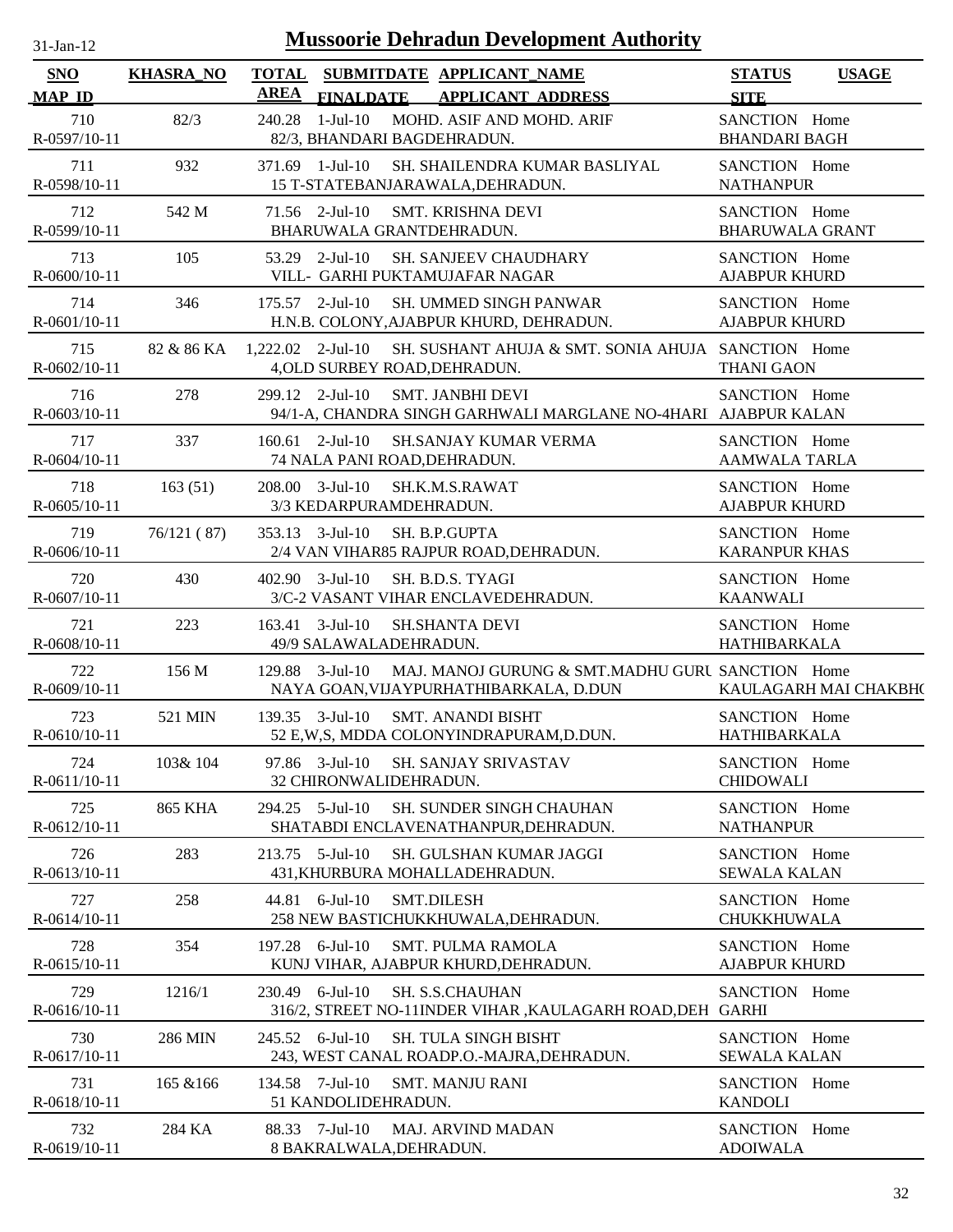# Mussoorie Dehradun Development Authority

31-Jan-12

| SNO / MAP_ID | KHASRA_NO | TOTAL AREA | SUBMITDATE / FINALDATE | APPLICANT_NAME / APPLICANT ADDRESS | STATUS / SITE | USAGE |
|---|---|---|---|---|---|---|
| 710 / R-0597/10-11 | 82/3 | 240.28 | 1-Jul-10 | MOHD. ASIF AND MOHD. ARIF / 82/3, BHANDARI BAGDEHRADUN. | SANCTION / BHANDARI BAGH | Home |
| 711 / R-0598/10-11 | 932 | 371.69 | 1-Jul-10 | SH. SHAILENDRA KUMAR BASLIYAL / 15 T-STATEBANJARAWALA,DEHRADUN. | SANCTION / NATHANPUR | Home |
| 712 / R-0599/10-11 | 542 M | 71.56 | 2-Jul-10 | SMT. KRISHNA DEVI / BHARUWALA GRANTDEHRADUN. | SANCTION / BHARUWALA GRANT | Home |
| 713 / R-0600/10-11 | 105 | 53.29 | 2-Jul-10 | SH. SANJEEV CHAUDHARY / VILL- GARHI PUKTAMUJAFAR NAGAR | SANCTION / AJABPUR KHURD | Home |
| 714 / R-0601/10-11 | 346 | 175.57 | 2-Jul-10 | SH. UMMED SINGH PANWAR / H.N.B. COLONY,AJABPUR KHURD, DEHRADUN. | SANCTION / AJABPUR KHURD | Home |
| 715 / R-0602/10-11 | 82 & 86 KA | 1,222.02 | 2-Jul-10 | SH. SUSHANT AHUJA & SMT. SONIA AHUJA / 4,OLD SURBEY ROAD,DEHRADUN. | SANCTION / THANI GAON | Home |
| 716 / R-0603/10-11 | 278 | 299.12 | 2-Jul-10 | SMT. JANBHI DEVI / 94/1-A, CHANDRA SINGH GARHWALI MARGLANE NO-4HARI | SANCTION / AJABPUR KALAN | Home |
| 717 / R-0604/10-11 | 337 | 160.61 | 2-Jul-10 | SH.SANJAY KUMAR VERMA / 74 NALA PANI ROAD,DEHRADUN. | SANCTION / AAMWALA TARLA | Home |
| 718 / R-0605/10-11 | 163 (51) | 208.00 | 3-Jul-10 | SH.K.M.S.RAWAT / 3/3 KEDARPURAMDEHRADUN. | SANCTION / AJABPUR KHURD | Home |
| 719 / R-0606/10-11 | 76/121 ( 87) | 353.13 | 3-Jul-10 | SH. B.P.GUPTA / 2/4 VAN VIHAR85 RAJPUR ROAD,DEHRADUN. | SANCTION / KARANPUR KHAS | Home |
| 720 / R-0607/10-11 | 430 | 402.90 | 3-Jul-10 | SH. B.D.S. TYAGI / 3/C-2 VASANT VIHAR ENCLAVEDEHRADUN. | SANCTION / KAANWALI | Home |
| 721 / R-0608/10-11 | 223 | 163.41 | 3-Jul-10 | SH.SHANTA DEVI / 49/9 SALAWALADEHRADUN. | SANCTION / HATHIBARKALA | Home |
| 722 / R-0609/10-11 | 156 M | 129.88 | 3-Jul-10 | MAJ. MANOJ GURUNG & SMT.MADHU GURU / NAYA GOAN,VIJAYPURHATHIBARKALA, D.DUN | SANCTION / KAULAGARH MAI CHAKBHO | Home |
| 723 / R-0610/10-11 | 521 MIN | 139.35 | 3-Jul-10 | SMT. ANANDI BISHT / 52 E,W,S, MDDA COLONYINDRAPURAM,D.DUN. | SANCTION / HATHIBARKALA | Home |
| 724 / R-0611/10-11 | 103& 104 | 97.86 | 3-Jul-10 | SH. SANJAY SRIVASTAV / 32 CHIRONWALIDEHRADUN. | SANCTION / CHIDOWALI | Home |
| 725 / R-0612/10-11 | 865 KHA | 294.25 | 5-Jul-10 | SH. SUNDER SINGH CHAUHAN / SHATABDI ENCLAVENATHANPUR,DEHRADUN. | SANCTION / NATHANPUR | Home |
| 726 / R-0613/10-11 | 283 | 213.75 | 5-Jul-10 | SH. GULSHAN KUMAR JAGGI / 431,KHURBURA MOHALLADEHRADUN. | SANCTION / SEWALA KALAN | Home |
| 727 / R-0614/10-11 | 258 | 44.81 | 6-Jul-10 | SMT.DILESH / 258 NEW BASTICHUKKHUWALA,DEHRADUN. | SANCTION / CHUKKHUWALA | Home |
| 728 / R-0615/10-11 | 354 | 197.28 | 6-Jul-10 | SMT. PULMA RAMOLA / KUNJ VIHAR, AJABPUR KHURD,DEHRADUN. | SANCTION / AJABPUR KHURD | Home |
| 729 / R-0616/10-11 | 1216/1 | 230.49 | 6-Jul-10 | SH. S.S.CHAUHAN / 316/2, STREET NO-11INDER VIHAR ,KAULAGARH ROAD,DEH | SANCTION / GARHI | Home |
| 730 / R-0617/10-11 | 286 MIN | 245.52 | 6-Jul-10 | SH. TULA SINGH BISHT / 243, WEST CANAL ROADP.O.-MAJRA,DEHRADUN. | SANCTION / SEWALA KALAN | Home |
| 731 / R-0618/10-11 | 165 &166 | 134.58 | 7-Jul-10 | SMT. MANJU RANI / 51 KANDOLIDEHRADUN. | SANCTION / KANDOLI | Home |
| 732 / R-0619/10-11 | 284 KA | 88.33 | 7-Jul-10 | MAJ. ARVIND MADAN / 8 BAKRALWALA,DEHRADUN. | SANCTION / ADOIWALA | Home |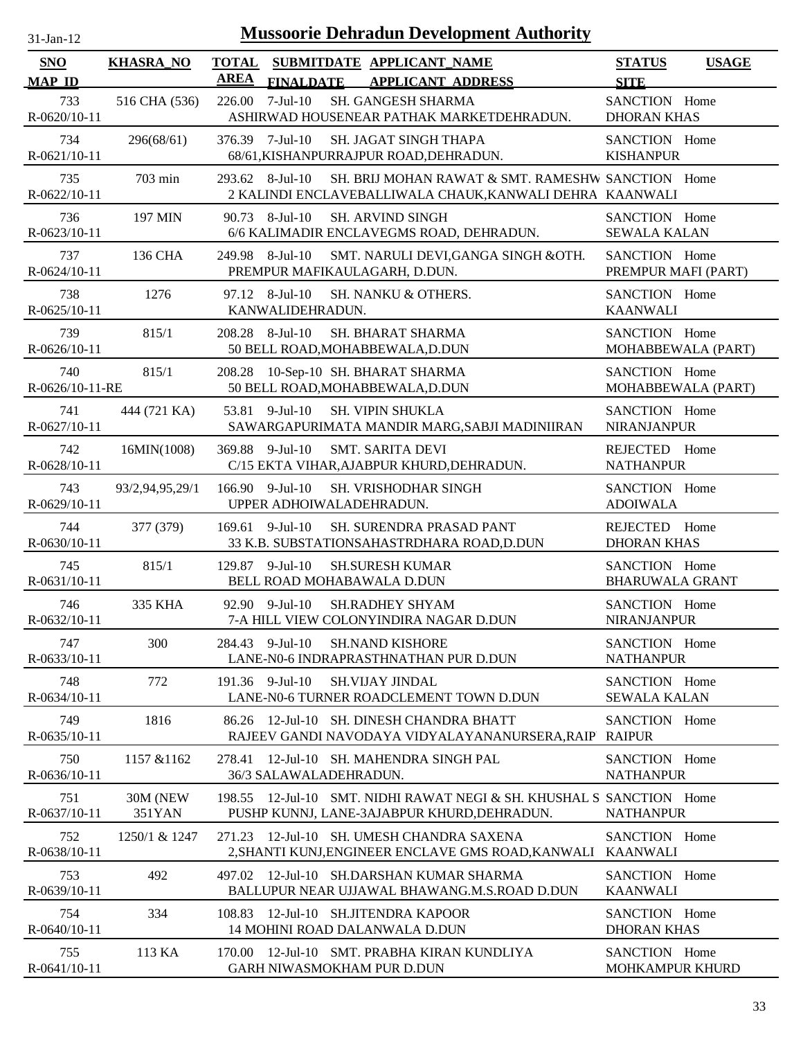# Mussoorie Dehradun Development Authority

31-Jan-12

| SNO / MAP_ID | KHASRA_NO | TOTAL AREA | SUBMITDATE / FINALDATE | APPLICANT_NAME / APPLICANT_ADDRESS | STATUS / SITE | USAGE |
|---|---|---|---|---|---|---|
| 733 / R-0620/10-11 | 516 CHA (536) | 226.00 | 7-Jul-10 | SH. GANGESH SHARMA / ASHIRWAD HOUSENEAR PATHAK MARKETDEHRADUN. | SANCTION / DHORAN KHAS | Home |
| 734 / R-0621/10-11 | 296(68/61) | 376.39 | 7-Jul-10 | SH. JAGAT SINGH THAPA / 68/61,KISHANPURRAJPUR ROAD,DEHRADUN. | SANCTION / KISHANPUR | Home |
| 735 / R-0622/10-11 | 703 min | 293.62 | 8-Jul-10 | SH. BRIJ MOHAN RAWAT & SMT. RAMESHW / 2 KALINDI ENCLAVEBALLIWALA CHAUK,KANWALI DEHRA | SANCTION / KAANWALI | Home |
| 736 / R-0623/10-11 | 197 MIN | 90.73 | 8-Jul-10 | SH. ARVIND SINGH / 6/6 KALIMADIR ENCLAVEGMS ROAD, DEHRADUN. | SANCTION / SEWALA KALAN | Home |
| 737 / R-0624/10-11 | 136 CHA | 249.98 | 8-Jul-10 | SMT. NARULI DEVI,GANGA SINGH &OTH. / PREMPUR MAFIKAULAGARH, D.DUN. | SANCTION / PREMPUR MAFI (PART) | Home |
| 738 / R-0625/10-11 | 1276 | 97.12 | 8-Jul-10 | SH. NANKU & OTHERS. / KANWALIDEHRADUN. | SANCTION / KAANWALI | Home |
| 739 / R-0626/10-11 | 815/1 | 208.28 | 8-Jul-10 | SH. BHARAT SHARMA / 50 BELL ROAD,MOHABBEWALA,D.DUN | SANCTION / MOHABBEWALA (PART) | Home |
| 740 / R-0626/10-11-RE | 815/1 | 208.28 | 10-Sep-10 | SH. BHARAT SHARMA / 50 BELL ROAD,MOHABBEWALA,D.DUN | SANCTION / MOHABBEWALA (PART) | Home |
| 741 / R-0627/10-11 | 444 (721 KA) | 53.81 | 9-Jul-10 | SH. VIPIN SHUKLA / SAWARGAPURIMATA MANDIR MARG,SABJI MADINIIRAN | SANCTION / NIRANJANPUR | Home |
| 742 / R-0628/10-11 | 16MIN(1008) | 369.88 | 9-Jul-10 | SMT. SARITA DEVI / C/15 EKTA VIHAR,AJABPUR KHURD,DEHRADUN. | REJECTED / NATHANPUR | Home |
| 743 / R-0629/10-11 | 93/2,94,95,29/1 | 166.90 | 9-Jul-10 | SH. VRISHODHAR SINGH / UPPER ADHOIWALADEHRADUN. | SANCTION / ADOIWALA | Home |
| 744 / R-0630/10-11 | 377 (379) | 169.61 | 9-Jul-10 | SH. SURENDRA PRASAD PANT / 33 K.B. SUBSTATIONSAHASTRDHARA ROAD,D.DUN | REJECTED / DHORAN KHAS | Home |
| 745 / R-0631/10-11 | 815/1 | 129.87 | 9-Jul-10 | SH.SURESH KUMAR / BELL ROAD MOHABAWALA D.DUN | SANCTION / BHARUWALA GRANT | Home |
| 746 / R-0632/10-11 | 335 KHA | 92.90 | 9-Jul-10 | SH.RADHEY SHYAM / 7-A HILL VIEW COLONYINDIRA NAGAR D.DUN | SANCTION / NIRANJANPUR | Home |
| 747 / R-0633/10-11 | 300 | 284.43 | 9-Jul-10 | SH.NAND KISHORE / LANE-N0-6 INDRAPRASTHNATHAN PUR D.DUN | SANCTION / NATHANPUR | Home |
| 748 / R-0634/10-11 | 772 | 191.36 | 9-Jul-10 | SH.VIJAY JINDAL / LANE-N0-6 TURNER ROADCLEMENT TOWN D.DUN | SANCTION / SEWALA KALAN | Home |
| 749 / R-0635/10-11 | 1816 | 86.26 | 12-Jul-10 | SH. DINESH CHANDRA BHATT / RAJEEV GANDI NAVODAYA VIDYALAYANANURSERA,RAIP | SANCTION / RAIPUR | Home |
| 750 / R-0636/10-11 | 1157 &1162 | 278.41 | 12-Jul-10 | SH. MAHENDRA SINGH PAL / 36/3 SALAWALADEHRADUN. | SANCTION / NATHANPUR | Home |
| 751 / R-0637/10-11 | 30M (NEW 351YAN | 198.55 | 12-Jul-10 | SMT. NIDHI RAWAT NEGI & SH. KHUSHAL S / PUSHP KUNNJ, LANE-3AJABPUR KHURD,DEHRADUN. | SANCTION / NATHANPUR | Home |
| 752 / R-0638/10-11 | 1250/1 & 1247 | 271.23 | 12-Jul-10 | SH. UMESH CHANDRA SAXENA / 2,SHANTI KUNJ,ENGINEER ENCLAVE GMS ROAD,KANWALI | SANCTION / KAANWALI | Home |
| 753 / R-0639/10-11 | 492 | 497.02 | 12-Jul-10 | SH.DARSHAN KUMAR SHARMA / BALLUPUR NEAR UJJAWAL BHAWANG.M.S.ROAD D.DUN | SANCTION / KAANWALI | Home |
| 754 / R-0640/10-11 | 334 | 108.83 | 12-Jul-10 | SH.JITENDRA KAPOOR / 14 MOHINI ROAD DALANWALA D.DUN | SANCTION / DHORAN KHAS | Home |
| 755 / R-0641/10-11 | 113 KA | 170.00 | 12-Jul-10 | SMT. PRABHA KIRAN KUNDLIYA / GARH NIWASMOKHAM PUR D.DUN | SANCTION / MOHKAMPUR KHURD | Home |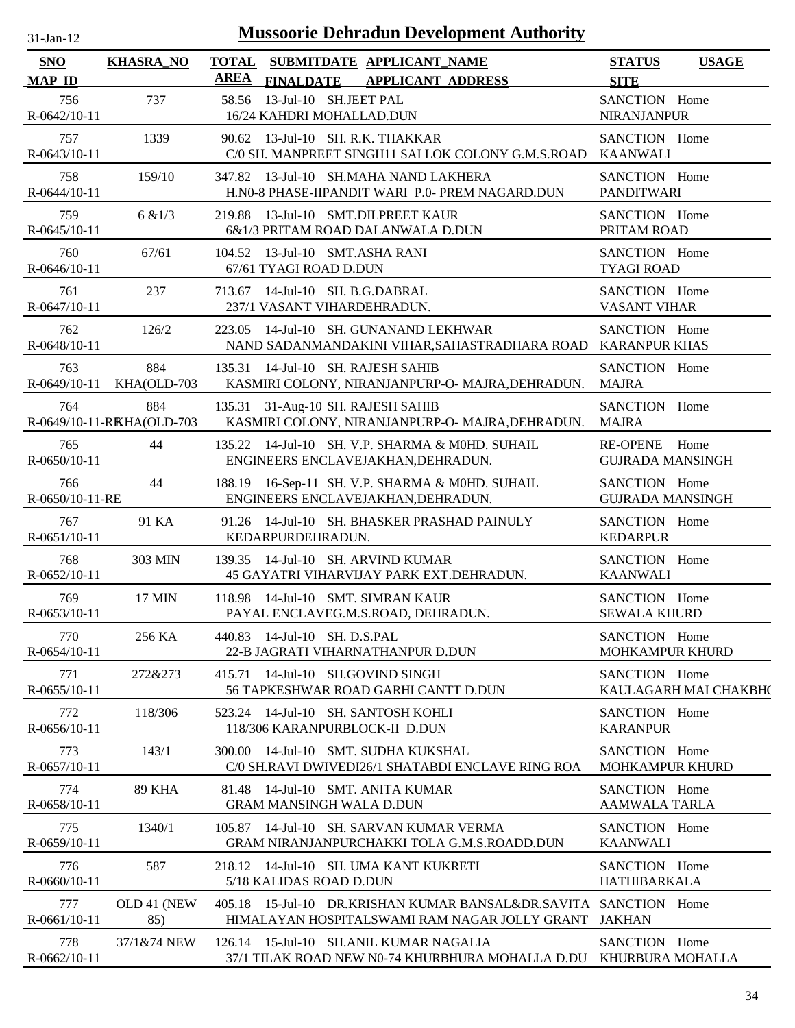# Mussoorie Dehradun Development Authority

31-Jan-12

| SNO<br>MAP ID | KHASRA_NO | TOTAL AREA | SUBMITDATE<br>FINALDATE | APPLICANT_NAME<br>APPLICANT ADDRESS | STATUS<br>SITE | USAGE |
|---|---|---|---|---|---|---|
| 756<br>R-0642/10-11 | 737 | 58.56 | 13-Jul-10 | SH.JEET PAL<br>16/24 KAHDRI MOHALLAD.DUN | SANCTION<br>NIRANJANPUR | Home |
| 757<br>R-0643/10-11 | 1339 | 90.62 | 13-Jul-10 | SH. R.K. THAKKAR<br>C/0 SH. MANPREET SINGH11 SAI LOK COLONY G.M.S.ROAD | SANCTION<br>KAANWALI | Home |
| 758<br>R-0644/10-11 | 159/10 | 347.82 | 13-Jul-10 | SH.MAHA NAND LAKHERA<br>H.N0-8 PHASE-IIPANDIT WARI P.0- PREM NAGARD.DUN | SANCTION<br>PANDITWARI | Home |
| 759<br>R-0645/10-11 | 6 &1/3 | 219.88 | 13-Jul-10 | SMT.DILPREET KAUR<br>6&1/3 PRITAM ROAD DALANWALA D.DUN | SANCTION<br>PRITAM ROAD | Home |
| 760<br>R-0646/10-11 | 67/61 | 104.52 | 13-Jul-10 | SMT.ASHA RANI<br>67/61 TYAGI ROAD D.DUN | SANCTION<br>TYAGI ROAD | Home |
| 761<br>R-0647/10-11 | 237 | 713.67 | 14-Jul-10 | SH. B.G.DABRAL<br>237/1 VASANT VIHARDEHRADUN. | SANCTION<br>VASANT VIHAR | Home |
| 762<br>R-0648/10-11 | 126/2 | 223.05 | 14-Jul-10 | SH. GUNANAND LEKHWAR<br>NAND SADANMANDAKINI VIHAR,SAHASTRADHARA ROAD | SANCTION<br>KARANPUR KHAS | Home |
| 763<br>R-0649/10-11 | 884<br>KHA(OLD-703 | 135.31 | 14-Jul-10 | SH. RAJESH SAHIB<br>KASMIRI COLONY, NIRANJANPURP-O- MAJRA,DEHRADUN. | SANCTION<br>MAJRA | Home |
| 764<br>R-0649/10-11-RE | 884<br>KHA(OLD-703 | 135.31 | 31-Aug-10 | SH. RAJESH SAHIB<br>KASMIRI COLONY, NIRANJANPURP-O- MAJRA,DEHRADUN. | SANCTION<br>MAJRA | Home |
| 765<br>R-0650/10-11 | 44 | 135.22 | 14-Jul-10 | SH. V.P. SHARMA & M0HD. SUHAIL<br>ENGINEERS ENCLAVEJAKHAN,DEHRADUN. | RE-OPENE<br>GUJRADA MANSINGH | Home |
| 766<br>R-0650/10-11-RE | 44 | 188.19 | 16-Sep-11 | SH. V.P. SHARMA & M0HD. SUHAIL<br>ENGINEERS ENCLAVEJAKHAN,DEHRADUN. | SANCTION<br>GUJRADA MANSINGH | Home |
| 767<br>R-0651/10-11 | 91 KA | 91.26 | 14-Jul-10 | SH. BHASKER PRASHAD PAINULY<br>KEDARPURDEHRADUN. | SANCTION<br>KEDARPUR | Home |
| 768<br>R-0652/10-11 | 303 MIN | 139.35 | 14-Jul-10 | SH. ARVIND KUMAR<br>45 GAYATRI VIHARVIJAY PARK EXT.DEHRADUN. | SANCTION<br>KAANWALI | Home |
| 769<br>R-0653/10-11 | 17 MIN | 118.98 | 14-Jul-10 | SMT. SIMRAN KAUR<br>PAYAL ENCLAVEG.M.S.ROAD, DEHRADUN. | SANCTION<br>SEWALA KHURD | Home |
| 770<br>R-0654/10-11 | 256 KA | 440.83 | 14-Jul-10 | SH. D.S.PAL<br>22-B JAGRATI VIHARNATHANPUR D.DUN | SANCTION<br>MOHKAMPUR KHURD | Home |
| 771<br>R-0655/10-11 | 272&273 | 415.71 | 14-Jul-10 | SH.GOVIND SINGH<br>56 TAPKESHWAR ROAD GARHI CANTT D.DUN | SANCTION<br>KAULAGARH MAI CHAKBHC | Home |
| 772<br>R-0656/10-11 | 118/306 | 523.24 | 14-Jul-10 | SH. SANTOSH KOHLI<br>118/306 KARANPURBLOCK-II D.DUN | SANCTION<br>KARANPUR | Home |
| 773<br>R-0657/10-11 | 143/1 | 300.00 | 14-Jul-10 | SMT. SUDHA KUKSHAL<br>C/0 SH.RAVI DWIVEDI26/1 SHATABDI ENCLAVE RING ROA | SANCTION<br>MOHKAMPUR KHURD | Home |
| 774<br>R-0658/10-11 | 89 KHA | 81.48 | 14-Jul-10 | SMT. ANITA KUMAR<br>GRAM MANSINGH WALA D.DUN | SANCTION<br>AAMWALA TARLA | Home |
| 775<br>R-0659/10-11 | 1340/1 | 105.87 | 14-Jul-10 | SH. SARVAN KUMAR VERMA<br>GRAM NIRANJANPURCHAKKI TOLA G.M.S.ROADD.DUN | SANCTION<br>KAANWALI | Home |
| 776<br>R-0660/10-11 | 587 | 218.12 | 14-Jul-10 | SH. UMA KANT KUKRETI<br>5/18 KALIDAS ROAD D.DUN | SANCTION<br>HATHIBARKALA | Home |
| 777<br>R-0661/10-11 | OLD 41 (NEW<br>85) | 405.18 | 15-Jul-10 | DR.KRISHAN KUMAR BANSAL&DR.SAVITA<br>HIMALAYAN HOSPITALSWAMI RAM NAGAR JOLLY GRANT | SANCTION<br>JAKHAN | Home |
| 778<br>R-0662/10-11 | 37/1&74 NEW | 126.14 | 15-Jul-10 | SH.ANIL KUMAR NAGALIA<br>37/1 TILAK ROAD NEW N0-74 KHURBHURA MOHALLA D.DU | SANCTION<br>KHURBURA MOHALLA | Home |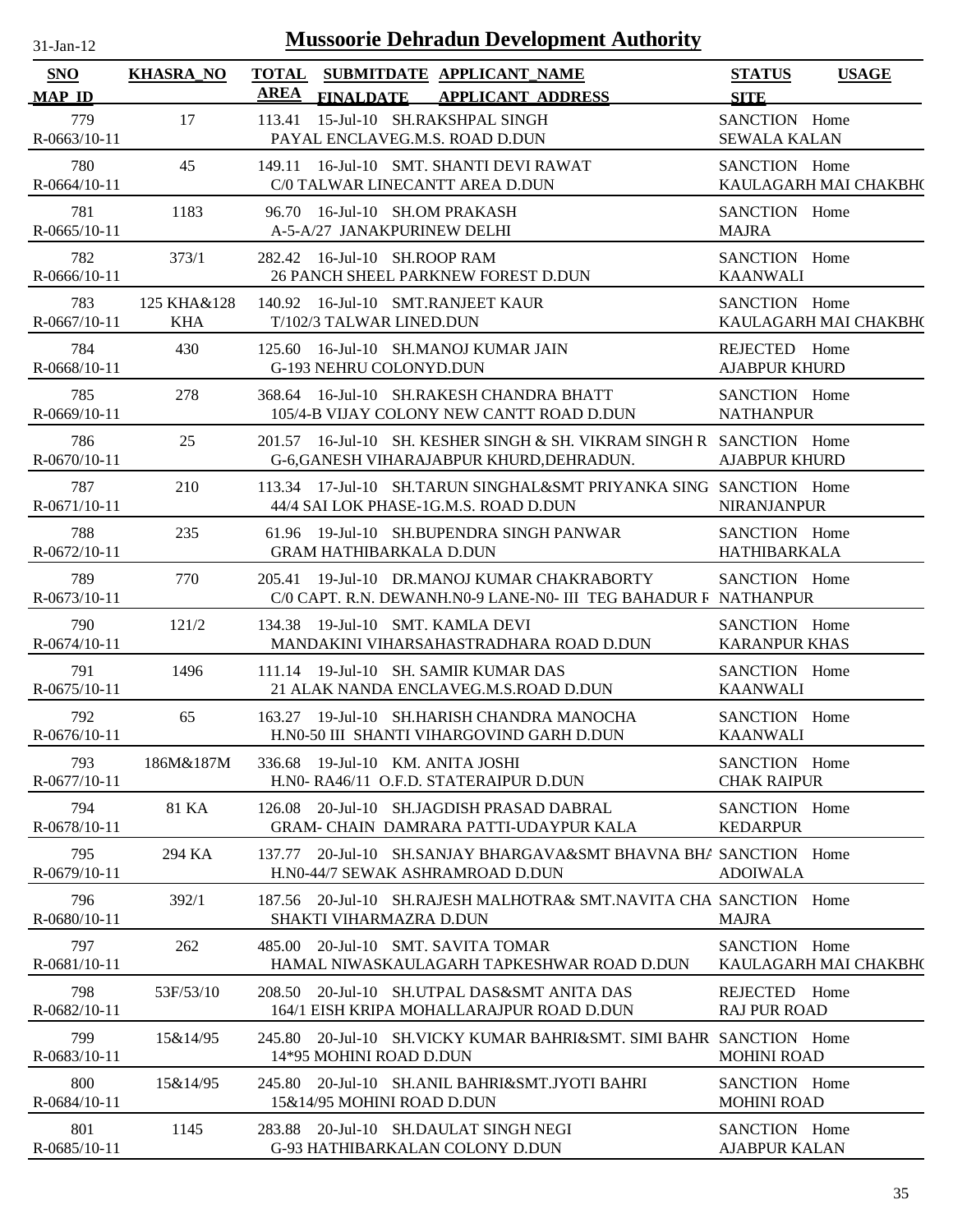# Mussoorie Dehradun Development Authority

31-Jan-12

| SNO / MAP_ID | KHASRA_NO | TOTAL AREA | SUBMITDATE / FINALDATE | APPLICANT_NAME / APPLICANT_ADDRESS | STATUS / SITE | USAGE |
|---|---|---|---|---|---|---|
| 779<br>R-0663/10-11 | 17 | 113.41 | 15-Jul-10 | SH.RAKSHPAL SINGH<br>PAYAL ENCLAVEG.M.S. ROAD D.DUN | SANCTION<br>SEWALA KALAN | Home |
| 780<br>R-0664/10-11 | 45 | 149.11 | 16-Jul-10 | SMT. SHANTI DEVI RAWAT<br>C/0 TALWAR LINECANTT AREA D.DUN | SANCTION<br>KAULAGARH MAI CHAKBHO | Home |
| 781<br>R-0665/10-11 | 1183 | 96.70 | 16-Jul-10 | SH.OM PRAKASH<br>A-5-A/27 JANAKPURINEW DELHI | SANCTION<br>MAJRA | Home |
| 782<br>R-0666/10-11 | 373/1 | 282.42 | 16-Jul-10 | SH.ROOP RAM<br>26 PANCH SHEEL PARKNEW FOREST D.DUN | SANCTION<br>KAANWALI | Home |
| 783<br>R-0667/10-11 | 125 KHA&128 KHA | 140.92 | 16-Jul-10 | SMT.RANJEET KAUR<br>T/102/3 TALWAR LINED.DUN | SANCTION<br>KAULAGARH MAI CHAKBHO | Home |
| 784<br>R-0668/10-11 | 430 | 125.60 | 16-Jul-10 | SH.MANOJ KUMAR JAIN<br>G-193 NEHRU COLONYD.DUN | REJECTED<br>AJABPUR KHURD | Home |
| 785<br>R-0669/10-11 | 278 | 368.64 | 16-Jul-10 | SH.RAKESH CHANDRA BHATT<br>105/4-B VIJAY COLONY NEW CANTT ROAD D.DUN | SANCTION<br>NATHANPUR | Home |
| 786<br>R-0670/10-11 | 25 | 201.57 | 16-Jul-10 | SH. KESHER SINGH & SH. VIKRAM SINGH R<br>G-6,GANESH VIHARAJABPUR KHURD,DEHRADUN. | SANCTION<br>AJABPUR KHURD | Home |
| 787<br>R-0671/10-11 | 210 | 113.34 | 17-Jul-10 | SH.TARUN SINGHAL&SMT PRIYANKA SING<br>44/4 SAI LOK PHASE-1G.M.S. ROAD D.DUN | SANCTION<br>NIRANJANPUR | Home |
| 788<br>R-0672/10-11 | 235 | 61.96 | 19-Jul-10 | SH.BUPENDRA SINGH PANWAR<br>GRAM HATHIBARKALA D.DUN | SANCTION<br>HATHIBARKALA | Home |
| 789<br>R-0673/10-11 | 770 | 205.41 | 19-Jul-10 | DR.MANOJ KUMAR CHAKRABORTY<br>C/0 CAPT. R.N. DEWANH.N0-9 LANE-N0- III TEG BAHADUR R | SANCTION<br>NATHANPUR | Home |
| 790<br>R-0674/10-11 | 121/2 | 134.38 | 19-Jul-10 | SMT. KAMLA DEVI<br>MANDAKINI VIHARSAHASTRADHARA ROAD D.DUN | SANCTION<br>KARANPUR KHAS | Home |
| 791<br>R-0675/10-11 | 1496 | 111.14 | 19-Jul-10 | SH. SAMIR KUMAR DAS<br>21 ALAK NANDA ENCLAVEG.M.S.ROAD D.DUN | SANCTION<br>KAANWALI | Home |
| 792<br>R-0676/10-11 | 65 | 163.27 | 19-Jul-10 | SH.HARISH CHANDRA MANOCHA<br>H.N0-50 III SHANTI VIHARGOVIND GARH D.DUN | SANCTION<br>KAANWALI | Home |
| 793<br>R-0677/10-11 | 186M&187M | 336.68 | 19-Jul-10 | KM. ANITA JOSHI<br>H.N0- RA46/11 O.F.D. STATERAIPUR D.DUN | SANCTION<br>CHAK RAIPUR | Home |
| 794<br>R-0678/10-11 | 81 KA | 126.08 | 20-Jul-10 | SH.JAGDISH PRASAD DABRAL<br>GRAM- CHAIN DAMRARA PATTI-UDAYPUR KALA | SANCTION<br>KEDARPUR | Home |
| 795<br>R-0679/10-11 | 294 KA | 137.77 | 20-Jul-10 | SH.SANJAY BHARGAVA&SMT BHAVNA BHA<br>H.N0-44/7 SEWAK ASHRAMROAD D.DUN | SANCTION<br>ADOIWALA | Home |
| 796<br>R-0680/10-11 | 392/1 | 187.56 | 20-Jul-10 | SH.RAJESH MALHOTRA& SMT.NAVITA CHA<br>SHAKTI VIHARMAZRA D.DUN | SANCTION<br>MAJRA | Home |
| 797<br>R-0681/10-11 | 262 | 485.00 | 20-Jul-10 | SMT. SAVITA TOMAR<br>HAMAL NIWASKAULAGARH TAPKESHWAR ROAD D.DUN | SANCTION<br>KAULAGARH MAI CHAKBHO | Home |
| 798<br>R-0682/10-11 | 53F/53/10 | 208.50 | 20-Jul-10 | SH.UTPAL DAS&SMT ANITA DAS<br>164/1 EISH KRIPA MOHALLARAJPUR ROAD D.DUN | REJECTED<br>RAJ PUR ROAD | Home |
| 799<br>R-0683/10-11 | 15&14/95 | 245.80 | 20-Jul-10 | SH.VICKY KUMAR BAHRI&SMT. SIMI BAHR<br>14*95 MOHINI ROAD D.DUN | SANCTION<br>MOHINI ROAD | Home |
| 800<br>R-0684/10-11 | 15&14/95 | 245.80 | 20-Jul-10 | SH.ANIL BAHRI&SMT.JYOTI BAHRI<br>15&14/95 MOHINI ROAD D.DUN | SANCTION<br>MOHINI ROAD | Home |
| 801<br>R-0685/10-11 | 1145 | 283.88 | 20-Jul-10 | SH.DAULAT SINGH NEGI<br>G-93 HATHIBARKALAN COLONY D.DUN | SANCTION<br>AJABPUR KALAN | Home |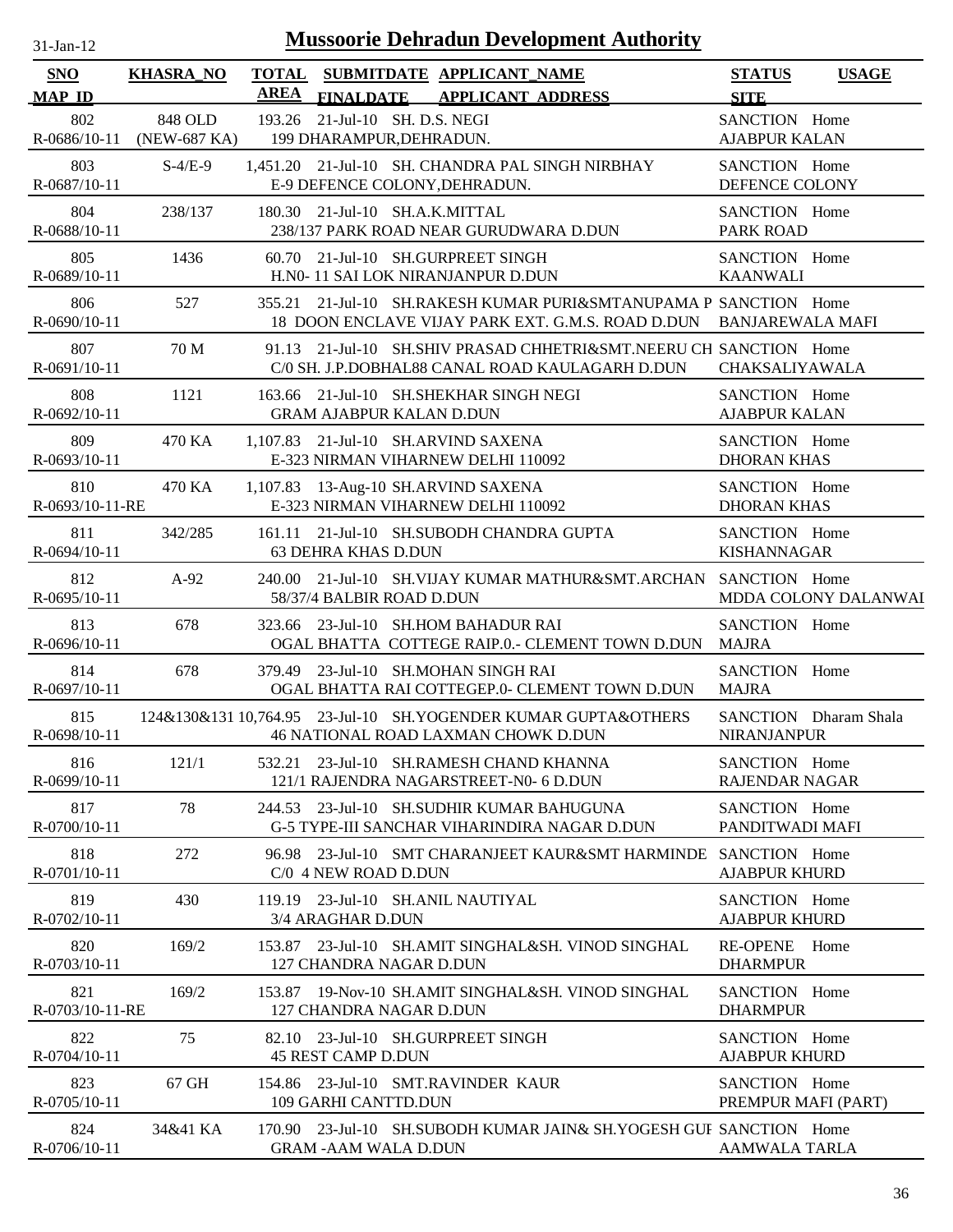# Mussoorie Dehradun Development Authority

31-Jan-12

| SNO / MAP_ID | KHASRA_NO | TOTAL AREA | SUBMITDATE / FINALDATE | APPLICANT_NAME / APPLICANT ADDRESS | STATUS / SITE | USAGE |
|---|---|---|---|---|---|---|
| 802 / R-0686/10-11 | 848 OLD (NEW-687 KA) | 193.26 | 21-Jul-10 | SH. D.S. NEGI / 199 DHARAMPUR,DEHRADUN. | SANCTION / AJABPUR KALAN | Home |
| 803 / R-0687/10-11 | S-4/E-9 | 1,451.20 | 21-Jul-10 | SH. CHANDRA PAL SINGH NIRBHAY / E-9 DEFENCE COLONY,DEHRADUN. | SANCTION / DEFENCE COLONY | Home |
| 804 / R-0688/10-11 | 238/137 | 180.30 | 21-Jul-10 | SH.A.K.MITTAL / 238/137 PARK ROAD NEAR GURUDWARA D.DUN | SANCTION / PARK ROAD | Home |
| 805 / R-0689/10-11 | 1436 | 60.70 | 21-Jul-10 | SH.GURPREET SINGH / H.N0- 11 SAI LOK NIRANJANPUR D.DUN | SANCTION / KAANWALI | Home |
| 806 / R-0690/10-11 | 527 | 355.21 | 21-Jul-10 | SH.RAKESH KUMAR PURI&SMTANUPAMA P / 18 DOON ENCLAVE VIJAY PARK EXT. G.M.S. ROAD D.DUN | SANCTION / BANJAREWALA MAFI | Home |
| 807 / R-0691/10-11 | 70 M | 91.13 | 21-Jul-10 | SH.SHIV PRASAD CHHETRI&SMT.NEERU CH / C/0 SH. J.P.DOBHAL88 CANAL ROAD KAULAGARH D.DUN | SANCTION / CHAKSALIYAWALA | Home |
| 808 / R-0692/10-11 | 1121 | 163.66 | 21-Jul-10 | SH.SHEKHAR SINGH NEGI / GRAM AJABPUR KALAN D.DUN | SANCTION / AJABPUR KALAN | Home |
| 809 / R-0693/10-11 | 470 KA | 1,107.83 | 21-Jul-10 | SH.ARVIND SAXENA / E-323 NIRMAN VIHARNEW DELHI 110092 | SANCTION / DHORAN KHAS | Home |
| 810 / R-0693/10-11-RE | 470 KA | 1,107.83 | 13-Aug-10 | SH.ARVIND SAXENA / E-323 NIRMAN VIHARNEW DELHI 110092 | SANCTION / DHORAN KHAS | Home |
| 811 / R-0694/10-11 | 342/285 | 161.11 | 21-Jul-10 | SH.SUBODH CHANDRA GUPTA / 63 DEHRA KHAS D.DUN | SANCTION / KISHANNAGAR | Home |
| 812 / R-0695/10-11 | A-92 | 240.00 | 21-Jul-10 | SH.VIJAY KUMAR MATHUR&SMT.ARCHAN / 58/37/4 BALBIR ROAD D.DUN | SANCTION / MDDA COLONY DALANWAI | Home |
| 813 / R-0696/10-11 | 678 | 323.66 | 23-Jul-10 | SH.HOM BAHADUR RAI / OGAL BHATTA COTTEGE RAIP.0.- CLEMENT TOWN D.DUN | SANCTION / MAJRA | Home |
| 814 / R-0697/10-11 | 678 | 379.49 | 23-Jul-10 | SH.MOHAN SINGH RAI / OGAL BHATTA RAI COTTEGEP.0- CLEMENT TOWN D.DUN | SANCTION / MAJRA | Home |
| 815 / R-0698/10-11 | 124&130&131 | 10,764.95 | 23-Jul-10 | SH.YOGENDER KUMAR GUPTA&OTHERS / 46 NATIONAL ROAD LAXMAN CHOWK D.DUN | SANCTION / NIRANJANPUR | Dharam Shala |
| 816 / R-0699/10-11 | 121/1 | 532.21 | 23-Jul-10 | SH.RAMESH CHAND KHANNA / 121/1 RAJENDRA NAGARSTREET-N0- 6 D.DUN | SANCTION / RAJENDAR NAGAR | Home |
| 817 / R-0700/10-11 | 78 | 244.53 | 23-Jul-10 | SH.SUDHIR KUMAR BAHUGUNA / G-5 TYPE-III SANCHAR VIHARINDIRA NAGAR D.DUN | SANCTION / PANDITWADI MAFI | Home |
| 818 / R-0701/10-11 | 272 | 96.98 | 23-Jul-10 | SMT CHARANJEET KAUR&SMT HARMINDE / C/0 4 NEW ROAD D.DUN | SANCTION / AJABPUR KHURD | Home |
| 819 / R-0702/10-11 | 430 | 119.19 | 23-Jul-10 | SH.ANIL NAUTIYAL / 3/4 ARAGHAR D.DUN | SANCTION / AJABPUR KHURD | Home |
| 820 / R-0703/10-11 | 169/2 | 153.87 | 23-Jul-10 | SH.AMIT SINGHAL&SH. VINOD SINGHAL / 127 CHANDRA NAGAR D.DUN | RE-OPENE / DHARMPUR | Home |
| 821 / R-0703/10-11-RE | 169/2 | 153.87 | 19-Nov-10 | SH.AMIT SINGHAL&SH. VINOD SINGHAL / 127 CHANDRA NAGAR D.DUN | SANCTION / DHARMPUR | Home |
| 822 / R-0704/10-11 | 75 | 82.10 | 23-Jul-10 | SH.GURPREET SINGH / 45 REST CAMP D.DUN | SANCTION / AJABPUR KHURD | Home |
| 823 / R-0705/10-11 | 67 GH | 154.86 | 23-Jul-10 | SMT.RAVINDER KAUR / 109 GARHI CANTTD.DUN | SANCTION / PREMPUR MAFI (PART) | Home |
| 824 / R-0706/10-11 | 34&41 KA | 170.90 | 23-Jul-10 | SH.SUBODH KUMAR JAIN& SH.YOGESH GUI / GRAM -AAM WALA D.DUN | SANCTION / AAMWALA TARLA | Home |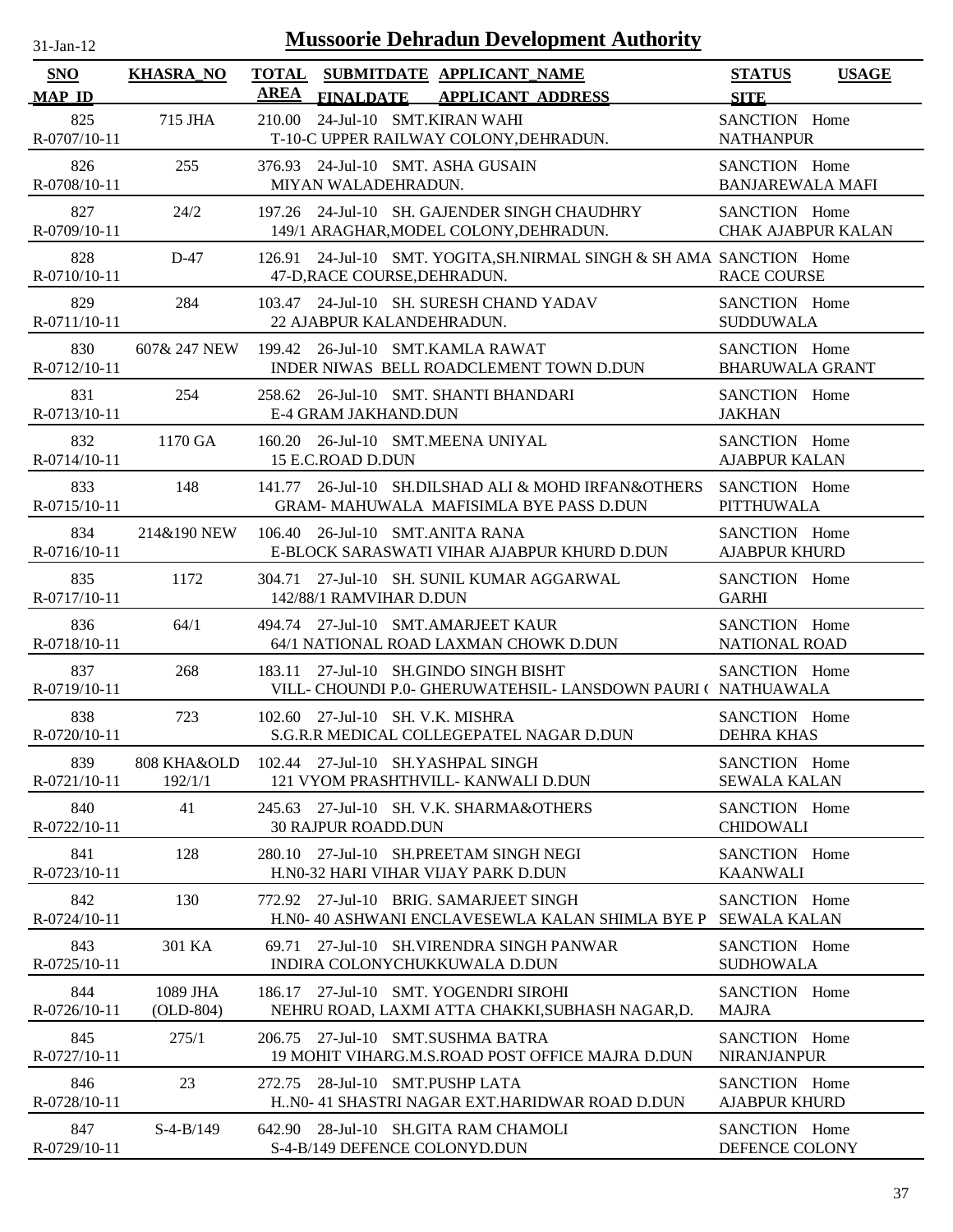# Mussoorie Dehradun Development Authority

31-Jan-12

| SNO / MAP_ID | KHASRA_NO | TOTAL AREA | SUBMITDATE / FINALDATE | APPLICANT_NAME / APPLICANT_ADDRESS | STATUS / SITE | USAGE |
|---|---|---|---|---|---|---|
| 825<br>R-0707/10-11 | 715 JHA | 210.00 | 24-Jul-10 | SMT.KIRAN WAHI<br>T-10-C UPPER RAILWAY COLONY,DEHRADUN. | SANCTION<br>NATHANPUR | Home |
| 826<br>R-0708/10-11 | 255 | 376.93 | 24-Jul-10 | SMT. ASHA GUSAIN<br>MIYAN WALADEHRADUN. | SANCTION<br>BANJAREWALA MAFI | Home |
| 827<br>R-0709/10-11 | 24/2 | 197.26 | 24-Jul-10 | SH. GAJENDER SINGH CHAUDHRY<br>149/1 ARAGHAR,MODEL COLONY,DEHRADUN. | SANCTION<br>CHAK AJABPUR KALAN | Home |
| 828<br>R-0710/10-11 | D-47 | 126.91 | 24-Jul-10 | SMT. YOGITA,SH.NIRMAL SINGH & SH AMA<br>47-D,RACE COURSE,DEHRADUN. | SANCTION<br>RACE COURSE | Home |
| 829<br>R-0711/10-11 | 284 | 103.47 | 24-Jul-10 | SH. SURESH CHAND YADAV<br>22 AJABPUR KALANDEHRADUN. | SANCTION<br>SUDDUWALA | Home |
| 830<br>R-0712/10-11 | 607& 247 NEW | 199.42 | 26-Jul-10 | SMT.KAMLA RAWAT<br>INDER NIWAS BELL ROADCLEMENT TOWN D.DUN | SANCTION<br>BHARUWALA GRANT | Home |
| 831<br>R-0713/10-11 | 254 | 258.62 | 26-Jul-10 | SMT. SHANTI BHANDARI<br>E-4 GRAM JAKHAND.DUN | SANCTION<br>JAKHAN | Home |
| 832<br>R-0714/10-11 | 1170 GA | 160.20 | 26-Jul-10 | SMT.MEENA UNIYAL<br>15 E.C.ROAD D.DUN | SANCTION<br>AJABPUR KALAN | Home |
| 833<br>R-0715/10-11 | 148 | 141.77 | 26-Jul-10 | SH.DILSHAD ALI & MOHD IRFAN&OTHERS<br>GRAM- MAHUWALA MAFISIMLA BYE PASS D.DUN | SANCTION<br>PITTHUWALA | Home |
| 834<br>R-0716/10-11 | 214&190 NEW | 106.40 | 26-Jul-10 | SMT.ANITA RANA<br>E-BLOCK SARASWATI VIHAR AJABPUR KHURD D.DUN | SANCTION<br>AJABPUR KHURD | Home |
| 835<br>R-0717/10-11 | 1172 | 304.71 | 27-Jul-10 | SH. SUNIL KUMAR AGGARWAL<br>142/88/1 RAMVIHAR D.DUN | SANCTION<br>GARHI | Home |
| 836<br>R-0718/10-11 | 64/1 | 494.74 | 27-Jul-10 | SMT.AMARJEET KAUR<br>64/1 NATIONAL ROAD LAXMAN CHOWK D.DUN | SANCTION<br>NATIONAL ROAD | Home |
| 837<br>R-0719/10-11 | 268 | 183.11 | 27-Jul-10 | SH.GINDO SINGH BISHT<br>VILL- CHOUNDI P.0- GHERUWATEHSIL- LANSDOWN PAURI ( | SANCTION<br>NATHUAWALA | Home |
| 838<br>R-0720/10-11 | 723 | 102.60 | 27-Jul-10 | SH. V.K. MISHRA<br>S.G.R.R MEDICAL COLLEGEPATEL NAGAR D.DUN | SANCTION<br>DEHRA KHAS | Home |
| 839<br>R-0721/10-11 | 808 KHA&OLD 192/1/1 | 102.44 | 27-Jul-10 | SH.YASHPAL SINGH<br>121 VYOM PRASHTHVILL- KANWALI D.DUN | SANCTION<br>SEWALA KALAN | Home |
| 840<br>R-0722/10-11 | 41 | 245.63 | 27-Jul-10 | SH. V.K. SHARMA&OTHERS<br>30 RAJPUR ROADD.DUN | SANCTION<br>CHIDOWALI | Home |
| 841<br>R-0723/10-11 | 128 | 280.10 | 27-Jul-10 | SH.PREETAM SINGH NEGI<br>H.N0-32 HARI VIHAR VIJAY PARK D.DUN | SANCTION<br>KAANWALI | Home |
| 842<br>R-0724/10-11 | 130 | 772.92 | 27-Jul-10 | BRIG. SAMARJEET SINGH<br>H.N0- 40 ASHWANI ENCLAVESEWLA KALAN SHIMLA BYE P | SANCTION<br>SEWALA KALAN | Home |
| 843<br>R-0725/10-11 | 301 KA | 69.71 | 27-Jul-10 | SH.VIRENDRA SINGH PANWAR<br>INDIRA COLONYCHUKKUWALA D.DUN | SANCTION<br>SUDHOWALA | Home |
| 844<br>R-0726/10-11 | 1089 JHA (OLD-804) | 186.17 | 27-Jul-10 | SMT. YOGENDRI SIROHI<br>NEHRU ROAD, LAXMI ATTA CHAKKI,SUBHASH NAGAR,D. | SANCTION<br>MAJRA | Home |
| 845<br>R-0727/10-11 | 275/1 | 206.75 | 27-Jul-10 | SMT.SUSHMA BATRA<br>19 MOHIT VIHARG.M.S.ROAD POST OFFICE MAJRA D.DUN | SANCTION<br>NIRANJANPUR | Home |
| 846<br>R-0728/10-11 | 23 | 272.75 | 28-Jul-10 | SMT.PUSHP LATA<br>H..N0- 41 SHASTRI NAGAR EXT.HARIDWAR ROAD D.DUN | SANCTION<br>AJABPUR KHURD | Home |
| 847<br>R-0729/10-11 | S-4-B/149 | 642.90 | 28-Jul-10 | SH.GITA RAM CHAMOLI<br>S-4-B/149 DEFENCE COLONYD.DUN | SANCTION<br>DEFENCE COLONY | Home |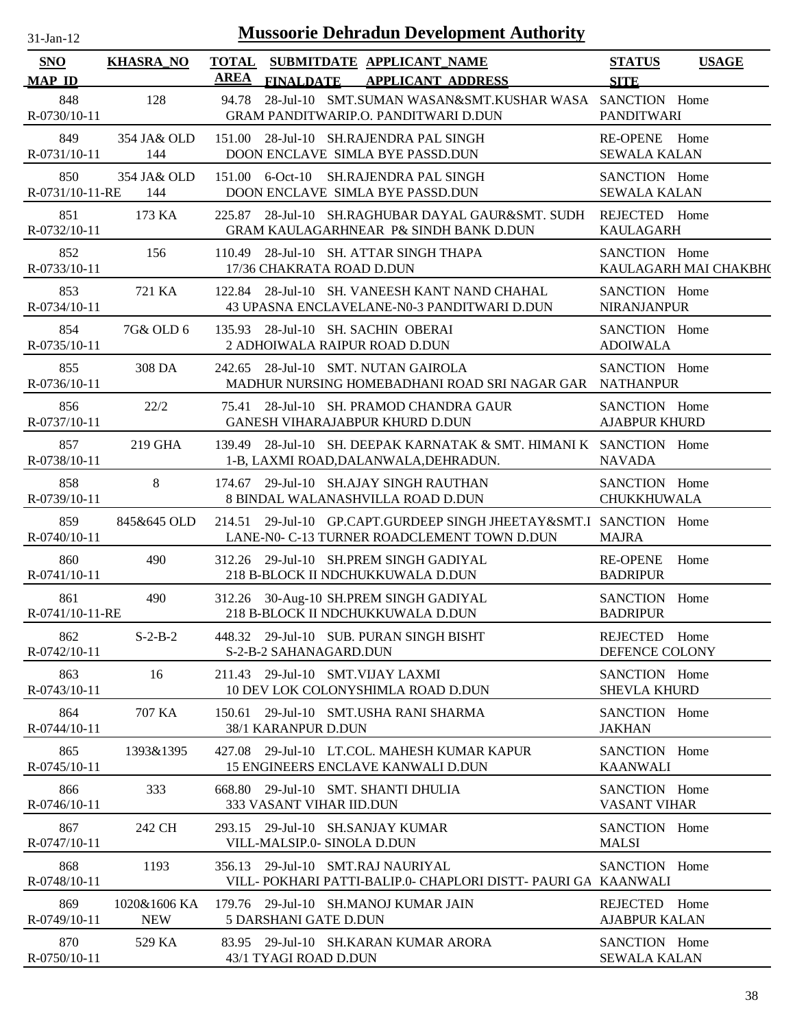# Mussoorie Dehradun Development Authority

31-Jan-12

| SNO / MAP_ID | KHASRA_NO | TOTAL AREA | SUBMITDATE / FINALDATE | APPLICANT_NAME / APPLICANT ADDRESS | STATUS / SITE | USAGE |
|---|---|---|---|---|---|---|
| 848 / R-0730/10-11 | 128 | 94.78 | 28-Jul-10 | SMT.SUMAN WASAN&SMT.KUSHAR WASA / GRAM PANDITWARIP.O. PANDITWARI D.DUN | SANCTION / PANDITWARI | Home |
| 849 / R-0731/10-11 | 354 JA& OLD 144 | 151.00 | 28-Jul-10 | SH.RAJENDRA PAL SINGH / DOON ENCLAVE SIMLA BYE PASSD.DUN | RE-OPENE / SEWALA KALAN | Home |
| 850 / R-0731/10-11-RE | 354 JA& OLD 144 | 151.00 | 6-Oct-10 | SH.RAJENDRA PAL SINGH / DOON ENCLAVE SIMLA BYE PASSD.DUN | SANCTION / SEWALA KALAN | Home |
| 851 / R-0732/10-11 | 173 KA | 225.87 | 28-Jul-10 | SH.RAGHUBAR DAYAL GAUR&SMT. SUDH / GRAM KAULAGARHNEAR P& SINDH BANK D.DUN | REJECTED / KAULAGARH | Home |
| 852 / R-0733/10-11 | 156 | 110.49 | 28-Jul-10 | SH. ATTAR SINGH THAPA / 17/36 CHAKRATA ROAD D.DUN | SANCTION / KAULAGARH MAI CHAKBHO | Home |
| 853 / R-0734/10-11 | 721 KA | 122.84 | 28-Jul-10 | SH. VANEESH KANT NAND CHAHAL / 43 UPASNA ENCLAVELANE-N0-3 PANDITWARI D.DUN | SANCTION / NIRANJANPUR | Home |
| 854 / R-0735/10-11 | 7G& OLD 6 | 135.93 | 28-Jul-10 | SH. SACHIN OBERAI / 2 ADHOIWALA RAIPUR ROAD D.DUN | SANCTION / ADOIWALA | Home |
| 855 / R-0736/10-11 | 308 DA | 242.65 | 28-Jul-10 | SMT. NUTAN GAIROLA / MADHUR NURSING HOMEBADHANI ROAD SRI NAGAR GAR | SANCTION / NATHANPUR | Home |
| 856 / R-0737/10-11 | 22/2 | 75.41 | 28-Jul-10 | SH. PRAMOD CHANDRA GAUR / GANESH VIHARAJABPUR KHURD D.DUN | SANCTION / AJABPUR KHURD | Home |
| 857 / R-0738/10-11 | 219 GHA | 139.49 | 28-Jul-10 | SH. DEEPAK KARNATAK & SMT. HIMANI K / 1-B, LAXMI ROAD,DALANWALA,DEHRADUN. | SANCTION / NAVADA | Home |
| 858 / R-0739/10-11 | 8 | 174.67 | 29-Jul-10 | SH.AJAY SINGH RAUTHAN / 8 BINDAL WALANASHVILLA ROAD D.DUN | SANCTION / CHUKKHUWALA | Home |
| 859 / R-0740/10-11 | 845&645 OLD | 214.51 | 29-Jul-10 | GP.CAPT.GURDEEP SINGH JHEETAY&SMT.I / LANE-N0- C-13 TURNER ROADCLEMENT TOWN D.DUN | SANCTION / MAJRA | Home |
| 860 / R-0741/10-11 | 490 | 312.26 | 29-Jul-10 | SH.PREM SINGH GADIYAL / 218 B-BLOCK II NDCHUKKUWALA D.DUN | RE-OPENE / BADRIPUR | Home |
| 861 / R-0741/10-11-RE | 490 | 312.26 | 30-Aug-10 | SH.PREM SINGH GADIYAL / 218 B-BLOCK II NDCHUKKUWALA D.DUN | SANCTION / BADRIPUR | Home |
| 862 / R-0742/10-11 | S-2-B-2 | 448.32 | 29-Jul-10 | SUB. PURAN SINGH BISHT / S-2-B-2 SAHANAGARD.DUN | REJECTED / DEFENCE COLONY | Home |
| 863 / R-0743/10-11 | 16 | 211.43 | 29-Jul-10 | SMT.VIJAY LAXMI / 10 DEV LOK COLONYSHIMLA ROAD D.DUN | SANCTION / SHEVLA KHURD | Home |
| 864 / R-0744/10-11 | 707 KA | 150.61 | 29-Jul-10 | SMT.USHA RANI SHARMA / 38/1 KARANPUR D.DUN | SANCTION / JAKHAN | Home |
| 865 / R-0745/10-11 | 1393&1395 | 427.08 | 29-Jul-10 | LT.COL. MAHESH KUMAR KAPUR / 15 ENGINEERS ENCLAVE KANWALI D.DUN | SANCTION / KAANWALI | Home |
| 866 / R-0746/10-11 | 333 | 668.80 | 29-Jul-10 | SMT. SHANTI DHULIA / 333 VASANT VIHAR IID.DUN | SANCTION / VASANT VIHAR | Home |
| 867 / R-0747/10-11 | 242 CH | 293.15 | 29-Jul-10 | SH.SANJAY KUMAR / VILL-MALSIP.0- SINOLA D.DUN | SANCTION / MALSI | Home |
| 868 / R-0748/10-11 | 1193 | 356.13 | 29-Jul-10 | SMT.RAJ NAURIYAL / VILL- POKHARI PATTI-BALIP.0- CHAPLORI DISTT- PAURI GA | SANCTION / KAANWALI | Home |
| 869 / R-0749/10-11 | 1020&1606 KA NEW | 179.76 | 29-Jul-10 | SH.MANOJ KUMAR JAIN / 5 DARSHANI GATE D.DUN | REJECTED / AJABPUR KALAN | Home |
| 870 / R-0750/10-11 | 529 KA | 83.95 | 29-Jul-10 | SH.KARAN KUMAR ARORA / 43/1 TYAGI ROAD D.DUN | SANCTION / SEWALA KALAN | Home |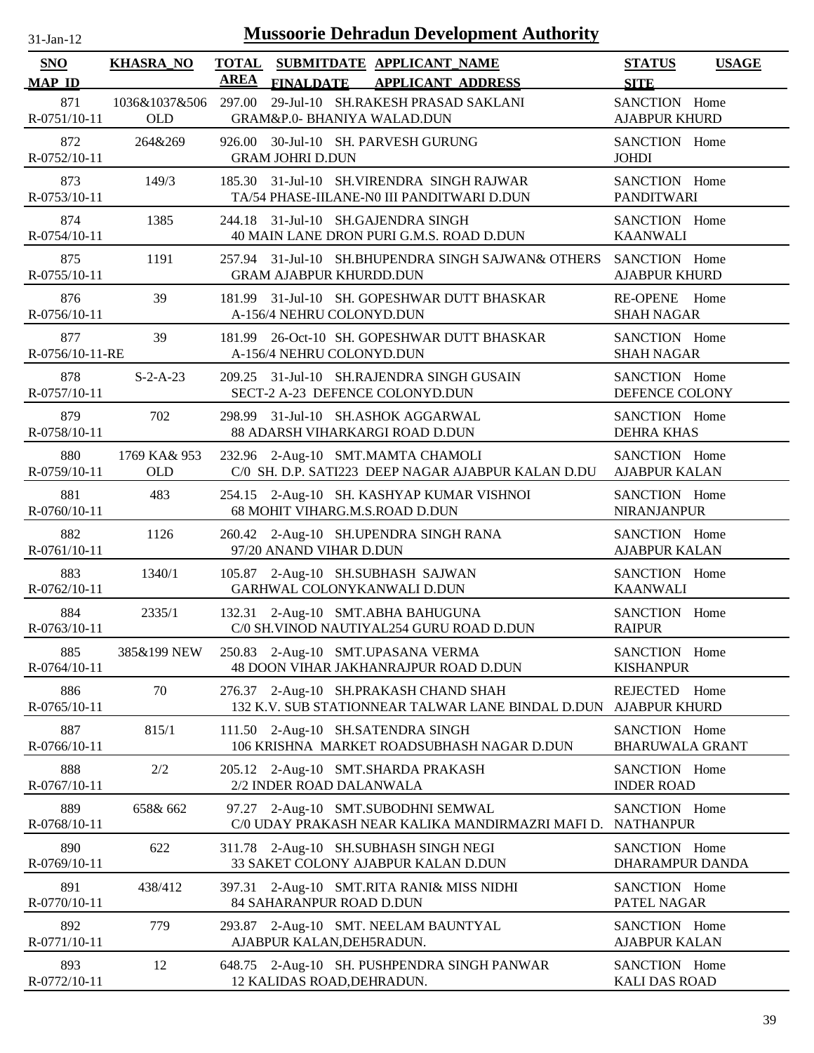# Mussoorie Dehradun Development Authority

31-Jan-12

| SNO / MAP_ID | KHASRA_NO | TOTAL AREA | SUBMITDATE / FINALDATE | APPLICANT_NAME / APPLICANT_ADDRESS | STATUS / SITE | USAGE |
|---|---|---|---|---|---|---|
| 871 / R-0751/10-11 | 1036&1037&506 OLD | 297.00 | 29-Jul-10 | SH.RAKESH PRASAD SAKLANI / GRAM&P.0- BHANIYA WALAD.DUN | SANCTION / AJABPUR KHURD | Home |
| 872 / R-0752/10-11 | 264&269 | 926.00 | 30-Jul-10 | SH. PARVESH GURUNG / GRAM JOHRI D.DUN | SANCTION / JOHDI | Home |
| 873 / R-0753/10-11 | 149/3 | 185.30 | 31-Jul-10 | SH.VIRENDRA SINGH RAJWAR / TA/54 PHASE-IILANE-N0 III PANDITWARI D.DUN | SANCTION / PANDITWARI | Home |
| 874 / R-0754/10-11 | 1385 | 244.18 | 31-Jul-10 | SH.GAJENDRA SINGH / 40 MAIN LANE DRON PURI G.M.S. ROAD D.DUN | SANCTION / KAANWALI | Home |
| 875 / R-0755/10-11 | 1191 | 257.94 | 31-Jul-10 | SH.BHUPENDRA SINGH SAJWAN& OTHERS / GRAM AJABPUR KHURDD.DUN | SANCTION / AJABPUR KHURD | Home |
| 876 / R-0756/10-11 | 39 | 181.99 | 31-Jul-10 | SH. GOPESHWAR DUTT BHASKAR / A-156/4 NEHRU COLONYD.DUN | RE-OPENE / SHAH NAGAR | Home |
| 877 / R-0756/10-11-RE | 39 | 181.99 | 26-Oct-10 | SH. GOPESHWAR DUTT BHASKAR / A-156/4 NEHRU COLONYD.DUN | SANCTION / SHAH NAGAR | Home |
| 878 / R-0757/10-11 | S-2-A-23 | 209.25 | 31-Jul-10 | SH.RAJENDRA SINGH GUSAIN / SECT-2 A-23 DEFENCE COLONYD.DUN | SANCTION / DEFENCE COLONY | Home |
| 879 / R-0758/10-11 | 702 | 298.99 | 31-Jul-10 | SH.ASHOK AGGARWAL / 88 ADARSH VIHARKARGI ROAD D.DUN | SANCTION / DEHRA KHAS | Home |
| 880 / R-0759/10-11 | 1769 KA& 953 OLD | 232.96 | 2-Aug-10 | SMT.MAMTA CHAMOLI / C/0 SH. D.P. SATI223 DEEP NAGAR AJABPUR KALAN D.DU | SANCTION / AJABPUR KALAN | Home |
| 881 / R-0760/10-11 | 483 | 254.15 | 2-Aug-10 | SH. KASHYAP KUMAR VISHNOI / 68 MOHIT VIHARG.M.S.ROAD D.DUN | SANCTION / NIRANJANPUR | Home |
| 882 / R-0761/10-11 | 1126 | 260.42 | 2-Aug-10 | SH.UPENDRA SINGH RANA / 97/20 ANAND VIHAR D.DUN | SANCTION / AJABPUR KALAN | Home |
| 883 / R-0762/10-11 | 1340/1 | 105.87 | 2-Aug-10 | SH.SUBHASH SAJWAN / GARHWAL COLONYKANWALI D.DUN | SANCTION / KAANWALI | Home |
| 884 / R-0763/10-11 | 2335/1 | 132.31 | 2-Aug-10 | SMT.ABHA BAHUGUNA / C/0 SH.VINOD NAUTIYAL254 GURU ROAD D.DUN | SANCTION / RAIPUR | Home |
| 885 / R-0764/10-11 | 385&199 NEW | 250.83 | 2-Aug-10 | SMT.UPASANA VERMA / 48 DOON VIHAR JAKHANRAJPUR ROAD D.DUN | SANCTION / KISHANPUR | Home |
| 886 / R-0765/10-11 | 70 | 276.37 | 2-Aug-10 | SH.PRAKASH CHAND SHAH / 132 K.V. SUB STATIONNEAR TALWAR LANE BINDAL D.DUN | REJECTED / AJABPUR KHURD | Home |
| 887 / R-0766/10-11 | 815/1 | 111.50 | 2-Aug-10 | SH.SATENDRA SINGH / 106 KRISHNA MARKET ROADSUBHASH NAGAR D.DUN | SANCTION / BHARUWALA GRANT | Home |
| 888 / R-0767/10-11 | 2/2 | 205.12 | 2-Aug-10 | SMT.SHARDA PRAKASH / 2/2 INDER ROAD DALANWALA | SANCTION / INDER ROAD | Home |
| 889 / R-0768/10-11 | 658& 662 | 97.27 | 2-Aug-10 | SMT.SUBODHNI SEMWAL / C/0 UDAY PRAKASH NEAR KALIKA MANDIRMAZRI MAFI D. | SANCTION / NATHANPUR | Home |
| 890 / R-0769/10-11 | 622 | 311.78 | 2-Aug-10 | SH.SUBHASH SINGH NEGI / 33 SAKET COLONY AJABPUR KALAN D.DUN | SANCTION / DHARAMPUR DANDA | Home |
| 891 / R-0770/10-11 | 438/412 | 397.31 | 2-Aug-10 | SMT.RITA RANI& MISS NIDHI / 84 SAHARANPUR ROAD D.DUN | SANCTION / PATEL NAGAR | Home |
| 892 / R-0771/10-11 | 779 | 293.87 | 2-Aug-10 | SMT. NEELAM BAUNTYAL / AJABPUR KALAN,DEH5RADUN. | SANCTION / AJABPUR KALAN | Home |
| 893 / R-0772/10-11 | 12 | 648.75 | 2-Aug-10 | SH. PUSHPENDRA SINGH PANWAR / 12 KALIDAS ROAD,DEHRADUN. | SANCTION / KALI DAS ROAD | Home |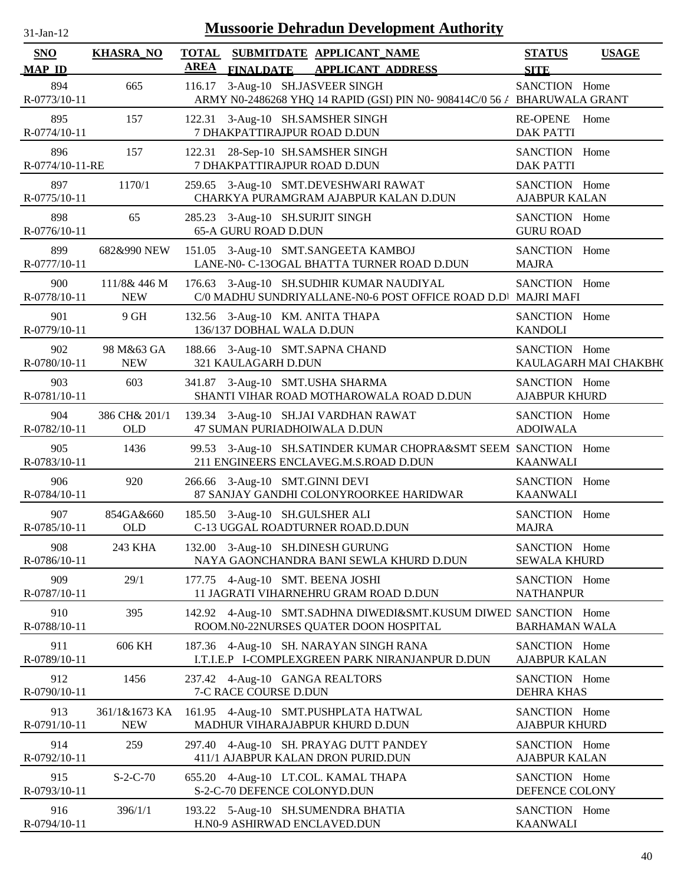# Mussoorie Dehradun Development Authority

31-Jan-12

| SNO / MAP_ID | KHASRA_NO | TOTAL AREA | SUBMITDATE / FINALDATE | APPLICANT_NAME / APPLICANT_ADDRESS | STATUS / SITE | USAGE |
|---|---|---|---|---|---|---|
| 894 / R-0773/10-11 | 665 | 116.17 | 3-Aug-10 | SH.JASVEER SINGH / ARMY N0-2486268 YHQ 14 RAPID (GSI) PIN N0- 908414C/0 56 A | SANCTION / BHARUWALA GRANT | Home |
| 895 / R-0774/10-11 | 157 | 122.31 | 3-Aug-10 | SH.SAMSHER SINGH / 7 DHAKPATTIRAJPUR ROAD D.DUN | RE-OPENE / DAK PATTI | Home |
| 896 / R-0774/10-11-RE | 157 | 122.31 | 28-Sep-10 | SH.SAMSHER SINGH / 7 DHAKPATTIRAJPUR ROAD D.DUN | SANCTION / DAK PATTI | Home |
| 897 / R-0775/10-11 | 1170/1 | 259.65 | 3-Aug-10 | SMT.DEVESHWARI RAWAT / CHARKYA PURAMGRAM AJABPUR KALAN D.DUN | SANCTION / AJABPUR KALAN | Home |
| 898 / R-0776/10-11 | 65 | 285.23 | 3-Aug-10 | SH.SURJIT SINGH / 65-A GURU ROAD D.DUN | SANCTION / GURU ROAD | Home |
| 899 / R-0777/10-11 | 682&990 NEW | 151.05 | 3-Aug-10 | SMT.SANGEETA KAMBOJ / LANE-N0- C-13OGAL BHATTA TURNER ROAD D.DUN | SANCTION / MAJRA | Home |
| 900 / R-0778/10-11 | 111/8& 446 M NEW | 176.63 | 3-Aug-10 | SH.SUDHIR KUMAR NAUDIYAL / C/0 MADHU SUNDRIYALLANE-N0-6 POST OFFICE ROAD D.DU | SANCTION / MAJRI MAFI | Home |
| 901 / R-0779/10-11 | 9 GH | 132.56 | 3-Aug-10 | KM. ANITA THAPA / 136/137 DOBHAL WALA D.DUN | SANCTION / KANDOLI | Home |
| 902 / R-0780/10-11 | 98 M&63 GA NEW | 188.66 | 3-Aug-10 | SMT.SAPNA CHAND / 321 KAULAGARH D.DUN | SANCTION / KAULAGARH MAI CHAKBHO | Home |
| 903 / R-0781/10-11 | 603 | 341.87 | 3-Aug-10 | SMT.USHA SHARMA / SHANTI VIHAR ROAD MOTHAROWALA ROAD D.DUN | SANCTION / AJABPUR KHURD | Home |
| 904 / R-0782/10-11 | 386 CH& 201/1 OLD | 139.34 | 3-Aug-10 | SH.JAI VARDHAN RAWAT / 47 SUMAN PURIADHOIWALA D.DUN | SANCTION / ADOIWALA | Home |
| 905 / R-0783/10-11 | 1436 | 99.53 | 3-Aug-10 | SH.SATINDER KUMAR CHOPRA&SMT SEEM / 211 ENGINEERS ENCLAVEG.M.S.ROAD D.DUN | SANCTION / KAANWALI | Home |
| 906 / R-0784/10-11 | 920 | 266.66 | 3-Aug-10 | SMT.GINNI DEVI / 87 SANJAY GANDHI COLONYROORKEE HARIDWAR | SANCTION / KAANWALI | Home |
| 907 / R-0785/10-11 | 854GA&660 OLD | 185.50 | 3-Aug-10 | SH.GULSHER ALI / C-13 UGGAL ROADTURNER ROAD.D.DUN | SANCTION / MAJRA | Home |
| 908 / R-0786/10-11 | 243 KHA | 132.00 | 3-Aug-10 | SH.DINESH GURUNG / NAYA GAONCHANDRA BANI SEWLA KHURD D.DUN | SANCTION / SEWALA KHURD | Home |
| 909 / R-0787/10-11 | 29/1 | 177.75 | 4-Aug-10 | SMT. BEENA JOSHI / 11 JAGRATI VIHARNEHRU GRAM ROAD D.DUN | SANCTION / NATHANPUR | Home |
| 910 / R-0788/10-11 | 395 | 142.92 | 4-Aug-10 | SMT.SADHNA DIWEDI&SMT.KUSUM DIWED / ROOM.N0-22NURSES QUATER DOON HOSPITAL | SANCTION / BARHAMAN WALA | Home |
| 911 / R-0789/10-11 | 606 KH | 187.36 | 4-Aug-10 | SH. NARAYAN SINGH RANA / I.T.I.E.P I-COMPLEXGREEN PARK NIRANJANPUR D.DUN | SANCTION / AJABPUR KALAN | Home |
| 912 / R-0790/10-11 | 1456 | 237.42 | 4-Aug-10 | GANGA REALTORS / 7-C RACE COURSE D.DUN | SANCTION / DEHRA KHAS | Home |
| 913 / R-0791/10-11 | 361/1&1673 KA NEW | 161.95 | 4-Aug-10 | SMT.PUSHPLATA HATWAL / MADHUR VIHARAJABPUR KHURD D.DUN | SANCTION / AJABPUR KHURD | Home |
| 914 / R-0792/10-11 | 259 | 297.40 | 4-Aug-10 | SH. PRAYAG DUTT PANDEY / 411/1 AJABPUR KALAN DRON PURID.DUN | SANCTION / AJABPUR KALAN | Home |
| 915 / R-0793/10-11 | S-2-C-70 | 655.20 | 4-Aug-10 | LT.COL. KAMAL THAPA / S-2-C-70 DEFENCE COLONYD.DUN | SANCTION / DEFENCE COLONY | Home |
| 916 / R-0794/10-11 | 396/1/1 | 193.22 | 5-Aug-10 | SH.SUMENDRA BHATIA / H.N0-9 ASHIRWAD ENCLAVED.DUN | SANCTION / KAANWALI | Home |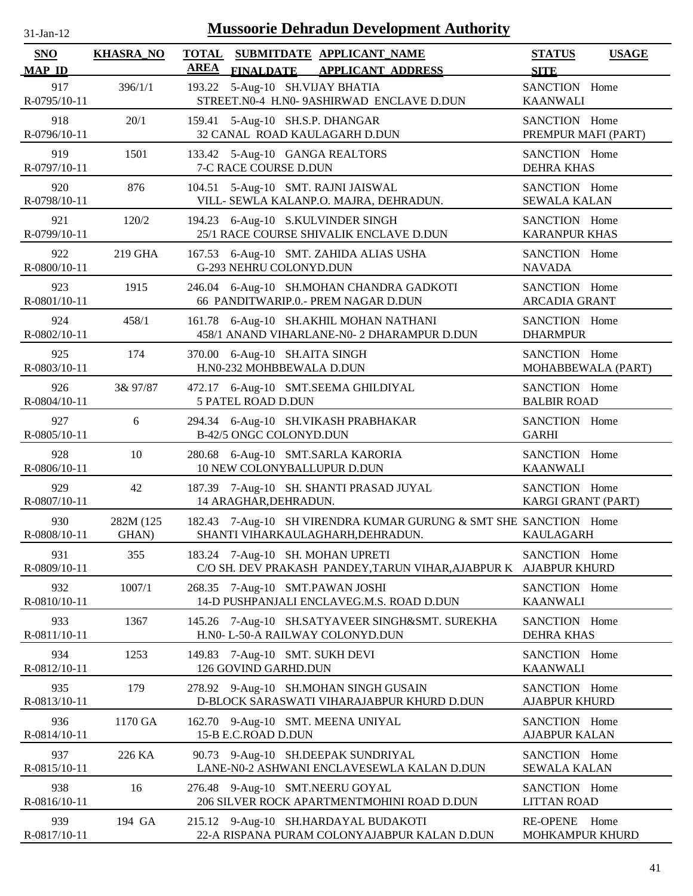# Mussoorie Dehradun Development Authority

31-Jan-12

| SNO<br>MAP ID | KHASRA_NO | TOTAL AREA | SUBMITDATE<br>FINALDATE | APPLICANT_NAME<br>APPLICANT ADDRESS | STATUS<br>SITE | USAGE |
|---|---|---|---|---|---|---|
| 917<br>R-0795/10-11 | 396/1/1 | 193.22 | 5-Aug-10 | SH.VIJAY BHATIA<br>STREET.N0-4 H.N0- 9ASHIRWAD ENCLAVE D.DUN | SANCTION<br>KAANWALI | Home |
| 918<br>R-0796/10-11 | 20/1 | 159.41 | 5-Aug-10 | SH.S.P. DHANGAR<br>32 CANAL ROAD KAULAGARH D.DUN | SANCTION<br>PREMPUR MAFI (PART) | Home |
| 919<br>R-0797/10-11 | 1501 | 133.42 | 5-Aug-10 | GANGA REALTORS<br>7-C RACE COURSE D.DUN | SANCTION<br>DEHRA KHAS | Home |
| 920<br>R-0798/10-11 | 876 | 104.51 | 5-Aug-10 | SMT. RAJNI JAISWAL<br>VILL- SEWLA KALANP.O. MAJRA, DEHRADUN. | SANCTION<br>SEWALA KALAN | Home |
| 921<br>R-0799/10-11 | 120/2 | 194.23 | 6-Aug-10 | S.KULVINDER SINGH<br>25/1 RACE COURSE SHIVALIK ENCLAVE D.DUN | SANCTION<br>KARANPUR KHAS | Home |
| 922<br>R-0800/10-11 | 219 GHA | 167.53 | 6-Aug-10 | SMT. ZAHIDA ALIAS USHA<br>G-293 NEHRU COLONYD.DUN | SANCTION<br>NAVADA | Home |
| 923<br>R-0801/10-11 | 1915 | 246.04 | 6-Aug-10 | SH.MOHAN CHANDRA GADKOTI<br>66 PANDITWARIP.0.- PREM NAGAR D.DUN | SANCTION<br>ARCADIA GRANT | Home |
| 924<br>R-0802/10-11 | 458/1 | 161.78 | 6-Aug-10 | SH.AKHIL MOHAN NATHANI<br>458/1 ANAND VIHARLANE-N0- 2 DHARAMPUR D.DUN | SANCTION<br>DHARMPUR | Home |
| 925<br>R-0803/10-11 | 174 | 370.00 | 6-Aug-10 | SH.AITA SINGH<br>H.N0-232 MOHBBEWALA D.DUN | SANCTION<br>MOHABBEWALA (PART) | Home |
| 926<br>R-0804/10-11 | 3& 97/87 | 472.17 | 6-Aug-10 | SMT.SEEMA GHILDIYAL<br>5 PATEL ROAD D.DUN | SANCTION<br>BALBIR ROAD | Home |
| 927<br>R-0805/10-11 | 6 | 294.34 | 6-Aug-10 | SH.VIKASH PRABHAKAR<br>B-42/5 ONGC COLONYD.DUN | SANCTION<br>GARHI | Home |
| 928<br>R-0806/10-11 | 10 | 280.68 | 6-Aug-10 | SMT.SARLA KARORIA<br>10 NEW COLONYBALLUPUR D.DUN | SANCTION<br>KAANWALI | Home |
| 929<br>R-0807/10-11 | 42 | 187.39 | 7-Aug-10 | SH. SHANTI PRASAD JUYAL<br>14 ARAGHAR,DEHRADUN. | SANCTION<br>KARGI GRANT (PART) | Home |
| 930<br>R-0808/10-11 | 282M (125 GHAN) | 182.43 | 7-Aug-10 | SH VIRENDRA KUMAR GURUNG & SMT SHE<br>SHANTI VIHARKAULAGHARH,DEHRADUN. | SANCTION<br>KAULAGARH | Home |
| 931<br>R-0809/10-11 | 355 | 183.24 | 7-Aug-10 | SH. MOHAN UPRETI<br>C/O SH. DEV PRAKASH PANDEY,TARUN VIHAR,AJABPUR K | SANCTION<br>AJABPUR KHURD | Home |
| 932<br>R-0810/10-11 | 1007/1 | 268.35 | 7-Aug-10 | SMT.PAWAN JOSHI<br>14-D PUSHPANJALI ENCLAVEG.M.S. ROAD D.DUN | SANCTION<br>KAANWALI | Home |
| 933<br>R-0811/10-11 | 1367 | 145.26 | 7-Aug-10 | SH.SATYAVEER SINGH&SMT. SUREKHA<br>H.N0- L-50-A RAILWAY COLONYD.DUN | SANCTION<br>DEHRA KHAS | Home |
| 934<br>R-0812/10-11 | 1253 | 149.83 | 7-Aug-10 | SMT. SUKH DEVI<br>126 GOVIND GARHD.DUN | SANCTION<br>KAANWALI | Home |
| 935<br>R-0813/10-11 | 179 | 278.92 | 9-Aug-10 | SH.MOHAN SINGH GUSAIN<br>D-BLOCK SARASWATI VIHARAJABPUR KHURD D.DUN | SANCTION<br>AJABPUR KHURD | Home |
| 936<br>R-0814/10-11 | 1170 GA | 162.70 | 9-Aug-10 | SMT. MEENA UNIYAL<br>15-B E.C.ROAD D.DUN | SANCTION<br>AJABPUR KALAN | Home |
| 937<br>R-0815/10-11 | 226 KA | 90.73 | 9-Aug-10 | SH.DEEPAK SUNDRIYAL<br>LANE-N0-2 ASHWANI ENCLAVESEWLA KALAN D.DUN | SANCTION<br>SEWALA KALAN | Home |
| 938<br>R-0816/10-11 | 16 | 276.48 | 9-Aug-10 | SMT.NEERU GOYAL<br>206 SILVER ROCK APARTMENTMOHINI ROAD D.DUN | SANCTION<br>LITTAN ROAD | Home |
| 939<br>R-0817/10-11 | 194 GA | 215.12 | 9-Aug-10 | SH.HARDAYAL BUDAKOTI<br>22-A RISPANA PURAM COLONYAJABPUR KALAN D.DUN | RE-OPENE<br>MOHKAMPUR KHURD | Home |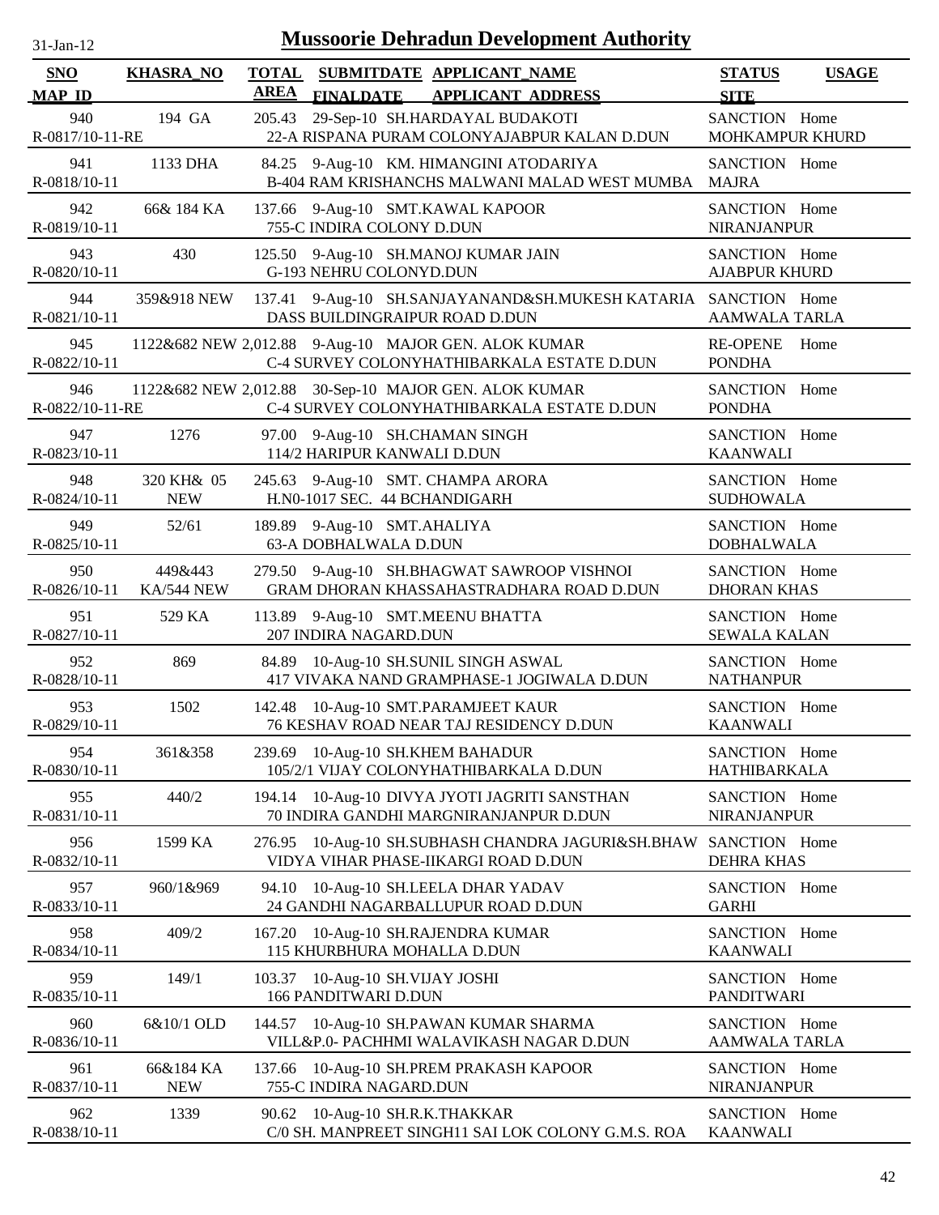# Mussoorie Dehradun Development Authority

31-Jan-12

| SNO / MAP_ID | KHASRA_NO | TOTAL AREA | SUBMITDATE / FINALDATE | APPLICANT_NAME / APPLICANT_ADDRESS | STATUS / SITE | USAGE |
|---|---|---|---|---|---|---|
| 940 / R-0817/10-11-RE | 194 GA | 205.43 | 29-Sep-10 | SH.HARDAYAL BUDAKOTI / 22-A RISPANA PURAM COLONYAJABPUR KALAN D.DUN | SANCTION / MOHKAMPUR KHURD | Home |
| 941 / R-0818/10-11 | 1133 DHA | 84.25 | 9-Aug-10 | KM. HIMANGINI ATODARIYA / B-404 RAM KRISHANCHS MALWANI MALAD WEST MUMBA | SANCTION / MAJRA | Home |
| 942 / R-0819/10-11 | 66& 184 KA | 137.66 | 9-Aug-10 | SMT.KAWAL KAPOOR / 755-C INDIRA COLONY D.DUN | SANCTION / NIRANJANPUR | Home |
| 943 / R-0820/10-11 | 430 | 125.50 | 9-Aug-10 | SH.MANOJ KUMAR JAIN / G-193 NEHRU COLONYD.DUN | SANCTION / AJABPUR KHURD | Home |
| 944 / R-0821/10-11 | 359&918 NEW | 137.41 | 9-Aug-10 | SH.SANJAYANAND&SH.MUKESH KATARIA / DASS BUILDINGRAIPUR ROAD D.DUN | SANCTION / AAMWALA TARLA | Home |
| 945 / R-0822/10-11 | 1122&682 NEW | 2,012.88 | 9-Aug-10 | MAJOR GEN. ALOK KUMAR / C-4 SURVEY COLONYHATHIBARKALA ESTATE D.DUN | RE-OPENE / PONDHA | Home |
| 946 / R-0822/10-11-RE | 1122&682 NEW | 2,012.88 | 30-Sep-10 | MAJOR GEN. ALOK KUMAR / C-4 SURVEY COLONYHATHIBARKALA ESTATE D.DUN | SANCTION / PONDHA | Home |
| 947 / R-0823/10-11 | 1276 | 97.00 | 9-Aug-10 | SH.CHAMAN SINGH / 114/2 HARIPUR KANWALI D.DUN | SANCTION / KAANWALI | Home |
| 948 / R-0824/10-11 | 320 KH& 05 NEW | 245.63 | 9-Aug-10 | SMT. CHAMPA ARORA / H.N0-1017 SEC. 44 BCHANDIGARH | SANCTION / SUDHOWALA | Home |
| 949 / R-0825/10-11 | 52/61 | 189.89 | 9-Aug-10 | SMT.AHALIYA / 63-A DOBHALWALA D.DUN | SANCTION / DOBHALWALA | Home |
| 950 / R-0826/10-11 | 449&443 KA/544 NEW | 279.50 | 9-Aug-10 | SH.BHAGWAT SAWROOP VISHNOI / GRAM DHORAN KHASSAHASTRADHARA ROAD D.DUN | SANCTION / DHORAN KHAS | Home |
| 951 / R-0827/10-11 | 529 KA | 113.89 | 9-Aug-10 | SMT.MEENU BHATTA / 207 INDIRA NAGARD.DUN | SANCTION / SEWALA KALAN | Home |
| 952 / R-0828/10-11 | 869 | 84.89 | 10-Aug-10 | SH.SUNIL SINGH ASWAL / 417 VIVAKA NAND GRAMPHASE-1 JOGIWALA D.DUN | SANCTION / NATHANPUR | Home |
| 953 / R-0829/10-11 | 1502 | 142.48 | 10-Aug-10 | SMT.PARAMJEET KAUR / 76 KESHAV ROAD NEAR TAJ RESIDENCY D.DUN | SANCTION / KAANWALI | Home |
| 954 / R-0830/10-11 | 361&358 | 239.69 | 10-Aug-10 | SH.KHEM BAHADUR / 105/2/1 VIJAY COLONYHATHIBARKALA D.DUN | SANCTION / HATHIBARKALA | Home |
| 955 / R-0831/10-11 | 440/2 | 194.14 | 10-Aug-10 | DIVYA JYOTI JAGRITI SANSTHAN / 70 INDIRA GANDHI MARGNIRANJANPUR D.DUN | SANCTION / NIRANJANPUR | Home |
| 956 / R-0832/10-11 | 1599 KA | 276.95 | 10-Aug-10 | SH.SUBHASH CHANDRA JAGURI&SH.BHAW / VIDYA VIHAR PHASE-IIKARGI ROAD D.DUN | SANCTION / DEHRA KHAS | Home |
| 957 / R-0833/10-11 | 960/1&969 | 94.10 | 10-Aug-10 | SH.LEELA DHAR YADAV / 24 GANDHI NAGARBALLUPUR ROAD D.DUN | SANCTION / GARHI | Home |
| 958 / R-0834/10-11 | 409/2 | 167.20 | 10-Aug-10 | SH.RAJENDRA KUMAR / 115 KHURBHURA MOHALLA D.DUN | SANCTION / KAANWALI | Home |
| 959 / R-0835/10-11 | 149/1 | 103.37 | 10-Aug-10 | SH.VIJAY JOSHI / 166 PANDITWARI D.DUN | SANCTION / PANDITWARI | Home |
| 960 / R-0836/10-11 | 6&10/1 OLD | 144.57 | 10-Aug-10 | SH.PAWAN KUMAR SHARMA / VILL&P.0- PACHHMI WALAVIKASH NAGAR D.DUN | SANCTION / AAMWALA TARLA | Home |
| 961 / R-0837/10-11 | 66&184 KA NEW | 137.66 | 10-Aug-10 | SH.PREM PRAKASH KAPOOR / 755-C INDIRA NAGARD.DUN | SANCTION / NIRANJANPUR | Home |
| 962 / R-0838/10-11 | 1339 | 90.62 | 10-Aug-10 | SH.R.K.THAKKAR / C/0 SH. MANPREET SINGH11 SAI LOK COLONY G.M.S. ROA | SANCTION / KAANWALI | Home |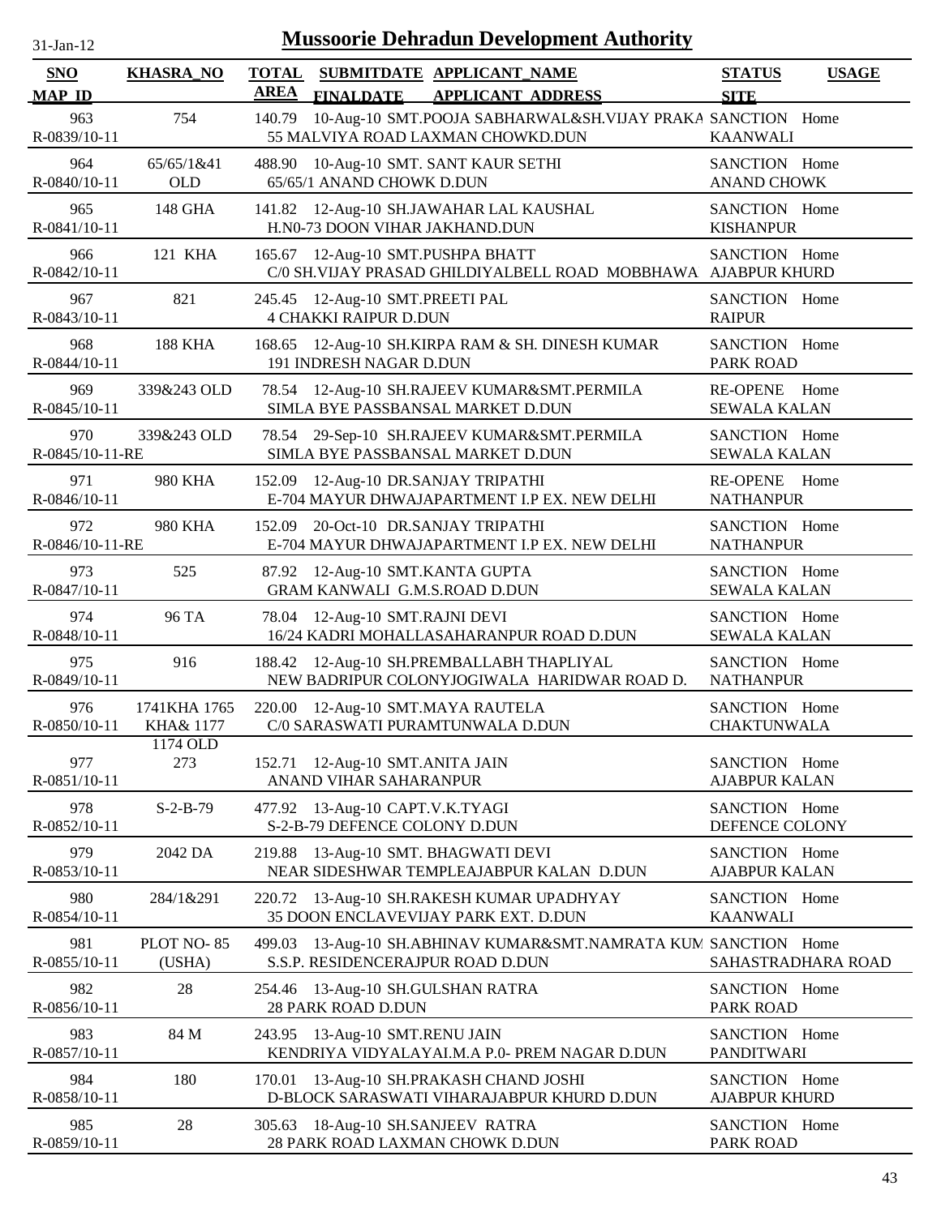# Mussoorie Dehradun Development Authority

31-Jan-12

| SNO / MAP_ID | KHASRA_NO | TOTAL AREA | SUBMITDATE / FINALDATE | APPLICANT_NAME / APPLICANT_ADDRESS | STATUS / SITE | USAGE |
|---|---|---|---|---|---|---|
| 963 / R-0839/10-11 | 754 | 140.79 | 10-Aug-10 | SMT.POOJA SABHARWAL&SH.VIJAY PRAKA / 55 MALVIYA ROAD LAXMAN CHOWKD.DUN | SANCTION / KAANWALI | Home |
| 964 / R-0840/10-11 | 65/65/1&41 OLD | 488.90 | 10-Aug-10 | SMT. SANT KAUR SETHI / 65/65/1 ANAND CHOWK D.DUN | SANCTION / ANAND CHOWK | Home |
| 965 / R-0841/10-11 | 148 GHA | 141.82 | 12-Aug-10 | SH.JAWAHAR LAL KAUSHAL / H.N0-73 DOON VIHAR JAKHAND.DUN | SANCTION / KISHANPUR | Home |
| 966 / R-0842/10-11 | 121 KHA | 165.67 | 12-Aug-10 | SMT.PUSHPA BHATT / C/0 SH.VIJAY PRASAD GHILDIYALBELL ROAD MOBBHAWA | SANCTION / AJABPUR KHURD | Home |
| 967 / R-0843/10-11 | 821 | 245.45 | 12-Aug-10 | SMT.PREETI PAL / 4 CHAKKI RAIPUR D.DUN | SANCTION / RAIPUR | Home |
| 968 / R-0844/10-11 | 188 KHA | 168.65 | 12-Aug-10 | SH.KIRPA RAM & SH. DINESH KUMAR / 191 INDRESH NAGAR D.DUN | SANCTION / PARK ROAD | Home |
| 969 / R-0845/10-11 | 339&243 OLD | 78.54 | 12-Aug-10 | SH.RAJEEV KUMAR&SMT.PERMILA / SIMLA BYE PASSBANSAL MARKET D.DUN | RE-OPENE / SEWALA KALAN | Home |
| 970 / R-0845/10-11-RE | 339&243 OLD | 78.54 | 29-Sep-10 | SH.RAJEEV KUMAR&SMT.PERMILA / SIMLA BYE PASSBANSAL MARKET D.DUN | SANCTION / SEWALA KALAN | Home |
| 971 / R-0846/10-11 | 980 KHA | 152.09 | 12-Aug-10 | DR.SANJAY TRIPATHI / E-704 MAYUR DHWAJAPARTMENT I.P EX. NEW DELHI | RE-OPENE / NATHANPUR | Home |
| 972 / R-0846/10-11-RE | 980 KHA | 152.09 | 20-Oct-10 | DR.SANJAY TRIPATHI / E-704 MAYUR DHWAJAPARTMENT I.P EX. NEW DELHI | SANCTION / NATHANPUR | Home |
| 973 / R-0847/10-11 | 525 | 87.92 | 12-Aug-10 | SMT.KANTA GUPTA / GRAM KANWALI G.M.S.ROAD D.DUN | SANCTION / SEWALA KALAN | Home |
| 974 / R-0848/10-11 | 96 TA | 78.04 | 12-Aug-10 | SMT.RAJNI DEVI / 16/24 KADRI MOHALLASAHARANPUR ROAD D.DUN | SANCTION / SEWALA KALAN | Home |
| 975 / R-0849/10-11 | 916 | 188.42 | 12-Aug-10 | SH.PREMBALLABH THAPLIYAL / NEW BADRIPUR COLONYJOGIWALA HARIDWAR ROAD D. | SANCTION / NATHANPUR | Home |
| 976 / R-0850/10-11 | 1741KHA 1765 KHA& 1177 1174 OLD | 220.00 | 12-Aug-10 | SMT.MAYA RAUTELA / C/0 SARASWATI PURAMTUNWALA D.DUN | SANCTION / CHAKTUNWALA | Home |
| 977 / R-0851/10-11 | 273 | 152.71 | 12-Aug-10 | SMT.ANITA JAIN / ANAND VIHAR SAHARANPUR | SANCTION / AJABPUR KALAN | Home |
| 978 / R-0852/10-11 | S-2-B-79 | 477.92 | 13-Aug-10 | CAPT.V.K.TYAGI / S-2-B-79 DEFENCE COLONY D.DUN | SANCTION / DEFENCE COLONY | Home |
| 979 / R-0853/10-11 | 2042 DA | 219.88 | 13-Aug-10 | SMT. BHAGWATI DEVI / NEAR SIDESHWAR TEMPLEAJABPUR KALAN D.DUN | SANCTION / AJABPUR KALAN | Home |
| 980 / R-0854/10-11 | 284/1&291 | 220.72 | 13-Aug-10 | SH.RAKESH KUMAR UPADHYAY / 35 DOON ENCLAVEVIJAY PARK EXT. D.DUN | SANCTION / KAANWALI | Home |
| 981 / R-0855/10-11 | PLOT NO- 85 (USHA) | 499.03 | 13-Aug-10 | SH.ABHINAV KUMAR&SMT.NAMRATA KUM / S.S.P. RESIDENCERAJPUR ROAD D.DUN | SANCTION / SAHASTRADHARA ROAD | Home |
| 982 / R-0856/10-11 | 28 | 254.46 | 13-Aug-10 | SH.GULSHAN RATRA / 28 PARK ROAD D.DUN | SANCTION / PARK ROAD | Home |
| 983 / R-0857/10-11 | 84 M | 243.95 | 13-Aug-10 | SMT.RENU JAIN / KENDRIYA VIDYALAYAI.M.A P.0- PREM NAGAR D.DUN | SANCTION / PANDITWARI | Home |
| 984 / R-0858/10-11 | 180 | 170.01 | 13-Aug-10 | SH.PRAKASH CHAND JOSHI / D-BLOCK SARASWATI VIHARAJABPUR KHURD D.DUN | SANCTION / AJABPUR KHURD | Home |
| 985 / R-0859/10-11 | 28 | 305.63 | 18-Aug-10 | SH.SANJEEV RATRA / 28 PARK ROAD LAXMAN CHOWK D.DUN | SANCTION / PARK ROAD | Home |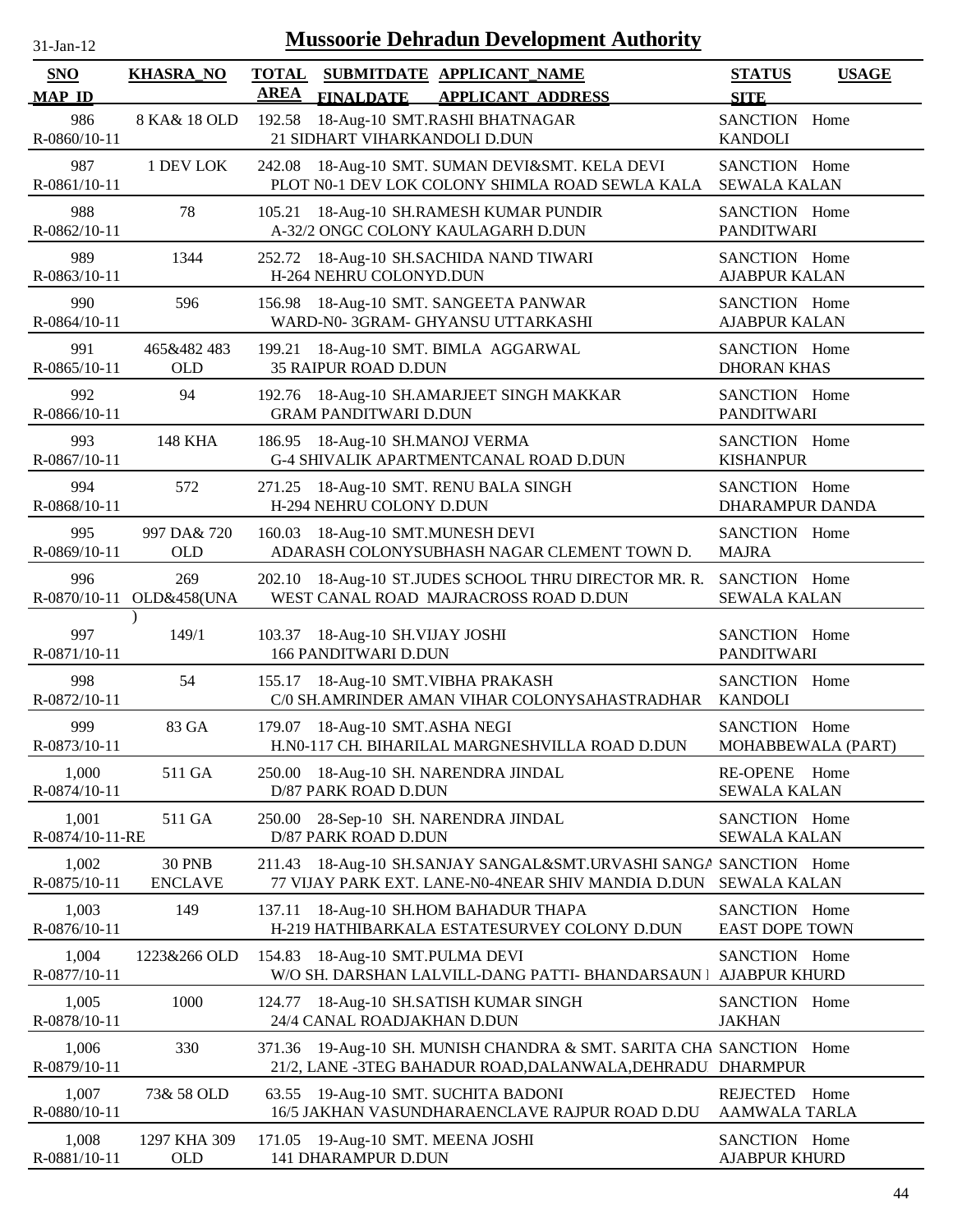# Mussoorie Dehradun Development Authority

31-Jan-12

| SNO / MAP_ID | KHASRA_NO | TOTAL AREA | SUBMITDATE / FINALDATE | APPLICANT_NAME / APPLICANT_ADDRESS | STATUS / SITE | USAGE |
|---|---|---|---|---|---|---|
| 986 R-0860/10-11 | 8 KA& 18 OLD | 192.58 | 18-Aug-10 | SMT.RASHI BHATNAGAR 21 SIDHART VIHARKANDOLI D.DUN | SANCTION KANDOLI | Home |
| 987 R-0861/10-11 | 1 DEV LOK | 242.08 | 18-Aug-10 | SMT. SUMAN DEVI&SMT. KELA DEVI PLOT N0-1 DEV LOK COLONY SHIMLA ROAD SEWLA KALA | SANCTION SEWALA KALAN | Home |
| 988 R-0862/10-11 | 78 | 105.21 | 18-Aug-10 | SH.RAMESH KUMAR PUNDIR A-32/2 ONGC COLONY KAULAGARH D.DUN | SANCTION PANDITWARI | Home |
| 989 R-0863/10-11 | 1344 | 252.72 | 18-Aug-10 | SH.SACHIDA NAND TIWARI H-264 NEHRU COLONYD.DUN | SANCTION AJABPUR KALAN | Home |
| 990 R-0864/10-11 | 596 | 156.98 | 18-Aug-10 | SMT. SANGEETA PANWAR WARD-N0- 3GRAM- GHYANSU UTTARKASHI | SANCTION AJABPUR KALAN | Home |
| 991 R-0865/10-11 | 465&482 483 OLD | 199.21 | 18-Aug-10 | SMT. BIMLA AGGARWAL 35 RAIPUR ROAD D.DUN | SANCTION DHORAN KHAS | Home |
| 992 R-0866/10-11 | 94 | 192.76 | 18-Aug-10 | SH.AMARJEET SINGH MAKKAR GRAM PANDITWARI D.DUN | SANCTION PANDITWARI | Home |
| 993 R-0867/10-11 | 148 KHA | 186.95 | 18-Aug-10 | SH.MANOJ VERMA G-4 SHIVALIK APARTMENTCANAL ROAD D.DUN | SANCTION KISHANPUR | Home |
| 994 R-0868/10-11 | 572 | 271.25 | 18-Aug-10 | SMT. RENU BALA SINGH H-294 NEHRU COLONY D.DUN | SANCTION DHARAMPUR DANDA | Home |
| 995 R-0869/10-11 | 997 DA& 720 OLD | 160.03 | 18-Aug-10 | SMT.MUNESH DEVI ADARASH COLONYSUBHASH NAGAR CLEMENT TOWN D. | SANCTION MAJRA | Home |
| 996 R-0870/10-11 | 269 OLD&458(UNA ) | 202.10 | 18-Aug-10 | ST.JUDES SCHOOL THRU DIRECTOR MR. R. WEST CANAL ROAD MAJRACROSS ROAD D.DUN | SANCTION SEWALA KALAN | Home |
| 997 R-0871/10-11 | 149/1 | 103.37 | 18-Aug-10 | SH.VIJAY JOSHI 166 PANDITWARI D.DUN | SANCTION PANDITWARI | Home |
| 998 R-0872/10-11 | 54 | 155.17 | 18-Aug-10 | SMT.VIBHA PRAKASH C/0 SH.AMRINDER AMAN VIHAR COLONYSAHASTRADHAR | SANCTION KANDOLI | Home |
| 999 R-0873/10-11 | 83 GA | 179.07 | 18-Aug-10 | SMT.ASHA NEGI H.N0-117 CH. BIHARILAL MARGNESHVILLA ROAD D.DUN | SANCTION MOHABBEWALA (PART) | Home |
| 1,000 R-0874/10-11 | 511 GA | 250.00 | 18-Aug-10 | SH. NARENDRA JINDAL D/87 PARK ROAD D.DUN | RE-OPENE SEWALA KALAN | Home |
| 1,001 R-0874/10-11-RE | 511 GA | 250.00 | 28-Sep-10 | SH. NARENDRA JINDAL D/87 PARK ROAD D.DUN | SANCTION SEWALA KALAN | Home |
| 1,002 R-0875/10-11 | 30 PNB ENCLAVE | 211.43 | 18-Aug-10 | SH.SANJAY SANGAL&SMT.URVASHI SANGA 77 VIJAY PARK EXT. LANE-N0-4NEAR SHIV MANDIA D.DUN | SANCTION SEWALA KALAN | Home |
| 1,003 R-0876/10-11 | 149 | 137.11 | 18-Aug-10 | SH.HOM BAHADUR THAPA H-219 HATHIBARKALA ESTATESURVEY COLONY D.DUN | SANCTION EAST DOPE TOWN | Home |
| 1,004 R-0877/10-11 | 1223&266 OLD | 154.83 | 18-Aug-10 | SMT.PULMA DEVI W/O SH. DARSHAN LALVILL-DANG PATTI- BHANDARSAUN I | SANCTION AJABPUR KHURD | Home |
| 1,005 R-0878/10-11 | 1000 | 124.77 | 18-Aug-10 | SH.SATISH KUMAR SINGH 24/4 CANAL ROADJAKHAN D.DUN | SANCTION JAKHAN | Home |
| 1,006 R-0879/10-11 | 330 | 371.36 | 19-Aug-10 | SH. MUNISH CHANDRA & SMT. SARITA CHA 21/2, LANE -3TEG BAHADUR ROAD,DALANWALA,DEHRADU | SANCTION DHARMPUR | Home |
| 1,007 R-0880/10-11 | 73& 58 OLD | 63.55 | 19-Aug-10 | SMT. SUCHITA BADONI 16/5 JAKHAN VASUNDHARAENCLAVE RAJPUR ROAD D.DU | REJECTED AAMWALA TARLA | Home |
| 1,008 R-0881/10-11 | 1297 KHA 309 OLD | 171.05 | 19-Aug-10 | SMT. MEENA JOSHI 141 DHARAMPUR D.DUN | SANCTION AJABPUR KHURD | Home |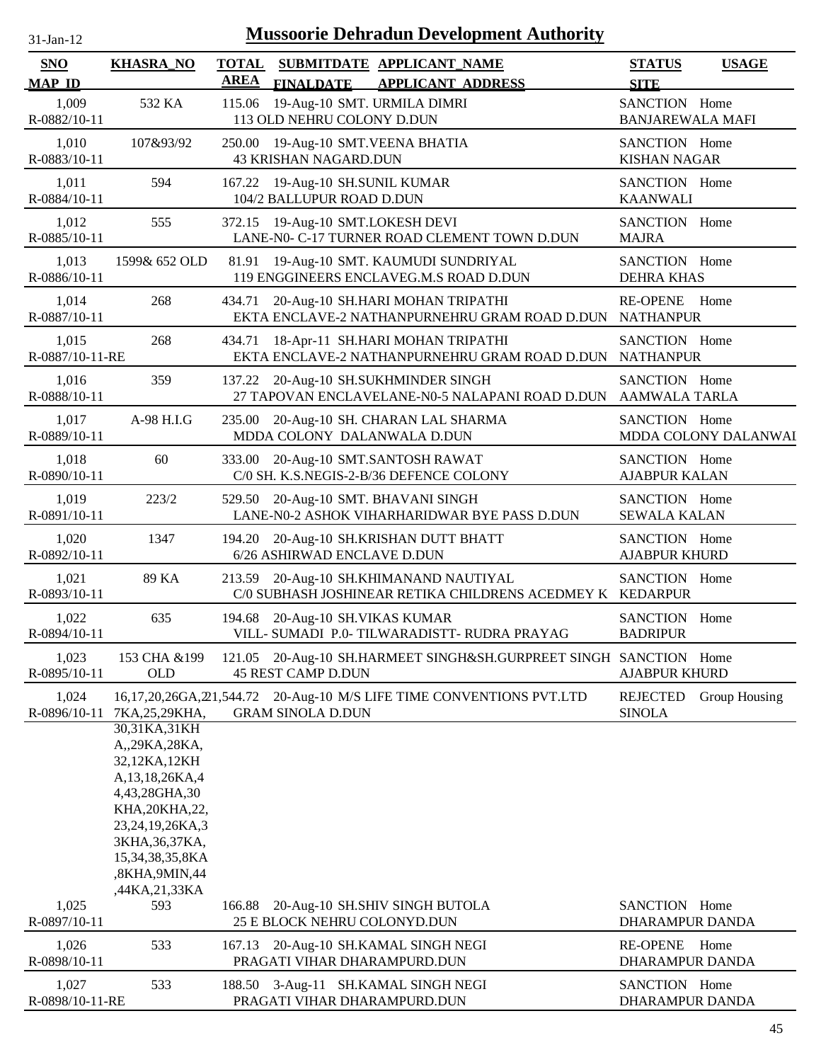# Mussoorie Dehradun Development Authority

31-Jan-12

| SNO / MAP_ID | KHASRA_NO | TOTAL AREA | SUBMITDATE / FINALDATE | APPLICANT_NAME / APPLICANT_ADDRESS | STATUS / SITE | USAGE |
|---|---|---|---|---|---|---|
| 1,009 / R-0882/10-11 | 532 KA | 115.06 | 19-Aug-10 | SMT. URMILA DIMRI / 113 OLD NEHRU COLONY D.DUN | SANCTION / BANJAREWALA MAFI | Home |
| 1,010 / R-0883/10-11 | 107&93/92 | 250.00 | 19-Aug-10 | SMT.VEENA BHATIA / 43 KRISHAN NAGARD.DUN | SANCTION / KISHAN NAGAR | Home |
| 1,011 / R-0884/10-11 | 594 | 167.22 | 19-Aug-10 | SH.SUNIL KUMAR / 104/2 BALLUPUR ROAD D.DUN | SANCTION / KAANWALI | Home |
| 1,012 / R-0885/10-11 | 555 | 372.15 | 19-Aug-10 | SMT.LOKESH DEVI / LANE-N0- C-17 TURNER ROAD CLEMENT TOWN D.DUN | SANCTION / MAJRA | Home |
| 1,013 / R-0886/10-11 | 1599& 652 OLD | 81.91 | 19-Aug-10 | SMT. KAUMUDI SUNDRIYAL / 119 ENGGINEERS ENCLAVEG.M.S ROAD D.DUN | SANCTION / DEHRA KHAS | Home |
| 1,014 / R-0887/10-11 | 268 | 434.71 | 20-Aug-10 | SH.HARI MOHAN TRIPATHI / EKTA ENCLAVE-2 NATHANPURNEHRU GRAM ROAD D.DUN | RE-OPENE / NATHANPUR | Home |
| 1,015 / R-0887/10-11-RE | 268 | 434.71 | 18-Apr-11 | SH.HARI MOHAN TRIPATHI / EKTA ENCLAVE-2 NATHANPURNEHRU GRAM ROAD D.DUN | SANCTION / NATHANPUR | Home |
| 1,016 / R-0888/10-11 | 359 | 137.22 | 20-Aug-10 | SH.SUKHMINDER SINGH / 27 TAPOVAN ENCLAVELANE-N0-5 NALAPANI ROAD D.DUN | SANCTION / AAMWALA TARLA | Home |
| 1,017 / R-0889/10-11 | A-98 H.I.G | 235.00 | 20-Aug-10 | SH. CHARAN LAL SHARMA / MDDA COLONY DALANWALA D.DUN | SANCTION / MDDA COLONY DALANWAI | Home |
| 1,018 / R-0890/10-11 | 60 | 333.00 | 20-Aug-10 | SMT.SANTOSH RAWAT / C/0 SH. K.S.NEGIS-2-B/36 DEFENCE COLONY | SANCTION / AJABPUR KALAN | Home |
| 1,019 / R-0891/10-11 | 223/2 | 529.50 | 20-Aug-10 | SMT. BHAVANI SINGH / LANE-N0-2 ASHOK VIHARHARIDWAR BYE PASS D.DUN | SANCTION / SEWALA KALAN | Home |
| 1,020 / R-0892/10-11 | 1347 | 194.20 | 20-Aug-10 | SH.KRISHAN DUTT BHATT / 6/26 ASHIRWAD ENCLAVE D.DUN | SANCTION / AJABPUR KHURD | Home |
| 1,021 / R-0893/10-11 | 89 KA | 213.59 | 20-Aug-10 | SH.KHIMANAND NAUTIYAL / C/0 SUBHASH JOSHINEAR RETIKA CHILDRENS ACEDMEY K | SANCTION / KEDARPUR | Home |
| 1,022 / R-0894/10-11 | 635 | 194.68 | 20-Aug-10 | SH.VIKAS KUMAR / VILL- SUMADI P.0- TILWARADISTT- RUDRA PRAYAG | SANCTION / BADRIPUR | Home |
| 1,023 / R-0895/10-11 | 153 CHA &199 OLD | 121.05 | 20-Aug-10 | SH.HARMEET SINGH&SH.GURPREET SINGH / 45 REST CAMP D.DUN | SANCTION / AJABPUR KHURD | Home |
| 1,024 / R-0896/10-11 | 16,17,20,26GA,27KA,25,29KHA,30,31KA,31KHA,,29KA,28KA,32,12KA,12KHA,13,18,26KA,44,43,28GHA,30KHA,20KHA,22,23,24,19,26KA,33KHA,36,37KA,15,34,38,35,8KA,8KHA,9MIN,44,44KA,21,33KA | 21,544.72 | 20-Aug-10 | M/S LIFE TIME CONVENTIONS PVT.LTD / GRAM SINOLA D.DUN | REJECTED / SINOLA | Group Housing |
| 1,025 / R-0897/10-11 | 593 | 166.88 | 20-Aug-10 | SH.SHIV SINGH BUTOLA / 25 E BLOCK NEHRU COLONYD.DUN | SANCTION / DHARAMPUR DANDA | Home |
| 1,026 / R-0898/10-11 | 533 | 167.13 | 20-Aug-10 | SH.KAMAL SINGH NEGI / PRAGATI VIHAR DHARAMPURD.DUN | RE-OPENE / DHARAMPUR DANDA | Home |
| 1,027 / R-0898/10-11-RE | 533 | 188.50 | 3-Aug-11 | SH.KAMAL SINGH NEGI / PRAGATI VIHAR DHARAMPURD.DUN | SANCTION / DHARAMPUR DANDA | Home |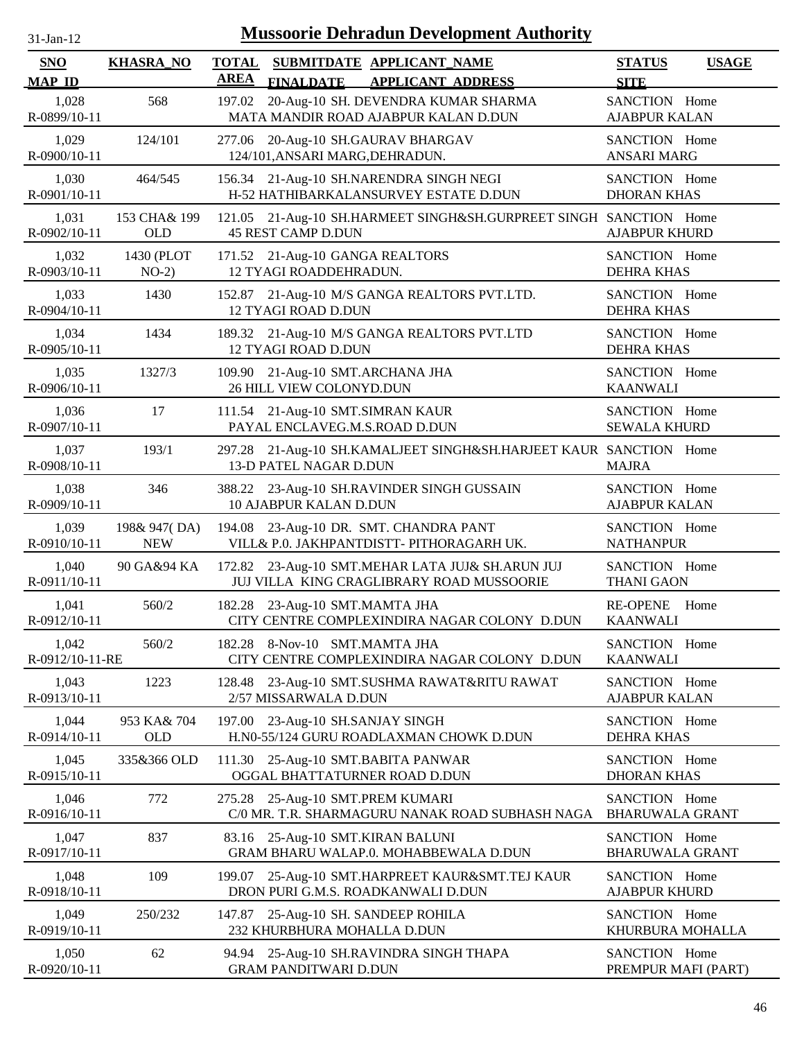31-Jan-12

# Mussoorie Dehradun Development Authority

| SNO / MAP_ID | KHASRA_NO | TOTAL AREA | SUBMITDATE / FINALDATE | APPLICANT_NAME / APPLICANT_ADDRESS | STATUS / SITE | USAGE |
|---|---|---|---|---|---|---|
| 1,028 R-0899/10-11 | 568 | 197.02 | 20-Aug-10 | SH. DEVENDRA KUMAR SHARMA MATA MANDIR ROAD AJABPUR KALAN D.DUN | SANCTION AJABPUR KALAN | Home |
| 1,029 R-0900/10-11 | 124/101 | 277.06 | 20-Aug-10 | SH.GAURAV BHARGAV 124/101,ANSARI MARG,DEHRADUN. | SANCTION ANSARI MARG | Home |
| 1,030 R-0901/10-11 | 464/545 | 156.34 | 21-Aug-10 | SH.NARENDRA SINGH NEGI H-52 HATHIBARKALANSURVEY ESTATE D.DUN | SANCTION DHORAN KHAS | Home |
| 1,031 R-0902/10-11 | 153 CHA& 199 OLD | 121.05 | 21-Aug-10 | SH.HARMEET SINGH&SH.GURPREET SINGH 45 REST CAMP D.DUN | SANCTION AJABPUR KHURD | Home |
| 1,032 R-0903/10-11 | 1430 (PLOT NO-2) | 171.52 | 21-Aug-10 | GANGA REALTORS 12 TYAGI ROADDEHRADUN. | SANCTION DEHRA KHAS | Home |
| 1,033 R-0904/10-11 | 1430 | 152.87 | 21-Aug-10 | M/S GANGA REALTORS PVT.LTD. 12 TYAGI ROAD D.DUN | SANCTION DEHRA KHAS | Home |
| 1,034 R-0905/10-11 | 1434 | 189.32 | 21-Aug-10 | M/S GANGA REALTORS PVT.LTD 12 TYAGI ROAD D.DUN | SANCTION DEHRA KHAS | Home |
| 1,035 R-0906/10-11 | 1327/3 | 109.90 | 21-Aug-10 | SMT.ARCHANA JHA 26 HILL VIEW COLONYD.DUN | SANCTION KAANWALI | Home |
| 1,036 R-0907/10-11 | 17 | 111.54 | 21-Aug-10 | SMT.SIMRAN KAUR PAYAL ENCLAVEG.M.S.ROAD D.DUN | SANCTION SEWALA KHURD | Home |
| 1,037 R-0908/10-11 | 193/1 | 297.28 | 21-Aug-10 | SH.KAMALJEET SINGH&SH.HARJEET KAUR 13-D PATEL NAGAR D.DUN | SANCTION MAJRA | Home |
| 1,038 R-0909/10-11 | 346 | 388.22 | 23-Aug-10 | SH.RAVINDER SINGH GUSSAIN 10 AJABPUR KALAN D.DUN | SANCTION AJABPUR KALAN | Home |
| 1,039 R-0910/10-11 | 198& 947( DA) NEW | 194.08 | 23-Aug-10 | DR. SMT. CHANDRA PANT VILL& P.0. JAKHPANTDISTT- PITHORAGARH UK. | SANCTION NATHANPUR | Home |
| 1,040 R-0911/10-11 | 90 GA&94 KA | 172.82 | 23-Aug-10 | SMT.MEHAR LATA JUJ& SH.ARUN JUJ JUJ VILLA KING CRAGLIBRARY ROAD MUSSOORIE | SANCTION THANI GAON | Home |
| 1,041 R-0912/10-11 | 560/2 | 182.28 | 23-Aug-10 | SMT.MAMTA JHA CITY CENTRE COMPLEXINDIRA NAGAR COLONY D.DUN | RE-OPENE KAANWALI | Home |
| 1,042 R-0912/10-11-RE | 560/2 | 182.28 | 8-Nov-10 | SMT.MAMTA JHA CITY CENTRE COMPLEXINDIRA NAGAR COLONY D.DUN | SANCTION KAANWALI | Home |
| 1,043 R-0913/10-11 | 1223 | 128.48 | 23-Aug-10 | SMT.SUSHMA RAWAT&RITU RAWAT 2/57 MISSARWALA D.DUN | SANCTION AJABPUR KALAN | Home |
| 1,044 R-0914/10-11 | 953 KA& 704 OLD | 197.00 | 23-Aug-10 | SH.SANJAY SINGH H.N0-55/124 GURU ROADLAXMAN CHOWK D.DUN | SANCTION DEHRA KHAS | Home |
| 1,045 R-0915/10-11 | 335&366 OLD | 111.30 | 25-Aug-10 | SMT.BABITA PANWAR OGGAL BHATTATURNER ROAD D.DUN | SANCTION DHORAN KHAS | Home |
| 1,046 R-0916/10-11 | 772 | 275.28 | 25-Aug-10 | SMT.PREM KUMARI C/0 MR. T.R. SHARMAGURU NANAK ROAD SUBHASH NAGA | SANCTION BHARUWALA GRANT | Home |
| 1,047 R-0917/10-11 | 837 | 83.16 | 25-Aug-10 | SMT.KIRAN BALUNI GRAM BHARU WALAP.0. MOHABBEWALA D.DUN | SANCTION BHARUWALA GRANT | Home |
| 1,048 R-0918/10-11 | 109 | 199.07 | 25-Aug-10 | SMT.HARPREET KAUR&SMT.TEJ KAUR DRON PURI G.M.S. ROADKANWALI D.DUN | SANCTION AJABPUR KHURD | Home |
| 1,049 R-0919/10-11 | 250/232 | 147.87 | 25-Aug-10 | SH. SANDEEP ROHILA 232 KHURBHURA MOHALLA D.DUN | SANCTION KHURBURA MOHALLA | Home |
| 1,050 R-0920/10-11 | 62 | 94.94 | 25-Aug-10 | SH.RAVINDRA SINGH THAPA GRAM PANDITWARI D.DUN | SANCTION PREMPUR MAFI (PART) | Home |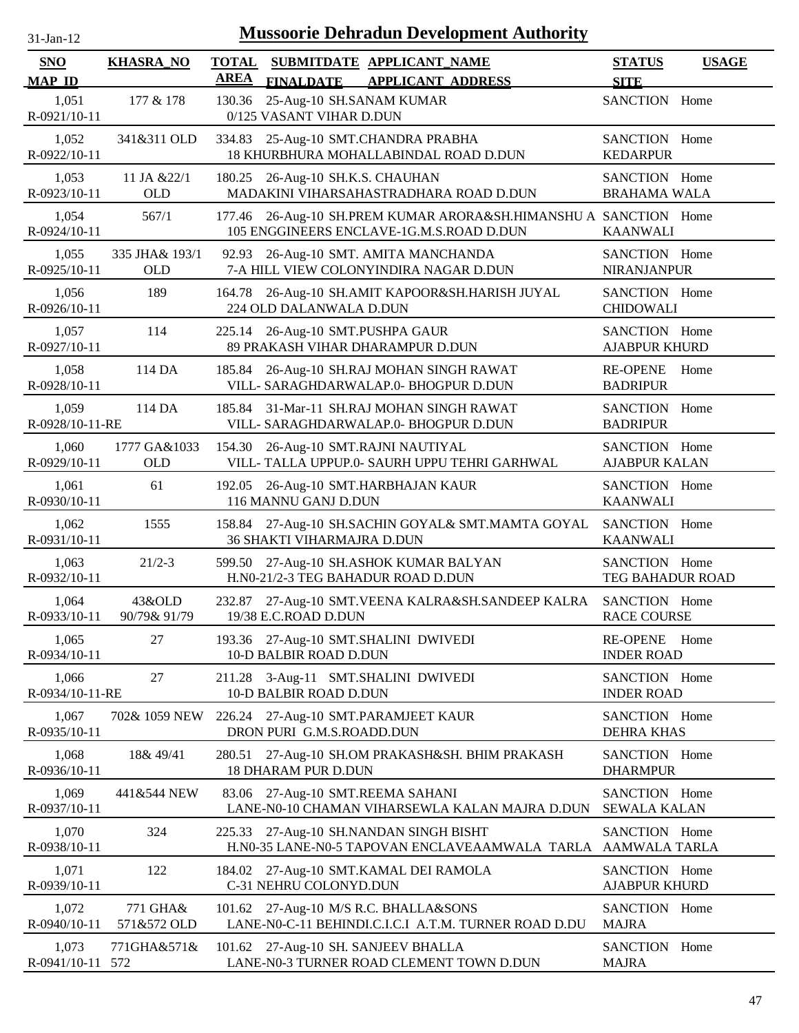# Mussoorie Dehradun Development Authority

31-Jan-12

| SNO / MAP ID | KHASRA_NO | TOTAL AREA | SUBMITDATE / FINALDATE | APPLICANT_NAME / APPLICANT ADDRESS | STATUS / SITE | USAGE |
|---|---|---|---|---|---|---|
| 1,051 / R-0921/10-11 | 177 & 178 | 130.36 | 25-Aug-10 | SH.SANAM KUMAR / 0/125 VASANT VIHAR D.DUN | SANCTION | Home |
| 1,052 / R-0922/10-11 | 341&311 OLD | 334.83 | 25-Aug-10 | SMT.CHANDRA PRABHA / 18 KHURBHURA MOHALLABINDAL ROAD D.DUN | SANCTION / KEDARPUR | Home |
| 1,053 / R-0923/10-11 | 11 JA &22/1 OLD | 180.25 | 26-Aug-10 | SH.K.S. CHAUHAN / MADAKINI VIHARSAHASTRADHARA ROAD D.DUN | SANCTION / BRAHAMA WALA | Home |
| 1,054 / R-0924/10-11 | 567/1 | 177.46 | 26-Aug-10 | SH.PREM KUMAR ARORA&SH.HIMANSHU A / 105 ENGGINEERS ENCLAVE-1G.M.S.ROAD D.DUN | SANCTION / KAANWALI | Home |
| 1,055 / R-0925/10-11 | 335 JHA& 193/1 OLD | 92.93 | 26-Aug-10 | SMT. AMITA MANCHANDA / 7-A HILL VIEW COLONYINDIRA NAGAR D.DUN | SANCTION / NIRANJANPUR | Home |
| 1,056 / R-0926/10-11 | 189 | 164.78 | 26-Aug-10 | SH.AMIT KAPOOR&SH.HARISH JUYAL / 224 OLD DALANWALA D.DUN | SANCTION / CHIDOWALI | Home |
| 1,057 / R-0927/10-11 | 114 | 225.14 | 26-Aug-10 | SMT.PUSHPA GAUR / 89 PRAKASH VIHAR DHARAMPUR D.DUN | SANCTION / AJABPUR KHURD | Home |
| 1,058 / R-0928/10-11 | 114 DA | 185.84 | 26-Aug-10 | SH.RAJ MOHAN SINGH RAWAT / VILL- SARAGHDARWALAP.0- BHOGPUR D.DUN | RE-OPENE / BADRIPUR | Home |
| 1,059 / R-0928/10-11-RE | 114 DA | 185.84 | 31-Mar-11 | SH.RAJ MOHAN SINGH RAWAT / VILL- SARAGHDARWALAP.0- BHOGPUR D.DUN | SANCTION / BADRIPUR | Home |
| 1,060 / R-0929/10-11 | 1777 GA&1033 OLD | 154.30 | 26-Aug-10 | SMT.RAJNI NAUTIYAL / VILL- TALLA UPPUP.0- SAURH UPPU TEHRI GARHWAL | SANCTION / AJABPUR KALAN | Home |
| 1,061 / R-0930/10-11 | 61 | 192.05 | 26-Aug-10 | SMT.HARBHAJAN KAUR / 116 MANNU GANJ D.DUN | SANCTION / KAANWALI | Home |
| 1,062 / R-0931/10-11 | 1555 | 158.84 | 27-Aug-10 | SH.SACHIN GOYAL& SMT.MAMTA GOYAL / 36 SHAKTI VIHARMAJRA D.DUN | SANCTION / KAANWALI | Home |
| 1,063 / R-0932/10-11 | 21/2-3 | 599.50 | 27-Aug-10 | SH.ASHOK KUMAR BALYAN / H.N0-21/2-3 TEG BAHADUR ROAD D.DUN | SANCTION / TEG BAHADUR ROAD | Home |
| 1,064 / R-0933/10-11 | 43&OLD 90/79& 91/79 | 232.87 | 27-Aug-10 | SMT.VEENA KALRA&SH.SANDEEP KALRA / 19/38 E.C.ROAD D.DUN | SANCTION / RACE COURSE | Home |
| 1,065 / R-0934/10-11 | 27 | 193.36 | 27-Aug-10 | SMT.SHALINI DWIVEDI / 10-D BALBIR ROAD D.DUN | RE-OPENE / INDER ROAD | Home |
| 1,066 / R-0934/10-11-RE | 27 | 211.28 | 3-Aug-11 | SMT.SHALINI DWIVEDI / 10-D BALBIR ROAD D.DUN | SANCTION / INDER ROAD | Home |
| 1,067 / R-0935/10-11 | 702& 1059 NEW | 226.24 | 27-Aug-10 | SMT.PARAMJEET KAUR / DRON PURI G.M.S.ROADD.DUN | SANCTION / DEHRA KHAS | Home |
| 1,068 / R-0936/10-11 | 18& 49/41 | 280.51 | 27-Aug-10 | SH.OM PRAKASH&SH. BHIM PRAKASH / 18 DHARAM PUR D.DUN | SANCTION / DHARMPUR | Home |
| 1,069 / R-0937/10-11 | 441&544 NEW | 83.06 | 27-Aug-10 | SMT.REEMA SAHANI / LANE-N0-10 CHAMAN VIHARSEWLA KALAN MAJRA D.DUN | SANCTION / SEWALA KALAN | Home |
| 1,070 / R-0938/10-11 | 324 | 225.33 | 27-Aug-10 | SH.NANDAN SINGH BISHT / H.N0-35 LANE-N0-5 TAPOVAN ENCLAVEAAMWALA TARLA | SANCTION / AAMWALA TARLA | Home |
| 1,071 / R-0939/10-11 | 122 | 184.02 | 27-Aug-10 | SMT.KAMAL DEI RAMOLA / C-31 NEHRU COLONYD.DUN | SANCTION / AJABPUR KHURD | Home |
| 1,072 / R-0940/10-11 | 771 GHA& 571&572 OLD | 101.62 | 27-Aug-10 | M/S R.C. BHALLA&SONS / LANE-N0-C-11 BEHINDI.C.I.C.I A.T.M. TURNER ROAD D.DU | SANCTION / MAJRA | Home |
| 1,073 / R-0941/10-11 | 771GHA&571& 572 | 101.62 | 27-Aug-10 | SH. SANJEEV BHALLA / LANE-N0-3 TURNER ROAD CLEMENT TOWN D.DUN | SANCTION / MAJRA | Home |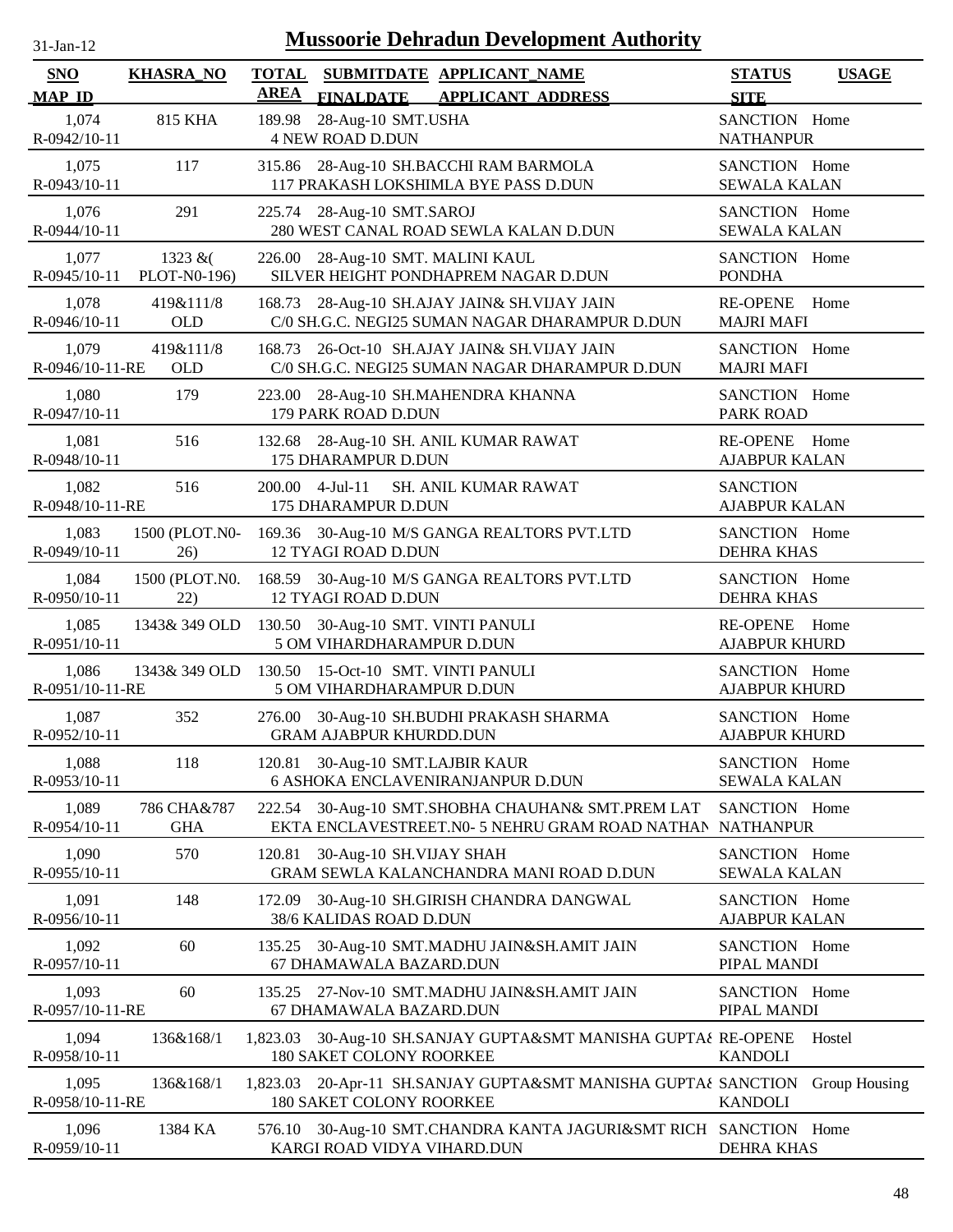# Mussoorie Dehradun Development Authority

31-Jan-12

| SNO / MAP_ID | KHASRA_NO | TOTAL AREA | SUBMITDATE / FINALDATE | APPLICANT_NAME / APPLICANT_ADDRESS | STATUS / SITE | USAGE |
|---|---|---|---|---|---|---|
| 1,074 / R-0942/10-11 | 815 KHA | 189.98 | 28-Aug-10 | SMT.USHA / 4 NEW ROAD D.DUN | SANCTION / NATHANPUR | Home |
| 1,075 / R-0943/10-11 | 117 | 315.86 | 28-Aug-10 | SH.BACCHI RAM BARMOLA / 117 PRAKASH LOKSHIMLA BYE PASS D.DUN | SANCTION / SEWALA KALAN | Home |
| 1,076 / R-0944/10-11 | 291 | 225.74 | 28-Aug-10 | SMT.SAROJ / 280 WEST CANAL ROAD SEWLA KALAN D.DUN | SANCTION / SEWALA KALAN | Home |
| 1,077 / R-0945/10-11 | 1323 &( PLOT-N0-196) | 226.00 | 28-Aug-10 | SMT. MALINI KAUL / SILVER HEIGHT PONDHAPREM NAGAR D.DUN | SANCTION / PONDHA | Home |
| 1,078 / R-0946/10-11 | 419&111/8 OLD | 168.73 | 28-Aug-10 | SH.AJAY JAIN& SH.VIJAY JAIN / C/0 SH.G.C. NEGI25 SUMAN NAGAR DHARAMPUR D.DUN | RE-OPENE / MAJRI MAFI | Home |
| 1,079 / R-0946/10-11-RE | 419&111/8 OLD | 168.73 | 26-Oct-10 | SH.AJAY JAIN& SH.VIJAY JAIN / C/0 SH.G.C. NEGI25 SUMAN NAGAR DHARAMPUR D.DUN | SANCTION / MAJRI MAFI | Home |
| 1,080 / R-0947/10-11 | 179 | 223.00 | 28-Aug-10 | SH.MAHENDRA KHANNA / 179 PARK ROAD D.DUN | SANCTION / PARK ROAD | Home |
| 1,081 / R-0948/10-11 | 516 | 132.68 | 28-Aug-10 | SH. ANIL KUMAR RAWAT / 175 DHARAMPUR D.DUN | RE-OPENE / AJABPUR KALAN | Home |
| 1,082 / R-0948/10-11-RE | 516 | 200.00 | 4-Jul-11 | SH. ANIL KUMAR RAWAT / 175 DHARAMPUR D.DUN | SANCTION / AJABPUR KALAN | |
| 1,083 / R-0949/10-11 | 1500 (PLOT.N0-26) | 169.36 | 30-Aug-10 | M/S GANGA REALTORS PVT.LTD / 12 TYAGI ROAD D.DUN | SANCTION / DEHRA KHAS | Home |
| 1,084 / R-0950/10-11 | 1500 (PLOT.N0. 22) | 168.59 | 30-Aug-10 | M/S GANGA REALTORS PVT.LTD / 12 TYAGI ROAD D.DUN | SANCTION / DEHRA KHAS | Home |
| 1,085 / R-0951/10-11 | 1343& 349 OLD | 130.50 | 30-Aug-10 | SMT. VINTI PANULI / 5 OM VIHARDHARAMPUR D.DUN | RE-OPENE / AJABPUR KHURD | Home |
| 1,086 / R-0951/10-11-RE | 1343& 349 OLD | 130.50 | 15-Oct-10 | SMT. VINTI PANULI / 5 OM VIHARDHARAMPUR D.DUN | SANCTION / AJABPUR KHURD | Home |
| 1,087 / R-0952/10-11 | 352 | 276.00 | 30-Aug-10 | SH.BUDHI PRAKASH SHARMA / GRAM AJABPUR KHURDD.DUN | SANCTION / AJABPUR KHURD | Home |
| 1,088 / R-0953/10-11 | 118 | 120.81 | 30-Aug-10 | SMT.LAJBIR KAUR / 6 ASHOKA ENCLAVENIRANJANPUR D.DUN | SANCTION / SEWALA KALAN | Home |
| 1,089 / R-0954/10-11 | 786 CHA&787 GHA | 222.54 | 30-Aug-10 | SMT.SHOBHA CHAUHAN& SMT.PREM LAT / EKTA ENCLAVESTREET.N0- 5 NEHRU GRAM ROAD NATHAN | SANCTION / NATHANPUR | Home |
| 1,090 / R-0955/10-11 | 570 | 120.81 | 30-Aug-10 | SH.VIJAY SHAH / GRAM SEWLA KALANCHANDRA MANI ROAD D.DUN | SANCTION / SEWALA KALAN | Home |
| 1,091 / R-0956/10-11 | 148 | 172.09 | 30-Aug-10 | SH.GIRISH CHANDRA DANGWAL / 38/6 KALIDAS ROAD D.DUN | SANCTION / AJABPUR KALAN | Home |
| 1,092 / R-0957/10-11 | 60 | 135.25 | 30-Aug-10 | SMT.MADHU JAIN&SH.AMIT JAIN / 67 DHAMAWALA BAZARD.DUN | SANCTION / PIPAL MANDI | Home |
| 1,093 / R-0957/10-11-RE | 60 | 135.25 | 27-Nov-10 | SMT.MADHU JAIN&SH.AMIT JAIN / 67 DHAMAWALA BAZARD.DUN | SANCTION / PIPAL MANDI | Home |
| 1,094 / R-0958/10-11 | 136&168/1 | 1,823.03 | 30-Aug-10 | SH.SANJAY GUPTA&SMT MANISHA GUPTA& / 180 SAKET COLONY ROORKEE | RE-OPENE / KANDOLI | Hostel |
| 1,095 / R-0958/10-11-RE | 136&168/1 | 1,823.03 | 20-Apr-11 | SH.SANJAY GUPTA&SMT MANISHA GUPTA& / 180 SAKET COLONY ROORKEE | SANCTION / KANDOLI | Group Housing |
| 1,096 / R-0959/10-11 | 1384 KA | 576.10 | 30-Aug-10 | SMT.CHANDRA KANTA JAGURI&SMT RICH / KARGI ROAD VIDYA VIHARD.DUN | SANCTION / DEHRA KHAS | Home |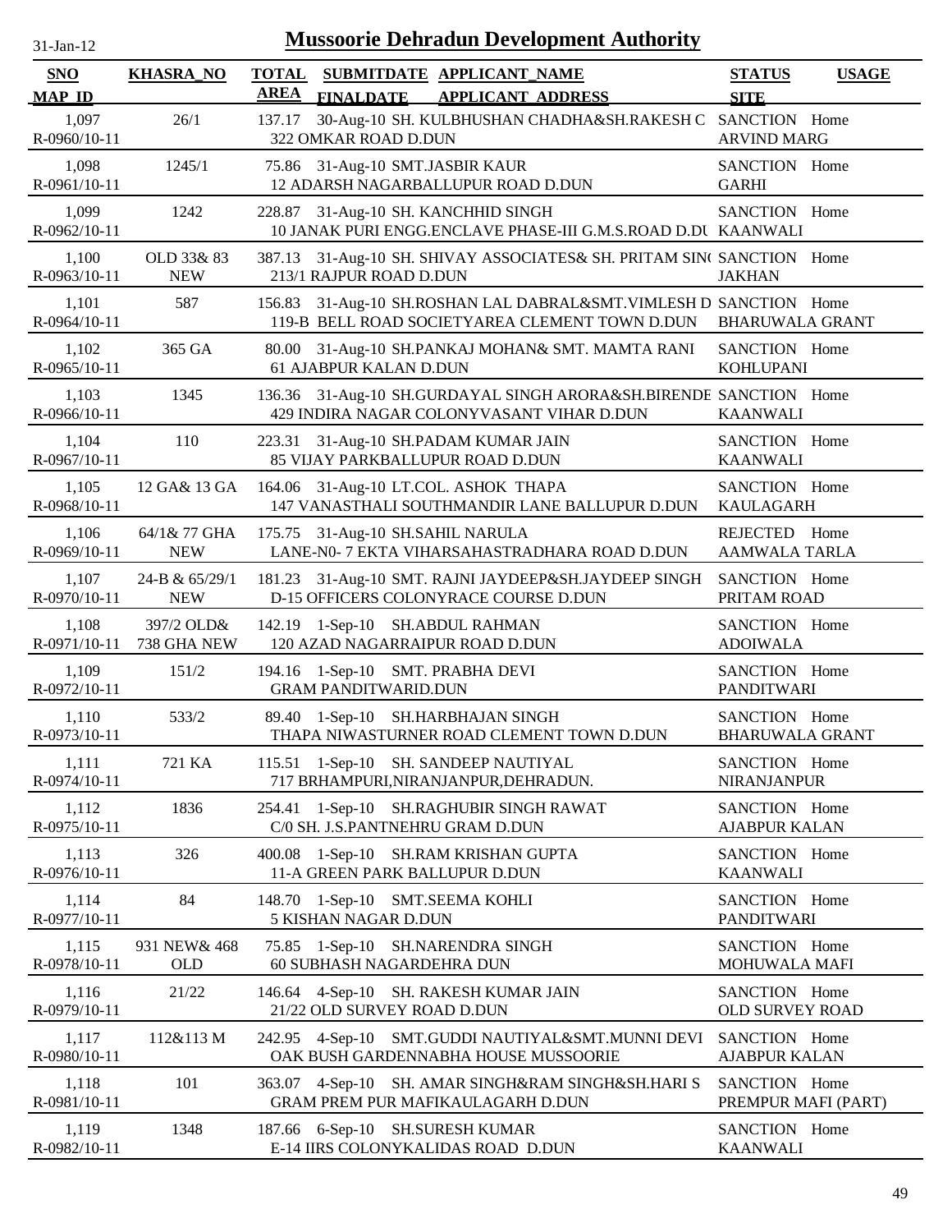# Mussoorie Dehradun Development Authority

31-Jan-12

| SNO / MAP_ID | KHASRA_NO | TOTAL AREA | SUBMITDATE / FINALDATE | APPLICANT_NAME / APPLICANT ADDRESS | STATUS / SITE | USAGE |
|---|---|---|---|---|---|---|
| 1,097 R-0960/10-11 | 26/1 | 137.17 | 30-Aug-10 | SH. KULBHUSHAN CHADHA&SH.RAKESH C 322 OMKAR ROAD D.DUN | SANCTION ARVIND MARG | Home |
| 1,098 R-0961/10-11 | 1245/1 | 75.86 | 31-Aug-10 | SMT.JASBIR KAUR 12 ADARSH NAGARBALLUPUR ROAD D.DUN | SANCTION GARHI | Home |
| 1,099 R-0962/10-11 | 1242 | 228.87 | 31-Aug-10 | SH. KANCHHID SINGH 10 JANAK PURI ENGG.ENCLAVE PHASE-III G.M.S.ROAD D.DU | SANCTION KAANWALI | Home |
| 1,100 R-0963/10-11 | OLD 33& 83 NEW | 387.13 | 31-Aug-10 | SH. SHIVAY ASSOCIATES& SH. PRITAM SIN( 213/1 RAJPUR ROAD D.DUN | SANCTION JAKHAN | Home |
| 1,101 R-0964/10-11 | 587 | 156.83 | 31-Aug-10 | SH.ROSHAN LAL DABRAL&SMT.VIMLESH D 119-B BELL ROAD SOCIETYAREA CLEMENT TOWN D.DUN | SANCTION BHARUWALA GRANT | Home |
| 1,102 R-0965/10-11 | 365 GA | 80.00 | 31-Aug-10 | SH.PANKAJ MOHAN& SMT. MAMTA RANI 61 AJABPUR KALAN D.DUN | SANCTION KOHLUPANI | Home |
| 1,103 R-0966/10-11 | 1345 | 136.36 | 31-Aug-10 | SH.GURDAYAL SINGH ARORA&SH.BIRENDE 429 INDIRA NAGAR COLONYVASANT VIHAR D.DUN | SANCTION KAANWALI | Home |
| 1,104 R-0967/10-11 | 110 | 223.31 | 31-Aug-10 | SH.PADAM KUMAR JAIN 85 VIJAY PARKBALLUPUR ROAD D.DUN | SANCTION KAANWALI | Home |
| 1,105 R-0968/10-11 | 12 GA& 13 GA | 164.06 | 31-Aug-10 | LT.COL. ASHOK THAPA 147 VANASTHALI SOUTHMANDIR LANE BALLUPUR D.DUN | SANCTION KAULAGARH | Home |
| 1,106 R-0969/10-11 | 64/1& 77 GHA NEW | 175.75 | 31-Aug-10 | SH.SAHIL NARULA LANE-N0- 7 EKTA VIHARSAHASTRADHARA ROAD D.DUN | REJECTED AAMWALA TARLA | Home |
| 1,107 R-0970/10-11 | 24-B & 65/29/1 NEW | 181.23 | 31-Aug-10 | SMT. RAJNI JAYDEEP&SH.JAYDEEP SINGH D-15 OFFICERS COLONYRACE COURSE D.DUN | SANCTION PRITAM ROAD | Home |
| 1,108 R-0971/10-11 | 397/2 OLD& 738 GHA NEW | 142.19 | 1-Sep-10 | SH.ABDUL RAHMAN 120 AZAD NAGARRAIPUR ROAD D.DUN | SANCTION ADOIWALA | Home |
| 1,109 R-0972/10-11 | 151/2 | 194.16 | 1-Sep-10 | SMT. PRABHA DEVI GRAM PANDITWARID.DUN | SANCTION PANDITWARI | Home |
| 1,110 R-0973/10-11 | 533/2 | 89.40 | 1-Sep-10 | SH.HARBHAJAN SINGH THAPA NIWASTURNER ROAD CLEMENT TOWN D.DUN | SANCTION BHARUWALA GRANT | Home |
| 1,111 R-0974/10-11 | 721 KA | 115.51 | 1-Sep-10 | SH. SANDEEP NAUTIYAL 717 BRHAMPURI,NIRANJANPUR,DEHRADUN. | SANCTION NIRANJANPUR | Home |
| 1,112 R-0975/10-11 | 1836 | 254.41 | 1-Sep-10 | SH.RAGHUBIR SINGH RAWAT C/0 SH. J.S.PANTNEHRU GRAM D.DUN | SANCTION AJABPUR KALAN | Home |
| 1,113 R-0976/10-11 | 326 | 400.08 | 1-Sep-10 | SH.RAM KRISHAN GUPTA 11-A GREEN PARK BALLUPUR D.DUN | SANCTION KAANWALI | Home |
| 1,114 R-0977/10-11 | 84 | 148.70 | 1-Sep-10 | SMT.SEEMA KOHLI 5 KISHAN NAGAR D.DUN | SANCTION PANDITWARI | Home |
| 1,115 R-0978/10-11 | 931 NEW& 468 OLD | 75.85 | 1-Sep-10 | SH.NARENDRA SINGH 60 SUBHASH NAGARDEHRA DUN | SANCTION MOHUWALA MAFI | Home |
| 1,116 R-0979/10-11 | 21/22 | 146.64 | 4-Sep-10 | SH. RAKESH KUMAR JAIN 21/22 OLD SURVEY ROAD D.DUN | SANCTION OLD SURVEY ROAD | Home |
| 1,117 R-0980/10-11 | 112&113 M | 242.95 | 4-Sep-10 | SMT.GUDDI NAUTIYAL&SMT.MUNNI DEVI OAK BUSH GARDENNABHA HOUSE MUSSOORIE | SANCTION AJABPUR KALAN | Home |
| 1,118 R-0981/10-11 | 101 | 363.07 | 4-Sep-10 | SH. AMAR SINGH&RAM SINGH&SH.HARI S GRAM PREM PUR MAFIKAULAGARH D.DUN | SANCTION PREMPUR MAFI (PART) | Home |
| 1,119 R-0982/10-11 | 1348 | 187.66 | 6-Sep-10 | SH.SURESH KUMAR E-14 IIRS COLONYKALIDAS ROAD D.DUN | SANCTION KAANWALI | Home |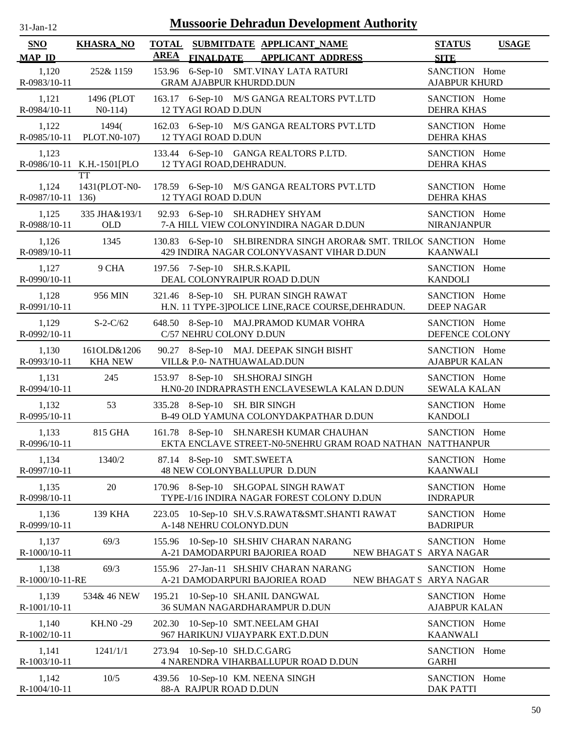31-Jan-12

# Mussoorie Dehradun Development Authority

| SNO<br>MAP_ID | KHASRA_NO | TOTAL AREA | SUBMITDATE<br>FINALDATE | APPLICANT_NAME<br>APPLICANT_ADDRESS | STATUS<br>SITE | USAGE |
|---|---|---|---|---|---|---|
| 1,120<br>R-0983/10-11 | 252& 1159 | 153.96 | 6-Sep-10 | SMT.VINAY LATA RATURI<br>GRAM AJABPUR KHURDD.DUN | SANCTION<br>AJABPUR KHURD | Home |
| 1,121<br>R-0984/10-11 | 1496 (PLOT N0-114) | 163.17 | 6-Sep-10 | M/S GANGA REALTORS PVT.LTD<br>12 TYAGI ROAD D.DUN | SANCTION<br>DEHRA KHAS | Home |
| 1,122<br>R-0985/10-11 | 1494( PLOT.N0-107) | 162.03 | 6-Sep-10 | M/S GANGA REALTORS PVT.LTD<br>12 TYAGI ROAD D.DUN | SANCTION<br>DEHRA KHAS | Home |
| 1,123<br>R-0986/10-11 | K.H.-1501[PLO TT | 133.44 | 6-Sep-10 | GANGA REALTORS P.LTD.<br>12 TYAGI ROAD,DEHRADUN. | SANCTION<br>DEHRA KHAS | Home |
| 1,124<br>R-0987/10-11 | 1431(PLOT-N0-136) | 178.59 | 6-Sep-10 | M/S GANGA REALTORS PVT.LTD<br>12 TYAGI ROAD D.DUN | SANCTION<br>DEHRA KHAS | Home |
| 1,125<br>R-0988/10-11 | 335 JHA&193/1 OLD | 92.93 | 6-Sep-10 | SH.RADHEY SHYAM<br>7-A HILL VIEW COLONYINDIRA NAGAR D.DUN | SANCTION<br>NIRANJANPUR | Home |
| 1,126<br>R-0989/10-11 | 1345 | 130.83 | 6-Sep-10 | SH.BIRENDRA SINGH ARORA& SMT. TRILOC<br>429 INDIRA NAGAR COLONYVASANT VIHAR D.DUN | SANCTION<br>KAANWALI | Home |
| 1,127<br>R-0990/10-11 | 9 CHA | 197.56 | 7-Sep-10 | SH.R.S.KAPIL<br>DEAL COLONYRAIPUR ROAD D.DUN | SANCTION<br>KANDOLI | Home |
| 1,128<br>R-0991/10-11 | 956 MIN | 321.46 | 8-Sep-10 | SH. PURAN SINGH RAWAT<br>H.N. 11 TYPE-3]POLICE LINE,RACE COURSE,DEHRADUN. | SANCTION<br>DEEP NAGAR | Home |
| 1,129<br>R-0992/10-11 | S-2-C/62 | 648.50 | 8-Sep-10 | MAJ.PRAMOD KUMAR VOHRA<br>C/57 NEHRU COLONY D.DUN | SANCTION<br>DEFENCE COLONY | Home |
| 1,130<br>R-0993/10-11 | 161OLD&1206 KHA NEW | 90.27 | 8-Sep-10 | MAJ. DEEPAK SINGH BISHT<br>VILL& P.0- NATHUAWALAD.DUN | SANCTION<br>AJABPUR KALAN | Home |
| 1,131<br>R-0994/10-11 | 245 | 153.97 | 8-Sep-10 | SH.SHORAJ SINGH<br>H.N0-20 INDRAPRASTH ENCLAVESEWLA KALAN D.DUN | SANCTION<br>SEWALA KALAN | Home |
| 1,132<br>R-0995/10-11 | 53 | 335.28 | 8-Sep-10 | SH. BIR SINGH<br>B-49 OLD YAMUNA COLONYDAKPATHAR D.DUN | SANCTION<br>KANDOLI | Home |
| 1,133<br>R-0996/10-11 | 815 GHA | 161.78 | 8-Sep-10 | SH.NARESH KUMAR CHAUHAN<br>EKTA ENCLAVE STREET-N0-5NEHRU GRAM ROAD NATHAN | SANCTION<br>NATTHANPUR | Home |
| 1,134<br>R-0997/10-11 | 1340/2 | 87.14 | 8-Sep-10 | SMT.SWEETA<br>48 NEW COLONYBALLUPUR D.DUN | SANCTION<br>KAANWALI | Home |
| 1,135<br>R-0998/10-11 | 20 | 170.96 | 8-Sep-10 | SH.GOPAL SINGH RAWAT<br>TYPE-I/16 INDIRA NAGAR FOREST COLONY D.DUN | SANCTION<br>INDRAPUR | Home |
| 1,136<br>R-0999/10-11 | 139 KHA | 223.05 | 10-Sep-10 | SH.V.S.RAWAT&SMT.SHANTI RAWAT<br>A-148 NEHRU COLONYD.DUN | SANCTION<br>BADRIPUR | Home |
| 1,137<br>R-1000/10-11 | 69/3 | 155.96 | 10-Sep-10 | SH.SHIV CHARAN NARANG<br>A-21 DAMODARPURI BAJORIEA ROAD NEW BHAGAT S | SANCTION<br>ARYA NAGAR | Home |
| 1,138<br>R-1000/10-11-RE | 69/3 | 155.96 | 27-Jan-11 | SH.SHIV CHARAN NARANG<br>A-21 DAMODARPURI BAJORIEA ROAD NEW BHAGAT S | SANCTION<br>ARYA NAGAR | Home |
| 1,139<br>R-1001/10-11 | 534& 46 NEW | 195.21 | 10-Sep-10 | SH.ANIL DANGWAL<br>36 SUMAN NAGARDHARAMPUR D.DUN | SANCTION<br>AJABPUR KALAN | Home |
| 1,140<br>R-1002/10-11 | KH.N0 -29 | 202.30 | 10-Sep-10 | SMT.NEELAM GHAI<br>967 HARIKUNJ VIJAYPARK EXT.D.DUN | SANCTION<br>KAANWALI | Home |
| 1,141<br>R-1003/10-11 | 1241/1/1 | 273.94 | 10-Sep-10 | SH.D.C.GARG<br>4 NARENDRA VIHARBALLUPUR ROAD D.DUN | SANCTION<br>GARHI | Home |
| 1,142<br>R-1004/10-11 | 10/5 | 439.56 | 10-Sep-10 | KM. NEENA SINGH<br>88-A RAJPUR ROAD D.DUN | SANCTION<br>DAK PATTI | Home |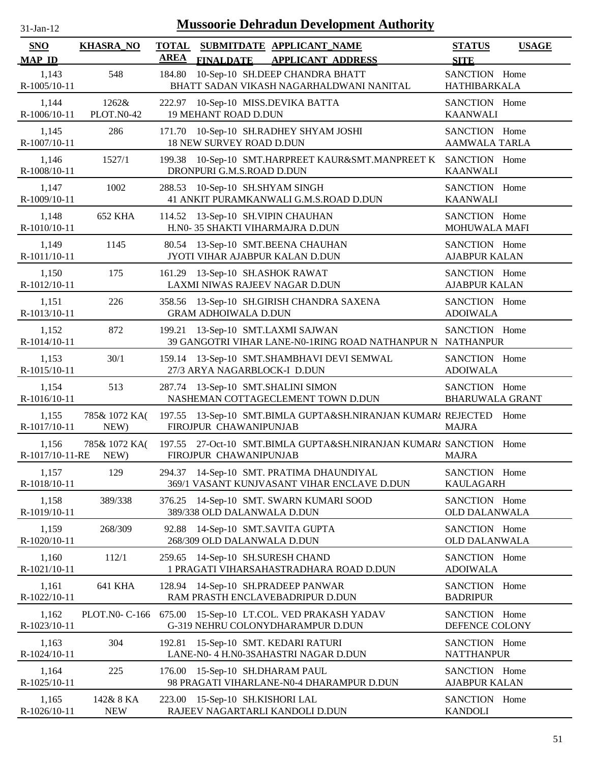# Mussoorie Dehradun Development Authority

31-Jan-12

| SNO / MAP_ID | KHASRA_NO | TOTAL AREA | SUBMITDATE / FINALDATE | APPLICANT_NAME / APPLICANT_ADDRESS | STATUS / SITE | USAGE |
|---|---|---|---|---|---|---|
| 1,143 / R-1005/10-11 | 548 | 184.80 | 10-Sep-10 | SH.DEEP CHANDRA BHATT / BHATT SADAN VIKASH NAGARHALDWANI NANITAL | SANCTION / HATHIBARKALA | Home |
| 1,144 / R-1006/10-11 | 1262& PLOT.N0-42 | 222.97 | 10-Sep-10 | MISS.DEVIKA BATTA / 19 MEHANT ROAD D.DUN | SANCTION / KAANWALI | Home |
| 1,145 / R-1007/10-11 | 286 | 171.70 | 10-Sep-10 | SH.RADHEY SHYAM JOSHI / 18 NEW SURVEY ROAD D.DUN | SANCTION / AAMWALA TARLA | Home |
| 1,146 / R-1008/10-11 | 1527/1 | 199.38 | 10-Sep-10 | SMT.HARPREET KAUR&SMT.MANPREET K / DRONPURI G.M.S.ROAD D.DUN | SANCTION / KAANWALI | Home |
| 1,147 / R-1009/10-11 | 1002 | 288.53 | 10-Sep-10 | SH.SHYAM SINGH / 41 ANKIT PURAMKANWALI G.M.S.ROAD D.DUN | SANCTION / KAANWALI | Home |
| 1,148 / R-1010/10-11 | 652 KHA | 114.52 | 13-Sep-10 | SH.VIPIN CHAUHAN / H.N0- 35 SHAKTI VIHARMAJRA D.DUN | SANCTION / MOHUWALA MAFI | Home |
| 1,149 / R-1011/10-11 | 1145 | 80.54 | 13-Sep-10 | SMT.BEENA CHAUHAN / JYOTI VIHAR AJABPUR KALAN D.DUN | SANCTION / AJABPUR KALAN | Home |
| 1,150 / R-1012/10-11 | 175 | 161.29 | 13-Sep-10 | SH.ASHOK RAWAT / LAXMI NIWAS RAJEEV NAGAR D.DUN | SANCTION / AJABPUR KALAN | Home |
| 1,151 / R-1013/10-11 | 226 | 358.56 | 13-Sep-10 | SH.GIRISH CHANDRA SAXENA / GRAM ADHOIWALA D.DUN | SANCTION / ADOIWALA | Home |
| 1,152 / R-1014/10-11 | 872 | 199.21 | 13-Sep-10 | SMT.LAXMI SAJWAN / 39 GANGOTRI VIHAR LANE-N0-1RING ROAD NATHANPUR N | SANCTION / NATHANPUR | Home |
| 1,153 / R-1015/10-11 | 30/1 | 159.14 | 13-Sep-10 | SMT.SHAMBHAVI DEVI SEMWAL / 27/3 ARYA NAGARBLOCK-I D.DUN | SANCTION / ADOIWALA | Home |
| 1,154 / R-1016/10-11 | 513 | 287.74 | 13-Sep-10 | SMT.SHALINI SIMON / NASHEMAN COTTAGECLEMENT TOWN D.DUN | SANCTION / BHARUWALA GRANT | Home |
| 1,155 / R-1017/10-11 | 785& 1072 KA( NEW) | 197.55 | 13-Sep-10 | SMT.BIMLA GUPTA&SH.NIRANJAN KUMAR& / FIROJPUR CHAWANIPUNJAB | REJECTED / MAJRA | Home |
| 1,156 / R-1017/10-11-RE | 785& 1072 KA( NEW) | 197.55 | 27-Oct-10 | SMT.BIMLA GUPTA&SH.NIRANJAN KUMAR& / FIROJPUR CHAWANIPUNJAB | SANCTION / MAJRA | Home |
| 1,157 / R-1018/10-11 | 129 | 294.37 | 14-Sep-10 | SMT. PRATIMA DHAUNDIYAL / 369/1 VASANT KUNJVASANT VIHAR ENCLAVE D.DUN | SANCTION / KAULAGARH | Home |
| 1,158 / R-1019/10-11 | 389/338 | 376.25 | 14-Sep-10 | SMT. SWARN KUMARI SOOD / 389/338 OLD DALANWALA D.DUN | SANCTION / OLD DALANWALA | Home |
| 1,159 / R-1020/10-11 | 268/309 | 92.88 | 14-Sep-10 | SMT.SAVITA GUPTA / 268/309 OLD DALANWALA D.DUN | SANCTION / OLD DALANWALA | Home |
| 1,160 / R-1021/10-11 | 112/1 | 259.65 | 14-Sep-10 | SH.SURESH CHAND / 1 PRAGATI VIHARSAHASTRADHARA ROAD D.DUN | SANCTION / ADOIWALA | Home |
| 1,161 / R-1022/10-11 | 641 KHA | 128.94 | 14-Sep-10 | SH.PRADEEP PANWAR / RAM PRASTH ENCLAVEBADRIPUR D.DUN | SANCTION / BADRIPUR | Home |
| 1,162 / R-1023/10-11 | PLOT.N0- C-166 | 675.00 | 15-Sep-10 | LT.COL. VED PRAKASH YADAV / G-319 NEHRU COLONYDHARAMPUR D.DUN | SANCTION / DEFENCE COLONY | Home |
| 1,163 / R-1024/10-11 | 304 | 192.81 | 15-Sep-10 | SMT. KEDARI RATURI / LANE-N0- 4 H.N0-3SAHASTRI NAGAR D.DUN | SANCTION / NATTHANPUR | Home |
| 1,164 / R-1025/10-11 | 225 | 176.00 | 15-Sep-10 | SH.DHARAM PAUL / 98 PRAGATI VIHARLANE-N0-4 DHARAMPUR D.DUN | SANCTION / AJABPUR KALAN | Home |
| 1,165 / R-1026/10-11 | 142& 8 KA NEW | 223.00 | 15-Sep-10 | SH.KISHORI LAL / RAJEEV NAGARTARLI KANDOLI D.DUN | SANCTION / KANDOLI | Home |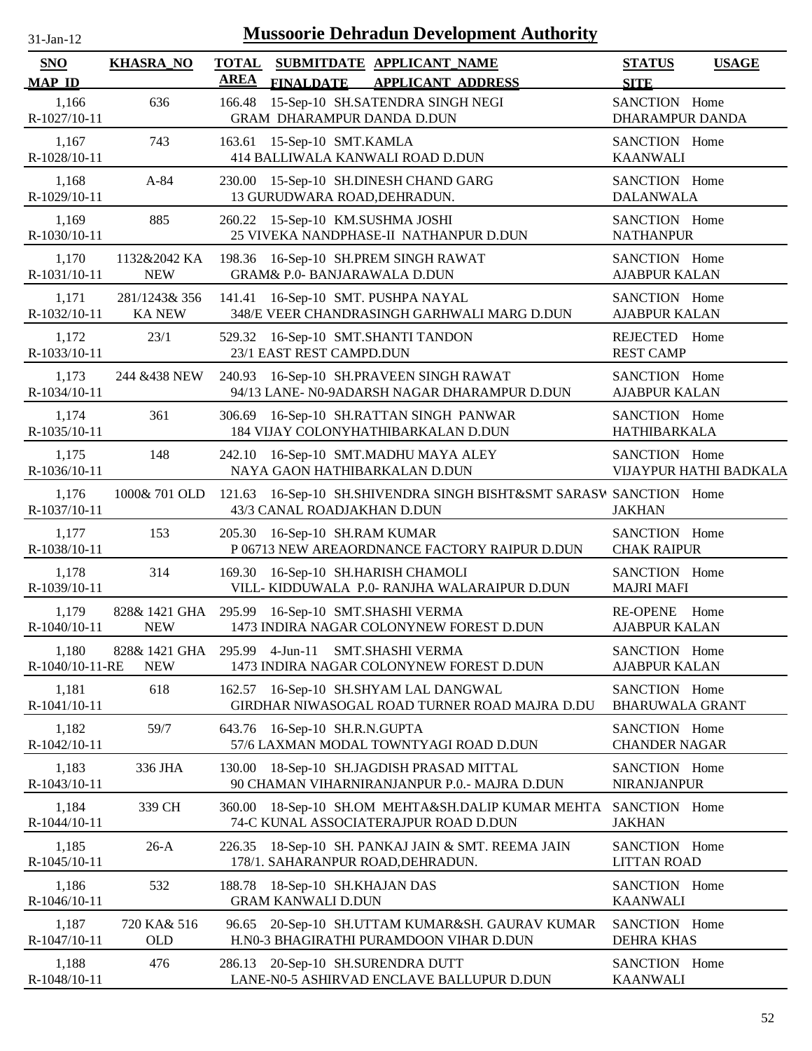# Mussoorie Dehradun Development Authority

31-Jan-12

| SNO / MAP_ID | KHASRA_NO | TOTAL AREA | SUBMITDATE / FINALDATE | APPLICANT_NAME / APPLICANT_ADDRESS | STATUS / SITE | USAGE |
|---|---|---|---|---|---|---|
| 1,166<br>R-1027/10-11 | 636 | 166.48 | 15-Sep-10 | SH.SATENDRA SINGH NEGI<br>GRAM DHARAMPUR DANDA D.DUN | SANCTION<br>DHARAMPUR DANDA | Home |
| 1,167<br>R-1028/10-11 | 743 | 163.61 | 15-Sep-10 | SMT.KAMLA<br>414 BALLIWALA KANWALI ROAD D.DUN | SANCTION<br>KAANWALI | Home |
| 1,168<br>R-1029/10-11 | A-84 | 230.00 | 15-Sep-10 | SH.DINESH CHAND GARG<br>13 GURUDWARA ROAD,DEHRADUN. | SANCTION<br>DALANWALA | Home |
| 1,169<br>R-1030/10-11 | 885 | 260.22 | 15-Sep-10 | KM.SUSHMA JOSHI<br>25 VIVEKA NANDPHASE-II NATHANPUR D.DUN | SANCTION<br>NATHANPUR | Home |
| 1,170<br>R-1031/10-11 | 1132&2042 KA NEW | 198.36 | 16-Sep-10 | SH.PREM SINGH RAWAT<br>GRAM& P.0- BANJARAWALA D.DUN | SANCTION<br>AJABPUR KALAN | Home |
| 1,171<br>R-1032/10-11 | 281/1243& 356 KA NEW | 141.41 | 16-Sep-10 | SMT. PUSHPA NAYAL<br>348/E VEER CHANDRASINGH GARHWALI MARG D.DUN | SANCTION<br>AJABPUR KALAN | Home |
| 1,172<br>R-1033/10-11 | 23/1 | 529.32 | 16-Sep-10 | SMT.SHANTI TANDON<br>23/1 EAST REST CAMPD.DUN | REJECTED<br>REST CAMP | Home |
| 1,173<br>R-1034/10-11 | 244 &438 NEW | 240.93 | 16-Sep-10 | SH.PRAVEEN SINGH RAWAT<br>94/13 LANE- N0-9ADARSH NAGAR DHARAMPUR D.DUN | SANCTION<br>AJABPUR KALAN | Home |
| 1,174<br>R-1035/10-11 | 361 | 306.69 | 16-Sep-10 | SH.RATTAN SINGH PANWAR<br>184 VIJAY COLONYHATHIBARKALAN D.DUN | SANCTION<br>HATHIBARKALA | Home |
| 1,175<br>R-1036/10-11 | 148 | 242.10 | 16-Sep-10 | SMT.MADHU MAYA ALEY<br>NAYA GAON HATHIBARKALAN D.DUN | SANCTION<br>VIJAYPUR HATHI BADKALA | Home |
| 1,176<br>R-1037/10-11 | 1000& 701 OLD | 121.63 | 16-Sep-10 | SH.SHIVENDRA SINGH BISHT&SMT SARASW<br>43/3 CANAL ROADJAKHAN D.DUN | SANCTION<br>JAKHAN | Home |
| 1,177<br>R-1038/10-11 | 153 | 205.30 | 16-Sep-10 | SH.RAM KUMAR<br>P 06713 NEW AREAORDNANCE FACTORY RAIPUR D.DUN | SANCTION<br>CHAK RAIPUR | Home |
| 1,178<br>R-1039/10-11 | 314 | 169.30 | 16-Sep-10 | SH.HARISH CHAMOLI<br>VILL- KIDDUWALA P.0- RANJHA WALARAIPUR D.DUN | SANCTION<br>MAJRI MAFI | Home |
| 1,179<br>R-1040/10-11 | 828& 1421 GHA NEW | 295.99 | 16-Sep-10 | SMT.SHASHI VERMA<br>1473 INDIRA NAGAR COLONYNEW FOREST D.DUN | RE-OPENE<br>AJABPUR KALAN | Home |
| 1,180<br>R-1040/10-11-RE | 828& 1421 GHA NEW | 295.99 | 4-Jun-11 | SMT.SHASHI VERMA<br>1473 INDIRA NAGAR COLONYNEW FOREST D.DUN | SANCTION<br>AJABPUR KALAN | Home |
| 1,181<br>R-1041/10-11 | 618 | 162.57 | 16-Sep-10 | SH.SHYAM LAL DANGWAL<br>GIRDHAR NIWASOGAL ROAD TURNER ROAD MAJRA D.DU | SANCTION<br>BHARUWALA GRANT | Home |
| 1,182<br>R-1042/10-11 | 59/7 | 643.76 | 16-Sep-10 | SH.R.N.GUPTA<br>57/6 LAXMAN MODAL TOWNTYAGI ROAD D.DUN | SANCTION<br>CHANDER NAGAR | Home |
| 1,183<br>R-1043/10-11 | 336 JHA | 130.00 | 18-Sep-10 | SH.JAGDISH PRASAD MITTAL<br>90 CHAMAN VIHARNIRANJANPUR P.0.- MAJRA D.DUN | SANCTION<br>NIRANJANPUR | Home |
| 1,184<br>R-1044/10-11 | 339 CH | 360.00 | 18-Sep-10 | SH.OM MEHTA&SH.DALIP KUMAR MEHTA<br>74-C KUNAL ASSOCIATERAJPUR ROAD D.DUN | SANCTION<br>JAKHAN | Home |
| 1,185<br>R-1045/10-11 | 26-A | 226.35 | 18-Sep-10 | SH. PANKAJ JAIN & SMT. REEMA JAIN<br>178/1. SAHARANPUR ROAD,DEHRADUN. | SANCTION<br>LITTAN ROAD | Home |
| 1,186<br>R-1046/10-11 | 532 | 188.78 | 18-Sep-10 | SH.KHAJAN DAS<br>GRAM KANWALI D.DUN | SANCTION<br>KAANWALI | Home |
| 1,187<br>R-1047/10-11 | 720 KA& 516 OLD | 96.65 | 20-Sep-10 | SH.UTTAM KUMAR&SH. GAURAV KUMAR<br>H.N0-3 BHAGIRATHI PURAMDOON VIHAR D.DUN | SANCTION<br>DEHRA KHAS | Home |
| 1,188<br>R-1048/10-11 | 476 | 286.13 | 20-Sep-10 | SH.SURENDRA DUTT<br>LANE-N0-5 ASHIRVAD ENCLAVE BALLUPUR D.DUN | SANCTION<br>KAANWALI | Home |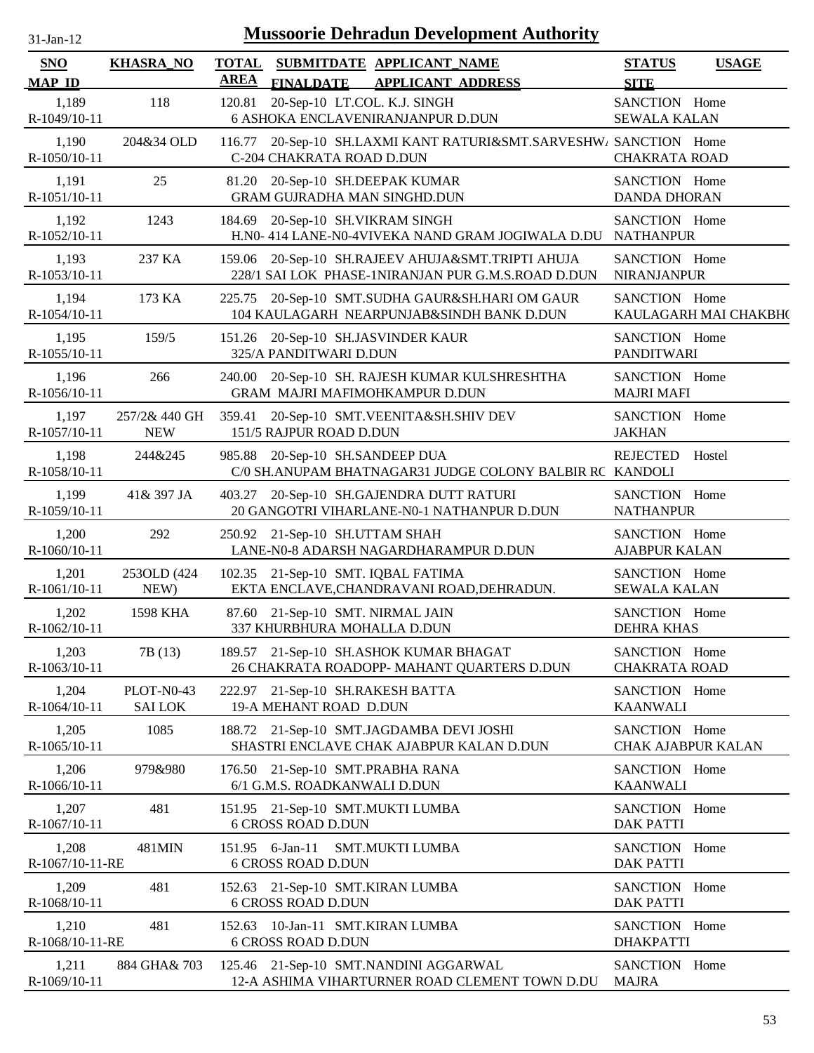# Mussoorie Dehradun Development Authority

31-Jan-12

| SNO / MAP_ID | KHASRA_NO | TOTAL AREA | SUBMITDATE / FINALDATE | APPLICANT_NAME / APPLICANT_ADDRESS | STATUS / SITE | USAGE |
|---|---|---|---|---|---|---|
| 1,189 / R-1049/10-11 | 118 | 120.81 | 20-Sep-10 | LT.COL. K.J. SINGH / 6 ASHOKA ENCLAVENIRANJANPUR D.DUN | SANCTION / SEWALA KALAN | Home |
| 1,190 / R-1050/10-11 | 204&34 OLD | 116.77 | 20-Sep-10 | SH.LAXMI KANT RATURI&SMT.SARVESHW/ / C-204 CHAKRATA ROAD D.DUN | SANCTION / CHAKRATA ROAD | Home |
| 1,191 / R-1051/10-11 | 25 | 81.20 | 20-Sep-10 | SH.DEEPAK KUMAR / GRAM GUJRADHA MAN SINGHD.DUN | SANCTION / DANDA DHORAN | Home |
| 1,192 / R-1052/10-11 | 1243 | 184.69 | 20-Sep-10 | SH.VIKRAM SINGH / H.N0- 414 LANE-N0-4VIVEKA NAND GRAM JOGIWALA D.DU | SANCTION / NATHANPUR | Home |
| 1,193 / R-1053/10-11 | 237 KA | 159.06 | 20-Sep-10 | SH.RAJEEV AHUJA&SMT.TRIPTI AHUJA / 228/1 SAI LOK PHASE-1NIRANJAN PUR G.M.S.ROAD D.DUN | SANCTION / NIRANJANPUR | Home |
| 1,194 / R-1054/10-11 | 173 KA | 225.75 | 20-Sep-10 | SMT.SUDHA GAUR&SH.HARI OM GAUR / 104 KAULAGARH NEARPUNJAB&SINDH BANK D.DUN | SANCTION / KAULAGARH MAI CHAKBH( | Home |
| 1,195 / R-1055/10-11 | 159/5 | 151.26 | 20-Sep-10 | SH.JASVINDER KAUR / 325/A PANDITWARI D.DUN | SANCTION / PANDITWARI | Home |
| 1,196 / R-1056/10-11 | 266 | 240.00 | 20-Sep-10 | SH. RAJESH KUMAR KULSHRESHTHA / GRAM MAJRI MAFIMOHKAMPUR D.DUN | SANCTION / MAJRI MAFI | Home |
| 1,197 / R-1057/10-11 | 257/2& 440 GH NEW | 359.41 | 20-Sep-10 | SMT.VEENITA&SH.SHIV DEV / 151/5 RAJPUR ROAD D.DUN | SANCTION / JAKHAN | Home |
| 1,198 / R-1058/10-11 | 244&245 | 985.88 | 20-Sep-10 | SH.SANDEEP DUA / C/0 SH.ANUPAM BHATNAGAR31 JUDGE COLONY BALBIR RC | REJECTED / KANDOLI | Hostel |
| 1,199 / R-1059/10-11 | 41& 397 JA | 403.27 | 20-Sep-10 | SH.GAJENDRA DUTT RATURI / 20 GANGOTRI VIHARLANE-N0-1 NATHANPUR D.DUN | SANCTION / NATHANPUR | Home |
| 1,200 / R-1060/10-11 | 292 | 250.92 | 21-Sep-10 | SH.UTTAM SHAH / LANE-N0-8 ADARSH NAGARDHARAMPUR D.DUN | SANCTION / AJABPUR KALAN | Home |
| 1,201 / R-1061/10-11 | 253OLD (424 NEW) | 102.35 | 21-Sep-10 | SMT. IQBAL FATIMA / EKTA ENCLAVE,CHANDRAVANI ROAD,DEHRADUN. | SANCTION / SEWALA KALAN | Home |
| 1,202 / R-1062/10-11 | 1598 KHA | 87.60 | 21-Sep-10 | SMT. NIRMAL JAIN / 337 KHURBHURA MOHALLA D.DUN | SANCTION / DEHRA KHAS | Home |
| 1,203 / R-1063/10-11 | 7B (13) | 189.57 | 21-Sep-10 | SH.ASHOK KUMAR BHAGAT / 26 CHAKRATA ROADOPP- MAHANT QUARTERS D.DUN | SANCTION / CHAKRATA ROAD | Home |
| 1,204 / R-1064/10-11 | PLOT-N0-43 SAI LOK | 222.97 | 21-Sep-10 | SH.RAKESH BATTA / 19-A MEHANT ROAD D.DUN | SANCTION / KAANWALI | Home |
| 1,205 / R-1065/10-11 | 1085 | 188.72 | 21-Sep-10 | SMT.JAGDAMBA DEVI JOSHI / SHASTRI ENCLAVE CHAK AJABPUR KALAN D.DUN | SANCTION / CHAK AJABPUR KALAN | Home |
| 1,206 / R-1066/10-11 | 979&980 | 176.50 | 21-Sep-10 | SMT.PRABHA RANA / 6/1 G.M.S. ROADKANWALI D.DUN | SANCTION / KAANWALI | Home |
| 1,207 / R-1067/10-11 | 481 | 151.95 | 21-Sep-10 | SMT.MUKTI LUMBA / 6 CROSS ROAD D.DUN | SANCTION / DAK PATTI | Home |
| 1,208 / R-1067/10-11-RE | 481MIN | 151.95 | 6-Jan-11 | SMT.MUKTI LUMBA / 6 CROSS ROAD D.DUN | SANCTION / DAK PATTI | Home |
| 1,209 / R-1068/10-11 | 481 | 152.63 | 21-Sep-10 | SMT.KIRAN LUMBA / 6 CROSS ROAD D.DUN | SANCTION / DAK PATTI | Home |
| 1,210 / R-1068/10-11-RE | 481 | 152.63 | 10-Jan-11 | SMT.KIRAN LUMBA / 6 CROSS ROAD D.DUN | SANCTION / DHAKPATTI | Home |
| 1,211 / R-1069/10-11 | 884 GHA& 703 | 125.46 | 21-Sep-10 | SMT.NANDINI AGGARWAL / 12-A ASHIMA VIHARTURNER ROAD CLEMENT TOWN D.DU | SANCTION / MAJRA | Home |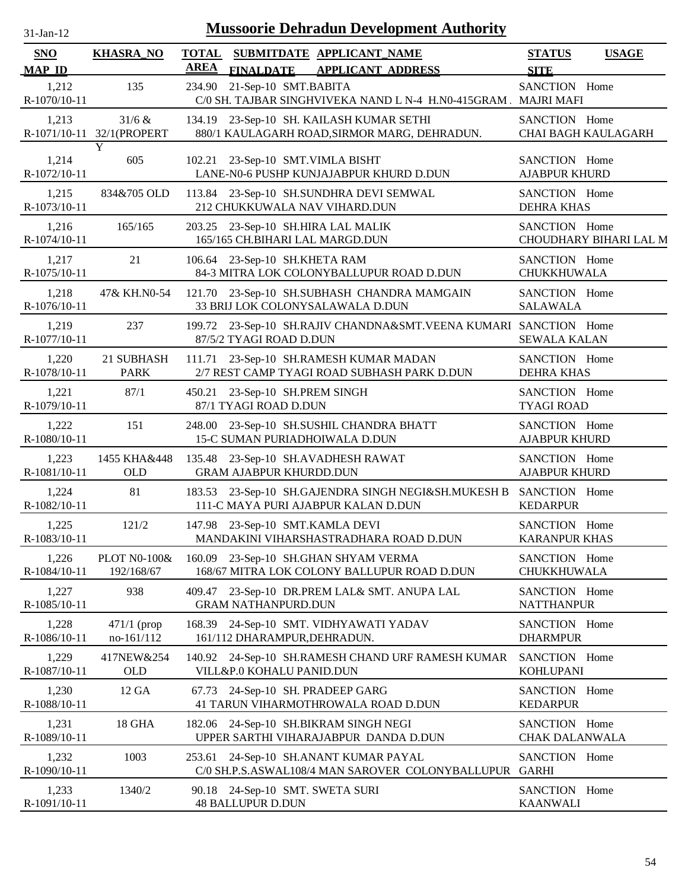# Mussoorie Dehradun Development Authority

31-Jan-12

| SNO / MAP_ID | KHASRA_NO | TOTAL AREA | SUBMITDATE / FINALDATE | APPLICANT_NAME / APPLICANT_ADDRESS | STATUS / SITE | USAGE |
|---|---|---|---|---|---|---|
| 1,212 / R-1070/10-11 | 135 | 234.90 | 21-Sep-10 | SMT.BABITA / C/0 SH. TAJBAR SINGHVIVEKA NAND L N-4 H.N0-415GRAM | SANCTION / MAJRI MAFI | Home |
| 1,213 / R-1071/10-11 | 31/6 & 32/1(PROPERTY | 134.19 | 23-Sep-10 | SH. KAILASH KUMAR SETHI / 880/1 KAULAGARH ROAD,SIRMOR MARG, DEHRADUN. | SANCTION / CHAI BAGH KAULAGARH | Home |
| 1,214 / R-1072/10-11 | 605 | 102.21 | 23-Sep-10 | SMT.VIMLA BISHT / LANE-N0-6 PUSHP KUNJAJABPUR KHURD D.DUN | SANCTION / AJABPUR KHURD | Home |
| 1,215 / R-1073/10-11 | 834&705 OLD | 113.84 | 23-Sep-10 | SH.SUNDHRA DEVI SEMWAL / 212 CHUKKUWALA NAV VIHARD.DUN | SANCTION / DEHRA KHAS | Home |
| 1,216 / R-1074/10-11 | 165/165 | 203.25 | 23-Sep-10 | SH.HIRA LAL MALIK / 165/165 CH.BIHARI LAL MARGD.DUN | SANCTION / CHOUDHARY BIHARI LAL M | Home |
| 1,217 / R-1075/10-11 | 21 | 106.64 | 23-Sep-10 | SH.KHETA RAM / 84-3 MITRA LOK COLONYBALLUPUR ROAD D.DUN | SANCTION / CHUKKHUWALA | Home |
| 1,218 / R-1076/10-11 | 47& KH.N0-54 | 121.70 | 23-Sep-10 | SH.SUBHASH CHANDRA MAMGAIN / 33 BRIJ LOK COLONYSALAWALA D.DUN | SANCTION / SALAWALA | Home |
| 1,219 / R-1077/10-11 | 237 | 199.72 | 23-Sep-10 | SH.RAJIV CHANDNA&SMT.VEENA KUMARI / 87/5/2 TYAGI ROAD D.DUN | SANCTION / SEWALA KALAN | Home |
| 1,220 / R-1078/10-11 | 21 SUBHASH PARK | 111.71 | 23-Sep-10 | SH.RAMESH KUMAR MADAN / 2/7 REST CAMP TYAGI ROAD SUBHASH PARK D.DUN | SANCTION / DEHRA KHAS | Home |
| 1,221 / R-1079/10-11 | 87/1 | 450.21 | 23-Sep-10 | SH.PREM SINGH / 87/1 TYAGI ROAD D.DUN | SANCTION / TYAGI ROAD | Home |
| 1,222 / R-1080/10-11 | 151 | 248.00 | 23-Sep-10 | SH.SUSHIL CHANDRA BHATT / 15-C SUMAN PURIADHOIWALA D.DUN | SANCTION / AJABPUR KHURD | Home |
| 1,223 / R-1081/10-11 | 1455 KHA&448 OLD | 135.48 | 23-Sep-10 | SH.AVADHESH RAWAT / GRAM AJABPUR KHURDD.DUN | SANCTION / AJABPUR KHURD | Home |
| 1,224 / R-1082/10-11 | 81 | 183.53 | 23-Sep-10 | SH.GAJENDRA SINGH NEGI&SH.MUKESH B / 111-C MAYA PURI AJABPUR KALAN D.DUN | SANCTION / KEDARPUR | Home |
| 1,225 / R-1083/10-11 | 121/2 | 147.98 | 23-Sep-10 | SMT.KAMLA DEVI / MANDAKINI VIHARSHASTRADHARA ROAD D.DUN | SANCTION / KARANPUR KHAS | Home |
| 1,226 / R-1084/10-11 | PLOT N0-100& 192/168/67 | 160.09 | 23-Sep-10 | SH.GHAN SHYAM VERMA / 168/67 MITRA LOK COLONY BALLUPUR ROAD D.DUN | SANCTION / CHUKKHUWALA | Home |
| 1,227 / R-1085/10-11 | 938 | 409.47 | 23-Sep-10 | DR.PREM LAL& SMT. ANUPA LAL / GRAM NATHANPURD.DUN | SANCTION / NATTHANPUR | Home |
| 1,228 / R-1086/10-11 | 471/1 (prop no-161/112 | 168.39 | 24-Sep-10 | SMT. VIDHYAWATI YADAV / 161/112 DHARAMPUR,DEHRADUN. | SANCTION / DHARMPUR | Home |
| 1,229 / R-1087/10-11 | 417NEW&254 OLD | 140.92 | 24-Sep-10 | SH.RAMESH CHAND URF RAMESH KUMAR / VILL&P.0 KOHALU PANID.DUN | SANCTION / KOHLUPANI | Home |
| 1,230 / R-1088/10-11 | 12 GA | 67.73 | 24-Sep-10 | SH. PRADEEP GARG / 41 TARUN VIHARMOTHROWALA ROAD D.DUN | SANCTION / KEDARPUR | Home |
| 1,231 / R-1089/10-11 | 18 GHA | 182.06 | 24-Sep-10 | SH.BIKRAM SINGH NEGI / UPPER SARTHI VIHARAJABPUR DANDA D.DUN | SANCTION / CHAK DALANWALA | Home |
| 1,232 / R-1090/10-11 | 1003 | 253.61 | 24-Sep-10 | SH.ANANT KUMAR PAYAL / C/0 SH.P.S.ASWAL108/4 MAN SAROVER COLONYBALLUPUR | SANCTION / GARHI | Home |
| 1,233 / R-1091/10-11 | 1340/2 | 90.18 | 24-Sep-10 | SMT. SWETA SURI / 48 BALLUPUR D.DUN | SANCTION / KAANWALI | Home |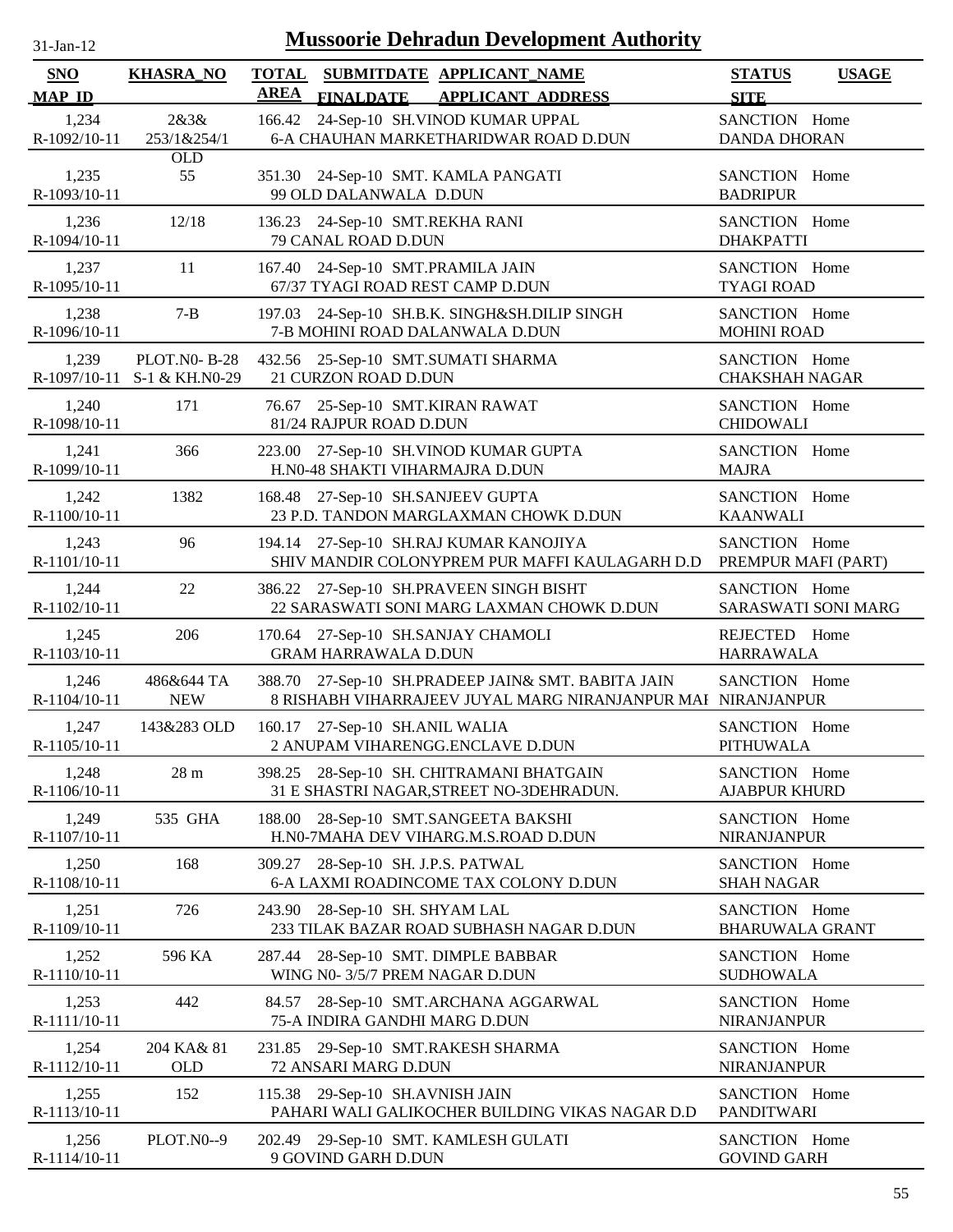# Mussoorie Dehradun Development Authority

31-Jan-12

| SNO / MAP_ID | KHASRA_NO | TOTAL AREA | SUBMITDATE / FINALDATE | APPLICANT_NAME / APPLICANT_ADDRESS | STATUS / SITE | USAGE |
|---|---|---|---|---|---|---|
| 1,234 / R-1092/10-11 | 2&3& 253/1&254/1 | 166.42 | 24-Sep-10 | SH.VINOD KUMAR UPPAL / 6-A CHAUHAN MARKETHARIDWAR ROAD D.DUN | SANCTION / DANDA DHORAN | Home |
| 1,235 / R-1093/10-11 | OLD 55 | 351.30 | 24-Sep-10 | SMT. KAMLA PANGATI / 99 OLD DALANWALA D.DUN | SANCTION / BADRIPUR | Home |
| 1,236 / R-1094/10-11 | 12/18 | 136.23 | 24-Sep-10 | SMT.REKHA RANI / 79 CANAL ROAD D.DUN | SANCTION / DHAKPATTI | Home |
| 1,237 / R-1095/10-11 | 11 | 167.40 | 24-Sep-10 | SMT.PRAMILA JAIN / 67/37 TYAGI ROAD REST CAMP D.DUN | SANCTION / TYAGI ROAD | Home |
| 1,238 / R-1096/10-11 | 7-B | 197.03 | 24-Sep-10 | SH.B.K. SINGH&SH.DILIP SINGH / 7-B MOHINI ROAD DALANWALA D.DUN | SANCTION / MOHINI ROAD | Home |
| 1,239 / R-1097/10-11 | PLOT.N0- B-28 S-1 & KH.N0-29 | 432.56 | 25-Sep-10 | SMT.SUMATI SHARMA / 21 CURZON ROAD D.DUN | SANCTION / CHAKSHAH NAGAR | Home |
| 1,240 / R-1098/10-11 | 171 | 76.67 | 25-Sep-10 | SMT.KIRAN RAWAT / 81/24 RAJPUR ROAD D.DUN | SANCTION / CHIDOWALI | Home |
| 1,241 / R-1099/10-11 | 366 | 223.00 | 27-Sep-10 | SH.VINOD KUMAR GUPTA / H.N0-48 SHAKTI VIHARMAJRA D.DUN | SANCTION / MAJRA | Home |
| 1,242 / R-1100/10-11 | 1382 | 168.48 | 27-Sep-10 | SH.SANJEEV GUPTA / 23 P.D. TANDON MARGLAXMAN CHOWK D.DUN | SANCTION / KAANWALI | Home |
| 1,243 / R-1101/10-11 | 96 | 194.14 | 27-Sep-10 | SH.RAJ KUMAR KANOJIYA / SHIV MANDIR COLONYPREM PUR MAFFI KAULAGARH D.D | SANCTION / PREMPUR MAFI (PART) | Home |
| 1,244 / R-1102/10-11 | 22 | 386.22 | 27-Sep-10 | SH.PRAVEEN SINGH BISHT / 22 SARASWATI SONI MARG LAXMAN CHOWK D.DUN | SANCTION / SARASWATI SONI MARG | Home |
| 1,245 / R-1103/10-11 | 206 | 170.64 | 27-Sep-10 | SH.SANJAY CHAMOLI / GRAM HARRAWALA D.DUN | REJECTED / HARRAWALA | Home |
| 1,246 / R-1104/10-11 | 486&644 TA NEW | 388.70 | 27-Sep-10 | SH.PRADEEP JAIN& SMT. BABITA JAIN / 8 RISHABH VIHARRAJEEV JUYAL MARG NIRANJANPUR MAI | SANCTION / NIRANJANPUR | Home |
| 1,247 / R-1105/10-11 | 143&283 OLD | 160.17 | 27-Sep-10 | SH.ANIL WALIA / 2 ANUPAM VIHARENGG.ENCLAVE D.DUN | SANCTION / PITHUWALA | Home |
| 1,248 / R-1106/10-11 | 28 m | 398.25 | 28-Sep-10 | SH. CHITRAMANI BHATGAIN / 31 E SHASTRI NAGAR,STREET NO-3DEHRADUN. | SANCTION / AJABPUR KHURD | Home |
| 1,249 / R-1107/10-11 | 535 GHA | 188.00 | 28-Sep-10 | SMT.SANGEETA BAKSHI / H.N0-7MAHA DEV VIHARG.M.S.ROAD D.DUN | SANCTION / NIRANJANPUR | Home |
| 1,250 / R-1108/10-11 | 168 | 309.27 | 28-Sep-10 | SH. J.P.S. PATWAL / 6-A LAXMI ROADINCOME TAX COLONY D.DUN | SANCTION / SHAH NAGAR | Home |
| 1,251 / R-1109/10-11 | 726 | 243.90 | 28-Sep-10 | SH. SHYAM LAL / 233 TILAK BAZAR ROAD SUBHASH NAGAR D.DUN | SANCTION / BHARUWALA GRANT | Home |
| 1,252 / R-1110/10-11 | 596 KA | 287.44 | 28-Sep-10 | SMT. DIMPLE BABBAR / WING N0- 3/5/7 PREM NAGAR D.DUN | SANCTION / SUDHOWALA | Home |
| 1,253 / R-1111/10-11 | 442 | 84.57 | 28-Sep-10 | SMT.ARCHANA AGGARWAL / 75-A INDIRA GANDHI MARG D.DUN | SANCTION / NIRANJANPUR | Home |
| 1,254 / R-1112/10-11 | 204 KA& 81 OLD | 231.85 | 29-Sep-10 | SMT.RAKESH SHARMA / 72 ANSARI MARG D.DUN | SANCTION / NIRANJANPUR | Home |
| 1,255 / R-1113/10-11 | 152 | 115.38 | 29-Sep-10 | SH.AVNISH JAIN / PAHARI WALI GALIKOCHER BUILDING VIKAS NAGAR D.D | SANCTION / PANDITWARI | Home |
| 1,256 / R-1114/10-11 | PLOT.N0--9 | 202.49 | 29-Sep-10 | SMT. KAMLESH GULATI / 9 GOVIND GARH D.DUN | SANCTION / GOVIND GARH | Home |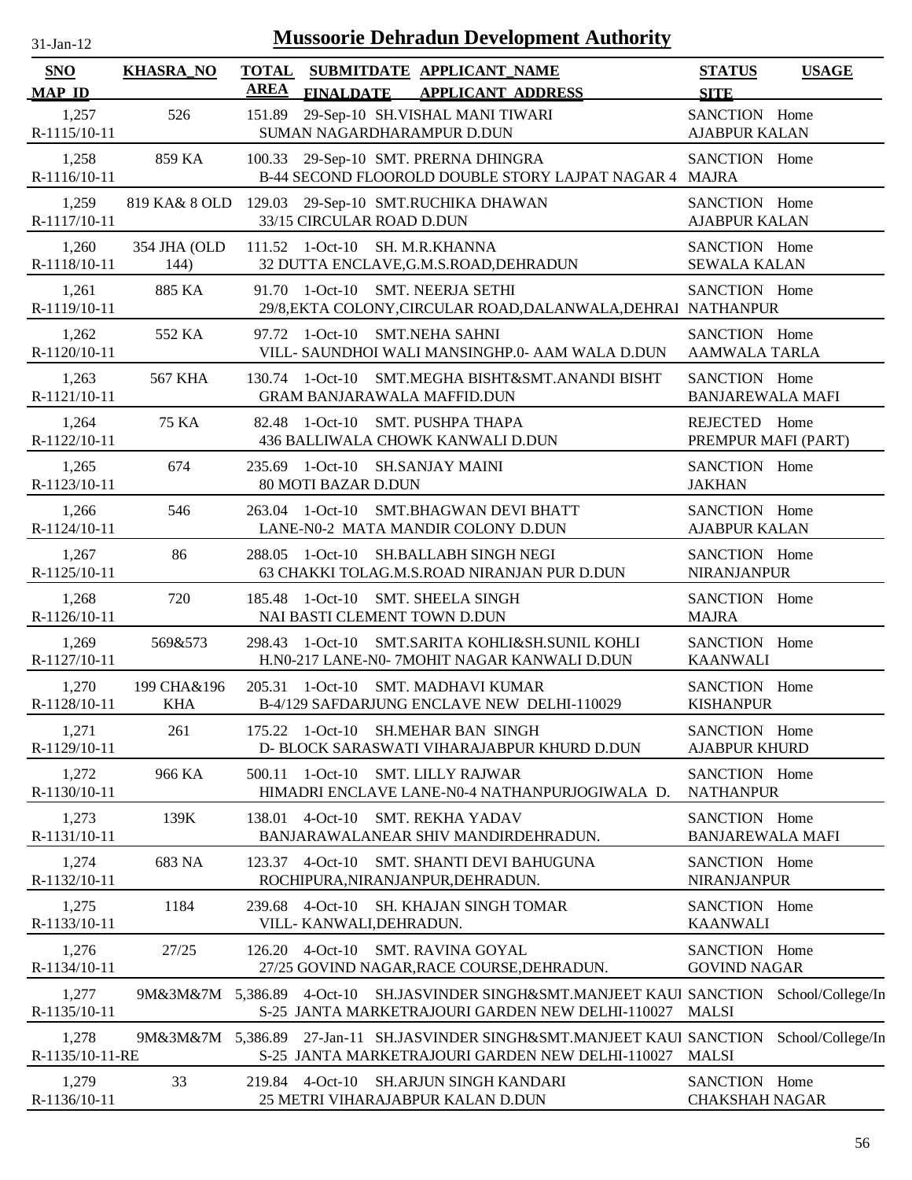# Mussoorie Dehradun Development Authority

31-Jan-12

| SNO / MAP_ID | KHASRA_NO | TOTAL AREA | SUBMITDATE / FINALDATE | APPLICANT_NAME / APPLICANT_ADDRESS | STATUS / SITE | USAGE |
|---|---|---|---|---|---|---|
| 1,257 / R-1115/10-11 | 526 | 151.89 | 29-Sep-10 | SH.VISHAL MANI TIWARI / SUMAN NAGARDHARAMPUR D.DUN | SANCTION / AJABPUR KALAN | Home |
| 1,258 / R-1116/10-11 | 859 KA | 100.33 | 29-Sep-10 | SMT. PRERNA DHINGRA / B-44 SECOND FLOOROLD DOUBLE STORY LAJPAT NAGAR 4 | SANCTION / MAJRA | Home |
| 1,259 / R-1117/10-11 | 819 KA& 8 OLD | 129.03 | 29-Sep-10 | SMT.RUCHIKA DHAWAN / 33/15 CIRCULAR ROAD D.DUN | SANCTION / AJABPUR KALAN | Home |
| 1,260 / R-1118/10-11 | 354 JHA (OLD 144) | 111.52 | 1-Oct-10 | SH. M.R.KHANNA / 32 DUTTA ENCLAVE,G.M.S.ROAD,DEHRADUN | SANCTION / SEWALA KALAN | Home |
| 1,261 / R-1119/10-11 | 885 KA | 91.70 | 1-Oct-10 | SMT. NEERJA SETHI / 29/8,EKTA COLONY,CIRCULAR ROAD,DALANWALA,DEHRAI | SANCTION / NATHANPUR | Home |
| 1,262 / R-1120/10-11 | 552 KA | 97.72 | 1-Oct-10 | SMT.NEHA SAHNI / VILL- SAUNDHOI WALI MANSINGHP.0- AAM WALA D.DUN | SANCTION / AAMWALA TARLA | Home |
| 1,263 / R-1121/10-11 | 567 KHA | 130.74 | 1-Oct-10 | SMT.MEGHA BISHT&SMT.ANANDI BISHT / GRAM BANJARAWALA MAFFID.DUN | SANCTION / BANJAREWALA MAFI | Home |
| 1,264 / R-1122/10-11 | 75 KA | 82.48 | 1-Oct-10 | SMT. PUSHPA THAPA / 436 BALLIWALA CHOWK KANWALI D.DUN | REJECTED / PREMPUR MAFI (PART) | Home |
| 1,265 / R-1123/10-11 | 674 | 235.69 | 1-Oct-10 | SH.SANJAY MAINI / 80 MOTI BAZAR D.DUN | SANCTION / JAKHAN | Home |
| 1,266 / R-1124/10-11 | 546 | 263.04 | 1-Oct-10 | SMT.BHAGWAN DEVI BHATT / LANE-N0-2 MATA MANDIR COLONY D.DUN | SANCTION / AJABPUR KALAN | Home |
| 1,267 / R-1125/10-11 | 86 | 288.05 | 1-Oct-10 | SH.BALLABH SINGH NEGI / 63 CHAKKI TOLAG.M.S.ROAD NIRANJAN PUR D.DUN | SANCTION / NIRANJANPUR | Home |
| 1,268 / R-1126/10-11 | 720 | 185.48 | 1-Oct-10 | SMT. SHEELA SINGH / NAI BASTI CLEMENT TOWN D.DUN | SANCTION / MAJRA | Home |
| 1,269 / R-1127/10-11 | 569&573 | 298.43 | 1-Oct-10 | SMT.SARITA KOHLI&SH.SUNIL KOHLI / H.N0-217 LANE-N0- 7MOHIT NAGAR KANWALI D.DUN | SANCTION / KAANWALI | Home |
| 1,270 / R-1128/10-11 | 199 CHA&196 KHA | 205.31 | 1-Oct-10 | SMT. MADHAVI KUMAR / B-4/129 SAFDARJUNG ENCLAVE NEW DELHI-110029 | SANCTION / KISHANPUR | Home |
| 1,271 / R-1129/10-11 | 261 | 175.22 | 1-Oct-10 | SH.MEHAR BAN SINGH / D- BLOCK SARASWATI VIHARAJABPUR KHURD D.DUN | SANCTION / AJABPUR KHURD | Home |
| 1,272 / R-1130/10-11 | 966 KA | 500.11 | 1-Oct-10 | SMT. LILLY RAJWAR / HIMADRI ENCLAVE LANE-N0-4 NATHANPURJOGIWALA D. | SANCTION / NATHANPUR | Home |
| 1,273 / R-1131/10-11 | 139K | 138.01 | 4-Oct-10 | SMT. REKHA YADAV / BANJARAWALANEAR SHIV MANDIRDEHRADUN. | SANCTION / BANJAREWALA MAFI | Home |
| 1,274 / R-1132/10-11 | 683 NA | 123.37 | 4-Oct-10 | SMT. SHANTI DEVI BAHUGUNA / ROCHIPURA,NIRANJANPUR,DEHRADUN. | SANCTION / NIRANJANPUR | Home |
| 1,275 / R-1133/10-11 | 1184 | 239.68 | 4-Oct-10 | SH. KHAJAN SINGH TOMAR / VILL- KANWALI,DEHRADUN. | SANCTION / KAANWALI | Home |
| 1,276 / R-1134/10-11 | 27/25 | 126.20 | 4-Oct-10 | SMT. RAVINA GOYAL / 27/25 GOVIND NAGAR,RACE COURSE,DEHRADUN. | SANCTION / GOVIND NAGAR | Home |
| 1,277 / R-1135/10-11 | 9M&3M&7M | 5,386.89 | 4-Oct-10 | SH.JASVINDER SINGH&SMT.MANJEET KAUI / S-25 JANTA MARKETRAJOURI GARDEN NEW DELHI-110027 | SANCTION / MALSI | School/College/In |
| 1,278 / R-1135/10-11-RE | 9M&3M&7M | 5,386.89 | 27-Jan-11 | SH.JASVINDER SINGH&SMT.MANJEET KAUI / S-25 JANTA MARKETRAJOURI GARDEN NEW DELHI-110027 | SANCTION / MALSI | School/College/In |
| 1,279 / R-1136/10-11 | 33 | 219.84 | 4-Oct-10 | SH.ARJUN SINGH KANDARI / 25 METRI VIHARAJABPUR KALAN D.DUN | SANCTION / CHAKSHAH NAGAR | Home |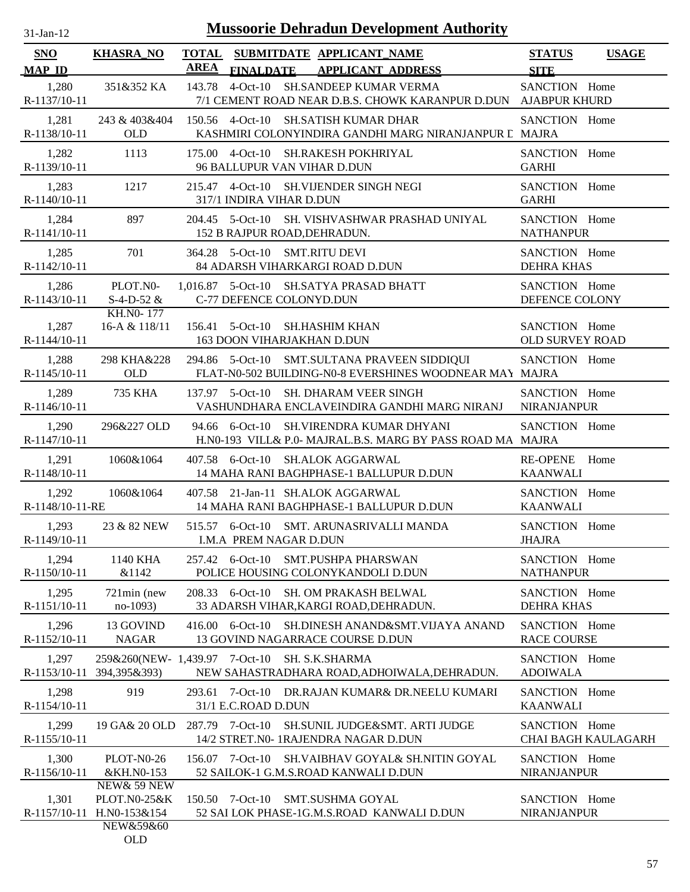# Mussoorie Dehradun Development Authority

31-Jan-12

| SNO / MAP_ID | KHASRA_NO | TOTAL AREA | SUBMITDATE / FINALDATE | APPLICANT_NAME / APPLICANT_ADDRESS | STATUS / SITE | USAGE |
|---|---|---|---|---|---|---|
| 1,280 / R-1137/10-11 | 351&352 KA | 143.78 | 4-Oct-10 | SH.SANDEEP KUMAR VERMA / 7/1 CEMENT ROAD NEAR D.B.S. CHOWK KARANPUR D.DUN | SANCTION / AJABPUR KHURD | Home |
| 1,281 / R-1138/10-11 | 243 & 403&404 OLD | 150.56 | 4-Oct-10 | SH.SATISH KUMAR DHAR / KASHMIRI COLONYINDIRA GANDHI MARG NIRANJANPUR D | SANCTION / MAJRA | Home |
| 1,282 / R-1139/10-11 | 1113 | 175.00 | 4-Oct-10 | SH.RAKESH POKHRIYAL / 96 BALLUPUR VAN VIHAR D.DUN | SANCTION / GARHI | Home |
| 1,283 / R-1140/10-11 | 1217 | 215.47 | 4-Oct-10 | SH.VIJENDER SINGH NEGI / 317/1 INDIRA VIHAR D.DUN | SANCTION / GARHI | Home |
| 1,284 / R-1141/10-11 | 897 | 204.45 | 5-Oct-10 | SH. VISHVASHWAR PRASHAD UNIYAL / 152 B RAJPUR ROAD,DEHRADUN. | SANCTION / NATHANPUR | Home |
| 1,285 / R-1142/10-11 | 701 | 364.28 | 5-Oct-10 | SMT.RITU DEVI / 84 ADARSH VIHARKARGI ROAD D.DUN | SANCTION / DEHRA KHAS | Home |
| 1,286 / R-1143/10-11 | PLOT.N0-S-4-D-52 & KH.N0- 177 | 1,016.87 | 5-Oct-10 | SH.SATYA PRASAD BHATT / C-77 DEFENCE COLONYD.DUN | SANCTION / DEFENCE COLONY | Home |
| 1,287 / R-1144/10-11 | 16-A & 118/11 | 156.41 | 5-Oct-10 | SH.HASHIM KHAN / 163 DOON VIHARJAKHAN D.DUN | SANCTION / OLD SURVEY ROAD | Home |
| 1,288 / R-1145/10-11 | 298 KHA&228 OLD | 294.86 | 5-Oct-10 | SMT.SULTANA PRAVEEN SIDDIQUI / FLAT-N0-502 BUILDING-N0-8 EVERSHINES WOODNEAR MAY | SANCTION / MAJRA | Home |
| 1,289 / R-1146/10-11 | 735 KHA | 137.97 | 5-Oct-10 | SH. DHARAM VEER SINGH / VASHUNDHARA ENCLAVEINDIRA GANDHI MARG NIRANJ | SANCTION / NIRANJANPUR | Home |
| 1,290 / R-1147/10-11 | 296&227 OLD | 94.66 | 6-Oct-10 | SH.VIRENDRA KUMAR DHYANI / H.N0-193 VILL& P.0- MAJRAL.B.S. MARG BY PASS ROAD MA | SANCTION / MAJRA | Home |
| 1,291 / R-1148/10-11 | 1060&1064 | 407.58 | 6-Oct-10 | SH.ALOK AGGARWAL / 14 MAHA RANI BAGHPHASE-1 BALLUPUR D.DUN | RE-OPENE / KAANWALI | Home |
| 1,292 / R-1148/10-11-RE | 1060&1064 | 407.58 | 21-Jan-11 | SH.ALOK AGGARWAL / 14 MAHA RANI BAGHPHASE-1 BALLUPUR D.DUN | SANCTION / KAANWALI | Home |
| 1,293 / R-1149/10-11 | 23 & 82 NEW | 515.57 | 6-Oct-10 | SMT. ARUNASRIVALLI MANDA / I.M.A PREM NAGAR D.DUN | SANCTION / JHAJRA | Home |
| 1,294 / R-1150/10-11 | 1140 KHA &1142 | 257.42 | 6-Oct-10 | SMT.PUSHPA PHARSWAN / POLICE HOUSING COLONYKANDOLI D.DUN | SANCTION / NATHANPUR | Home |
| 1,295 / R-1151/10-11 | 721min (new no-1093) | 208.33 | 6-Oct-10 | SH. OM PRAKASH BELWAL / 33 ADARSH VIHAR,KARGI ROAD,DEHRADUN. | SANCTION / DEHRA KHAS | Home |
| 1,296 / R-1152/10-11 | 13 GOVIND NAGAR | 416.00 | 6-Oct-10 | SH.DINESH ANAND&SMT.VIJAYA ANAND / 13 GOVIND NAGARRACE COURSE D.DUN | SANCTION / RACE COURSE | Home |
| 1,297 / R-1153/10-11 | 259&260(NEW-394,395&393) | 1,439.97 | 7-Oct-10 | SH. S.K.SHARMA / NEW SAHASTRADHARA ROAD,ADHOIWALA,DEHRADUN. | SANCTION / ADOIWALA | Home |
| 1,298 / R-1154/10-11 | 919 | 293.61 | 7-Oct-10 | DR.RAJAN KUMAR& DR.NEELU KUMARI / 31/1 E.C.ROAD D.DUN | SANCTION / KAANWALI | Home |
| 1,299 / R-1155/10-11 | 19 GA& 20 OLD | 287.79 | 7-Oct-10 | SH.SUNIL JUDGE&SMT. ARTI JUDGE / 14/2 STRET.N0- 1RAJENDRA NAGAR D.DUN | SANCTION / CHAI BAGH KAULAGARH | Home |
| 1,300 / R-1156/10-11 | PLOT-N0-26 &KH.N0-153 NEW& 59 NEW | 156.07 | 7-Oct-10 | SH.VAIBHAV GOYAL& SH.NITIN GOYAL / 52 SAILOK-1 G.M.S.ROAD KANWALI D.DUN | SANCTION / NIRANJANPUR | Home |
| 1,301 / R-1157/10-11 | PLOT.N0-25&KH.N0-153&154 NEW&59&60 OLD | 150.50 | 7-Oct-10 | SMT.SUSHMA GOYAL / 52 SAI LOK PHASE-1G.M.S.ROAD KANWALI D.DUN | SANCTION / NIRANJANPUR | Home |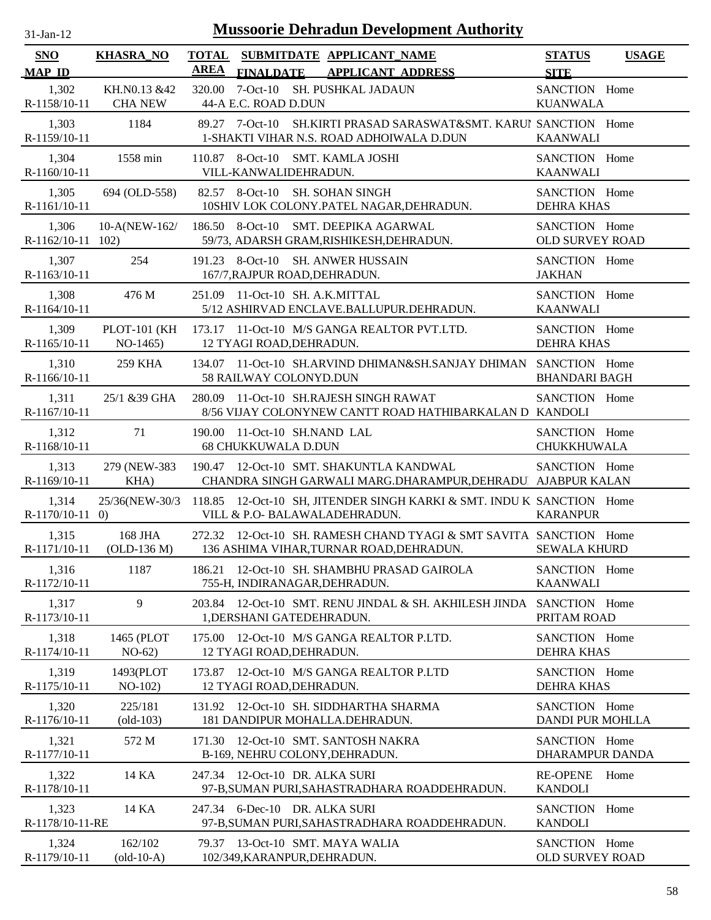# Mussoorie Dehradun Development Authority

31-Jan-12

| SNO / MAP_ID | KHASRA_NO | TOTAL AREA | SUBMITDATE / FINALDATE | APPLICANT_NAME / APPLICANT ADDRESS | STATUS / SITE | USAGE |
|---|---|---|---|---|---|---|
| 1,302 / R-1158/10-11 | KH.N0.13 &42 CHA NEW | 320.00 | 7-Oct-10 | SH. PUSHKAL JADAUN / 44-A E.C. ROAD D.DUN | SANCTION / KUANWALA | Home |
| 1,303 / R-1159/10-11 | 1184 | 89.27 | 7-Oct-10 | SH.KIRTI PRASAD SARASWAT&SMT. KARUI / 1-SHAKTI VIHAR N.S. ROAD ADHOIWALA D.DUN | SANCTION / KAANWALI | Home |
| 1,304 / R-1160/10-11 | 1558 min | 110.87 | 8-Oct-10 | SMT. KAMLA JOSHI / VILL-KANWALIDEHRADUN. | SANCTION / KAANWALI | Home |
| 1,305 / R-1161/10-11 | 694 (OLD-558) | 82.57 | 8-Oct-10 | SH. SOHAN SINGH / 10SHIV LOK COLONY.PATEL NAGAR,DEHRADUN. | SANCTION / DEHRA KHAS | Home |
| 1,306 / R-1162/10-11 | 10-A(NEW-162/ 102) | 186.50 | 8-Oct-10 | SMT. DEEPIKA AGARWAL / 59/73, ADARSH GRAM,RISHIKESH,DEHRADUN. | SANCTION / OLD SURVEY ROAD | Home |
| 1,307 / R-1163/10-11 | 254 | 191.23 | 8-Oct-10 | SH. ANWER HUSSAIN / 167/7,RAJPUR ROAD,DEHRADUN. | SANCTION / JAKHAN | Home |
| 1,308 / R-1164/10-11 | 476 M | 251.09 | 11-Oct-10 | SH. A.K.MITTAL / 5/12 ASHIRVAD ENCLAVE.BALLUPUR.DEHRADUN. | SANCTION / KAANWALI | Home |
| 1,309 / R-1165/10-11 | PLOT-101 (KH NO-1465) | 173.17 | 11-Oct-10 | M/S GANGA REALTOR PVT.LTD. / 12 TYAGI ROAD,DEHRADUN. | SANCTION / DEHRA KHAS | Home |
| 1,310 / R-1166/10-11 | 259 KHA | 134.07 | 11-Oct-10 | SH.ARVIND DHIMAN&SH.SANJAY DHIMAN / 58 RAILWAY COLONYD.DUN | SANCTION / BHANDARI BAGH | Home |
| 1,311 / R-1167/10-11 | 25/1 &39 GHA | 280.09 | 11-Oct-10 | SH.RAJESH SINGH RAWAT / 8/56 VIJAY COLONYNEW CANTT ROAD HATHIBARKALAN D | SANCTION / KANDOLI | Home |
| 1,312 / R-1168/10-11 | 71 | 190.00 | 11-Oct-10 | SH.NAND LAL / 68 CHUKKUWALA D.DUN | SANCTION / CHUKKHUWALA | Home |
| 1,313 / R-1169/10-11 | 279 (NEW-383 KHA) | 190.47 | 12-Oct-10 | SMT. SHAKUNTLA KANDWAL / CHANDRA SINGH GARWALI MARG.DHARAMPUR,DEHRADU | SANCTION / AJABPUR KALAN | Home |
| 1,314 / R-1170/10-11 | 25/36(NEW-30/3 0) | 118.85 | 12-Oct-10 | SH, JITENDER SINGH KARKI & SMT. INDU K / VILL & P.O- BALAWALADEHRADUN. | SANCTION / KARANPUR | Home |
| 1,315 / R-1171/10-11 | 168 JHA (OLD-136 M) | 272.32 | 12-Oct-10 | SH. RAMESH CHAND TYAGI & SMT SAVITA / 136 ASHIMA VIHAR,TURNAR ROAD,DEHRADUN. | SANCTION / SEWALA KHURD | Home |
| 1,316 / R-1172/10-11 | 1187 | 186.21 | 12-Oct-10 | SH. SHAMBHU PRASAD GAIROLA / 755-H, INDIRANAGAR,DEHRADUN. | SANCTION / KAANWALI | Home |
| 1,317 / R-1173/10-11 | 9 | 203.84 | 12-Oct-10 | SMT. RENU JINDAL & SH. AKHILESH JINDA / 1,DERSHANI GATEDEHRADUN. | SANCTION / PRITAM ROAD | Home |
| 1,318 / R-1174/10-11 | 1465 (PLOT NO-62) | 175.00 | 12-Oct-10 | M/S GANGA REALTOR P.LTD. / 12 TYAGI ROAD,DEHRADUN. | SANCTION / DEHRA KHAS | Home |
| 1,319 / R-1175/10-11 | 1493(PLOT NO-102) | 173.87 | 12-Oct-10 | M/S GANGA REALTOR P.LTD / 12 TYAGI ROAD,DEHRADUN. | SANCTION / DEHRA KHAS | Home |
| 1,320 / R-1176/10-11 | 225/181 (old-103) | 131.92 | 12-Oct-10 | SH. SIDDHARTHA SHARMA / 181 DANDIPUR MOHALLA.DEHRADUN. | SANCTION / DANDI PUR MOHLLA | Home |
| 1,321 / R-1177/10-11 | 572 M | 171.30 | 12-Oct-10 | SMT. SANTOSH NAKRA / B-169, NEHRU COLONY,DEHRADUN. | SANCTION / DHARAMPUR DANDA | Home |
| 1,322 / R-1178/10-11 | 14 KA | 247.34 | 12-Oct-10 | DR. ALKA SURI / 97-B,SUMAN PURI,SAHASTRADHARA ROADDEHRADUN. | RE-OPENE / KANDOLI | Home |
| 1,323 / R-1178/10-11-RE | 14 KA | 247.34 | 6-Dec-10 | DR. ALKA SURI / 97-B,SUMAN PURI,SAHASTRADHARA ROADDEHRADUN. | SANCTION / KANDOLI | Home |
| 1,324 / R-1179/10-11 | 162/102 (old-10-A) | 79.37 | 13-Oct-10 | SMT. MAYA WALIA / 102/349,KARANPUR,DEHRADUN. | SANCTION / OLD SURVEY ROAD | Home |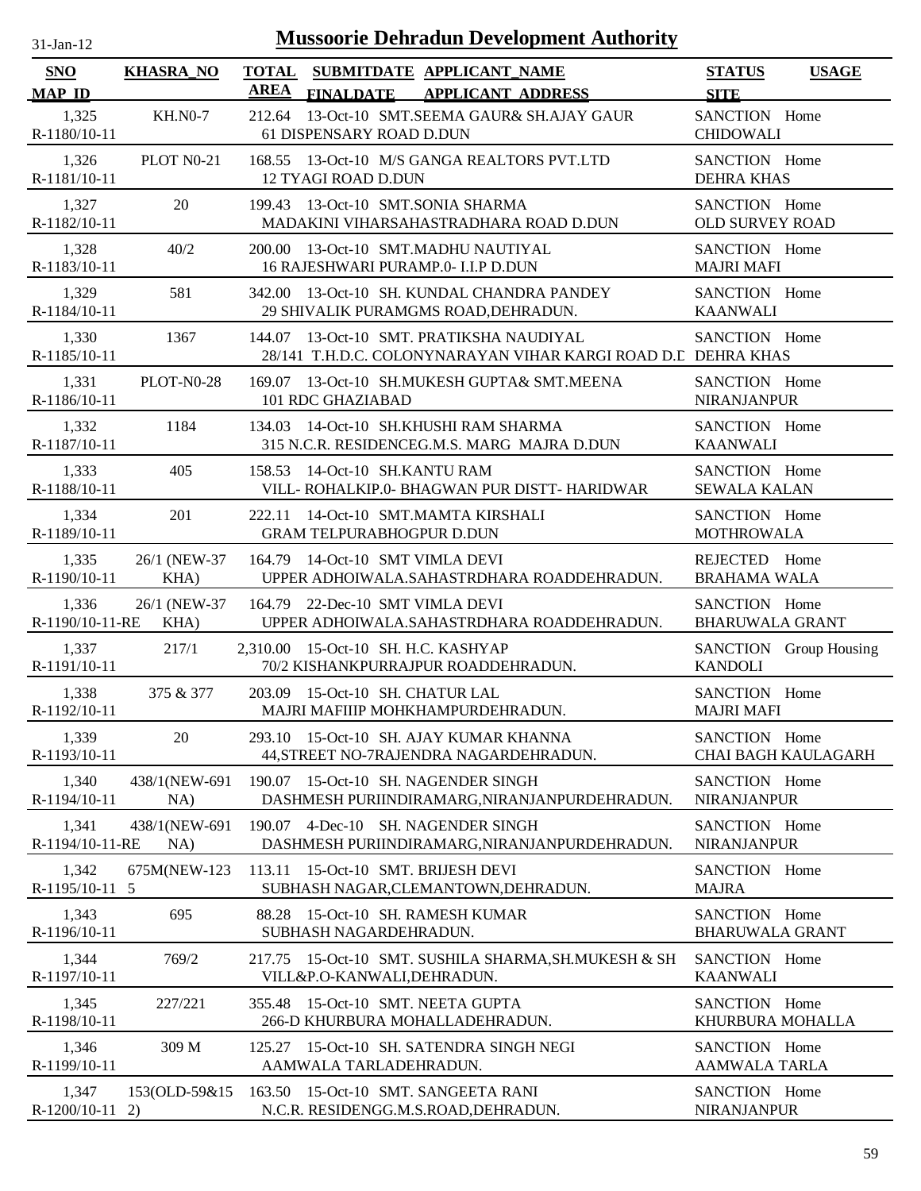31-Jan-12

# Mussoorie Dehradun Development Authority

| SNO<br>MAP_ID | KHASRA_NO | TOTAL AREA | SUBMITDATE FINALDATE | APPLICANT_NAME<br>APPLICANT_ADDRESS | STATUS<br>SITE | USAGE |
|---|---|---|---|---|---|---|
| 1,325<br>R-1180/10-11 | KH.N0-7 | 212.64 | 13-Oct-10 | SMT.SEEMA GAUR& SH.AJAY GAUR<br>61 DISPENSARY ROAD D.DUN | SANCTION<br>CHIDOWALI | Home |
| 1,326<br>R-1181/10-11 | PLOT N0-21 | 168.55 | 13-Oct-10 | M/S GANGA REALTORS PVT.LTD<br>12 TYAGI ROAD D.DUN | SANCTION<br>DEHRA KHAS | Home |
| 1,327<br>R-1182/10-11 | 20 | 199.43 | 13-Oct-10 | SMT.SONIA SHARMA<br>MADAKINI VIHARSAHASTRADHARA ROAD D.DUN | SANCTION<br>OLD SURVEY ROAD | Home |
| 1,328<br>R-1183/10-11 | 40/2 | 200.00 | 13-Oct-10 | SMT.MADHU NAUTIYAL<br>16 RAJESHWARI PURAMP.0- I.I.P D.DUN | SANCTION<br>MAJRI MAFI | Home |
| 1,329<br>R-1184/10-11 | 581 | 342.00 | 13-Oct-10 | SH. KUNDAL CHANDRA PANDEY<br>29 SHIVALIK PURAMGMS ROAD,DEHRADUN. | SANCTION<br>KAANWALI | Home |
| 1,330<br>R-1185/10-11 | 1367 | 144.07 | 13-Oct-10 | SMT. PRATIKSHA NAUDIYAL<br>28/141 T.H.D.C. COLONYNARAYAN VIHAR KARGI ROAD D.D | SANCTION<br>DEHRA KHAS | Home |
| 1,331<br>R-1186/10-11 | PLOT-N0-28 | 169.07 | 13-Oct-10 | SH.MUKESH GUPTA& SMT.MEENA<br>101 RDC GHAZIABAD | SANCTION<br>NIRANJANPUR | Home |
| 1,332<br>R-1187/10-11 | 1184 | 134.03 | 14-Oct-10 | SH.KHUSHI RAM SHARMA<br>315 N.C.R. RESIDENCEG.M.S. MARG MAJRA D.DUN | SANCTION<br>KAANWALI | Home |
| 1,333<br>R-1188/10-11 | 405 | 158.53 | 14-Oct-10 | SH.KANTU RAM<br>VILL- ROHALKIP.0- BHAGWAN PUR DISTT- HARIDWAR | SANCTION<br>SEWALA KALAN | Home |
| 1,334<br>R-1189/10-11 | 201 | 222.11 | 14-Oct-10 | SMT.MAMTA KIRSHALI<br>GRAM TELPURABHOGPUR D.DUN | SANCTION<br>MOTHROWALA | Home |
| 1,335<br>R-1190/10-11 | 26/1 (NEW-37 KHA) | 164.79 | 14-Oct-10 | SMT VIMLA DEVI<br>UPPER ADHOIWALA.SAHASTRDHARA ROADDEHRADUN. | REJECTED<br>BRAHAMA WALA | Home |
| 1,336<br>R-1190/10-11-RE | 26/1 (NEW-37 KHA) | 164.79 | 22-Dec-10 | SMT VIMLA DEVI<br>UPPER ADHOIWALA.SAHASTRDHARA ROADDEHRADUN. | SANCTION<br>BHARUWALA GRANT | Home |
| 1,337<br>R-1191/10-11 | 217/1 | 2,310.00 | 15-Oct-10 | SH. H.C. KASHYAP<br>70/2 KISHANKPURRAJPUR ROADDEHRADUN. | SANCTION<br>KANDOLI | Group Housing |
| 1,338<br>R-1192/10-11 | 375 & 377 | 203.09 | 15-Oct-10 | SH. CHATUR LAL<br>MAJRI MAFIIIP MOHKHAMPURDEHRADUN. | SANCTION<br>MAJRI MAFI | Home |
| 1,339<br>R-1193/10-11 | 20 | 293.10 | 15-Oct-10 | SH. AJAY KUMAR KHANNA<br>44,STREET NO-7RAJENDRA NAGARDEHRADUN. | SANCTION<br>CHAI BAGH KAULAGARH | Home |
| 1,340<br>R-1194/10-11 | 438/1(NEW-691 NA) | 190.07 | 15-Oct-10 | SH. NAGENDER SINGH<br>DASHMESH PURIINDIRAMARG,NIRANJANPURDEHRADUN. | SANCTION<br>NIRANJANPUR | Home |
| 1,341<br>R-1194/10-11-RE | 438/1(NEW-691 NA) | 190.07 | 4-Dec-10 | SH. NAGENDER SINGH<br>DASHMESH PURIINDIRAMARG,NIRANJANPURDEHRADUN. | SANCTION<br>NIRANJANPUR | Home |
| 1,342<br>R-1195/10-11 | 675M(NEW-123 5 | 113.11 | 15-Oct-10 | SMT. BRIJESH DEVI<br>SUBHASH NAGAR,CLEMANTOWN,DEHRADUN. | SANCTION<br>MAJRA | Home |
| 1,343<br>R-1196/10-11 | 695 | 88.28 | 15-Oct-10 | SH. RAMESH KUMAR<br>SUBHASH NAGARDEHRADUN. | SANCTION<br>BHARUWALA GRANT | Home |
| 1,344<br>R-1197/10-11 | 769/2 | 217.75 | 15-Oct-10 | SMT. SUSHILA SHARMA,SH.MUKESH & SH<br>VILL&P.O-KANWALI,DEHRADUN. | SANCTION<br>KAANWALI | Home |
| 1,345<br>R-1198/10-11 | 227/221 | 355.48 | 15-Oct-10 | SMT. NEETA GUPTA<br>266-D KHURBURA MOHALLADEHRADUN. | SANCTION<br>KHURBURA MOHALLA | Home |
| 1,346<br>R-1199/10-11 | 309 M | 125.27 | 15-Oct-10 | SH. SATENDRA SINGH NEGI<br>AAMWALA TARLADEHRADUN. | SANCTION<br>AAMWALA TARLA | Home |
| 1,347<br>R-1200/10-11 | 153(OLD-59&15 2) | 163.50 | 15-Oct-10 | SMT. SANGEETA RANI<br>N.C.R. RESIDENGG.M.S.ROAD,DEHRADUN. | SANCTION<br>NIRANJANPUR | Home |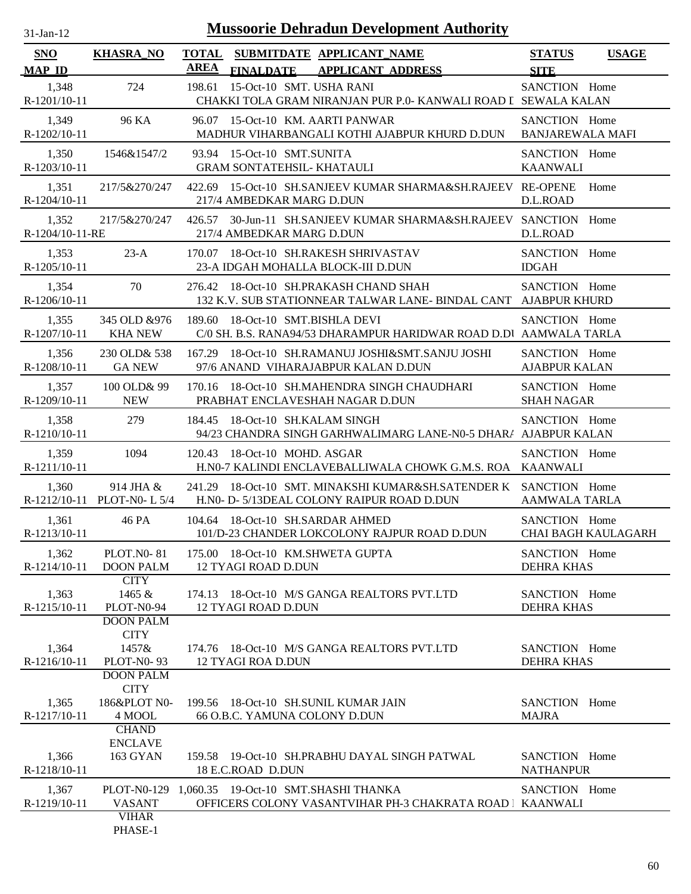# Mussoorie Dehradun Development Authority

31-Jan-12

| SNO / MAP_ID | KHASRA_NO | TOTAL AREA | SUBMITDATE / FINALDATE | APPLICANT_NAME / APPLICANT_ADDRESS | STATUS / SITE | USAGE |
|---|---|---|---|---|---|---|
| 1,348 / R-1201/10-11 | 724 | 198.61 | 15-Oct-10 | SMT. USHA RANI / CHAKKI TOLA GRAM NIRANJAN PUR P.0- KANWALI ROAD I | SANCTION / SEWALA KALAN | Home |
| 1,349 / R-1202/10-11 | 96 KA | 96.07 | 15-Oct-10 | KM. AARTI PANWAR / MADHUR VIHARBANGALI KOTHI AJABPUR KHURD D.DUN | SANCTION / BANJAREWALA MAFI | Home |
| 1,350 / R-1203/10-11 | 1546&1547/2 | 93.94 | 15-Oct-10 | SMT.SUNITA / GRAM SONTATEHSIL- KHATAULI | SANCTION / KAANWALI | Home |
| 1,351 / R-1204/10-11 | 217/5&270/247 | 422.69 | 15-Oct-10 | SH.SANJEEV KUMAR SHARMA&SH.RAJEEV / 217/4 AMBEDKAR MARG D.DUN | RE-OPENE / D.L.ROAD | Home |
| 1,352 / R-1204/10-11-RE | 217/5&270/247 | 426.57 | 30-Jun-11 | SH.SANJEEV KUMAR SHARMA&SH.RAJEEV / 217/4 AMBEDKAR MARG D.DUN | SANCTION / D.L.ROAD | Home |
| 1,353 / R-1205/10-11 | 23-A | 170.07 | 18-Oct-10 | SH.RAKESH SHRIVASTAV / 23-A IDGAH MOHALLA BLOCK-III D.DUN | SANCTION / IDGAH | Home |
| 1,354 / R-1206/10-11 | 70 | 276.42 | 18-Oct-10 | SH.PRAKASH CHAND SHAH / 132 K.V. SUB STATIONNEAR TALWAR LANE- BINDAL CANT | SANCTION / AJABPUR KHURD | Home |
| 1,355 / R-1207/10-11 | 345 OLD &976 KHA NEW | 189.60 | 18-Oct-10 | SMT.BISHLA DEVI / C/0 SH. B.S. RANA94/53 DHARAMPUR HARIDWAR ROAD D.DU | SANCTION / AAMWALA TARLA | Home |
| 1,356 / R-1208/10-11 | 230 OLD& 538 GA NEW | 167.29 | 18-Oct-10 | SH.RAMANUJ JOSHI&SMT.SANJU JOSHI / 97/6 ANAND VIHARAJABPUR KALAN D.DUN | SANCTION / AJABPUR KALAN | Home |
| 1,357 / R-1209/10-11 | 100 OLD& 99 NEW | 170.16 | 18-Oct-10 | SH.MAHENDRA SINGH CHAUDHARI / PRABHAT ENCLAVESHAH NAGAR D.DUN | SANCTION / SHAH NAGAR | Home |
| 1,358 / R-1210/10-11 | 279 | 184.45 | 18-Oct-10 | SH.KALAM SINGH / 94/23 CHANDRA SINGH GARHWALIMARG LANE-N0-5 DHAR/ | SANCTION / AJABPUR KALAN | Home |
| 1,359 / R-1211/10-11 | 1094 | 120.43 | 18-Oct-10 | MOHD. ASGAR / H.N0-7 KALINDI ENCLAVEBALLIWALA CHOWK G.M.S. ROA | SANCTION / KAANWALI | Home |
| 1,360 / R-1212/10-11 | 914 JHA & PLOT-N0- L 5/4 | 241.29 | 18-Oct-10 | SMT. MINAKSHI KUMAR&SH.SATENDER K / H.N0- D- 5/13DEAL COLONY RAIPUR ROAD D.DUN | SANCTION / AAMWALA TARLA | Home |
| 1,361 / R-1213/10-11 | 46 PA | 104.64 | 18-Oct-10 | SH.SARDAR AHMED / 101/D-23 CHANDER LOKCOLONY RAJPUR ROAD D.DUN | SANCTION / CHAI BAGH KAULAGARH | Home |
| 1,362 / R-1214/10-11 | PLOT.N0- 81 DOON PALM CITY | 175.00 | 18-Oct-10 | KM.SHWETA GUPTA / 12 TYAGI ROAD D.DUN | SANCTION / DEHRA KHAS | Home |
| 1,363 / R-1215/10-11 | 1465 & PLOT-N0-94 DOON PALM CITY | 174.13 | 18-Oct-10 | M/S GANGA REALTORS PVT.LTD / 12 TYAGI ROAD D.DUN | SANCTION / DEHRA KHAS | Home |
| 1,364 / R-1216/10-11 | 1457& PLOT-N0- 93 DOON PALM CITY | 174.76 | 18-Oct-10 | M/S GANGA REALTORS PVT.LTD / 12 TYAGI ROA D.DUN | SANCTION / DEHRA KHAS | Home |
| 1,365 / R-1217/10-11 | 186&PLOT N0- 4 MOOL CHAND ENCLAVE | 199.56 | 18-Oct-10 | SH.SUNIL KUMAR JAIN / 66 O.B.C. YAMUNA COLONY D.DUN | SANCTION / MAJRA | Home |
| 1,366 / R-1218/10-11 | 163 GYAN | 159.58 | 19-Oct-10 | SH.PRABHU DAYAL SINGH PATWAL / 18 E.C.ROAD D.DUN | SANCTION / NATHANPUR | Home |
| 1,367 / R-1219/10-11 | PLOT-N0-129 VASANT VIHAR PHASE-1 | 1,060.35 | 19-Oct-10 | SMT.SHASHI THANKA / OFFICERS COLONY VASANTVIHAR PH-3 CHAKRATA ROAD I | SANCTION / KAANWALI | Home |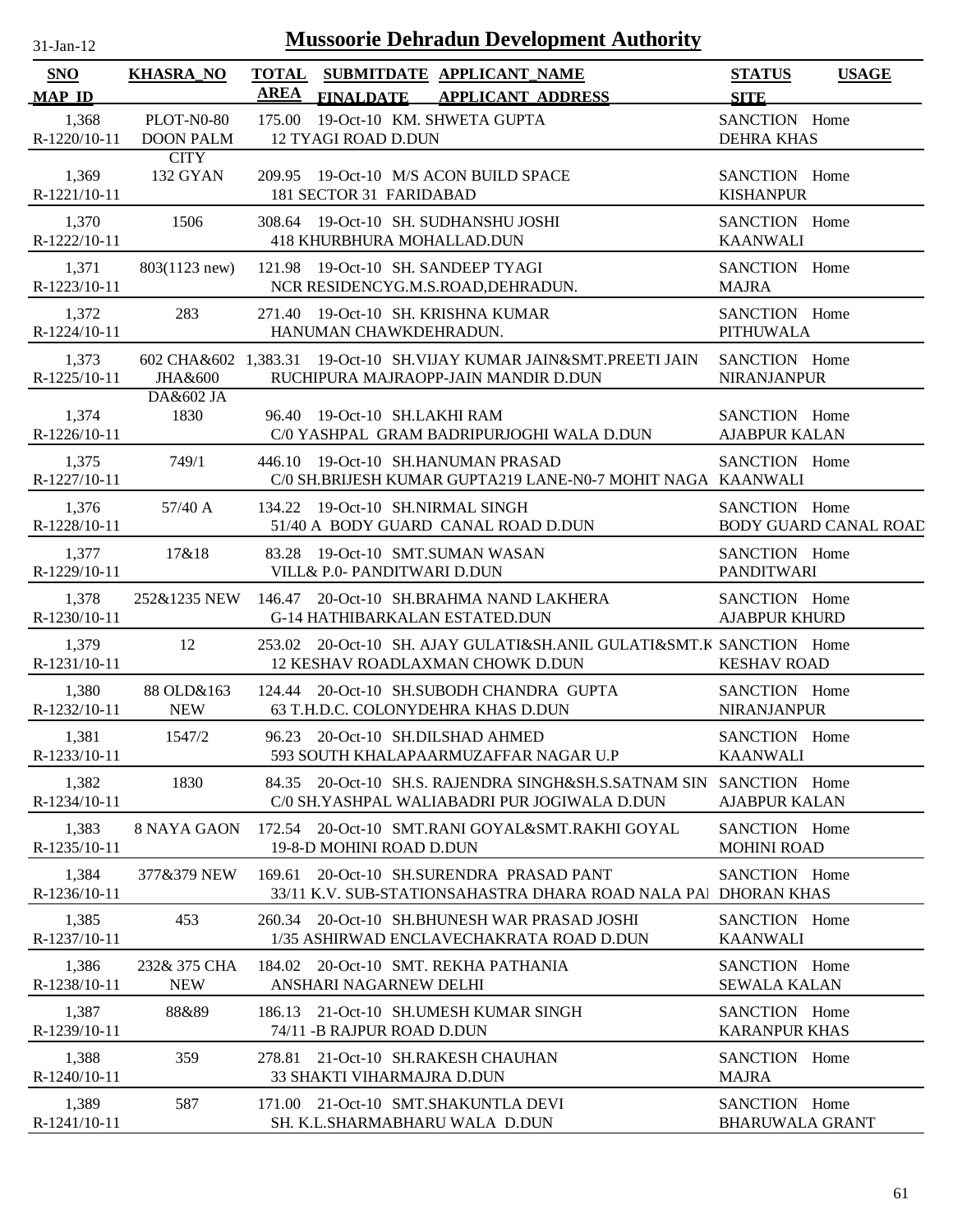# Mussoorie Dehradun Development Authority

31-Jan-12

| SNO / MAP_ID | KHASRA_NO | TOTAL AREA | SUBMITDATE / FINALDATE | APPLICANT_NAME / APPLICANT ADDRESS | STATUS / SITE | USAGE |
|---|---|---|---|---|---|---|
| 1,368 / R-1220/10-11 | PLOT-N0-80 DOON PALM CITY | 175.00 | 19-Oct-10 | KM. SHWETA GUPTA / 12 TYAGI ROAD D.DUN | SANCTION / DEHRA KHAS | Home |
| 1,369 / R-1221/10-11 | 132 GYAN | 209.95 | 19-Oct-10 | M/S ACON BUILD SPACE / 181 SECTOR 31 FARIDABAD | SANCTION / KISHANPUR | Home |
| 1,370 / R-1222/10-11 | 1506 | 308.64 | 19-Oct-10 | SH. SUDHANSHU JOSHI / 418 KHURBHURA MOHALLAD.DUN | SANCTION / KAANWALI | Home |
| 1,371 / R-1223/10-11 | 803(1123 new) | 121.98 | 19-Oct-10 | SH. SANDEEP TYAGI / NCR RESIDENCYG.M.S.ROAD,DEHRADUN. | SANCTION / MAJRA | Home |
| 1,372 / R-1224/10-11 | 283 | 271.40 | 19-Oct-10 | SH. KRISHNA KUMAR / HANUMAN CHAWKDEHRADUN. | SANCTION / PITHUWALA | Home |
| 1,373 / R-1225/10-11 | 602 CHA&602 JHA&600 DA&602 JA | 1,383.31 | 19-Oct-10 | SH.VIJAY KUMAR JAIN&SMT.PREETI JAIN / RUCHIPURA MAJRAOPP-JAIN MANDIR D.DUN | SANCTION / NIRANJANPUR | Home |
| 1,374 / R-1226/10-11 | 1830 | 96.40 | 19-Oct-10 | SH.LAKHI RAM / C/0 YASHPAL GRAM BADRIPURJOGHI WALA D.DUN | SANCTION / AJABPUR KALAN | Home |
| 1,375 / R-1227/10-11 | 749/1 | 446.10 | 19-Oct-10 | SH.HANUMAN PRASAD / C/0 SH.BRIJESH KUMAR GUPTA219 LANE-N0-7 MOHIT NAGA | SANCTION / KAANWALI | Home |
| 1,376 / R-1228/10-11 | 57/40 A | 134.22 | 19-Oct-10 | SH.NIRMAL SINGH / 51/40 A BODY GUARD CANAL ROAD D.DUN | SANCTION / BODY GUARD CANAL ROAD | Home |
| 1,377 / R-1229/10-11 | 17&18 | 83.28 | 19-Oct-10 | SMT.SUMAN WASAN / VILL& P.0- PANDITWARI D.DUN | SANCTION / PANDITWARI | Home |
| 1,378 / R-1230/10-11 | 252&1235 NEW | 146.47 | 20-Oct-10 | SH.BRAHMA NAND LAKHERA / G-14 HATHIBARKALAN ESTATED.DUN | SANCTION / AJABPUR KHURD | Home |
| 1,379 / R-1231/10-11 | 12 | 253.02 | 20-Oct-10 | SH. AJAY GULATI&SH.ANIL GULATI&SMT.K / 12 KESHAV ROADLAXMAN CHOWK D.DUN | SANCTION / KESHAV ROAD | Home |
| 1,380 / R-1232/10-11 | 88 OLD&163 NEW | 124.44 | 20-Oct-10 | SH.SUBODH CHANDRA GUPTA / 63 T.H.D.C. COLONYDEHRA KHAS D.DUN | SANCTION / NIRANJANPUR | Home |
| 1,381 / R-1233/10-11 | 1547/2 | 96.23 | 20-Oct-10 | SH.DILSHAD AHMED / 593 SOUTH KHALAPAARMUZAFFAR NAGAR U.P | SANCTION / KAANWALI | Home |
| 1,382 / R-1234/10-11 | 1830 | 84.35 | 20-Oct-10 | SH.S. RAJENDRA SINGH&SH.S.SATNAM SIN / C/0 SH.YASHPAL WALIABADRI PUR JOGIWALA D.DUN | SANCTION / AJABPUR KALAN | Home |
| 1,383 / R-1235/10-11 | 8 NAYA GAON | 172.54 | 20-Oct-10 | SMT.RANI GOYAL&SMT.RAKHI GOYAL / 19-8-D MOHINI ROAD D.DUN | SANCTION / MOHINI ROAD | Home |
| 1,384 / R-1236/10-11 | 377&379 NEW | 169.61 | 20-Oct-10 | SH.SURENDRA PRASAD PANT / 33/11 K.V. SUB-STATIONSAHASTRA DHARA ROAD NALA PAI | SANCTION / DHORAN KHAS | Home |
| 1,385 / R-1237/10-11 | 453 | 260.34 | 20-Oct-10 | SH.BHUNESH WAR PRASAD JOSHI / 1/35 ASHIRWAD ENCLAVECHAKRATA ROAD D.DUN | SANCTION / KAANWALI | Home |
| 1,386 / R-1238/10-11 | 232& 375 CHA NEW | 184.02 | 20-Oct-10 | SMT. REKHA PATHANIA / ANSHARI NAGARNEW DELHI | SANCTION / SEWALA KALAN | Home |
| 1,387 / R-1239/10-11 | 88&89 | 186.13 | 21-Oct-10 | SH.UMESH KUMAR SINGH / 74/11 -B RAJPUR ROAD D.DUN | SANCTION / KARANPUR KHAS | Home |
| 1,388 / R-1240/10-11 | 359 | 278.81 | 21-Oct-10 | SH.RAKESH CHAUHAN / 33 SHAKTI VIHARMAJRA D.DUN | SANCTION / MAJRA | Home |
| 1,389 / R-1241/10-11 | 587 | 171.00 | 21-Oct-10 | SMT.SHAKUNTLA DEVI / SH. K.L.SHARMABHARU WALA D.DUN | SANCTION / BHARUWALA GRANT | Home |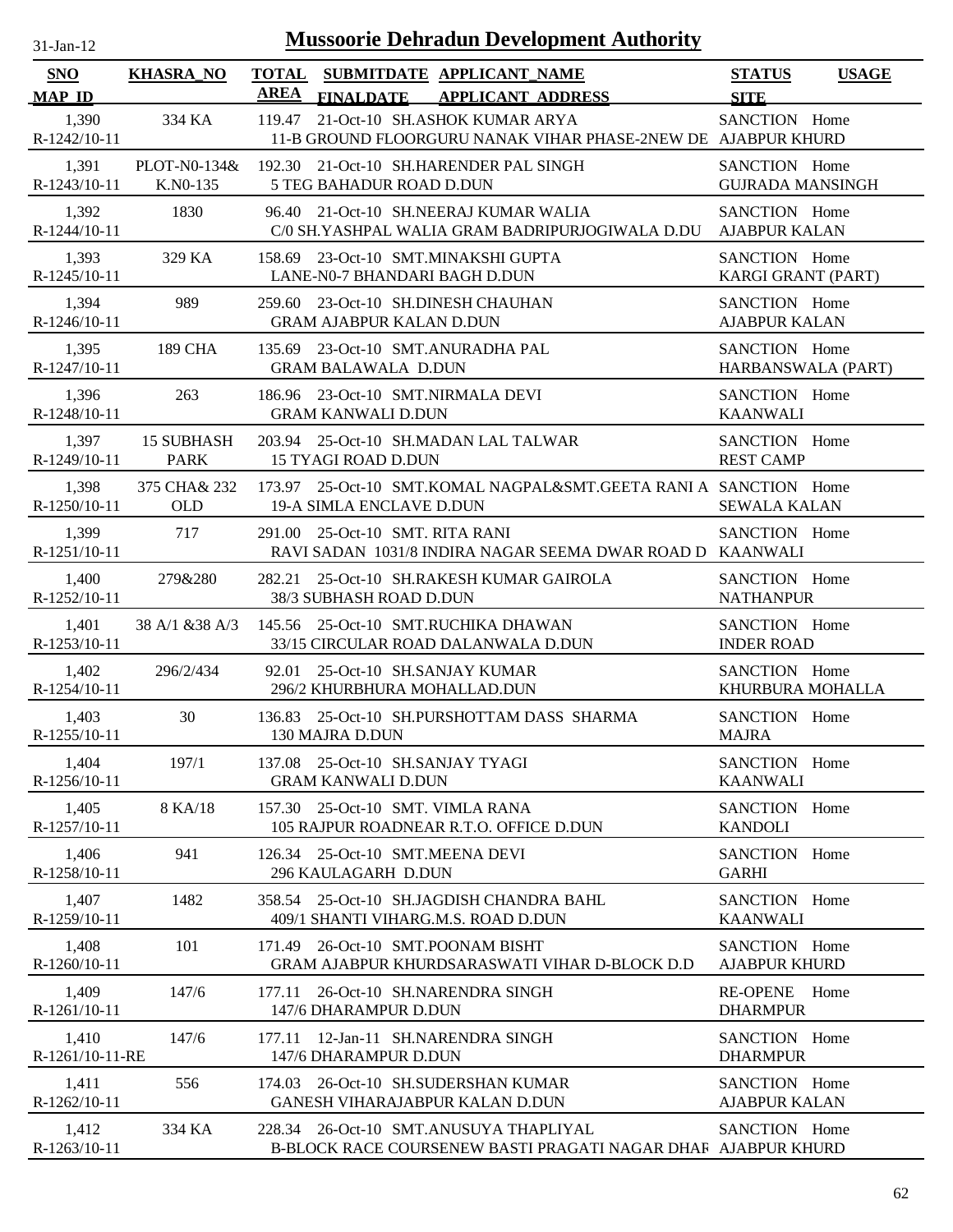# Mussoorie Dehradun Development Authority

31-Jan-12

| SNO<br>MAP_ID | KHASRA_NO | TOTAL AREA | SUBMITDATE<br>FINALDATE | APPLICANT_NAME<br>APPLICANT_ADDRESS | STATUS<br>SITE | USAGE |
|---|---|---|---|---|---|---|
| 1,390<br>R-1242/10-11 | 334 KA | 119.47 | 21-Oct-10 | SH.ASHOK KUMAR ARYA<br>11-B GROUND FLOORGURU NANAK VIHAR PHASE-2NEW DE | SANCTION<br>AJABPUR KHURD | Home |
| 1,391<br>R-1243/10-11 | PLOT-N0-134&<br>K.N0-135 | 192.30 | 21-Oct-10 | SH.HARENDER PAL SINGH<br>5 TEG BAHADUR ROAD D.DUN | SANCTION<br>GUJRADA MANSINGH | Home |
| 1,392<br>R-1244/10-11 | 1830 | 96.40 | 21-Oct-10 | SH.NEERAJ KUMAR WALIA<br>C/0 SH.YASHPAL WALIA GRAM BADRIPURJOGIWALA D.DU | SANCTION<br>AJABPUR KALAN | Home |
| 1,393<br>R-1245/10-11 | 329 KA | 158.69 | 23-Oct-10 | SMT.MINAKSHI GUPTA<br>LANE-N0-7 BHANDARI BAGH D.DUN | SANCTION<br>KARGI GRANT (PART) | Home |
| 1,394<br>R-1246/10-11 | 989 | 259.60 | 23-Oct-10 | SH.DINESH CHAUHAN<br>GRAM AJABPUR KALAN D.DUN | SANCTION<br>AJABPUR KALAN | Home |
| 1,395<br>R-1247/10-11 | 189 CHA | 135.69 | 23-Oct-10 | SMT.ANURADHA PAL<br>GRAM BALAWALA D.DUN | SANCTION<br>HARBANSWALA (PART) | Home |
| 1,396<br>R-1248/10-11 | 263 | 186.96 | 23-Oct-10 | SMT.NIRMALA DEVI<br>GRAM KANWALI D.DUN | SANCTION<br>KAANWALI | Home |
| 1,397<br>R-1249/10-11 | 15 SUBHASH PARK | 203.94 | 25-Oct-10 | SH.MADAN LAL TALWAR<br>15 TYAGI ROAD D.DUN | SANCTION<br>REST CAMP | Home |
| 1,398<br>R-1250/10-11 | 375 CHA& 232 OLD | 173.97 | 25-Oct-10 | SMT.KOMAL NAGPAL&SMT.GEETA RANI A<br>19-A SIMLA ENCLAVE D.DUN | SANCTION<br>SEWALA KALAN | Home |
| 1,399<br>R-1251/10-11 | 717 | 291.00 | 25-Oct-10 | SMT. RITA RANI<br>RAVI SADAN 1031/8 INDIRA NAGAR SEEMA DWAR ROAD D | SANCTION<br>KAANWALI | Home |
| 1,400<br>R-1252/10-11 | 279&280 | 282.21 | 25-Oct-10 | SH.RAKESH KUMAR GAIROLA<br>38/3 SUBHASH ROAD D.DUN | SANCTION<br>NATHANPUR | Home |
| 1,401<br>R-1253/10-11 | 38 A/1 &38 A/3 | 145.56 | 25-Oct-10 | SMT.RUCHIKA DHAWAN<br>33/15 CIRCULAR ROAD DALANWALA D.DUN | SANCTION<br>INDER ROAD | Home |
| 1,402<br>R-1254/10-11 | 296/2/434 | 92.01 | 25-Oct-10 | SH.SANJAY KUMAR<br>296/2 KHURBHURA MOHALLAD.DUN | SANCTION<br>KHURBURA MOHALLA | Home |
| 1,403<br>R-1255/10-11 | 30 | 136.83 | 25-Oct-10 | SH.PURSHOTTAM DASS SHARMA<br>130 MAJRA D.DUN | SANCTION<br>MAJRA | Home |
| 1,404<br>R-1256/10-11 | 197/1 | 137.08 | 25-Oct-10 | SH.SANJAY TYAGI<br>GRAM KANWALI D.DUN | SANCTION<br>KAANWALI | Home |
| 1,405<br>R-1257/10-11 | 8 KA/18 | 157.30 | 25-Oct-10 | SMT. VIMLA RANA<br>105 RAJPUR ROADNEAR R.T.O. OFFICE D.DUN | SANCTION<br>KANDOLI | Home |
| 1,406<br>R-1258/10-11 | 941 | 126.34 | 25-Oct-10 | SMT.MEENA DEVI<br>296 KAULAGARH D.DUN | SANCTION<br>GARHI | Home |
| 1,407<br>R-1259/10-11 | 1482 | 358.54 | 25-Oct-10 | SH.JAGDISH CHANDRA BAHL<br>409/1 SHANTI VIHARG.M.S. ROAD D.DUN | SANCTION<br>KAANWALI | Home |
| 1,408<br>R-1260/10-11 | 101 | 171.49 | 26-Oct-10 | SMT.POONAM BISHT<br>GRAM AJABPUR KHURDSARASWATI VIHAR D-BLOCK D.D | SANCTION<br>AJABPUR KHURD | Home |
| 1,409<br>R-1261/10-11 | 147/6 | 177.11 | 26-Oct-10 | SH.NARENDRA SINGH<br>147/6 DHARAMPUR D.DUN | RE-OPENE<br>DHARMPUR | Home |
| 1,410<br>R-1261/10-11-RE | 147/6 | 177.11 | 12-Jan-11 | SH.NARENDRA SINGH<br>147/6 DHARAMPUR D.DUN | SANCTION<br>DHARMPUR | Home |
| 1,411<br>R-1262/10-11 | 556 | 174.03 | 26-Oct-10 | SH.SUDERSHAN KUMAR<br>GANESH VIHARAJABPUR KALAN D.DUN | SANCTION<br>AJABPUR KALAN | Home |
| 1,412<br>R-1263/10-11 | 334 KA | 228.34 | 26-Oct-10 | SMT.ANUSUYA THAPLIYAL<br>B-BLOCK RACE COURSENEW BASTI PRAGATI NAGAR DHAF | SANCTION<br>AJABPUR KHURD | Home |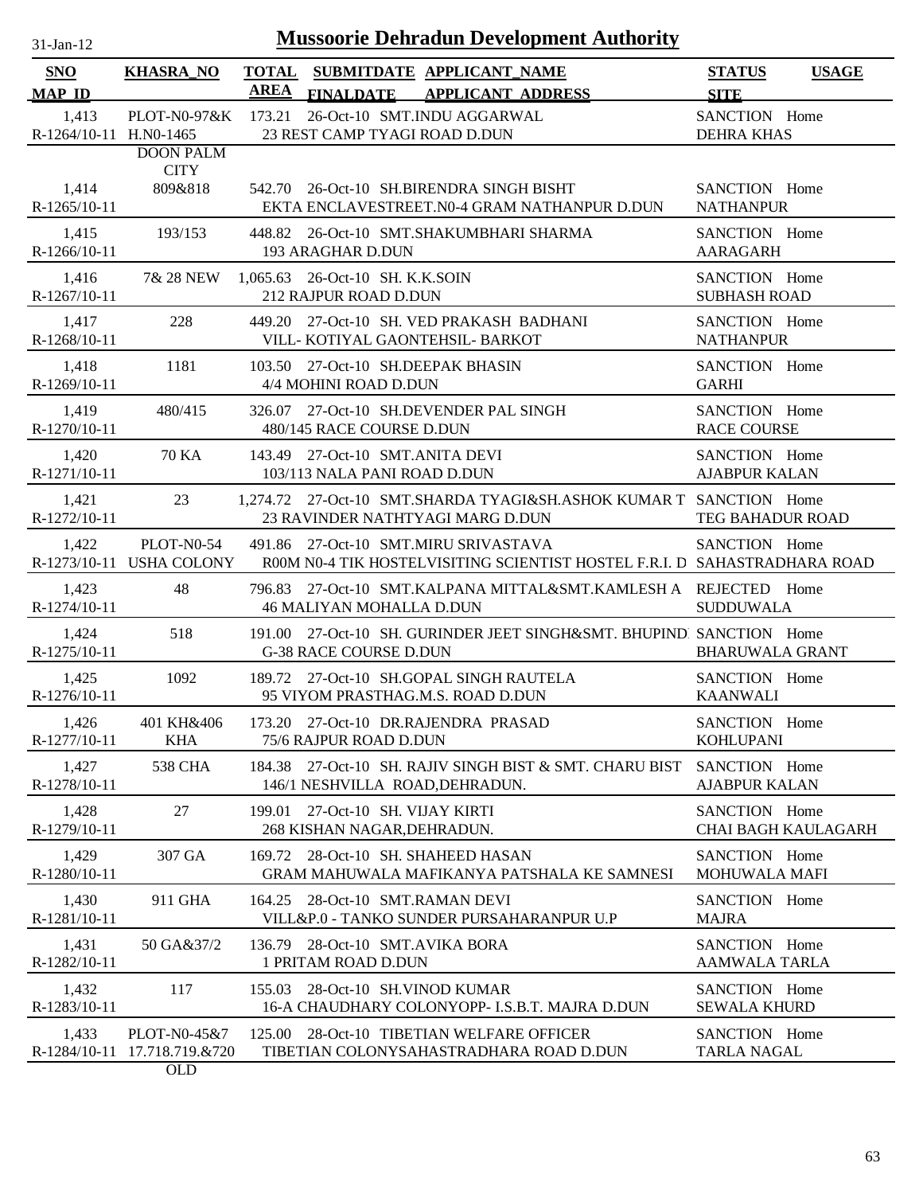31-Jan-12

# Mussoorie Dehradun Development Authority

| SNO / MAP_ID | KHASRA_NO | TOTAL AREA | SUBMITDATE / FINALDATE | APPLICANT_NAME / APPLICANT_ADDRESS | STATUS / SITE | USAGE |
|---|---|---|---|---|---|---|
| 1,413 / R-1264/10-11 | PLOT-N0-97&K H.N0-1465 DOON PALM CITY | 173.21 | 26-Oct-10 | SMT.INDU AGGARWAL / 23 REST CAMP TYAGI ROAD D.DUN | SANCTION / DEHRA KHAS | Home |
| 1,414 / R-1265/10-11 | 809&818 | 542.70 | 26-Oct-10 | SH.BIRENDRA SINGH BISHT / EKTA ENCLAVESTREET.N0-4 GRAM NATHANPUR D.DUN | SANCTION / NATHANPUR | Home |
| 1,415 / R-1266/10-11 | 193/153 | 448.82 | 26-Oct-10 | SMT.SHAKUMBHARI SHARMA / 193 ARAGHAR D.DUN | SANCTION / AARAGARH | Home |
| 1,416 / R-1267/10-11 | 7& 28 NEW | 1,065.63 | 26-Oct-10 | SH. K.K.SOIN / 212 RAJPUR ROAD D.DUN | SANCTION / SUBHASH ROAD | Home |
| 1,417 / R-1268/10-11 | 228 | 449.20 | 27-Oct-10 | SH. VED PRAKASH BADHANI / VILL- KOTIYAL GAONTEHSIL- BARKOT | SANCTION / NATHANPUR | Home |
| 1,418 / R-1269/10-11 | 1181 | 103.50 | 27-Oct-10 | SH.DEEPAK BHASIN / 4/4 MOHINI ROAD D.DUN | SANCTION / GARHI | Home |
| 1,419 / R-1270/10-11 | 480/415 | 326.07 | 27-Oct-10 | SH.DEVENDER PAL SINGH / 480/145 RACE COURSE D.DUN | SANCTION / RACE COURSE | Home |
| 1,420 / R-1271/10-11 | 70 KA | 143.49 | 27-Oct-10 | SMT.ANITA DEVI / 103/113 NALA PANI ROAD D.DUN | SANCTION / AJABPUR KALAN | Home |
| 1,421 / R-1272/10-11 | 23 | 1,274.72 | 27-Oct-10 | SMT.SHARDA TYAGI&SH.ASHOK KUMAR T / 23 RAVINDER NATHTYAGI MARG D.DUN | SANCTION / TEG BAHADUR ROAD | Home |
| 1,422 / R-1273/10-11 | PLOT-N0-54 USHA COLONY | 491.86 | 27-Oct-10 | SMT.MIRU SRIVASTAVA / R00M N0-4 TIK HOSTELVISITING SCIENTIST HOSTEL F.R.I. D | SANCTION / SAHASTRADHARA ROAD | Home |
| 1,423 / R-1274/10-11 | 48 | 796.83 | 27-Oct-10 | SMT.KALPANA MITTAL&SMT.KAMLESH A / 46 MALIYAN MOHALLA D.DUN | REJECTED / SUDDUWALA | Home |
| 1,424 / R-1275/10-11 | 518 | 191.00 | 27-Oct-10 | SH. GURINDER JEET SINGH&SMT. BHUPIND / G-38 RACE COURSE D.DUN | SANCTION / BHARUWALA GRANT | Home |
| 1,425 / R-1276/10-11 | 1092 | 189.72 | 27-Oct-10 | SH.GOPAL SINGH RAUTELA / 95 VIYOM PRASTHAG.M.S. ROAD D.DUN | SANCTION / KAANWALI | Home |
| 1,426 / R-1277/10-11 | 401 KH&406 KHA | 173.20 | 27-Oct-10 | DR.RAJENDRA PRASAD / 75/6 RAJPUR ROAD D.DUN | SANCTION / KOHLUPANI | Home |
| 1,427 / R-1278/10-11 | 538 CHA | 184.38 | 27-Oct-10 | SH. RAJIV SINGH BIST & SMT. CHARU BIST / 146/1 NESHVILLA ROAD,DEHRADUN. | SANCTION / AJABPUR KALAN | Home |
| 1,428 / R-1279/10-11 | 27 | 199.01 | 27-Oct-10 | SH. VIJAY KIRTI / 268 KISHAN NAGAR,DEHRADUN. | SANCTION / CHAI BAGH KAULAGARH | Home |
| 1,429 / R-1280/10-11 | 307 GA | 169.72 | 28-Oct-10 | SH. SHAHEED HASAN / GRAM MAHUWALA MAFIKANYA PATSHALA KE SAMNESI | SANCTION / MOHUWALA MAFI | Home |
| 1,430 / R-1281/10-11 | 911 GHA | 164.25 | 28-Oct-10 | SMT.RAMAN DEVI / VILL&P.0 - TANKO SUNDER PURSAHARANPUR U.P | SANCTION / MAJRA | Home |
| 1,431 / R-1282/10-11 | 50 GA&37/2 | 136.79 | 28-Oct-10 | SMT.AVIKA BORA / 1 PRITAM ROAD D.DUN | SANCTION / AAMWALA TARLA | Home |
| 1,432 / R-1283/10-11 | 117 | 155.03 | 28-Oct-10 | SH.VINOD KUMAR / 16-A CHAUDHARY COLONYOPP- I.S.B.T. MAJRA D.DUN | SANCTION / SEWALA KHURD | Home |
| 1,433 / R-1284/10-11 | PLOT-N0-45&7 17.718.719.&720 OLD | 125.00 | 28-Oct-10 | TIBETIAN WELFARE OFFICER / TIBETIAN COLONYSAHASTRADHARA ROAD D.DUN | SANCTION / TARLA NAGAL | Home |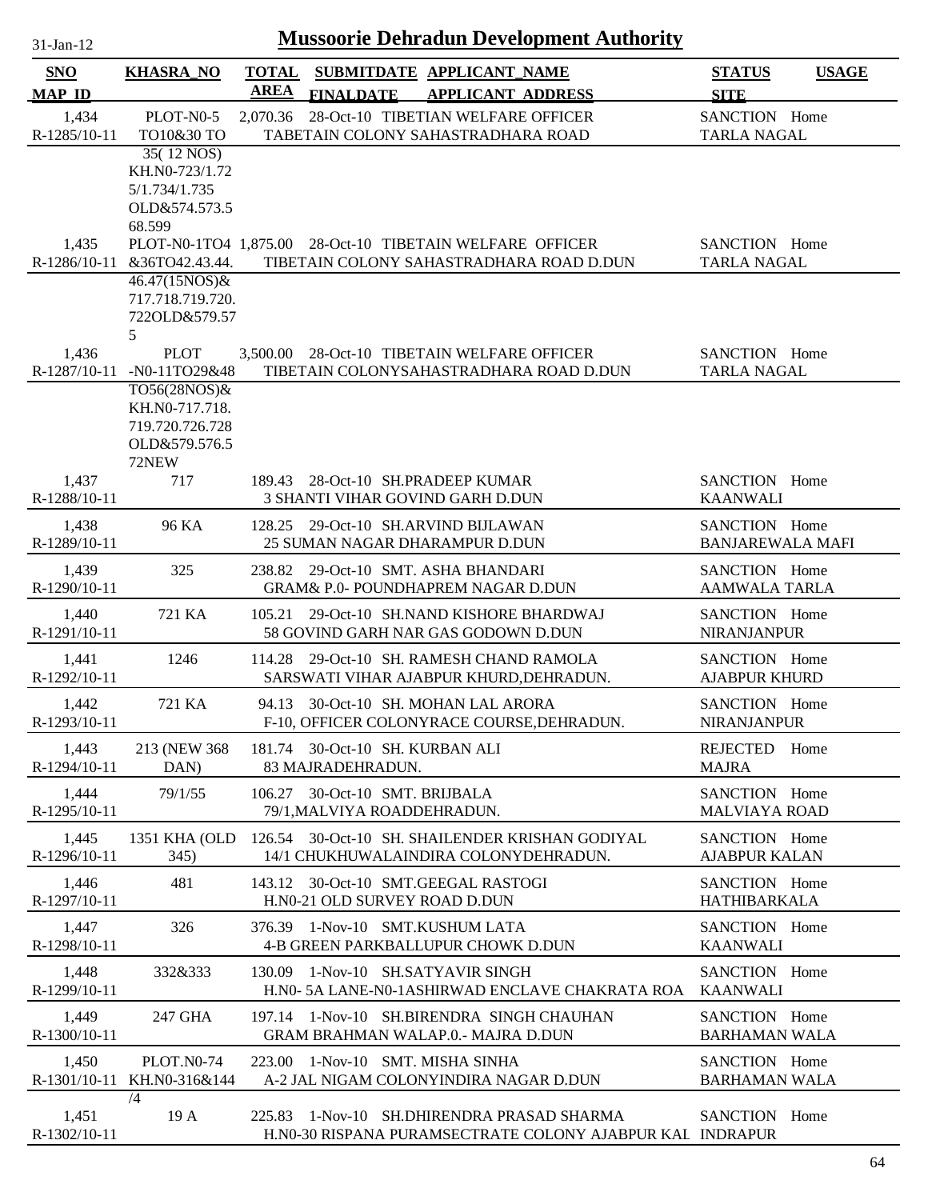31-Jan-12

# Mussoorie Dehradun Development Authority

| SNO / MAP_ID | KHASRA_NO | TOTAL AREA | SUBMITDATE / FINALDATE | APPLICANT_NAME / APPLICANT_ADDRESS | STATUS / SITE | USAGE |
|---|---|---|---|---|---|---|
| 1,434 / R-1285/10-11 | PLOT-N0-5 TO10&30 TO 35( 12 NOS) KH.N0-723/1.72 5/1.734/1.735 OLD&574.573.5 68.599 | 2,070.36 | 28-Oct-10 | TIBETIAN WELFARE OFFICER / TABETAIN COLONY SAHASTRADHARA ROAD | SANCTION / TARLA NAGAL | Home |
| 1,435 / R-1286/10-11 | PLOT-N0-1TO4 &36TO42.43.44. 46.47(15NOS)& 717.718.719.720. 722OLD&579.57 5 | 1,875.00 | 28-Oct-10 | TIBETAIN WELFARE OFFICER / TIBETAIN COLONY SAHASTRADHARA ROAD D.DUN | SANCTION / TARLA NAGAL | Home |
| 1,436 / R-1287/10-11 | PLOT -N0-11TO29&48 TO56(28NOS)& KH.N0-717.718. 719.720.726.728 OLD&579.576.5 72NEW | 3,500.00 | 28-Oct-10 | TIBETAIN WELFARE OFFICER / TIBETAIN COLONYSAHASTRADHARA ROAD D.DUN | SANCTION / TARLA NAGAL | Home |
| 1,437 / R-1288/10-11 | 717 | 189.43 | 28-Oct-10 | SH.PRADEEP KUMAR / 3 SHANTI VIHAR GOVIND GARH D.DUN | SANCTION / KAANWALI | Home |
| 1,438 / R-1289/10-11 | 96 KA | 128.25 | 29-Oct-10 | SH.ARVIND BIJLAWAN / 25 SUMAN NAGAR DHARAMPUR D.DUN | SANCTION / BANJAREWALA MAFI | Home |
| 1,439 / R-1290/10-11 | 325 | 238.82 | 29-Oct-10 | SMT. ASHA BHANDARI / GRAM& P.0- POUNDHAPREM NAGAR D.DUN | SANCTION / AAMWALA TARLA | Home |
| 1,440 / R-1291/10-11 | 721 KA | 105.21 | 29-Oct-10 | SH.NAND KISHORE BHARDWAJ / 58 GOVIND GARH NAR GAS GODOWN D.DUN | SANCTION / NIRANJANPUR | Home |
| 1,441 / R-1292/10-11 | 1246 | 114.28 | 29-Oct-10 | SH. RAMESH CHAND RAMOLA / SARSWATI VIHAR AJABPUR KHURD,DEHRADUN. | SANCTION / AJABPUR KHURD | Home |
| 1,442 / R-1293/10-11 | 721 KA | 94.13 | 30-Oct-10 | SH. MOHAN LAL ARORA / F-10, OFFICER COLONYRACE COURSE,DEHRADUN. | SANCTION / NIRANJANPUR | Home |
| 1,443 / R-1294/10-11 | 213 (NEW 368 DAN) | 181.74 | 30-Oct-10 | SH. KURBAN ALI / 83 MAJRADEHRADUN. | REJECTED / MAJRA | Home |
| 1,444 / R-1295/10-11 | 79/1/55 | 106.27 | 30-Oct-10 | SMT. BRIJBALA / 79/1,MALVIYA ROADDEHRADUN. | SANCTION / MALVIAYA ROAD | Home |
| 1,445 / R-1296/10-11 | 1351 KHA (OLD 345) | 126.54 | 30-Oct-10 | SH. SHAILENDER KRISHAN GODIYAL / 14/1 CHUKHUWALAINDIRA COLONYDEHRADUN. | SANCTION / AJABPUR KALAN | Home |
| 1,446 / R-1297/10-11 | 481 | 143.12 | 30-Oct-10 | SMT.GEEGAL RASTOGI / H.N0-21 OLD SURVEY ROAD D.DUN | SANCTION / HATHIBARKALA | Home |
| 1,447 / R-1298/10-11 | 326 | 376.39 | 1-Nov-10 | SMT.KUSHUM LATA / 4-B GREEN PARKBALLUPUR CHOWK D.DUN | SANCTION / KAANWALI | Home |
| 1,448 / R-1299/10-11 | 332&333 | 130.09 | 1-Nov-10 | SH.SATYAVIR SINGH / H.N0- 5A LANE-N0-1ASHIRWAD ENCLAVE CHAKRATA ROA | SANCTION / KAANWALI | Home |
| 1,449 / R-1300/10-11 | 247 GHA | 197.14 | 1-Nov-10 | SH.BIRENDRA SINGH CHAUHAN / GRAM BRAHMAN WALAP.0.- MAJRA D.DUN | SANCTION / BARHAMAN WALA | Home |
| 1,450 / R-1301/10-11 | PLOT.N0-74 KH.N0-316&144 /4 | 223.00 | 1-Nov-10 | SMT. MISHA SINHA / A-2 JAL NIGAM COLONYINDIRA NAGAR D.DUN | SANCTION / BARHAMAN WALA | Home |
| 1,451 / R-1302/10-11 | 19 A | 225.83 | 1-Nov-10 | SH.DHIRENDRA PRASAD SHARMA / H.N0-30 RISPANA PURAMSECTRATE COLONY AJABPUR KAL | SANCTION / INDRAPUR | Home |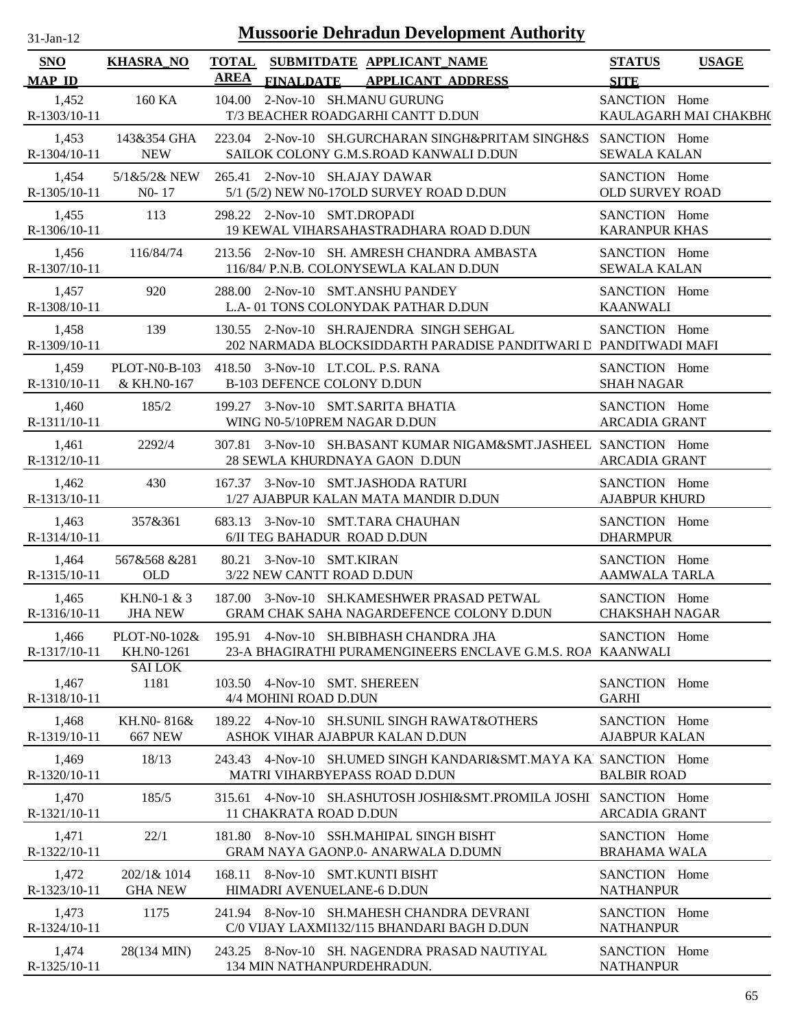# Mussoorie Dehradun Development Authority

31-Jan-12

| SNO<br>MAP_ID | KHASRA_NO | TOTAL AREA | SUBMITDATE FINALDATE | APPLICANT_NAME<br>APPLICANT ADDRESS | STATUS<br>SITE | USAGE |
|---|---|---|---|---|---|---|
| 1,452<br>R-1303/10-11 | 160 KA | 104.00 | 2-Nov-10 | SH.MANU GURUNG<br>T/3 BEACHER ROADGARHI CANTT D.DUN | SANCTION<br>KAULAGARH MAI CHAKBHO | Home |
| 1,453<br>R-1304/10-11 | 143&354 GHA NEW | 223.04 | 2-Nov-10 | SH.GURCHARAN SINGH&PRITAM SINGH&S<br>SAILOK COLONY G.M.S.ROAD KANWALI D.DUN | SANCTION<br>SEWALA KALAN | Home |
| 1,454<br>R-1305/10-11 | 5/1&5/2& NEW N0- 17 | 265.41 | 2-Nov-10 | SH.AJAY DAWAR<br>5/1 (5/2) NEW N0-17OLD SURVEY ROAD D.DUN | SANCTION<br>OLD SURVEY ROAD | Home |
| 1,455<br>R-1306/10-11 | 113 | 298.22 | 2-Nov-10 | SMT.DROPADI<br>19 KEWAL VIHARSAHASTRADHARA ROAD D.DUN | SANCTION<br>KARANPUR KHAS | Home |
| 1,456<br>R-1307/10-11 | 116/84/74 | 213.56 | 2-Nov-10 | SH. AMRESH CHANDRA AMBASTA<br>116/84/ P.N.B. COLONYSEWLA KALAN D.DUN | SANCTION<br>SEWALA KALAN | Home |
| 1,457<br>R-1308/10-11 | 920 | 288.00 | 2-Nov-10 | SMT.ANSHU PANDEY<br>L.A- 01 TONS COLONYDAK PATHAR D.DUN | SANCTION<br>KAANWALI | Home |
| 1,458<br>R-1309/10-11 | 139 | 130.55 | 2-Nov-10 | SH.RAJENDRA SINGH SEHGAL<br>202 NARMADA BLOCKSIDDARTH PARADISE PANDITWARI D | SANCTION<br>PANDITWADI MAFI | Home |
| 1,459<br>R-1310/10-11 | PLOT-N0-B-103 & KH.N0-167 | 418.50 | 3-Nov-10 | LT.COL. P.S. RANA<br>B-103 DEFENCE COLONY D.DUN | SANCTION<br>SHAH NAGAR | Home |
| 1,460<br>R-1311/10-11 | 185/2 | 199.27 | 3-Nov-10 | SMT.SARITA BHATIA<br>WING N0-5/10PREM NAGAR D.DUN | SANCTION<br>ARCADIA GRANT | Home |
| 1,461<br>R-1312/10-11 | 2292/4 | 307.81 | 3-Nov-10 | SH.BASANT KUMAR NIGAM&SMT.JASHEEL<br>28 SEWLA KHURDNAYA GAON D.DUN | SANCTION<br>ARCADIA GRANT | Home |
| 1,462<br>R-1313/10-11 | 430 | 167.37 | 3-Nov-10 | SMT.JASHODA RATURI<br>1/27 AJABPUR KALAN MATA MANDIR D.DUN | SANCTION<br>AJABPUR KHURD | Home |
| 1,463<br>R-1314/10-11 | 357&361 | 683.13 | 3-Nov-10 | SMT.TARA CHAUHAN<br>6/II TEG BAHADUR ROAD D.DUN | SANCTION<br>DHARMPUR | Home |
| 1,464<br>R-1315/10-11 | 567&568 &281 OLD | 80.21 | 3-Nov-10 | SMT.KIRAN<br>3/22 NEW CANTT ROAD D.DUN | SANCTION<br>AAMWALA TARLA | Home |
| 1,465<br>R-1316/10-11 | KH.N0-1 & 3 JHA NEW | 187.00 | 3-Nov-10 | SH.KAMESHWER PRASAD PETWAL<br>GRAM CHAK SAHA NAGARDEFENCE COLONY D.DUN | SANCTION<br>CHAKSHAH NAGAR | Home |
| 1,466<br>R-1317/10-11 | PLOT-N0-102& KH.N0-1261 SAI LOK | 195.91 | 4-Nov-10 | SH.BIBHASH CHANDRA JHA<br>23-A BHAGIRATHI PURAMENGINEERS ENCLAVE G.M.S. ROA | SANCTION<br>KAANWALI | Home |
| 1,467<br>R-1318/10-11 | 1181 | 103.50 | 4-Nov-10 | SMT. SHEREEN<br>4/4 MOHINI ROAD D.DUN | SANCTION<br>GARHI | Home |
| 1,468<br>R-1319/10-11 | KH.N0- 816& 667 NEW | 189.22 | 4-Nov-10 | SH.SUNIL SINGH RAWAT&OTHERS<br>ASHOK VIHAR AJABPUR KALAN D.DUN | SANCTION<br>AJABPUR KALAN | Home |
| 1,469<br>R-1320/10-11 | 18/13 | 243.43 | 4-Nov-10 | SH.UMED SINGH KANDARI&SMT.MAYA KA<br>MATRI VIHARBYEPASS ROAD D.DUN | SANCTION<br>BALBIR ROAD | Home |
| 1,470<br>R-1321/10-11 | 185/5 | 315.61 | 4-Nov-10 | SH.ASHUTOSH JOSHI&SMT.PROMILA JOSHI<br>11 CHAKRATA ROAD D.DUN | SANCTION<br>ARCADIA GRANT | Home |
| 1,471<br>R-1322/10-11 | 22/1 | 181.80 | 8-Nov-10 | SSH.MAHIPAL SINGH BISHT<br>GRAM NAYA GAONP.0- ANARWALA D.DUMN | SANCTION<br>BRAHAMA WALA | Home |
| 1,472<br>R-1323/10-11 | 202/1& 1014 GHA NEW | 168.11 | 8-Nov-10 | SMT.KUNTI BISHT<br>HIMADRI AVENUELANE-6 D.DUN | SANCTION<br>NATHANPUR | Home |
| 1,473<br>R-1324/10-11 | 1175 | 241.94 | 8-Nov-10 | SH.MAHESH CHANDRA DEVRANI<br>C/0 VIJAY LAXMI132/115 BHANDARI BAGH D.DUN | SANCTION<br>NATHANPUR | Home |
| 1,474<br>R-1325/10-11 | 28(134 MIN) | 243.25 | 8-Nov-10 | SH. NAGENDRA PRASAD NAUTIYAL<br>134 MIN NATHANPURDEHRADUN. | SANCTION<br>NATHANPUR | Home |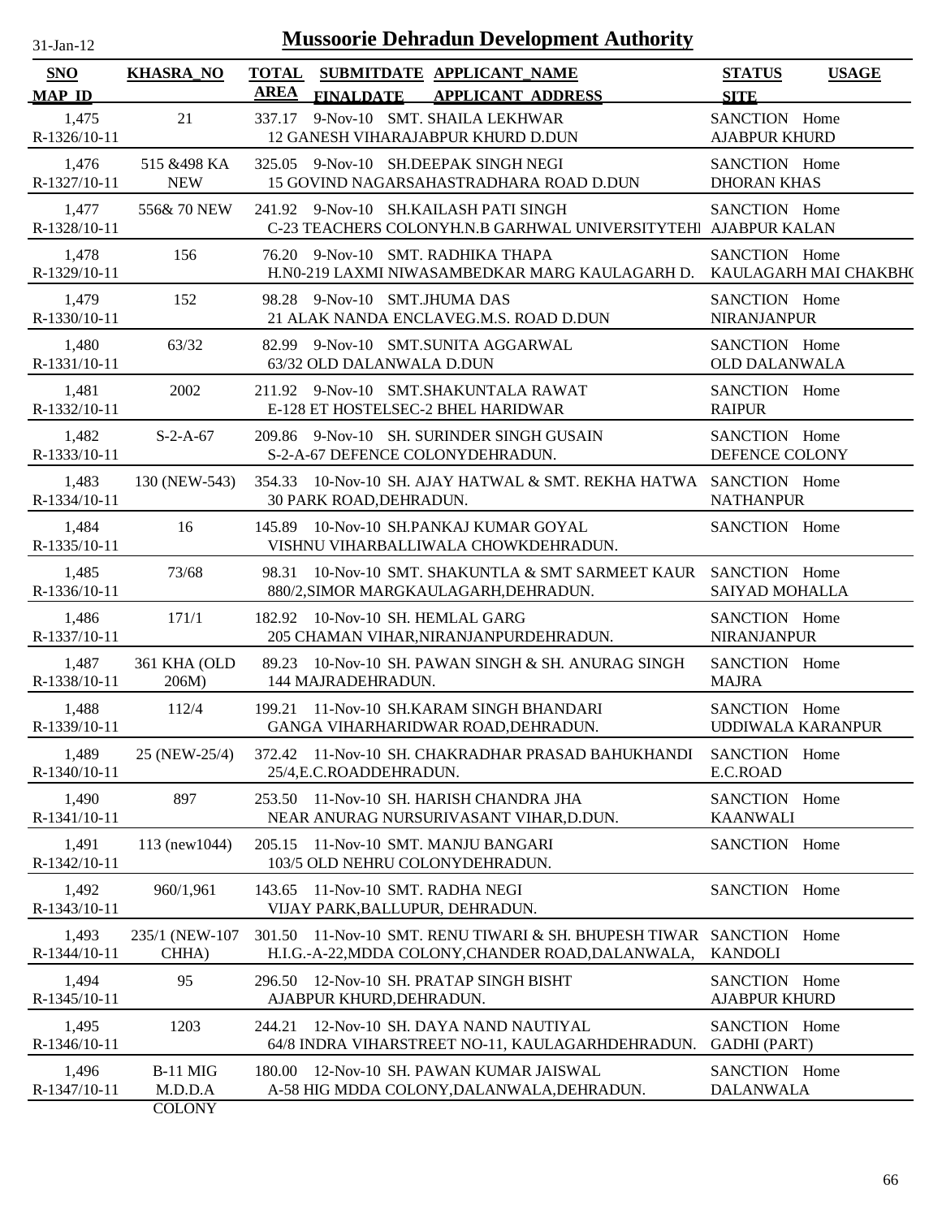# Mussoorie Dehradun Development Authority

31-Jan-12

| SNO / MAP_ID | KHASRA_NO | TOTAL AREA | SUBMITDATE / FINALDATE | APPLICANT_NAME / APPLICANT_ADDRESS | STATUS / SITE | USAGE |
|---|---|---|---|---|---|---|
| 1,475 / R-1326/10-11 | 21 | 337.17 | 9-Nov-10 | SMT. SHAILA LEKHWAR / 12 GANESH VIHARAJABPUR KHURD D.DUN | SANCTION / AJABPUR KHURD | Home |
| 1,476 / R-1327/10-11 | 515 &498 KA NEW | 325.05 | 9-Nov-10 | SH.DEEPAK SINGH NEGI / 15 GOVIND NAGARSAHASTRADHARA ROAD D.DUN | SANCTION / DHORAN KHAS | Home |
| 1,477 / R-1328/10-11 | 556& 70 NEW | 241.92 | 9-Nov-10 | SH.KAILASH PATI SINGH / C-23 TEACHERS COLONYH.N.B GARHWAL UNIVERSITYTEHI | SANCTION / AJABPUR KALAN | Home |
| 1,478 / R-1329/10-11 | 156 | 76.20 | 9-Nov-10 | SMT. RADHIKA THAPA / H.N0-219 LAXMI NIWASAMBEDKAR MARG KAULAGARH D. | SANCTION / KAULAGARH MAI CHAKBHO | Home |
| 1,479 / R-1330/10-11 | 152 | 98.28 | 9-Nov-10 | SMT.JHUMA DAS / 21 ALAK NANDA ENCLAVEG.M.S. ROAD D.DUN | SANCTION / NIRANJANPUR | Home |
| 1,480 / R-1331/10-11 | 63/32 | 82.99 | 9-Nov-10 | SMT.SUNITA AGGARWAL / 63/32 OLD DALANWALA D.DUN | SANCTION / OLD DALANWALA | Home |
| 1,481 / R-1332/10-11 | 2002 | 211.92 | 9-Nov-10 | SMT.SHAKUNTALA RAWAT / E-128 ET HOSTELSEC-2 BHEL HARIDWAR | SANCTION / RAIPUR | Home |
| 1,482 / R-1333/10-11 | S-2-A-67 | 209.86 | 9-Nov-10 | SH. SURINDER SINGH GUSAIN / S-2-A-67 DEFENCE COLONYDEHRADUN. | SANCTION / DEFENCE COLONY | Home |
| 1,483 / R-1334/10-11 | 130 (NEW-543) | 354.33 | 10-Nov-10 | SH. AJAY HATWAL & SMT. REKHA HATWA / 30 PARK ROAD,DEHRADUN. | SANCTION / NATHANPUR | Home |
| 1,484 / R-1335/10-11 | 16 | 145.89 | 10-Nov-10 | SH.PANKAJ KUMAR GOYAL / VISHNU VIHARBALLIWALA CHOWKDEHRADUN. | SANCTION | Home |
| 1,485 / R-1336/10-11 | 73/68 | 98.31 | 10-Nov-10 | SMT. SHAKUNTLA & SMT SARMEET KAUR / 880/2,SIMOR MARGKAULAGARH,DEHRADUN. | SANCTION / SAIYAD MOHALLA | Home |
| 1,486 / R-1337/10-11 | 171/1 | 182.92 | 10-Nov-10 | SH. HEMLAL GARG / 205 CHAMAN VIHAR,NIRANJANPURDEHRADUN. | SANCTION / NIRANJANPUR | Home |
| 1,487 / R-1338/10-11 | 361 KHA (OLD 206M) | 89.23 | 10-Nov-10 | SH. PAWAN SINGH & SH. ANURAG SINGH / 144 MAJRADEHRADUN. | SANCTION / MAJRA | Home |
| 1,488 / R-1339/10-11 | 112/4 | 199.21 | 11-Nov-10 | SH.KARAM SINGH BHANDARI / GANGA VIHARHARIDWAR ROAD,DEHRADUN. | SANCTION / UDDIWALA KARANPUR | Home |
| 1,489 / R-1340/10-11 | 25 (NEW-25/4) | 372.42 | 11-Nov-10 | SH. CHAKRADHAR PRASAD BAHUKHANDI / 25/4,E.C.ROADDEHRADUN. | SANCTION / E.C.ROAD | Home |
| 1,490 / R-1341/10-11 | 897 | 253.50 | 11-Nov-10 | SH. HARISH CHANDRA JHA / NEAR ANURAG NURSURIVASANT VIHAR,D.DUN. | SANCTION / KAANWALI | Home |
| 1,491 / R-1342/10-11 | 113 (new1044) | 205.15 | 11-Nov-10 | SMT. MANJU BANGARI / 103/5 OLD NEHRU COLONYDEHRADUN. | SANCTION | Home |
| 1,492 / R-1343/10-11 | 960/1,961 | 143.65 | 11-Nov-10 | SMT. RADHA NEGI / VIJAY PARK,BALLUPUR, DEHRADUN. | SANCTION | Home |
| 1,493 / R-1344/10-11 | 235/1 (NEW-107 CHHA) | 301.50 | 11-Nov-10 | SMT. RENU TIWARI & SH. BHUPESH TIWAR / H.I.G.-A-22,MDDA COLONY,CHANDER ROAD,DALANWALA, | SANCTION / KANDOLI | Home |
| 1,494 / R-1345/10-11 | 95 | 296.50 | 12-Nov-10 | SH. PRATAP SINGH BISHT / AJABPUR KHURD,DEHRADUN. | SANCTION / AJABPUR KHURD | Home |
| 1,495 / R-1346/10-11 | 1203 | 244.21 | 12-Nov-10 | SH. DAYA NAND NAUTIYAL / 64/8 INDRA VIHARSTREET NO-11, KAULAGARHDEHRADUN. | SANCTION / GADHI (PART) | Home |
| 1,496 / R-1347/10-11 | B-11 MIG M.D.D.A COLONY | 180.00 | 12-Nov-10 | SH. PAWAN KUMAR JAISWAL / A-58 HIG MDDA COLONY,DALANWALA,DEHRADUN. | SANCTION / DALANWALA | Home |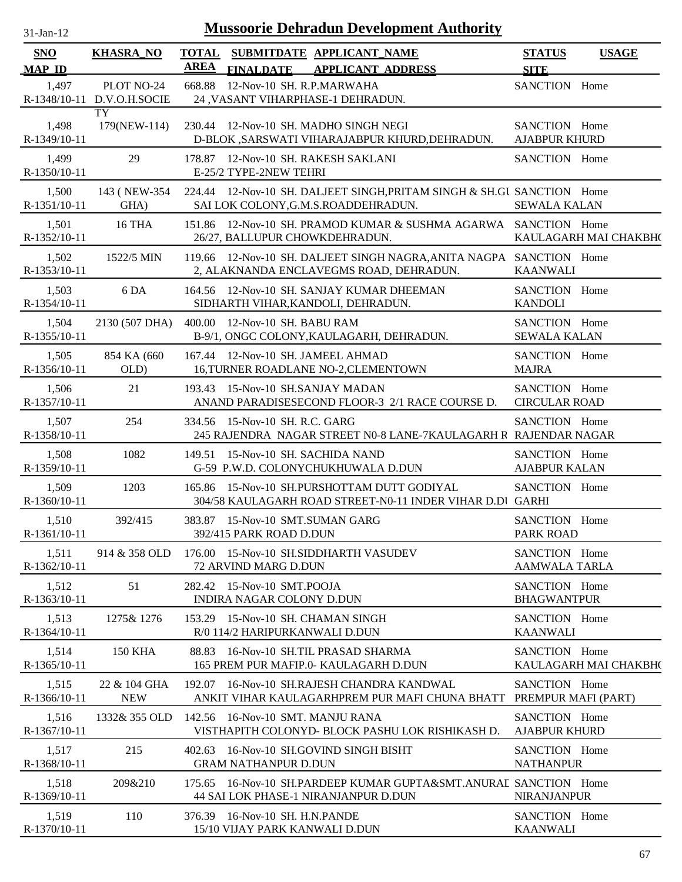# Mussoorie Dehradun Development Authority

31-Jan-12

| SNO / MAP_ID | KHASRA_NO | TOTAL AREA | SUBMITDATE / FINALDATE | APPLICANT_NAME / APPLICANT_ADDRESS | STATUS / SITE | USAGE |
|---|---|---|---|---|---|---|
| 1,497 R-1348/10-11 | PLOT NO-24 D.V.O.H.SOCIETY | 668.88 | 12-Nov-10 | SH. R.P.MARWAHA 24 ,VASANT VIHARPHASE-1 DEHRADUN. | SANCTION | Home |
| 1,498 R-1349/10-11 | 179(NEW-114) | 230.44 | 12-Nov-10 | SH. MADHO SINGH NEGI D-BLOK ,SARSWATI VIHARAJABPUR KHURD,DEHRADUN. | SANCTION AJABPUR KHURD | Home |
| 1,499 R-1350/10-11 | 29 | 178.87 | 12-Nov-10 | SH. RAKESH SAKLANI E-25/2 TYPE-2NEW TEHRI | SANCTION | Home |
| 1,500 R-1351/10-11 | 143 ( NEW-354 GHA) | 224.44 | 12-Nov-10 | SH. DALJEET SINGH,PRITAM SINGH & SH.GU SAI LOK COLONY,G.M.S.ROADDEHRADUN. | SANCTION SEWALA KALAN | Home |
| 1,501 R-1352/10-11 | 16 THA | 151.86 | 12-Nov-10 | SH. PRAMOD KUMAR & SUSHMA AGARWA 26/27, BALLUPUR CHOWKDEHRADUN. | SANCTION KAULAGARH MAI CHAKBHO | Home |
| 1,502 R-1353/10-11 | 1522/5 MIN | 119.66 | 12-Nov-10 | SH. DALJEET SINGH NAGRA,ANITA NAGPA 2, ALAKNANDA ENCLAVEGMS ROAD, DEHRADUN. | SANCTION KAANWALI | Home |
| 1,503 R-1354/10-11 | 6 DA | 164.56 | 12-Nov-10 | SH. SANJAY KUMAR DHEEMAN SIDHARTH VIHAR,KANDOLI, DEHRADUN. | SANCTION KANDOLI | Home |
| 1,504 R-1355/10-11 | 2130 (507 DHA) | 400.00 | 12-Nov-10 | SH. BABU RAM B-9/1, ONGC COLONY,KAULAGARH, DEHRADUN. | SANCTION SEWALA KALAN | Home |
| 1,505 R-1356/10-11 | 854 KA (660 OLD) | 167.44 | 12-Nov-10 | SH. JAMEEL AHMAD 16,TURNER ROADLANE NO-2,CLEMENTOWN | SANCTION MAJRA | Home |
| 1,506 R-1357/10-11 | 21 | 193.43 | 15-Nov-10 | SH.SANJAY MADAN ANAND PARADISESECOND FLOOR-3 2/1 RACE COURSE D. | SANCTION CIRCULAR ROAD | Home |
| 1,507 R-1358/10-11 | 254 | 334.56 | 15-Nov-10 | SH. R.C. GARG 245 RAJENDRA NAGAR STREET N0-8 LANE-7KAULAGARH R | SANCTION RAJENDAR NAGAR | Home |
| 1,508 R-1359/10-11 | 1082 | 149.51 | 15-Nov-10 | SH. SACHIDA NAND G-59 P.W.D. COLONYCHUKHUWALA D.DUN | SANCTION AJABPUR KALAN | Home |
| 1,509 R-1360/10-11 | 1203 | 165.86 | 15-Nov-10 | SH.PURSHOTTAM DUTT GODIYAL 304/58 KAULAGARH ROAD STREET-N0-11 INDER VIHAR D.DU | SANCTION GARHI | Home |
| 1,510 R-1361/10-11 | 392/415 | 383.87 | 15-Nov-10 | SMT.SUMAN GARG 392/415 PARK ROAD D.DUN | SANCTION PARK ROAD | Home |
| 1,511 R-1362/10-11 | 914 & 358 OLD | 176.00 | 15-Nov-10 | SH.SIDDHARTH VASUDEV 72 ARVIND MARG D.DUN | SANCTION AAMWALA TARLA | Home |
| 1,512 R-1363/10-11 | 51 | 282.42 | 15-Nov-10 | SMT.POOJA INDIRA NAGAR COLONY D.DUN | SANCTION BHAGWANTPUR | Home |
| 1,513 R-1364/10-11 | 1275& 1276 | 153.29 | 15-Nov-10 | SH. CHAMAN SINGH R/0 114/2 HARIPURKANWALI D.DUN | SANCTION KAANWALI | Home |
| 1,514 R-1365/10-11 | 150 KHA | 88.83 | 16-Nov-10 | SH.TIL PRASAD SHARMA 165 PREM PUR MAFIP.0- KAULAGARH D.DUN | SANCTION KAULAGARH MAI CHAKBHO | Home |
| 1,515 R-1366/10-11 | 22 & 104 GHA NEW | 192.07 | 16-Nov-10 | SH.RAJESH CHANDRA KANDWAL ANKIT VIHAR KAULAGARHPREM PUR MAFI CHUNA BHATT | SANCTION PREMPUR MAFI (PART) | Home |
| 1,516 R-1367/10-11 | 1332& 355 OLD | 142.56 | 16-Nov-10 | SMT. MANJU RANA VISTHAPITH COLONYD- BLOCK PASHU LOK RISHIKASH D. | SANCTION AJABPUR KHURD | Home |
| 1,517 R-1368/10-11 | 215 | 402.63 | 16-Nov-10 | SH.GOVIND SINGH BISHT GRAM NATHANPUR D.DUN | SANCTION NATHANPUR | Home |
| 1,518 R-1369/10-11 | 209&210 | 175.65 | 16-Nov-10 | SH.PARDEEP KUMAR GUPTA&SMT.ANURAD 44 SAI LOK PHASE-1 NIRANJANPUR D.DUN | SANCTION NIRANJANPUR | Home |
| 1,519 R-1370/10-11 | 110 | 376.39 | 16-Nov-10 | SH. H.N.PANDE 15/10 VIJAY PARK KANWALI D.DUN | SANCTION KAANWALI | Home |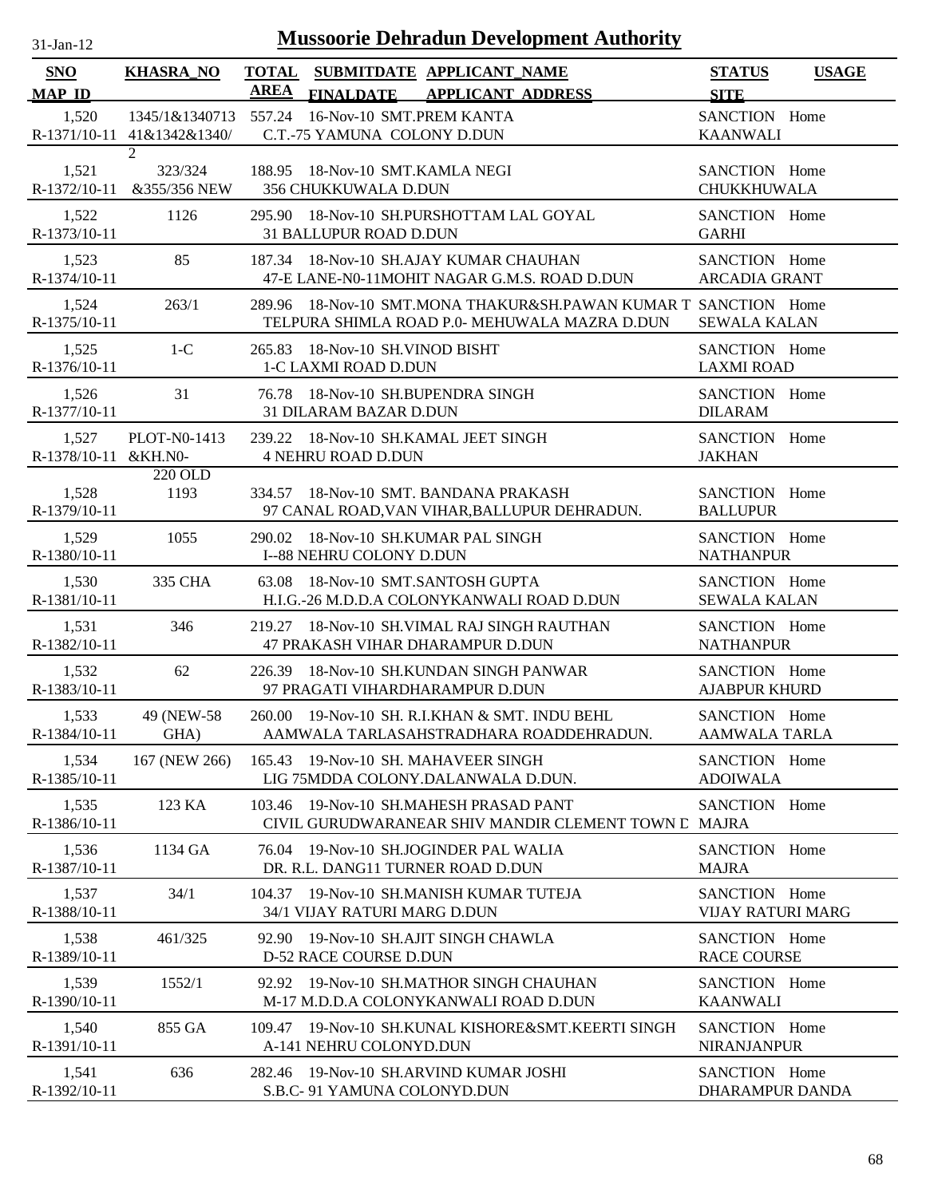31-Jan-12

# Mussoorie Dehradun Development Authority

| SNO<br>MAP_ID | KHASRA_NO | TOTAL AREA | SUBMITDATE FINALDATE | APPLICANT_NAME<br>APPLICANT_ADDRESS | STATUS<br>SITE | USAGE |
|---|---|---|---|---|---|---|
| 1,520<br>R-1371/10-11 | 1345/1&1340713 41&1342&1340/ 2 | 557.24 | 16-Nov-10 | SMT.PREM KANTA<br>C.T.-75 YAMUNA COLONY D.DUN | SANCTION<br>KAANWALI | Home |
| 1,521<br>R-1372/10-11 | 323/324 &355/356 NEW | 188.95 | 18-Nov-10 | SMT.KAMLA NEGI<br>356 CHUKKUWALA D.DUN | SANCTION<br>CHUKKHUWALA | Home |
| 1,522<br>R-1373/10-11 | 1126 | 295.90 | 18-Nov-10 | SH.PURSHOTTAM LAL GOYAL<br>31 BALLUPUR ROAD D.DUN | SANCTION<br>GARHI | Home |
| 1,523<br>R-1374/10-11 | 85 | 187.34 | 18-Nov-10 | SH.AJAY KUMAR CHAUHAN<br>47-E LANE-N0-11MOHIT NAGAR G.M.S. ROAD D.DUN | SANCTION<br>ARCADIA GRANT | Home |
| 1,524<br>R-1375/10-11 | 263/1 | 289.96 | 18-Nov-10 | SMT.MONA THAKUR&SH.PAWAN KUMAR T<br>TELPURA SHIMLA ROAD P.0- MEHUWALA MAZRA D.DUN | SANCTION<br>SEWALA KALAN | Home |
| 1,525<br>R-1376/10-11 | 1-C | 265.83 | 18-Nov-10 | SH.VINOD BISHT<br>1-C LAXMI ROAD D.DUN | SANCTION<br>LAXMI ROAD | Home |
| 1,526<br>R-1377/10-11 | 31 | 76.78 | 18-Nov-10 | SH.BUPENDRA SINGH<br>31 DILARAM BAZAR D.DUN | SANCTION<br>DILARAM | Home |
| 1,527<br>R-1378/10-11 | PLOT-N0-1413 &KH.N0- 220 OLD | 239.22 | 18-Nov-10 | SH.KAMAL JEET SINGH<br>4 NEHRU ROAD D.DUN | SANCTION<br>JAKHAN | Home |
| 1,528<br>R-1379/10-11 | 1193 | 334.57 | 18-Nov-10 | SMT. BANDANA PRAKASH<br>97 CANAL ROAD,VAN VIHAR,BALLUPUR DEHRADUN. | SANCTION<br>BALLUPUR | Home |
| 1,529<br>R-1380/10-11 | 1055 | 290.02 | 18-Nov-10 | SH.KUMAR PAL SINGH<br>I--88 NEHRU COLONY D.DUN | SANCTION<br>NATHANPUR | Home |
| 1,530<br>R-1381/10-11 | 335 CHA | 63.08 | 18-Nov-10 | SMT.SANTOSH GUPTA<br>H.I.G.-26 M.D.D.A COLONYKANWALI ROAD D.DUN | SANCTION<br>SEWALA KALAN | Home |
| 1,531<br>R-1382/10-11 | 346 | 219.27 | 18-Nov-10 | SH.VIMAL RAJ SINGH RAUTHAN<br>47 PRAKASH VIHAR DHARAMPUR D.DUN | SANCTION<br>NATHANPUR | Home |
| 1,532<br>R-1383/10-11 | 62 | 226.39 | 18-Nov-10 | SH.KUNDAN SINGH PANWAR<br>97 PRAGATI VIHARDHARAMPUR D.DUN | SANCTION<br>AJABPUR KHURD | Home |
| 1,533<br>R-1384/10-11 | 49 (NEW-58 GHA) | 260.00 | 19-Nov-10 | SH. R.I.KHAN & SMT. INDU BEHL<br>AAMWALA TARLASAHSTRADHARA ROADDEHRADUN. | SANCTION<br>AAMWALA TARLA | Home |
| 1,534<br>R-1385/10-11 | 167 (NEW 266) | 165.43 | 19-Nov-10 | SH. MAHAVEER SINGH<br>LIG 75MDDA COLONY.DALANWALA D.DUN. | SANCTION<br>ADOIWALA | Home |
| 1,535<br>R-1386/10-11 | 123 KA | 103.46 | 19-Nov-10 | SH.MAHESH PRASAD PANT<br>CIVIL GURUDWARANEAR SHIV MANDIR CLEMENT TOWN D | SANCTION<br>MAJRA | Home |
| 1,536<br>R-1387/10-11 | 1134 GA | 76.04 | 19-Nov-10 | SH.JOGINDER PAL WALIA<br>DR. R.L. DANG11 TURNER ROAD D.DUN | SANCTION<br>MAJRA | Home |
| 1,537<br>R-1388/10-11 | 34/1 | 104.37 | 19-Nov-10 | SH.MANISH KUMAR TUTEJA<br>34/1 VIJAY RATURI MARG D.DUN | SANCTION<br>VIJAY RATURI MARG | Home |
| 1,538<br>R-1389/10-11 | 461/325 | 92.90 | 19-Nov-10 | SH.AJIT SINGH CHAWLA<br>D-52 RACE COURSE D.DUN | SANCTION<br>RACE COURSE | Home |
| 1,539<br>R-1390/10-11 | 1552/1 | 92.92 | 19-Nov-10 | SH.MATHOR SINGH CHAUHAN<br>M-17 M.D.D.A COLONYKANWALI ROAD D.DUN | SANCTION<br>KAANWALI | Home |
| 1,540<br>R-1391/10-11 | 855 GA | 109.47 | 19-Nov-10 | SH.KUNAL KISHORE&SMT.KEERTI SINGH<br>A-141 NEHRU COLONYD.DUN | SANCTION<br>NIRANJANPUR | Home |
| 1,541<br>R-1392/10-11 | 636 | 282.46 | 19-Nov-10 | SH.ARVIND KUMAR JOSHI<br>S.B.C- 91 YAMUNA COLONYD.DUN | SANCTION<br>DHARAMPUR DANDA | Home |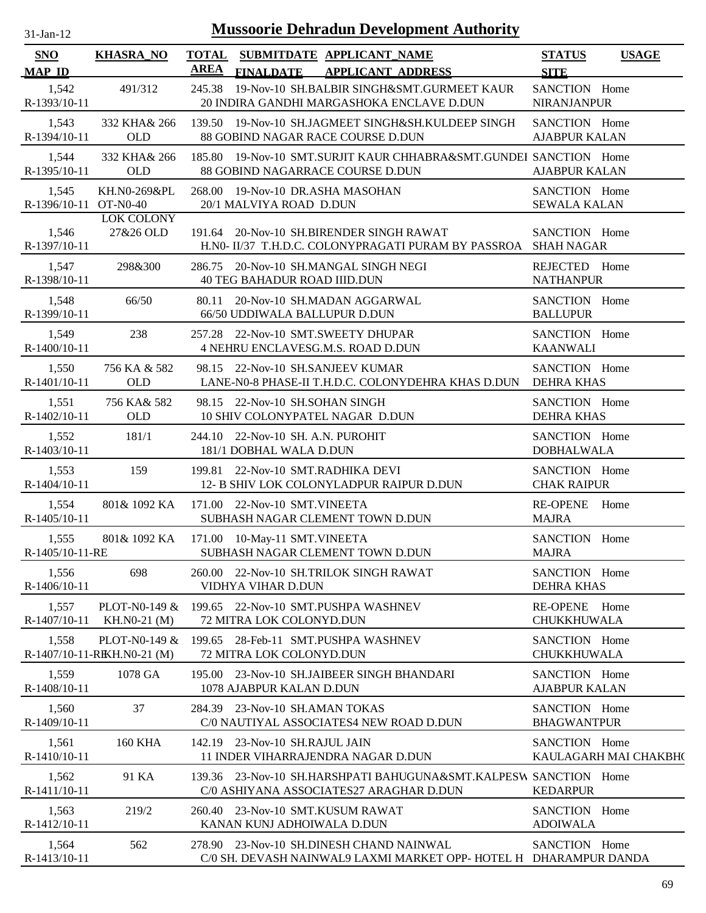# Mussoorie Dehradun Development Authority

31-Jan-12

| SNO / MAP ID | KHASRA_NO | TOTAL AREA | SUBMITDATE / FINALDATE | APPLICANT_NAME / APPLICANT ADDRESS | STATUS / SITE | USAGE |
|---|---|---|---|---|---|---|
| 1,542 / R-1393/10-11 | 491/312 | 245.38 | 19-Nov-10 | SH.BALBIR SINGH&SMT.GURMEET KAUR / 20 INDIRA GANDHI MARGASHOKA ENCLAVE D.DUN | SANCTION / NIRANJANPUR | Home |
| 1,543 / R-1394/10-11 | 332 KHA& 266 OLD | 139.50 | 19-Nov-10 | SH.JAGMEET SINGH&SH.KULDEEP SINGH / 88 GOBIND NAGAR RACE COURSE D.DUN | SANCTION / AJABPUR KALAN | Home |
| 1,544 / R-1395/10-11 | 332 KHA& 266 OLD | 185.80 | 19-Nov-10 | SMT.SURJIT KAUR CHHABRA&SMT.GUNDEI / 88 GOBIND NAGARRACE COURSE D.DUN | SANCTION / AJABPUR KALAN | Home |
| 1,545 / R-1396/10-11 | KH.N0-269&PL OT-N0-40 LOK COLONY | 268.00 | 19-Nov-10 | DR.ASHA MASOHAN / 20/1 MALVIYA ROAD D.DUN | SANCTION / SEWALA KALAN | Home |
| 1,546 / R-1397/10-11 | 27&26 OLD | 191.64 | 20-Nov-10 | SH.BIRENDER SINGH RAWAT / H.N0- II/37 T.H.D.C. COLONYPRAGATI PURAM BY PASSROA | SANCTION / SHAH NAGAR | Home |
| 1,547 / R-1398/10-11 | 298&300 | 286.75 | 20-Nov-10 | SH.MANGAL SINGH NEGI / 40 TEG BAHADUR ROAD IIID.DUN | REJECTED / NATHANPUR | Home |
| 1,548 / R-1399/10-11 | 66/50 | 80.11 | 20-Nov-10 | SH.MADAN AGGARWAL / 66/50 UDDIWALA BALLUPUR D.DUN | SANCTION / BALLUPUR | Home |
| 1,549 / R-1400/10-11 | 238 | 257.28 | 22-Nov-10 | SMT.SWEETY DHUPAR / 4 NEHRU ENCLAVESG.M.S. ROAD D.DUN | SANCTION / KAANWALI | Home |
| 1,550 / R-1401/10-11 | 756 KA & 582 OLD | 98.15 | 22-Nov-10 | SH.SANJEEV KUMAR / LANE-N0-8 PHASE-II T.H.D.C. COLONYDEHRA KHAS D.DUN | SANCTION / DEHRA KHAS | Home |
| 1,551 / R-1402/10-11 | 756 KA& 582 OLD | 98.15 | 22-Nov-10 | SH.SOHAN SINGH / 10 SHIV COLONYPATEL NAGAR D.DUN | SANCTION / DEHRA KHAS | Home |
| 1,552 / R-1403/10-11 | 181/1 | 244.10 | 22-Nov-10 | SH. A.N. PUROHIT / 181/1 DOBHAL WALA D.DUN | SANCTION / DOBHALWALA | Home |
| 1,553 / R-1404/10-11 | 159 | 199.81 | 22-Nov-10 | SMT.RADHIKA DEVI / 12- B SHIV LOK COLONYLADPUR RAIPUR D.DUN | SANCTION / CHAK RAIPUR | Home |
| 1,554 / R-1405/10-11 | 801& 1092 KA | 171.00 | 22-Nov-10 | SMT.VINEETA / SUBHASH NAGAR CLEMENT TOWN D.DUN | RE-OPENE / MAJRA | Home |
| 1,555 / R-1405/10-11-RE | 801& 1092 KA | 171.00 | 10-May-11 | SMT.VINEETA / SUBHASH NAGAR CLEMENT TOWN D.DUN | SANCTION / MAJRA | Home |
| 1,556 / R-1406/10-11 | 698 | 260.00 | 22-Nov-10 | SH.TRILOK SINGH RAWAT / VIDHYA VIHAR D.DUN | SANCTION / DEHRA KHAS | Home |
| 1,557 / R-1407/10-11 | PLOT-N0-149 & KH.N0-21 (M) | 199.65 | 22-Nov-10 | SMT.PUSHPA WASHNEV / 72 MITRA LOK COLONYD.DUN | RE-OPENE / CHUKKHUWALA | Home |
| 1,558 / R-1407/10-11-RE | PLOT-N0-149 & KH.N0-21 (M) | 199.65 | 28-Feb-11 | SMT.PUSHPA WASHNEV / 72 MITRA LOK COLONYD.DUN | SANCTION / CHUKKHUWALA | Home |
| 1,559 / R-1408/10-11 | 1078 GA | 195.00 | 23-Nov-10 | SH.JAIBEER SINGH BHANDARI / 1078 AJABPUR KALAN D.DUN | SANCTION / AJABPUR KALAN | Home |
| 1,560 / R-1409/10-11 | 37 | 284.39 | 23-Nov-10 | SH.AMAN TOKAS / C/0 NAUTIYAL ASSOCIATES4 NEW ROAD D.DUN | SANCTION / BHAGWANTPUR | Home |
| 1,561 / R-1410/10-11 | 160 KHA | 142.19 | 23-Nov-10 | SH.RAJUL JAIN / 11 INDER VIHARRAJENDRA NAGAR D.DUN | SANCTION / KAULAGARH MAI CHAKBH( | Home |
| 1,562 / R-1411/10-11 | 91 KA | 139.36 | 23-Nov-10 | SH.HARSHPATI BAHUGUNA&SMT.KALPESW / C/0 ASHIYANA ASSOCIATES27 ARAGHAR D.DUN | SANCTION / KEDARPUR | Home |
| 1,563 / R-1412/10-11 | 219/2 | 260.40 | 23-Nov-10 | SMT.KUSUM RAWAT / KANAN KUNJ ADHOIWALA D.DUN | SANCTION / ADOIWALA | Home |
| 1,564 / R-1413/10-11 | 562 | 278.90 | 23-Nov-10 | SH.DINESH CHAND NAINWAL / C/0 SH. DEVASH NAINWAL9 LAXMI MARKET OPP- HOTEL H | SANCTION / DHARAMPUR DANDA | Home |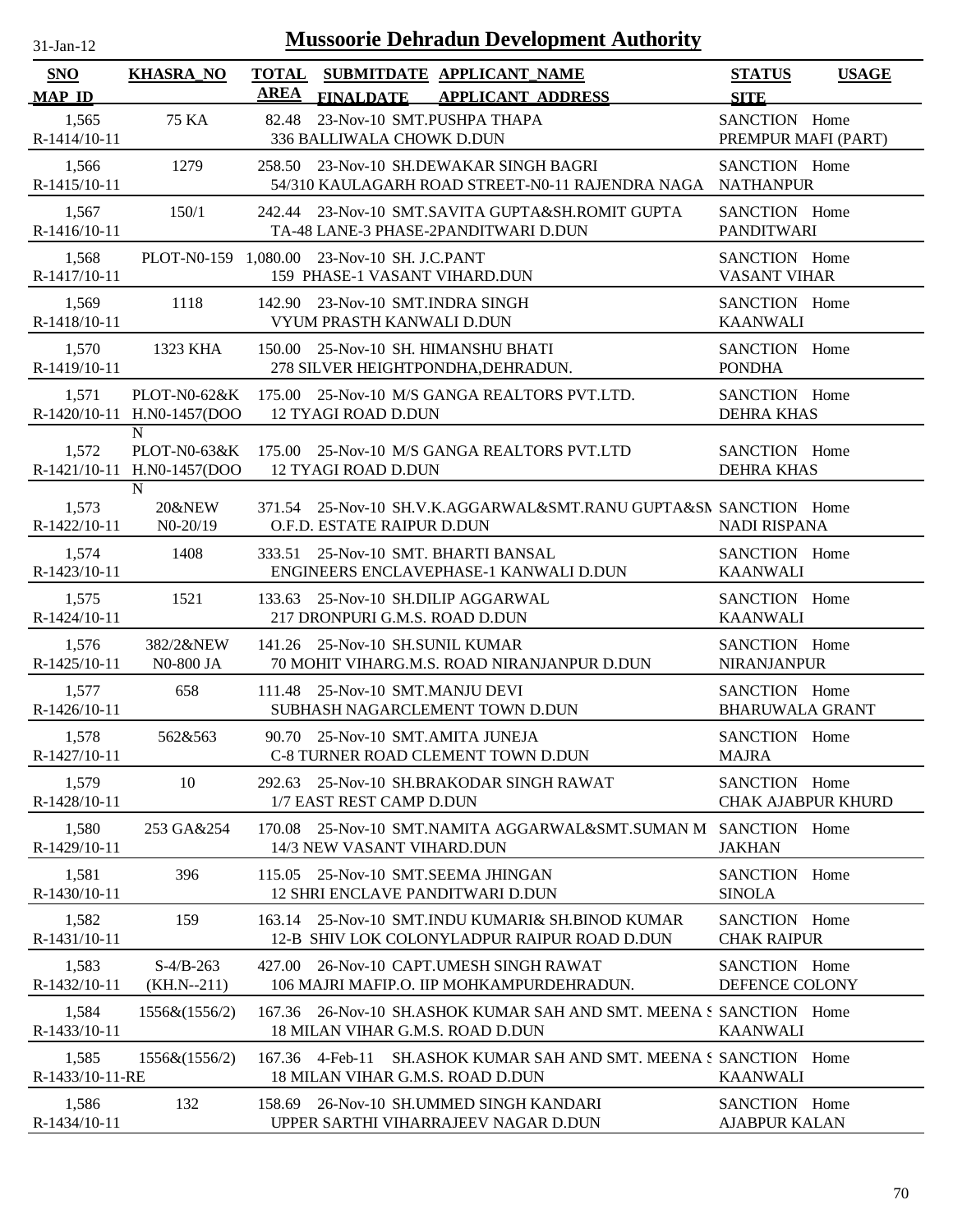31-Jan-12

# Mussoorie Dehradun Development Authority

| SNO / MAP_ID | KHASRA_NO | TOTAL AREA | SUBMITDATE / FINALDATE | APPLICANT_NAME / APPLICANT_ADDRESS | STATUS / SITE | USAGE |
|---|---|---|---|---|---|---|
| 1,565 / R-1414/10-11 | 75 KA | 82.48 | 23-Nov-10 | SMT.PUSHPA THAPA / 336 BALLIWALA CHOWK D.DUN | SANCTION / PREMPUR MAFI (PART) | Home |
| 1,566 / R-1415/10-11 | 1279 | 258.50 | 23-Nov-10 | SH.DEWAKAR SINGH BAGRI / 54/310 KAULAGARH ROAD STREET-N0-11 RAJENDRA NAGA | SANCTION / NATHANPUR | Home |
| 1,567 / R-1416/10-11 | 150/1 | 242.44 | 23-Nov-10 | SMT.SAVITA GUPTA&SH.ROMIT GUPTA / TA-48 LANE-3 PHASE-2PANDITWARI D.DUN | SANCTION / PANDITWARI | Home |
| 1,568 / R-1417/10-11 | PLOT-N0-159 | 1,080.00 | 23-Nov-10 | SH. J.C.PANT / 159 PHASE-1 VASANT VIHARD.DUN | SANCTION / VASANT VIHAR | Home |
| 1,569 / R-1418/10-11 | 1118 | 142.90 | 23-Nov-10 | SMT.INDRA SINGH / VYUM PRASTH KANWALI D.DUN | SANCTION / KAANWALI | Home |
| 1,570 / R-1419/10-11 | 1323 KHA | 150.00 | 25-Nov-10 | SH. HIMANSHU BHATI / 278 SILVER HEIGHTPONDHA,DEHRADUN. | SANCTION / PONDHA | Home |
| 1,571 / R-1420/10-11 | PLOT-N0-62&K H.N0-1457(DOO N | 175.00 | 25-Nov-10 | M/S GANGA REALTORS PVT.LTD. / 12 TYAGI ROAD D.DUN | SANCTION / DEHRA KHAS | Home |
| 1,572 / R-1421/10-11 | PLOT-N0-63&K H.N0-1457(DOO N | 175.00 | 25-Nov-10 | M/S GANGA REALTORS PVT.LTD / 12 TYAGI ROAD D.DUN | SANCTION / DEHRA KHAS | Home |
| 1,573 / R-1422/10-11 | 20&NEW N0-20/19 | 371.54 | 25-Nov-10 | SH.V.K.AGGARWAL&SMT.RANU GUPTA&SM / O.F.D. ESTATE RAIPUR D.DUN | SANCTION / NADI RISPANA | Home |
| 1,574 / R-1423/10-11 | 1408 | 333.51 | 25-Nov-10 | SMT. BHARTI BANSAL / ENGINEERS ENCLAVEPHASE-1 KANWALI D.DUN | SANCTION / KAANWALI | Home |
| 1,575 / R-1424/10-11 | 1521 | 133.63 | 25-Nov-10 | SH.DILIP AGGARWAL / 217 DRONPURI G.M.S. ROAD D.DUN | SANCTION / KAANWALI | Home |
| 1,576 / R-1425/10-11 | 382/2&NEW N0-800 JA | 141.26 | 25-Nov-10 | SH.SUNIL KUMAR / 70 MOHIT VIHARG.M.S. ROAD NIRANJANPUR D.DUN | SANCTION / NIRANJANPUR | Home |
| 1,577 / R-1426/10-11 | 658 | 111.48 | 25-Nov-10 | SMT.MANJU DEVI / SUBHASH NAGARCLEMENT TOWN D.DUN | SANCTION / BHARUWALA GRANT | Home |
| 1,578 / R-1427/10-11 | 562&563 | 90.70 | 25-Nov-10 | SMT.AMITA JUNEJA / C-8 TURNER ROAD CLEMENT TOWN D.DUN | SANCTION / MAJRA | Home |
| 1,579 / R-1428/10-11 | 10 | 292.63 | 25-Nov-10 | SH.BRAKODAR SINGH RAWAT / 1/7 EAST REST CAMP D.DUN | SANCTION / CHAK AJABPUR KHURD | Home |
| 1,580 / R-1429/10-11 | 253 GA&254 | 170.08 | 25-Nov-10 | SMT.NAMITA AGGARWAL&SMT.SUMAN M / 14/3 NEW VASANT VIHARD.DUN | SANCTION / JAKHAN | Home |
| 1,581 / R-1430/10-11 | 396 | 115.05 | 25-Nov-10 | SMT.SEEMA JHINGAN / 12 SHRI ENCLAVE PANDITWARI D.DUN | SANCTION / SINOLA | Home |
| 1,582 / R-1431/10-11 | 159 | 163.14 | 25-Nov-10 | SMT.INDU KUMARI& SH.BINOD KUMAR / 12-B SHIV LOK COLONYLADPUR RAIPUR ROAD D.DUN | SANCTION / CHAK RAIPUR | Home |
| 1,583 / R-1432/10-11 | S-4/B-263 (KH.N--211) | 427.00 | 26-Nov-10 | CAPT.UMESH SINGH RAWAT / 106 MAJRI MAFIP.O. IIP MOHKAMPURDEHRADUN. | SANCTION / DEFENCE COLONY | Home |
| 1,584 / R-1433/10-11 | 1556&(1556/2) | 167.36 | 26-Nov-10 | SH.ASHOK KUMAR SAH AND SMT. MEENA S / 18 MILAN VIHAR G.M.S. ROAD D.DUN | SANCTION / KAANWALI | Home |
| 1,585 / R-1433/10-11-RE | 1556&(1556/2) | 167.36 | 4-Feb-11 | SH.ASHOK KUMAR SAH AND SMT. MEENA S / 18 MILAN VIHAR G.M.S. ROAD D.DUN | SANCTION / KAANWALI | Home |
| 1,586 / R-1434/10-11 | 132 | 158.69 | 26-Nov-10 | SH.UMMED SINGH KANDARI / UPPER SARTHI VIHARRAJEEV NAGAR D.DUN | SANCTION / AJABPUR KALAN | Home |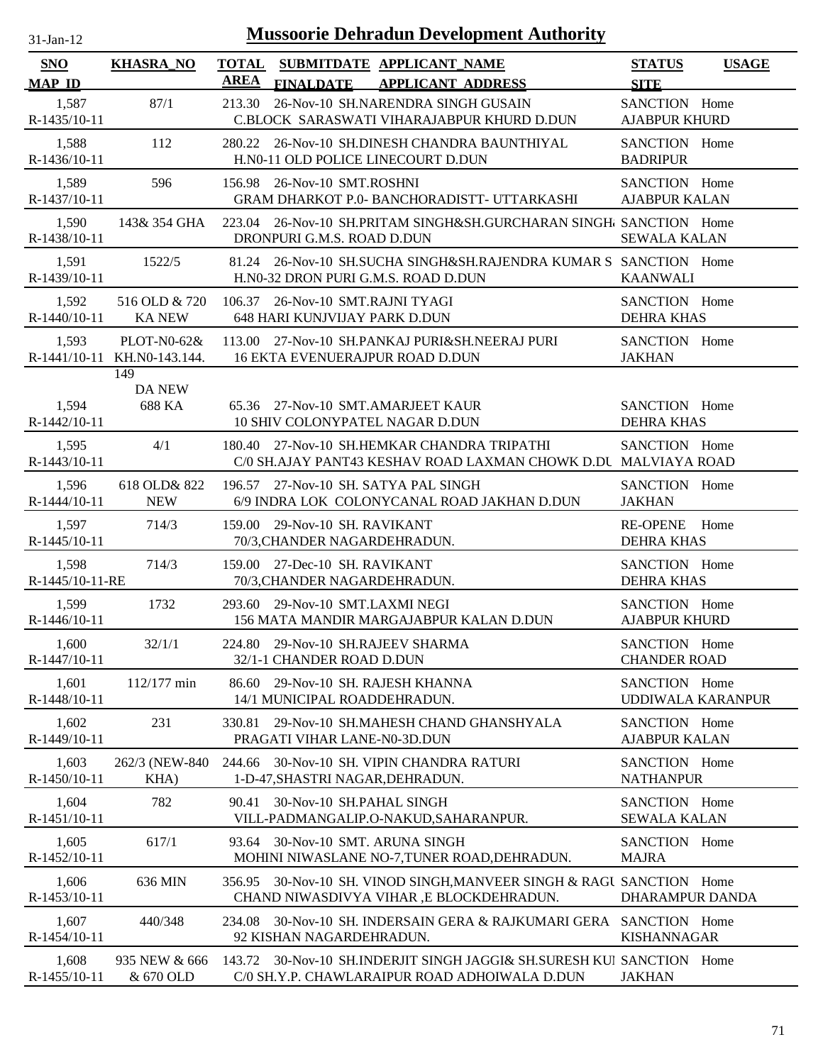# Mussoorie Dehradun Development Authority

31-Jan-12

| SNO / MAP_ID | KHASRA_NO | TOTAL AREA | SUBMITDATE / FINALDATE | APPLICANT_NAME / APPLICANT_ADDRESS | STATUS / SITE | USAGE |
|---|---|---|---|---|---|---|
| 1,587 R-1435/10-11 | 87/1 | 213.30 | 26-Nov-10 | SH.NARENDRA SINGH GUSAIN C.BLOCK SARASWATI VIHARAJABPUR KHURD D.DUN | SANCTION AJABPUR KHURD | Home |
| 1,588 R-1436/10-11 | 112 | 280.22 | 26-Nov-10 | SH.DINESH CHANDRA BAUNTHIYAL H.N0-11 OLD POLICE LINECOURT D.DUN | SANCTION BADRIPUR | Home |
| 1,589 R-1437/10-11 | 596 | 156.98 | 26-Nov-10 | SMT.ROSHNI GRAM DHARKOT P.0- BANCHORADISTT- UTTARKASHI | SANCTION AJABPUR KALAN | Home |
| 1,590 R-1438/10-11 | 143& 354 GHA | 223.04 | 26-Nov-10 | SH.PRITAM SINGH&SH.GURCHARAN SINGH DRONPURI G.M.S. ROAD D.DUN | SANCTION SEWALA KALAN | Home |
| 1,591 R-1439/10-11 | 1522/5 | 81.24 | 26-Nov-10 | SH.SUCHA SINGH&SH.RAJENDRA KUMAR S H.N0-32 DRON PURI G.M.S. ROAD D.DUN | SANCTION KAANWALI | Home |
| 1,592 R-1440/10-11 | 516 OLD & 720 KA NEW | 106.37 | 26-Nov-10 | SMT.RAJNI TYAGI 648 HARI KUNJVIJAY PARK D.DUN | SANCTION DEHRA KHAS | Home |
| 1,593 R-1441/10-11 | PLOT-N0-62& KH.N0-143.144. 149 DA NEW | 113.00 | 27-Nov-10 | SH.PANKAJ PURI&SH.NEERAJ PURI 16 EKTA EVENUERAJPUR ROAD D.DUN | SANCTION JAKHAN | Home |
| 1,594 R-1442/10-11 | 688 KA | 65.36 | 27-Nov-10 | SMT.AMARJEET KAUR 10 SHIV COLONYPATEL NAGAR D.DUN | SANCTION DEHRA KHAS | Home |
| 1,595 R-1443/10-11 | 4/1 | 180.40 | 27-Nov-10 | SH.HEMKAR CHANDRA TRIPATHI C/0 SH.AJAY PANT43 KESHAV ROAD LAXMAN CHOWK D.DU | SANCTION MALVIAYA ROAD | Home |
| 1,596 R-1444/10-11 | 618 OLD& 822 NEW | 196.57 | 27-Nov-10 | SH. SATYA PAL SINGH 6/9 INDRA LOK COLONYCANAL ROAD JAKHAN D.DUN | SANCTION JAKHAN | Home |
| 1,597 R-1445/10-11 | 714/3 | 159.00 | 29-Nov-10 | SH. RAVIKANT 70/3,CHANDER NAGARDEHRADUN. | RE-OPENE DEHRA KHAS | Home |
| 1,598 R-1445/10-11-RE | 714/3 | 159.00 | 27-Dec-10 | SH. RAVIKANT 70/3,CHANDER NAGARDEHRADUN. | SANCTION DEHRA KHAS | Home |
| 1,599 R-1446/10-11 | 1732 | 293.60 | 29-Nov-10 | SMT.LAXMI NEGI 156 MATA MANDIR MARGAJABPUR KALAN D.DUN | SANCTION AJABPUR KHURD | Home |
| 1,600 R-1447/10-11 | 32/1/1 | 224.80 | 29-Nov-10 | SH.RAJEEV SHARMA 32/1-1 CHANDER ROAD D.DUN | SANCTION CHANDER ROAD | Home |
| 1,601 R-1448/10-11 | 112/177 min | 86.60 | 29-Nov-10 | SH. RAJESH KHANNA 14/1 MUNICIPAL ROADDEHRADUN. | SANCTION UDDIWALA KARANPUR | Home |
| 1,602 R-1449/10-11 | 231 | 330.81 | 29-Nov-10 | SH.MAHESH CHAND GHANSHYALA PRAGATI VIHAR LANE-N0-3D.DUN | SANCTION AJABPUR KALAN | Home |
| 1,603 R-1450/10-11 | 262/3 (NEW-840 KHA) | 244.66 | 30-Nov-10 | SH. VIPIN CHANDRA RATURI 1-D-47,SHASTRI NAGAR,DEHRADUN. | SANCTION NATHANPUR | Home |
| 1,604 R-1451/10-11 | 782 | 90.41 | 30-Nov-10 | SH.PAHAL SINGH VILL-PADMANGALIP.O-NAKUD,SAHARANPUR. | SANCTION SEWALA KALAN | Home |
| 1,605 R-1452/10-11 | 617/1 | 93.64 | 30-Nov-10 | SMT. ARUNA SINGH MOHINI NIWASLANE NO-7,TUNER ROAD,DEHRADUN. | SANCTION MAJRA | Home |
| 1,606 R-1453/10-11 | 636 MIN | 356.95 | 30-Nov-10 | SH. VINOD SINGH,MANVEER SINGH & RAGU CHAND NIWASDIVYA VIHAR ,E BLOCKDEHRADUN. | SANCTION DHARAMPUR DANDA | Home |
| 1,607 R-1454/10-11 | 440/348 | 234.08 | 30-Nov-10 | SH. INDERSAIN GERA & RAJKUMARI GERA 92 KISHAN NAGARDEHRADUN. | SANCTION KISHANNAGAR | Home |
| 1,608 R-1455/10-11 | 935 NEW & 666 & 670 OLD | 143.72 | 30-Nov-10 | SH.INDERJIT SINGH JAGGI& SH.SURESH KUI C/0 SH.Y.P. CHAWLARAIPUR ROAD ADHOIWALA D.DUN | SANCTION JAKHAN | Home |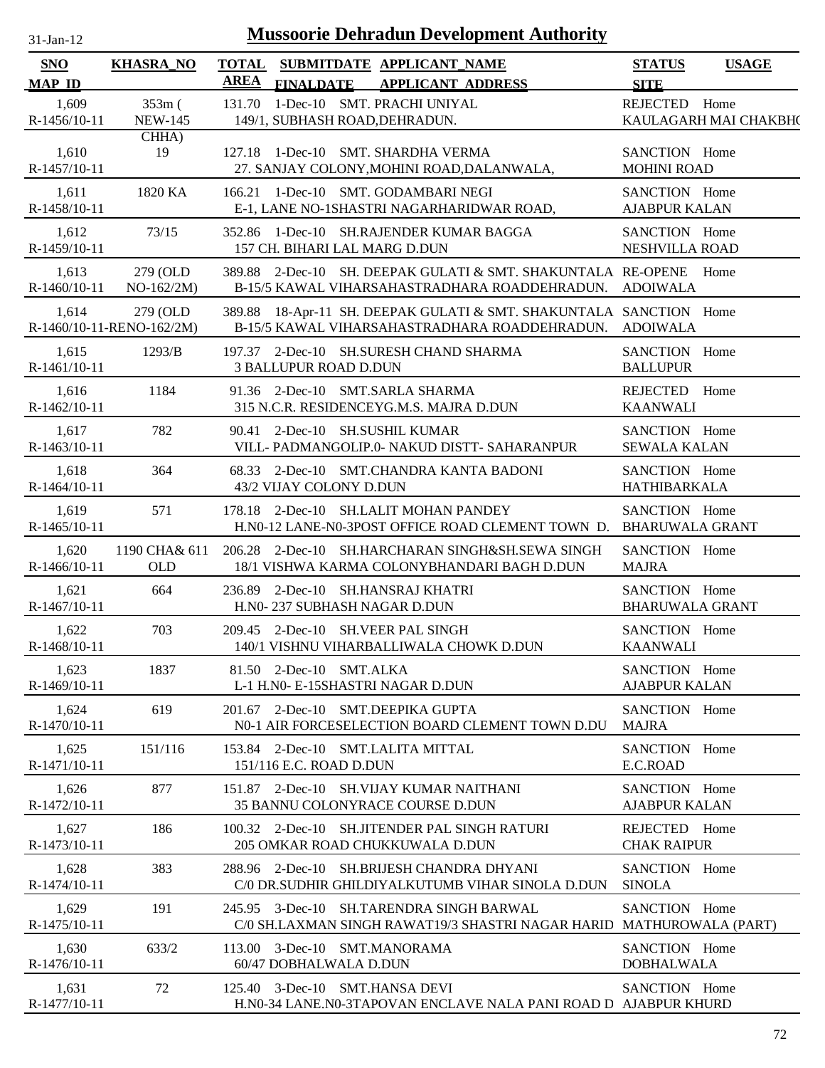# Mussoorie Dehradun Development Authority

31-Jan-12

| SNO / MAP_ID | KHASRA_NO | TOTAL AREA | SUBMITDATE / FINALDATE | APPLICANT_NAME / APPLICANT ADDRESS | STATUS / SITE | USAGE |
|---|---|---|---|---|---|---|
| 1,609 / R-1456/10-11 | 353m ( NEW-145 CHHA) | 131.70 | 1-Dec-10 | SMT. PRACHI UNIYAL / 149/1, SUBHASH ROAD,DEHRADUN. | REJECTED / KAULAGARH MAI CHAKBHO | Home |
| 1,610 / R-1457/10-11 | 19 | 127.18 | 1-Dec-10 | SMT. SHARDHA VERMA / 27. SANJAY COLONY,MOHINI ROAD,DALANWALA, | SANCTION / MOHINI ROAD | Home |
| 1,611 / R-1458/10-11 | 1820 KA | 166.21 | 1-Dec-10 | SMT. GODAMBARI NEGI / E-1, LANE NO-1SHASTRI NAGARHARIDWAR ROAD, | SANCTION / AJABPUR KALAN | Home |
| 1,612 / R-1459/10-11 | 73/15 | 352.86 | 1-Dec-10 | SH.RAJENDER KUMAR BAGGA / 157 CH. BIHARI LAL MARG D.DUN | SANCTION / NESHVILLA ROAD | Home |
| 1,613 / R-1460/10-11 | 279 (OLD NO-162/2M) | 389.88 | 2-Dec-10 | SH. DEEPAK GULATI & SMT. SHAKUNTALA / B-15/5 KAWAL VIHARSAHASTRADHARA ROADDEHRADUN. | RE-OPENE / ADOIWALA | Home |
| 1,614 / R-1460/10-11-RENO | 279 (OLD NO-162/2M) | 389.88 | 18-Apr-11 | SH. DEEPAK GULATI & SMT. SHAKUNTALA / B-15/5 KAWAL VIHARSAHASTRADHARA ROADDEHRADUN. | SANCTION / ADOIWALA | Home |
| 1,615 / R-1461/10-11 | 1293/B | 197.37 | 2-Dec-10 | SH.SURESH CHAND SHARMA / 3 BALLUPUR ROAD D.DUN | SANCTION / BALLUPUR | Home |
| 1,616 / R-1462/10-11 | 1184 | 91.36 | 2-Dec-10 | SMT.SARLA SHARMA / 315 N.C.R. RESIDENCEYG.M.S. MAJRA D.DUN | REJECTED / KAANWALI | Home |
| 1,617 / R-1463/10-11 | 782 | 90.41 | 2-Dec-10 | SH.SUSHIL KUMAR / VILL- PADMANGOLIP.0- NAKUD DISTT- SAHARANPUR | SANCTION / SEWALA KALAN | Home |
| 1,618 / R-1464/10-11 | 364 | 68.33 | 2-Dec-10 | SMT.CHANDRA KANTA BADONI / 43/2 VIJAY COLONY D.DUN | SANCTION / HATHIBARKALA | Home |
| 1,619 / R-1465/10-11 | 571 | 178.18 | 2-Dec-10 | SH.LALIT MOHAN PANDEY / H.N0-12 LANE-N0-3POST OFFICE ROAD CLEMENT TOWN D. | SANCTION / BHARUWALA GRANT | Home |
| 1,620 / R-1466/10-11 | 1190 CHA& 611 OLD | 206.28 | 2-Dec-10 | SH.HARCHARAN SINGH&SH.SEWA SINGH / 18/1 VISHWA KARMA COLONYBHANDARI BAGH D.DUN | SANCTION / MAJRA | Home |
| 1,621 / R-1467/10-11 | 664 | 236.89 | 2-Dec-10 | SH.HANSRAJ KHATRI / H.N0- 237 SUBHASH NAGAR D.DUN | SANCTION / BHARUWALA GRANT | Home |
| 1,622 / R-1468/10-11 | 703 | 209.45 | 2-Dec-10 | SH.VEER PAL SINGH / 140/1 VISHNU VIHARBALLIWALA CHOWK D.DUN | SANCTION / KAANWALI | Home |
| 1,623 / R-1469/10-11 | 1837 | 81.50 | 2-Dec-10 | SMT.ALKA / L-1 H.N0- E-15SHASTRI NAGAR D.DUN | SANCTION / AJABPUR KALAN | Home |
| 1,624 / R-1470/10-11 | 619 | 201.67 | 2-Dec-10 | SMT.DEEPIKA GUPTA / N0-1 AIR FORCESELECTION BOARD CLEMENT TOWN D.DU | SANCTION / MAJRA | Home |
| 1,625 / R-1471/10-11 | 151/116 | 153.84 | 2-Dec-10 | SMT.LALITA MITTAL / 151/116 E.C. ROAD D.DUN | SANCTION / E.C.ROAD | Home |
| 1,626 / R-1472/10-11 | 877 | 151.87 | 2-Dec-10 | SH.VIJAY KUMAR NAITHANI / 35 BANNU COLONYRACE COURSE D.DUN | SANCTION / AJABPUR KALAN | Home |
| 1,627 / R-1473/10-11 | 186 | 100.32 | 2-Dec-10 | SH.JITENDER PAL SINGH RATURI / 205 OMKAR ROAD CHUKKUWALA D.DUN | REJECTED / CHAK RAIPUR | Home |
| 1,628 / R-1474/10-11 | 383 | 288.96 | 2-Dec-10 | SH.BRIJESH CHANDRA DHYANI / C/0 DR.SUDHIR GHILDIYALKUTUMB VIHAR SINOLA D.DUN | SANCTION / SINOLA | Home |
| 1,629 / R-1475/10-11 | 191 | 245.95 | 3-Dec-10 | SH.TARENDRA SINGH BARWAL / C/0 SH.LAXMAN SINGH RAWAT19/3 SHASTRI NAGAR HARID | SANCTION / MATHUROWALA (PART) | Home |
| 1,630 / R-1476/10-11 | 633/2 | 113.00 | 3-Dec-10 | SMT.MANORAMA / 60/47 DOBHALWALA D.DUN | SANCTION / DOBHALWALA | Home |
| 1,631 / R-1477/10-11 | 72 | 125.40 | 3-Dec-10 | SMT.HANSA DEVI / H.N0-34 LANE.N0-3TAPOVAN ENCLAVE NALA PANI ROAD D | SANCTION / AJABPUR KHURD | Home |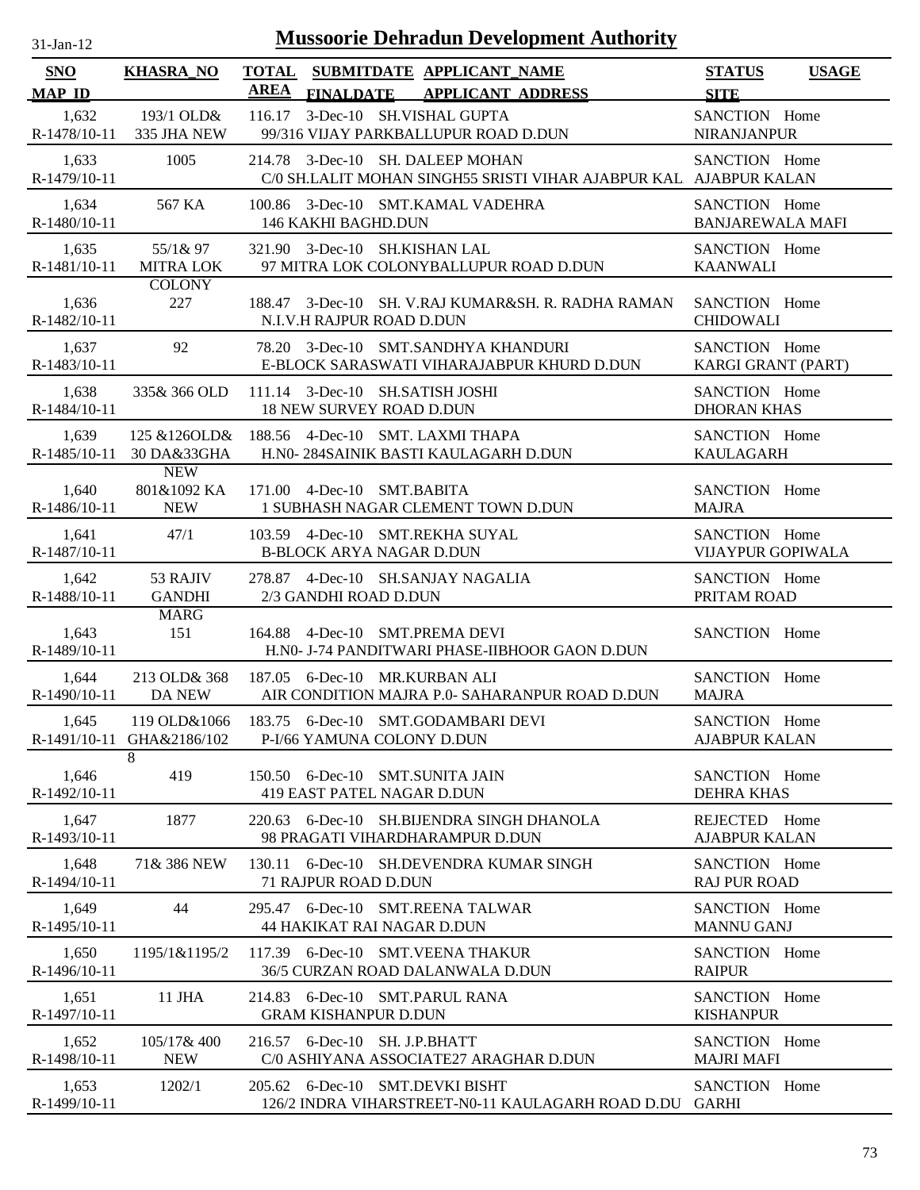# Mussoorie Dehradun Development Authority

31-Jan-12

| SNO / MAP_ID | KHASRA_NO | TOTAL AREA | SUBMITDATE / FINALDATE | APPLICANT_NAME / APPLICANT_ADDRESS | STATUS / SITE | USAGE |
|---|---|---|---|---|---|---|
| 1,632 / R-1478/10-11 | 193/1 OLD& 335 JHA NEW | 116.17 | 3-Dec-10 | SH.VISHAL GUPTA / 99/316 VIJAY PARKBALLUPUR ROAD D.DUN | SANCTION / NIRANJANPUR | Home |
| 1,633 / R-1479/10-11 | 1005 | 214.78 | 3-Dec-10 | SH. DALEEP MOHAN / C/0 SH.LALIT MOHAN SINGH55 SRISTI VIHAR AJABPUR KAL | SANCTION / AJABPUR KALAN | Home |
| 1,634 / R-1480/10-11 | 567 KA | 100.86 | 3-Dec-10 | SMT.KAMAL VADEHRA / 146 KAKHI BAGHD.DUN | SANCTION / BANJAREWALA MAFI | Home |
| 1,635 / R-1481/10-11 | 55/1& 97 MITRA LOK COLONY | 321.90 | 3-Dec-10 | SH.KISHAN LAL / 97 MITRA LOK COLONYBALLUPUR ROAD D.DUN | SANCTION / KAANWALI | Home |
| 1,636 / R-1482/10-11 | 227 | 188.47 | 3-Dec-10 | SH. V.RAJ KUMAR&SH. R. RADHA RAMAN / N.I.V.H RAJPUR ROAD D.DUN | SANCTION / CHIDOWALI | Home |
| 1,637 / R-1483/10-11 | 92 | 78.20 | 3-Dec-10 | SMT.SANDHYA KHANDURI / E-BLOCK SARASWATI VIHARAJABPUR KHURD D.DUN | SANCTION / KARGI GRANT (PART) | Home |
| 1,638 / R-1484/10-11 | 335& 366 OLD | 111.14 | 3-Dec-10 | SH.SATISH JOSHI / 18 NEW SURVEY ROAD D.DUN | SANCTION / DHORAN KHAS | Home |
| 1,639 / R-1485/10-11 | 125 &126OLD& 30 DA&33GHA NEW | 188.56 | 4-Dec-10 | SMT. LAXMI THAPA / H.N0- 284SAINIK BASTI KAULAGARH D.DUN | SANCTION / KAULAGARH | Home |
| 1,640 / R-1486/10-11 | 801&1092 KA NEW | 171.00 | 4-Dec-10 | SMT.BABITA / 1 SUBHASH NAGAR CLEMENT TOWN D.DUN | SANCTION / MAJRA | Home |
| 1,641 / R-1487/10-11 | 47/1 | 103.59 | 4-Dec-10 | SMT.REKHA SUYAL / B-BLOCK ARYA NAGAR D.DUN | SANCTION / VIJAYPUR GOPIWALA | Home |
| 1,642 / R-1488/10-11 | 53 RAJIV GANDHI MARG | 278.87 | 4-Dec-10 | SH.SANJAY NAGALIA / 2/3 GANDHI ROAD D.DUN | SANCTION / PRITAM ROAD | Home |
| 1,643 / R-1489/10-11 | 151 | 164.88 | 4-Dec-10 | SMT.PREMA DEVI / H.N0- J-74 PANDITWARI PHASE-IIBHOOR GAON D.DUN | SANCTION | Home |
| 1,644 / R-1490/10-11 | 213 OLD& 368 DA NEW | 187.05 | 6-Dec-10 | MR.KURBAN ALI / AIR CONDITION MAJRA P.0- SAHARANPUR ROAD D.DUN | SANCTION / MAJRA | Home |
| 1,645 / R-1491/10-11 | 119 OLD&1066 GHA&2186/1028 | 183.75 | 6-Dec-10 | SMT.GODAMBARI DEVI / P-I/66 YAMUNA COLONY D.DUN | SANCTION / AJABPUR KALAN | Home |
| 1,646 / R-1492/10-11 | 419 | 150.50 | 6-Dec-10 | SMT.SUNITA JAIN / 419 EAST PATEL NAGAR D.DUN | SANCTION / DEHRA KHAS | Home |
| 1,647 / R-1493/10-11 | 1877 | 220.63 | 6-Dec-10 | SH.BIJENDRA SINGH DHANOLA / 98 PRAGATI VIHARDHARAMPUR D.DUN | REJECTED / AJABPUR KALAN | Home |
| 1,648 / R-1494/10-11 | 71& 386 NEW | 130.11 | 6-Dec-10 | SH.DEVENDRA KUMAR SINGH / 71 RAJPUR ROAD D.DUN | SANCTION / RAJ PUR ROAD | Home |
| 1,649 / R-1495/10-11 | 44 | 295.47 | 6-Dec-10 | SMT.REENA TALWAR / 44 HAKIKAT RAI NAGAR D.DUN | SANCTION / MANNU GANJ | Home |
| 1,650 / R-1496/10-11 | 1195/1&1195/2 | 117.39 | 6-Dec-10 | SMT.VEENA THAKUR / 36/5 CURZAN ROAD DALANWALA D.DUN | SANCTION / RAIPUR | Home |
| 1,651 / R-1497/10-11 | 11 JHA | 214.83 | 6-Dec-10 | SMT.PARUL RANA / GRAM KISHANPUR D.DUN | SANCTION / KISHANPUR | Home |
| 1,652 / R-1498/10-11 | 105/17& 400 NEW | 216.57 | 6-Dec-10 | SH. J.P.BHATT / C/0 ASHIYANA ASSOCIATE27 ARAGHAR D.DUN | SANCTION / MAJRI MAFI | Home |
| 1,653 / R-1499/10-11 | 1202/1 | 205.62 | 6-Dec-10 | SMT.DEVKI BISHT / 126/2 INDRA VIHARSTREET-N0-11 KAULAGARH ROAD D.DU | SANCTION / GARHI | Home |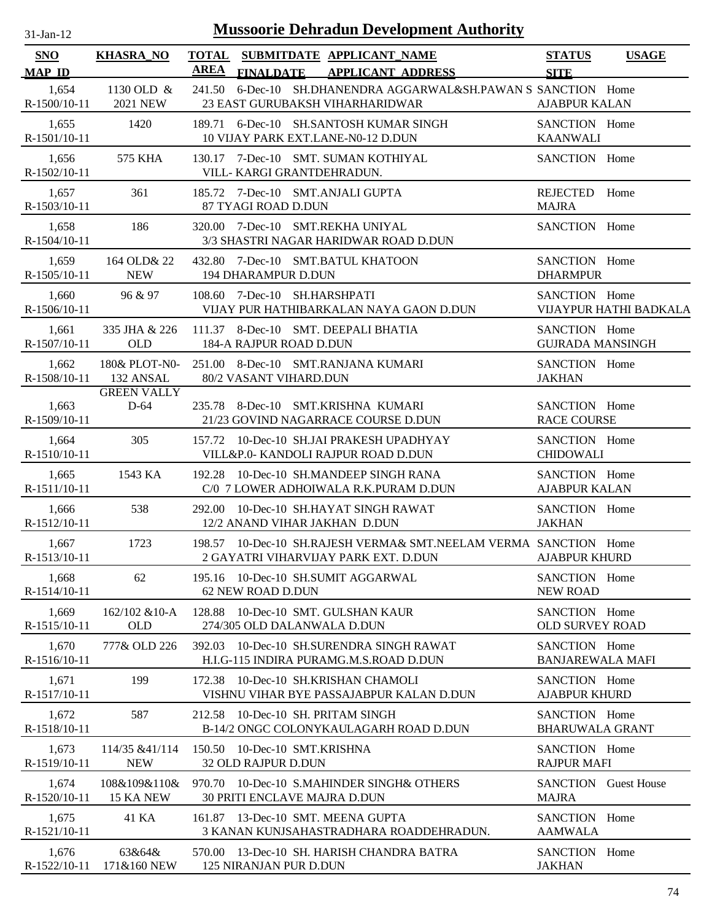# Mussoorie Dehradun Development Authority

31-Jan-12

| SNO / MAP_ID | KHASRA_NO | TOTAL AREA | SUBMITDATE / FINALDATE | APPLICANT_NAME / APPLICANT_ADDRESS | STATUS / SITE | USAGE |
|---|---|---|---|---|---|---|
| 1,654 / R-1500/10-11 | 1130 OLD & 2021 NEW | 241.50 | 6-Dec-10 | SH.DHANENDRA AGGARWAL&SH.PAWAN S / 23 EAST GURUBAKSH VIHARHARIDWAR | SANCTION / AJABPUR KALAN | Home |
| 1,655 / R-1501/10-11 | 1420 | 189.71 | 6-Dec-10 | SH.SANTOSH KUMAR SINGH / 10 VIJAY PARK EXT.LANE-N0-12 D.DUN | SANCTION / KAANWALI | Home |
| 1,656 / R-1502/10-11 | 575 KHA | 130.17 | 7-Dec-10 | SMT. SUMAN KOTHIYAL / VILL- KARGI GRANTDEHRADUN. | SANCTION | Home |
| 1,657 / R-1503/10-11 | 361 | 185.72 | 7-Dec-10 | SMT.ANJALI GUPTA / 87 TYAGI ROAD D.DUN | REJECTED / MAJRA | Home |
| 1,658 / R-1504/10-11 | 186 | 320.00 | 7-Dec-10 | SMT.REKHA UNIYAL / 3/3 SHASTRI NAGAR HARIDWAR ROAD D.DUN | SANCTION | Home |
| 1,659 / R-1505/10-11 | 164 OLD& 22 NEW | 432.80 | 7-Dec-10 | SMT.BATUL KHATOON / 194 DHARAMPUR D.DUN | SANCTION / DHARMPUR | Home |
| 1,660 / R-1506/10-11 | 96 & 97 | 108.60 | 7-Dec-10 | SH.HARSHPATI / VIJAY PUR HATHIBARKALAN NAYA GAON D.DUN | SANCTION / VIJAYPUR HATHI BADKALA | Home |
| 1,661 / R-1507/10-11 | 335 JHA & 226 OLD | 111.37 | 8-Dec-10 | SMT. DEEPALI BHATIA / 184-A RAJPUR ROAD D.DUN | SANCTION / GUJRADA MANSINGH | Home |
| 1,662 / R-1508/10-11 | 180& PLOT-N0-132 ANSAL GREEN VALLY | 251.00 | 8-Dec-10 | SMT.RANJANA KUMARI / 80/2 VASANT VIHARD.DUN | SANCTION / JAKHAN | Home |
| 1,663 / R-1509/10-11 | D-64 | 235.78 | 8-Dec-10 | SMT.KRISHNA KUMARI / 21/23 GOVIND NAGARRACE COURSE D.DUN | SANCTION / RACE COURSE | Home |
| 1,664 / R-1510/10-11 | 305 | 157.72 | 10-Dec-10 | SH.JAI PRAKESH UPADHYAY / VILL&P.0- KANDOLI RAJPUR ROAD D.DUN | SANCTION / CHIDOWALI | Home |
| 1,665 / R-1511/10-11 | 1543 KA | 192.28 | 10-Dec-10 | SH.MANDEEP SINGH RANA / C/0 7 LOWER ADHOIWALA R.K.PURAM D.DUN | SANCTION / AJABPUR KALAN | Home |
| 1,666 / R-1512/10-11 | 538 | 292.00 | 10-Dec-10 | SH.HAYAT SINGH RAWAT / 12/2 ANAND VIHAR JAKHAN D.DUN | SANCTION / JAKHAN | Home |
| 1,667 / R-1513/10-11 | 1723 | 198.57 | 10-Dec-10 | SH.RAJESH VERMA& SMT.NEELAM VERMA / 2 GAYATRI VIHARVIJAY PARK EXT. D.DUN | SANCTION / AJABPUR KHURD | Home |
| 1,668 / R-1514/10-11 | 62 | 195.16 | 10-Dec-10 | SH.SUMIT AGGARWAL / 62 NEW ROAD D.DUN | SANCTION / NEW ROAD | Home |
| 1,669 / R-1515/10-11 | 162/102 &10-A OLD | 128.88 | 10-Dec-10 | SMT. GULSHAN KAUR / 274/305 OLD DALANWALA D.DUN | SANCTION / OLD SURVEY ROAD | Home |
| 1,670 / R-1516/10-11 | 777& OLD 226 | 392.03 | 10-Dec-10 | SH.SURENDRA SINGH RAWAT / H.I.G-115 INDIRA PURAMG.M.S.ROAD D.DUN | SANCTION / BANJAREWALA MAFI | Home |
| 1,671 / R-1517/10-11 | 199 | 172.38 | 10-Dec-10 | SH.KRISHAN CHAMOLI / VISHNU VIHAR BYE PASSAJABPUR KALAN D.DUN | SANCTION / AJABPUR KHURD | Home |
| 1,672 / R-1518/10-11 | 587 | 212.58 | 10-Dec-10 | SH. PRITAM SINGH / B-14/2 ONGC COLONYKAULAGARH ROAD D.DUN | SANCTION / BHARUWALA GRANT | Home |
| 1,673 / R-1519/10-11 | 114/35 &41/114 NEW | 150.50 | 10-Dec-10 | SMT.KRISHNA / 32 OLD RAJPUR D.DUN | SANCTION / RAJPUR MAFI | Home |
| 1,674 / R-1520/10-11 | 108&109&110& 15 KA NEW | 970.70 | 10-Dec-10 | S.MAHINDER SINGH& OTHERS / 30 PRITI ENCLAVE MAJRA D.DUN | SANCTION / MAJRA | Guest House |
| 1,675 / R-1521/10-11 | 41 KA | 161.87 | 13-Dec-10 | SMT. MEENA GUPTA / 3 KANAN KUNJSAHASTRADHARA ROADDEHRADUN. | SANCTION / AAMWALA | Home |
| 1,676 / R-1522/10-11 | 63&64& 171&160 NEW | 570.00 | 13-Dec-10 | SH. HARISH CHANDRA BATRA / 125 NIRANJAN PUR D.DUN | SANCTION / JAKHAN | Home |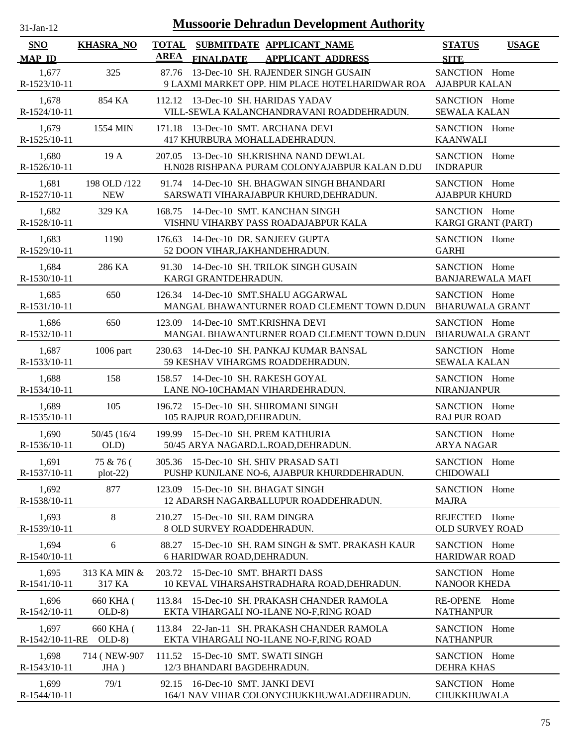# Mussoorie Dehradun Development Authority

31-Jan-12

| SNO / MAP_ID | KHASRA_NO | TOTAL AREA | SUBMITDATE / FINALDATE | APPLICANT_NAME / APPLICANT_ADDRESS | STATUS / SITE | USAGE |
|---|---|---|---|---|---|---|
| 1,677 / R-1523/10-11 | 325 | 87.76 | 13-Dec-10 | SH. RAJENDER SINGH GUSAIN / 9 LAXMI MARKET OPP. HIM PLACE HOTELHARIDWAR ROA | SANCTION / AJABPUR KALAN | Home |
| 1,678 / R-1524/10-11 | 854 KA | 112.12 | 13-Dec-10 | SH. HARIDAS YADAV / VILL-SEWLA KALANCHANDRAVANI ROADDEHRADUN. | SANCTION / SEWALA KALAN | Home |
| 1,679 / R-1525/10-11 | 1554 MIN | 171.18 | 13-Dec-10 | SMT. ARCHANA DEVI / 417 KHURBURA MOHALLADEHRADUN. | SANCTION / KAANWALI | Home |
| 1,680 / R-1526/10-11 | 19 A | 207.05 | 13-Dec-10 | SH.KRISHNA NAND DEWLAL / H.N028 RISHPANA PURAM COLONYAJABPUR KALAN D.DU | SANCTION / INDRAPUR | Home |
| 1,681 / R-1527/10-11 | 198 OLD /122 NEW | 91.74 | 14-Dec-10 | SH. BHAGWAN SINGH BHANDARI / SARSWATI VIHARAJABPUR KHURD,DEHRADUN. | SANCTION / AJABPUR KHURD | Home |
| 1,682 / R-1528/10-11 | 329 KA | 168.75 | 14-Dec-10 | SMT. KANCHAN SINGH / VISHNU VIHARBY PASS ROADAJABPUR KALA | SANCTION / KARGI GRANT (PART) | Home |
| 1,683 / R-1529/10-11 | 1190 | 176.63 | 14-Dec-10 | DR. SANJEEV GUPTA / 52 DOON VIHAR,JAKHANDEHRADUN. | SANCTION / GARHI | Home |
| 1,684 / R-1530/10-11 | 286 KA | 91.30 | 14-Dec-10 | SH. TRILOK SINGH GUSAIN / KARGI GRANTDEHRADUN. | SANCTION / BANJAREWALA MAFI | Home |
| 1,685 / R-1531/10-11 | 650 | 126.34 | 14-Dec-10 | SMT.SHALU AGGARWAL / MANGAL BHAWANTURNER ROAD CLEMENT TOWN D.DUN | SANCTION / BHARUWALA GRANT | Home |
| 1,686 / R-1532/10-11 | 650 | 123.09 | 14-Dec-10 | SMT.KRISHNA DEVI / MANGAL BHAWANTURNER ROAD CLEMENT TOWN D.DUN | SANCTION / BHARUWALA GRANT | Home |
| 1,687 / R-1533/10-11 | 1006 part | 230.63 | 14-Dec-10 | SH. PANKAJ KUMAR BANSAL / 59 KESHAV VIHARGMS ROADDEHRADUN. | SANCTION / SEWALA KALAN | Home |
| 1,688 / R-1534/10-11 | 158 | 158.57 | 14-Dec-10 | SH. RAKESH GOYAL / LANE NO-10CHAMAN VIHARDEHRADUN. | SANCTION / NIRANJANPUR | Home |
| 1,689 / R-1535/10-11 | 105 | 196.72 | 15-Dec-10 | SH. SHIROMANI SINGH / 105 RAJPUR ROAD,DEHRADUN. | SANCTION / RAJ PUR ROAD | Home |
| 1,690 / R-1536/10-11 | 50/45 (16/4 OLD) | 199.99 | 15-Dec-10 | SH. PREM KATHURIA / 50/45 ARYA NAGARD.L.ROAD,DEHRADUN. | SANCTION / ARYA NAGAR | Home |
| 1,691 / R-1537/10-11 | 75 & 76 ( plot-22) | 305.36 | 15-Dec-10 | SH. SHIV PRASAD SATI / PUSHP KUNJLANE NO-6, AJABPUR KHURDDEHRADUN. | SANCTION / CHIDOWALI | Home |
| 1,692 / R-1538/10-11 | 877 | 123.09 | 15-Dec-10 | SH. BHAGAT SINGH / 12 ADARSH NAGARBALLUPUR ROADDEHRADUN. | SANCTION / MAJRA | Home |
| 1,693 / R-1539/10-11 | 8 | 210.27 | 15-Dec-10 | SH. RAM DINGRA / 8 OLD SURVEY ROADDEHRADUN. | REJECTED / OLD SURVEY ROAD | Home |
| 1,694 / R-1540/10-11 | 6 | 88.27 | 15-Dec-10 | SH. RAM SINGH & SMT. PRAKASH KAUR / 6 HARIDWAR ROAD,DEHRADUN. | SANCTION / HARIDWAR ROAD | Home |
| 1,695 / R-1541/10-11 | 313 KA MIN & 317 KA | 203.72 | 15-Dec-10 | SMT. BHARTI DASS / 10 KEVAL VIHARSAHSTRADHARA ROAD,DEHRADUN. | SANCTION / NANOOR KHEDA | Home |
| 1,696 / R-1542/10-11 | 660 KHA ( OLD-8) | 113.84 | 15-Dec-10 | SH. PRAKASH CHANDER RAMOLA / EKTA VIHARGALI NO-1LANE NO-F,RING ROAD | RE-OPENE / NATHANPUR | Home |
| 1,697 / R-1542/10-11-RE | 660 KHA ( OLD-8) | 113.84 | 22-Jan-11 | SH. PRAKASH CHANDER RAMOLA / EKTA VIHARGALI NO-1LANE NO-F,RING ROAD | SANCTION / NATHANPUR | Home |
| 1,698 / R-1543/10-11 | 714 ( NEW-907 JHA ) | 111.52 | 15-Dec-10 | SMT. SWATI SINGH / 12/3 BHANDARI BAGDEHRADUN. | SANCTION / DEHRA KHAS | Home |
| 1,699 / R-1544/10-11 | 79/1 | 92.15 | 16-Dec-10 | SMT. JANKI DEVI / 164/1 NAV VIHAR COLONYCHUKKHUWALADEHRADUN. | SANCTION / CHUKKHUWALA | Home |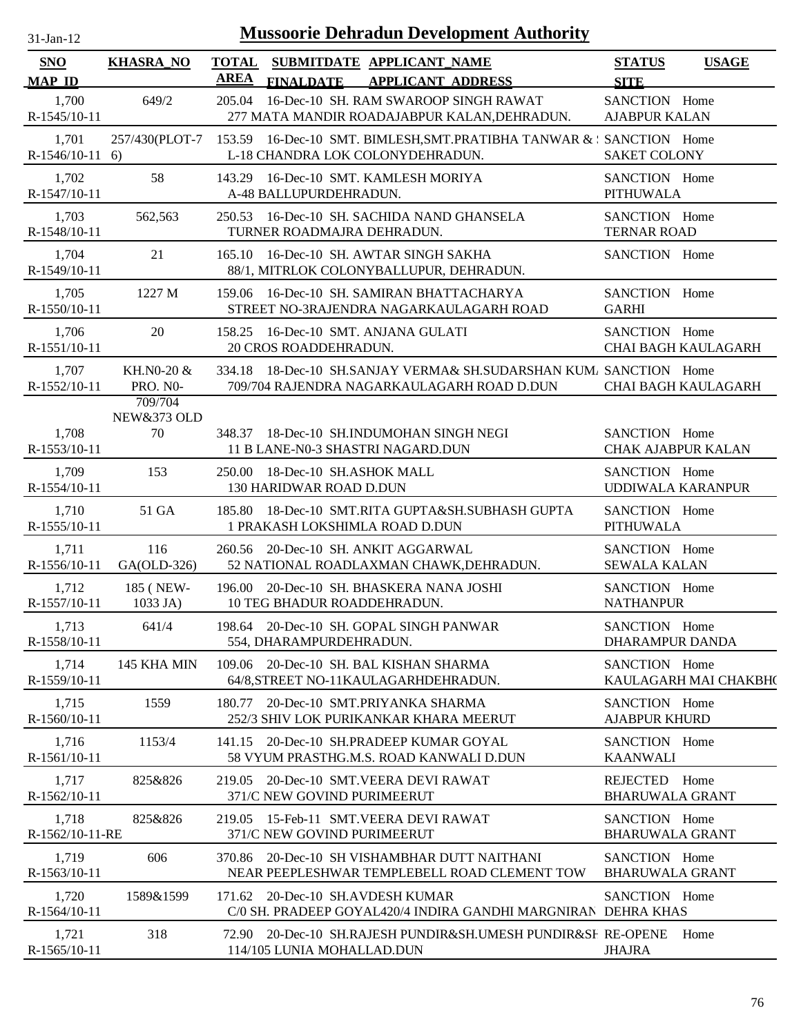# Mussoorie Dehradun Development Authority

31-Jan-12

| SNO<br>MAP_ID | KHASRA_NO | TOTAL AREA | SUBMITDATE<br>FINALDATE | APPLICANT_NAME<br>APPLICANT_ADDRESS | STATUS<br>SITE | USAGE |
|---|---|---|---|---|---|---|
| 1,700<br>R-1545/10-11 | 649/2 | 205.04 | 16-Dec-10 | SH. RAM SWAROOP SINGH RAWAT<br>277 MATA MANDIR ROADAJABPUR KALAN,DEHRADUN. | SANCTION<br>AJABPUR KALAN | Home |
| 1,701<br>R-1546/10-11 | 257/430(PLOT-76) | 153.59 | 16-Dec-10 | SMT. BIMLESH,SMT.PRATIBHA TANWAR & S<br>L-18 CHANDRA LOK COLONYDEHRADUN. | SANCTION<br>SAKET COLONY | Home |
| 1,702<br>R-1547/10-11 | 58 | 143.29 | 16-Dec-10 | SMT. KAMLESH MORIYA<br>A-48 BALLUPURDEHRADUN. | SANCTION<br>PITHUWALA | Home |
| 1,703<br>R-1548/10-11 | 562,563 | 250.53 | 16-Dec-10 | SH. SACHIDA NAND GHANSELA<br>TURNER ROADMAJRA DEHRADUN. | SANCTION<br>TERNAR ROAD | Home |
| 1,704<br>R-1549/10-11 | 21 | 165.10 | 16-Dec-10 | SH. AWTAR SINGH SAKHA<br>88/1, MITRLOK COLONYBALLUPUR, DEHRADUN. | SANCTION | Home |
| 1,705<br>R-1550/10-11 | 1227 M | 159.06 | 16-Dec-10 | SH. SAMIRAN BHATTACHARYA<br>STREET NO-3RAJENDRA NAGARKAULAGARH ROAD | SANCTION<br>GARHI | Home |
| 1,706<br>R-1551/10-11 | 20 | 158.25 | 16-Dec-10 | SMT. ANJANA GULATI<br>20 CROS ROADDEHRADUN. | SANCTION<br>CHAI BAGH KAULAGARH | Home |
| 1,707<br>R-1552/10-11 | KH.N0-20 & PRO. N0-709/704 NEW&373 OLD | 334.18 | 18-Dec-10 | SH.SANJAY VERMA& SH.SUDARSHAN KUMA<br>709/704 RAJENDRA NAGARKAULAGARH ROAD D.DUN | SANCTION<br>CHAI BAGH KAULAGARH | Home |
| 1,708<br>R-1553/10-11 | 70 | 348.37 | 18-Dec-10 | SH.INDUMOHAN SINGH NEGI<br>11 B LANE-N0-3 SHASTRI NAGARD.DUN | SANCTION<br>CHAK AJABPUR KALAN | Home |
| 1,709<br>R-1554/10-11 | 153 | 250.00 | 18-Dec-10 | SH.ASHOK MALL<br>130 HARIDWAR ROAD D.DUN | SANCTION<br>UDDIWALA KARANPUR | Home |
| 1,710<br>R-1555/10-11 | 51 GA | 185.80 | 18-Dec-10 | SMT.RITA GUPTA&SH.SUBHASH GUPTA<br>1 PRAKASH LOKSHIMLA ROAD D.DUN | SANCTION<br>PITHUWALA | Home |
| 1,711<br>R-1556/10-11 | 116 GA(OLD-326) | 260.56 | 20-Dec-10 | SH. ANKIT AGGARWAL<br>52 NATIONAL ROADLAXMAN CHAWK,DEHRADUN. | SANCTION<br>SEWALA KALAN | Home |
| 1,712<br>R-1557/10-11 | 185 ( NEW-1033 JA) | 196.00 | 20-Dec-10 | SH. BHASKERA NANA JOSHI<br>10 TEG BHADUR ROADDEHRADUN. | SANCTION<br>NATHANPUR | Home |
| 1,713<br>R-1558/10-11 | 641/4 | 198.64 | 20-Dec-10 | SH. GOPAL SINGH PANWAR<br>554, DHARAMPURDEHRADUN. | SANCTION<br>DHARAMPUR DANDA | Home |
| 1,714<br>R-1559/10-11 | 145 KHA MIN | 109.06 | 20-Dec-10 | SH. BAL KISHAN SHARMA<br>64/8,STREET NO-11KAULAGARHDEHRADUN. | SANCTION<br>KAULAGARH MAI CHAKBHO | Home |
| 1,715<br>R-1560/10-11 | 1559 | 180.77 | 20-Dec-10 | SMT.PRIYANKA SHARMA<br>252/3 SHIV LOK PURIKANKAR KHARA MEERUT | SANCTION<br>AJABPUR KHURD | Home |
| 1,716<br>R-1561/10-11 | 1153/4 | 141.15 | 20-Dec-10 | SH.PRADEEP KUMAR GOYAL<br>58 VYUM PRASTHG.M.S. ROAD KANWALI D.DUN | SANCTION<br>KAANWALI | Home |
| 1,717<br>R-1562/10-11 | 825&826 | 219.05 | 20-Dec-10 | SMT.VEERA DEVI RAWAT<br>371/C NEW GOVIND PURIMEERUT | REJECTED<br>BHARUWALA GRANT | Home |
| 1,718<br>R-1562/10-11-RE | 825&826 | 219.05 | 15-Feb-11 | SMT.VEERA DEVI RAWAT<br>371/C NEW GOVIND PURIMEERUT | SANCTION<br>BHARUWALA GRANT | Home |
| 1,719<br>R-1563/10-11 | 606 | 370.86 | 20-Dec-10 | SH VISHAMBHAR DUTT NAITHANI<br>NEAR PEEPLESHWAR TEMPLEBELL ROAD CLEMENT TOW | SANCTION<br>BHARUWALA GRANT | Home |
| 1,720<br>R-1564/10-11 | 1589&1599 | 171.62 | 20-Dec-10 | SH.AVDESH KUMAR<br>C/0 SH. PRADEEP GOYAL420/4 INDIRA GANDHI MARGNIRAN | SANCTION<br>DEHRA KHAS | Home |
| 1,721<br>R-1565/10-11 | 318 | 72.90 | 20-Dec-10 | SH.RAJESH PUNDIR&SH.UMESH PUNDIR&SH<br>114/105 LUNIA MOHALLAD.DUN | RE-OPENE<br>JHAJRA | Home |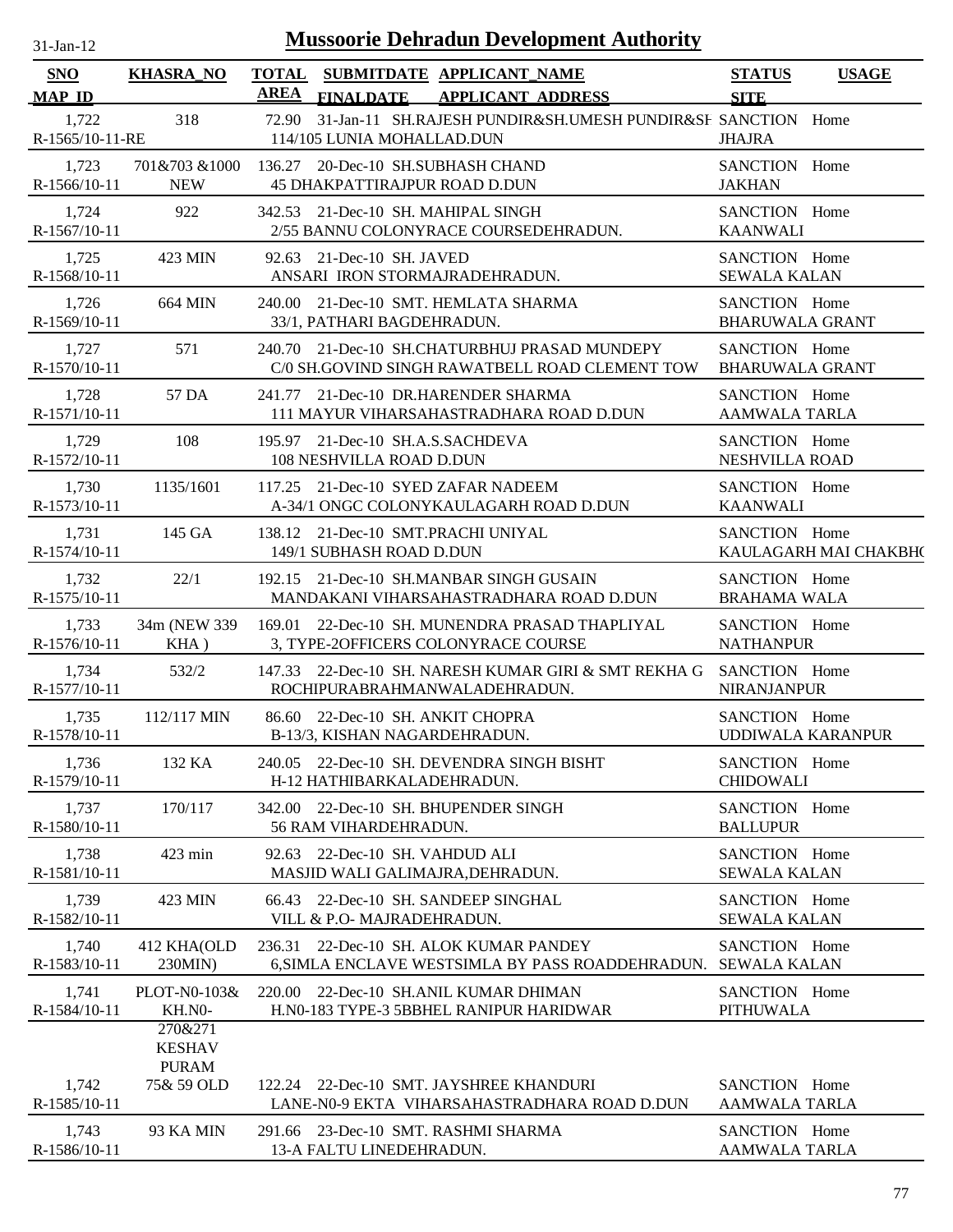# Mussoorie Dehradun Development Authority

31-Jan-12

| SNO / MAP_ID | KHASRA_NO | TOTAL AREA | SUBMITDATE / FINALDATE | APPLICANT_NAME / APPLICANT_ADDRESS | STATUS / SITE | USAGE |
|---|---|---|---|---|---|---|
| 1,722 / R-1565/10-11-RE | 318 | 72.90 | 31-Jan-11 | SH.RAJESH PUNDIR&SH.UMESH PUNDIR&SH / 114/105 LUNIA MOHALLAD.DUN | SANCTION / JHAJRA | Home |
| 1,723 / R-1566/10-11 | 701&703 &1000 NEW | 136.27 | 20-Dec-10 | SH.SUBHASH CHAND / 45 DHAKPATTIRAJPUR ROAD D.DUN | SANCTION / JAKHAN | Home |
| 1,724 / R-1567/10-11 | 922 | 342.53 | 21-Dec-10 | SH. MAHIPAL SINGH / 2/55 BANNU COLONYRACE COURSEDEHRADUN. | SANCTION / KAANWALI | Home |
| 1,725 / R-1568/10-11 | 423 MIN | 92.63 | 21-Dec-10 | SH. JAVED / ANSARI IRON STORMAJRADEHRADUN. | SANCTION / SEWALA KALAN | Home |
| 1,726 / R-1569/10-11 | 664 MIN | 240.00 | 21-Dec-10 | SMT. HEMLATA SHARMA / 33/1, PATHARI BAGDEHRADUN. | SANCTION / BHARUWALA GRANT | Home |
| 1,727 / R-1570/10-11 | 571 | 240.70 | 21-Dec-10 | SH.CHATURBHUJ PRASAD MUNDEPY / C/0 SH.GOVIND SINGH RAWATBELL ROAD CLEMENT TOW | SANCTION / BHARUWALA GRANT | Home |
| 1,728 / R-1571/10-11 | 57 DA | 241.77 | 21-Dec-10 | DR.HARENDER SHARMA / 111 MAYUR VIHARSAHASTRADHARA ROAD D.DUN | SANCTION / AAMWALA TARLA | Home |
| 1,729 / R-1572/10-11 | 108 | 195.97 | 21-Dec-10 | SH.A.S.SACHDEVA / 108 NESHVILLA ROAD D.DUN | SANCTION / NESHVILLA ROAD | Home |
| 1,730 / R-1573/10-11 | 1135/1601 | 117.25 | 21-Dec-10 | SYED ZAFAR NADEEM / A-34/1 ONGC COLONYKAULAGARH ROAD D.DUN | SANCTION / KAANWALI | Home |
| 1,731 / R-1574/10-11 | 145 GA | 138.12 | 21-Dec-10 | SMT.PRACHI UNIYAL / 149/1 SUBHASH ROAD D.DUN | SANCTION / KAULAGARH MAI CHAKBH( | Home |
| 1,732 / R-1575/10-11 | 22/1 | 192.15 | 21-Dec-10 | SH.MANBAR SINGH GUSAIN / MANDAKANI VIHARSAHASTRADHARA ROAD D.DUN | SANCTION / BRAHAMA WALA | Home |
| 1,733 / R-1576/10-11 | 34m (NEW 339 KHA ) | 169.01 | 22-Dec-10 | SH. MUNENDRA PRASAD THAPLIYAL / 3, TYPE-2OFFICERS COLONYRACE COURSE | SANCTION / NATHANPUR | Home |
| 1,734 / R-1577/10-11 | 532/2 | 147.33 | 22-Dec-10 | SH. NARESH KUMAR GIRI & SMT REKHA G / ROCHIPURABRAHMANWALADEHRADUN. | SANCTION / NIRANJANPUR | Home |
| 1,735 / R-1578/10-11 | 112/117 MIN | 86.60 | 22-Dec-10 | SH. ANKIT CHOPRA / B-13/3, KISHAN NAGARDEHRADUN. | SANCTION / UDDIWALA KARANPUR | Home |
| 1,736 / R-1579/10-11 | 132 KA | 240.05 | 22-Dec-10 | SH. DEVENDRA SINGH BISHT / H-12 HATHIBARKALADEHRADUN. | SANCTION / CHIDOWALI | Home |
| 1,737 / R-1580/10-11 | 170/117 | 342.00 | 22-Dec-10 | SH. BHUPENDER SINGH / 56 RAM VIHARDEHRADUN. | SANCTION / BALLUPUR | Home |
| 1,738 / R-1581/10-11 | 423 min | 92.63 | 22-Dec-10 | SH. VAHDUD ALI / MASJID WALI GALIMAJRA,DEHRADUN. | SANCTION / SEWALA KALAN | Home |
| 1,739 / R-1582/10-11 | 423 MIN | 66.43 | 22-Dec-10 | SH. SANDEEP SINGHAL / VILL & P.O- MAJRADEHRADUN. | SANCTION / SEWALA KALAN | Home |
| 1,740 / R-1583/10-11 | 412 KHA(OLD 230MIN) | 236.31 | 22-Dec-10 | SH. ALOK KUMAR PANDEY / 6,SIMLA ENCLAVE WESTSIMLA BY PASS ROADDEHRADUN. | SANCTION / SEWALA KALAN | Home |
| 1,741 / R-1584/10-11 | PLOT-N0-103& KH.N0- 270&271 KESHAV PURAM | 220.00 | 22-Dec-10 | SH.ANIL KUMAR DHIMAN / H.N0-183 TYPE-3 5BBHEL RANIPUR HARIDWAR | SANCTION / PITHUWALA | Home |
| 1,742 / R-1585/10-11 | 75& 59 OLD | 122.24 | 22-Dec-10 | SMT. JAYSHREE KHANDURI / LANE-N0-9 EKTA VIHARSAHASTRADHARA ROAD D.DUN | SANCTION / AAMWALA TARLA | Home |
| 1,743 / R-1586/10-11 | 93 KA MIN | 291.66 | 23-Dec-10 | SMT. RASHMI SHARMA / 13-A FALTU LINEDEHRADUN. | SANCTION / AAMWALA TARLA | Home |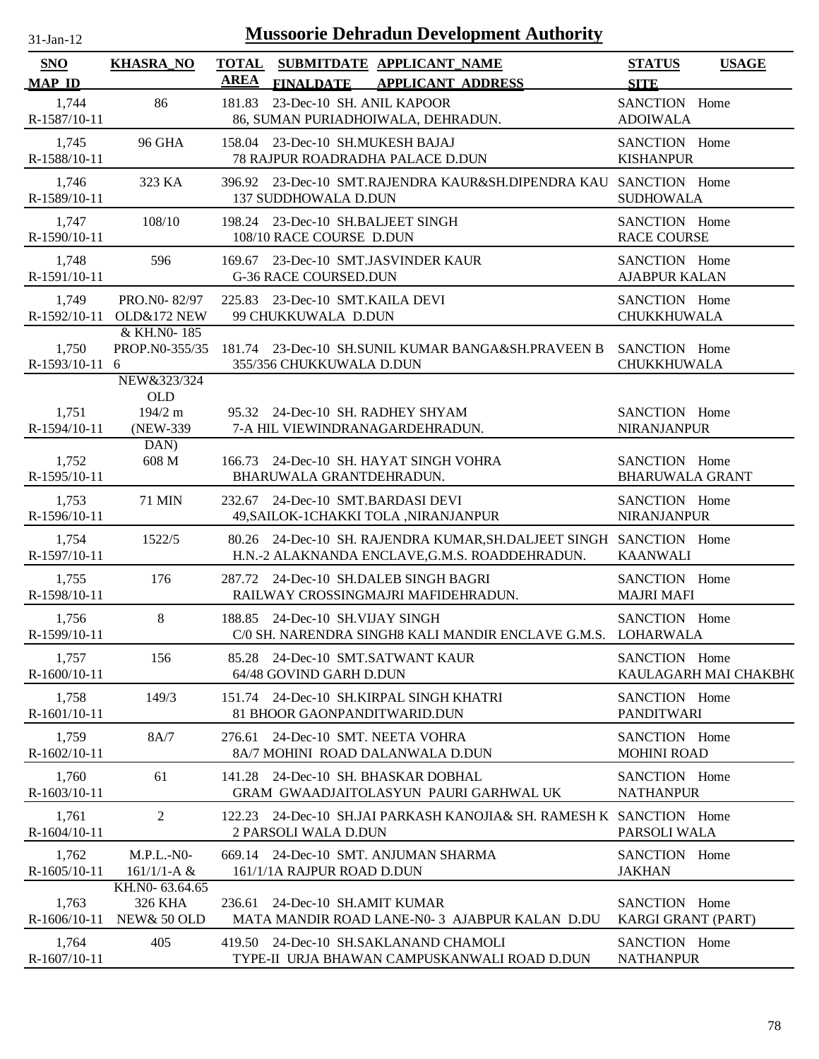# Mussoorie Dehradun Development Authority

31-Jan-12

| SNO / MAP_ID | KHASRA_NO | TOTAL AREA | SUBMITDATE / FINALDATE | APPLICANT_NAME / APPLICANT_ADDRESS | STATUS / SITE | USAGE |
|---|---|---|---|---|---|---|
| 1,744 R-1587/10-11 | 86 | 181.83 | 23-Dec-10 | SH. ANIL KAPOOR 86, SUMAN PURIADHOIWALA, DEHRADUN. | SANCTION ADOIWALA | Home |
| 1,745 R-1588/10-11 | 96 GHA | 158.04 | 23-Dec-10 | SH.MUKESH BAJAJ 78 RAJPUR ROADRADHA PALACE D.DUN | SANCTION KISHANPUR | Home |
| 1,746 R-1589/10-11 | 323 KA | 396.92 | 23-Dec-10 | SMT.RAJENDRA KAUR&SH.DIPENDRA KAU 137 SUDDHOWALA D.DUN | SANCTION SUDHOWALA | Home |
| 1,747 R-1590/10-11 | 108/10 | 198.24 | 23-Dec-10 | SH.BALJEET SINGH 108/10 RACE COURSE D.DUN | SANCTION RACE COURSE | Home |
| 1,748 R-1591/10-11 | 596 | 169.67 | 23-Dec-10 | SMT.JASVINDER KAUR G-36 RACE COURSED.DUN | SANCTION AJABPUR KALAN | Home |
| 1,749 R-1592/10-11 | PRO.N0- 82/97 OLD&172 NEW & KH.N0- 185 | 225.83 | 23-Dec-10 | SMT.KAILA DEVI 99 CHUKKUWALA D.DUN | SANCTION CHUKKHUWALA | Home |
| 1,750 R-1593/10-11 | PROP.N0-355/35 6 NEW&323/324 OLD | 181.74 | 23-Dec-10 | SH.SUNIL KUMAR BANGA&SH.PRAVEEN B 355/356 CHUKKUWALA D.DUN | SANCTION CHUKKHUWALA | Home |
| 1,751 R-1594/10-11 | 194/2 m (NEW-339 DAN) | 95.32 | 24-Dec-10 | SH. RADHEY SHYAM 7-A HIL VIEWINDRANAGARDEHRADUN. | SANCTION NIRANJANPUR | Home |
| 1,752 R-1595/10-11 | 608 M | 166.73 | 24-Dec-10 | SH. HAYAT SINGH VOHRA BHARUWALA GRANTDEHRADUN. | SANCTION BHARUWALA GRANT | Home |
| 1,753 R-1596/10-11 | 71 MIN | 232.67 | 24-Dec-10 | SMT.BARDASI DEVI 49,SAILOK-1CHAKKI TOLA ,NIRANJANPUR | SANCTION NIRANJANPUR | Home |
| 1,754 R-1597/10-11 | 1522/5 | 80.26 | 24-Dec-10 | SH. RAJENDRA KUMAR,SH.DALJEET SINGH H.N.-2 ALAKNANDA ENCLAVE,G.M.S. ROADDEHRADUN. | SANCTION KAANWALI | Home |
| 1,755 R-1598/10-11 | 176 | 287.72 | 24-Dec-10 | SH.DALEB SINGH BAGRI RAILWAY CROSSINGMAJRI MAFIDEHRADUN. | SANCTION MAJRI MAFI | Home |
| 1,756 R-1599/10-11 | 8 | 188.85 | 24-Dec-10 | SH.VIJAY SINGH C/0 SH. NARENDRA SINGH8 KALI MANDIR ENCLAVE G.M.S. | SANCTION LOHARWALA | Home |
| 1,757 R-1600/10-11 | 156 | 85.28 | 24-Dec-10 | SMT.SATWANT KAUR 64/48 GOVIND GARH D.DUN | SANCTION KAULAGARH MAI CHAKBHO | Home |
| 1,758 R-1601/10-11 | 149/3 | 151.74 | 24-Dec-10 | SH.KIRPAL SINGH KHATRI 81 BHOOR GAONPANDITWARID.DUN | SANCTION PANDITWARI | Home |
| 1,759 R-1602/10-11 | 8A/7 | 276.61 | 24-Dec-10 | SMT. NEETA VOHRA 8A/7 MOHINI ROAD DALANWALA D.DUN | SANCTION MOHINI ROAD | Home |
| 1,760 R-1603/10-11 | 61 | 141.28 | 24-Dec-10 | SH. BHASKAR DOBHAL GRAM GWAADJAITOLASYUN PAURI GARHWAL UK | SANCTION NATHANPUR | Home |
| 1,761 R-1604/10-11 | 2 | 122.23 | 24-Dec-10 | SH.JAI PARKASH KANOJIA& SH. RAMESH K 2 PARSOLI WALA D.DUN | SANCTION PARSOLI WALA | Home |
| 1,762 R-1605/10-11 | M.P.L.-N0- 161/1/1-A & KH.N0- 63.64.65 | 669.14 | 24-Dec-10 | SMT. ANJUMAN SHARMA 161/1/1A RAJPUR ROAD D.DUN | SANCTION JAKHAN | Home |
| 1,763 R-1606/10-11 | 326 KHA NEW& 50 OLD | 236.61 | 24-Dec-10 | SH.AMIT KUMAR MATA MANDIR ROAD LANE-N0- 3 AJABPUR KALAN D.DU | SANCTION KARGI GRANT (PART) | Home |
| 1,764 R-1607/10-11 | 405 | 419.50 | 24-Dec-10 | SH.SAKLANAND CHAMOLI TYPE-II URJA BHAWAN CAMPUSKANWALI ROAD D.DUN | SANCTION NATHANPUR | Home |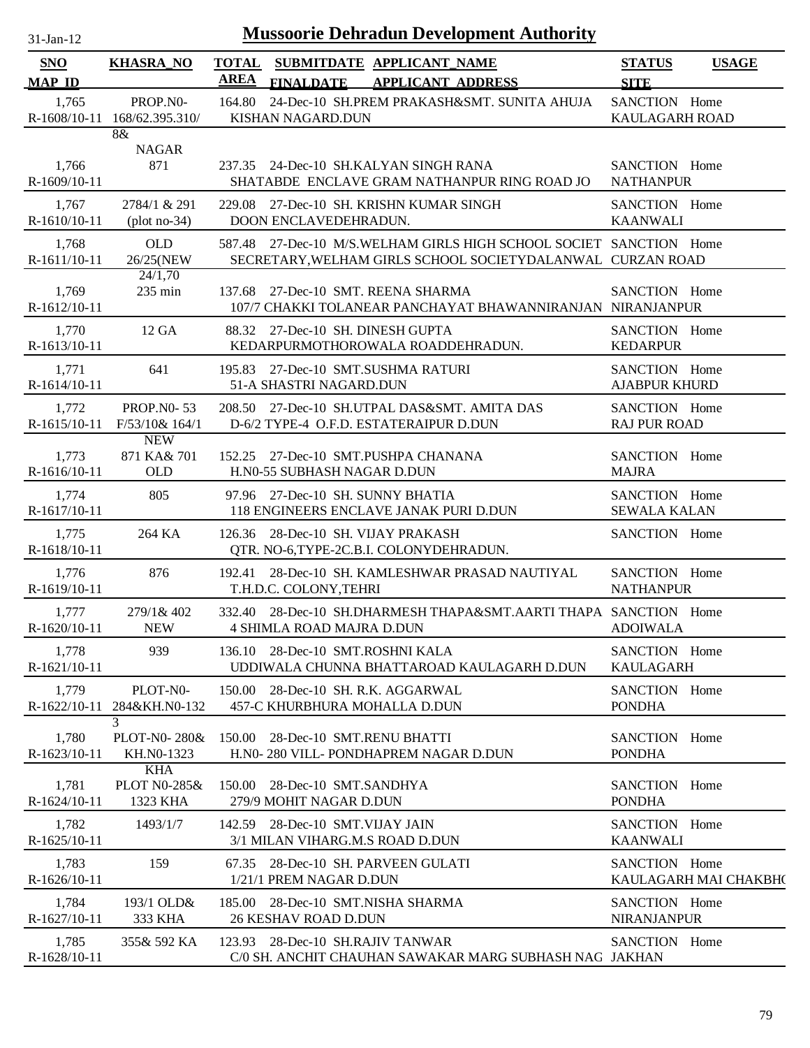# Mussoorie Dehradun Development Authority

31-Jan-12

| SNO<br>MAP_ID | KHASRA_NO | TOTAL AREA | SUBMITDATE<br>FINALDATE | APPLICANT_NAME<br>APPLICANT_ADDRESS | STATUS<br>SITE | USAGE |
|---|---|---|---|---|---|---|
| 1,765<br>R-1608/10-11 | PROP.N0-168/62.395.310/8& NAGAR | 164.80 | 24-Dec-10 | SH.PREM PRAKASH&SMT. SUNITA AHUJA<br>KISHAN NAGARD.DUN | SANCTION<br>KAULAGARH ROAD | Home |
| 1,766<br>R-1609/10-11 | 871 | 237.35 | 24-Dec-10 | SH.KALYAN SINGH RANA<br>SHATABDE ENCLAVE GRAM NATHANPUR RING ROAD JO | SANCTION<br>NATHANPUR | Home |
| 1,767<br>R-1610/10-11 | 2784/1 & 291 (plot no-34) | 229.08 | 27-Dec-10 | SH. KRISHN KUMAR SINGH<br>DOON ENCLAVEDEHRADUN. | SANCTION<br>KAANWALI | Home |
| 1,768<br>R-1611/10-11 | OLD 26/25(NEW 24/1,70 | 587.48 | 27-Dec-10 | M/S.WELHAM GIRLS HIGH SCHOOL SOCIET<br>SECRETARY,WELHAM GIRLS SCHOOL SOCIETYDALANWAL | SANCTION<br>CURZAN ROAD | Home |
| 1,769<br>R-1612/10-11 | 235 min | 137.68 | 27-Dec-10 | SMT. REENA SHARMA<br>107/7 CHAKKI TOLANEAR PANCHAYAT BHAWANNIRANJAN | SANCTION<br>NIRANJANPUR | Home |
| 1,770<br>R-1613/10-11 | 12 GA | 88.32 | 27-Dec-10 | SH. DINESH GUPTA<br>KEDARPURMOTHOROWALA ROADDEHRADUN. | SANCTION<br>KEDARPUR | Home |
| 1,771<br>R-1614/10-11 | 641 | 195.83 | 27-Dec-10 | SMT.SUSHMA RATURI<br>51-A SHASTRI NAGARD.DUN | SANCTION<br>AJABPUR KHURD | Home |
| 1,772<br>R-1615/10-11 | PROP.N0- 53 F/53/10& 164/1 NEW | 208.50 | 27-Dec-10 | SH.UTPAL DAS&SMT. AMITA DAS<br>D-6/2 TYPE-4 O.F.D. ESTATERAIPUR D.DUN | SANCTION<br>RAJ PUR ROAD | Home |
| 1,773<br>R-1616/10-11 | 871 KA& 701 OLD | 152.25 | 27-Dec-10 | SMT.PUSHPA CHANANA<br>H.N0-55 SUBHASH NAGAR D.DUN | SANCTION<br>MAJRA | Home |
| 1,774<br>R-1617/10-11 | 805 | 97.96 | 27-Dec-10 | SH. SUNNY BHATIA<br>118 ENGINEERS ENCLAVE JANAK PURI D.DUN | SANCTION<br>SEWALA KALAN | Home |
| 1,775<br>R-1618/10-11 | 264 KA | 126.36 | 28-Dec-10 | SH. VIJAY PRAKASH<br>QTR. NO-6,TYPE-2C.B.I. COLONYDEHRADUN. | SANCTION | Home |
| 1,776<br>R-1619/10-11 | 876 | 192.41 | 28-Dec-10 | SH. KAMLESHWAR PRASAD NAUTIYAL<br>T.H.D.C. COLONY,TEHRI | SANCTION<br>NATHANPUR | Home |
| 1,777<br>R-1620/10-11 | 279/1& 402 NEW | 332.40 | 28-Dec-10 | SH.DHARMESH THAPA&SMT.AARTI THAPA<br>4 SHIMLA ROAD MAJRA D.DUN | SANCTION<br>ADOIWALA | Home |
| 1,778<br>R-1621/10-11 | 939 | 136.10 | 28-Dec-10 | SMT.ROSHNI KALA<br>UDDIWALA CHUNNA BHATTAROAD KAULAGARH D.DUN | SANCTION<br>KAULAGARH | Home |
| 1,779<br>R-1622/10-11 | PLOT-N0-284&KH.N0-132 3 | 150.00 | 28-Dec-10 | SH. R.K. AGGARWAL<br>457-C KHURBHURA MOHALLA D.DUN | SANCTION<br>PONDHA | Home |
| 1,780<br>R-1623/10-11 | PLOT-N0- 280& KH.N0-1323 KHA | 150.00 | 28-Dec-10 | SMT.RENU BHATTI<br>H.N0- 280 VILL- PONDHAPREM NAGAR D.DUN | SANCTION<br>PONDHA | Home |
| 1,781<br>R-1624/10-11 | PLOT N0-285& 1323 KHA | 150.00 | 28-Dec-10 | SMT.SANDHYA<br>279/9 MOHIT NAGAR D.DUN | SANCTION<br>PONDHA | Home |
| 1,782<br>R-1625/10-11 | 1493/1/7 | 142.59 | 28-Dec-10 | SMT.VIJAY JAIN<br>3/1 MILAN VIHARG.M.S ROAD D.DUN | SANCTION<br>KAANWALI | Home |
| 1,783<br>R-1626/10-11 | 159 | 67.35 | 28-Dec-10 | SH. PARVEEN GULATI<br>1/21/1 PREM NAGAR D.DUN | SANCTION<br>KAULAGARH MAI CHAKBHO | Home |
| 1,784<br>R-1627/10-11 | 193/1 OLD& 333 KHA | 185.00 | 28-Dec-10 | SMT.NISHA SHARMA<br>26 KESHAV ROAD D.DUN | SANCTION<br>NIRANJANPUR | Home |
| 1,785<br>R-1628/10-11 | 355& 592 KA | 123.93 | 28-Dec-10 | SH.RAJIV TANWAR<br>C/0 SH. ANCHIT CHAUHAN SAWAKAR MARG SUBHASH NAG | SANCTION<br>JAKHAN | Home |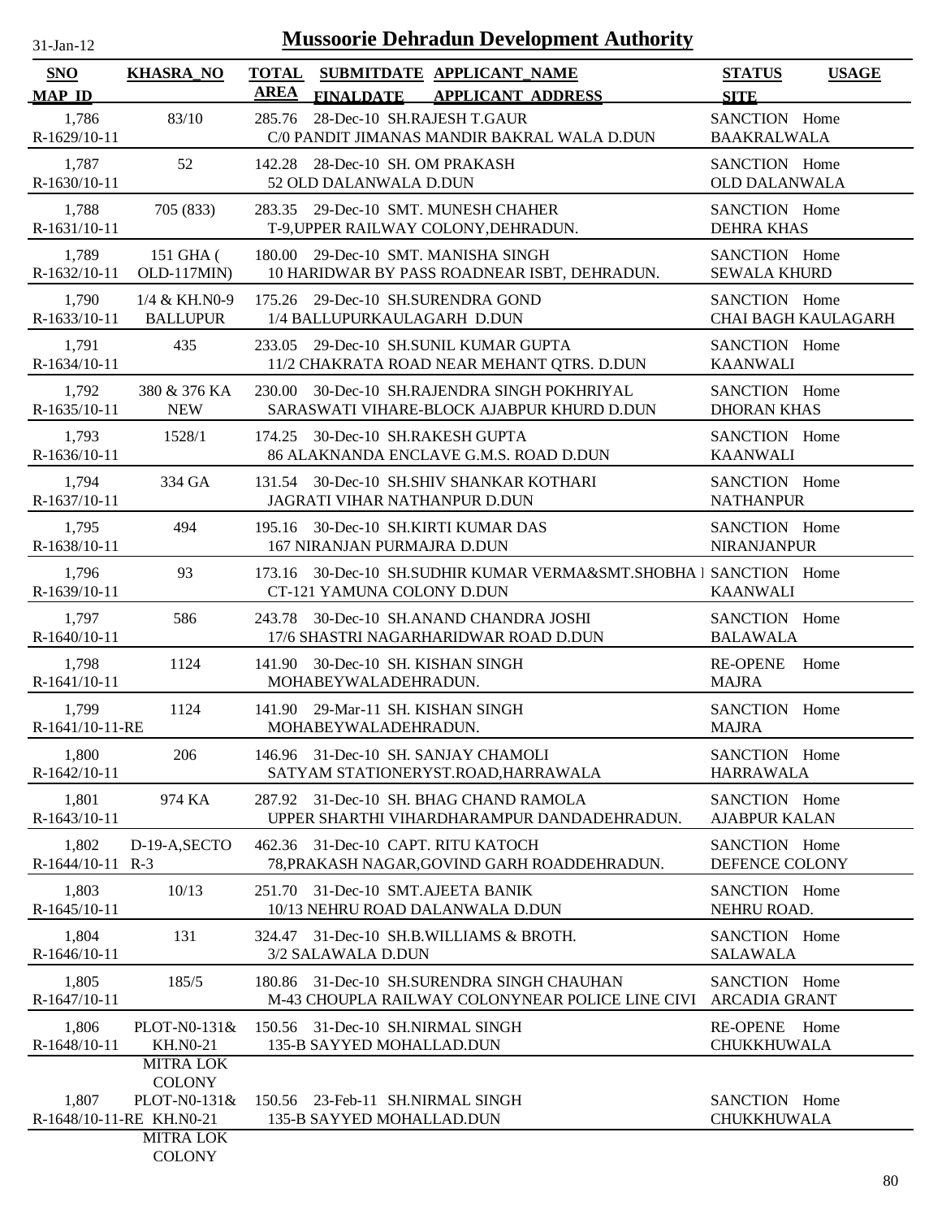# Mussoorie Dehradun Development Authority

31-Jan-12

| SNO / MAP_ID | KHASRA_NO | TOTAL AREA | SUBMITDATE / FINALDATE | APPLICANT_NAME / APPLICANT_ADDRESS | STATUS / SITE | USAGE |
|---|---|---|---|---|---|---|
| 1,786 / R-1629/10-11 | 83/10 | 285.76 | 28-Dec-10 | SH.RAJESH T.GAUR / C/0 PANDIT JIMANAS MANDIR BAKRAL WALA D.DUN | SANCTION / BAAKRALWALA | Home |
| 1,787 / R-1630/10-11 | 52 | 142.28 | 28-Dec-10 | SH. OM PRAKASH / 52 OLD DALANWALA D.DUN | SANCTION / OLD DALANWALA | Home |
| 1,788 / R-1631/10-11 | 705 (833) | 283.35 | 29-Dec-10 | SMT. MUNESH CHAHER / T-9,UPPER RAILWAY COLONY,DEHRADUN. | SANCTION / DEHRA KHAS | Home |
| 1,789 / R-1632/10-11 | 151 GHA ( OLD-117MIN) | 180.00 | 29-Dec-10 | SMT. MANISHA SINGH / 10 HARIDWAR BY PASS ROADNEAR ISBT, DEHRADUN. | SANCTION / SEWALA KHURD | Home |
| 1,790 / R-1633/10-11 | 1/4 & KH.N0-9 BALLUPUR | 175.26 | 29-Dec-10 | SH.SURENDRA GOND / 1/4 BALLUPURKAULAGARH D.DUN | SANCTION / CHAI BAGH KAULAGARH | Home |
| 1,791 / R-1634/10-11 | 435 | 233.05 | 29-Dec-10 | SH.SUNIL KUMAR GUPTA / 11/2 CHAKRATA ROAD NEAR MEHANT QTRS. D.DUN | SANCTION / KAANWALI | Home |
| 1,792 / R-1635/10-11 | 380 & 376 KA NEW | 230.00 | 30-Dec-10 | SH.RAJENDRA SINGH POKHRIYAL / SARASWATI VIHARE-BLOCK AJABPUR KHURD D.DUN | SANCTION / DHORAN KHAS | Home |
| 1,793 / R-1636/10-11 | 1528/1 | 174.25 | 30-Dec-10 | SH.RAKESH GUPTA / 86 ALAKNANDA ENCLAVE G.M.S. ROAD D.DUN | SANCTION / KAANWALI | Home |
| 1,794 / R-1637/10-11 | 334 GA | 131.54 | 30-Dec-10 | SH.SHIV SHANKAR KOTHARI / JAGRATI VIHAR NATHANPUR D.DUN | SANCTION / NATHANPUR | Home |
| 1,795 / R-1638/10-11 | 494 | 195.16 | 30-Dec-10 | SH.KIRTI KUMAR DAS / 167 NIRANJAN PURMAJRA D.DUN | SANCTION / NIRANJANPUR | Home |
| 1,796 / R-1639/10-11 | 93 | 173.16 | 30-Dec-10 | SH.SUDHIR KUMAR VERMA&SMT.SHOBHA I / CT-121 YAMUNA COLONY D.DUN | SANCTION / KAANWALI | Home |
| 1,797 / R-1640/10-11 | 586 | 243.78 | 30-Dec-10 | SH.ANAND CHANDRA JOSHI / 17/6 SHASTRI NAGARHARIDWAR ROAD D.DUN | SANCTION / BALAWALA | Home |
| 1,798 / R-1641/10-11 | 1124 | 141.90 | 30-Dec-10 | SH. KISHAN SINGH / MOHABEYWALADEHRADUN. | RE-OPENE / MAJRA | Home |
| 1,799 / R-1641/10-11-RE | 1124 | 141.90 | 29-Mar-11 | SH. KISHAN SINGH / MOHABEYWALADEHRADUN. | SANCTION / MAJRA | Home |
| 1,800 / R-1642/10-11 | 206 | 146.96 | 31-Dec-10 | SH. SANJAY CHAMOLI / SATYAM STATIONERYST.ROAD,HARRAWALA | SANCTION / HARRAWALA | Home |
| 1,801 / R-1643/10-11 | 974 KA | 287.92 | 31-Dec-10 | SH. BHAG CHAND RAMOLA / UPPER SHARTHI VIHARDHARAMPUR DANDADEHRADUN. | SANCTION / AJABPUR KALAN | Home |
| 1,802 / R-1644/10-11 | D-19-A,SECTOR-3 | 462.36 | 31-Dec-10 | CAPT. RITU KATOCH / 78,PRAKASH NAGAR,GOVIND GARH ROADDEHRADUN. | SANCTION / DEFENCE COLONY | Home |
| 1,803 / R-1645/10-11 | 10/13 | 251.70 | 31-Dec-10 | SMT.AJEETA BANIK / 10/13 NEHRU ROAD DALANWALA D.DUN | SANCTION / NEHRU ROAD. | Home |
| 1,804 / R-1646/10-11 | 131 | 324.47 | 31-Dec-10 | SH.B.WILLIAMS & BROTH. / 3/2 SALAWALA D.DUN | SANCTION / SALAWALA | Home |
| 1,805 / R-1647/10-11 | 185/5 | 180.86 | 31-Dec-10 | SH.SURENDRA SINGH CHAUHAN / M-43 CHOUPLA RAILWAY COLONYNEAR POLICE LINE CIVI | SANCTION / ARCADIA GRANT | Home |
| 1,806 / R-1648/10-11 | PLOT-N0-131& KH.N0-21 MITRA LOK COLONY | 150.56 | 31-Dec-10 | SH.NIRMAL SINGH / 135-B SAYYED MOHALLAD.DUN | RE-OPENE / CHUKKHUWALA | Home |
| 1,807 / R-1648/10-11-RE | PLOT-N0-131& KH.N0-21 MITRA LOK COLONY | 150.56 | 23-Feb-11 | SH.NIRMAL SINGH / 135-B SAYYED MOHALLAD.DUN | SANCTION / CHUKKHUWALA | Home |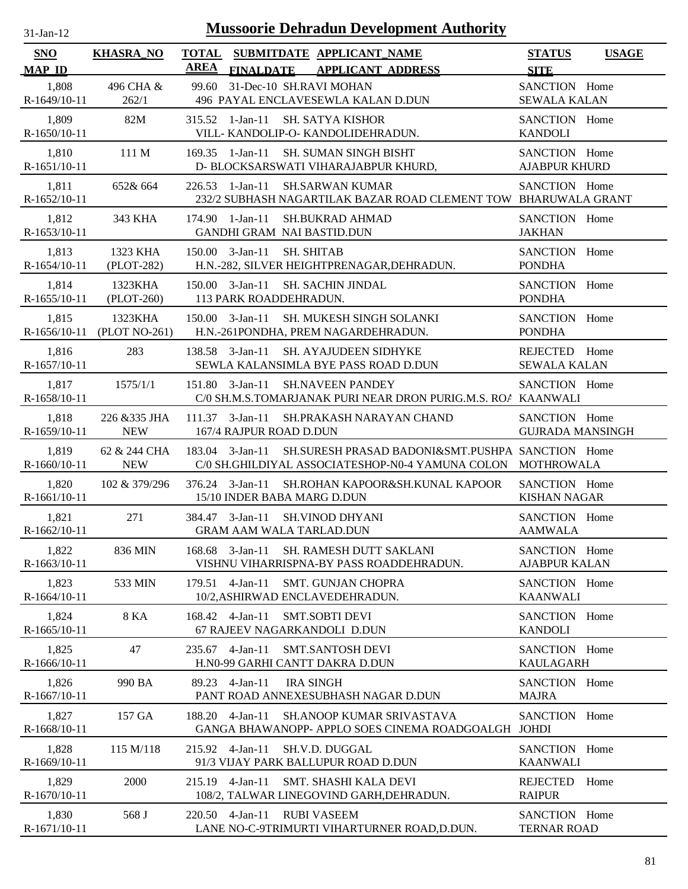# Mussoorie Dehradun Development Authority

31-Jan-12

| SNO / MAP_ID | KHASRA_NO | TOTAL AREA | SUBMITDATE / FINALDATE | APPLICANT_NAME / APPLICANT_ADDRESS | STATUS / SITE | USAGE |
|---|---|---|---|---|---|---|
| 1,808 / R-1649/10-11 | 496 CHA & 262/1 | 99.60 | 31-Dec-10 | SH.RAVI MOHAN / 496 PAYAL ENCLAVESEWLA KALAN D.DUN | SANCTION / SEWALA KALAN | Home |
| 1,809 / R-1650/10-11 | 82M | 315.52 | 1-Jan-11 | SH. SATYA KISHOR / VILL- KANDOLIP-O- KANDOLIDEHRADUN. | SANCTION / KANDOLI | Home |
| 1,810 / R-1651/10-11 | 111 M | 169.35 | 1-Jan-11 | SH. SUMAN SINGH BISHT / D- BLOCKSARSWATI VIHARAJABPUR KHURD, | SANCTION / AJABPUR KHURD | Home |
| 1,811 / R-1652/10-11 | 652& 664 | 226.53 | 1-Jan-11 | SH.SARWAN KUMAR / 232/2 SUBHASH NAGARTILAK BAZAR ROAD CLEMENT TOW | SANCTION / BHARUWALA GRANT | Home |
| 1,812 / R-1653/10-11 | 343 KHA | 174.90 | 1-Jan-11 | SH.BUKRAD AHMAD / GANDHI GRAM NAI BASTID.DUN | SANCTION / JAKHAN | Home |
| 1,813 / R-1654/10-11 | 1323 KHA (PLOT-282) | 150.00 | 3-Jan-11 | SH. SHITAB / H.N.-282, SILVER HEIGHTPRENAGAR,DEHRADUN. | SANCTION / PONDHA | Home |
| 1,814 / R-1655/10-11 | 1323KHA (PLOT-260) | 150.00 | 3-Jan-11 | SH. SACHIN JINDAL / 113 PARK ROADDEHRADUN. | SANCTION / PONDHA | Home |
| 1,815 / R-1656/10-11 | 1323KHA (PLOT NO-261) | 150.00 | 3-Jan-11 | SH. MUKESH SINGH SOLANKI / H.N.-261PONDHA, PREM NAGARDEHRADUN. | SANCTION / PONDHA | Home |
| 1,816 / R-1657/10-11 | 283 | 138.58 | 3-Jan-11 | SH. AYAJUDEEN SIDHYKE / SEWLA KALANSIMLA BYE PASS ROAD D.DUN | REJECTED / SEWALA KALAN | Home |
| 1,817 / R-1658/10-11 | 1575/1/1 | 151.80 | 3-Jan-11 | SH.NAVEEN PANDEY / C/0 SH.M.S.TOMARJANAK PURI NEAR DRON PURIG.M.S. ROA | SANCTION / KAANWALI | Home |
| 1,818 / R-1659/10-11 | 226 &335 JHA NEW | 111.37 | 3-Jan-11 | SH.PRAKASH NARAYAN CHAND / 167/4 RAJPUR ROAD D.DUN | SANCTION / GUJRADA MANSINGH | Home |
| 1,819 / R-1660/10-11 | 62 & 244 CHA NEW | 183.04 | 3-Jan-11 | SH.SURESH PRASAD BADONI&SMT.PUSHPA / C/0 SH.GHILDIYAL ASSOCIATESHOP-N0-4 YAMUNA COLON | SANCTION / MOTHROWALA | Home |
| 1,820 / R-1661/10-11 | 102 & 379/296 | 376.24 | 3-Jan-11 | SH.ROHAN KAPOOR&SH.KUNAL KAPOOR / 15/10 INDER BABA MARG D.DUN | SANCTION / KISHAN NAGAR | Home |
| 1,821 / R-1662/10-11 | 271 | 384.47 | 3-Jan-11 | SH.VINOD DHYANI / GRAM AAM WALA TARLAD.DUN | SANCTION / AAMWALA | Home |
| 1,822 / R-1663/10-11 | 836 MIN | 168.68 | 3-Jan-11 | SH. RAMESH DUTT SAKLANI / VISHNU VIHARRISPNA-BY PASS ROADDEHRADUN. | SANCTION / AJABPUR KALAN | Home |
| 1,823 / R-1664/10-11 | 533 MIN | 179.51 | 4-Jan-11 | SMT. GUNJAN CHOPRA / 10/2,ASHIRWAD ENCLAVEDEHRADUN. | SANCTION / KAANWALI | Home |
| 1,824 / R-1665/10-11 | 8 KA | 168.42 | 4-Jan-11 | SMT.SOBTI DEVI / 67 RAJEEV NAGARKANDOLI D.DUN | SANCTION / KANDOLI | Home |
| 1,825 / R-1666/10-11 | 47 | 235.67 | 4-Jan-11 | SMT.SANTOSH DEVI / H.N0-99 GARHI CANTT DAKRA D.DUN | SANCTION / KAULAGARH | Home |
| 1,826 / R-1667/10-11 | 990 BA | 89.23 | 4-Jan-11 | IRA SINGH / PANT ROAD ANNEXESUBHASH NAGAR D.DUN | SANCTION / MAJRA | Home |
| 1,827 / R-1668/10-11 | 157 GA | 188.20 | 4-Jan-11 | SH.ANOOP KUMAR SRIVASTAVA / GANGA BHAWANOPP- APPLO SOES CINEMA ROADGOALGH | SANCTION / JOHDI | Home |
| 1,828 / R-1669/10-11 | 115 M/118 | 215.92 | 4-Jan-11 | SH.V.D. DUGGAL / 91/3 VIJAY PARK BALLUPUR ROAD D.DUN | SANCTION / KAANWALI | Home |
| 1,829 / R-1670/10-11 | 2000 | 215.19 | 4-Jan-11 | SMT. SHASHI KALA DEVI / 108/2, TALWAR LINEGOVIND GARH,DEHRADUN. | REJECTED / RAIPUR | Home |
| 1,830 / R-1671/10-11 | 568 J | 220.50 | 4-Jan-11 | RUBI VASEEM / LANE NO-C-9TRIMURTI VIHARTURNER ROAD,D.DUN. | SANCTION / TERNAR ROAD | Home |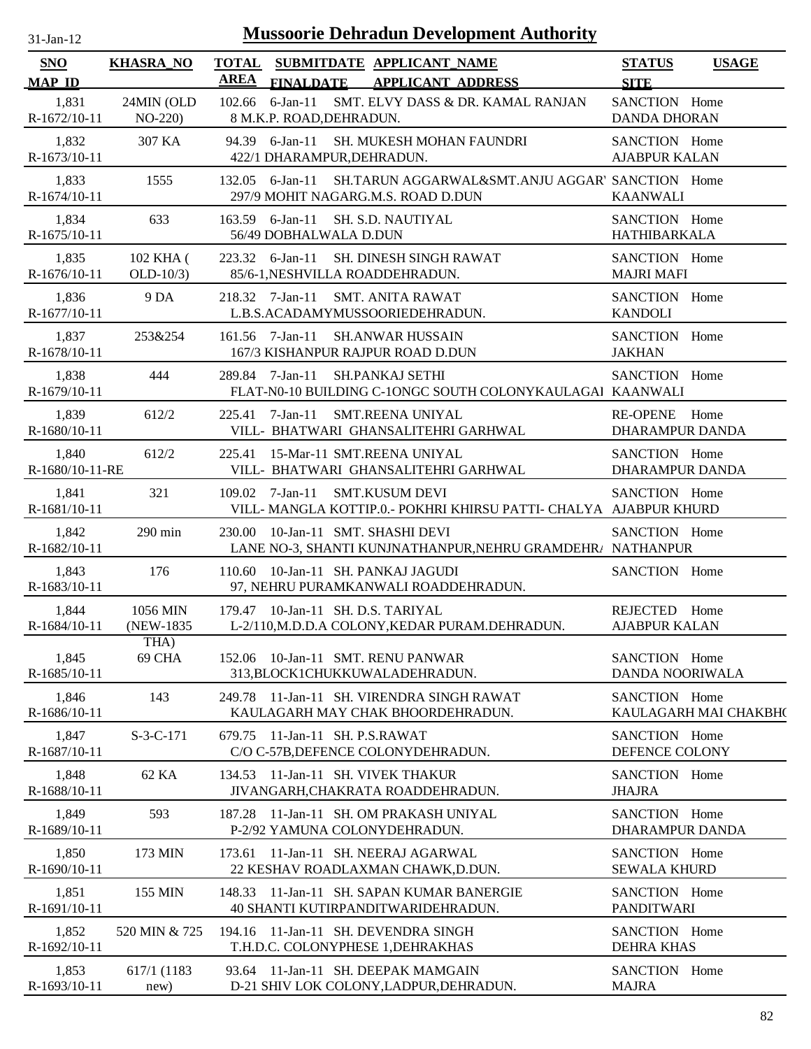# Mussoorie Dehradun Development Authority

31-Jan-12

| SNO<br>MAP_ID | KHASRA_NO | TOTAL AREA | SUBMITDATE<br>FINALDATE | APPLICANT_NAME<br>APPLICANT_ADDRESS | STATUS<br>SITE | USAGE |
|---|---|---|---|---|---|---|
| 1,831<br>R-1672/10-11 | 24MIN (OLD NO-220) | 102.66 | 6-Jan-11 | SMT. ELVY DASS & DR. KAMAL RANJAN<br>8 M.K.P. ROAD,DEHRADUN. | SANCTION<br>DANDA DHORAN | Home |
| 1,832<br>R-1673/10-11 | 307 KA | 94.39 | 6-Jan-11 | SH. MUKESH MOHAN FAUNDRI<br>422/1 DHARAMPUR,DEHRADUN. | SANCTION<br>AJABPUR KALAN | Home |
| 1,833<br>R-1674/10-11 | 1555 | 132.05 | 6-Jan-11 | SH.TARUN AGGARWAL&SMT.ANJU AGGAR'<br>297/9 MOHIT NAGARG.M.S. ROAD D.DUN | SANCTION<br>KAANWALI | Home |
| 1,834<br>R-1675/10-11 | 633 | 163.59 | 6-Jan-11 | SH. S.D. NAUTIYAL<br>56/49 DOBHALWALA D.DUN | SANCTION<br>HATHIBARKALA | Home |
| 1,835<br>R-1676/10-11 | 102 KHA ( OLD-10/3) | 223.32 | 6-Jan-11 | SH. DINESH SINGH RAWAT<br>85/6-1,NESHVILLA ROADDEHRADUN. | SANCTION<br>MAJRI MAFI | Home |
| 1,836<br>R-1677/10-11 | 9 DA | 218.32 | 7-Jan-11 | SMT. ANITA RAWAT<br>L.B.S.ACADAMYMUSSOORIEDEHRADUN. | SANCTION<br>KANDOLI | Home |
| 1,837<br>R-1678/10-11 | 253&254 | 161.56 | 7-Jan-11 | SH.ANWAR HUSSAIN<br>167/3 KISHANPUR RAJPUR ROAD D.DUN | SANCTION<br>JAKHAN | Home |
| 1,838<br>R-1679/10-11 | 444 | 289.84 | 7-Jan-11 | SH.PANKAJ SETHI<br>FLAT-N0-10 BUILDING C-1ONGC SOUTH COLONYKAULAGAI | SANCTION<br>KAANWALI | Home |
| 1,839<br>R-1680/10-11 | 612/2 | 225.41 | 7-Jan-11 | SMT.REENA UNIYAL<br>VILL- BHATWARI GHANSALITEHRI GARHWAL | RE-OPENE<br>DHARAMPUR DANDA | Home |
| 1,840<br>R-1680/10-11-RE | 612/2 | 225.41 | 15-Mar-11 | SMT.REENA UNIYAL<br>VILL- BHATWARI GHANSALITEHRI GARHWAL | SANCTION<br>DHARAMPUR DANDA | Home |
| 1,841<br>R-1681/10-11 | 321 | 109.02 | 7-Jan-11 | SMT.KUSUM DEVI<br>VILL- MANGLA KOTTIP.0.- POKHRI KHIRSU PATTI- CHALYA | SANCTION<br>AJABPUR KHURD | Home |
| 1,842<br>R-1682/10-11 | 290 min | 230.00 | 10-Jan-11 | SMT. SHASHI DEVI<br>LANE NO-3, SHANTI KUNJNATHANPUR,NEHRU GRAMDEHR/ | SANCTION<br>NATHANPUR | Home |
| 1,843<br>R-1683/10-11 | 176 | 110.60 | 10-Jan-11 | SH. PANKAJ JAGUDI<br>97, NEHRU PURAMKANWALI ROADDEHRADUN. | SANCTION | Home |
| 1,844<br>R-1684/10-11 | 1056 MIN (NEW-1835 THA) | 179.47 | 10-Jan-11 | SH. D.S. TARIYAL<br>L-2/110,M.D.D.A COLONY,KEDAR PURAM.DEHRADUN. | REJECTED<br>AJABPUR KALAN | Home |
| 1,845<br>R-1685/10-11 | 69 CHA | 152.06 | 10-Jan-11 | SMT. RENU PANWAR<br>313,BLOCK1CHUKKUWALADEHRADUN. | SANCTION<br>DANDA NOORIWALA | Home |
| 1,846<br>R-1686/10-11 | 143 | 249.78 | 11-Jan-11 | SH. VIRENDRA SINGH RAWAT<br>KAULAGARH MAY CHAK BHOORDEHRADUN. | SANCTION<br>KAULAGARH MAI CHAKBH( | Home |
| 1,847<br>R-1687/10-11 | S-3-C-171 | 679.75 | 11-Jan-11 | SH. P.S.RAWAT<br>C/O C-57B,DEFENCE COLONYDEHRADUN. | SANCTION<br>DEFENCE COLONY | Home |
| 1,848<br>R-1688/10-11 | 62 KA | 134.53 | 11-Jan-11 | SH. VIVEK THAKUR<br>JIVANGARH,CHAKRATA ROADDEHRADUN. | SANCTION<br>JHAJRA | Home |
| 1,849<br>R-1689/10-11 | 593 | 187.28 | 11-Jan-11 | SH. OM PRAKASH UNIYAL<br>P-2/92 YAMUNA COLONYDEHRADUN. | SANCTION<br>DHARAMPUR DANDA | Home |
| 1,850<br>R-1690/10-11 | 173 MIN | 173.61 | 11-Jan-11 | SH. NEERAJ AGARWAL<br>22 KESHAV ROADLAXMAN CHAWK,D.DUN. | SANCTION<br>SEWALA KHURD | Home |
| 1,851<br>R-1691/10-11 | 155 MIN | 148.33 | 11-Jan-11 | SH. SAPAN KUMAR BANERGIE<br>40 SHANTI KUTIRPANDITWARIDEHRADUN. | SANCTION<br>PANDITWARI | Home |
| 1,852<br>R-1692/10-11 | 520 MIN & 725 | 194.16 | 11-Jan-11 | SH. DEVENDRA SINGH<br>T.H.D.C. COLONYPHESE 1,DEHRAKHAS | SANCTION<br>DEHRA KHAS | Home |
| 1,853<br>R-1693/10-11 | 617/1 (1183 new) | 93.64 | 11-Jan-11 | SH. DEEPAK MAMGAIN<br>D-21 SHIV LOK COLONY,LADPUR,DEHRADUN. | SANCTION<br>MAJRA | Home |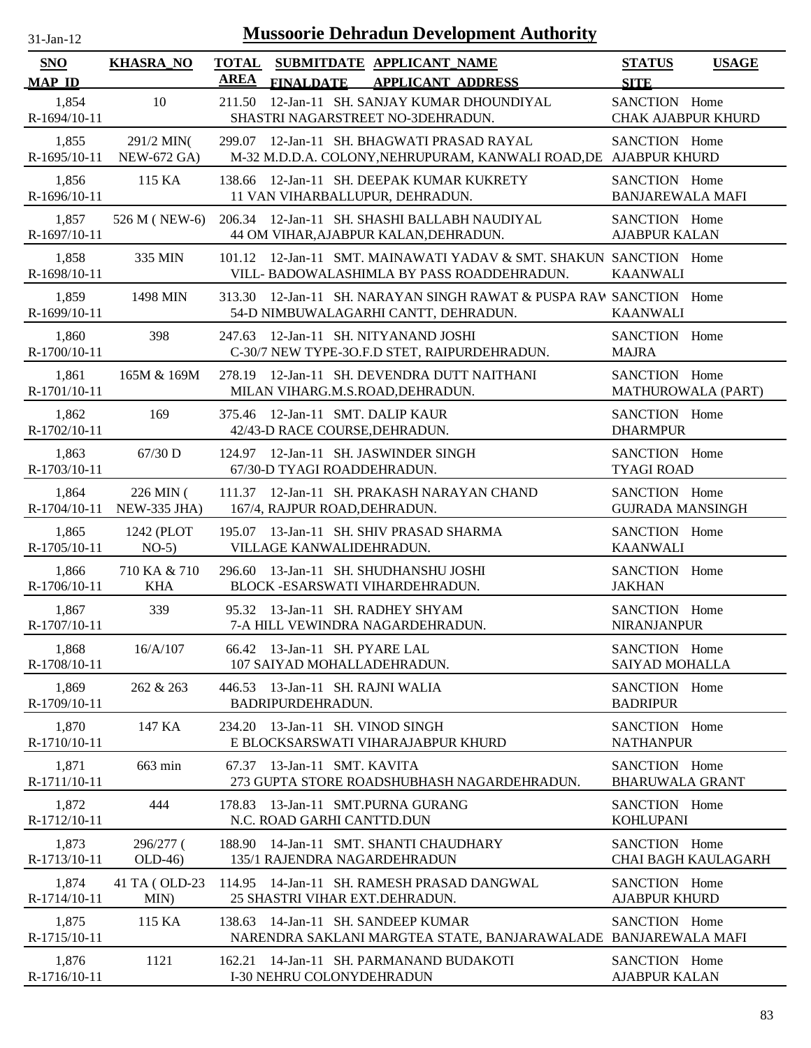# Mussoorie Dehradun Development Authority

31-Jan-12

| SNO<br>MAP_ID | KHASRA_NO | TOTAL AREA | SUBMITDATE<br>FINALDATE | APPLICANT_NAME<br>APPLICANT_ADDRESS | STATUS<br>SITE | USAGE |
|---|---|---|---|---|---|---|
| 1,854<br>R-1694/10-11 | 10 | 211.50 | 12-Jan-11 | SH. SANJAY KUMAR DHOUNDIYAL<br>SHASTRI NAGARSTREET NO-3DEHRADUN. | SANCTION<br>CHAK AJABPUR KHURD | Home |
| 1,855<br>R-1695/10-11 | 291/2 MIN(<br>NEW-672 GA) | 299.07 | 12-Jan-11 | SH. BHAGWATI PRASAD RAYAL<br>M-32 M.D.D.A. COLONY,NEHRUPURAM, KANWALI ROAD,DE | SANCTION<br>AJABPUR KHURD | Home |
| 1,856<br>R-1696/10-11 | 115 KA | 138.66 | 12-Jan-11 | SH. DEEPAK KUMAR KUKRETY<br>11 VAN VIHARBALLUPUR, DEHRADUN. | SANCTION<br>BANJAREWALA MAFI | Home |
| 1,857<br>R-1697/10-11 | 526 M ( NEW-6) | 206.34 | 12-Jan-11 | SH. SHASHI BALLABH NAUDIYAL<br>44 OM VIHAR,AJABPUR KALAN,DEHRADUN. | SANCTION<br>AJABPUR KALAN | Home |
| 1,858<br>R-1698/10-11 | 335 MIN | 101.12 | 12-Jan-11 | SMT. MAINAWATI YADAV & SMT. SHAKUN<br>VILL- BADOWALASHIMLA BY PASS ROADDEHRADUN. | SANCTION<br>KAANWALI | Home |
| 1,859<br>R-1699/10-11 | 1498 MIN | 313.30 | 12-Jan-11 | SH. NARAYAN SINGH RAWAT & PUSPA RAW<br>54-D NIMBUWALAGARHI CANTT, DEHRADUN. | SANCTION<br>KAANWALI | Home |
| 1,860<br>R-1700/10-11 | 398 | 247.63 | 12-Jan-11 | SH. NITYANAND JOSHI<br>C-30/7 NEW TYPE-3O.F.D STET, RAIPURDEHRADUN. | SANCTION<br>MAJRA | Home |
| 1,861<br>R-1701/10-11 | 165M & 169M | 278.19 | 12-Jan-11 | SH. DEVENDRA DUTT NAITHANI<br>MILAN VIHARG.M.S.ROAD,DEHRADUN. | SANCTION<br>MATHUROWALA (PART) | Home |
| 1,862<br>R-1702/10-11 | 169 | 375.46 | 12-Jan-11 | SMT. DALIP KAUR<br>42/43-D RACE COURSE,DEHRADUN. | SANCTION<br>DHARMPUR | Home |
| 1,863<br>R-1703/10-11 | 67/30 D | 124.97 | 12-Jan-11 | SH. JASWINDER SINGH<br>67/30-D TYAGI ROADDEHRADUN. | SANCTION<br>TYAGI ROAD | Home |
| 1,864<br>R-1704/10-11 | 226 MIN (<br>NEW-335 JHA) | 111.37 | 12-Jan-11 | SH. PRAKASH NARAYAN CHAND<br>167/4, RAJPUR ROAD,DEHRADUN. | SANCTION<br>GUJRADA MANSINGH | Home |
| 1,865<br>R-1705/10-11 | 1242 (PLOT<br>NO-5) | 195.07 | 13-Jan-11 | SH. SHIV PRASAD SHARMA<br>VILLAGE KANWALIDEHRADUN. | SANCTION<br>KAANWALI | Home |
| 1,866<br>R-1706/10-11 | 710 KA & 710<br>KHA | 296.60 | 13-Jan-11 | SH. SHUDHANSHU JOSHI<br>BLOCK -ESARSWATI VIHARDEHRADUN. | SANCTION<br>JAKHAN | Home |
| 1,867<br>R-1707/10-11 | 339 | 95.32 | 13-Jan-11 | SH. RADHEY SHYAM<br>7-A HILL VEWINDRA NAGARDEHRADUN. | SANCTION<br>NIRANJANPUR | Home |
| 1,868<br>R-1708/10-11 | 16/A/107 | 66.42 | 13-Jan-11 | SH. PYARE LAL<br>107 SAIYAD MOHALLADEHRADUN. | SANCTION<br>SAIYAD MOHALLA | Home |
| 1,869<br>R-1709/10-11 | 262 & 263 | 446.53 | 13-Jan-11 | SH. RAJNI WALIA<br>BADRIPURDEHRADUN. | SANCTION<br>BADRIPUR | Home |
| 1,870<br>R-1710/10-11 | 147 KA | 234.20 | 13-Jan-11 | SH. VINOD SINGH<br>E BLOCKSARSWATI VIHARAJABPUR KHURD | SANCTION<br>NATHANPUR | Home |
| 1,871<br>R-1711/10-11 | 663 min | 67.37 | 13-Jan-11 | SMT. KAVITA<br>273 GUPTA STORE ROADSHUBHASH NAGARDEHRADUN. | SANCTION<br>BHARUWALA GRANT | Home |
| 1,872<br>R-1712/10-11 | 444 | 178.83 | 13-Jan-11 | SMT.PURNA GURANG<br>N.C. ROAD GARHI CANTTD.DUN | SANCTION<br>KOHLUPANI | Home |
| 1,873<br>R-1713/10-11 | 296/277 (<br>OLD-46) | 188.90 | 14-Jan-11 | SMT. SHANTI CHAUDHARY<br>135/1 RAJENDRA NAGARDEHRADUN | SANCTION<br>CHAI BAGH KAULAGARH | Home |
| 1,874<br>R-1714/10-11 | 41 TA ( OLD-23<br>MIN) | 114.95 | 14-Jan-11 | SH. RAMESH PRASAD DANGWAL<br>25 SHASTRI VIHAR EXT.DEHRADUN. | SANCTION<br>AJABPUR KHURD | Home |
| 1,875<br>R-1715/10-11 | 115 KA | 138.63 | 14-Jan-11 | SH. SANDEEP KUMAR<br>NARENDRA SAKLANI MARGTEA STATE, BANJARAWALADE | SANCTION<br>BANJAREWALA MAFI | Home |
| 1,876<br>R-1716/10-11 | 1121 | 162.21 | 14-Jan-11 | SH. PARMANAND BUDAKOTI<br>I-30 NEHRU COLONYDEHRADUN | SANCTION<br>AJABPUR KALAN | Home |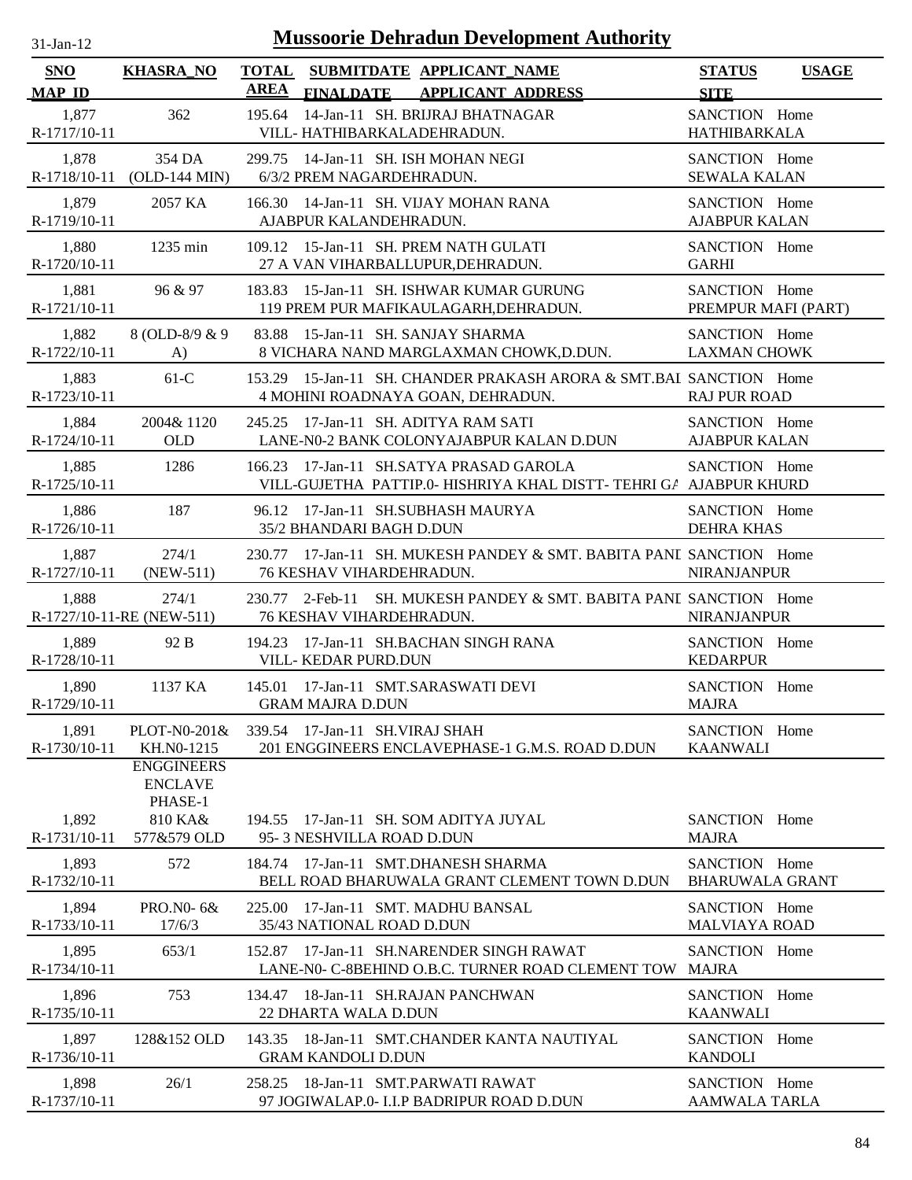# Mussoorie Dehradun Development Authority

31-Jan-12

| SNO / MAP_ID | KHASRA_NO | TOTAL AREA | SUBMITDATE / FINALDATE | APPLICANT_NAME / APPLICANT_ADDRESS | STATUS / SITE | USAGE |
|---|---|---|---|---|---|---|
| 1,877 R-1717/10-11 | 362 | 195.64 | 14-Jan-11 | SH. BRIJRAJ BHATNAGAR VILL- HATHIBARKALADEHRADUN. | SANCTION HATHIBARKALA | Home |
| 1,878 R-1718/10-11 | 354 DA (OLD-144 MIN) | 299.75 | 14-Jan-11 | SH. ISH MOHAN NEGI 6/3/2 PREM NAGARDEHRADUN. | SANCTION SEWALA KALAN | Home |
| 1,879 R-1719/10-11 | 2057 KA | 166.30 | 14-Jan-11 | SH. VIJAY MOHAN RANA AJABPUR KALANDEHRADUN. | SANCTION AJABPUR KALAN | Home |
| 1,880 R-1720/10-11 | 1235 min | 109.12 | 15-Jan-11 | SH. PREM NATH GULATI 27 A VAN VIHARBALLUPUR,DEHRADUN. | SANCTION GARHI | Home |
| 1,881 R-1721/10-11 | 96 & 97 | 183.83 | 15-Jan-11 | SH. ISHWAR KUMAR GURUNG 119 PREM PUR MAFIKAULAGARH,DEHRADUN. | SANCTION PREMPUR MAFI (PART) | Home |
| 1,882 R-1722/10-11 | 8 (OLD-8/9 & 9 A) | 83.88 | 15-Jan-11 | SH. SANJAY SHARMA 8 VICHARA NAND MARGLAXMAN CHOWK,D.DUN. | SANCTION LAXMAN CHOWK | Home |
| 1,883 R-1723/10-11 | 61-C | 153.29 | 15-Jan-11 | SH. CHANDER PRAKASH ARORA & SMT.BAI 4 MOHINI ROADNAYA GOAN, DEHRADUN. | SANCTION RAJ PUR ROAD | Home |
| 1,884 R-1724/10-11 | 2004& 1120 OLD | 245.25 | 17-Jan-11 | SH. ADITYA RAM SATI LANE-N0-2 BANK COLONYAJABPUR KALAN D.DUN | SANCTION AJABPUR KALAN | Home |
| 1,885 R-1725/10-11 | 1286 | 166.23 | 17-Jan-11 | SH.SATYA PRASAD GAROLA VILL-GUJETHA PATTIP.0- HISHRIYA KHAL DISTT- TEHRI GA | SANCTION AJABPUR KHURD | Home |
| 1,886 R-1726/10-11 | 187 | 96.12 | 17-Jan-11 | SH.SUBHASH MAURYA 35/2 BHANDARI BAGH D.DUN | SANCTION DEHRA KHAS | Home |
| 1,887 R-1727/10-11 | 274/1 (NEW-511) | 230.77 | 17-Jan-11 | SH. MUKESH PANDEY & SMT. BABITA PANI 76 KESHAV VIHARDEHRADUN. | SANCTION NIRANJANPUR | Home |
| 1,888 R-1727/10-11-RE | 274/1 (NEW-511) | 230.77 | 2-Feb-11 | SH. MUKESH PANDEY & SMT. BABITA PANI 76 KESHAV VIHARDEHRADUN. | SANCTION NIRANJANPUR | Home |
| 1,889 R-1728/10-11 | 92 B | 194.23 | 17-Jan-11 | SH.BACHAN SINGH RANA VILL- KEDAR PURD.DUN | SANCTION KEDARPUR | Home |
| 1,890 R-1729/10-11 | 1137 KA | 145.01 | 17-Jan-11 | SMT.SARASWATI DEVI GRAM MAJRA D.DUN | SANCTION MAJRA | Home |
| 1,891 R-1730/10-11 | PLOT-N0-201& KH.N0-1215 ENGGINEERS ENCLAVE PHASE-1 | 339.54 | 17-Jan-11 | SH.VIRAJ SHAH 201 ENGGINEERS ENCLAVEPHASE-1 G.M.S. ROAD D.DUN | SANCTION KAANWALI | Home |
| 1,892 R-1731/10-11 | 810 KA& 577&579 OLD | 194.55 | 17-Jan-11 | SH. SOM ADITYA JUYAL 95- 3 NESHVILLA ROAD D.DUN | SANCTION MAJRA | Home |
| 1,893 R-1732/10-11 | 572 | 184.74 | 17-Jan-11 | SMT.DHANESH SHARMA BELL ROAD BHARUWALA GRANT CLEMENT TOWN D.DUN | SANCTION BHARUWALA GRANT | Home |
| 1,894 R-1733/10-11 | PRO.N0- 6& 17/6/3 | 225.00 | 17-Jan-11 | SMT. MADHU BANSAL 35/43 NATIONAL ROAD D.DUN | SANCTION MALVIAYA ROAD | Home |
| 1,895 R-1734/10-11 | 653/1 | 152.87 | 17-Jan-11 | SH.NARENDER SINGH RAWAT LANE-N0- C-8BEHIND O.B.C. TURNER ROAD CLEMENT TOW | SANCTION MAJRA | Home |
| 1,896 R-1735/10-11 | 753 | 134.47 | 18-Jan-11 | SH.RAJAN PANCHWAN 22 DHARTA WALA D.DUN | SANCTION KAANWALI | Home |
| 1,897 R-1736/10-11 | 128&152 OLD | 143.35 | 18-Jan-11 | SMT.CHANDER KANTA NAUTIYAL GRAM KANDOLI D.DUN | SANCTION KANDOLI | Home |
| 1,898 R-1737/10-11 | 26/1 | 258.25 | 18-Jan-11 | SMT.PARWATI RAWAT 97 JOGIWALAP.0- I.I.P BADRIPUR ROAD D.DUN | SANCTION AAMWALA TARLA | Home |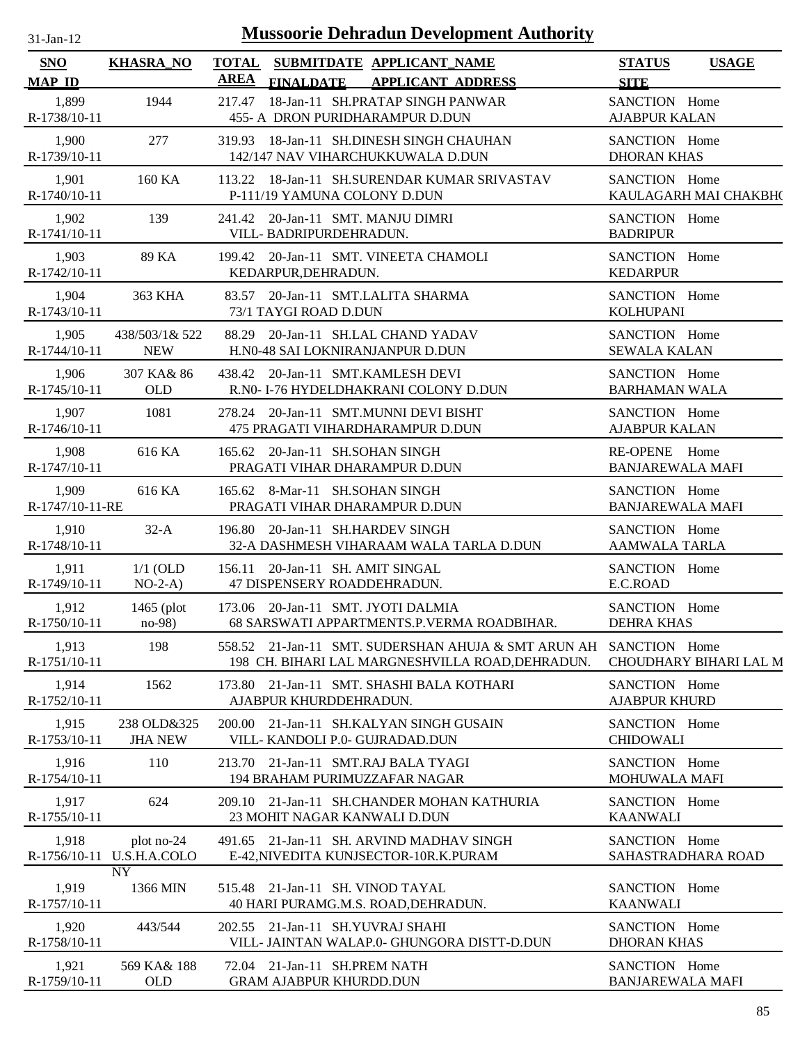# Mussoorie Dehradun Development Authority

31-Jan-12

| SNO / MAP_ID | KHASRA_NO | TOTAL AREA | SUBMITDATE / FINALDATE | APPLICANT_NAME / APPLICANT_ADDRESS | STATUS / SITE | USAGE |
|---|---|---|---|---|---|---|
| 1,899 / R-1738/10-11 | 1944 | 217.47 | 18-Jan-11 | SH.PRATAP SINGH PANWAR / 455- A DRON PURIDHARAMPUR D.DUN | SANCTION / AJABPUR KALAN | Home |
| 1,900 / R-1739/10-11 | 277 | 319.93 | 18-Jan-11 | SH.DINESH SINGH CHAUHAN / 142/147 NAV VIHARCHUKKUWALA D.DUN | SANCTION / DHORAN KHAS | Home |
| 1,901 / R-1740/10-11 | 160 KA | 113.22 | 18-Jan-11 | SH.SURENDAR KUMAR SRIVASTAV / P-111/19 YAMUNA COLONY D.DUN | SANCTION / KAULAGARH MAI CHAKBHO | Home |
| 1,902 / R-1741/10-11 | 139 | 241.42 | 20-Jan-11 | SMT. MANJU DIMRI / VILL- BADRIPURDEHRADUN. | SANCTION / BADRIPUR | Home |
| 1,903 / R-1742/10-11 | 89 KA | 199.42 | 20-Jan-11 | SMT. VINEETA CHAMOLI / KEDARPUR,DEHRADUN. | SANCTION / KEDARPUR | Home |
| 1,904 / R-1743/10-11 | 363 KHA | 83.57 | 20-Jan-11 | SMT.LALITA SHARMA / 73/1 TAYGI ROAD D.DUN | SANCTION / KOLHUPANI | Home |
| 1,905 / R-1744/10-11 | 438/503/1& 522 NEW | 88.29 | 20-Jan-11 | SH.LAL CHAND YADAV / H.N0-48 SAI LOKNIRANJANPUR D.DUN | SANCTION / SEWALA KALAN | Home |
| 1,906 / R-1745/10-11 | 307 KA& 86 OLD | 438.42 | 20-Jan-11 | SMT.KAMLESH DEVI / R.N0- I-76 HYDELDHAKRANI COLONY D.DUN | SANCTION / BARHAMAN WALA | Home |
| 1,907 / R-1746/10-11 | 1081 | 278.24 | 20-Jan-11 | SMT.MUNNI DEVI BISHT / 475 PRAGATI VIHARDHARAMPUR D.DUN | SANCTION / AJABPUR KALAN | Home |
| 1,908 / R-1747/10-11 | 616 KA | 165.62 | 20-Jan-11 | SH.SOHAN SINGH / PRAGATI VIHAR DHARAMPUR D.DUN | RE-OPENE / BANJAREWALA MAFI | Home |
| 1,909 / R-1747/10-11-RE | 616 KA | 165.62 | 8-Mar-11 | SH.SOHAN SINGH / PRAGATI VIHAR DHARAMPUR D.DUN | SANCTION / BANJAREWALA MAFI | Home |
| 1,910 / R-1748/10-11 | 32-A | 196.80 | 20-Jan-11 | SH.HARDEV SINGH / 32-A DASHMESH VIHARAAM WALA TARLA D.DUN | SANCTION / AAMWALA TARLA | Home |
| 1,911 / R-1749/10-11 | 1/1 (OLD NO-2-A) | 156.11 | 20-Jan-11 | SH. AMIT SINGAL / 47 DISPENSERY ROADDEHRADUN. | SANCTION / E.C.ROAD | Home |
| 1,912 / R-1750/10-11 | 1465 (plot no-98) | 173.06 | 20-Jan-11 | SMT. JYOTI DALMIA / 68 SARSWATI APPARTMENTS.P.VERMA ROADBIHAR. | SANCTION / DEHRA KHAS | Home |
| 1,913 / R-1751/10-11 | 198 | 558.52 | 21-Jan-11 | SMT. SUDERSHAN AHUJA & SMT ARUN AH / 198 CH. BIHARI LAL MARGNESHVILLA ROAD,DEHRADUN. | SANCTION / CHOUDHARY BIHARI LAL M | Home |
| 1,914 / R-1752/10-11 | 1562 | 173.80 | 21-Jan-11 | SMT. SHASHI BALA KOTHARI / AJABPUR KHURDDEHRADUN. | SANCTION / AJABPUR KHURD | Home |
| 1,915 / R-1753/10-11 | 238 OLD&325 JHA NEW | 200.00 | 21-Jan-11 | SH.KALYAN SINGH GUSAIN / VILL- KANDOLI P.0- GUJRADAD.DUN | SANCTION / CHIDOWALI | Home |
| 1,916 / R-1754/10-11 | 110 | 213.70 | 21-Jan-11 | SMT.RAJ BALA TYAGI / 194 BRAHAM PURIMUZZAFAR NAGAR | SANCTION / MOHUWALA MAFI | Home |
| 1,917 / R-1755/10-11 | 624 | 209.10 | 21-Jan-11 | SH.CHANDER MOHAN KATHURIA / 23 MOHIT NAGAR KANWALI D.DUN | SANCTION / KAANWALI | Home |
| 1,918 / R-1756/10-11 | plot no-24 U.S.H.A.COLONY | 491.65 | 21-Jan-11 | SH. ARVIND MADHAV SINGH / E-42,NIVEDITA KUNJSECTOR-10R.K.PURAM | SANCTION / SAHASTRADHARA ROAD | Home |
| 1,919 / R-1757/10-11 | 1366 MIN | 515.48 | 21-Jan-11 | SH. VINOD TAYAL / 40 HARI PURAMG.M.S. ROAD,DEHRADUN. | SANCTION / KAANWALI | Home |
| 1,920 / R-1758/10-11 | 443/544 | 202.55 | 21-Jan-11 | SH.YUVRAJ SHAHI / VILL- JAINTAN WALAP.0- GHUNGORA DISTT-D.DUN | SANCTION / DHORAN KHAS | Home |
| 1,921 / R-1759/10-11 | 569 KA& 188 OLD | 72.04 | 21-Jan-11 | SH.PREM NATH / GRAM AJABPUR KHURDD.DUN | SANCTION / BANJAREWALA MAFI | Home |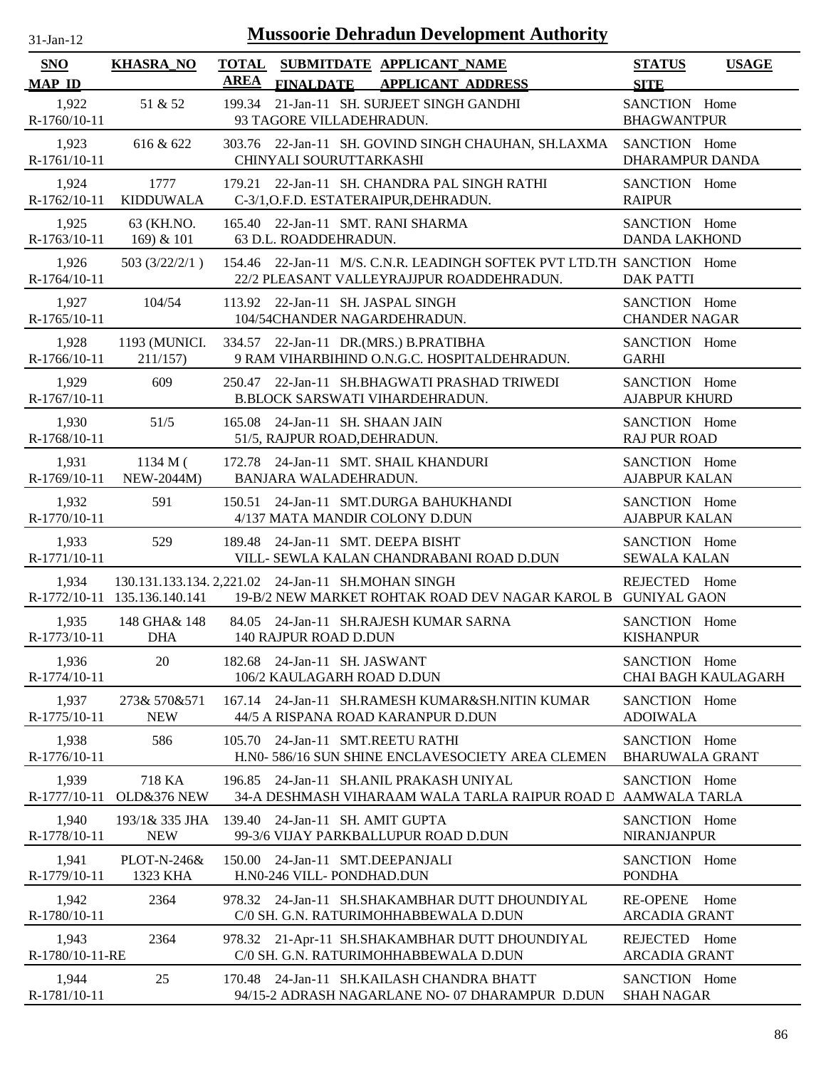# Mussoorie Dehradun Development Authority

31-Jan-12

| SNO / MAP_ID | KHASRA_NO | TOTAL AREA | SUBMITDATE / FINALDATE | APPLICANT_NAME / APPLICANT ADDRESS | STATUS / SITE | USAGE |
|---|---|---|---|---|---|---|
| 1,922 / R-1760/10-11 | 51 & 52 | 199.34 | 21-Jan-11 | SH. SURJEET SINGH GANDHI / 93 TAGORE VILLADEHRADUN. | SANCTION / BHAGWANTPUR | Home |
| 1,923 / R-1761/10-11 | 616 & 622 | 303.76 | 22-Jan-11 | SH. GOVIND SINGH CHAUHAN, SH.LAXMA / CHINYALI SOURUTTARKASHI | SANCTION / DHARAMPUR DANDA | Home |
| 1,924 / R-1762/10-11 | 1777 KIDDUWALA | 179.21 | 22-Jan-11 | SH. CHANDRA PAL SINGH RATHI / C-3/1,O.F.D. ESTATERAIPUR,DEHRADUN. | SANCTION / RAIPUR | Home |
| 1,925 / R-1763/10-11 | 63 (KH.NO. 169) & 101 | 165.40 | 22-Jan-11 | SMT. RANI SHARMA / 63 D.L. ROADDEHRADUN. | SANCTION / DANDA LAKHOND | Home |
| 1,926 / R-1764/10-11 | 503 (3/22/2/1 ) | 154.46 | 22-Jan-11 | M/S. C.N.R. LEADINGH SOFTEK PVT LTD.TH / 22/2 PLEASANT VALLEYRAJJPUR ROADDEHRADUN. | SANCTION / DAK PATTI | Home |
| 1,927 / R-1765/10-11 | 104/54 | 113.92 | 22-Jan-11 | SH. JASPAL SINGH / 104/54CHANDER NAGARDEHRADUN. | SANCTION / CHANDER NAGAR | Home |
| 1,928 / R-1766/10-11 | 1193 (MUNICI. 211/157) | 334.57 | 22-Jan-11 | DR.(MRS.) B.PRATIBHA / 9 RAM VIHARBIHIND O.N.G.C. HOSPITALDEHRADUN. | SANCTION / GARHI | Home |
| 1,929 / R-1767/10-11 | 609 | 250.47 | 22-Jan-11 | SH.BHAGWATI PRASHAD TRIWEDI / B.BLOCK SARSWATI VIHARDEHRADUN. | SANCTION / AJABPUR KHURD | Home |
| 1,930 / R-1768/10-11 | 51/5 | 165.08 | 24-Jan-11 | SH. SHAAN JAIN / 51/5, RAJPUR ROAD,DEHRADUN. | SANCTION / RAJ PUR ROAD | Home |
| 1,931 / R-1769/10-11 | 1134 M ( NEW-2044M) | 172.78 | 24-Jan-11 | SMT. SHAIL KHANDURI / BANJARA WALADEHRADUN. | SANCTION / AJABPUR KALAN | Home |
| 1,932 / R-1770/10-11 | 591 | 150.51 | 24-Jan-11 | SMT.DURGA BAHUKHANDI / 4/137 MATA MANDIR COLONY D.DUN | SANCTION / AJABPUR KALAN | Home |
| 1,933 / R-1771/10-11 | 529 | 189.48 | 24-Jan-11 | SMT. DEEPA BISHT / VILL- SEWLA KALAN CHANDRABANI ROAD D.DUN | SANCTION / SEWALA KALAN | Home |
| 1,934 / R-1772/10-11 | 130.131.133.134. 135.136.140.141 | 2,221.02 | 24-Jan-11 | SH.MOHAN SINGH / 19-B/2 NEW MARKET ROHTAK ROAD DEV NAGAR KAROL B | REJECTED / GUNIYAL GAON | Home |
| 1,935 / R-1773/10-11 | 148 GHA& 148 DHA | 84.05 | 24-Jan-11 | SH.RAJESH KUMAR SARNA / 140 RAJPUR ROAD D.DUN | SANCTION / KISHANPUR | Home |
| 1,936 / R-1774/10-11 | 20 | 182.68 | 24-Jan-11 | SH. JASWANT / 106/2 KAULAGARH ROAD D.DUN | SANCTION / CHAI BAGH KAULAGARH | Home |
| 1,937 / R-1775/10-11 | 273& 570&571 NEW | 167.14 | 24-Jan-11 | SH.RAMESH KUMAR&SH.NITIN KUMAR / 44/5 A RISPANA ROAD KARANPUR D.DUN | SANCTION / ADOIWALA | Home |
| 1,938 / R-1776/10-11 | 586 | 105.70 | 24-Jan-11 | SMT.REETU RATHI / H.N0- 586/16 SUN SHINE ENCLAVESOCIETY AREA CLEMEN | SANCTION / BHARUWALA GRANT | Home |
| 1,939 / R-1777/10-11 | 718 KA OLD&376 NEW | 196.85 | 24-Jan-11 | SH.ANIL PRAKASH UNIYAL / 34-A DESHMASH VIHARAAM WALA TARLA RAIPUR ROAD D | SANCTION / AAMWALA TARLA | Home |
| 1,940 / R-1778/10-11 | 193/1& 335 JHA NEW | 139.40 | 24-Jan-11 | SH. AMIT GUPTA / 99-3/6 VIJAY PARKBALLUPUR ROAD D.DUN | SANCTION / NIRANJANPUR | Home |
| 1,941 / R-1779/10-11 | PLOT-N-246& 1323 KHA | 150.00 | 24-Jan-11 | SMT.DEEPANJALI / H.N0-246 VILL- PONDHAD.DUN | SANCTION / PONDHA | Home |
| 1,942 / R-1780/10-11 | 2364 | 978.32 | 24-Jan-11 | SH.SHAKAMBHAR DUTT DHOUNDIYAL / C/0 SH. G.N. RATURIMOHHABBEWALA D.DUN | RE-OPENE / ARCADIA GRANT | Home |
| 1,943 / R-1780/10-11-RE | 2364 | 978.32 | 21-Apr-11 | SH.SHAKAMBHAR DUTT DHOUNDIYAL / C/0 SH. G.N. RATURIMOHHABBEWALA D.DUN | REJECTED / ARCADIA GRANT | Home |
| 1,944 / R-1781/10-11 | 25 | 170.48 | 24-Jan-11 | SH.KAILASH CHANDRA BHATT / 94/15-2 ADRASH NAGARLANE NO- 07 DHARAMPUR D.DUN | SANCTION / SHAH NAGAR | Home |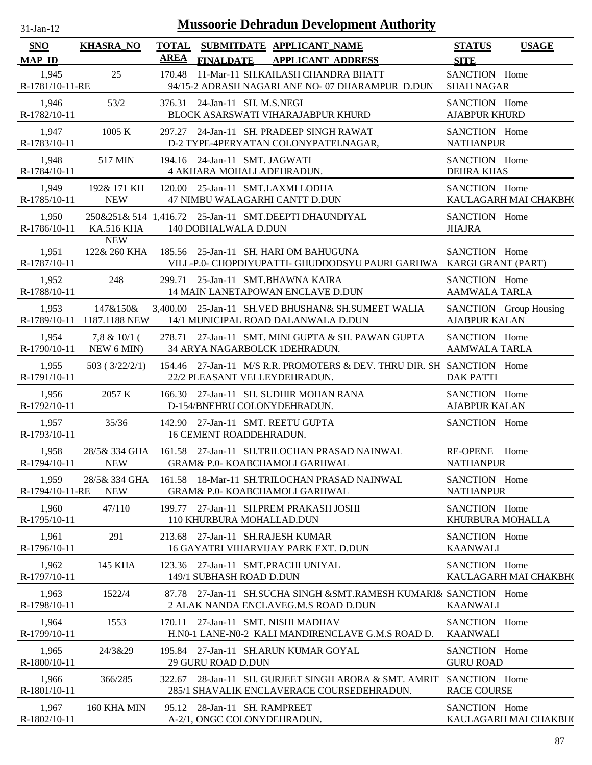31-Jan-12

# Mussoorie Dehradun Development Authority

| SNO / MAP_ID | KHASRA_NO | TOTAL AREA | SUBMITDATE / FINALDATE | APPLICANT_NAME / APPLICANT_ADDRESS | STATUS / SITE | USAGE |
|---|---|---|---|---|---|---|
| 1,945 R-1781/10-11-RE | 25 | 170.48 | 11-Mar-11 | SH.KAILASH CHANDRA BHATT 94/15-2 ADRASH NAGARLANE NO- 07 DHARAMPUR D.DUN | SANCTION SHAH NAGAR | Home |
| 1,946 R-1782/10-11 | 53/2 | 376.31 | 24-Jan-11 | SH. M.S.NEGI BLOCK ASARSWATI VIHARAJABPUR KHURD | SANCTION AJABPUR KHURD | Home |
| 1,947 R-1783/10-11 | 1005 K | 297.27 | 24-Jan-11 | SH. PRADEEP SINGH RAWAT D-2 TYPE-4PERYATAN COLONYPATELNAGAR, | SANCTION NATHANPUR | Home |
| 1,948 R-1784/10-11 | 517 MIN | 194.16 | 24-Jan-11 | SMT. JAGWATI 4 AKHARA MOHALLADEHRADUN. | SANCTION DEHRA KHAS | Home |
| 1,949 R-1785/10-11 | 192& 171 KH NEW | 120.00 | 25-Jan-11 | SMT.LAXMI LODHA 47 NIMBU WALAGARHI CANTT D.DUN | SANCTION KAULAGARH MAI CHAKBH( | Home |
| 1,950 R-1786/10-11 | 250&251& 514 KA.516 KHA NEW | 1,416.72 | 25-Jan-11 | SMT.DEEPTI DHAUNDIYAL 140 DOBHALWALA D.DUN | SANCTION JHAJRA | Home |
| 1,951 R-1787/10-11 | 122& 260 KHA | 185.56 | 25-Jan-11 | SH. HARI OM BAHUGUNA VILL-P.0- CHOPDIYUPATTI- GHUDDODSYU PAURI GARHWA | SANCTION KARGI GRANT (PART) | Home |
| 1,952 R-1788/10-11 | 248 | 299.71 | 25-Jan-11 | SMT.BHAWNA KAIRA 14 MAIN LANETAPOWAN ENCLAVE D.DUN | SANCTION AAMWALA TARLA | Home |
| 1,953 R-1789/10-11 | 147&150& 1187.1188 NEW | 3,400.00 | 25-Jan-11 | SH.VED BHUSHAN& SH.SUMEET WALIA 14/1 MUNICIPAL ROAD DALANWALA D.DUN | SANCTION AJABPUR KALAN | Group Housing |
| 1,954 R-1790/10-11 | 7,8 & 10/1 ( NEW 6 MIN) | 278.71 | 27-Jan-11 | SMT. MINI GUPTA & SH. PAWAN GUPTA 34 ARYA NAGARBOLCK 1DEHRADUN. | SANCTION AAMWALA TARLA | Home |
| 1,955 R-1791/10-11 | 503 ( 3/22/2/1) | 154.46 | 27-Jan-11 | M/S R.R. PROMOTERS & DEV. THRU DIR. SH 22/2 PLEASANT VELLEYDEHRADUN. | SANCTION DAK PATTI | Home |
| 1,956 R-1792/10-11 | 2057 K | 166.30 | 27-Jan-11 | SH. SUDHIR MOHAN RANA D-154/BNEHRU COLONYDEHRADUN. | SANCTION AJABPUR KALAN | Home |
| 1,957 R-1793/10-11 | 35/36 | 142.90 | 27-Jan-11 | SMT. REETU GUPTA 16 CEMENT ROADDEHRADUN. | SANCTION | Home |
| 1,958 R-1794/10-11 | 28/5& 334 GHA NEW | 161.58 | 27-Jan-11 | SH.TRILOCHAN PRASAD NAINWAL GRAM& P.0- KOABCHAMOLI GARHWAL | RE-OPENE NATHANPUR | Home |
| 1,959 R-1794/10-11-RE | 28/5& 334 GHA NEW | 161.58 | 18-Mar-11 | SH.TRILOCHAN PRASAD NAINWAL GRAM& P.0- KOABCHAMOLI GARHWAL | SANCTION NATHANPUR | Home |
| 1,960 R-1795/10-11 | 47/110 | 199.77 | 27-Jan-11 | SH.PREM PRAKASH JOSHI 110 KHURBURA MOHALLAD.DUN | SANCTION KHURBURA MOHALLA | Home |
| 1,961 R-1796/10-11 | 291 | 213.68 | 27-Jan-11 | SH.RAJESH KUMAR 16 GAYATRI VIHARVIJAY PARK EXT. D.DUN | SANCTION KAANWALI | Home |
| 1,962 R-1797/10-11 | 145 KHA | 123.36 | 27-Jan-11 | SMT.PRACHI UNIYAL 149/1 SUBHASH ROAD D.DUN | SANCTION KAULAGARH MAI CHAKBH( | Home |
| 1,963 R-1798/10-11 | 1522/4 | 87.78 | 27-Jan-11 | SH.SUCHA SINGH &SMT.RAMESH KUMARI& 2 ALAK NANDA ENCLAVEG.M.S ROAD D.DUN | SANCTION KAANWALI | Home |
| 1,964 R-1799/10-11 | 1553 | 170.11 | 27-Jan-11 | SMT. NISHI MADHAV H.N0-1 LANE-N0-2 KALI MANDIRENCLAVE G.M.S ROAD D. | SANCTION KAANWALI | Home |
| 1,965 R-1800/10-11 | 24/3&29 | 195.84 | 27-Jan-11 | SH.ARUN KUMAR GOYAL 29 GURU ROAD D.DUN | SANCTION GURU ROAD | Home |
| 1,966 R-1801/10-11 | 366/285 | 322.67 | 28-Jan-11 | SH. GURJEET SINGH ARORA & SMT. AMRIT 285/1 SHAVALIK ENCLAVERACE COURSEDEHRADUN. | SANCTION RACE COURSE | Home |
| 1,967 R-1802/10-11 | 160 KHA MIN | 95.12 | 28-Jan-11 | SH. RAMPREET A-2/1, ONGC COLONYDEHRADUN. | SANCTION KAULAGARH MAI CHAKBH( | Home |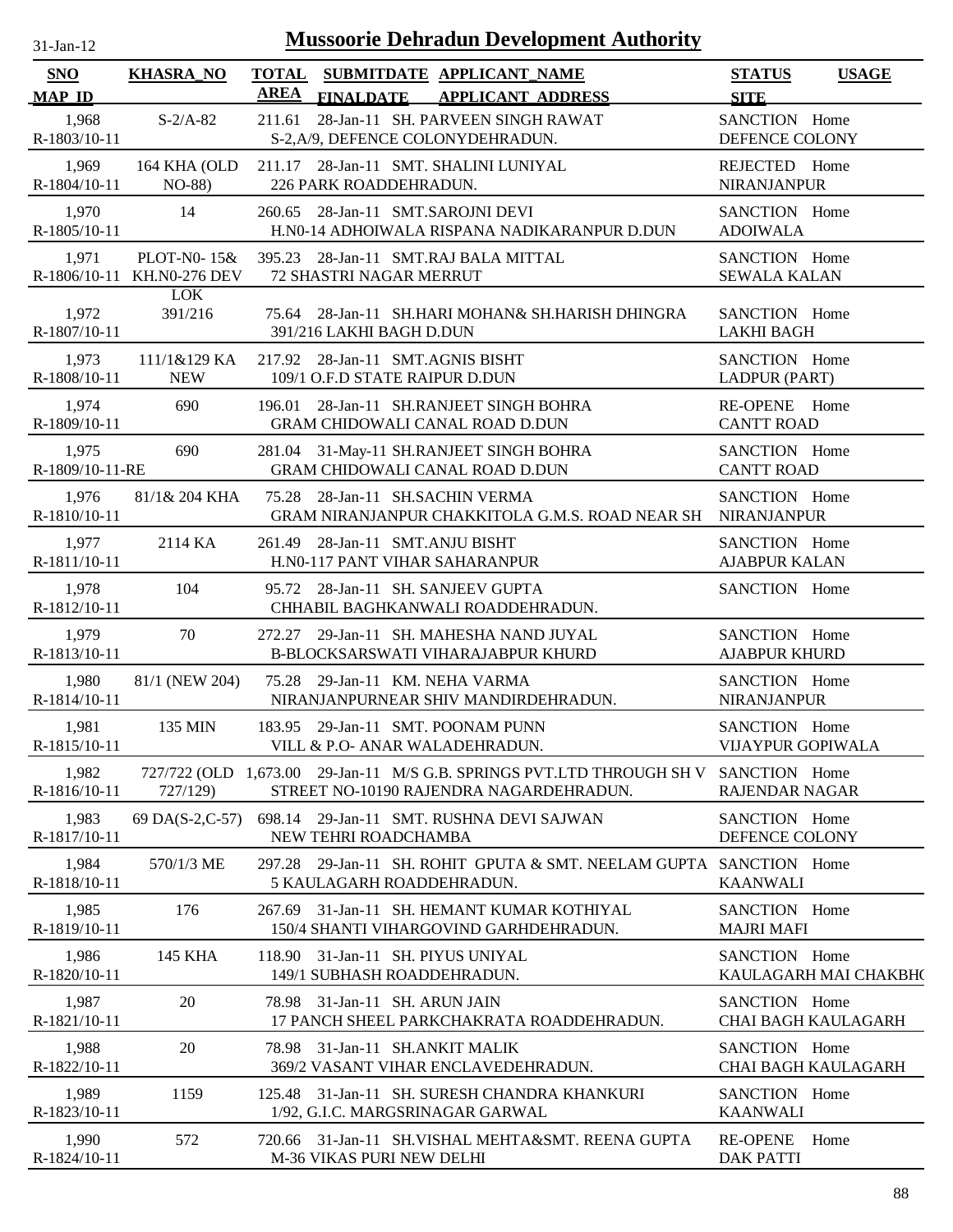# Mussoorie Dehradun Development Authority

31-Jan-12

| SNO / MAP_ID | KHASRA_NO | TOTAL AREA | SUBMITDATE / FINALDATE | APPLICANT_NAME / APPLICANT_ADDRESS | STATUS / SITE | USAGE |
|---|---|---|---|---|---|---|
| 1,968 / R-1803/10-11 | S-2/A-82 | 211.61 | 28-Jan-11 | SH. PARVEEN SINGH RAWAT / S-2,A/9, DEFENCE COLONYDEHRADUN. | SANCTION / DEFENCE COLONY | Home |
| 1,969 / R-1804/10-11 | 164 KHA (OLD NO-88) | 211.17 | 28-Jan-11 | SMT. SHALINI LUNIYAL / 226 PARK ROADDEHRADUN. | REJECTED / NIRANJANPUR | Home |
| 1,970 / R-1805/10-11 | 14 | 260.65 | 28-Jan-11 | SMT.SAROJNI DEVI / H.N0-14 ADHOIWALA RISPANA NADIKARANPUR D.DUN | SANCTION / ADOIWALA | Home |
| 1,971 / R-1806/10-11 | PLOT-N0- 15& KH.N0-276 DEV LOK | 395.23 | 28-Jan-11 | SMT.RAJ BALA MITTAL / 72 SHASTRI NAGAR MERRUT | SANCTION / SEWALA KALAN | Home |
| 1,972 / R-1807/10-11 | 391/216 | 75.64 | 28-Jan-11 | SH.HARI MOHAN& SH.HARISH DHINGRA / 391/216 LAKHI BAGH D.DUN | SANCTION / LAKHI BAGH | Home |
| 1,973 / R-1808/10-11 | 111/1&129 KA NEW | 217.92 | 28-Jan-11 | SMT.AGNIS BISHT / 109/1 O.F.D STATE RAIPUR D.DUN | SANCTION / LADPUR (PART) | Home |
| 1,974 / R-1809/10-11 | 690 | 196.01 | 28-Jan-11 | SH.RANJEET SINGH BOHRA / GRAM CHIDOWALI CANAL ROAD D.DUN | RE-OPENE / CANTT ROAD | Home |
| 1,975 / R-1809/10-11-RE | 690 | 281.04 | 31-May-11 | SH.RANJEET SINGH BOHRA / GRAM CHIDOWALI CANAL ROAD D.DUN | SANCTION / CANTT ROAD | Home |
| 1,976 / R-1810/10-11 | 81/1& 204 KHA | 75.28 | 28-Jan-11 | SH.SACHIN VERMA / GRAM NIRANJANPUR CHAKKITOLA G.M.S. ROAD NEAR SH | SANCTION / NIRANJANPUR | Home |
| 1,977 / R-1811/10-11 | 2114 KA | 261.49 | 28-Jan-11 | SMT.ANJU BISHT / H.N0-117 PANT VIHAR SAHARANPUR | SANCTION / AJABPUR KALAN | Home |
| 1,978 / R-1812/10-11 | 104 | 95.72 | 28-Jan-11 | SH. SANJEEV GUPTA / CHHABIL BAGHKANWALI ROADDEHRADUN. | SANCTION | Home |
| 1,979 / R-1813/10-11 | 70 | 272.27 | 29-Jan-11 | SH. MAHESHA NAND JUYAL / B-BLOCKSARSWATI VIHARAJABPUR KHURD | SANCTION / AJABPUR KHURD | Home |
| 1,980 / R-1814/10-11 | 81/1 (NEW 204) | 75.28 | 29-Jan-11 | KM. NEHA VARMA / NIRANJANPURNEAR SHIV MANDIRDEHRADUN. | SANCTION / NIRANJANPUR | Home |
| 1,981 / R-1815/10-11 | 135 MIN | 183.95 | 29-Jan-11 | SMT. POONAM PUNN / VILL & P.O- ANAR WALADEHRADUN. | SANCTION / VIJAYPUR GOPIWALA | Home |
| 1,982 / R-1816/10-11 | 727/722 (OLD 727/129) | 1,673.00 | 29-Jan-11 | M/S G.B. SPRINGS PVT.LTD THROUGH SH V / STREET NO-10190 RAJENDRA NAGARDEHRADUN. | SANCTION / RAJENDAR NAGAR | Home |
| 1,983 / R-1817/10-11 | 69 DA(S-2,C-57) | 698.14 | 29-Jan-11 | SMT. RUSHNA DEVI SAJWAN / NEW TEHRI ROADCHAMBA | SANCTION / DEFENCE COLONY | Home |
| 1,984 / R-1818/10-11 | 570/1/3 ME | 297.28 | 29-Jan-11 | SH. ROHIT GPUTA & SMT. NEELAM GUPTA / 5 KAULAGARH ROADDEHRADUN. | SANCTION / KAANWALI | Home |
| 1,985 / R-1819/10-11 | 176 | 267.69 | 31-Jan-11 | SH. HEMANT KUMAR KOTHIYAL / 150/4 SHANTI VIHARGOVIND GARHDEHRADUN. | SANCTION / MAJRI MAFI | Home |
| 1,986 / R-1820/10-11 | 145 KHA | 118.90 | 31-Jan-11 | SH. PIYUS UNIYAL / 149/1 SUBHASH ROADDEHRADUN. | SANCTION / KAULAGARH MAI CHAKBHO | Home |
| 1,987 / R-1821/10-11 | 20 | 78.98 | 31-Jan-11 | SH. ARUN JAIN / 17 PANCH SHEEL PARKCHAKRATA ROADDEHRADUN. | SANCTION / CHAI BAGH KAULAGARH | Home |
| 1,988 / R-1822/10-11 | 20 | 78.98 | 31-Jan-11 | SH.ANKIT MALIK / 369/2 VASANT VIHAR ENCLAVEDEHRADUN. | SANCTION / CHAI BAGH KAULAGARH | Home |
| 1,989 / R-1823/10-11 | 1159 | 125.48 | 31-Jan-11 | SH. SURESH CHANDRA KHANKURI / 1/92, G.I.C. MARGSRINAGAR GARWAL | SANCTION / KAANWALI | Home |
| 1,990 / R-1824/10-11 | 572 | 720.66 | 31-Jan-11 | SH.VISHAL MEHTA&SMT. REENA GUPTA / M-36 VIKAS PURI NEW DELHI | RE-OPENE / DAK PATTI | Home |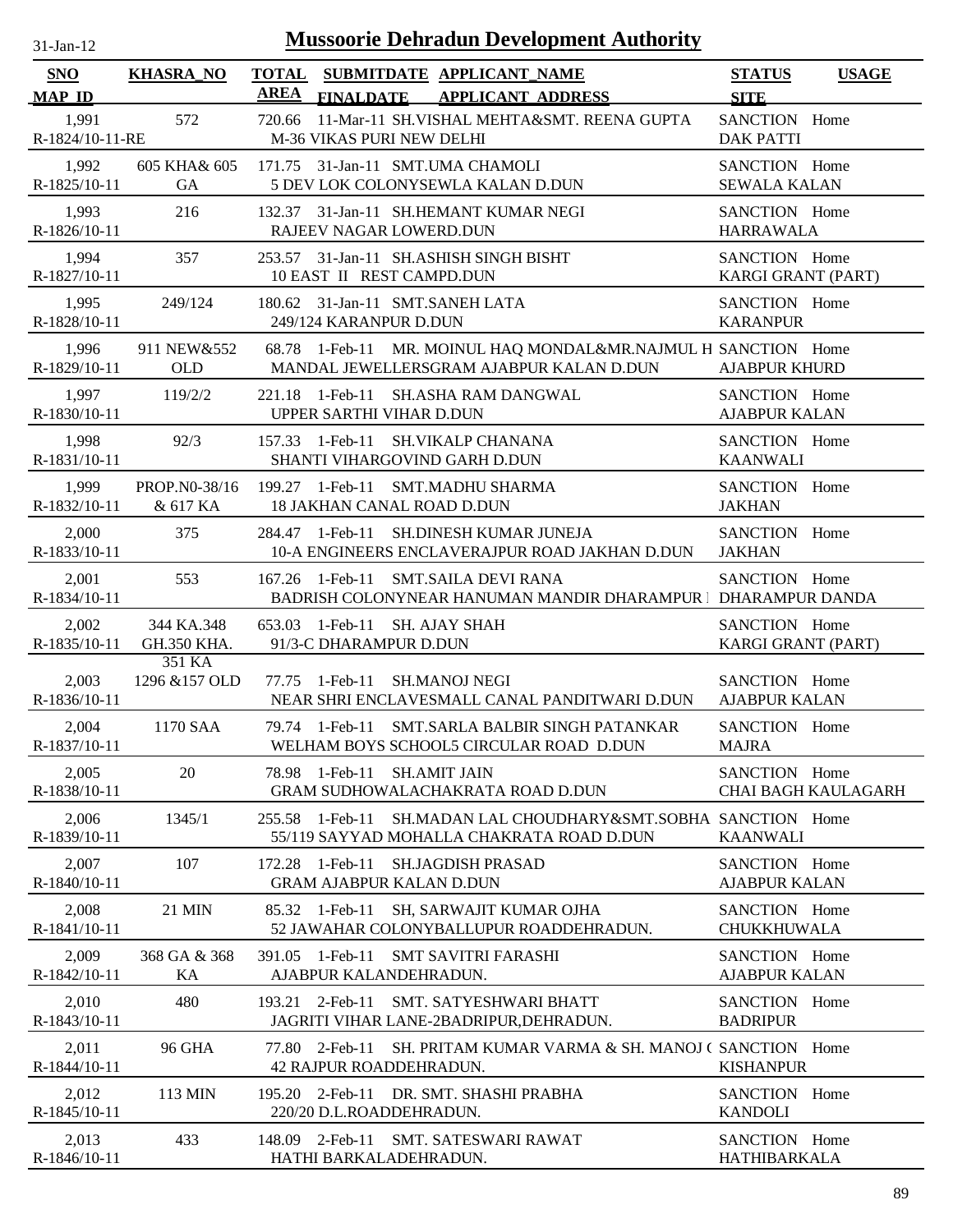# Mussoorie Dehradun Development Authority

31-Jan-12

| SNO / MAP_ID | KHASRA_NO | TOTAL AREA | SUBMITDATE / FINALDATE | APPLICANT_NAME / APPLICANT_ADDRESS | STATUS / SITE | USAGE |
|---|---|---|---|---|---|---|
| 1,991 / R-1824/10-11-RE | 572 | 720.66 | 11-Mar-11 | SH.VISHAL MEHTA&SMT. REENA GUPTA / M-36 VIKAS PURI NEW DELHI | SANCTION / DAK PATTI | Home |
| 1,992 / R-1825/10-11 | 605 KHA& 605 GA | 171.75 | 31-Jan-11 | SMT.UMA CHAMOLI / 5 DEV LOK COLONYSEWLA KALAN D.DUN | SANCTION / SEWALA KALAN | Home |
| 1,993 / R-1826/10-11 | 216 | 132.37 | 31-Jan-11 | SH.HEMANT KUMAR NEGI / RAJEEV NAGAR LOWERD.DUN | SANCTION / HARRAWALA | Home |
| 1,994 / R-1827/10-11 | 357 | 253.57 | 31-Jan-11 | SH.ASHISH SINGH BISHT / 10 EAST II REST CAMPD.DUN | SANCTION / KARGI GRANT (PART) | Home |
| 1,995 / R-1828/10-11 | 249/124 | 180.62 | 31-Jan-11 | SMT.SANEH LATA / 249/124 KARANPUR D.DUN | SANCTION / KARANPUR | Home |
| 1,996 / R-1829/10-11 | 911 NEW&552 OLD | 68.78 | 1-Feb-11 | MR. MOINUL HAQ MONDAL&MR.NAJMUL H / MANDAL JEWELLERSGRAM AJABPUR KALAN D.DUN | SANCTION / AJABPUR KHURD | Home |
| 1,997 / R-1830/10-11 | 119/2/2 | 221.18 | 1-Feb-11 | SH.ASHA RAM DANGWAL / UPPER SARTHI VIHAR D.DUN | SANCTION / AJABPUR KALAN | Home |
| 1,998 / R-1831/10-11 | 92/3 | 157.33 | 1-Feb-11 | SH.VIKALP CHANANA / SHANTI VIHARGOVIND GARH D.DUN | SANCTION / KAANWALI | Home |
| 1,999 / R-1832/10-11 | PROP.N0-38/16 & 617 KA | 199.27 | 1-Feb-11 | SMT.MADHU SHARMA / 18 JAKHAN CANAL ROAD D.DUN | SANCTION / JAKHAN | Home |
| 2,000 / R-1833/10-11 | 375 | 284.47 | 1-Feb-11 | SH.DINESH KUMAR JUNEJA / 10-A ENGINEERS ENCLAVERAJPUR ROAD JAKHAN D.DUN | SANCTION / JAKHAN | Home |
| 2,001 / R-1834/10-11 | 553 | 167.26 | 1-Feb-11 | SMT.SAILA DEVI RANA / BADRISH COLONYNEAR HANUMAN MANDIR DHARAMPUR I | SANCTION / DHARAMPUR DANDA | Home |
| 2,002 / R-1835/10-11 | 344 KA.348 GH.350 KHA. 351 KA | 653.03 | 1-Feb-11 | SH. AJAY SHAH / 91/3-C DHARAMPUR D.DUN | SANCTION / KARGI GRANT (PART) | Home |
| 2,003 / R-1836/10-11 | 1296 &157 OLD | 77.75 | 1-Feb-11 | SH.MANOJ NEGI / NEAR SHRI ENCLAVESMALL CANAL PANDITWARI D.DUN | SANCTION / AJABPUR KALAN | Home |
| 2,004 / R-1837/10-11 | 1170 SAA | 79.74 | 1-Feb-11 | SMT.SARLA BALBIR SINGH PATANKAR / WELHAM BOYS SCHOOL5 CIRCULAR ROAD D.DUN | SANCTION / MAJRA | Home |
| 2,005 / R-1838/10-11 | 20 | 78.98 | 1-Feb-11 | SH.AMIT JAIN / GRAM SUDHOWALACHAKRATA ROAD D.DUN | SANCTION / CHAI BAGH KAULAGARH | Home |
| 2,006 / R-1839/10-11 | 1345/1 | 255.58 | 1-Feb-11 | SH.MADAN LAL CHOUDHARY&SMT.SOBHA / 55/119 SAYYAD MOHALLA CHAKRATA ROAD D.DUN | SANCTION / KAANWALI | Home |
| 2,007 / R-1840/10-11 | 107 | 172.28 | 1-Feb-11 | SH.JAGDISH PRASAD / GRAM AJABPUR KALAN D.DUN | SANCTION / AJABPUR KALAN | Home |
| 2,008 / R-1841/10-11 | 21 MIN | 85.32 | 1-Feb-11 | SH, SARWAJIT KUMAR OJHA / 52 JAWAHAR COLONYBALLUPUR ROADDEHRADUN. | SANCTION / CHUKKHUWALA | Home |
| 2,009 / R-1842/10-11 | 368 GA & 368 KA | 391.05 | 1-Feb-11 | SMT SAVITRI FARASHI / AJABPUR KALANDEHRADUN. | SANCTION / AJABPUR KALAN | Home |
| 2,010 / R-1843/10-11 | 480 | 193.21 | 2-Feb-11 | SMT. SATYESHWARI BHATT / JAGRITI VIHAR LANE-2BADRIPUR,DEHRADUN. | SANCTION / BADRIPUR | Home |
| 2,011 / R-1844/10-11 | 96 GHA | 77.80 | 2-Feb-11 | SH. PRITAM KUMAR VARMA & SH. MANOJ ( / 42 RAJPUR ROADDEHRADUN. | SANCTION / KISHANPUR | Home |
| 2,012 / R-1845/10-11 | 113 MIN | 195.20 | 2-Feb-11 | DR. SMT. SHASHI PRABHA / 220/20 D.L.ROADDEHRADUN. | SANCTION / KANDOLI | Home |
| 2,013 / R-1846/10-11 | 433 | 148.09 | 2-Feb-11 | SMT. SATESWARI RAWAT / HATHI BARKALADEHRADUN. | SANCTION / HATHIBARKALA | Home |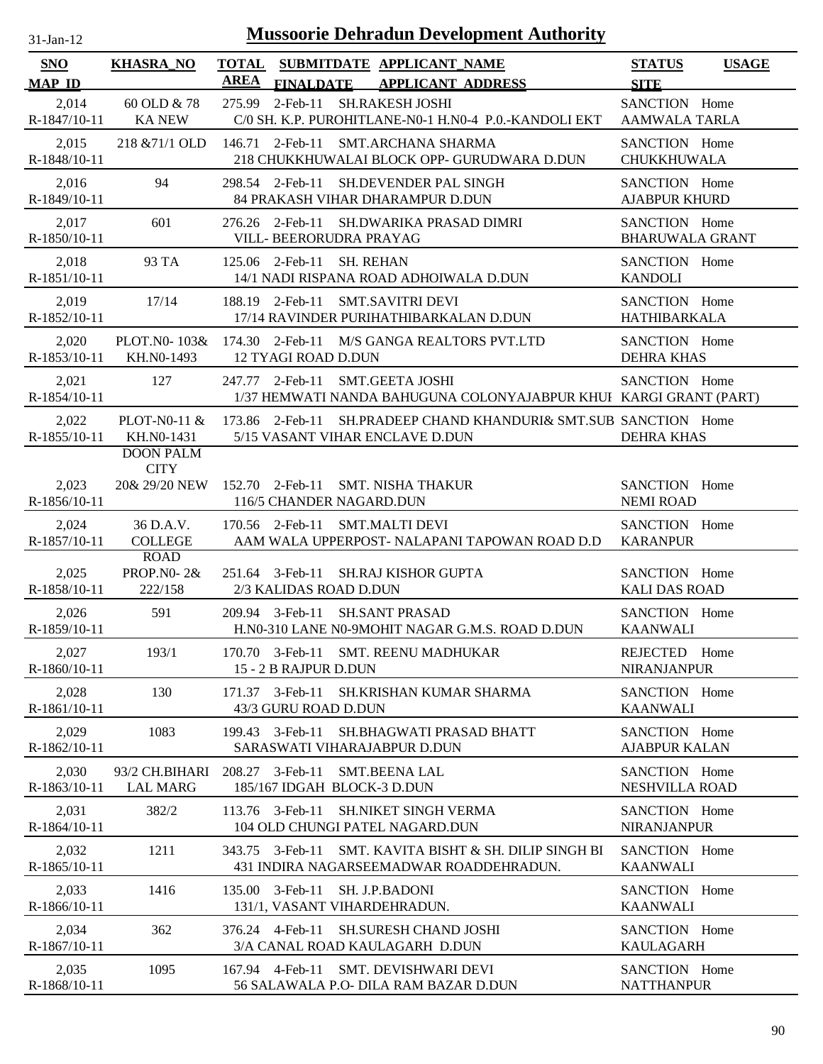# Mussoorie Dehradun Development Authority

31-Jan-12

| SNO<br>MAP_ID | KHASRA_NO | TOTAL AREA | SUBMITDATE<br>FINALDATE | APPLICANT_NAME<br>APPLICANT_ADDRESS | STATUS<br>SITE | USAGE |
|---|---|---|---|---|---|---|
| 2,014<br>R-1847/10-11 | 60 OLD & 78 KA NEW | 275.99 | 2-Feb-11 | SH.RAKESH JOSHI<br>C/0 SH. K.P. PUROHITLANE-N0-1 H.N0-4 P.0.-KANDOLI EKT | SANCTION<br>AAMWALA TARLA | Home |
| 2,015<br>R-1848/10-11 | 218 &71/1 OLD | 146.71 | 2-Feb-11 | SMT.ARCHANA SHARMA<br>218 CHUKKHUWALAI BLOCK OPP- GURUDWARA D.DUN | SANCTION<br>CHUKKHUWALA | Home |
| 2,016<br>R-1849/10-11 | 94 | 298.54 | 2-Feb-11 | SH.DEVENDER PAL SINGH<br>84 PRAKASH VIHAR DHARAMPUR D.DUN | SANCTION<br>AJABPUR KHURD | Home |
| 2,017<br>R-1850/10-11 | 601 | 276.26 | 2-Feb-11 | SH.DWARIKA PRASAD DIMRI<br>VILL- BEERORUDRA PRAYAG | SANCTION<br>BHARUWALA GRANT | Home |
| 2,018<br>R-1851/10-11 | 93 TA | 125.06 | 2-Feb-11 | SH. REHAN<br>14/1 NADI RISPANA ROAD ADHOIWALA D.DUN | SANCTION<br>KANDOLI | Home |
| 2,019<br>R-1852/10-11 | 17/14 | 188.19 | 2-Feb-11 | SMT.SAVITRI DEVI<br>17/14 RAVINDER PURIHATHIBARKALAN D.DUN | SANCTION<br>HATHIBARKALA | Home |
| 2,020<br>R-1853/10-11 | PLOT.N0- 103& KH.N0-1493 | 174.30 | 2-Feb-11 | M/S GANGA REALTORS PVT.LTD<br>12 TYAGI ROAD D.DUN | SANCTION<br>DEHRA KHAS | Home |
| 2,021<br>R-1854/10-11 | 127 | 247.77 | 2-Feb-11 | SMT.GEETA JOSHI<br>1/37 HEMWATI NANDA BAHUGUNA COLONYAJABPUR KHUI | SANCTION<br>KARGI GRANT (PART) | Home |
| 2,022<br>R-1855/10-11 | PLOT-N0-11 & KH.N0-1431 | 173.86 | 2-Feb-11 | SH.PRADEEP CHAND KHANDURI& SMT.SUB<br>5/15 VASANT VIHAR ENCLAVE D.DUN | SANCTION<br>DEHRA KHAS | Home |
| 2,023<br>R-1856/10-11 | DOON PALM CITY 20& 29/20 NEW | 152.70 | 2-Feb-11 | SMT. NISHA THAKUR<br>116/5 CHANDER NAGARD.DUN | SANCTION<br>NEMI ROAD | Home |
| 2,024<br>R-1857/10-11 | 36 D.A.V. COLLEGE ROAD | 170.56 | 2-Feb-11 | SMT.MALTI DEVI<br>AAM WALA UPPERPOST- NALAPANI TAPOWAN ROAD D.D | SANCTION<br>KARANPUR | Home |
| 2,025<br>R-1858/10-11 | PROP.N0- 2& 222/158 | 251.64 | 3-Feb-11 | SH.RAJ KISHOR GUPTA<br>2/3 KALIDAS ROAD D.DUN | SANCTION<br>KALI DAS ROAD | Home |
| 2,026<br>R-1859/10-11 | 591 | 209.94 | 3-Feb-11 | SH.SANT PRASAD<br>H.N0-310 LANE N0-9MOHIT NAGAR G.M.S. ROAD D.DUN | SANCTION<br>KAANWALI | Home |
| 2,027<br>R-1860/10-11 | 193/1 | 170.70 | 3-Feb-11 | SMT. REENU MADHUKAR<br>15 - 2 B RAJPUR D.DUN | REJECTED<br>NIRANJANPUR | Home |
| 2,028<br>R-1861/10-11 | 130 | 171.37 | 3-Feb-11 | SH.KRISHAN KUMAR SHARMA<br>43/3 GURU ROAD D.DUN | SANCTION<br>KAANWALI | Home |
| 2,029<br>R-1862/10-11 | 1083 | 199.43 | 3-Feb-11 | SH.BHAGWATI PRASAD BHATT<br>SARASWATI VIHARAJABPUR D.DUN | SANCTION<br>AJABPUR KALAN | Home |
| 2,030<br>R-1863/10-11 | 93/2 CH.BIHARI LAL MARG | 208.27 | 3-Feb-11 | SMT.BEENA LAL<br>185/167 IDGAH BLOCK-3 D.DUN | SANCTION<br>NESHVILLA ROAD | Home |
| 2,031<br>R-1864/10-11 | 382/2 | 113.76 | 3-Feb-11 | SH.NIKET SINGH VERMA<br>104 OLD CHUNGI PATEL NAGARD.DUN | SANCTION<br>NIRANJANPUR | Home |
| 2,032<br>R-1865/10-11 | 1211 | 343.75 | 3-Feb-11 | SMT. KAVITA BISHT & SH. DILIP SINGH BI<br>431 INDIRA NAGARSEEMADWAR ROADDEHRADUN. | SANCTION<br>KAANWALI | Home |
| 2,033<br>R-1866/10-11 | 1416 | 135.00 | 3-Feb-11 | SH. J.P.BADONI<br>131/1, VASANT VIHARDEHRADUN. | SANCTION<br>KAANWALI | Home |
| 2,034<br>R-1867/10-11 | 362 | 376.24 | 4-Feb-11 | SH.SURESH CHAND JOSHI<br>3/A CANAL ROAD KAULAGARH D.DUN | SANCTION<br>KAULAGARH | Home |
| 2,035<br>R-1868/10-11 | 1095 | 167.94 | 4-Feb-11 | SMT. DEVISHWARI DEVI<br>56 SALAWALA P.O- DILA RAM BAZAR D.DUN | SANCTION<br>NATTHANPUR | Home |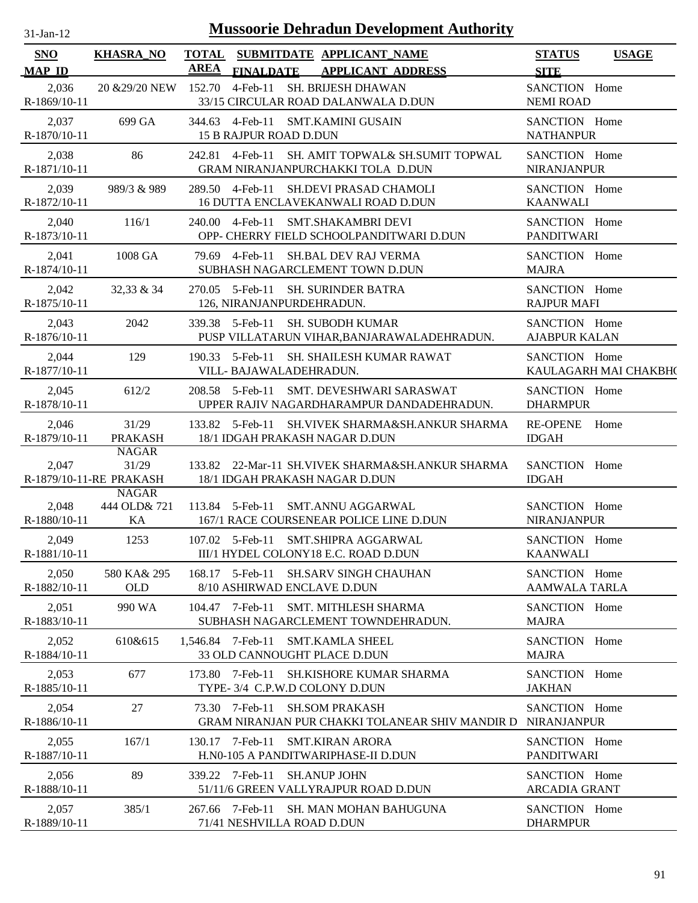# Mussoorie Dehradun Development Authority

31-Jan-12

| SNO<br>MAP_ID | KHASRA_NO | TOTAL AREA | SUBMITDATE<br>FINALDATE | APPLICANT_NAME<br>APPLICANT_ADDRESS | STATUS<br>SITE | USAGE |
|---|---|---|---|---|---|---|
| 2,036<br>R-1869/10-11 | 20 &29/20 NEW | 152.70 | 4-Feb-11 | SH. BRIJESH DHAWAN<br>33/15 CIRCULAR ROAD DALANWALA D.DUN | SANCTION<br>NEMI ROAD | Home |
| 2,037<br>R-1870/10-11 | 699 GA | 344.63 | 4-Feb-11 | SMT.KAMINI GUSAIN<br>15 B RAJPUR ROAD D.DUN | SANCTION<br>NATHANPUR | Home |
| 2,038<br>R-1871/10-11 | 86 | 242.81 | 4-Feb-11 | SH. AMIT TOPWAL& SH.SUMIT TOPWAL<br>GRAM NIRANJANPURCHAKKI TOLA D.DUN | SANCTION<br>NIRANJANPUR | Home |
| 2,039<br>R-1872/10-11 | 989/3 & 989 | 289.50 | 4-Feb-11 | SH.DEVI PRASAD CHAMOLI<br>16 DUTTA ENCLAVEKANWALI ROAD D.DUN | SANCTION<br>KAANWALI | Home |
| 2,040<br>R-1873/10-11 | 116/1 | 240.00 | 4-Feb-11 | SMT.SHAKAMBRI DEVI<br>OPP- CHERRY FIELD SCHOOLPANDITWARI D.DUN | SANCTION<br>PANDITWARI | Home |
| 2,041<br>R-1874/10-11 | 1008 GA | 79.69 | 4-Feb-11 | SH.BAL DEV RAJ VERMA<br>SUBHASH NAGARCLEMENT TOWN D.DUN | SANCTION<br>MAJRA | Home |
| 2,042<br>R-1875/10-11 | 32,33 & 34 | 270.05 | 5-Feb-11 | SH. SURINDER BATRA<br>126, NIRANJANPURDEHRADUN. | SANCTION<br>RAJPUR MAFI | Home |
| 2,043<br>R-1876/10-11 | 2042 | 339.38 | 5-Feb-11 | SH. SUBODH KUMAR<br>PUSP VILLATARUN VIHAR,BANJARAWALADEHRADUN. | SANCTION<br>AJABPUR KALAN | Home |
| 2,044<br>R-1877/10-11 | 129 | 190.33 | 5-Feb-11 | SH. SHAILESH KUMAR RAWAT<br>VILL- BAJAWALADEHRADUN. | SANCTION<br>KAULAGARH MAI CHAKBHO | Home |
| 2,045<br>R-1878/10-11 | 612/2 | 208.58 | 5-Feb-11 | SMT. DEVESHWARI SARASWAT<br>UPPER RAJIV NAGARDHARAMPUR DANDADEHRADUN. | SANCTION<br>DHARMPUR | Home |
| 2,046<br>R-1879/10-11 | 31/29 PRAKASH NAGAR | 133.82 | 5-Feb-11 | SH.VIVEK SHARMA&SH.ANKUR SHARMA<br>18/1 IDGAH PRAKASH NAGAR D.DUN | RE-OPENE<br>IDGAH | Home |
| 2,047<br>R-1879/10-11-RE | 31/29 PRAKASH NAGAR | 133.82 | 22-Mar-11 | SH.VIVEK SHARMA&SH.ANKUR SHARMA<br>18/1 IDGAH PRAKASH NAGAR D.DUN | SANCTION<br>IDGAH | Home |
| 2,048<br>R-1880/10-11 | 444 OLD& 721 KA | 113.84 | 5-Feb-11 | SMT.ANNU AGGARWAL<br>167/1 RACE COURSENEAR POLICE LINE D.DUN | SANCTION<br>NIRANJANPUR | Home |
| 2,049<br>R-1881/10-11 | 1253 | 107.02 | 5-Feb-11 | SMT.SHIPRA AGGARWAL<br>III/1 HYDEL COLONY18 E.C. ROAD D.DUN | SANCTION<br>KAANWALI | Home |
| 2,050<br>R-1882/10-11 | 580 KA& 295 OLD | 168.17 | 5-Feb-11 | SH.SARV SINGH CHAUHAN<br>8/10 ASHIRWAD ENCLAVE D.DUN | SANCTION<br>AAMWALA TARLA | Home |
| 2,051<br>R-1883/10-11 | 990 WA | 104.47 | 7-Feb-11 | SMT. MITHLESH SHARMA<br>SUBHASH NAGARCLEMENT TOWNDEHRADUN. | SANCTION<br>MAJRA | Home |
| 2,052<br>R-1884/10-11 | 610&615 | 1,546.84 | 7-Feb-11 | SMT.KAMLA SHEEL<br>33 OLD CANNOUGHT PLACE D.DUN | SANCTION<br>MAJRA | Home |
| 2,053<br>R-1885/10-11 | 677 | 173.80 | 7-Feb-11 | SH.KISHORE KUMAR SHARMA<br>TYPE- 3/4 C.P.W.D COLONY D.DUN | SANCTION<br>JAKHAN | Home |
| 2,054<br>R-1886/10-11 | 27 | 73.30 | 7-Feb-11 | SH.SOM PRAKASH<br>GRAM NIRANJAN PUR CHAKKI TOLANEAR SHIV MANDIR D | SANCTION<br>NIRANJANPUR | Home |
| 2,055<br>R-1887/10-11 | 167/1 | 130.17 | 7-Feb-11 | SMT.KIRAN ARORA<br>H.N0-105 A PANDITWARIPHASE-II D.DUN | SANCTION<br>PANDITWARI | Home |
| 2,056<br>R-1888/10-11 | 89 | 339.22 | 7-Feb-11 | SH.ANUP JOHN<br>51/11/6 GREEN VALLYRAJPUR ROAD D.DUN | SANCTION<br>ARCADIA GRANT | Home |
| 2,057<br>R-1889/10-11 | 385/1 | 267.66 | 7-Feb-11 | SH. MAN MOHAN BAHUGUNA<br>71/41 NESHVILLA ROAD D.DUN | SANCTION<br>DHARMPUR | Home |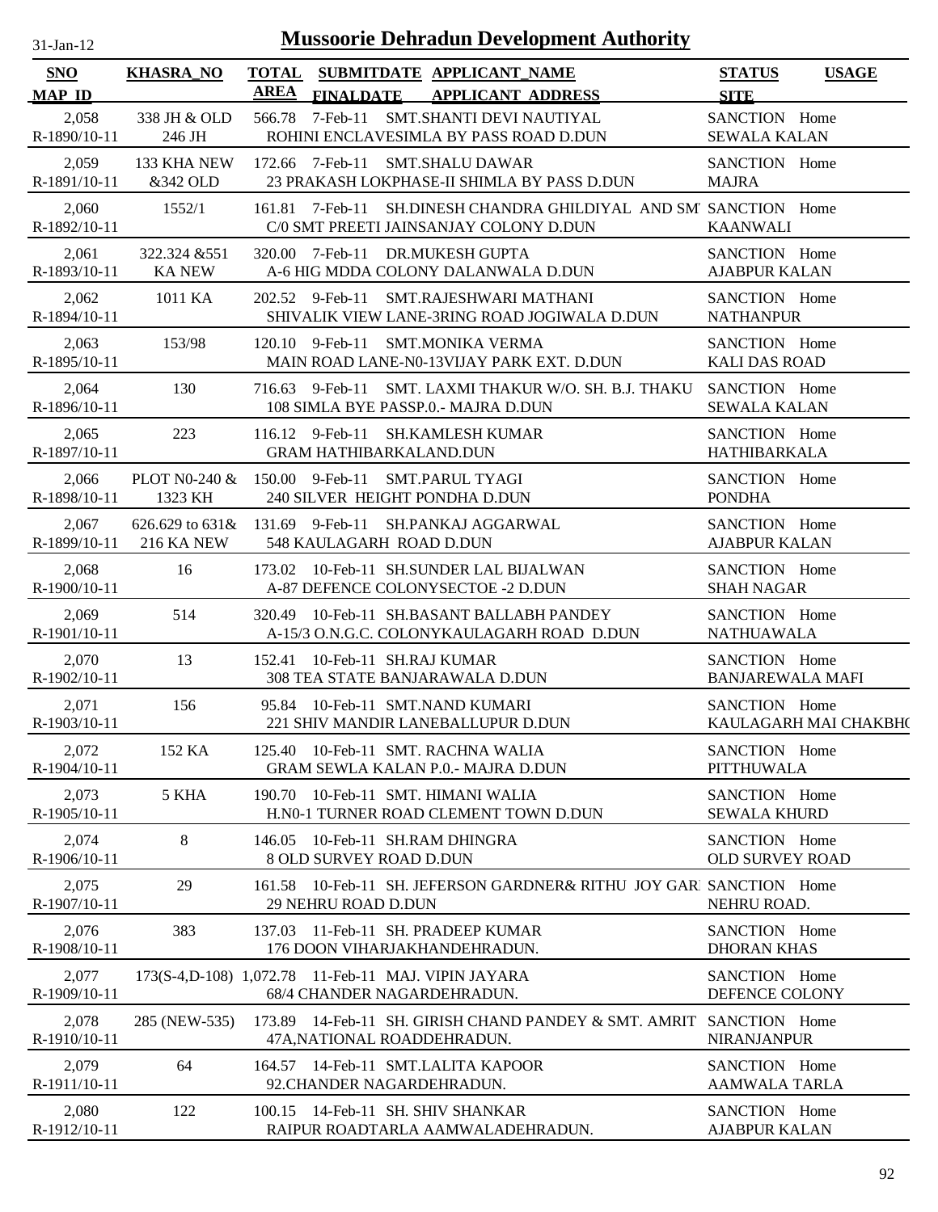31-Jan-12

# Mussoorie Dehradun Development Authority

| SNO / MAP_ID | KHASRA_NO | TOTAL AREA | SUBMITDATE / FINALDATE | APPLICANT_NAME / APPLICANT_ADDRESS | STATUS / SITE | USAGE |
|---|---|---|---|---|---|---|
| 2,058<br>R-1890/10-11 | 338 JH & OLD 246 JH | 566.78 | 7-Feb-11 | SMT.SHANTI DEVI NAUTIYAL<br>ROHINI ENCLAVESIMLA BY PASS ROAD D.DUN | SANCTION<br>SEWALA KALAN | Home |
| 2,059<br>R-1891/10-11 | 133 KHA NEW &342 OLD | 172.66 | 7-Feb-11 | SMT.SHALU DAWAR<br>23 PRAKASH LOKPHASE-II SHIMLA BY PASS D.DUN | SANCTION<br>MAJRA | Home |
| 2,060<br>R-1892/10-11 | 1552/1 | 161.81 | 7-Feb-11 | SH.DINESH CHANDRA GHILDIYAL AND SM<br>C/0 SMT PREETI JAINSANJAY COLONY D.DUN | SANCTION<br>KAANWALI | Home |
| 2,061<br>R-1893/10-11 | 322.324 &551 KA NEW | 320.00 | 7-Feb-11 | DR.MUKESH GUPTA<br>A-6 HIG MDDA COLONY DALANWALA D.DUN | SANCTION<br>AJABPUR KALAN | Home |
| 2,062<br>R-1894/10-11 | 1011 KA | 202.52 | 9-Feb-11 | SMT.RAJESHWARI MATHANI<br>SHIVALIK VIEW LANE-3RING ROAD JOGIWALA D.DUN | SANCTION<br>NATHANPUR | Home |
| 2,063<br>R-1895/10-11 | 153/98 | 120.10 | 9-Feb-11 | SMT.MONIKA VERMA<br>MAIN ROAD LANE-N0-13VIJAY PARK EXT. D.DUN | SANCTION<br>KALI DAS ROAD | Home |
| 2,064<br>R-1896/10-11 | 130 | 716.63 | 9-Feb-11 | SMT. LAXMI THAKUR W/O. SH. B.J. THAKU<br>108 SIMLA BYE PASSP.0.- MAJRA D.DUN | SANCTION<br>SEWALA KALAN | Home |
| 2,065<br>R-1897/10-11 | 223 | 116.12 | 9-Feb-11 | SH.KAMLESH KUMAR<br>GRAM HATHIBARKALAND.DUN | SANCTION<br>HATHIBARKALA | Home |
| 2,066<br>R-1898/10-11 | PLOT N0-240 & 1323 KH | 150.00 | 9-Feb-11 | SMT.PARUL TYAGI<br>240 SILVER HEIGHT PONDHA D.DUN | SANCTION<br>PONDHA | Home |
| 2,067<br>R-1899/10-11 | 626.629 to 631& 216 KA NEW | 131.69 | 9-Feb-11 | SH.PANKAJ AGGARWAL<br>548 KAULAGARH ROAD D.DUN | SANCTION<br>AJABPUR KALAN | Home |
| 2,068<br>R-1900/10-11 | 16 | 173.02 | 10-Feb-11 | SH.SUNDER LAL BIJALWAN<br>A-87 DEFENCE COLONYSECTOE -2 D.DUN | SANCTION<br>SHAH NAGAR | Home |
| 2,069<br>R-1901/10-11 | 514 | 320.49 | 10-Feb-11 | SH.BASANT BALLABH PANDEY<br>A-15/3 O.N.G.C. COLONYKAULAGARH ROAD D.DUN | SANCTION<br>NATHUAWALA | Home |
| 2,070<br>R-1902/10-11 | 13 | 152.41 | 10-Feb-11 | SH.RAJ KUMAR<br>308 TEA STATE BANJARAWALA D.DUN | SANCTION<br>BANJAREWALA MAFI | Home |
| 2,071<br>R-1903/10-11 | 156 | 95.84 | 10-Feb-11 | SMT.NAND KUMARI<br>221 SHIV MANDIR LANEBALLUPUR D.DUN | SANCTION<br>KAULAGARH MAI CHAKBH( | Home |
| 2,072<br>R-1904/10-11 | 152 KA | 125.40 | 10-Feb-11 | SMT. RACHNA WALIA<br>GRAM SEWLA KALAN P.0.- MAJRA D.DUN | SANCTION<br>PITTHUWALA | Home |
| 2,073<br>R-1905/10-11 | 5 KHA | 190.70 | 10-Feb-11 | SMT. HIMANI WALIA<br>H.N0-1 TURNER ROAD CLEMENT TOWN D.DUN | SANCTION<br>SEWALA KHURD | Home |
| 2,074<br>R-1906/10-11 | 8 | 146.05 | 10-Feb-11 | SH.RAM DHINGRA<br>8 OLD SURVEY ROAD D.DUN | SANCTION<br>OLD SURVEY ROAD | Home |
| 2,075<br>R-1907/10-11 | 29 | 161.58 | 10-Feb-11 | SH. JEFERSON GARDNER& RITHU JOY GAR<br>29 NEHRU ROAD D.DUN | SANCTION<br>NEHRU ROAD. | Home |
| 2,076<br>R-1908/10-11 | 383 | 137.03 | 11-Feb-11 | SH. PRADEEP KUMAR<br>176 DOON VIHARJAKHANDEHRADUN. | SANCTION<br>DHORAN KHAS | Home |
| 2,077<br>R-1909/10-11 | 173(S-4,D-108) | 1,072.78 | 11-Feb-11 | MAJ. VIPIN JAYARA<br>68/4 CHANDER NAGARDEHRADUN. | SANCTION<br>DEFENCE COLONY | Home |
| 2,078<br>R-1910/10-11 | 285 (NEW-535) | 173.89 | 14-Feb-11 | SH. GIRISH CHAND PANDEY & SMT. AMRIT<br>47A,NATIONAL ROADDEHRADUN. | SANCTION<br>NIRANJANPUR | Home |
| 2,079<br>R-1911/10-11 | 64 | 164.57 | 14-Feb-11 | SMT.LALITA KAPOOR<br>92.CHANDER NAGARDEHRADUN. | SANCTION<br>AAMWALA TARLA | Home |
| 2,080<br>R-1912/10-11 | 122 | 100.15 | 14-Feb-11 | SH. SHIV SHANKAR<br>RAIPUR ROADTARLA AAMWALADEHRADUN. | SANCTION<br>AJABPUR KALAN | Home |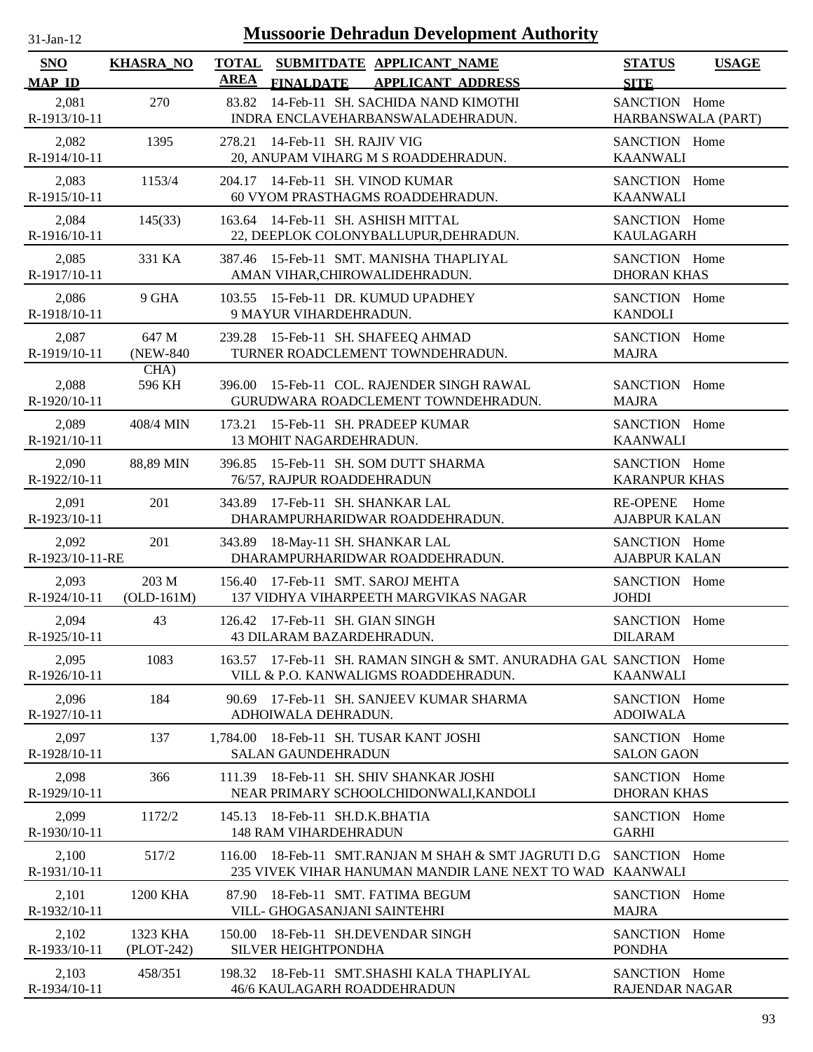# Mussoorie Dehradun Development Authority

31-Jan-12

| SNO / MAP_ID | KHASRA_NO | TOTAL AREA | SUBMITDATE / FINALDATE | APPLICANT_NAME / APPLICANT_ADDRESS | STATUS / SITE | USAGE |
|---|---|---|---|---|---|---|
| 2,081 / R-1913/10-11 | 270 | 83.82 | 14-Feb-11 | SH. SACHIDA NAND KIMOTHI / INDRA ENCLAVEHARBANSWALADEHRADUN. | SANCTION / HARBANSWALA (PART) | Home |
| 2,082 / R-1914/10-11 | 1395 | 278.21 | 14-Feb-11 | SH. RAJIV VIG / 20, ANUPAM VIHARG M S ROADDEHRADUN. | SANCTION / KAANWALI | Home |
| 2,083 / R-1915/10-11 | 1153/4 | 204.17 | 14-Feb-11 | SH. VINOD KUMAR / 60 VYOM PRASTHAGMS ROADDEHRADUN. | SANCTION / KAANWALI | Home |
| 2,084 / R-1916/10-11 | 145(33) | 163.64 | 14-Feb-11 | SH. ASHISH MITTAL / 22, DEEPLOK COLONYBALLUPUR,DEHRADUN. | SANCTION / KAULAGARH | Home |
| 2,085 / R-1917/10-11 | 331 KA | 387.46 | 15-Feb-11 | SMT. MANISHA THAPLIYAL / AMAN VIHAR,CHIROWALIDEHRADUN. | SANCTION / DHORAN KHAS | Home |
| 2,086 / R-1918/10-11 | 9 GHA | 103.55 | 15-Feb-11 | DR. KUMUD UPADHEY / 9 MAYUR VIHARDEHRADUN. | SANCTION / KANDOLI | Home |
| 2,087 / R-1919/10-11 | 647 M (NEW-840 CHA) | 239.28 | 15-Feb-11 | SH. SHAFEEQ AHMAD / TURNER ROADCLEMENT TOWNDEHRADUN. | SANCTION / MAJRA | Home |
| 2,088 / R-1920/10-11 | 596 KH | 396.00 | 15-Feb-11 | COL. RAJENDER SINGH RAWAL / GURUDWARA ROADCLEMENT TOWNDEHRADUN. | SANCTION / MAJRA | Home |
| 2,089 / R-1921/10-11 | 408/4 MIN | 173.21 | 15-Feb-11 | SH. PRADEEP KUMAR / 13 MOHIT NAGARDEHRADUN. | SANCTION / KAANWALI | Home |
| 2,090 / R-1922/10-11 | 88,89 MIN | 396.85 | 15-Feb-11 | SH. SOM DUTT SHARMA / 76/57, RAJPUR ROADDEHRADUN | SANCTION / KARANPUR KHAS | Home |
| 2,091 / R-1923/10-11 | 201 | 343.89 | 17-Feb-11 | SH. SHANKAR LAL / DHARAMPURHARIDWAR ROADDEHRADUN. | RE-OPENE / AJABPUR KALAN | Home |
| 2,092 / R-1923/10-11-RE | 201 | 343.89 | 18-May-11 | SH. SHANKAR LAL / DHARAMPURHARIDWAR ROADDEHRADUN. | SANCTION / AJABPUR KALAN | Home |
| 2,093 / R-1924/10-11 | 203 M (OLD-161M) | 156.40 | 17-Feb-11 | SMT. SAROJ MEHTA / 137 VIDHYA VIHARPEETH MARGVIKAS NAGAR | SANCTION / JOHDI | Home |
| 2,094 / R-1925/10-11 | 43 | 126.42 | 17-Feb-11 | SH. GIAN SINGH / 43 DILARAM BAZARDEHRADUN. | SANCTION / DILARAM | Home |
| 2,095 / R-1926/10-11 | 1083 | 163.57 | 17-Feb-11 | SH. RAMAN SINGH & SMT. ANURADHA GAU / VILL & P.O. KANWALIGMS ROADDEHRADUN. | SANCTION / KAANWALI | Home |
| 2,096 / R-1927/10-11 | 184 | 90.69 | 17-Feb-11 | SH. SANJEEV KUMAR SHARMA / ADHOIWALA DEHRADUN. | SANCTION / ADOIWALA | Home |
| 2,097 / R-1928/10-11 | 137 | 1,784.00 | 18-Feb-11 | SH. TUSAR KANT JOSHI / SALAN GAUNDEHRADUN | SANCTION / SALON GAON | Home |
| 2,098 / R-1929/10-11 | 366 | 111.39 | 18-Feb-11 | SH. SHIV SHANKAR JOSHI / NEAR PRIMARY SCHOOLCHIDONWALI,KANDOLI | SANCTION / DHORAN KHAS | Home |
| 2,099 / R-1930/10-11 | 1172/2 | 145.13 | 18-Feb-11 | SH.D.K.BHATIA / 148 RAM VIHARDEHRADUN | SANCTION / GARHI | Home |
| 2,100 / R-1931/10-11 | 517/2 | 116.00 | 18-Feb-11 | SMT.RANJAN M SHAH & SMT JAGRUTI D.G / 235 VIVEK VIHAR HANUMAN MANDIR LANE NEXT TO WAD | SANCTION / KAANWALI | Home |
| 2,101 / R-1932/10-11 | 1200 KHA | 87.90 | 18-Feb-11 | SMT. FATIMA BEGUM / VILL- GHOGASANJANI SAINTEHRI | SANCTION / MAJRA | Home |
| 2,102 / R-1933/10-11 | 1323 KHA (PLOT-242) | 150.00 | 18-Feb-11 | SH.DEVENDAR SINGH / SILVER HEIGHTPONDHA | SANCTION / PONDHA | Home |
| 2,103 / R-1934/10-11 | 458/351 | 198.32 | 18-Feb-11 | SMT.SHASHI KALA THAPLIYAL / 46/6 KAULAGARH ROADDEHRADUN | SANCTION / RAJENDAR NAGAR | Home |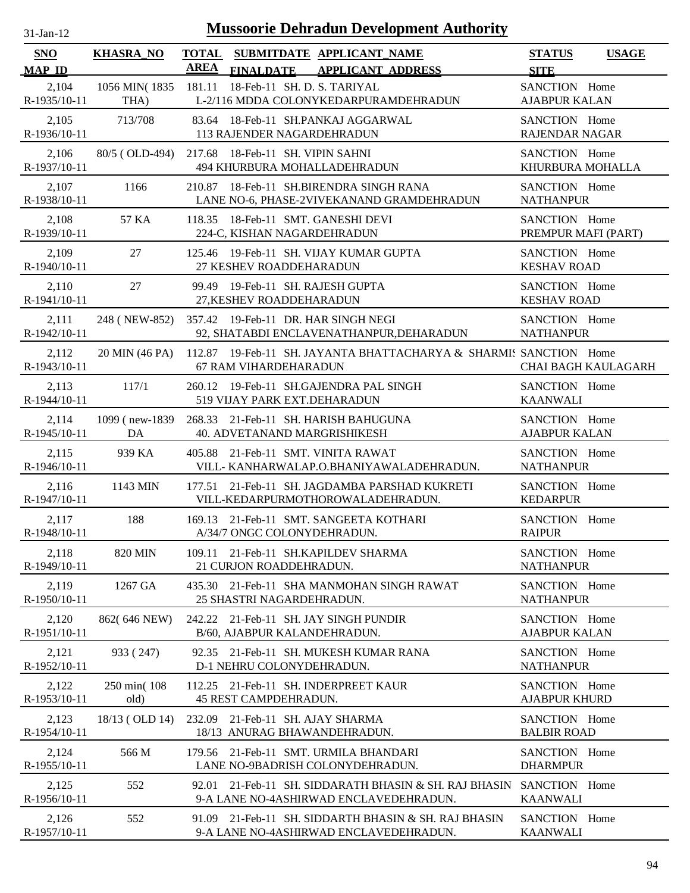31-Jan-12

# Mussoorie Dehradun Development Authority

| SNO / MAP_ID | KHASRA_NO | TOTAL AREA | SUBMITDATE / FINALDATE | APPLICANT_NAME / APPLICANT_ADDRESS | STATUS / SITE | USAGE |
|---|---|---|---|---|---|---|
| 2,104 / R-1935/10-11 | 1056 MIN( 1835 THA) | 181.11 | 18-Feb-11 | SH. D. S. TARIYAL / L-2/116 MDDA COLONYKEDARPURAMDEHRADUN | SANCTION / AJABPUR KALAN | Home |
| 2,105 / R-1936/10-11 | 713/708 | 83.64 | 18-Feb-11 | SH.PANKAJ AGGARWAL / 113 RAJENDER NAGARDEHRADUN | SANCTION / RAJENDAR NAGAR | Home |
| 2,106 / R-1937/10-11 | 80/5 ( OLD-494) | 217.68 | 18-Feb-11 | SH. VIPIN SAHNI / 494 KHURBURA MOHALLADEHRADUN | SANCTION / KHURBURA MOHALLA | Home |
| 2,107 / R-1938/10-11 | 1166 | 210.87 | 18-Feb-11 | SH.BIRENDRA SINGH RANA / LANE NO-6, PHASE-2VIVEKANAND GRAMDEHRADUN | SANCTION / NATHANPUR | Home |
| 2,108 / R-1939/10-11 | 57 KA | 118.35 | 18-Feb-11 | SMT. GANESHI DEVI / 224-C, KISHAN NAGARDEHRADUN | SANCTION / PREMPUR MAFI (PART) | Home |
| 2,109 / R-1940/10-11 | 27 | 125.46 | 19-Feb-11 | SH. VIJAY KUMAR GUPTA / 27 KESHEV ROADDEHARADUN | SANCTION / KESHAV ROAD | Home |
| 2,110 / R-1941/10-11 | 27 | 99.49 | 19-Feb-11 | SH. RAJESH GUPTA / 27,KESHEV ROADDEHARADUN | SANCTION / KESHAV ROAD | Home |
| 2,111 / R-1942/10-11 | 248 ( NEW-852) | 357.42 | 19-Feb-11 | DR. HAR SINGH NEGI / 92, SHATABDI ENCLAVENATHANPUR,DEHARADUN | SANCTION / NATHANPUR | Home |
| 2,112 / R-1943/10-11 | 20 MIN (46 PA) | 112.87 | 19-Feb-11 | SH. JAYANTA BHATTACHARYA & SHARMIS / 67 RAM VIHARDEHARADUN | SANCTION / CHAI BAGH KAULAGARH | Home |
| 2,113 / R-1944/10-11 | 117/1 | 260.12 | 19-Feb-11 | SH.GAJENDRA PAL SINGH / 519 VIJAY PARK EXT.DEHARADUN | SANCTION / KAANWALI | Home |
| 2,114 / R-1945/10-11 | 1099 ( new-1839 DA | 268.33 | 21-Feb-11 | SH. HARISH BAHUGUNA / 40. ADVETANAND MARGRISHIKESH | SANCTION / AJABPUR KALAN | Home |
| 2,115 / R-1946/10-11 | 939 KA | 405.88 | 21-Feb-11 | SMT. VINITA RAWAT / VILL- KANHARWALAP.O.BHANIYAWALADEHRADUN. | SANCTION / NATHANPUR | Home |
| 2,116 / R-1947/10-11 | 1143 MIN | 177.51 | 21-Feb-11 | SH. JAGDAMBA PARSHAD KUKRETI / VILL-KEDARPURMOTHOROWALADEHRADUN. | SANCTION / KEDARPUR | Home |
| 2,117 / R-1948/10-11 | 188 | 169.13 | 21-Feb-11 | SMT. SANGEETA KOTHARI / A/34/7 ONGC COLONYDEHRADUN. | SANCTION / RAIPUR | Home |
| 2,118 / R-1949/10-11 | 820 MIN | 109.11 | 21-Feb-11 | SH.KAPILDEV SHARMA / 21 CURJON ROADDEHRADUN. | SANCTION / NATHANPUR | Home |
| 2,119 / R-1950/10-11 | 1267 GA | 435.30 | 21-Feb-11 | SHA MANMOHAN SINGH RAWAT / 25 SHASTRI NAGARDEHRADUN. | SANCTION / NATHANPUR | Home |
| 2,120 / R-1951/10-11 | 862( 646 NEW) | 242.22 | 21-Feb-11 | SH. JAY SINGH PUNDIR / B/60, AJABPUR KALANDEHRADUN. | SANCTION / AJABPUR KALAN | Home |
| 2,121 / R-1952/10-11 | 933 ( 247) | 92.35 | 21-Feb-11 | SH. MUKESH KUMAR RANA / D-1 NEHRU COLONYDEHRADUN. | SANCTION / NATHANPUR | Home |
| 2,122 / R-1953/10-11 | 250 min( 108 old) | 112.25 | 21-Feb-11 | SH. INDERPREET KAUR / 45 REST CAMPDEHRADUN. | SANCTION / AJABPUR KHURD | Home |
| 2,123 / R-1954/10-11 | 18/13 ( OLD 14) | 232.09 | 21-Feb-11 | SH. AJAY SHARMA / 18/13 ANURAG BHAWANDEHRADUN. | SANCTION / BALBIR ROAD | Home |
| 2,124 / R-1955/10-11 | 566 M | 179.56 | 21-Feb-11 | SMT. URMILA BHANDARI / LANE NO-9BADRISH COLONYDEHRADUN. | SANCTION / DHARMPUR | Home |
| 2,125 / R-1956/10-11 | 552 | 92.01 | 21-Feb-11 | SH. SIDDARATH BHASIN & SH. RAJ BHASIN / 9-A LANE NO-4ASHIRWAD ENCLAVEDEHRADUN. | SANCTION / KAANWALI | Home |
| 2,126 / R-1957/10-11 | 552 | 91.09 | 21-Feb-11 | SH. SIDDARTH BHASIN & SH. RAJ BHASIN / 9-A LANE NO-4ASHIRWAD ENCLAVEDEHRADUN. | SANCTION / KAANWALI | Home |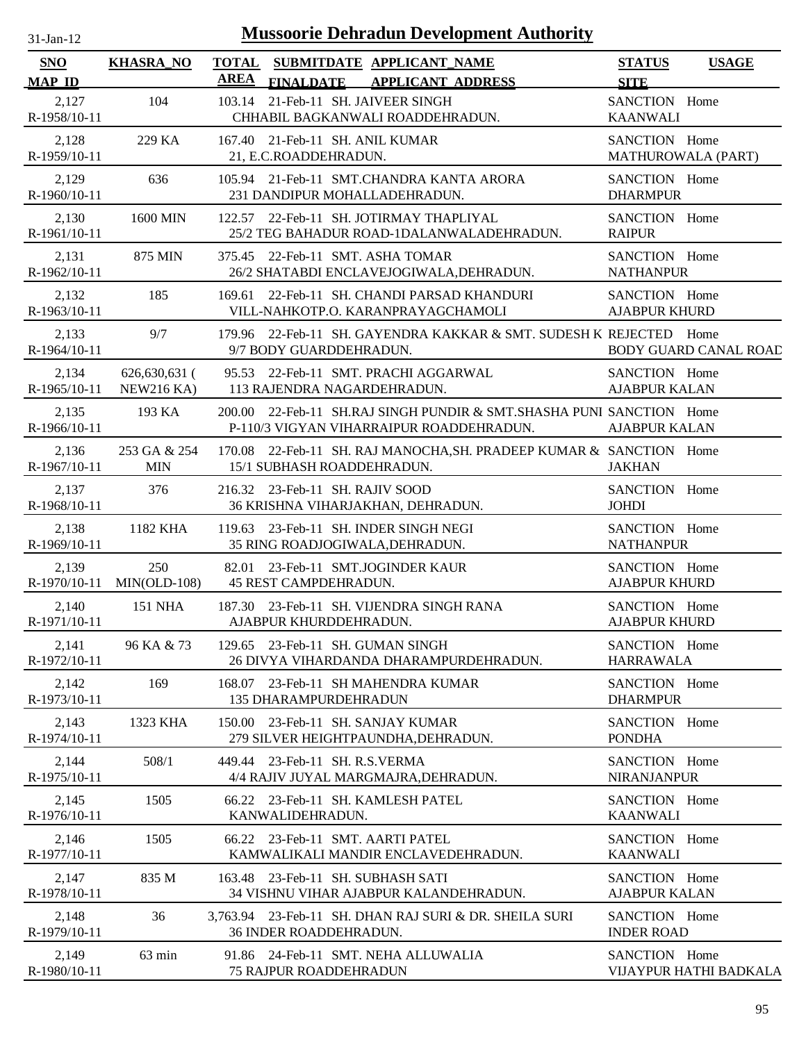# Mussoorie Dehradun Development Authority

31-Jan-12

| SNO<br>MAP_ID | KHASRA_NO | TOTAL AREA | SUBMITDATE<br>FINALDATE | APPLICANT_NAME<br>APPLICANT_ADDRESS | STATUS<br>SITE | USAGE |
|---|---|---|---|---|---|---|
| 2,127<br>R-1958/10-11 | 104 | 103.14 | 21-Feb-11 | SH. JAIVEER SINGH<br>CHHABIL BAGKANWALI ROADDEHRADUN. | SANCTION<br>KAANWALI | Home |
| 2,128<br>R-1959/10-11 | 229 KA | 167.40 | 21-Feb-11 | SH. ANIL KUMAR<br>21, E.C.ROADDEHRADUN. | SANCTION<br>MATHUROWALA (PART) | Home |
| 2,129<br>R-1960/10-11 | 636 | 105.94 | 21-Feb-11 | SMT.CHANDRA KANTA ARORA<br>231 DANDIPUR MOHALLADEHRADUN. | SANCTION<br>DHARMPUR | Home |
| 2,130<br>R-1961/10-11 | 1600 MIN | 122.57 | 22-Feb-11 | SH. JOTIRMAY THAPLIYAL<br>25/2 TEG BAHADUR ROAD-1DALANWALADEHRADUN. | SANCTION<br>RAIPUR | Home |
| 2,131<br>R-1962/10-11 | 875 MIN | 375.45 | 22-Feb-11 | SMT. ASHA TOMAR<br>26/2 SHATABDI ENCLAVEJOGIWALA,DEHRADUN. | SANCTION<br>NATHANPUR | Home |
| 2,132<br>R-1963/10-11 | 185 | 169.61 | 22-Feb-11 | SH. CHANDI PARSAD KHANDURI<br>VILL-NAHKOTP.O. KARANPRAYAGCHAMOLI | SANCTION<br>AJABPUR KHURD | Home |
| 2,133<br>R-1964/10-11 | 9/7 | 179.96 | 22-Feb-11 | SH. GAYENDRA KAKKAR & SMT. SUDESH K<br>9/7 BODY GUARDDEHRADUN. | REJECTED<br>BODY GUARD CANAL ROAD | Home |
| 2,134<br>R-1965/10-11 | 626,630,631 (<br>NEW216 KA) | 95.53 | 22-Feb-11 | SMT. PRACHI AGGARWAL<br>113 RAJENDRA NAGARDEHRADUN. | SANCTION<br>AJABPUR KALAN | Home |
| 2,135<br>R-1966/10-11 | 193 KA | 200.00 | 22-Feb-11 | SH.RAJ SINGH PUNDIR & SMT.SHASHA PUNI<br>P-110/3 VIGYAN VIHARRAIPUR ROADDEHRADUN. | SANCTION<br>AJABPUR KALAN | Home |
| 2,136<br>R-1967/10-11 | 253 GA & 254<br>MIN | 170.08 | 22-Feb-11 | SH. RAJ MANOCHA,SH. PRADEEP KUMAR &<br>15/1 SUBHASH ROADDEHRADUN. | SANCTION<br>JAKHAN | Home |
| 2,137<br>R-1968/10-11 | 376 | 216.32 | 23-Feb-11 | SH. RAJIV SOOD<br>36 KRISHNA VIHARJAKHAN, DEHRADUN. | SANCTION<br>JOHDI | Home |
| 2,138<br>R-1969/10-11 | 1182 KHA | 119.63 | 23-Feb-11 | SH. INDER SINGH NEGI<br>35 RING ROADJOGIWALA,DEHRADUN. | SANCTION<br>NATHANPUR | Home |
| 2,139<br>R-1970/10-11 | 250<br>MIN(OLD-108) | 82.01 | 23-Feb-11 | SMT.JOGINDER KAUR<br>45 REST CAMPDEHRADUN. | SANCTION<br>AJABPUR KHURD | Home |
| 2,140<br>R-1971/10-11 | 151 NHA | 187.30 | 23-Feb-11 | SH. VIJENDRA SINGH RANA<br>AJABPUR KHURDDEHRADUN. | SANCTION<br>AJABPUR KHURD | Home |
| 2,141<br>R-1972/10-11 | 96 KA & 73 | 129.65 | 23-Feb-11 | SH. GUMAN SINGH<br>26 DIVYA VIHARDANDA DHARAMPURDEHRADUN. | SANCTION<br>HARRAWALA | Home |
| 2,142<br>R-1973/10-11 | 169 | 168.07 | 23-Feb-11 | SH MAHENDRA KUMAR<br>135 DHARAMPURDEHRADUN | SANCTION<br>DHARMPUR | Home |
| 2,143<br>R-1974/10-11 | 1323 KHA | 150.00 | 23-Feb-11 | SH. SANJAY KUMAR<br>279 SILVER HEIGHTPAUNDHA,DEHRADUN. | SANCTION<br>PONDHA | Home |
| 2,144<br>R-1975/10-11 | 508/1 | 449.44 | 23-Feb-11 | SH. R.S.VERMA<br>4/4 RAJIV JUYAL MARGMAJRA,DEHRADUN. | SANCTION<br>NIRANJANPUR | Home |
| 2,145<br>R-1976/10-11 | 1505 | 66.22 | 23-Feb-11 | SH. KAMLESH PATEL<br>KANWALIDEHRADUN. | SANCTION<br>KAANWALI | Home |
| 2,146<br>R-1977/10-11 | 1505 | 66.22 | 23-Feb-11 | SMT. AARTI PATEL<br>KAMWALIKALI MANDIR ENCLAVEDEHRADUN. | SANCTION<br>KAANWALI | Home |
| 2,147<br>R-1978/10-11 | 835 M | 163.48 | 23-Feb-11 | SH. SUBHASH SATI<br>34 VISHNU VIHAR AJABPUR KALANDEHRADUN. | SANCTION<br>AJABPUR KALAN | Home |
| 2,148<br>R-1979/10-11 | 36 | 3,763.94 | 23-Feb-11 | SH. DHAN RAJ SURI & DR. SHEILA SURI<br>36 INDER ROADDEHRADUN. | SANCTION<br>INDER ROAD | Home |
| 2,149<br>R-1980/10-11 | 63 min | 91.86 | 24-Feb-11 | SMT. NEHA ALLUWALIA<br>75 RAJPUR ROADDEHRADUN | SANCTION<br>VIJAYPUR HATHI BADKALA | Home |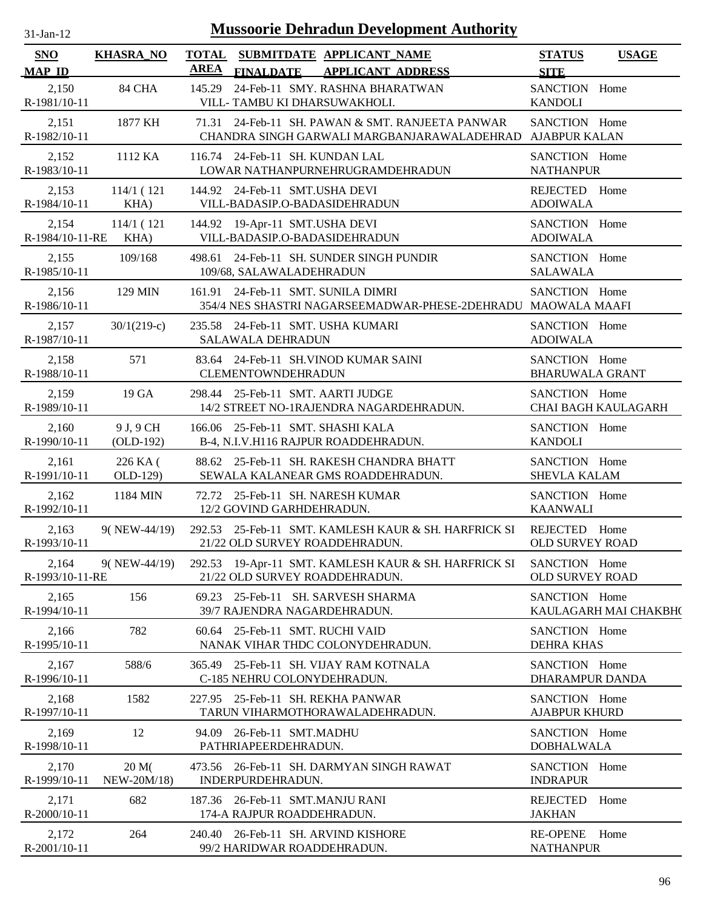# Mussoorie Dehradun Development Authority

31-Jan-12

| SNO<br>MAP_ID | KHASRA_NO | TOTAL AREA | SUBMITDATE<br>FINALDATE | APPLICANT_NAME<br>APPLICANT_ADDRESS | STATUS<br>SITE | USAGE |
|---|---|---|---|---|---|---|
| 2,150<br>R-1981/10-11 | 84 CHA | 145.29 | 24-Feb-11 | SMY. RASHNA BHARATWAN<br>VILL- TAMBU KI DHARSUWAKHOLI. | SANCTION<br>KANDOLI | Home |
| 2,151<br>R-1982/10-11 | 1877 KH | 71.31 | 24-Feb-11 | SH. PAWAN & SMT. RANJEETA PANWAR<br>CHANDRA SINGH GARWALI MARGBANJARAWALADEHRAD | SANCTION<br>AJABPUR KALAN | Home |
| 2,152<br>R-1983/10-11 | 1112 KA | 116.74 | 24-Feb-11 | SH. KUNDAN LAL<br>LOWAR NATHANPURNEHRUGRAMDEHRADUN | SANCTION<br>NATHANPUR | Home |
| 2,153<br>R-1984/10-11 | 114/1 ( 121 KHA) | 144.92 | 24-Feb-11 | SMT.USHA DEVI<br>VILL-BADASIP.O-BADASIDEHRADUN | REJECTED<br>ADOIWALA | Home |
| 2,154<br>R-1984/10-11-RE | 114/1 ( 121 KHA) | 144.92 | 19-Apr-11 | SMT.USHA DEVI<br>VILL-BADASIP.O-BADASIDEHRADUN | SANCTION<br>ADOIWALA | Home |
| 2,155<br>R-1985/10-11 | 109/168 | 498.61 | 24-Feb-11 | SH. SUNDER SINGH PUNDIR<br>109/68, SALAWALADEHRADUN | SANCTION<br>SALAWALA | Home |
| 2,156<br>R-1986/10-11 | 129 MIN | 161.91 | 24-Feb-11 | SMT. SUNILA DIMRI<br>354/4 NES SHASTRI NAGARSEEMADWAR-PHESE-2DEHRADU | SANCTION<br>MAOWALA MAAFI | Home |
| 2,157<br>R-1987/10-11 | 30/1(219-c) | 235.58 | 24-Feb-11 | SMT. USHA KUMARI<br>SALAWALA DEHRADUN | SANCTION<br>ADOIWALA | Home |
| 2,158<br>R-1988/10-11 | 571 | 83.64 | 24-Feb-11 | SH.VINOD KUMAR SAINI<br>CLEMENTOWNDEHRADUN | SANCTION<br>BHARUWALA GRANT | Home |
| 2,159<br>R-1989/10-11 | 19 GA | 298.44 | 25-Feb-11 | SMT. AARTI JUDGE<br>14/2 STREET NO-1RAJENDRA NAGARDEHRADUN. | SANCTION<br>CHAI BAGH KAULAGARH | Home |
| 2,160<br>R-1990/10-11 | 9 J, 9 CH (OLD-192) | 166.06 | 25-Feb-11 | SMT. SHASHI KALA<br>B-4, N.I.V.H116 RAJPUR ROADDEHRADUN. | SANCTION<br>KANDOLI | Home |
| 2,161<br>R-1991/10-11 | 226 KA ( OLD-129) | 88.62 | 25-Feb-11 | SH. RAKESH CHANDRA BHATT<br>SEWALA KALANEAR GMS ROADDEHRADUN. | SANCTION<br>SHEVLA KALAM | Home |
| 2,162<br>R-1992/10-11 | 1184 MIN | 72.72 | 25-Feb-11 | SH. NARESH KUMAR<br>12/2 GOVIND GARHDEHRADUN. | SANCTION<br>KAANWALI | Home |
| 2,163<br>R-1993/10-11 | 9( NEW-44/19) | 292.53 | 25-Feb-11 | SMT. KAMLESH KAUR & SH. HARFRICK SI<br>21/22 OLD SURVEY ROADDEHRADUN. | REJECTED<br>OLD SURVEY ROAD | Home |
| 2,164<br>R-1993/10-11-RE | 9( NEW-44/19) | 292.53 | 19-Apr-11 | SMT. KAMLESH KAUR & SH. HARFRICK SI<br>21/22 OLD SURVEY ROADDEHRADUN. | SANCTION<br>OLD SURVEY ROAD | Home |
| 2,165<br>R-1994/10-11 | 156 | 69.23 | 25-Feb-11 | SH. SARVESH SHARMA<br>39/7 RAJENDRA NAGARDEHRADUN. | SANCTION<br>KAULAGARH MAI CHAKBH( | Home |
| 2,166<br>R-1995/10-11 | 782 | 60.64 | 25-Feb-11 | SMT. RUCHI VAID<br>NANAK VIHAR THDC COLONYDEHRADUN. | SANCTION<br>DEHRA KHAS | Home |
| 2,167<br>R-1996/10-11 | 588/6 | 365.49 | 25-Feb-11 | SH. VIJAY RAM KOTNALA<br>C-185 NEHRU COLONYDEHRADUN. | SANCTION<br>DHARAMPUR DANDA | Home |
| 2,168<br>R-1997/10-11 | 1582 | 227.95 | 25-Feb-11 | SH. REKHA PANWAR<br>TARUN VIHARMOTHORAWALADEHRADUN. | SANCTION<br>AJABPUR KHURD | Home |
| 2,169<br>R-1998/10-11 | 12 | 94.09 | 26-Feb-11 | SMT.MADHU<br>PATHRIAPEERDEHRADUN. | SANCTION<br>DOBHALWALA | Home |
| 2,170<br>R-1999/10-11 | 20 M( NEW-20M/18) | 473.56 | 26-Feb-11 | SH. DARMYAN SINGH RAWAT<br>INDERPURDEHRADUN. | SANCTION<br>INDRAPUR | Home |
| 2,171<br>R-2000/10-11 | 682 | 187.36 | 26-Feb-11 | SMT.MANJU RANI<br>174-A RAJPUR ROADDEHRADUN. | REJECTED<br>JAKHAN | Home |
| 2,172<br>R-2001/10-11 | 264 | 240.40 | 26-Feb-11 | SH. ARVIND KISHORE<br>99/2 HARIDWAR ROADDEHRADUN. | RE-OPENE<br>NATHANPUR | Home |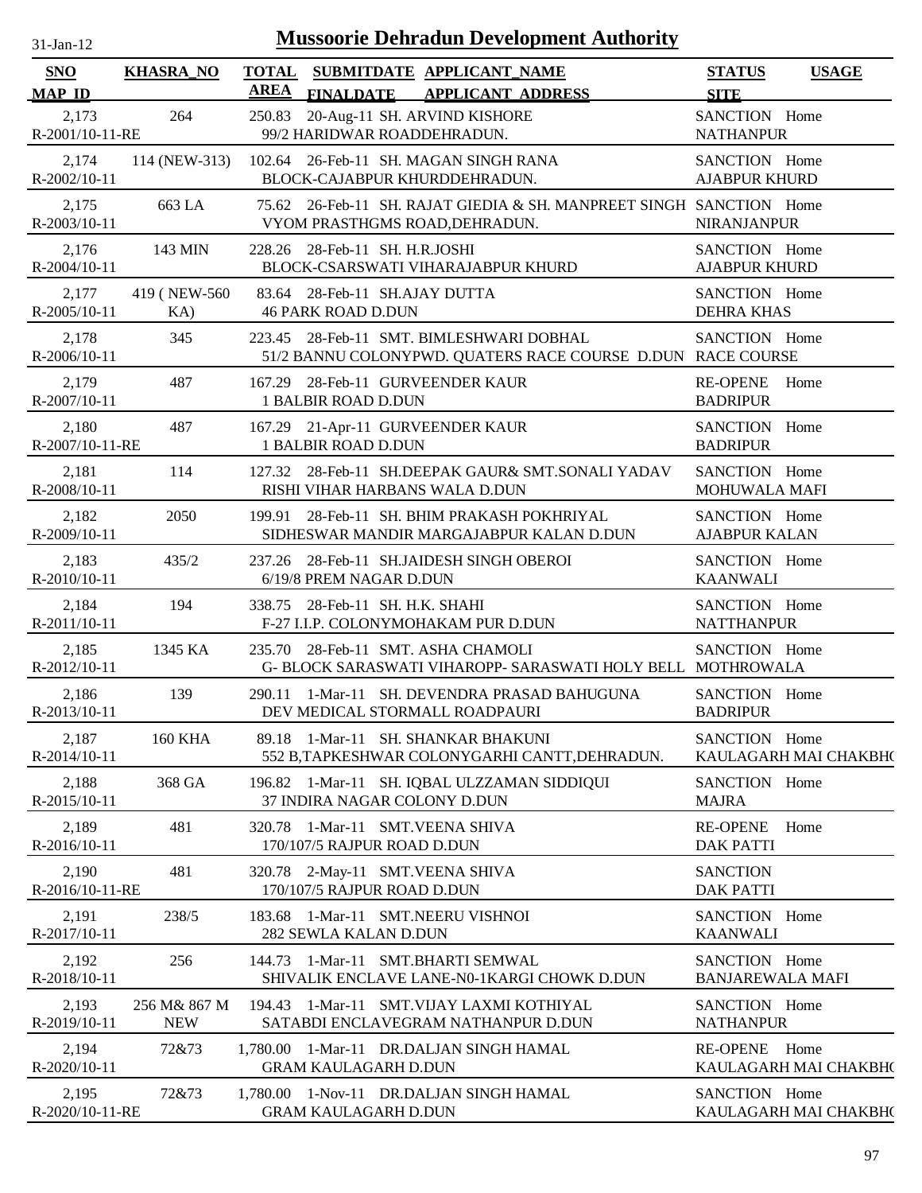31-Jan-12

# Mussoorie Dehradun Development Authority

| SNO / MAP_ID | KHASRA_NO | TOTAL AREA | SUBMITDATE / FINALDATE | APPLICANT_NAME / APPLICANT_ADDRESS | STATUS / SITE | USAGE |
|---|---|---|---|---|---|---|
| 2,173 / R-2001/10-11-RE | 264 | 250.83 | 20-Aug-11 | SH. ARVIND KISHORE / 99/2 HARIDWAR ROADDEHRADUN. | SANCTION / NATHANPUR | Home |
| 2,174 / R-2002/10-11 | 114 (NEW-313) | 102.64 | 26-Feb-11 | SH. MAGAN SINGH RANA / BLOCK-CAJABPUR KHURDDEHRADUN. | SANCTION / AJABPUR KHURD | Home |
| 2,175 / R-2003/10-11 | 663 LA | 75.62 | 26-Feb-11 | SH. RAJAT GIEDIA & SH. MANPREET SINGH / VYOM PRASTHGMS ROAD,DEHRADUN. | SANCTION / NIRANJANPUR | Home |
| 2,176 / R-2004/10-11 | 143 MIN | 228.26 | 28-Feb-11 | SH. H.R.JOSHI / BLOCK-CSARSWATI VIHARAJABPUR KHURD | SANCTION / AJABPUR KHURD | Home |
| 2,177 / R-2005/10-11 | 419 ( NEW-560 KA) | 83.64 | 28-Feb-11 | SH.AJAY DUTTA / 46 PARK ROAD D.DUN | SANCTION / DEHRA KHAS | Home |
| 2,178 / R-2006/10-11 | 345 | 223.45 | 28-Feb-11 | SMT. BIMLESHWARI DOBHAL / 51/2 BANNU COLONYPWD. QUATERS RACE COURSE D.DUN | SANCTION / RACE COURSE | Home |
| 2,179 / R-2007/10-11 | 487 | 167.29 | 28-Feb-11 | GURVEENDER KAUR / 1 BALBIR ROAD D.DUN | RE-OPENE / BADRIPUR | Home |
| 2,180 / R-2007/10-11-RE | 487 | 167.29 | 21-Apr-11 | GURVEENDER KAUR / 1 BALBIR ROAD D.DUN | SANCTION / BADRIPUR | Home |
| 2,181 / R-2008/10-11 | 114 | 127.32 | 28-Feb-11 | SH.DEEPAK GAUR& SMT.SONALI YADAV / RISHI VIHAR HARBANS WALA D.DUN | SANCTION / MOHUWALA MAFI | Home |
| 2,182 / R-2009/10-11 | 2050 | 199.91 | 28-Feb-11 | SH. BHIM PRAKASH POKHRIYAL / SIDHESWAR MANDIR MARGAJABPUR KALAN D.DUN | SANCTION / AJABPUR KALAN | Home |
| 2,183 / R-2010/10-11 | 435/2 | 237.26 | 28-Feb-11 | SH.JAIDESH SINGH OBEROI / 6/19/8 PREM NAGAR D.DUN | SANCTION / KAANWALI | Home |
| 2,184 / R-2011/10-11 | 194 | 338.75 | 28-Feb-11 | SH. H.K. SHAHI / F-27 I.I.P. COLONYMOHAKAM PUR D.DUN | SANCTION / NATTHANPUR | Home |
| 2,185 / R-2012/10-11 | 1345 KA | 235.70 | 28-Feb-11 | SMT. ASHA CHAMOLI / G- BLOCK SARASWATI VIHAROPP- SARASWATI HOLY BELL | SANCTION / MOTHROWALA | Home |
| 2,186 / R-2013/10-11 | 139 | 290.11 | 1-Mar-11 | SH. DEVENDRA PRASAD BAHUGUNA / DEV MEDICAL STORMALL ROADPAURI | SANCTION / BADRIPUR | Home |
| 2,187 / R-2014/10-11 | 160 KHA | 89.18 | 1-Mar-11 | SH. SHANKAR BHAKUNI / 552 B,TAPKESHWAR COLONYGARHI CANTT,DEHRADUN. | SANCTION / KAULAGARH MAI CHAKBHO | Home |
| 2,188 / R-2015/10-11 | 368 GA | 196.82 | 1-Mar-11 | SH. IQBAL ULZZAMAN SIDDIQUI / 37 INDIRA NAGAR COLONY D.DUN | SANCTION / MAJRA | Home |
| 2,189 / R-2016/10-11 | 481 | 320.78 | 1-Mar-11 | SMT.VEENA SHIVA / 170/107/5 RAJPUR ROAD D.DUN | RE-OPENE / DAK PATTI | Home |
| 2,190 / R-2016/10-11-RE | 481 | 320.78 | 2-May-11 | SMT.VEENA SHIVA / 170/107/5 RAJPUR ROAD D.DUN | SANCTION / DAK PATTI | |
| 2,191 / R-2017/10-11 | 238/5 | 183.68 | 1-Mar-11 | SMT.NEERU VISHNOI / 282 SEWLA KALAN D.DUN | SANCTION / KAANWALI | Home |
| 2,192 / R-2018/10-11 | 256 | 144.73 | 1-Mar-11 | SMT.BHARTI SEMWAL / SHIVALIK ENCLAVE LANE-N0-1KARGI CHOWK D.DUN | SANCTION / BANJAREWALA MAFI | Home |
| 2,193 / R-2019/10-11 | 256 M& 867 M NEW | 194.43 | 1-Mar-11 | SMT.VIJAY LAXMI KOTHIYAL / SATABDI ENCLAVEGRAM NATHANPUR D.DUN | SANCTION / NATHANPUR | Home |
| 2,194 / R-2020/10-11 | 72&73 | 1,780.00 | 1-Mar-11 | DR.DALJAN SINGH HAMAL / GRAM KAULAGARH D.DUN | RE-OPENE / KAULAGARH MAI CHAKBHO | Home |
| 2,195 / R-2020/10-11-RE | 72&73 | 1,780.00 | 1-Nov-11 | DR.DALJAN SINGH HAMAL / GRAM KAULAGARH D.DUN | SANCTION / KAULAGARH MAI CHAKBHO | Home |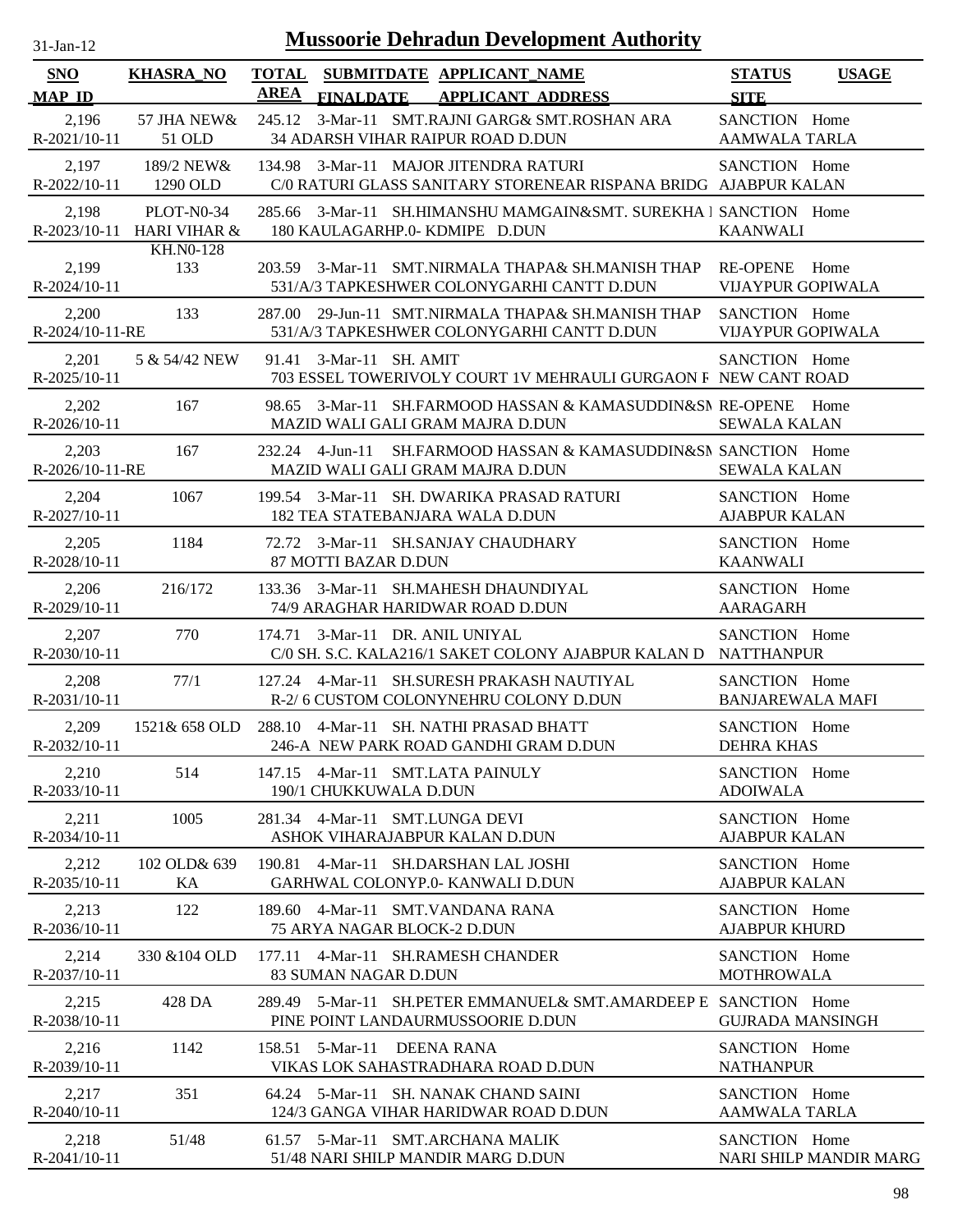# Mussoorie Dehradun Development Authority

31-Jan-12

| SNO / MAP_ID | KHASRA_NO | TOTAL AREA | SUBMITDATE / FINALDATE | APPLICANT_NAME / APPLICANT ADDRESS | STATUS / SITE | USAGE |
|---|---|---|---|---|---|---|
| 2,196 / R-2021/10-11 | 57 JHA NEW& 51 OLD | 245.12 | 3-Mar-11 | SMT.RAJNI GARG& SMT.ROSHAN ARA / 34 ADARSH VIHAR RAIPUR ROAD D.DUN | SANCTION / AAMWALA TARLA | Home |
| 2,197 / R-2022/10-11 | 189/2 NEW& 1290 OLD | 134.98 | 3-Mar-11 | MAJOR JITENDRA RATURI / C/0 RATURI GLASS SANITARY STORENEAR RISPANA BRIDG | SANCTION / AJABPUR KALAN | Home |
| 2,198 / R-2023/10-11 | PLOT-N0-34 HARI VIHAR & KH.N0-128 | 285.66 | 3-Mar-11 | SH.HIMANSHU MAMGAIN&SMT. SUREKHA I / 180 KAULAGARHP.0- KDMIPE D.DUN | SANCTION / KAANWALI | Home |
| 2,199 / R-2024/10-11 | 133 | 203.59 | 3-Mar-11 | SMT.NIRMALA THAPA& SH.MANISH THAP / 531/A/3 TAPKESHWER COLONYGARHI CANTT D.DUN | RE-OPENE / VIJAYPUR GOPIWALA | Home |
| 2,200 / R-2024/10-11-RE | 133 | 287.00 | 29-Jun-11 | SMT.NIRMALA THAPA& SH.MANISH THAP / 531/A/3 TAPKESHWER COLONYGARHI CANTT D.DUN | SANCTION / VIJAYPUR GOPIWALA | Home |
| 2,201 / R-2025/10-11 | 5 & 54/42 NEW | 91.41 | 3-Mar-11 | SH. AMIT / 703 ESSEL TOWERIVOLY COURT 1V MEHRAULI GURGAON F | SANCTION / NEW CANT ROAD | Home |
| 2,202 / R-2026/10-11 | 167 | 98.65 | 3-Mar-11 | SH.FARMOOD HASSAN & KAMASUDDIN&SM / MAZID WALI GALI GRAM MAJRA D.DUN | RE-OPENE / SEWALA KALAN | Home |
| 2,203 / R-2026/10-11-RE | 167 | 232.24 | 4-Jun-11 | SH.FARMOOD HASSAN & KAMASUDDIN&SM / MAZID WALI GALI GRAM MAJRA D.DUN | SANCTION / SEWALA KALAN | Home |
| 2,204 / R-2027/10-11 | 1067 | 199.54 | 3-Mar-11 | SH. DWARIKA PRASAD RATURI / 182 TEA STATEBANJARA WALA D.DUN | SANCTION / AJABPUR KALAN | Home |
| 2,205 / R-2028/10-11 | 1184 | 72.72 | 3-Mar-11 | SH.SANJAY CHAUDHARY / 87 MOTTI BAZAR D.DUN | SANCTION / KAANWALI | Home |
| 2,206 / R-2029/10-11 | 216/172 | 133.36 | 3-Mar-11 | SH.MAHESH DHAUNDIYAL / 74/9 ARAGHAR HARIDWAR ROAD D.DUN | SANCTION / AARAGARH | Home |
| 2,207 / R-2030/10-11 | 770 | 174.71 | 3-Mar-11 | DR. ANIL UNIYAL / C/0 SH. S.C. KALA216/1 SAKET COLONY AJABPUR KALAN D | SANCTION / NATTHANPUR | Home |
| 2,208 / R-2031/10-11 | 77/1 | 127.24 | 4-Mar-11 | SH.SURESH PRAKASH NAUTIYAL / R-2/ 6 CUSTOM COLONYNEHRU COLONY D.DUN | SANCTION / BANJAREWALA MAFI | Home |
| 2,209 / R-2032/10-11 | 1521& 658 OLD | 288.10 | 4-Mar-11 | SH. NATHI PRASAD BHATT / 246-A NEW PARK ROAD GANDHI GRAM D.DUN | SANCTION / DEHRA KHAS | Home |
| 2,210 / R-2033/10-11 | 514 | 147.15 | 4-Mar-11 | SMT.LATA PAINULY / 190/1 CHUKKUWALA D.DUN | SANCTION / ADOIWALA | Home |
| 2,211 / R-2034/10-11 | 1005 | 281.34 | 4-Mar-11 | SMT.LUNGA DEVI / ASHOK VIHARAJABPUR KALAN D.DUN | SANCTION / AJABPUR KALAN | Home |
| 2,212 / R-2035/10-11 | 102 OLD& 639 KA | 190.81 | 4-Mar-11 | SH.DARSHAN LAL JOSHI / GARHWAL COLONYP.0- KANWALI D.DUN | SANCTION / AJABPUR KALAN | Home |
| 2,213 / R-2036/10-11 | 122 | 189.60 | 4-Mar-11 | SMT.VANDANA RANA / 75 ARYA NAGAR BLOCK-2 D.DUN | SANCTION / AJABPUR KHURD | Home |
| 2,214 / R-2037/10-11 | 330 &104 OLD | 177.11 | 4-Mar-11 | SH.RAMESH CHANDER / 83 SUMAN NAGAR D.DUN | SANCTION / MOTHROWALA | Home |
| 2,215 / R-2038/10-11 | 428 DA | 289.49 | 5-Mar-11 | SH.PETER EMMANUEL& SMT.AMARDEEP E / PINE POINT LANDAURMUSSOORIE D.DUN | SANCTION / GUJRADA MANSINGH | Home |
| 2,216 / R-2039/10-11 | 1142 | 158.51 | 5-Mar-11 | DEENA RANA / VIKAS LOK SAHASTRADHARA ROAD D.DUN | SANCTION / NATHANPUR | Home |
| 2,217 / R-2040/10-11 | 351 | 64.24 | 5-Mar-11 | SH. NANAK CHAND SAINI / 124/3 GANGA VIHAR HARIDWAR ROAD D.DUN | SANCTION / AAMWALA TARLA | Home |
| 2,218 / R-2041/10-11 | 51/48 | 61.57 | 5-Mar-11 | SMT.ARCHANA MALIK / 51/48 NARI SHILP MANDIR MARG D.DUN | SANCTION / NARI SHILP MANDIR MARG | Home |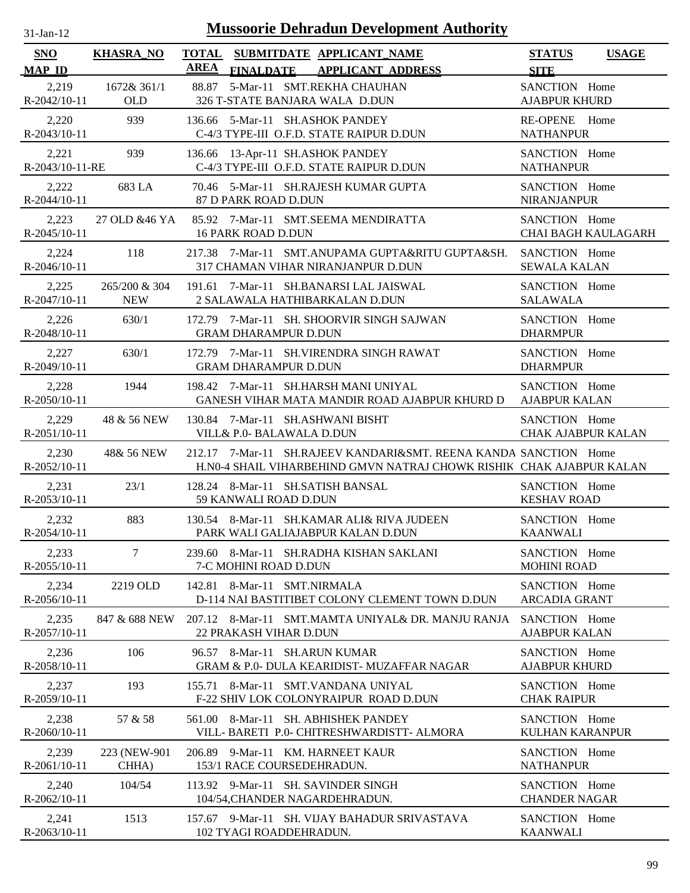# Mussoorie Dehradun Development Authority

31-Jan-12

| SNO<br>MAP_ID | KHASRA_NO | TOTAL AREA | SUBMITDATE<br>FINALDATE | APPLICANT_NAME<br>APPLICANT_ADDRESS | STATUS<br>SITE | USAGE |
|---|---|---|---|---|---|---|
| 2,219<br>R-2042/10-11 | 1672& 361/1 OLD | 88.87 | 5-Mar-11 | SMT.REKHA CHAUHAN<br>326 T-STATE BANJARA WALA D.DUN | SANCTION<br>AJABPUR KHURD | Home |
| 2,220<br>R-2043/10-11 | 939 | 136.66 | 5-Mar-11 | SH.ASHOK PANDEY<br>C-4/3 TYPE-III O.F.D. STATE RAIPUR D.DUN | RE-OPENE<br>NATHANPUR | Home |
| 2,221<br>R-2043/10-11-RE | 939 | 136.66 | 13-Apr-11 | SH.ASHOK PANDEY<br>C-4/3 TYPE-III O.F.D. STATE RAIPUR D.DUN | SANCTION<br>NATHANPUR | Home |
| 2,222<br>R-2044/10-11 | 683 LA | 70.46 | 5-Mar-11 | SH.RAJESH KUMAR GUPTA<br>87 D PARK ROAD D.DUN | SANCTION<br>NIRANJANPUR | Home |
| 2,223<br>R-2045/10-11 | 27 OLD &46 YA | 85.92 | 7-Mar-11 | SMT.SEEMA MENDIRATTA<br>16 PARK ROAD D.DUN | SANCTION<br>CHAI BAGH KAULAGARH | Home |
| 2,224<br>R-2046/10-11 | 118 | 217.38 | 7-Mar-11 | SMT.ANUPAMA GUPTA&RITU GUPTA&SH.<br>317 CHAMAN VIHAR NIRANJANPUR D.DUN | SANCTION<br>SEWALA KALAN | Home |
| 2,225<br>R-2047/10-11 | 265/200 & 304 NEW | 191.61 | 7-Mar-11 | SH.BANARSI LAL JAISWAL<br>2 SALAWALA HATHIBARKALAN D.DUN | SANCTION<br>SALAWALA | Home |
| 2,226<br>R-2048/10-11 | 630/1 | 172.79 | 7-Mar-11 | SH. SHOORVIR SINGH SAJWAN<br>GRAM DHARAMPUR D.DUN | SANCTION<br>DHARMPUR | Home |
| 2,227<br>R-2049/10-11 | 630/1 | 172.79 | 7-Mar-11 | SH.VIRENDRA SINGH RAWAT<br>GRAM DHARAMPUR D.DUN | SANCTION<br>DHARMPUR | Home |
| 2,228<br>R-2050/10-11 | 1944 | 198.42 | 7-Mar-11 | SH.HARSH MANI UNIYAL<br>GANESH VIHAR MATA MANDIR ROAD AJABPUR KHURD D | SANCTION<br>AJABPUR KALAN | Home |
| 2,229<br>R-2051/10-11 | 48 & 56 NEW | 130.84 | 7-Mar-11 | SH.ASHWANI BISHT<br>VILL& P.0- BALAWALA D.DUN | SANCTION<br>CHAK AJABPUR KALAN | Home |
| 2,230<br>R-2052/10-11 | 48& 56 NEW | 212.17 | 7-Mar-11 | SH.RAJEEV KANDARI&SMT. REENA KANDA<br>H.N0-4 SHAIL VIHARBEHIND GMVN NATRAJ CHOWK RISHIK | SANCTION<br>CHAK AJABPUR KALAN | Home |
| 2,231<br>R-2053/10-11 | 23/1 | 128.24 | 8-Mar-11 | SH.SATISH BANSAL<br>59 KANWALI ROAD D.DUN | SANCTION<br>KESHAV ROAD | Home |
| 2,232<br>R-2054/10-11 | 883 | 130.54 | 8-Mar-11 | SH.KAMAR ALI& RIVA JUDEEN<br>PARK WALI GALIAJABPUR KALAN D.DUN | SANCTION<br>KAANWALI | Home |
| 2,233<br>R-2055/10-11 | 7 | 239.60 | 8-Mar-11 | SH.RADHA KISHAN SAKLANI<br>7-C MOHINI ROAD D.DUN | SANCTION<br>MOHINI ROAD | Home |
| 2,234<br>R-2056/10-11 | 2219 OLD | 142.81 | 8-Mar-11 | SMT.NIRMALA<br>D-114 NAI BASTITIBET COLONY CLEMENT TOWN D.DUN | SANCTION<br>ARCADIA GRANT | Home |
| 2,235<br>R-2057/10-11 | 847 & 688 NEW | 207.12 | 8-Mar-11 | SMT.MAMTA UNIYAL& DR. MANJU RANJA<br>22 PRAKASH VIHAR D.DUN | SANCTION<br>AJABPUR KALAN | Home |
| 2,236<br>R-2058/10-11 | 106 | 96.57 | 8-Mar-11 | SH.ARUN KUMAR<br>GRAM & P.0- DULA KEARIDIST- MUZAFFAR NAGAR | SANCTION<br>AJABPUR KHURD | Home |
| 2,237<br>R-2059/10-11 | 193 | 155.71 | 8-Mar-11 | SMT.VANDANA UNIYAL<br>F-22 SHIV LOK COLONYRAIPUR ROAD D.DUN | SANCTION<br>CHAK RAIPUR | Home |
| 2,238<br>R-2060/10-11 | 57 & 58 | 561.00 | 8-Mar-11 | SH. ABHISHEK PANDEY<br>VILL- BARETI P.0- CHITRESHWARDISTT- ALMORA | SANCTION<br>KULHAN KARANPUR | Home |
| 2,239<br>R-2061/10-11 | 223 (NEW-901 CHHA) | 206.89 | 9-Mar-11 | KM. HARNEET KAUR<br>153/1 RACE COURSEDEHRADUN. | SANCTION<br>NATHANPUR | Home |
| 2,240<br>R-2062/10-11 | 104/54 | 113.92 | 9-Mar-11 | SH. SAVINDER SINGH<br>104/54,CHANDER NAGARDEHRADUN. | SANCTION<br>CHANDER NAGAR | Home |
| 2,241<br>R-2063/10-11 | 1513 | 157.67 | 9-Mar-11 | SH. VIJAY BAHADUR SRIVASTAVA<br>102 TYAGI ROADDEHRADUN. | SANCTION<br>KAANWALI | Home |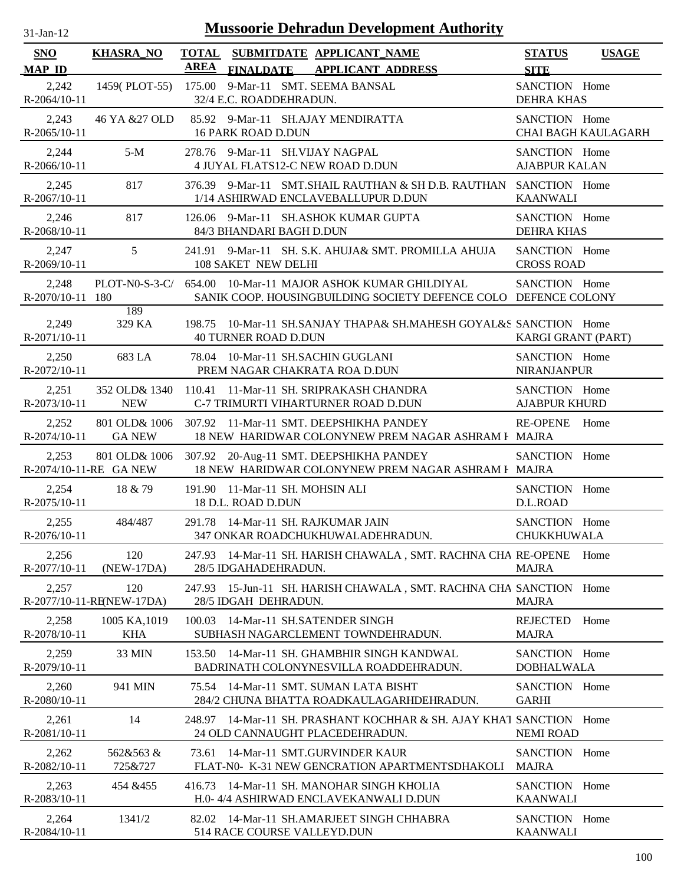# Mussoorie Dehradun Development Authority

31-Jan-12

| SNO / MAP_ID | KHASRA_NO | TOTAL AREA | SUBMITDATE / FINALDATE | APPLICANT_NAME / APPLICANT ADDRESS | STATUS / SITE | USAGE |
|---|---|---|---|---|---|---|
| 2,242 / R-2064/10-11 | 1459( PLOT-55) | 175.00 | 9-Mar-11 | SMT. SEEMA BANSAL / 32/4 E.C. ROADDEHRADUN. | SANCTION / DEHRA KHAS | Home |
| 2,243 / R-2065/10-11 | 46 YA &27 OLD | 85.92 | 9-Mar-11 | SH.AJAY MENDIRATTA / 16 PARK ROAD D.DUN | SANCTION / CHAI BAGH KAULAGARH | Home |
| 2,244 / R-2066/10-11 | 5-M | 278.76 | 9-Mar-11 | SH.VIJAY NAGPAL / 4 JUYAL FLATS12-C NEW ROAD D.DUN | SANCTION / AJABPUR KALAN | Home |
| 2,245 / R-2067/10-11 | 817 | 376.39 | 9-Mar-11 | SMT.SHAIL RAUTHAN & SH D.B. RAUTHAN / 1/14 ASHIRWAD ENCLAVEBALLUPUR D.DUN | SANCTION / KAANWALI | Home |
| 2,246 / R-2068/10-11 | 817 | 126.06 | 9-Mar-11 | SH.ASHOK KUMAR GUPTA / 84/3 BHANDARI BAGH D.DUN | SANCTION / DEHRA KHAS | Home |
| 2,247 / R-2069/10-11 | 5 | 241.91 | 9-Mar-11 | SH. S.K. AHUJA& SMT. PROMILLA AHUJA / 108 SAKET NEW DELHI | SANCTION / CROSS ROAD | Home |
| 2,248 / R-2070/10-11 | PLOT-N0-S-3-C/ 180 189 | 654.00 | 10-Mar-11 | MAJOR ASHOK KUMAR GHILDIYAL / SANIK COOP. HOUSINGBUILDING SOCIETY DEFENCE COLO | SANCTION / DEFENCE COLONY | Home |
| 2,249 / R-2071/10-11 | 329 KA | 198.75 | 10-Mar-11 | SH.SANJAY THAPA& SH.MAHESH GOYAL&S / 40 TURNER ROAD D.DUN | SANCTION / KARGI GRANT (PART) | Home |
| 2,250 / R-2072/10-11 | 683 LA | 78.04 | 10-Mar-11 | SH.SACHIN GUGLANI / PREM NAGAR CHAKRATA ROA D.DUN | SANCTION / NIRANJANPUR | Home |
| 2,251 / R-2073/10-11 | 352 OLD& 1340 NEW | 110.41 | 11-Mar-11 | SH. SRIPRAKASH CHANDRA / C-7 TRIMURTI VIHARTURNER ROAD D.DUN | SANCTION / AJABPUR KHURD | Home |
| 2,252 / R-2074/10-11 | 801 OLD& 1006 GA NEW | 307.92 | 11-Mar-11 | SMT. DEEPSHIKHA PANDEY / 18 NEW HARIDWAR COLONYNEW PREM NAGAR ASHRAM F | RE-OPENE / MAJRA | Home |
| 2,253 / R-2074/10-11-RE | 801 OLD& 1006 GA NEW | 307.92 | 20-Aug-11 | SMT. DEEPSHIKHA PANDEY / 18 NEW HARIDWAR COLONYNEW PREM NAGAR ASHRAM F | SANCTION / MAJRA | Home |
| 2,254 / R-2075/10-11 | 18 & 79 | 191.90 | 11-Mar-11 | SH. MOHSIN ALI / 18 D.L. ROAD D.DUN | SANCTION / D.L.ROAD | Home |
| 2,255 / R-2076/10-11 | 484/487 | 291.78 | 14-Mar-11 | SH. RAJKUMAR JAIN / 347 ONKAR ROADCHUKHUWALADEHRADUN. | SANCTION / CHUKKHUWALA | Home |
| 2,256 / R-2077/10-11 | 120 (NEW-17DA) | 247.93 | 14-Mar-11 | SH. HARISH CHAWALA , SMT. RACHNA CHA / 28/5 IDGAHADEHRADUN. | RE-OPENE / MAJRA | Home |
| 2,257 / R-2077/10-11-RE | 120 (NEW-17DA) | 247.93 | 15-Jun-11 | SH. HARISH CHAWALA , SMT. RACHNA CHA / 28/5 IDGAH DEHRADUN. | SANCTION / MAJRA | Home |
| 2,258 / R-2078/10-11 | 1005 KA,1019 KHA | 100.03 | 14-Mar-11 | SH.SATENDER SINGH / SUBHASH NAGARCLEMENT TOWNDEHRADUN. | REJECTED / MAJRA | Home |
| 2,259 / R-2079/10-11 | 33 MIN | 153.50 | 14-Mar-11 | SH. GHAMBHIR SINGH KANDWAL / BADRINATH COLONYNESVILLA ROADDEHRADUN. | SANCTION / DOBHALWALA | Home |
| 2,260 / R-2080/10-11 | 941 MIN | 75.54 | 14-Mar-11 | SMT. SUMAN LATA BISHT / 284/2 CHUNA BHATTA ROADKAULAGARHDEHRADUN. | SANCTION / GARHI | Home |
| 2,261 / R-2081/10-11 | 14 | 248.97 | 14-Mar-11 | SH. PRASHANT KOCHHAR & SH. AJAY KHAT / 24 OLD CANNAUGHT PLACEDEHRADUN. | SANCTION / NEMI ROAD | Home |
| 2,262 / R-2082/10-11 | 562&563 & 725&727 | 73.61 | 14-Mar-11 | SMT.GURVINDER KAUR / FLAT-N0- K-31 NEW GENCRATION APARTMENTSDHAKOLI | SANCTION / MAJRA | Home |
| 2,263 / R-2083/10-11 | 454 &455 | 416.73 | 14-Mar-11 | SH. MANOHAR SINGH KHOLIA / H.0- 4/4 ASHIRWAD ENCLAVEKANWALI D.DUN | SANCTION / KAANWALI | Home |
| 2,264 / R-2084/10-11 | 1341/2 | 82.02 | 14-Mar-11 | SH.AMARJEET SINGH CHHABRA / 514 RACE COURSE VALLEYD.DUN | SANCTION / KAANWALI | Home |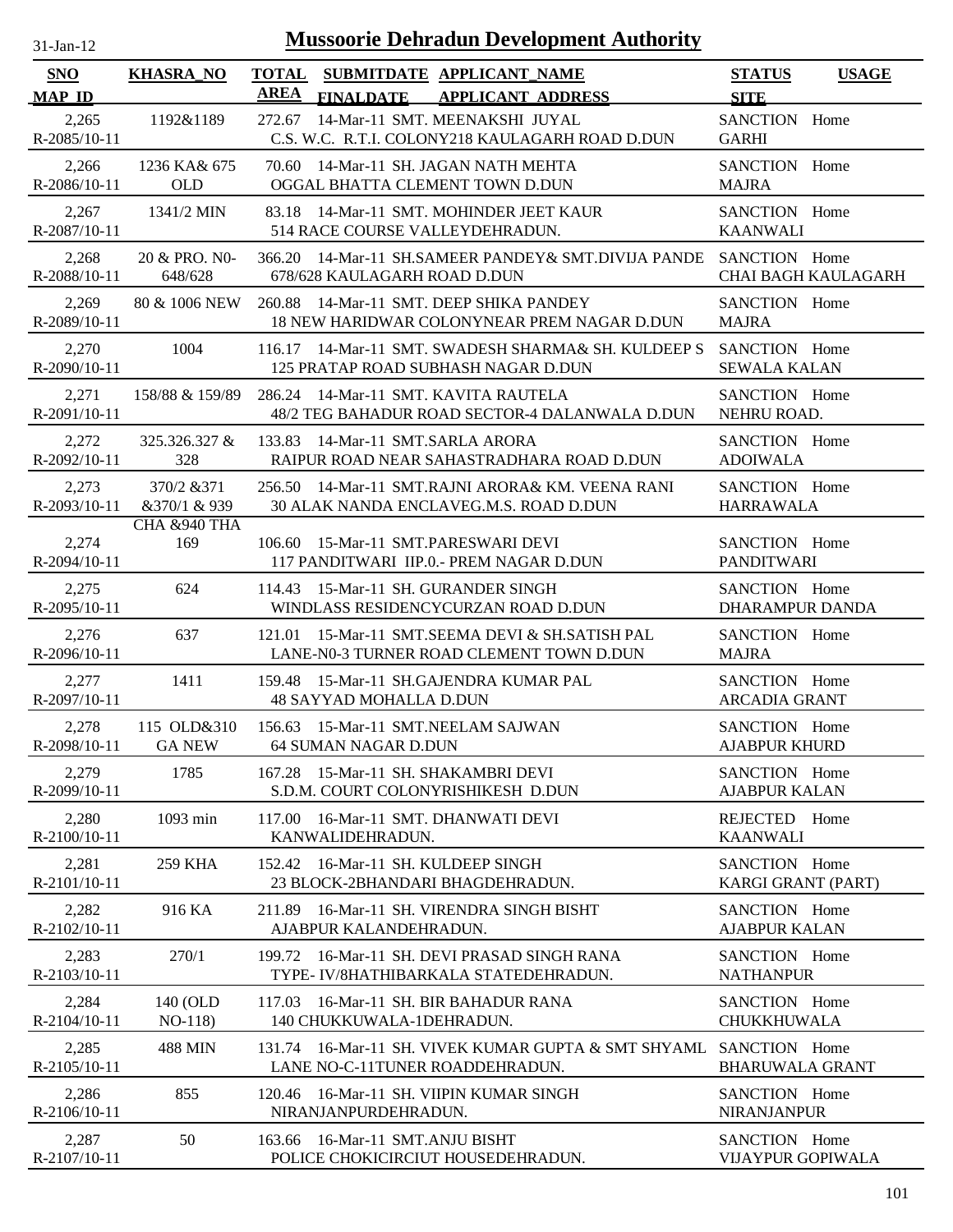# Mussoorie Dehradun Development Authority

31-Jan-12

| SNO / MAP_ID | KHASRA_NO | TOTAL AREA | SUBMITDATE / FINALDATE | APPLICANT_NAME / APPLICANT_ADDRESS | STATUS / SITE | USAGE |
|---|---|---|---|---|---|---|
| 2,265 / R-2085/10-11 | 1192&1189 | 272.67 | 14-Mar-11 | SMT. MEENAKSHI JUYAL / C.S. W.C. R.T.I. COLONY218 KAULAGARH ROAD D.DUN | SANCTION / GARHI | Home |
| 2,266 / R-2086/10-11 | 1236 KA& 675 OLD | 70.60 | 14-Mar-11 | SH. JAGAN NATH MEHTA / OGGAL BHATTA CLEMENT TOWN D.DUN | SANCTION / MAJRA | Home |
| 2,267 / R-2087/10-11 | 1341/2 MIN | 83.18 | 14-Mar-11 | SMT. MOHINDER JEET KAUR / 514 RACE COURSE VALLEYDEHRADUN. | SANCTION / KAANWALI | Home |
| 2,268 / R-2088/10-11 | 20 & PRO. N0-648/628 | 366.20 | 14-Mar-11 | SH.SAMEER PANDEY& SMT.DIVIJA PANDE / 678/628 KAULAGARH ROAD D.DUN | SANCTION / CHAI BAGH KAULAGARH | Home |
| 2,269 / R-2089/10-11 | 80 & 1006 NEW | 260.88 | 14-Mar-11 | SMT. DEEP SHIKA PANDEY / 18 NEW HARIDWAR COLONYNEAR PREM NAGAR D.DUN | SANCTION / MAJRA | Home |
| 2,270 / R-2090/10-11 | 1004 | 116.17 | 14-Mar-11 | SMT. SWADESH SHARMA& SH. KULDEEP S / 125 PRATAP ROAD SUBHASH NAGAR D.DUN | SANCTION / SEWALA KALAN | Home |
| 2,271 / R-2091/10-11 | 158/88 & 159/89 | 286.24 | 14-Mar-11 | SMT. KAVITA RAUTELA / 48/2 TEG BAHADUR ROAD SECTOR-4 DALANWALA D.DUN | SANCTION / NEHRU ROAD. | Home |
| 2,272 / R-2092/10-11 | 325.326.327 & 328 | 133.83 | 14-Mar-11 | SMT.SARLA ARORA / RAIPUR ROAD NEAR SAHASTRADHARA ROAD D.DUN | SANCTION / ADOIWALA | Home |
| 2,273 / R-2093/10-11 | 370/2 &371 &370/1 & 939 CHA &940 THA | 256.50 | 14-Mar-11 | SMT.RAJNI ARORA& KM. VEENA RANI / 30 ALAK NANDA ENCLAVEG.M.S. ROAD D.DUN | SANCTION / HARRAWALA | Home |
| 2,274 / R-2094/10-11 | 169 | 106.60 | 15-Mar-11 | SMT.PARESWARI DEVI / 117 PANDITWARI IIP.0.- PREM NAGAR D.DUN | SANCTION / PANDITWARI | Home |
| 2,275 / R-2095/10-11 | 624 | 114.43 | 15-Mar-11 | SH. GURANDER SINGH / WINDLASS RESIDENCYCURZAN ROAD D.DUN | SANCTION / DHARAMPUR DANDA | Home |
| 2,276 / R-2096/10-11 | 637 | 121.01 | 15-Mar-11 | SMT.SEEMA DEVI & SH.SATISH PAL / LANE-N0-3 TURNER ROAD CLEMENT TOWN D.DUN | SANCTION / MAJRA | Home |
| 2,277 / R-2097/10-11 | 1411 | 159.48 | 15-Mar-11 | SH.GAJENDRA KUMAR PAL / 48 SAYYAD MOHALLA D.DUN | SANCTION / ARCADIA GRANT | Home |
| 2,278 / R-2098/10-11 | 115 OLD&310 GA NEW | 156.63 | 15-Mar-11 | SMT.NEELAM SAJWAN / 64 SUMAN NAGAR D.DUN | SANCTION / AJABPUR KHURD | Home |
| 2,279 / R-2099/10-11 | 1785 | 167.28 | 15-Mar-11 | SH. SHAKAMBRI DEVI / S.D.M. COURT COLONYRISHIKESH D.DUN | SANCTION / AJABPUR KALAN | Home |
| 2,280 / R-2100/10-11 | 1093 min | 117.00 | 16-Mar-11 | SMT. DHANWATI DEVI / KANWALIDEHRADUN. | REJECTED / KAANWALI | Home |
| 2,281 / R-2101/10-11 | 259 KHA | 152.42 | 16-Mar-11 | SH. KULDEEP SINGH / 23 BLOCK-2BHANDARI BHAGDEHRADUN. | SANCTION / KARGI GRANT (PART) | Home |
| 2,282 / R-2102/10-11 | 916 KA | 211.89 | 16-Mar-11 | SH. VIRENDRA SINGH BISHT / AJABPUR KALANDEHRADUN. | SANCTION / AJABPUR KALAN | Home |
| 2,283 / R-2103/10-11 | 270/1 | 199.72 | 16-Mar-11 | SH. DEVI PRASAD SINGH RANA / TYPE- IV/8HATHIBARKALA STATEDEHRADUN. | SANCTION / NATHANPUR | Home |
| 2,284 / R-2104/10-11 | 140 (OLD NO-118) | 117.03 | 16-Mar-11 | SH. BIR BAHADUR RANA / 140 CHUKKUWALA-1DEHRADUN. | SANCTION / CHUKKHUWALA | Home |
| 2,285 / R-2105/10-11 | 488 MIN | 131.74 | 16-Mar-11 | SH. VIVEK KUMAR GUPTA & SMT SHYAML / LANE NO-C-11TUNER ROADDEHRADUN. | SANCTION / BHARUWALA GRANT | Home |
| 2,286 / R-2106/10-11 | 855 | 120.46 | 16-Mar-11 | SH. VIIPIN KUMAR SINGH / NIRANJANPURDEHRADUN. | SANCTION / NIRANJANPUR | Home |
| 2,287 / R-2107/10-11 | 50 | 163.66 | 16-Mar-11 | SMT.ANJU BISHT / POLICE CHOKICIRCIUT HOUSEDEHRADUN. | SANCTION / VIJAYPUR GOPIWALA | Home |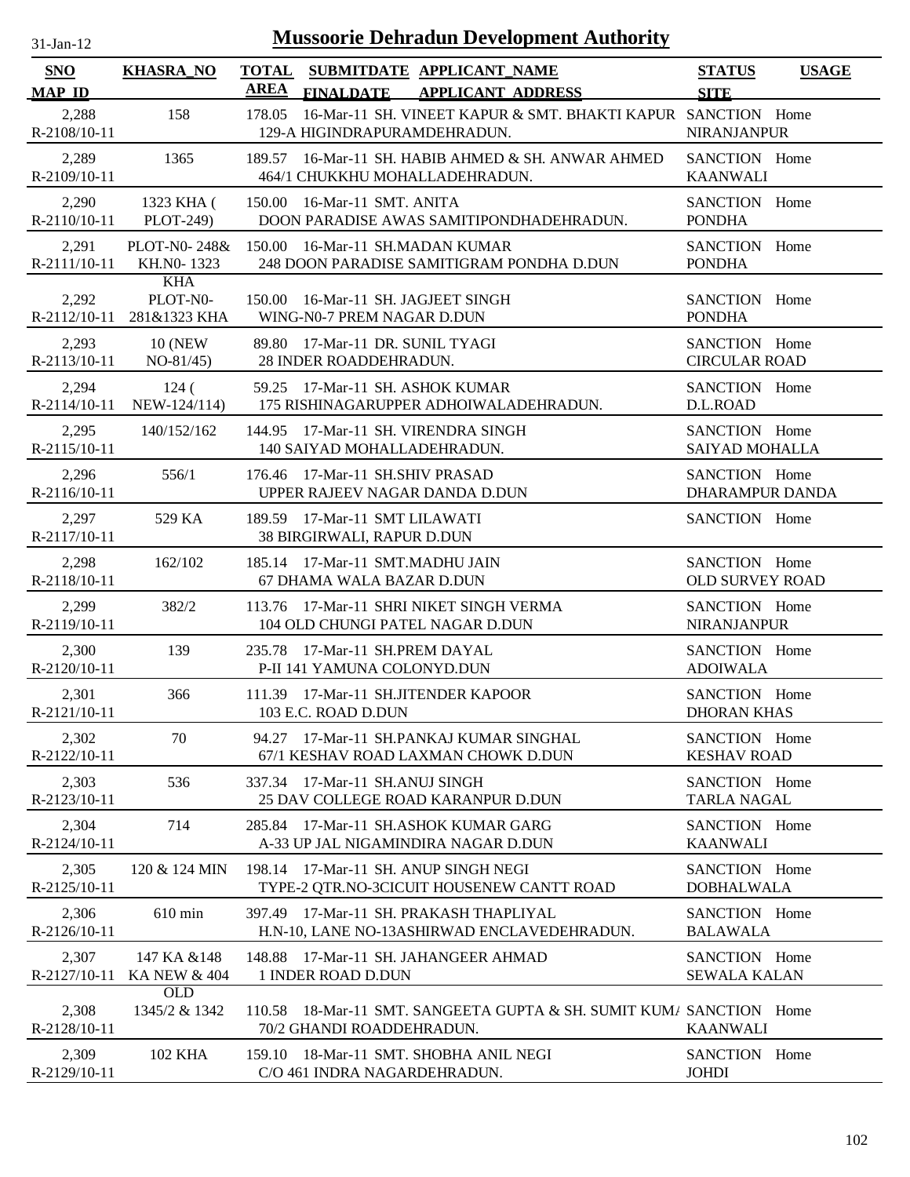# Mussoorie Dehradun Development Authority

31-Jan-12

| SNO | KHASRA_NO | TOTAL AREA | SUBMITDATE | APPLICANT_NAME | STATUS | USAGE |
|---|---|---|---|---|---|---|
| MAP_ID | | | FINALDATE | APPLICANT_ADDRESS | SITE | |
| 2,288<br>R-2108/10-11 | 158 | 178.05 | 16-Mar-11 | SH. VINEET KAPUR & SMT. BHAKTI KAPUR<br>129-A HIGINDRAPURAMDEHRADUN. | SANCTION<br>NIRANJANPUR | Home |
| 2,289<br>R-2109/10-11 | 1365 | 189.57 | 16-Mar-11 | SH. HABIB AHMED & SH. ANWAR AHMED<br>464/1 CHUKKHU MOHALLADEHRADUN. | SANCTION<br>KAANWALI | Home |
| 2,290<br>R-2110/10-11 | 1323 KHA ( PLOT-249) | 150.00 | 16-Mar-11 | SMT. ANITA<br>DOON PARADISE AWAS SAMITIPONDHADEHRADUN. | SANCTION<br>PONDHA | Home |
| 2,291<br>R-2111/10-11 | PLOT-N0- 248& KH.N0- 1323 KHA | 150.00 | 16-Mar-11 | SH.MADAN KUMAR<br>248 DOON PARADISE SAMITIGRAM PONDHA D.DUN | SANCTION<br>PONDHA | Home |
| 2,292<br>R-2112/10-11 | PLOT-N0- 281&1323 KHA | 150.00 | 16-Mar-11 | SH. JAGJEET SINGH<br>WING-N0-7 PREM NAGAR D.DUN | SANCTION<br>PONDHA | Home |
| 2,293<br>R-2113/10-11 | 10 (NEW NO-81/45) | 89.80 | 17-Mar-11 | DR. SUNIL TYAGI<br>28 INDER ROADDEHRADUN. | SANCTION<br>CIRCULAR ROAD | Home |
| 2,294<br>R-2114/10-11 | 124 ( NEW-124/114) | 59.25 | 17-Mar-11 | SH. ASHOK KUMAR<br>175 RISHINAGARUPPER ADHOIWALADEHRADUN. | SANCTION<br>D.L.ROAD | Home |
| 2,295<br>R-2115/10-11 | 140/152/162 | 144.95 | 17-Mar-11 | SH. VIRENDRA SINGH<br>140 SAIYAD MOHALLADEHRADUN. | SANCTION<br>SAIYAD MOHALLA | Home |
| 2,296<br>R-2116/10-11 | 556/1 | 176.46 | 17-Mar-11 | SH.SHIV PRASAD<br>UPPER RAJEEV NAGAR DANDA D.DUN | SANCTION<br>DHARAMPUR DANDA | Home |
| 2,297<br>R-2117/10-11 | 529 KA | 189.59 | 17-Mar-11 | SMT LILAWATI<br>38 BIRGIRWALI, RAPUR D.DUN | SANCTION | Home |
| 2,298<br>R-2118/10-11 | 162/102 | 185.14 | 17-Mar-11 | SMT.MADHU JAIN<br>67 DHAMA WALA BAZAR D.DUN | SANCTION<br>OLD SURVEY ROAD | Home |
| 2,299<br>R-2119/10-11 | 382/2 | 113.76 | 17-Mar-11 | SHRI NIKET SINGH VERMA<br>104 OLD CHUNGI PATEL NAGAR D.DUN | SANCTION<br>NIRANJANPUR | Home |
| 2,300<br>R-2120/10-11 | 139 | 235.78 | 17-Mar-11 | SH.PREM DAYAL<br>P-II 141 YAMUNA COLONYD.DUN | SANCTION<br>ADOIWALA | Home |
| 2,301<br>R-2121/10-11 | 366 | 111.39 | 17-Mar-11 | SH.JITENDER KAPOOR<br>103 E.C. ROAD D.DUN | SANCTION<br>DHORAN KHAS | Home |
| 2,302<br>R-2122/10-11 | 70 | 94.27 | 17-Mar-11 | SH.PANKAJ KUMAR SINGHAL<br>67/1 KESHAV ROAD LAXMAN CHOWK D.DUN | SANCTION<br>KESHAV ROAD | Home |
| 2,303<br>R-2123/10-11 | 536 | 337.34 | 17-Mar-11 | SH.ANUJ SINGH<br>25 DAV COLLEGE ROAD KARANPUR D.DUN | SANCTION<br>TARLA NAGAL | Home |
| 2,304<br>R-2124/10-11 | 714 | 285.84 | 17-Mar-11 | SH.ASHOK KUMAR GARG<br>A-33 UP JAL NIGAMINDIRA NAGAR D.DUN | SANCTION<br>KAANWALI | Home |
| 2,305<br>R-2125/10-11 | 120 & 124 MIN | 198.14 | 17-Mar-11 | SH. ANUP SINGH NEGI<br>TYPE-2 QTR.NO-3CICUIT HOUSENEW CANTT ROAD | SANCTION<br>DOBHALWALA | Home |
| 2,306<br>R-2126/10-11 | 610 min | 397.49 | 17-Mar-11 | SH. PRAKASH THAPLIYAL<br>H.N-10, LANE NO-13ASHIRWAD ENCLAVEDEHRADUN. | SANCTION<br>BALAWALA | Home |
| 2,307<br>R-2127/10-11 | 147 KA &148 KA NEW & 404 OLD | 148.88 | 17-Mar-11 | SH. JAHANGEER AHMAD<br>1 INDER ROAD D.DUN | SANCTION<br>SEWALA KALAN | Home |
| 2,308<br>R-2128/10-11 | 1345/2 & 1342 | 110.58 | 18-Mar-11 | SMT. SANGEETA GUPTA & SH. SUMIT KUM/<br>70/2 GHANDI ROADDEHRADUN. | SANCTION<br>KAANWALI | Home |
| 2,309<br>R-2129/10-11 | 102 KHA | 159.10 | 18-Mar-11 | SMT. SHOBHA ANIL NEGI<br>C/O 461 INDRA NAGARDEHRADUN. | SANCTION<br>JOHDI | Home |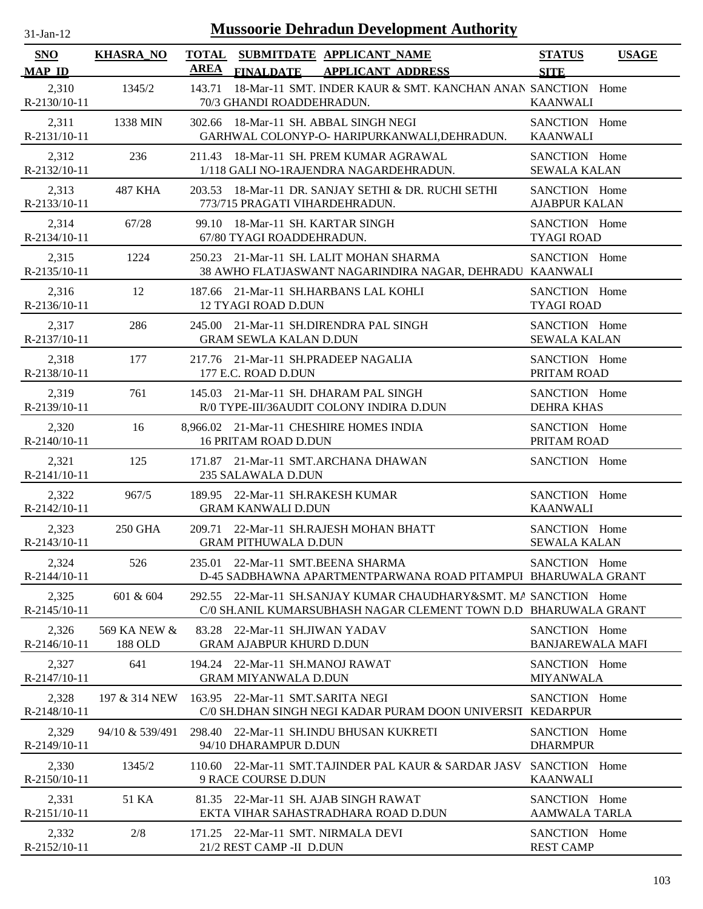# Mussoorie Dehradun Development Authority

31-Jan-12

| SNO / MAP_ID | KHASRA_NO | TOTAL AREA | SUBMITDATE / FINALDATE | APPLICANT_NAME / APPLICANT_ADDRESS | STATUS / SITE | USAGE |
|---|---|---|---|---|---|---|
| 2,310 / R-2130/10-11 | 1345/2 | 143.71 | 18-Mar-11 | SMT. INDER KAUR & SMT. KANCHAN ANAN / 70/3 GHANDI ROADDEHRADUN. | SANCTION / KAANWALI | Home |
| 2,311 / R-2131/10-11 | 1338 MIN | 302.66 | 18-Mar-11 | SH. ABBAL SINGH NEGI / GARHWAL COLONYP-O- HARIPURKANWALI,DEHRADUN. | SANCTION / KAANWALI | Home |
| 2,312 / R-2132/10-11 | 236 | 211.43 | 18-Mar-11 | SH. PREM KUMAR AGRAWAL / 1/118 GALI NO-1RAJENDRA NAGARDEHRADUN. | SANCTION / SEWALA KALAN | Home |
| 2,313 / R-2133/10-11 | 487 KHA | 203.53 | 18-Mar-11 | DR. SANJAY SETHI & DR. RUCHI SETHI / 773/715 PRAGATI VIHARDEHRADUN. | SANCTION / AJABPUR KALAN | Home |
| 2,314 / R-2134/10-11 | 67/28 | 99.10 | 18-Mar-11 | SH. KARTAR SINGH / 67/80 TYAGI ROADDEHRADUN. | SANCTION / TYAGI ROAD | Home |
| 2,315 / R-2135/10-11 | 1224 | 250.23 | 21-Mar-11 | SH. LALIT MOHAN SHARMA / 38 AWHO FLATJASWANT NAGARINDIRA NAGAR, DEHRADU | SANCTION / KAANWALI | Home |
| 2,316 / R-2136/10-11 | 12 | 187.66 | 21-Mar-11 | SH.HARBANS LAL KOHLI / 12 TYAGI ROAD D.DUN | SANCTION / TYAGI ROAD | Home |
| 2,317 / R-2137/10-11 | 286 | 245.00 | 21-Mar-11 | SH.DIRENDRA PAL SINGH / GRAM SEWLA KALAN D.DUN | SANCTION / SEWALA KALAN | Home |
| 2,318 / R-2138/10-11 | 177 | 217.76 | 21-Mar-11 | SH.PRADEEP NAGALIA / 177 E.C. ROAD D.DUN | SANCTION / PRITAM ROAD | Home |
| 2,319 / R-2139/10-11 | 761 | 145.03 | 21-Mar-11 | SH. DHARAM PAL SINGH / R/0 TYPE-III/36AUDIT COLONY INDIRA D.DUN | SANCTION / DEHRA KHAS | Home |
| 2,320 / R-2140/10-11 | 16 | 8,966.02 | 21-Mar-11 | CHESHIRE HOMES INDIA / 16 PRITAM ROAD D.DUN | SANCTION / PRITAM ROAD | Home |
| 2,321 / R-2141/10-11 | 125 | 171.87 | 21-Mar-11 | SMT.ARCHANA DHAWAN / 235 SALAWALA D.DUN | SANCTION | Home |
| 2,322 / R-2142/10-11 | 967/5 | 189.95 | 22-Mar-11 | SH.RAKESH KUMAR / GRAM KANWALI D.DUN | SANCTION / KAANWALI | Home |
| 2,323 / R-2143/10-11 | 250 GHA | 209.71 | 22-Mar-11 | SH.RAJESH MOHAN BHATT / GRAM PITHUWALA D.DUN | SANCTION / SEWALA KALAN | Home |
| 2,324 / R-2144/10-11 | 526 | 235.01 | 22-Mar-11 | SMT.BEENA SHARMA / D-45 SADBHAWNA APARTMENTPARWANA ROAD PITAMPUI | SANCTION / BHARUWALA GRANT | Home |
| 2,325 / R-2145/10-11 | 601 & 604 | 292.55 | 22-Mar-11 | SH.SANJAY KUMAR CHAUDHARY&SMT. MA / C/0 SH.ANIL KUMARSUBHASH NAGAR CLEMENT TOWN D.D | SANCTION / BHARUWALA GRANT | Home |
| 2,326 / R-2146/10-11 | 569 KA NEW & 188 OLD | 83.28 | 22-Mar-11 | SH.JIWAN YADAV / GRAM AJABPUR KHURD D.DUN | SANCTION / BANJAREWALA MAFI | Home |
| 2,327 / R-2147/10-11 | 641 | 194.24 | 22-Mar-11 | SH.MANOJ RAWAT / GRAM MIYANWALA D.DUN | SANCTION / MIYANWALA | Home |
| 2,328 / R-2148/10-11 | 197 & 314 NEW | 163.95 | 22-Mar-11 | SMT.SARITA NEGI / C/0 SH.DHAN SINGH NEGI KADAR PURAM DOON UNIVERSIT | SANCTION / KEDARPUR | Home |
| 2,329 / R-2149/10-11 | 94/10 & 539/491 | 298.40 | 22-Mar-11 | SH.INDU BHUSAN KUKRETI / 94/10 DHARAMPUR D.DUN | SANCTION / DHARMPUR | Home |
| 2,330 / R-2150/10-11 | 1345/2 | 110.60 | 22-Mar-11 | SMT.TAJINDER PAL KAUR & SARDAR JASV / 9 RACE COURSE D.DUN | SANCTION / KAANWALI | Home |
| 2,331 / R-2151/10-11 | 51 KA | 81.35 | 22-Mar-11 | SH. AJAB SINGH RAWAT / EKTA VIHAR SAHASTRADHARA ROAD D.DUN | SANCTION / AAMWALA TARLA | Home |
| 2,332 / R-2152/10-11 | 2/8 | 171.25 | 22-Mar-11 | SMT. NIRMALA DEVI / 21/2 REST CAMP -II D.DUN | SANCTION / REST CAMP | Home |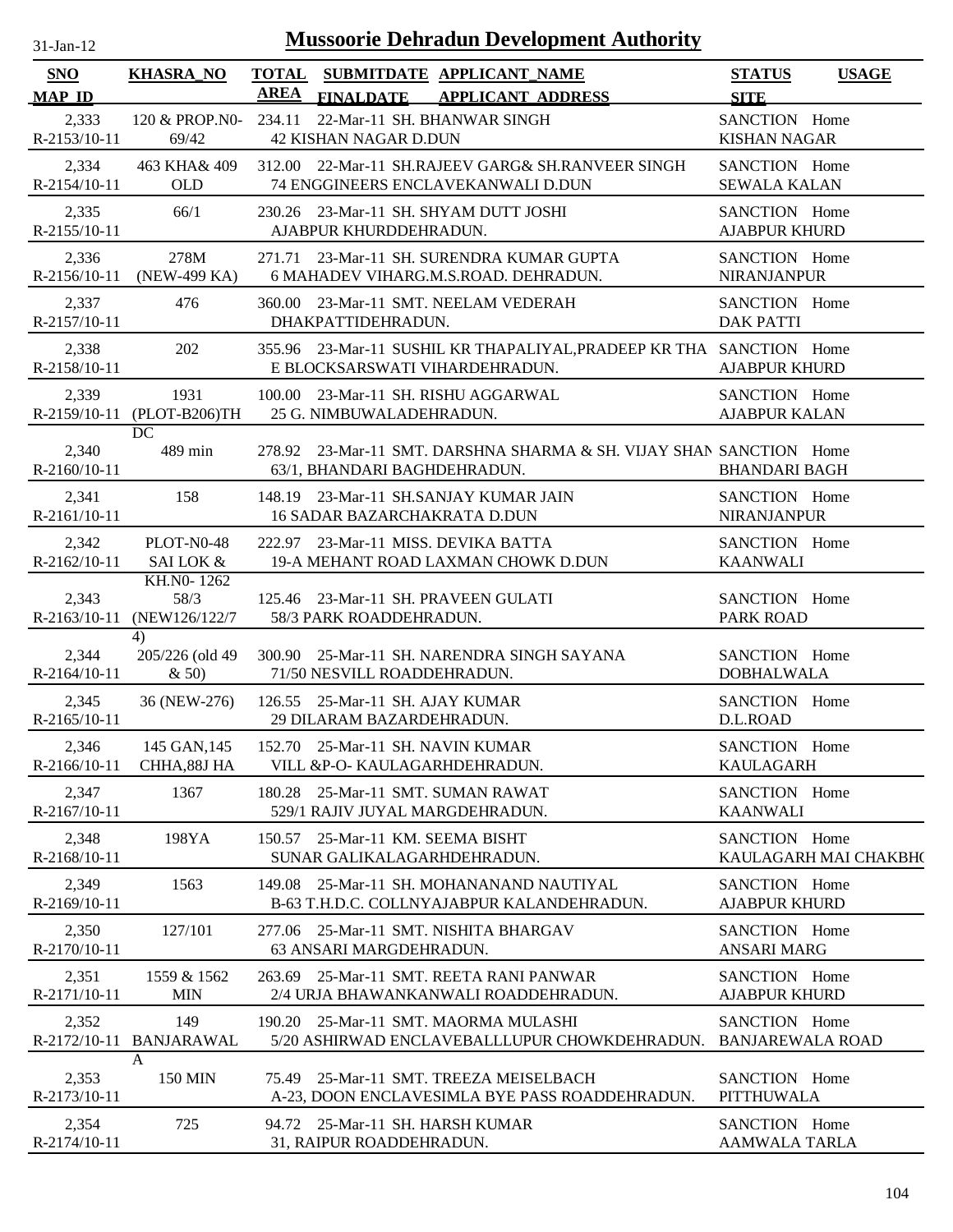# Mussoorie Dehradun Development Authority

| SNO / MAP_ID | KHASRA_NO | TOTAL AREA | SUBMITDATE / FINALDATE | APPLICANT_NAME / APPLICANT_ADDRESS | STATUS / SITE | USAGE |
|---|---|---|---|---|---|---|
| 2,333 / R-2153/10-11 | 120 & PROP.N0-69/42 | 234.11 | 22-Mar-11 | SH. BHANWAR SINGH / 42 KISHAN NAGAR D.DUN | SANCTION / KISHAN NAGAR | Home |
| 2,334 / R-2154/10-11 | 463 KHA& 409 OLD | 312.00 | 22-Mar-11 | SH.RAJEEV GARG& SH.RANVEER SINGH / 74 ENGGINEERS ENCLAVEKANWALI D.DUN | SANCTION / SEWALA KALAN | Home |
| 2,335 / R-2155/10-11 | 66/1 | 230.26 | 23-Mar-11 | SH. SHYAM DUTT JOSHI / AJABPUR KHURDDEHRADUN. | SANCTION / AJABPUR KHURD | Home |
| 2,336 / R-2156/10-11 | 278M (NEW-499 KA) | 271.71 | 23-Mar-11 | SH. SURENDRA KUMAR GUPTA / 6 MAHADEV VIHARG.M.S.ROAD. DEHRADUN. | SANCTION / NIRANJANPUR | Home |
| 2,337 / R-2157/10-11 | 476 | 360.00 | 23-Mar-11 | SMT. NEELAM VEDERAH / DHAKPATTIDEHRADUN. | SANCTION / DAK PATTI | Home |
| 2,338 / R-2158/10-11 | 202 | 355.96 | 23-Mar-11 | SUSHIL KR THAPALIYAL,PRADEEP KR THA / E BLOCKSARSWATI VIHARDEHRADUN. | SANCTION / AJABPUR KHURD | Home |
| 2,339 / R-2159/10-11 | 1931 (PLOT-B206)TH DC | 100.00 | 23-Mar-11 | SH. RISHU AGGARWAL / 25 G. NIMBUWALADEHRADUN. | SANCTION / AJABPUR KALAN | Home |
| 2,340 / R-2160/10-11 | 489 min | 278.92 | 23-Mar-11 | SMT. DARSHNA SHARMA & SH. VIJAY SHAN / 63/1, BHANDARI BAGHDEHRADUN. | SANCTION / BHANDARI BAGH | Home |
| 2,341 / R-2161/10-11 | 158 | 148.19 | 23-Mar-11 | SH.SANJAY KUMAR JAIN / 16 SADAR BAZARCHAKRATA D.DUN | SANCTION / NIRANJANPUR | Home |
| 2,342 / R-2162/10-11 | PLOT-N0-48 SAI LOK & KH.N0- 1262 | 222.97 | 23-Mar-11 | MISS. DEVIKA BATTA / 19-A MEHANT ROAD LAXMAN CHOWK D.DUN | SANCTION / KAANWALI | Home |
| 2,343 / R-2163/10-11 | 58/3 (NEW126/122/7 4) | 125.46 | 23-Mar-11 | SH. PRAVEEN GULATI / 58/3 PARK ROADDEHRADUN. | SANCTION / PARK ROAD | Home |
| 2,344 / R-2164/10-11 | 205/226 (old 49 & 50) | 300.90 | 25-Mar-11 | SH. NARENDRA SINGH SAYANA / 71/50 NESVILL ROADDEHRADUN. | SANCTION / DOBHALWALA | Home |
| 2,345 / R-2165/10-11 | 36 (NEW-276) | 126.55 | 25-Mar-11 | SH. AJAY KUMAR / 29 DILARAM BAZARDEHRADUN. | SANCTION / D.L.ROAD | Home |
| 2,346 / R-2166/10-11 | 145 GAN,145 CHHA,88J HA | 152.70 | 25-Mar-11 | SH. NAVIN KUMAR / VILL &P-O- KAULAGARHDEHRADUN. | SANCTION / KAULAGARH | Home |
| 2,347 / R-2167/10-11 | 1367 | 180.28 | 25-Mar-11 | SMT. SUMAN RAWAT / 529/1 RAJIV JUYAL MARGDEHRADUN. | SANCTION / KAANWALI | Home |
| 2,348 / R-2168/10-11 | 198YA | 150.57 | 25-Mar-11 | KM. SEEMA BISHT / SUNAR GALIKALAGARHDEHRADUN. | SANCTION / KAULAGARH MAI CHAKBH( | Home |
| 2,349 / R-2169/10-11 | 1563 | 149.08 | 25-Mar-11 | SH. MOHANANAND NAUTIYAL / B-63 T.H.D.C. COLLNYAJABPUR KALANDEHRADUN. | SANCTION / AJABPUR KHURD | Home |
| 2,350 / R-2170/10-11 | 127/101 | 277.06 | 25-Mar-11 | SMT. NISHITA BHARGAV / 63 ANSARI MARGDEHRADUN. | SANCTION / ANSARI MARG | Home |
| 2,351 / R-2171/10-11 | 1559 & 1562 MIN | 263.69 | 25-Mar-11 | SMT. REETA RANI PANWAR / 2/4 URJA BHAWANKANWALI ROADDEHRADUN. | SANCTION / AJABPUR KHURD | Home |
| 2,352 / R-2172/10-11 | 149 BANJARAWAL A | 190.20 | 25-Mar-11 | SMT. MAORMA MULASHI / 5/20 ASHIRWAD ENCLAVEBALLLUPUR CHOWKDEHRADUN. | SANCTION / BANJAREWALA ROAD | Home |
| 2,353 / R-2173/10-11 | 150 MIN | 75.49 | 25-Mar-11 | SMT. TREEZA MEISELBACH / A-23, DOON ENCLAVESIMLA BYE PASS ROADDEHRADUN. | SANCTION / PITTHUWALA | Home |
| 2,354 / R-2174/10-11 | 725 | 94.72 | 25-Mar-11 | SH. HARSH KUMAR / 31, RAIPUR ROADDEHRADUN. | SANCTION / AAMWALA TARLA | Home |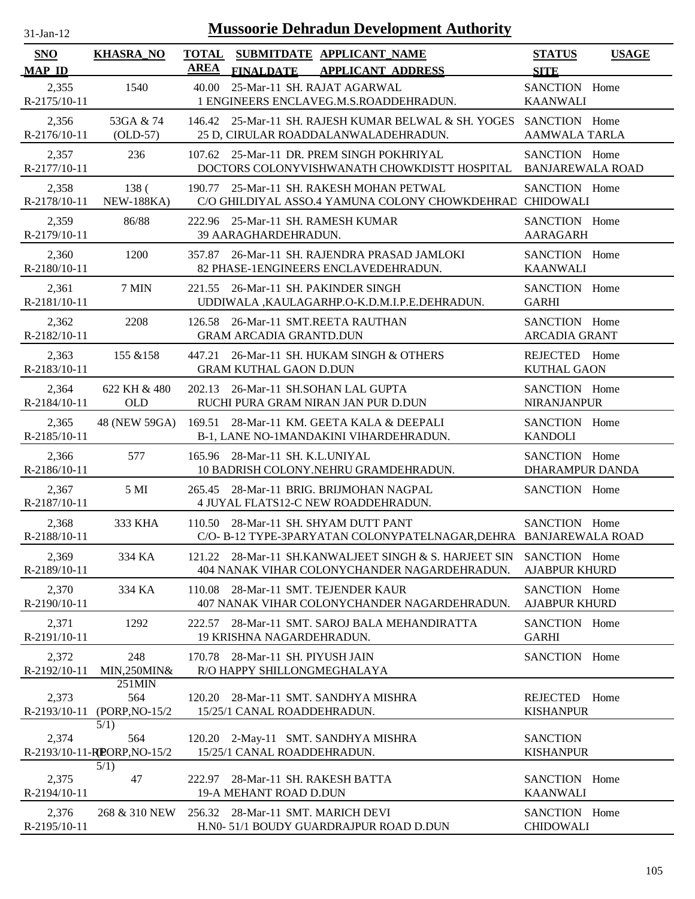31-Jan-12

# Mussoorie Dehradun Development Authority

| SNO<br>MAP_ID | KHASRA_NO | TOTAL AREA | SUBMITDATE<br>FINALDATE | APPLICANT_NAME<br>APPLICANT_ADDRESS | STATUS<br>SITE | USAGE |
|---|---|---|---|---|---|---|
| 2,355<br>R-2175/10-11 | 1540 | 40.00 | 25-Mar-11 | SH. RAJAT AGARWAL<br>1 ENGINEERS ENCLAVEG.M.S.ROADDEHRADUN. | SANCTION<br>KAANWALI | Home |
| 2,356<br>R-2176/10-11 | 53GA & 74 (OLD-57) | 146.42 | 25-Mar-11 | SH. RAJESH KUMAR BELWAL & SH. YOGES<br>25 D, CIRULAR ROADDALANWALADEHRADUN. | SANCTION<br>AAMWALA TARLA | Home |
| 2,357<br>R-2177/10-11 | 236 | 107.62 | 25-Mar-11 | DR. PREM SINGH POKHRIYAL<br>DOCTORS COLONYVISHWANATH CHOWKDISTT HOSPITAL | SANCTION<br>BANJAREWALA ROAD | Home |
| 2,358<br>R-2178/10-11 | 138 ( NEW-188KA) | 190.77 | 25-Mar-11 | SH. RAKESH MOHAN PETWAL<br>C/O GHILDIYAL ASSO.4 YAMUNA COLONY CHOWKDEHRAD | SANCTION<br>CHIDOWALI | Home |
| 2,359<br>R-2179/10-11 | 86/88 | 222.96 | 25-Mar-11 | SH. RAMESH KUMAR<br>39 AARAGHARDEHRADUN. | SANCTION<br>AARAGARH | Home |
| 2,360<br>R-2180/10-11 | 1200 | 357.87 | 26-Mar-11 | SH. RAJENDRA PRASAD JAMLOKI<br>82 PHASE-1ENGINEERS ENCLAVEDEHRADUN. | SANCTION<br>KAANWALI | Home |
| 2,361<br>R-2181/10-11 | 7 MIN | 221.55 | 26-Mar-11 | SH. PAKINDER SINGH<br>UDDIWALA ,KAULAGARHP.O-K.D.M.I.P.E.DEHRADUN. | SANCTION<br>GARHI | Home |
| 2,362<br>R-2182/10-11 | 2208 | 126.58 | 26-Mar-11 | SMT.REETA RAUTHAN<br>GRAM ARCADIA GRANTD.DUN | SANCTION<br>ARCADIA GRANT | Home |
| 2,363<br>R-2183/10-11 | 155 &158 | 447.21 | 26-Mar-11 | SH. HUKAM SINGH & OTHERS<br>GRAM KUTHAL GAON D.DUN | REJECTED<br>KUTHAL GAON | Home |
| 2,364<br>R-2184/10-11 | 622 KH & 480 OLD | 202.13 | 26-Mar-11 | SH.SOHAN LAL GUPTA<br>RUCHI PURA GRAM NIRAN JAN PUR D.DUN | SANCTION<br>NIRANJANPUR | Home |
| 2,365<br>R-2185/10-11 | 48 (NEW 59GA) | 169.51 | 28-Mar-11 | KM. GEETA KALA & DEEPALI<br>B-1, LANE NO-1MANDAKINI VIHARDEHRADUN. | SANCTION<br>KANDOLI | Home |
| 2,366<br>R-2186/10-11 | 577 | 165.96 | 28-Mar-11 | SH. K.L.UNIYAL<br>10 BADRISH COLONY.NEHRU GRAMDEHRADUN. | SANCTION<br>DHARAMPUR DANDA | Home |
| 2,367<br>R-2187/10-11 | 5 MI | 265.45 | 28-Mar-11 | BRIG. BRIJMOHAN NAGPAL<br>4 JUYAL FLATS12-C NEW ROADDEHRADUN. | SANCTION | Home |
| 2,368<br>R-2188/10-11 | 333 KHA | 110.50 | 28-Mar-11 | SH. SHYAM DUTT PANT<br>C/O- B-12 TYPE-3PARYATAN COLONYPATELNAGAR,DEHRA | SANCTION<br>BANJAREWALA ROAD | Home |
| 2,369<br>R-2189/10-11 | 334 KA | 121.22 | 28-Mar-11 | SH.KANWALJEET SINGH & S. HARJEET SIN<br>404 NANAK VIHAR COLONYCHANDER NAGARDEHRADUN. | SANCTION<br>AJABPUR KHURD | Home |
| 2,370<br>R-2190/10-11 | 334 KA | 110.08 | 28-Mar-11 | SMT. TEJENDER KAUR<br>407 NANAK VIHAR COLONYCHANDER NAGARDEHRADUN. | SANCTION<br>AJABPUR KHURD | Home |
| 2,371<br>R-2191/10-11 | 1292 | 222.57 | 28-Mar-11 | SMT. SAROJ BALA MEHANDIRATTA<br>19 KRISHNA NAGARDEHRADUN. | SANCTION<br>GARHI | Home |
| 2,372<br>R-2192/10-11 | 248 MIN,250MIN& 251MIN | 170.78 | 28-Mar-11 | SH. PIYUSH JAIN<br>R/O HAPPY SHILLONGMEGHALAYA | SANCTION | Home |
| 2,373<br>R-2193/10-11 | 564 (PORP,NO-15/2 5/1) | 120.20 | 28-Mar-11 | SMT. SANDHYA MISHRA<br>15/25/1 CANAL ROADDEHRADUN. | REJECTED<br>KISHANPUR | Home |
| 2,374<br>R-2193/10-11-R | 564 (PORP,NO-15/2 5/1) | 120.20 | 2-May-11 | SMT. SANDHYA MISHRA<br>15/25/1 CANAL ROADDEHRADUN. | SANCTION<br>KISHANPUR | |
| 2,375<br>R-2194/10-11 | 47 | 222.97 | 28-Mar-11 | SH. RAKESH BATTA<br>19-A MEHANT ROAD D.DUN | SANCTION<br>KAANWALI | Home |
| 2,376<br>R-2195/10-11 | 268 & 310 NEW | 256.32 | 28-Mar-11 | SMT. MARICH DEVI<br>H.N0- 51/1 BOUDY GUARDRAJPUR ROAD D.DUN | SANCTION<br>CHIDOWALI | Home |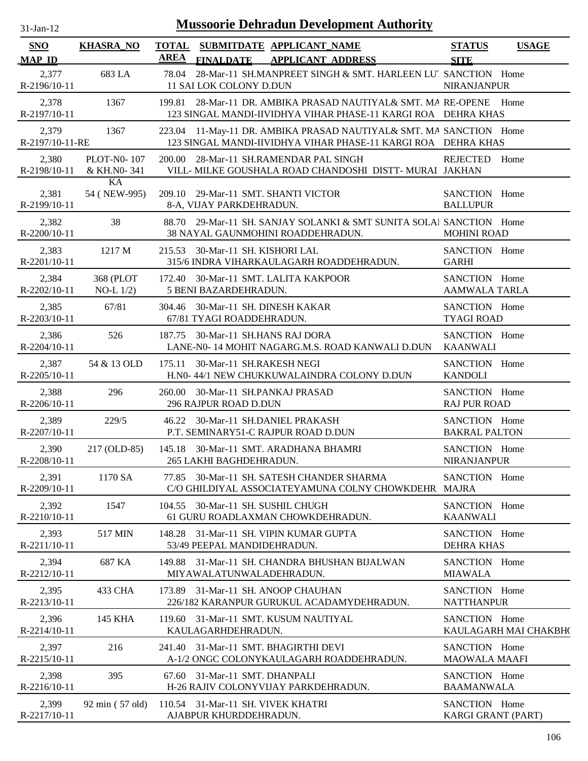# Mussoorie Dehradun Development Authority

31-Jan-12

| SNO / MAP_ID | KHASRA_NO | TOTAL AREA | SUBMITDATE / FINALDATE | APPLICANT_NAME / APPLICANT_ADDRESS | STATUS / SITE | USAGE |
|---|---|---|---|---|---|---|
| 2,377 / R-2196/10-11 | 683 LA | 78.04 | 28-Mar-11 | SH.MANPREET SINGH & SMT. HARLEEN LU / 11 SAI LOK COLONY D.DUN | SANCTION / NIRANJANPUR | Home |
| 2,378 / R-2197/10-11 | 1367 | 199.81 | 28-Mar-11 | DR. AMBIKA PRASAD NAUTIYAL& SMT. MA / 123 SINGAL MANDI-IIVIDHYA VIHAR PHASE-11 KARGI ROA | RE-OPENE / DEHRA KHAS | Home |
| 2,379 / R-2197/10-11-RE | 1367 | 223.04 | 11-May-11 | DR. AMBIKA PRASAD NAUTIYAL& SMT. MA / 123 SINGAL MANDI-IIVIDHYA VIHAR PHASE-11 KARGI ROA | SANCTION / DEHRA KHAS | Home |
| 2,380 / R-2198/10-11 | PLOT-N0- 107 & KH.N0- 341 KA | 200.00 | 28-Mar-11 | SH.RAMENDAR PAL SINGH / VILL- MILKE GOUSHALA ROAD CHANDOSHI DISTT- MURAI | REJECTED / JAKHAN | Home |
| 2,381 / R-2199/10-11 | 54 ( NEW-995) | 209.10 | 29-Mar-11 | SMT. SHANTI VICTOR / 8-A, VIJAY PARKDEHRADUN. | SANCTION / BALLUPUR | Home |
| 2,382 / R-2200/10-11 | 38 | 88.70 | 29-Mar-11 | SH. SANJAY SOLANKI & SMT SUNITA SOLA / 38 NAYAL GAUNMOHINI ROADDEHRADUN. | SANCTION / MOHINI ROAD | Home |
| 2,383 / R-2201/10-11 | 1217 M | 215.53 | 30-Mar-11 | SH. KISHORI LAL / 315/6 INDRA VIHARKAULAGARH ROADDEHRADUN. | SANCTION / GARHI | Home |
| 2,384 / R-2202/10-11 | 368 (PLOT NO-L 1/2) | 172.40 | 30-Mar-11 | SMT. LALITA KAKPOOR / 5 BENI BAZARDEHRADUN. | SANCTION / AAMWALA TARLA | Home |
| 2,385 / R-2203/10-11 | 67/81 | 304.46 | 30-Mar-11 | SH. DINESH KAKAR / 67/81 TYAGI ROADDEHRADUN. | SANCTION / TYAGI ROAD | Home |
| 2,386 / R-2204/10-11 | 526 | 187.75 | 30-Mar-11 | SH.HANS RAJ DORA / LANE-N0- 14 MOHIT NAGARG.M.S. ROAD KANWALI D.DUN | SANCTION / KAANWALI | Home |
| 2,387 / R-2205/10-11 | 54 & 13 OLD | 175.11 | 30-Mar-11 | SH.RAKESH NEGI / H.N0- 44/1 NEW CHUKKUWALAINDRA COLONY D.DUN | SANCTION / KANDOLI | Home |
| 2,388 / R-2206/10-11 | 296 | 260.00 | 30-Mar-11 | SH.PANKAJ PRASAD / 296 RAJPUR ROAD D.DUN | SANCTION / RAJ PUR ROAD | Home |
| 2,389 / R-2207/10-11 | 229/5 | 46.22 | 30-Mar-11 | SH.DANIEL PRAKASH / P.T. SEMINARY51-C RAJPUR ROAD D.DUN | SANCTION / BAKRAL PALTON | Home |
| 2,390 / R-2208/10-11 | 217 (OLD-85) | 145.18 | 30-Mar-11 | SMT. ARADHANA BHAMRI / 265 LAKHI BAGHDEHRADUN. | SANCTION / NIRANJANPUR | Home |
| 2,391 / R-2209/10-11 | 1170 SA | 77.85 | 30-Mar-11 | SH. SATESH CHANDER SHARMA / C/O GHILDIYAL ASSOCIATEYAMUNA COLNY CHOWKDEHR | SANCTION / MAJRA | Home |
| 2,392 / R-2210/10-11 | 1547 | 104.55 | 30-Mar-11 | SH. SUSHIL CHUGH / 61 GURU ROADLAXMAN CHOWKDEHRADUN. | SANCTION / KAANWALI | Home |
| 2,393 / R-2211/10-11 | 517 MIN | 148.28 | 31-Mar-11 | SH. VIPIN KUMAR GUPTA / 53/49 PEEPAL MANDIDEHRADUN. | SANCTION / DEHRA KHAS | Home |
| 2,394 / R-2212/10-11 | 687 KA | 149.88 | 31-Mar-11 | SH. CHANDRA BHUSHAN BIJALWAN / MIYAWALATUNWALADEHRADUN. | SANCTION / MIAWALA | Home |
| 2,395 / R-2213/10-11 | 433 CHA | 173.89 | 31-Mar-11 | SH. ANOOP CHAUHAN / 226/182 KARANPUR GURUKUL ACADAMYDEHRADUN. | SANCTION / NATTHANPUR | Home |
| 2,396 / R-2214/10-11 | 145 KHA | 119.60 | 31-Mar-11 | SMT. KUSUM NAUTIYAL / KAULAGARHDEHRADUN. | SANCTION / KAULAGARH MAI CHAKBHO | Home |
| 2,397 / R-2215/10-11 | 216 | 241.40 | 31-Mar-11 | SMT. BHAGIRTHI DEVI / A-1/2 ONGC COLONYKAULAGARH ROADDEHRADUN. | SANCTION / MAOWALA MAAFI | Home |
| 2,398 / R-2216/10-11 | 395 | 67.60 | 31-Mar-11 | SMT. DHANPALI / H-26 RAJIV COLONYVIJAY PARKDEHRADUN. | SANCTION / BAAMANWALA | Home |
| 2,399 / R-2217/10-11 | 92 min ( 57 old) | 110.54 | 31-Mar-11 | SH. VIVEK KHATRI / AJABPUR KHURDDEHRADUN. | SANCTION / KARGI GRANT (PART) | Home |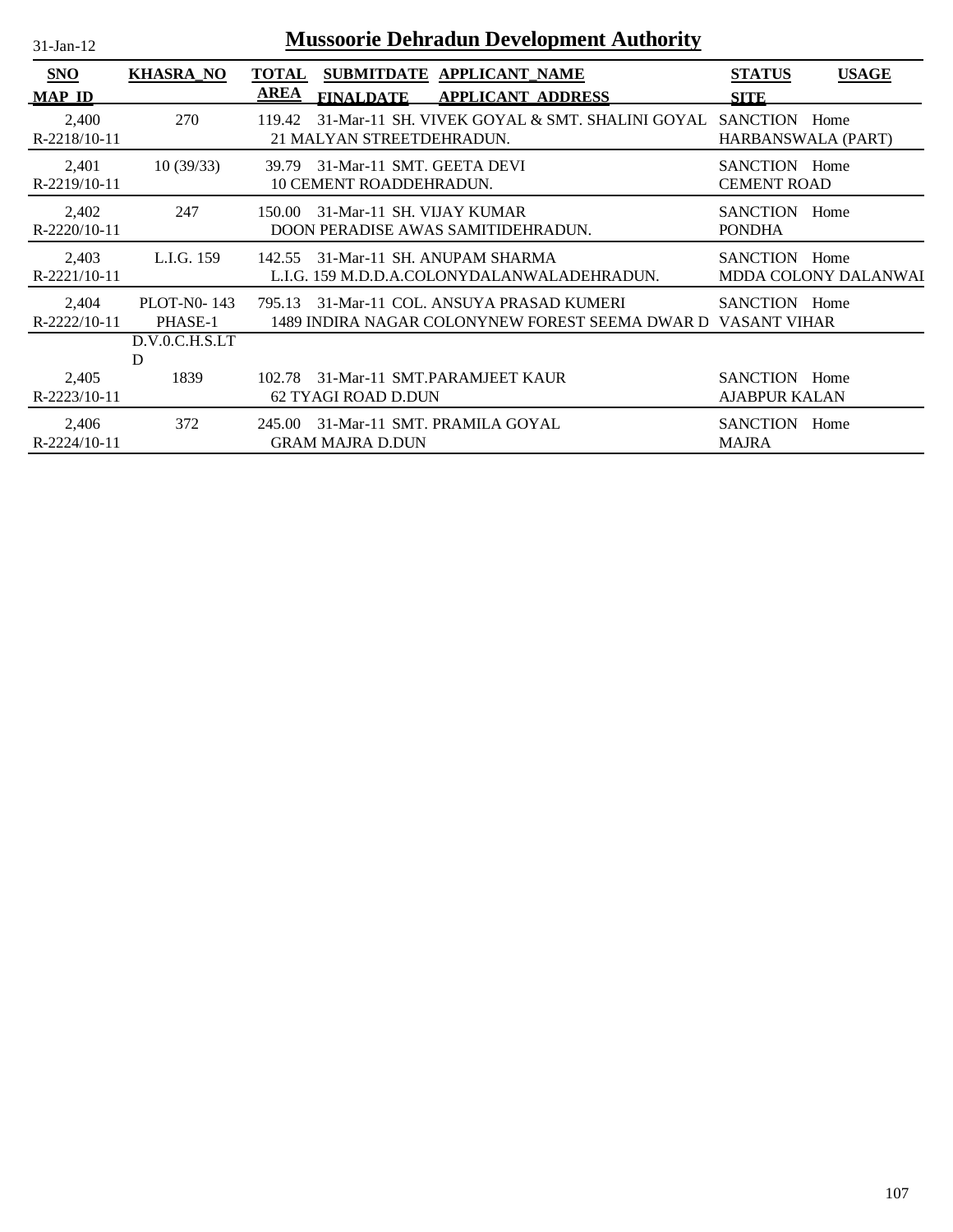# Mussoorie Dehradun Development Authority

31-Jan-12

| SNO / MAP_ID | KHASRA_NO | TOTAL AREA | SUBMITDATE / FINALDATE | APPLICANT_NAME / APPLICANT_ADDRESS | STATUS / SITE | USAGE |
|---|---|---|---|---|---|---|
| 2,400 / R-2218/10-11 | 270 | 119.42 | 31-Mar-11 | SH. VIVEK GOYAL & SMT. SHALINI GOYAL / 21 MALYAN STREETDEHRADUN. | SANCTION / HARBANSWALA (PART) | Home |
| 2,401 / R-2219/10-11 | 10 (39/33) | 39.79 | 31-Mar-11 | SMT. GEETA DEVI / 10 CEMENT ROADDEHRADUN. | SANCTION / CEMENT ROAD | Home |
| 2,402 / R-2220/10-11 | 247 | 150.00 | 31-Mar-11 | SH. VIJAY KUMAR / DOON PERADISE AWAS SAMITIDEHRADUN. | SANCTION / PONDHA | Home |
| 2,403 / R-2221/10-11 | L.I.G. 159 | 142.55 | 31-Mar-11 | SH. ANUPAM SHARMA / L.I.G. 159 M.D.D.A.COLONYDALANWALADEHRADUN. | SANCTION / MDDA COLONY DALANWAI | Home |
| 2,404 / R-2222/10-11 | PLOT-N0- 143 PHASE-1 D.V.0.C.H.S.LTD | 795.13 | 31-Mar-11 | COL. ANSUYA PRASAD KUMERI / 1489 INDIRA NAGAR COLONYNEW FOREST SEEMA DWAR D | SANCTION / VASANT VIHAR | Home |
| 2,405 / R-2223/10-11 | 1839 | 102.78 | 31-Mar-11 | SMT.PARAMJEET KAUR / 62 TYAGI ROAD D.DUN | SANCTION / AJABPUR KALAN | Home |
| 2,406 / R-2224/10-11 | 372 | 245.00 | 31-Mar-11 | SMT. PRAMILA GOYAL / GRAM MAJRA D.DUN | SANCTION / MAJRA | Home |